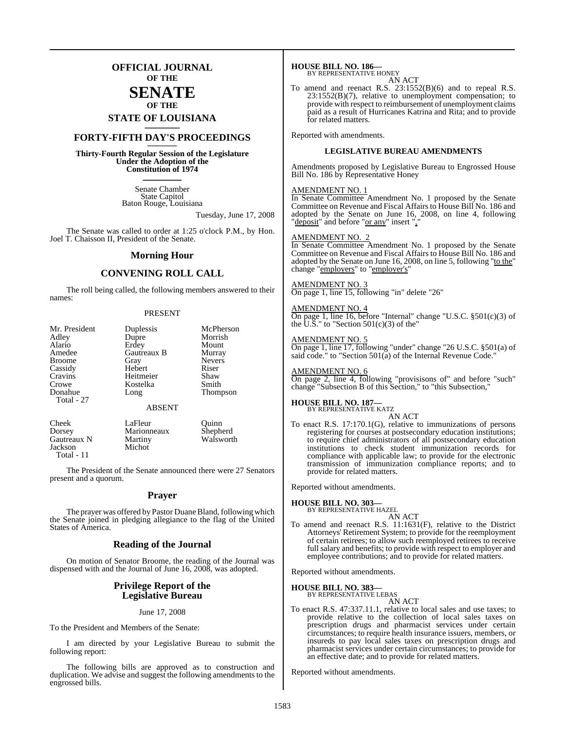# OFFICIAL JOURNAL OF THE SENATE OF THE STATE OF LOUISIANA

## FORTY-FIFTH DAY'S PROCEEDINGS

**Thirty-Fourth Regular Session of the Legislature Under the Adoption of the Constitution of 1974**

Senate Chamber
State Capitol
Baton Rouge, Louisiana

Tuesday, June 17, 2008

The Senate was called to order at 1:25 o'clock P.M., by Hon. Joel T. Chaisson II, President of the Senate.

## Morning Hour

## CONVENING ROLL CALL

The roll being called, the following members answered to their names:

PRESENT

| | | |
|---|---|---|
| Mr. President | Duplessis | McPherson |
| Adley | Dupre | Morrish |
| Alario | Erdey | Mount |
| Amedee | Gautreaux B | Murray |
| Broome | Gray | Nevers |
| Cassidy | Hebert | Riser |
| Cravins | Heitmeier | Shaw |
| Crowe | Kostelka | Smith |
| Donahue | Long | Thompson |

Total - 27

ABSENT

| | | |
|---|---|---|
| Cheek | LaFleur | Quinn |
| Dorsey | Marionneaux | Shepherd |
| Gautreaux N | Martiny | Walsworth |
| Jackson | Michot | |

Total - 11

The President of the Senate announced there were 27 Senators present and a quorum.

## Prayer

The prayer was offered by Pastor Duane Bland, following which the Senate joined in pledging allegiance to the flag of the United States of America.

## Reading of the Journal

On motion of Senator Broome, the reading of the Journal was dispensed with and the Journal of June 16, 2008, was adopted.

## Privilege Report of the Legislative Bureau

June 17, 2008

To the President and Members of the Senate:

I am directed by your Legislative Bureau to submit the following report:

The following bills are approved as to construction and duplication. We advise and suggest the following amendments to the engrossed bills.

**HOUSE BILL NO. 186—**
BY REPRESENTATIVE HONEY
AN ACT

To amend and reenact R.S. 23:1552(B)(6) and to repeal R.S. 23:1552(B)(7), relative to unemployment compensation; to provide with respect to reimbursement of unemployment claims paid as a result of Hurricanes Katrina and Rita; and to provide for related matters.

Reported with amendments.

### LEGISLATIVE BUREAU AMENDMENTS

Amendments proposed by Legislative Bureau to Engrossed House Bill No. 186 by Representative Honey

AMENDMENT NO. 1
In Senate Committee Amendment No. 1 proposed by the Senate Committee on Revenue and Fiscal Affairs to House Bill No. 186 and adopted by the Senate on June 16, 2008, on line 4, following "deposit" and before "or any" insert ","

AMENDMENT NO. 2
In Senate Committee Amendment No. 1 proposed by the Senate Committee on Revenue and Fiscal Affairs to House Bill No. 186 and adopted by the Senate on June 16, 2008, on line 5, following "to the" change "employers" to "employer's"

AMENDMENT NO. 3
On page 1, line 15, following "in" delete "26"

AMENDMENT NO. 4
On page 1, line 16, before "Internal" change "U.S.C. §501(c)(3) of the U.S." to "Section 501(c)(3) of the"

AMENDMENT NO. 5
On page 1, line 17, following "under" change "26 U.S.C. §501(a) of said code." to "Section 501(a) of the Internal Revenue Code."

AMENDMENT NO. 6
On page 2, line 4, following "provisisons of" and before "such" change "Subsection B of this Section," to "this Subsection,"

**HOUSE BILL NO. 187—**
BY REPRESENTATIVE KATZ
AN ACT

To enact R.S. 17:170.1(G), relative to immunizations of persons registering for courses at postsecondary education institutions; to require chief administrators of all postsecondary education institutions to check student immunization records for compliance with applicable law; to provide for the electronic transmission of immunization compliance reports; and to provide for related matters.

Reported without amendments.

**HOUSE BILL NO. 303—**
BY REPRESENTATIVE HAZEL
AN ACT

To amend and reenact R.S. 11:1631(F), relative to the District Attorneys' Retirement System; to provide for the reemployment of certain retirees; to allow such reemployed retirees to receive full salary and benefits; to provide with respect to employer and employee contributions; and to provide for related matters.

Reported without amendments.

**HOUSE BILL NO. 383—**
BY REPRESENTATIVE LEBAS
AN ACT

To enact R.S. 47:337.11.1, relative to local sales and use taxes; to provide relative to the collection of local sales taxes on prescription drugs and pharmacist services under certain circumstances; to require health insurance issuers, members, or insureds to pay local sales taxes on prescription drugs and pharmacist services under certain circumstances; to provide for an effective date; and to provide for related matters.

Reported without amendments.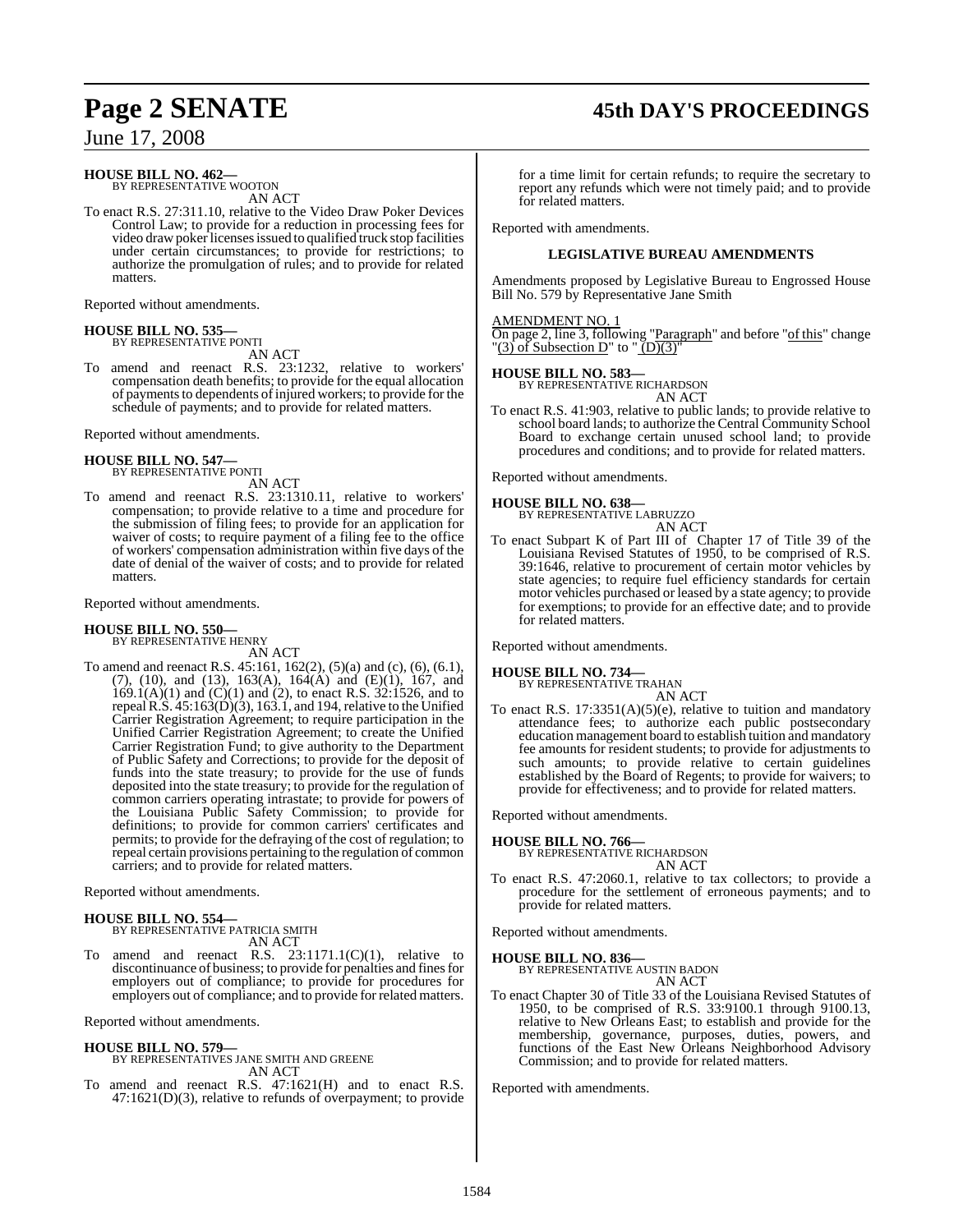**HOUSE BILL NO. 462—**
BY REPRESENTATIVE WOOTON

AN ACT

To enact R.S. 27:311.10, relative to the Video Draw Poker Devices Control Law; to provide for a reduction in processing fees for video draw poker licenses issued to qualified truck stop facilities under certain circumstances; to provide for restrictions; to authorize the promulgation of rules; and to provide for related matters.

Reported without amendments.

**HOUSE BILL NO. 535—**
BY REPRESENTATIVE PONTI

AN ACT

To amend and reenact R.S. 23:1232, relative to workers' compensation death benefits; to provide for the equal allocation of payments to dependents of injured workers; to provide for the schedule of payments; and to provide for related matters.

Reported without amendments.

**HOUSE BILL NO. 547—**
BY REPRESENTATIVE PONTI

AN ACT

To amend and reenact R.S. 23:1310.11, relative to workers' compensation; to provide relative to a time and procedure for the submission of filing fees; to provide for an application for waiver of costs; to require payment of a filing fee to the office of workers' compensation administration within five days of the date of denial of the waiver of costs; and to provide for related matters.

Reported without amendments.

**HOUSE BILL NO. 550—**
BY REPRESENTATIVE HENRY

AN ACT

To amend and reenact R.S. 45:161, 162(2), (5)(a) and (c), (6), (6.1), (7), (10), and (13), 163(A), 164(A) and (E)(1), 167, and 169.1(A)(1) and (C)(1) and (2), to enact R.S. 32:1526, and to repeal R.S. 45:163(D)(3), 163.1, and 194, relative to the Unified Carrier Registration Agreement; to require participation in the Unified Carrier Registration Agreement; to create the Unified Carrier Registration Fund; to give authority to the Department of Public Safety and Corrections; to provide for the deposit of funds into the state treasury; to provide for the use of funds deposited into the state treasury; to provide for the regulation of common carriers operating intrastate; to provide for powers of the Louisiana Public Safety Commission; to provide for definitions; to provide for common carriers' certificates and permits; to provide for the defraying of the cost of regulation; to repeal certain provisions pertaining to the regulation of common carriers; and to provide for related matters.

Reported without amendments.

**HOUSE BILL NO. 554—**
BY REPRESENTATIVE PATRICIA SMITH

AN ACT

To amend and reenact R.S. 23:1171.1(C)(1), relative to discontinuance of business; to provide for penalties and fines for employers out of compliance; to provide for procedures for employers out of compliance; and to provide for related matters.

Reported without amendments.

**HOUSE BILL NO. 579—**
BY REPRESENTATIVES JANE SMITH AND GREENE

AN ACT

To amend and reenact R.S. 47:1621(H) and to enact R.S. 47:1621(D)(3), relative to refunds of overpayment; to provide for a time limit for certain refunds; to require the secretary to report any refunds which were not timely paid; and to provide for related matters.

Reported with amendments.

**LEGISLATIVE BUREAU AMENDMENTS**

Amendments proposed by Legislative Bureau to Engrossed House Bill No. 579 by Representative Jane Smith

AMENDMENT NO. 1

On page 2, line 3, following "Paragraph" and before "of this" change "(3) of Subsection D" to "(D)(3)"

**HOUSE BILL NO. 583—**
BY REPRESENTATIVE RICHARDSON

AN ACT

To enact R.S. 41:903, relative to public lands; to provide relative to school board lands; to authorize the Central Community School Board to exchange certain unused school land; to provide procedures and conditions; and to provide for related matters.

Reported without amendments.

**HOUSE BILL NO. 638—**
BY REPRESENTATIVE LABRUZZO

AN ACT

To enact Subpart K of Part III of Chapter 17 of Title 39 of the Louisiana Revised Statutes of 1950, to be comprised of R.S. 39:1646, relative to procurement of certain motor vehicles by state agencies; to require fuel efficiency standards for certain motor vehicles purchased or leased by a state agency; to provide for exemptions; to provide for an effective date; and to provide for related matters.

Reported without amendments.

**HOUSE BILL NO. 734—**
BY REPRESENTATIVE TRAHAN

AN ACT

To enact R.S. 17:3351(A)(5)(e), relative to tuition and mandatory attendance fees; to authorize each public postsecondary education management board to establish tuition and mandatory fee amounts for resident students; to provide for adjustments to such amounts; to provide relative to certain guidelines established by the Board of Regents; to provide for waivers; to provide for effectiveness; and to provide for related matters.

Reported without amendments.

**HOUSE BILL NO. 766—**
BY REPRESENTATIVE RICHARDSON

AN ACT

To enact R.S. 47:2060.1, relative to tax collectors; to provide a procedure for the settlement of erroneous payments; and to provide for related matters.

Reported without amendments.

**HOUSE BILL NO. 836—**
BY REPRESENTATIVE AUSTIN BADON

AN ACT

To enact Chapter 30 of Title 33 of the Louisiana Revised Statutes of 1950, to be comprised of R.S. 33:9100.1 through 9100.13, relative to New Orleans East; to establish and provide for the membership, governance, purposes, duties, powers, and functions of the East New Orleans Neighborhood Advisory Commission; and to provide for related matters.

Reported with amendments.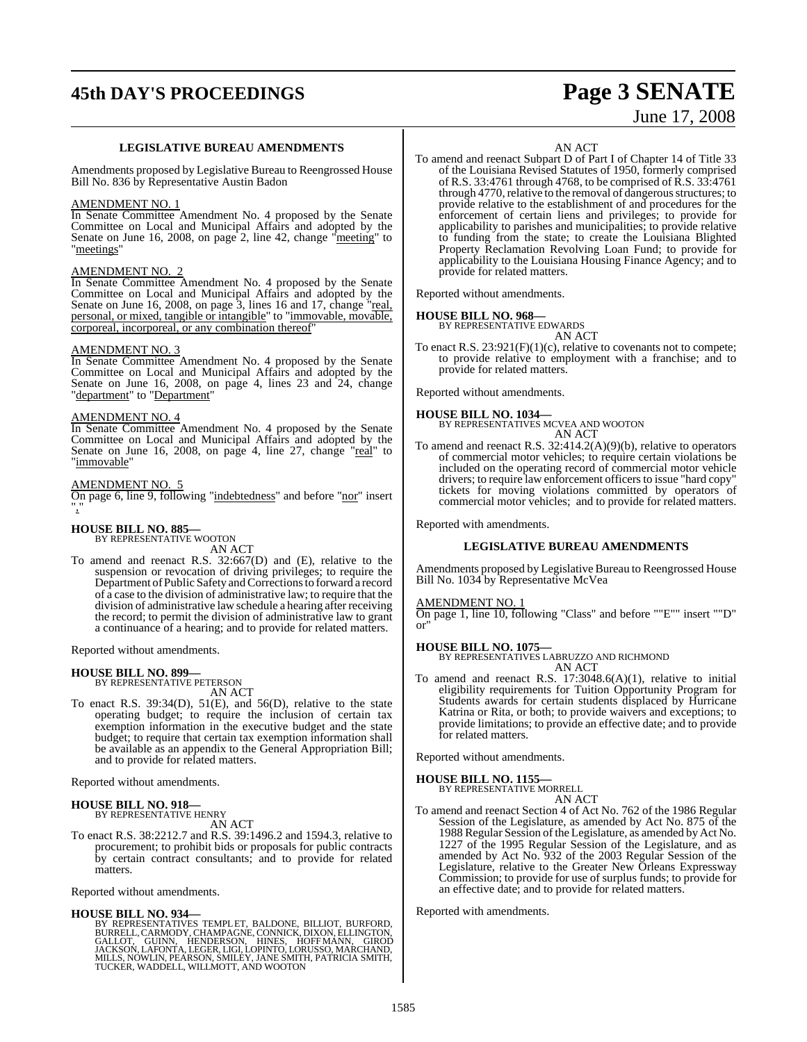### LEGISLATIVE BUREAU AMENDMENTS

Amendments proposed by Legislative Bureau to Reengrossed House Bill No. 836 by Representative Austin Badon

AMENDMENT NO. 1

In Senate Committee Amendment No. 4 proposed by the Senate Committee on Local and Municipal Affairs and adopted by the Senate on June 16, 2008, on page 2, line 42, change "meeting" to "meetings"

AMENDMENT NO. 2

In Senate Committee Amendment No. 4 proposed by the Senate Committee on Local and Municipal Affairs and adopted by the Senate on June 16, 2008, on page 3, lines 16 and 17, change "real, personal, or mixed, tangible or intangible" to "immovable, movable, corporeal, incorporeal, or any combination thereof"

AMENDMENT NO. 3

In Senate Committee Amendment No. 4 proposed by the Senate Committee on Local and Municipal Affairs and adopted by the Senate on June 16, 2008, on page 4, lines 23 and 24, change "department" to "Department"

AMENDMENT NO. 4

In Senate Committee Amendment No. 4 proposed by the Senate Committee on Local and Municipal Affairs and adopted by the Senate on June 16, 2008, on page 4, line 27, change "real" to "immovable"

AMENDMENT NO. 5

On page 6, line 9, following "indebtedness" and before "nor" insert ","

**HOUSE BILL NO. 885—**
BY REPRESENTATIVE WOOTON

AN ACT

To amend and reenact R.S. 32:667(D) and (E), relative to the suspension or revocation of driving privileges; to require the Department of Public Safety and Corrections to forward a record of a case to the division of administrative law; to require that the division of administrative law schedule a hearing after receiving the record; to permit the division of administrative law to grant a continuance of a hearing; and to provide for related matters.

Reported without amendments.

**HOUSE BILL NO. 899—**
BY REPRESENTATIVE PETERSON

AN ACT

To enact R.S. 39:34(D), 51(E), and 56(D), relative to the state operating budget; to require the inclusion of certain tax exemption information in the executive budget and the state budget; to require that certain tax exemption information shall be available as an appendix to the General Appropriation Bill; and to provide for related matters.

Reported without amendments.

**HOUSE BILL NO. 918—**
BY REPRESENTATIVE HENRY

AN ACT

To enact R.S. 38:2212.7 and R.S. 39:1496.2 and 1594.3, relative to procurement; to prohibit bids or proposals for public contracts by certain contract consultants; and to provide for related matters.

Reported without amendments.

**HOUSE BILL NO. 934—**
BY REPRESENTATIVES TEMPLET, BALDONE, BILLIOT, BURFORD, BURRELL, CARMODY, CHAMPAGNE, CONNICK, DIXON, ELLINGTON, GALLOT, GUINN, HENDERSON, HINES, HOFFMANN, GIROD JACKSON, LAFONTA, LEGER, LIGI, LOPINTO, LORUSSO, MARCHAND, MILLS, NOWLIN, PEARSON, SMILEY, JANE SMITH, PATRICIA SMITH, TUCKER, WADDELL, WILLMOTT, AND WOOTON

AN ACT

To amend and reenact Subpart D of Part I of Chapter 14 of Title 33 of the Louisiana Revised Statutes of 1950, formerly comprised of R.S. 33:4761 through 4768, to be comprised of R.S. 33:4761 through 4770, relative to the removal of dangerous structures; to provide relative to the establishment of and procedures for the enforcement of certain liens and privileges; to provide for applicability to parishes and municipalities; to provide relative to funding from the state; to create the Louisiana Blighted Property Reclamation Revolving Loan Fund; to provide for applicability to the Louisiana Housing Finance Agency; and to provide for related matters.

Reported without amendments.

**HOUSE BILL NO. 968—**
BY REPRESENTATIVE EDWARDS

AN ACT

To enact R.S. 23:921(F)(1)(c), relative to covenants not to compete; to provide relative to employment with a franchise; and to provide for related matters.

Reported without amendments.

**HOUSE BILL NO. 1034—**
BY REPRESENTATIVES MCVEA AND WOOTON

AN ACT

To amend and reenact R.S. 32:414.2(A)(9)(b), relative to operators of commercial motor vehicles; to require certain violations be included on the operating record of commercial motor vehicle drivers; to require law enforcement officers to issue "hard copy" tickets for moving violations committed by operators of commercial motor vehicles; and to provide for related matters.

Reported with amendments.

### LEGISLATIVE BUREAU AMENDMENTS

Amendments proposed by Legislative Bureau to Reengrossed House Bill No. 1034 by Representative McVea

AMENDMENT NO. 1

On page 1, line 10, following "Class" and before ""E"" insert ""D" or"

**HOUSE BILL NO. 1075—**
BY REPRESENTATIVES LABRUZZO AND RICHMOND

AN ACT

To amend and reenact R.S. 17:3048.6(A)(1), relative to initial eligibility requirements for Tuition Opportunity Program for Students awards for certain students displaced by Hurricane Katrina or Rita, or both; to provide waivers and exceptions; to provide limitations; to provide an effective date; and to provide for related matters.

Reported without amendments.

**HOUSE BILL NO. 1155—**
BY REPRESENTATIVE MORRELL

AN ACT

To amend and reenact Section 4 of Act No. 762 of the 1986 Regular Session of the Legislature, as amended by Act No. 875 of the 1988 Regular Session of the Legislature, as amended by Act No. 1227 of the 1995 Regular Session of the Legislature, and as amended by Act No. 932 of the 2003 Regular Session of the Legislature, relative to the Greater New Orleans Expressway Commission; to provide for use of surplus funds; to provide for an effective date; and to provide for related matters.

Reported with amendments.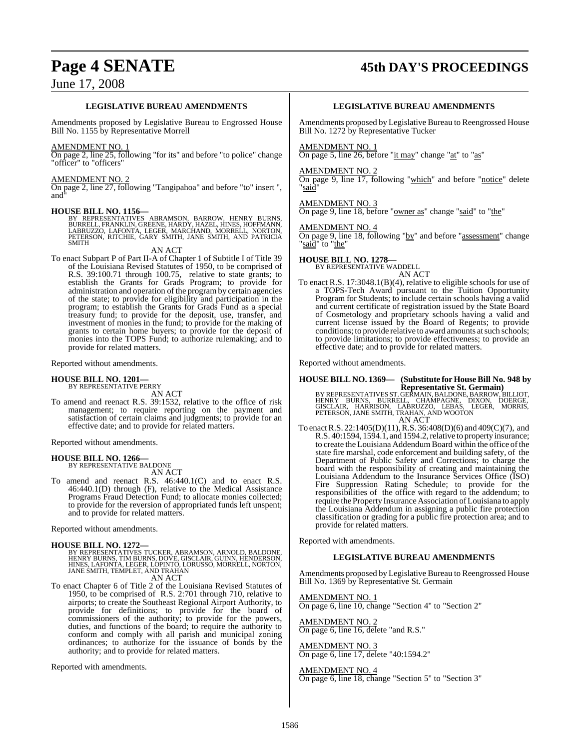### LEGISLATIVE BUREAU AMENDMENTS

Amendments proposed by Legislative Bureau to Engrossed House Bill No. 1155 by Representative Morrell

AMENDMENT NO. 1

On page 2, line 25, following "for its" and before "to police" change "officer" to "officers"

AMENDMENT NO. 2

On page 2, line 27, following "Tangipahoa" and before "to" insert ", and"

**HOUSE BILL NO. 1156—**
BY REPRESENTATIVES ABRAMSON, BARROW, HENRY BURNS, BURRELL, FRANKLIN, GREENE, HARDY, HAZEL, HINES, HOFFMANN, LABRUZZO, LAFONTA, LEGER, MARCHAND, MORRELL, NORTON, PETERSON, RITCHIE, GARY SMITH, JANE SMITH, AND PATRICIA SMITH

AN ACT

To enact Subpart P of Part II-A of Chapter 1 of Subtitle I of Title 39 of the Louisiana Revised Statutes of 1950, to be comprised of R.S. 39:100.71 through 100.75, relative to state grants; to establish the Grants for Grads Program; to provide for administration and operation of the program by certain agencies of the state; to provide for eligibility and participation in the program; to establish the Grants for Grads Fund as a special treasury fund; to provide for the deposit, use, transfer, and investment of monies in the fund; to provide for the making of grants to certain home buyers; to provide for the deposit of monies into the TOPS Fund; to authorize rulemaking; and to provide for related matters.

Reported without amendments.

**HOUSE BILL NO. 1201—**
BY REPRESENTATIVE PERRY

AN ACT

To amend and reenact R.S. 39:1532, relative to the office of risk management; to require reporting on the payment and satisfaction of certain claims and judgments; to provide for an effective date; and to provide for related matters.

Reported without amendments.

**HOUSE BILL NO. 1266—**
BY REPRESENTATIVE BALDONE

AN ACT

To amend and reenact R.S. 46:440.1(C) and to enact R.S. 46:440.1(D) through (F), relative to the Medical Assistance Programs Fraud Detection Fund; to allocate monies collected; to provide for the reversion of appropriated funds left unspent; and to provide for related matters.

Reported without amendments.

**HOUSE BILL NO. 1272—**
BY REPRESENTATIVES TUCKER, ABRAMSON, ARNOLD, BALDONE, HENRY BURNS, TIM BURNS, DOVE, GISCLAIR, GUINN, HENDERSON, HINES, LAFONTA, LEGER, LOPINTO, LORUSSO, MORRELL, NORTON, JANE SMITH, TEMPLET, AND TRAHAN

AN ACT

To enact Chapter 6 of Title 2 of the Louisiana Revised Statutes of 1950, to be comprised of R.S. 2:701 through 710, relative to airports; to create the Southeast Regional Airport Authority, to provide for definitions; to provide for the board of commissioners of the authority; to provide for the powers, duties, and functions of the board; to require the authority to conform and comply with all parish and municipal zoning ordinances; to authorize for the issuance of bonds by the authority; and to provide for related matters.

Reported with amendments.

### LEGISLATIVE BUREAU AMENDMENTS

Amendments proposed by Legislative Bureau to Reengrossed House Bill No. 1272 by Representative Tucker

AMENDMENT NO. 1

On page 5, line 26, before "it may" change "at" to "as"

AMENDMENT NO. 2

On page 9, line 17, following "which" and before "notice" delete "said"

AMENDMENT NO. 3

On page 9, line 18, before "owner as" change "said" to "the"

AMENDMENT NO. 4

On page 9, line 18, following "by" and before "assessment" change "said" to "the"

**HOUSE BILL NO. 1278—**
BY REPRESENTATIVE WADDELL

AN ACT

To enact R.S. 17:3048.1(B)(4), relative to eligible schools for use of a TOPS-Tech Award pursuant to the Tuition Opportunity Program for Students; to include certain schools having a valid and current certificate of registration issued by the State Board of Cosmetology and proprietary schools having a valid and current license issued by the Board of Regents; to provide conditions; to provide relative to award amounts at such schools; to provide limitations; to provide effectiveness; to provide an effective date; and to provide for related matters.

Reported without amendments.

**HOUSE BILL NO. 1369— (Substitute for House Bill No. 948 by Representative St. Germain)**
BY REPRESENTATIVES ST. GERMAIN, BALDONE, BARROW, BILLIOT, HENRY BURNS, BURRELL, CHAMPAGNE, DIXON, DOERGE, GISCLAIR, HARRISON, LABRUZZO, LEBAS, LEGER, MORRIS, PETERSON, JANE SMITH, TRAHAN, AND WOOTON

AN ACT

To enact R.S. 22:1405(D)(11), R.S. 36:408(D)(6) and 409(C)(7), and R.S. 40:1594, 1594.1, and 1594.2, relative to property insurance; to create the Louisiana Addendum Board within the office of the state fire marshal, code enforcement and building safety, of the Department of Public Safety and Corrections; to charge the board with the responsibility of creating and maintaining the Louisiana Addendum to the Insurance Services Office (ISO) Fire Suppression Rating Schedule; to provide for the responsibilities of the office with regard to the addendum; to require the Property Insurance Association of Louisiana to apply the Louisiana Addendum in assigning a public fire protection classification or grading for a public fire protection area; and to provide for related matters.

Reported with amendments.

### LEGISLATIVE BUREAU AMENDMENTS

Amendments proposed by Legislative Bureau to Reengrossed House Bill No. 1369 by Representative St. Germain

AMENDMENT NO. 1

On page 6, line 10, change "Section 4" to "Section 2"

AMENDMENT NO. 2

On page 6, line 16, delete "and R.S."

AMENDMENT NO. 3

On page 6, line 17, delete "40:1594.2"

AMENDMENT NO. 4

On page 6, line 18, change "Section 5" to "Section 3"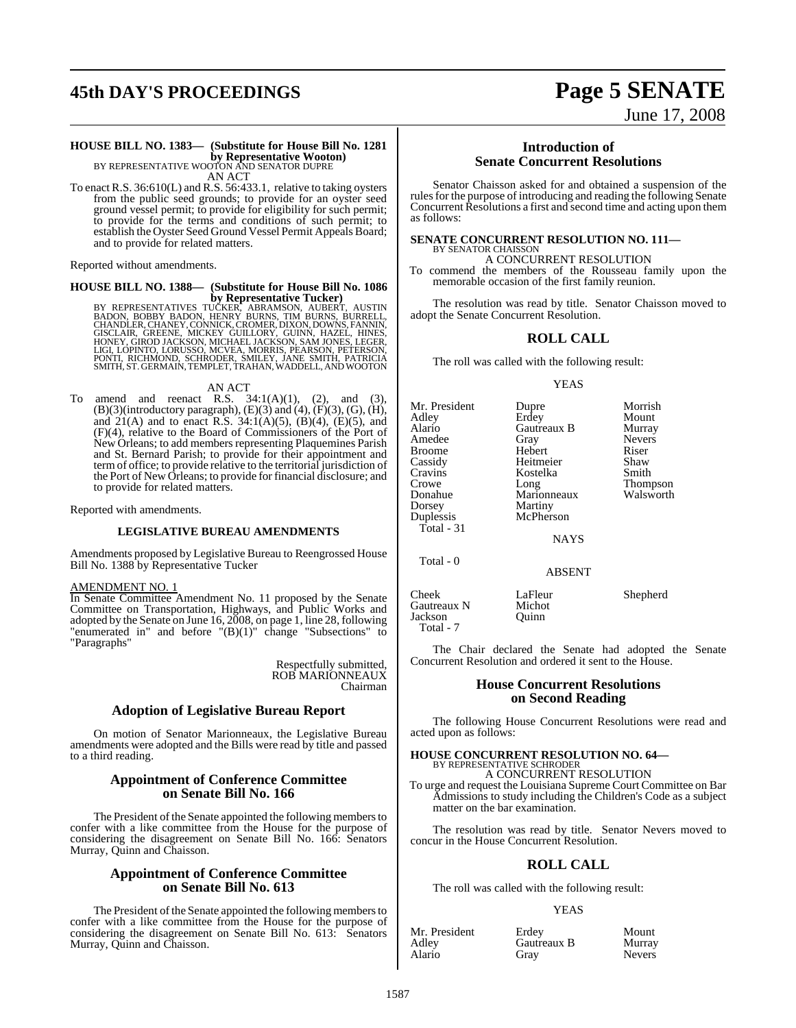**HOUSE BILL NO. 1383— (Substitute for House Bill No. 1281 by Representative Wooton)**
BY REPRESENTATIVE WOOTON AND SENATOR DUPRE
AN ACT

To enact R.S. 36:610(L) and R.S. 56:433.1, relative to taking oysters from the public seed grounds; to provide for an oyster seed ground vessel permit; to provide for eligibility for such permit; to provide for the terms and conditions of such permit; to establish the Oyster Seed Ground Vessel Permit Appeals Board; and to provide for related matters.

Reported without amendments.

**HOUSE BILL NO. 1388— (Substitute for House Bill No. 1086 by Representative Tucker)**
BY REPRESENTATIVES TUCKER, ABRAMSON, AUBERT, AUSTIN BADON, BOBBY BADON, HENRY BURNS, TIM BURNS, BURRELL, CHANDLER, CHANEY, CONNICK, CROMER, DIXON, DOWNS, FANNIN, GISCLAIR, GREENE, MICKEY GUILLORY, GUINN, HAZEL, HINES, HONEY, GIROD JACKSON, MICHAEL JACKSON, SAM JONES, LEGER, LIGI, LOPINTO, LORUSSO, MCVEA, MORRIS, PEARSON, PETERSON, PONTI, RICHMOND, SCHRODER, SMILEY, JANE SMITH, PATRICIA SMITH, ST. GERMAIN, TEMPLET, TRAHAN, WADDELL, AND WOOTON

AN ACT

To amend and reenact R.S. 34:1(A)(1), (2), and (3), (B)(3)(introductory paragraph), (E)(3) and (4), (F)(3), (G), (H), and 21(A) and to enact R.S. 34:1(A)(5), (B)(4), (E)(5), and (F)(4), relative to the Board of Commissioners of the Port of New Orleans; to add members representing Plaquemines Parish and St. Bernard Parish; to provide for their appointment and term of office; to provide relative to the territorial jurisdiction of the Port of New Orleans; to provide for financial disclosure; and to provide for related matters.

Reported with amendments.

**LEGISLATIVE BUREAU AMENDMENTS**

Amendments proposed by Legislative Bureau to Reengrossed House Bill No. 1388 by Representative Tucker

AMENDMENT NO. 1
In Senate Committee Amendment No. 11 proposed by the Senate Committee on Transportation, Highways, and Public Works and adopted by the Senate on June 16, 2008, on page 1, line 28, following "enumerated in" and before "(B)(1)" change "Subsections" to "Paragraphs"

Respectfully submitted,
ROB MARIONNEAUX
Chairman

## Adoption of Legislative Bureau Report

On motion of Senator Marionneaux, the Legislative Bureau amendments were adopted and the Bills were read by title and passed to a third reading.

## Appointment of Conference Committee on Senate Bill No. 166

The President of the Senate appointed the following members to confer with a like committee from the House for the purpose of considering the disagreement on Senate Bill No. 166: Senators Murray, Quinn and Chaisson.

## Appointment of Conference Committee on Senate Bill No. 613

The President of the Senate appointed the following members to confer with a like committee from the House for the purpose of considering the disagreement on Senate Bill No. 613: Senators Murray, Quinn and Chaisson.

## Introduction of Senate Concurrent Resolutions

Senator Chaisson asked for and obtained a suspension of the rules for the purpose of introducing and reading the following Senate Concurrent Resolutions a first and second time and acting upon them as follows:

**SENATE CONCURRENT RESOLUTION NO. 111—**
BY SENATOR CHAISSON
A CONCURRENT RESOLUTION

To commend the members of the Rousseau family upon the memorable occasion of the first family reunion.

The resolution was read by title. Senator Chaisson moved to adopt the Senate Concurrent Resolution.

## ROLL CALL

The roll was called with the following result:

YEAS

| | | |
|---|---|---|
| Mr. President | Dupre | Morrish |
| Adley | Erdey | Mount |
| Alario | Gautreaux B | Murray |
| Amedee | Gray | Nevers |
| Broome | Hebert | Riser |
| Cassidy | Heitmeier | Shaw |
| Cravins | Kostelka | Smith |
| Crowe | Long | Thompson |
| Donahue | Marionneaux | Walsworth |
| Dorsey | Martiny | |
| Duplessis | McPherson | |
| Total - 31 | | |

NAYS

Total - 0

ABSENT

| | | |
|---|---|---|
| Cheek | LaFleur | Shepherd |
| Gautreaux N | Michot | |
| Jackson | Quinn | |
| Total - 7 | | |

The Chair declared the Senate had adopted the Senate Concurrent Resolution and ordered it sent to the House.

## House Concurrent Resolutions on Second Reading

The following House Concurrent Resolutions were read and acted upon as follows:

**HOUSE CONCURRENT RESOLUTION NO. 64—**
BY REPRESENTATIVE SCHRODER
A CONCURRENT RESOLUTION

To urge and request the Louisiana Supreme Court Committee on Bar Admissions to study including the Children's Code as a subject matter on the bar examination.

The resolution was read by title. Senator Nevers moved to concur in the House Concurrent Resolution.

## ROLL CALL

The roll was called with the following result:

YEAS

| | | |
|---|---|---|
| Mr. President | Erdey | Mount |
| Adley | Gautreaux B | Murray |
| Alario | Gray | Nevers |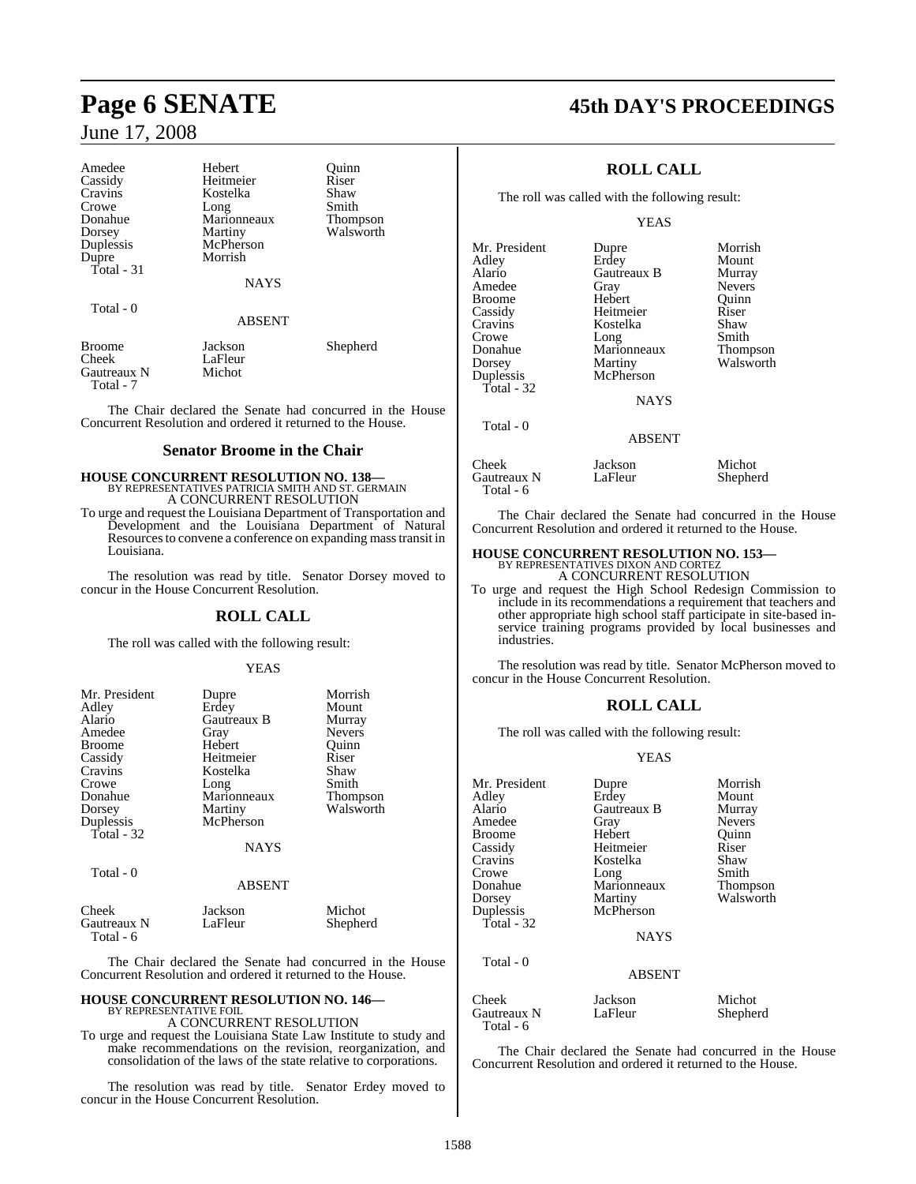| | | |
|---|---|---|
| Amedee | Hebert | Quinn |
| Cassidy | Heitmeier | Riser |
| Cravins | Kostelka | Shaw |
| Crowe | Long | Smith |
| Donahue | Marionneaux | Thompson |
| Dorsey | Martiny | Walsworth |
| Duplessis | McPherson | |
| Dupre | Morrish | |
| Total - 31 | | |

NAYS

Total - 0

ABSENT

| | | |
|---|---|---|
| Broome | Jackson | Shepherd |
| Cheek | LaFleur | |
| Gautreaux N | Michot | |
| Total - 7 | | |

The Chair declared the Senate had concurred in the House Concurrent Resolution and ordered it returned to the House.

## Senator Broome in the Chair

**HOUSE CONCURRENT RESOLUTION NO. 138—**
BY REPRESENTATIVES PATRICIA SMITH AND ST. GERMAIN
A CONCURRENT RESOLUTION

To urge and request the Louisiana Department of Transportation and Development and the Louisiana Department of Natural Resources to convene a conference on expanding mass transit in Louisiana.

The resolution was read by title. Senator Dorsey moved to concur in the House Concurrent Resolution.

## ROLL CALL

The roll was called with the following result:

YEAS

| | | |
|---|---|---|
| Mr. President | Dupre | Morrish |
| Adley | Erdey | Mount |
| Alario | Gautreaux B | Murray |
| Amedee | Gray | Nevers |
| Broome | Hebert | Quinn |
| Cassidy | Heitmeier | Riser |
| Cravins | Kostelka | Shaw |
| Crowe | Long | Smith |
| Donahue | Marionneaux | Thompson |
| Dorsey | Martiny | Walsworth |
| Duplessis | McPherson | |
| Total - 32 | | |

NAYS

Total - 0

ABSENT

| | | |
|---|---|---|
| Cheek | Jackson | Michot |
| Gautreaux N | LaFleur | Shepherd |
| Total - 6 | | |

The Chair declared the Senate had concurred in the House Concurrent Resolution and ordered it returned to the House.

**HOUSE CONCURRENT RESOLUTION NO. 146—**
BY REPRESENTATIVE FOIL
A CONCURRENT RESOLUTION

To urge and request the Louisiana State Law Institute to study and make recommendations on the revision, reorganization, and consolidation of the laws of the state relative to corporations.

The resolution was read by title. Senator Erdey moved to concur in the House Concurrent Resolution.

## ROLL CALL

The roll was called with the following result:

YEAS

| | | |
|---|---|---|
| Mr. President | Dupre | Morrish |
| Adley | Erdey | Mount |
| Alario | Gautreaux B | Murray |
| Amedee | Gray | Nevers |
| Broome | Hebert | Quinn |
| Cassidy | Heitmeier | Riser |
| Cravins | Kostelka | Shaw |
| Crowe | Long | Smith |
| Donahue | Marionneaux | Thompson |
| Dorsey | Martiny | Walsworth |
| Duplessis | McPherson | |
| Total - 32 | | |

NAYS

Total - 0

ABSENT

| | | |
|---|---|---|
| Cheek | Jackson | Michot |
| Gautreaux N | LaFleur | Shepherd |
| Total - 6 | | |

The Chair declared the Senate had concurred in the House Concurrent Resolution and ordered it returned to the House.

**HOUSE CONCURRENT RESOLUTION NO. 153—**
BY REPRESENTATIVES DIXON AND CORTEZ
A CONCURRENT RESOLUTION

To urge and request the High School Redesign Commission to include in its recommendations a requirement that teachers and other appropriate high school staff participate in site-based in-service training programs provided by local businesses and industries.

The resolution was read by title. Senator McPherson moved to concur in the House Concurrent Resolution.

## ROLL CALL

The roll was called with the following result:

YEAS

| | | |
|---|---|---|
| Mr. President | Dupre | Morrish |
| Adley | Erdey | Mount |
| Alario | Gautreaux B | Murray |
| Amedee | Gray | Nevers |
| Broome | Hebert | Quinn |
| Cassidy | Heitmeier | Riser |
| Cravins | Kostelka | Shaw |
| Crowe | Long | Smith |
| Donahue | Marionneaux | Thompson |
| Dorsey | Martiny | Walsworth |
| Duplessis | McPherson | |
| Total - 32 | | |

NAYS

Total - 0

ABSENT

| | | |
|---|---|---|
| Cheek | Jackson | Michot |
| Gautreaux N | LaFleur | Shepherd |
| Total - 6 | | |

The Chair declared the Senate had concurred in the House Concurrent Resolution and ordered it returned to the House.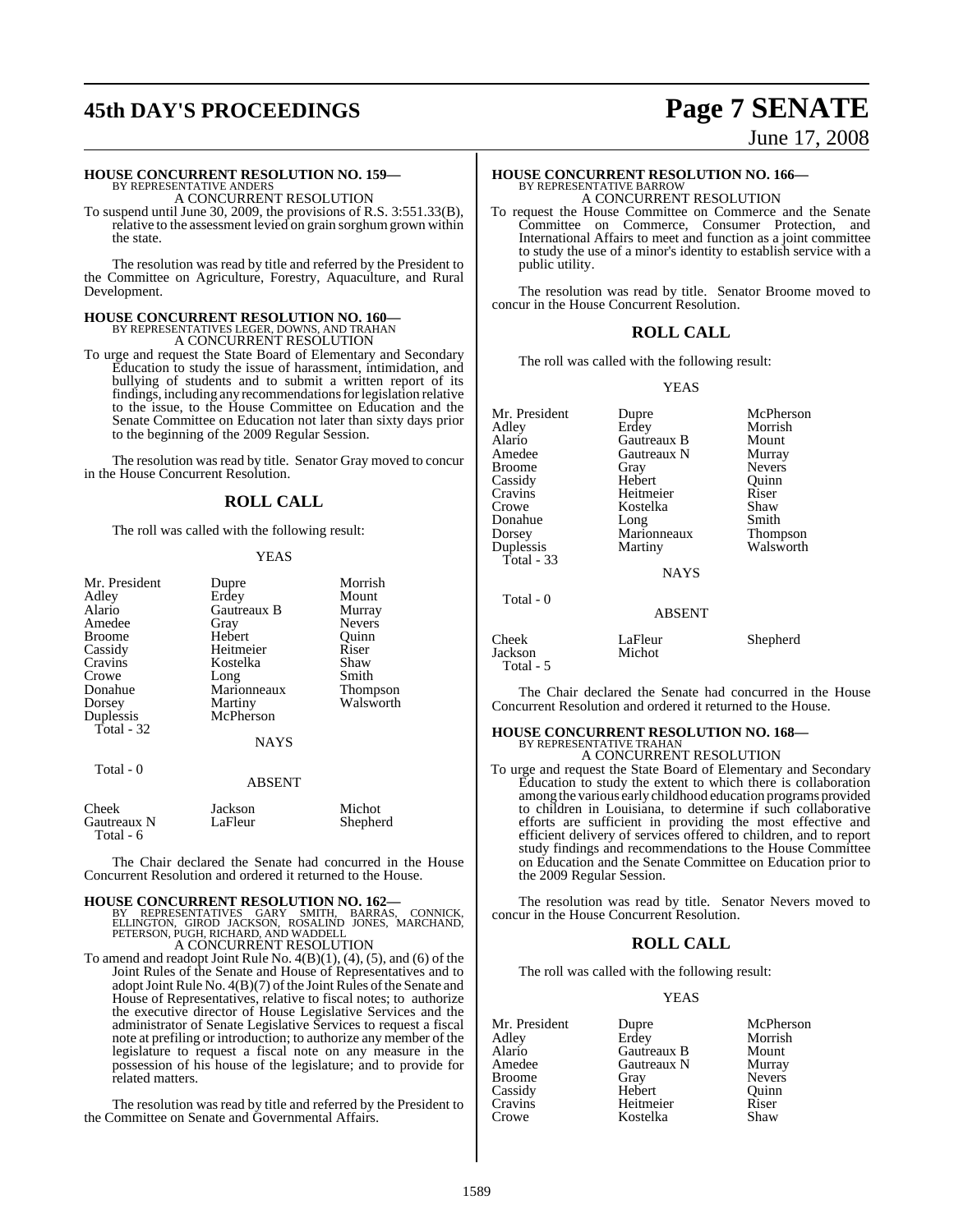**HOUSE CONCURRENT RESOLUTION NO. 159—**
BY REPRESENTATIVE ANDERS
A CONCURRENT RESOLUTION

To suspend until June 30, 2009, the provisions of R.S. 3:551.33(B), relative to the assessment levied on grain sorghum grown within the state.

The resolution was read by title and referred by the President to the Committee on Agriculture, Forestry, Aquaculture, and Rural Development.

**HOUSE CONCURRENT RESOLUTION NO. 160—**
BY REPRESENTATIVES LEGER, DOWNS, AND TRAHAN
A CONCURRENT RESOLUTION

To urge and request the State Board of Elementary and Secondary Education to study the issue of harassment, intimidation, and bullying of students and to submit a written report of its findings, including any recommendations for legislation relative to the issue, to the House Committee on Education and the Senate Committee on Education not later than sixty days prior to the beginning of the 2009 Regular Session.

The resolution was read by title. Senator Gray moved to concur in the House Concurrent Resolution.

## ROLL CALL

The roll was called with the following result:

YEAS

| | | |
|---|---|---|
| Mr. President | Dupre | Morrish |
| Adley | Erdey | Mount |
| Alario | Gautreaux B | Murray |
| Amedee | Gray | Nevers |
| Broome | Hebert | Quinn |
| Cassidy | Heitmeier | Riser |
| Cravins | Kostelka | Shaw |
| Crowe | Long | Smith |
| Donahue | Marionneaux | Thompson |
| Dorsey | Martiny | Walsworth |
| Duplessis | McPherson | |
| Total - 32 | | |

NAYS

Total - 0

ABSENT

| | | |
|---|---|---|
| Cheek | Jackson | Michot |
| Gautreaux N | LaFleur | Shepherd |
| Total - 6 | | |

The Chair declared the Senate had concurred in the House Concurrent Resolution and ordered it returned to the House.

**HOUSE CONCURRENT RESOLUTION NO. 162—**
BY REPRESENTATIVES GARY SMITH, BARRAS, CONNICK, ELLINGTON, GIROD JACKSON, ROSALIND JONES, MARCHAND, PETERSON, PUGH, RICHARD, AND WADDELL
A CONCURRENT RESOLUTION

To amend and readopt Joint Rule No. 4(B)(1), (4), (5), and (6) of the Joint Rules of the Senate and House of Representatives and to adopt Joint Rule No. 4(B)(7) of the Joint Rules of the Senate and House of Representatives, relative to fiscal notes; to authorize the executive director of House Legislative Services and the administrator of Senate Legislative Services to request a fiscal note at prefiling or introduction; to authorize any member of the legislature to request a fiscal note on any measure in the possession of his house of the legislature; and to provide for related matters.

The resolution was read by title and referred by the President to the Committee on Senate and Governmental Affairs.

**HOUSE CONCURRENT RESOLUTION NO. 166—**
BY REPRESENTATIVE BARROW
A CONCURRENT RESOLUTION

To request the House Committee on Commerce and the Senate Committee on Commerce, Consumer Protection, and International Affairs to meet and function as a joint committee to study the use of a minor's identity to establish service with a public utility.

The resolution was read by title. Senator Broome moved to concur in the House Concurrent Resolution.

## ROLL CALL

The roll was called with the following result:

YEAS

| | | |
|---|---|---|
| Mr. President | Dupre | McPherson |
| Adley | Erdey | Morrish |
| Alario | Gautreaux B | Mount |
| Amedee | Gautreaux N | Murray |
| Broome | Gray | Nevers |
| Cassidy | Hebert | Quinn |
| Cravins | Heitmeier | Riser |
| Crowe | Kostelka | Shaw |
| Donahue | Long | Smith |
| Dorsey | Marionneaux | Thompson |
| Duplessis | Martiny | Walsworth |
| Total - 33 | | |

NAYS

Total - 0

ABSENT

| | | |
|---|---|---|
| Cheek | LaFleur | Shepherd |
| Jackson | Michot | |
| Total - 5 | | |

The Chair declared the Senate had concurred in the House Concurrent Resolution and ordered it returned to the House.

**HOUSE CONCURRENT RESOLUTION NO. 168—**
BY REPRESENTATIVE TRAHAN
A CONCURRENT RESOLUTION

To urge and request the State Board of Elementary and Secondary Education to study the extent to which there is collaboration among the various early childhood education programs provided to children in Louisiana, to determine if such collaborative efforts are sufficient in providing the most effective and efficient delivery of services offered to children, and to report study findings and recommendations to the House Committee on Education and the Senate Committee on Education prior to the 2009 Regular Session.

The resolution was read by title. Senator Nevers moved to concur in the House Concurrent Resolution.

## ROLL CALL

The roll was called with the following result:

YEAS

| | | |
|---|---|---|
| Mr. President | Dupre | McPherson |
| Adley | Erdey | Morrish |
| Alario | Gautreaux B | Mount |
| Amedee | Gautreaux N | Murray |
| Broome | Gray | Nevers |
| Cassidy | Hebert | Quinn |
| Cravins | Heitmeier | Riser |
| Crowe | Kostelka | Shaw |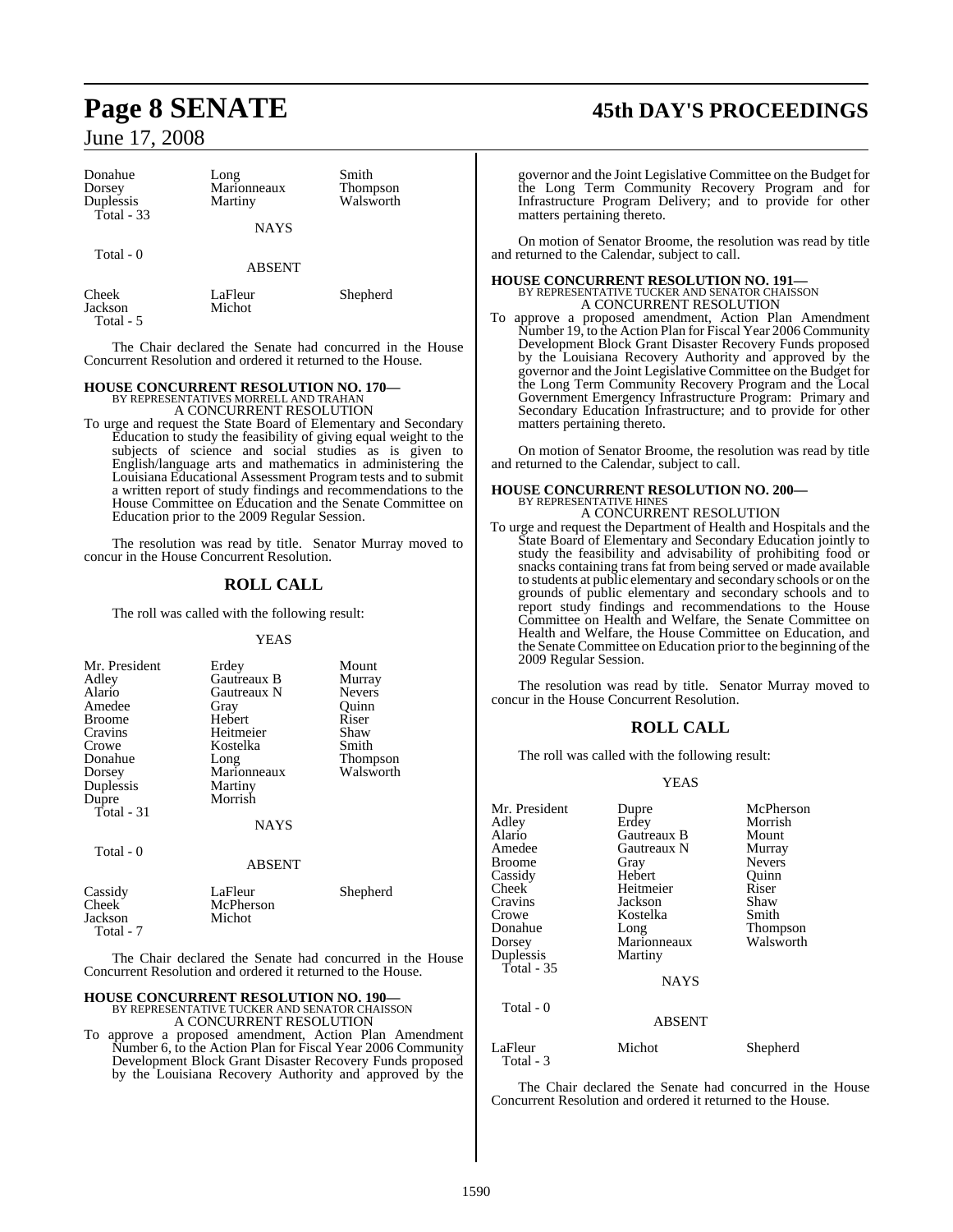| Donahue | Long | Smith |
|---|---|---|
| Dorsey | Marionneaux | Thompson |
| Duplessis | Martiny | Walsworth |
| Total - 33 | | |

NAYS

Total - 0

ABSENT

| Cheek | LaFleur | Shepherd |
|---|---|---|
| Jackson | Michot | |
| Total - 5 | | |

The Chair declared the Senate had concurred in the House Concurrent Resolution and ordered it returned to the House.

**HOUSE CONCURRENT RESOLUTION NO. 170—**
BY REPRESENTATIVES MORRELL AND TRAHAN
A CONCURRENT RESOLUTION

To urge and request the State Board of Elementary and Secondary Education to study the feasibility of giving equal weight to the subjects of science and social studies as is given to English/language arts and mathematics in administering the Louisiana Educational Assessment Program tests and to submit a written report of study findings and recommendations to the House Committee on Education and the Senate Committee on Education prior to the 2009 Regular Session.

The resolution was read by title. Senator Murray moved to concur in the House Concurrent Resolution.

## ROLL CALL

The roll was called with the following result:

YEAS

| Mr. President | Erdey | Mount |
|---|---|---|
| Adley | Gautreaux B | Murray |
| Alario | Gautreaux N | Nevers |
| Amedee | Gray | Quinn |
| Broome | Hebert | Riser |
| Cravins | Heitmeier | Shaw |
| Crowe | Kostelka | Smith |
| Donahue | Long | Thompson |
| Dorsey | Marionneaux | Walsworth |
| Duplessis | Martiny | |
| Dupre | Morrish | |
| Total - 31 | | |

NAYS

Total - 0

ABSENT

| Cassidy | LaFleur | Shepherd |
|---|---|---|
| Cheek | McPherson | |
| Jackson | Michot | |
| Total - 7 | | |

The Chair declared the Senate had concurred in the House Concurrent Resolution and ordered it returned to the House.

**HOUSE CONCURRENT RESOLUTION NO. 190—**
BY REPRESENTATIVE TUCKER AND SENATOR CHAISSON
A CONCURRENT RESOLUTION

To approve a proposed amendment, Action Plan Amendment Number 6, to the Action Plan for Fiscal Year 2006 Community Development Block Grant Disaster Recovery Funds proposed by the Louisiana Recovery Authority and approved by the governor and the Joint Legislative Committee on the Budget for the Long Term Community Recovery Program and for Infrastructure Program Delivery; and to provide for other matters pertaining thereto.

On motion of Senator Broome, the resolution was read by title and returned to the Calendar, subject to call.

**HOUSE CONCURRENT RESOLUTION NO. 191—**
BY REPRESENTATIVE TUCKER AND SENATOR CHAISSON
A CONCURRENT RESOLUTION

To approve a proposed amendment, Action Plan Amendment Number 19, to the Action Plan for Fiscal Year 2006 Community Development Block Grant Disaster Recovery Funds proposed by the Louisiana Recovery Authority and approved by the governor and the Joint Legislative Committee on the Budget for the Long Term Community Recovery Program and the Local Government Emergency Infrastructure Program: Primary and Secondary Education Infrastructure; and to provide for other matters pertaining thereto.

On motion of Senator Broome, the resolution was read by title and returned to the Calendar, subject to call.

**HOUSE CONCURRENT RESOLUTION NO. 200—**
BY REPRESENTATIVE HINES
A CONCURRENT RESOLUTION

To urge and request the Department of Health and Hospitals and the State Board of Elementary and Secondary Education jointly to study the feasibility and advisability of prohibiting food or snacks containing trans fat from being served or made available to students at public elementary and secondary schools or on the grounds of public elementary and secondary schools and to report study findings and recommendations to the House Committee on Health and Welfare, the Senate Committee on Health and Welfare, the House Committee on Education, and the Senate Committee on Education prior to the beginning of the 2009 Regular Session.

The resolution was read by title. Senator Murray moved to concur in the House Concurrent Resolution.

## ROLL CALL

The roll was called with the following result:

YEAS

| Mr. President | Dupre | McPherson |
|---|---|---|
| Adley | Erdey | Morrish |
| Alario | Gautreaux B | Mount |
| Amedee | Gautreaux N | Murray |
| Broome | Gray | Nevers |
| Cassidy | Hebert | Quinn |
| Cheek | Heitmeier | Riser |
| Cravins | Jackson | Shaw |
| Crowe | Kostelka | Smith |
| Donahue | Long | Thompson |
| Dorsey | Marionneaux | Walsworth |
| Duplessis | Martiny | |
| Total - 35 | | |

NAYS

Total - 0

ABSENT

| LaFleur | Michot | Shepherd |
|---|---|---|
| Total - 3 | | |

The Chair declared the Senate had concurred in the House Concurrent Resolution and ordered it returned to the House.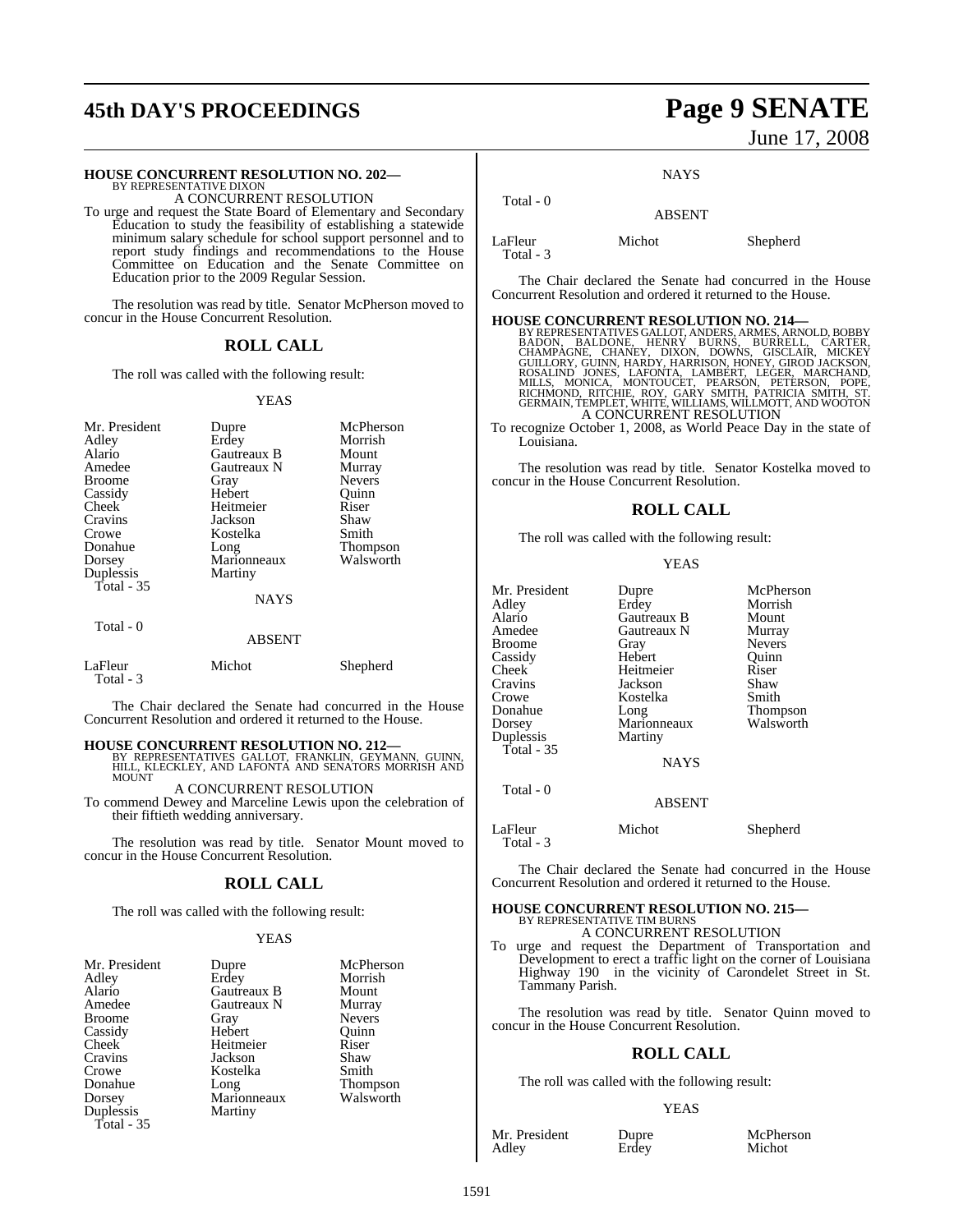**HOUSE CONCURRENT RESOLUTION NO. 202—**
BY REPRESENTATIVE DIXON

A CONCURRENT RESOLUTION

To urge and request the State Board of Elementary and Secondary Education to study the feasibility of establishing a statewide minimum salary schedule for school support personnel and to report study findings and recommendations to the House Committee on Education and the Senate Committee on Education prior to the 2009 Regular Session.

The resolution was read by title. Senator McPherson moved to concur in the House Concurrent Resolution.

## ROLL CALL

The roll was called with the following result:

YEAS

| | | |
|---|---|---|
| Mr. President | Dupre | McPherson |
| Adley | Erdey | Morrish |
| Alario | Gautreaux B | Mount |
| Amedee | Gautreaux N | Murray |
| Broome | Gray | Nevers |
| Cassidy | Hebert | Quinn |
| Cheek | Heitmeier | Riser |
| Cravins | Jackson | Shaw |
| Crowe | Kostelka | Smith |
| Donahue | Long | Thompson |
| Dorsey | Marionneaux | Walsworth |
| Duplessis | Martiny | |

Total - 35

NAYS

Total - 0

ABSENT

| | | |
|---|---|---|
| LaFleur | Michot | Shepherd |

Total - 3

The Chair declared the Senate had concurred in the House Concurrent Resolution and ordered it returned to the House.

**HOUSE CONCURRENT RESOLUTION NO. 212—**
BY REPRESENTATIVES GALLOT, FRANKLIN, GEYMANN, GUINN, HILL, KLECKLEY, AND LAFONTA AND SENATORS MORRISH AND MOUNT

A CONCURRENT RESOLUTION

To commend Dewey and Marceline Lewis upon the celebration of their fiftieth wedding anniversary.

The resolution was read by title. Senator Mount moved to concur in the House Concurrent Resolution.

## ROLL CALL

The roll was called with the following result:

YEAS

| | | |
|---|---|---|
| Mr. President | Dupre | McPherson |
| Adley | Erdey | Morrish |
| Alario | Gautreaux B | Mount |
| Amedee | Gautreaux N | Murray |
| Broome | Gray | Nevers |
| Cassidy | Hebert | Quinn |
| Cheek | Heitmeier | Riser |
| Cravins | Jackson | Shaw |
| Crowe | Kostelka | Smith |
| Donahue | Long | Thompson |
| Dorsey | Marionneaux | Walsworth |
| Duplessis | Martiny | |

Total - 35

NAYS

Total - 0

ABSENT

| | | |
|---|---|---|
| LaFleur | Michot | Shepherd |

Total - 3

The Chair declared the Senate had concurred in the House Concurrent Resolution and ordered it returned to the House.

**HOUSE CONCURRENT RESOLUTION NO. 214—**
BY REPRESENTATIVES GALLOT, ANDERS, ARMES, ARNOLD, BOBBY BADON, BALDONE, HENRY BURNS, BURRELL, CARTER, CHAMPAGNE, CHANEY, DIXON, DOWNS, GISCLAIR, MICKEY GUILLORY, GUINN, HARDY, HARRISON, HONEY, GIROD JACKSON, ROSALIND JONES, LAFONTA, LAMBERT, LEGER, MARCHAND, MILLS, MONICA, MONTOUCET, PEARSON, PETERSON, POPE, RICHMOND, RITCHIE, ROY, GARY SMITH, PATRICIA SMITH, ST. GERMAIN, TEMPLET, WHITE, WILLIAMS, WILLMOTT, AND WOOTON

A CONCURRENT RESOLUTION

To recognize October 1, 2008, as World Peace Day in the state of Louisiana.

The resolution was read by title. Senator Kostelka moved to concur in the House Concurrent Resolution.

## ROLL CALL

The roll was called with the following result:

YEAS

| | | |
|---|---|---|
| Mr. President | Dupre | McPherson |
| Adley | Erdey | Morrish |
| Alario | Gautreaux B | Mount |
| Amedee | Gautreaux N | Murray |
| Broome | Gray | Nevers |
| Cassidy | Hebert | Quinn |
| Cheek | Heitmeier | Riser |
| Cravins | Jackson | Shaw |
| Crowe | Kostelka | Smith |
| Donahue | Long | Thompson |
| Dorsey | Marionneaux | Walsworth |
| Duplessis | Martiny | |

Total - 35

NAYS

Total - 0

ABSENT

| | | |
|---|---|---|
| LaFleur | Michot | Shepherd |

Total - 3

The Chair declared the Senate had concurred in the House Concurrent Resolution and ordered it returned to the House.

**HOUSE CONCURRENT RESOLUTION NO. 215—**
BY REPRESENTATIVE TIM BURNS

A CONCURRENT RESOLUTION

To urge and request the Department of Transportation and Development to erect a traffic light on the corner of Louisiana Highway 190 in the vicinity of Carondelet Street in St. Tammany Parish.

The resolution was read by title. Senator Quinn moved to concur in the House Concurrent Resolution.

## ROLL CALL

The roll was called with the following result:

YEAS

| | | |
|---|---|---|
| Mr. President | Dupre | McPherson |
| Adley | Erdey | Michot |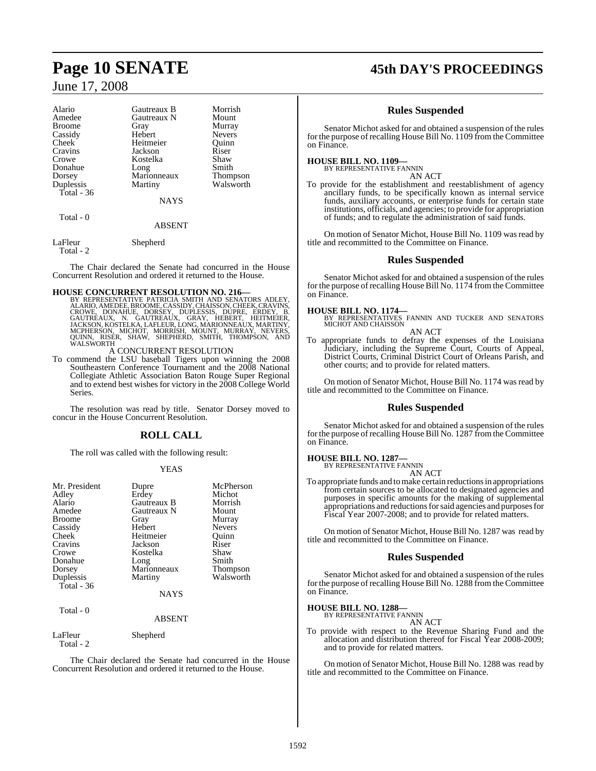| Alario | Gautreaux B | Morrish |
|---|---|---|
| Amedee | Gautreaux N | Mount |
| Broome | Gray | Murray |
| Cassidy | Hebert | Nevers |
| Cheek | Heitmeier | Quinn |
| Cravins | Jackson | Riser |
| Crowe | Kostelka | Shaw |
| Donahue | Long | Smith |
| Dorsey | Marionneaux | Thompson |
| Duplessis | Martiny | Walsworth |

Total - 36

NAYS

Total - 0

ABSENT

LaFleur Shepherd

Total - 2

The Chair declared the Senate had concurred in the House Concurrent Resolution and ordered it returned to the House.

**HOUSE CONCURRENT RESOLUTION NO. 216—**
BY REPRESENTATIVE PATRICIA SMITH AND SENATORS ADLEY, ALARIO, AMEDEE, BROOME, CASSIDY, CHAISSON, CHEEK, CRAVINS, CROWE, DONAHUE, DORSEY, DUPLESSIS, DUPRE, ERDEY, B. GAUTREAUX, N. GAUTREAUX, GRAY, HEBERT, HEITMEIER, JACKSON, KOSTELKA, LAFLEUR, LONG, MARIONNEAUX, MARTINY, MCPHERSON, MICHOT, MORRISH, MOUNT, MURRAY, NEVERS, QUINN, RISER, SHAW, SHEPHERD, SMITH, THOMPSON, AND WALSWORTH

A CONCURRENT RESOLUTION

To commend the LSU baseball Tigers upon winning the 2008 Southeastern Conference Tournament and the 2008 National Collegiate Athletic Association Baton Rouge Super Regional and to extend best wishes for victory in the 2008 College World Series.

The resolution was read by title. Senator Dorsey moved to concur in the House Concurrent Resolution.

## ROLL CALL

The roll was called with the following result:

YEAS

| Mr. President | Dupre | McPherson |
|---|---|---|
| Adley | Erdey | Michot |
| Alario | Gautreaux B | Morrish |
| Amedee | Gautreaux N | Mount |
| Broome | Gray | Murray |
| Cassidy | Hebert | Nevers |
| Cheek | Heitmeier | Quinn |
| Cravins | Jackson | Riser |
| Crowe | Kostelka | Shaw |
| Donahue | Long | Smith |
| Dorsey | Marionneaux | Thompson |
| Duplessis | Martiny | Walsworth |

Total - 36

NAYS

Total - 0

ABSENT

LaFleur Shepherd

Total - 2

The Chair declared the Senate had concurred in the House Concurrent Resolution and ordered it returned to the House.

## Rules Suspended

Senator Michot asked for and obtained a suspension of the rules for the purpose of recalling House Bill No. 1109 from the Committee on Finance.

**HOUSE BILL NO. 1109—**
BY REPRESENTATIVE FANNIN

AN ACT

To provide for the establishment and reestablishment of agency ancillary funds, to be specifically known as internal service funds, auxiliary accounts, or enterprise funds for certain state institutions, officials, and agencies; to provide for appropriation of funds; and to regulate the administration of said funds.

On motion of Senator Michot, House Bill No. 1109 was read by title and recommitted to the Committee on Finance.

## Rules Suspended

Senator Michot asked for and obtained a suspension of the rules for the purpose of recalling House Bill No. 1174 from the Committee on Finance.

**HOUSE BILL NO. 1174—**
BY REPRESENTATIVES FANNIN AND TUCKER AND SENATORS MICHOT AND CHAISSON

AN ACT

To appropriate funds to defray the expenses of the Louisiana Judiciary, including the Supreme Court, Courts of Appeal, District Courts, Criminal District Court of Orleans Parish, and other courts; and to provide for related matters.

On motion of Senator Michot, House Bill No. 1174 was read by title and recommitted to the Committee on Finance.

## Rules Suspended

Senator Michot asked for and obtained a suspension of the rules for the purpose of recalling House Bill No. 1287 from the Committee on Finance.

**HOUSE BILL NO. 1287—**
BY REPRESENTATIVE FANNIN

AN ACT

To appropriate funds and to make certain reductions in appropriations from certain sources to be allocated to designated agencies and purposes in specific amounts for the making of supplemental appropriations and reductions for said agencies and purposes for Fiscal Year 2007-2008; and to provide for related matters.

On motion of Senator Michot, House Bill No. 1287 was read by title and recommitted to the Committee on Finance.

## Rules Suspended

Senator Michot asked for and obtained a suspension of the rules for the purpose of recalling House Bill No. 1288 from the Committee on Finance.

**HOUSE BILL NO. 1288—**
BY REPRESENTATIVE FANNIN

AN ACT

To provide with respect to the Revenue Sharing Fund and the allocation and distribution thereof for Fiscal Year 2008-2009; and to provide for related matters.

On motion of Senator Michot, House Bill No. 1288 was read by title and recommitted to the Committee on Finance.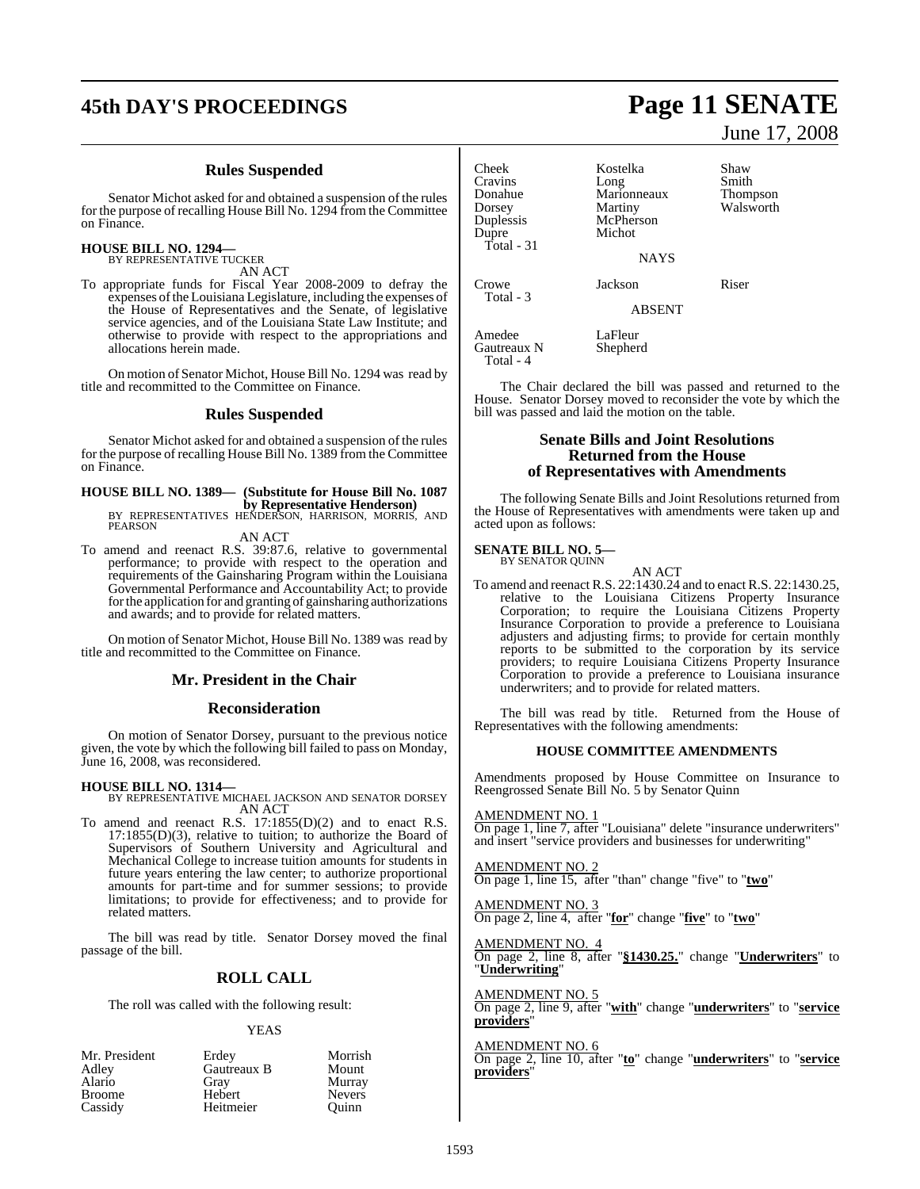## Rules Suspended

Senator Michot asked for and obtained a suspension of the rules for the purpose of recalling House Bill No. 1294 from the Committee on Finance.

**HOUSE BILL NO. 1294—**
BY REPRESENTATIVE TUCKER
AN ACT

To appropriate funds for Fiscal Year 2008-2009 to defray the expenses of the Louisiana Legislature, including the expenses of the House of Representatives and the Senate, of legislative service agencies, and of the Louisiana State Law Institute; and otherwise to provide with respect to the appropriations and allocations herein made.

On motion of Senator Michot, House Bill No. 1294 was read by title and recommitted to the Committee on Finance.

## Rules Suspended

Senator Michot asked for and obtained a suspension of the rules for the purpose of recalling House Bill No. 1389 from the Committee on Finance.

**HOUSE BILL NO. 1389— (Substitute for House Bill No. 1087 by Representative Henderson)**
BY REPRESENTATIVES HENDERSON, HARRISON, MORRIS, AND PEARSON
AN ACT

To amend and reenact R.S. 39:87.6, relative to governmental performance; to provide with respect to the operation and requirements of the Gainsharing Program within the Louisiana Governmental Performance and Accountability Act; to provide for the application for and granting of gainsharing authorizations and awards; and to provide for related matters.

On motion of Senator Michot, House Bill No. 1389 was read by title and recommitted to the Committee on Finance.

## Mr. President in the Chair

## Reconsideration

On motion of Senator Dorsey, pursuant to the previous notice given, the vote by which the following bill failed to pass on Monday, June 16, 2008, was reconsidered.

**HOUSE BILL NO. 1314—**
BY REPRESENTATIVE MICHAEL JACKSON AND SENATOR DORSEY
AN ACT

To amend and reenact R.S. 17:1855(D)(2) and to enact R.S. 17:1855(D)(3), relative to tuition; to authorize the Board of Supervisors of Southern University and Agricultural and Mechanical College to increase tuition amounts for students in future years entering the law center; to authorize proportional amounts for part-time and for summer sessions; to provide limitations; to provide for effectiveness; and to provide for related matters.

The bill was read by title. Senator Dorsey moved the final passage of the bill.

## ROLL CALL

The roll was called with the following result:

YEAS

| | | |
|---|---|---|
| Mr. President | Erdey | Morrish |
| Adley | Gautreaux B | Mount |
| Alario | Gray | Murray |
| Broome | Hebert | Nevers |
| Cassidy | Heitmeier | Quinn |
| Cheek | Kostelka | Shaw |
| Cravins | Long | Smith |
| Donahue | Marionneaux | Thompson |
| Dorsey | Martiny | Walsworth |
| Duplessis | McPherson | |
| Dupre | Michot | |
| Total - 31 | | |

NAYS

| | | |
|---|---|---|
| Crowe | Jackson | Riser |
| Total - 3 | | |

ABSENT

| | |
|---|---|
| Amedee | LaFleur |
| Gautreaux N | Shepherd |
| Total - 4 | |

The Chair declared the bill was passed and returned to the House. Senator Dorsey moved to reconsider the vote by which the bill was passed and laid the motion on the table.

## Senate Bills and Joint Resolutions Returned from the House of Representatives with Amendments

The following Senate Bills and Joint Resolutions returned from the House of Representatives with amendments were taken up and acted upon as follows:

**SENATE BILL NO. 5—**
BY SENATOR QUINN
AN ACT

To amend and reenact R.S. 22:1430.24 and to enact R.S. 22:1430.25, relative to the Louisiana Citizens Property Insurance Corporation; to require the Louisiana Citizens Property Insurance Corporation to provide a preference to Louisiana adjusters and adjusting firms; to provide for certain monthly reports to be submitted to the corporation by its service providers; to require Louisiana Citizens Property Insurance Corporation to provide a preference to Louisiana insurance underwriters; and to provide for related matters.

The bill was read by title. Returned from the House of Representatives with the following amendments:

### HOUSE COMMITTEE AMENDMENTS

Amendments proposed by House Committee on Insurance to Reengrossed Senate Bill No. 5 by Senator Quinn

AMENDMENT NO. 1
On page 1, line 7, after "Louisiana" delete "insurance underwriters" and insert "service providers and businesses for underwriting"

AMENDMENT NO. 2
On page 1, line 15, after "than" change "five" to "**two**"

AMENDMENT NO. 3
On page 2, line 4, after "**for**" change "**five**" to "**two**"

AMENDMENT NO. 4
On page 2, line 8, after "**§1430.25.**" change "**Underwriters**" to "**Underwriting**"

AMENDMENT NO. 5
On page 2, line 9, after "**with**" change "**underwriters**" to "**service providers**"

AMENDMENT NO. 6
On page 2, line 10, after "**to**" change "**underwriters**" to "**service providers**"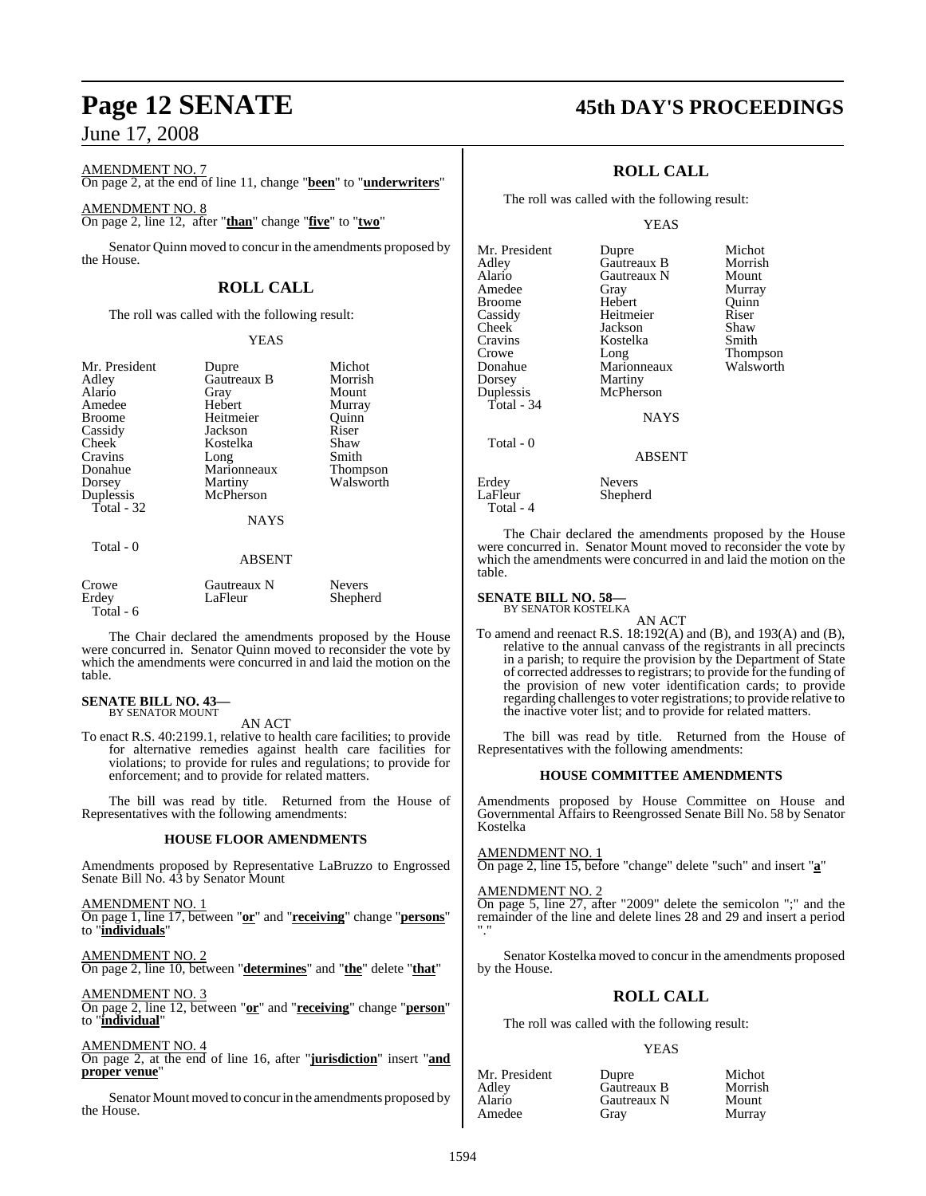AMENDMENT NO. 7
On page 2, at the end of line 11, change "**been**" to "**underwriters**"

AMENDMENT NO. 8
On page 2, line 12, after "**than**" change "**five**" to "**two**"

Senator Quinn moved to concur in the amendments proposed by the House.

## ROLL CALL

The roll was called with the following result:

YEAS

| | | |
|---|---|---|
| Mr. President | Dupre | Michot |
| Adley | Gautreaux B | Morrish |
| Alario | Gray | Mount |
| Amedee | Hebert | Murray |
| Broome | Heitmeier | Quinn |
| Cassidy | Jackson | Riser |
| Cheek | Kostelka | Shaw |
| Cravins | Long | Smith |
| Donahue | Marionneaux | Thompson |
| Dorsey | Martiny | Walsworth |
| Duplessis | McPherson | |
| Total - 32 | | |

NAYS

Total - 0

ABSENT

| | | |
|---|---|---|
| Crowe | Gautreaux N | Nevers |
| Erdey | LaFleur | Shepherd |
| Total - 6 | | |

The Chair declared the amendments proposed by the House were concurred in. Senator Quinn moved to reconsider the vote by which the amendments were concurred in and laid the motion on the table.

**SENATE BILL NO. 43—**
BY SENATOR MOUNT

AN ACT

To enact R.S. 40:2199.1, relative to health care facilities; to provide for alternative remedies against health care facilities for violations; to provide for rules and regulations; to provide for enforcement; and to provide for related matters.

The bill was read by title. Returned from the House of Representatives with the following amendments:

### HOUSE FLOOR AMENDMENTS

Amendments proposed by Representative LaBruzzo to Engrossed Senate Bill No. 43 by Senator Mount

AMENDMENT NO. 1
On page 1, line 17, between "**or**" and "**receiving**" change "**persons**" to "**individuals**"

AMENDMENT NO. 2
On page 2, line 10, between "**determines**" and "**the**" delete "**that**"

AMENDMENT NO. 3
On page 2, line 12, between "**or**" and "**receiving**" change "**person**" to "**individual**"

AMENDMENT NO. 4
On page 2, at the end of line 16, after "**jurisdiction**" insert "**and proper venue**"

Senator Mount moved to concur in the amendments proposed by the House.

## ROLL CALL

The roll was called with the following result:

YEAS

| | | |
|---|---|---|
| Mr. President | Dupre | Michot |
| Adley | Gautreaux B | Morrish |
| Alario | Gautreaux N | Mount |
| Amedee | Gray | Murray |
| Broome | Hebert | Quinn |
| Cassidy | Heitmeier | Riser |
| Cheek | Jackson | Shaw |
| Cravins | Kostelka | Smith |
| Crowe | Long | Thompson |
| Donahue | Marionneaux | Walsworth |
| Dorsey | Martiny | |
| Duplessis | McPherson | |
| Total - 34 | | |

NAYS

Total - 0

ABSENT

| | |
|---|---|
| Erdey | Nevers |
| LaFleur | Shepherd |
| Total - 4 | |

The Chair declared the amendments proposed by the House were concurred in. Senator Mount moved to reconsider the vote by which the amendments were concurred in and laid the motion on the table.

**SENATE BILL NO. 58—**
BY SENATOR KOSTELKA

AN ACT

To amend and reenact R.S. 18:192(A) and (B), and 193(A) and (B), relative to the annual canvass of the registrants in all precincts in a parish; to require the provision by the Department of State of corrected addresses to registrars; to provide for the funding of the provision of new voter identification cards; to provide regarding challenges to voter registrations; to provide relative to the inactive voter list; and to provide for related matters.

The bill was read by title. Returned from the House of Representatives with the following amendments:

### HOUSE COMMITTEE AMENDMENTS

Amendments proposed by House Committee on House and Governmental Affairs to Reengrossed Senate Bill No. 58 by Senator Kostelka

AMENDMENT NO. 1
On page 2, line 15, before "change" delete "such" and insert "**a**"

AMENDMENT NO. 2
On page 5, line 27, after "2009" delete the semicolon ";" and the remainder of the line and delete lines 28 and 29 and insert a period "."

Senator Kostelka moved to concur in the amendments proposed by the House.

## ROLL CALL

The roll was called with the following result:

YEAS

| | | |
|---|---|---|
| Mr. President | Dupre | Michot |
| Adley | Gautreaux B | Morrish |
| Alario | Gautreaux N | Mount |
| Amedee | Gray | Murray |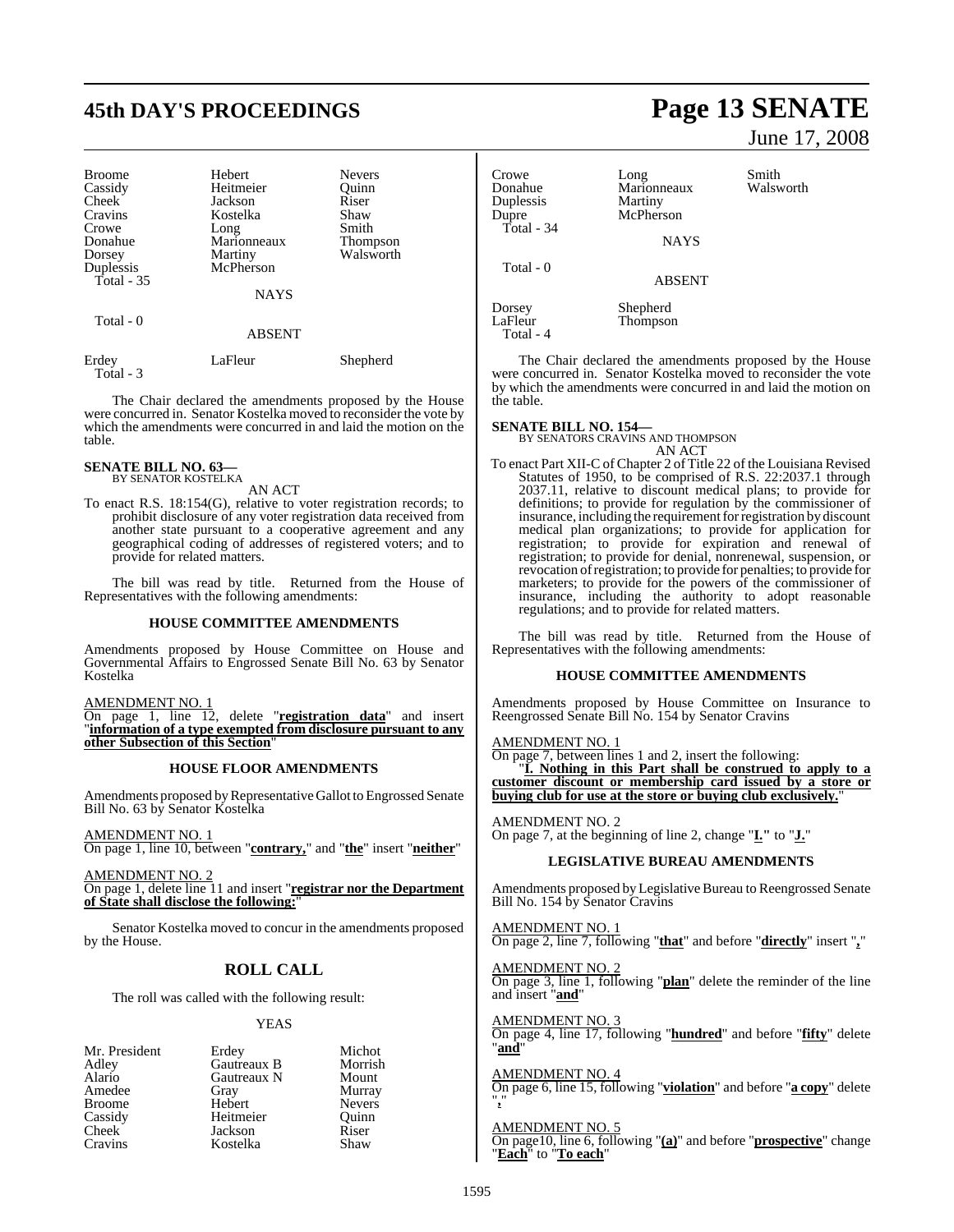| | | |
|---|---|---|
| Broome | Hebert | Nevers |
| Cassidy | Heitmeier | Quinn |
| Cheek | Jackson | Riser |
| Cravins | Kostelka | Shaw |
| Crowe | Long | Smith |
| Donahue | Marionneaux | Thompson |
| Dorsey | Martiny | Walsworth |
| Duplessis | McPherson | |
| Total - 35 | | |

NAYS

Total - 0

ABSENT

| | | |
|---|---|---|
| Erdey | LaFleur | Shepherd |
| Total - 3 | | |

The Chair declared the amendments proposed by the House were concurred in. Senator Kostelka moved to reconsider the vote by which the amendments were concurred in and laid the motion on the table.

**SENATE BILL NO. 63—**
BY SENATOR KOSTELKA

AN ACT

To enact R.S. 18:154(G), relative to voter registration records; to prohibit disclosure of any voter registration data received from another state pursuant to a cooperative agreement and any geographical coding of addresses of registered voters; and to provide for related matters.

The bill was read by title. Returned from the House of Representatives with the following amendments:

**HOUSE COMMITTEE AMENDMENTS**

Amendments proposed by House Committee on House and Governmental Affairs to Engrossed Senate Bill No. 63 by Senator Kostelka

AMENDMENT NO. 1
On page 1, line 12, delete "**registration data**" and insert "**information of a type exempted from disclosure pursuant to any other Subsection of this Section**"

**HOUSE FLOOR AMENDMENTS**

Amendments proposed by Representative Gallot to Engrossed Senate Bill No. 63 by Senator Kostelka

AMENDMENT NO. 1
On page 1, line 10, between "**contrary,**" and "**the**" insert "**neither**"

AMENDMENT NO. 2
On page 1, delete line 11 and insert "**registrar nor the Department of State shall disclose the following:**"

Senator Kostelka moved to concur in the amendments proposed by the House.

## ROLL CALL

The roll was called with the following result:

YEAS

| | | |
|---|---|---|
| Mr. President | Erdey | Michot |
| Adley | Gautreaux B | Morrish |
| Alario | Gautreaux N | Mount |
| Amedee | Gray | Murray |
| Broome | Hebert | Nevers |
| Cassidy | Heitmeier | Quinn |
| Cheek | Jackson | Riser |
| Cravins | Kostelka | Shaw |
| Crowe | Long | Smith |
| Donahue | Marionneaux | Walsworth |
| Duplessis | Martiny | |
| Dupre | McPherson | |
| Total - 34 | | |

NAYS

Total - 0

ABSENT

| | |
|---|---|
| Dorsey | Shepherd |
| LaFleur | Thompson |
| Total - 4 | |

The Chair declared the amendments proposed by the House were concurred in. Senator Kostelka moved to reconsider the vote by which the amendments were concurred in and laid the motion on the table.

**SENATE BILL NO. 154—**
BY SENATORS CRAVINS AND THOMPSON

AN ACT

To enact Part XII-C of Chapter 2 of Title 22 of the Louisiana Revised Statutes of 1950, to be comprised of R.S. 22:2037.1 through 2037.11, relative to discount medical plans; to provide for definitions; to provide for regulation by the commissioner of insurance, including the requirement for registration by discount medical plan organizations; to provide for application for registration; to provide for expiration and renewal of registration; to provide for denial, nonrenewal, suspension, or revocation of registration; to provide for penalties; to provide for marketers; to provide for the powers of the commissioner of insurance, including the authority to adopt reasonable regulations; and to provide for related matters.

The bill was read by title. Returned from the House of Representatives with the following amendments:

**HOUSE COMMITTEE AMENDMENTS**

Amendments proposed by House Committee on Insurance to Reengrossed Senate Bill No. 154 by Senator Cravins

AMENDMENT NO. 1
On page 7, between lines 1 and 2, insert the following:
"**I. Nothing in this Part shall be construed to apply to a customer discount or membership card issued by a store or buying club for use at the store or buying club exclusively.**"

AMENDMENT NO. 2
On page 7, at the beginning of line 2, change "**I.**" to "**J.**"

**LEGISLATIVE BUREAU AMENDMENTS**

Amendments proposed by Legislative Bureau to Reengrossed Senate Bill No. 154 by Senator Cravins

AMENDMENT NO. 1
On page 2, line 7, following "**that**" and before "**directly**" insert "**,**"

AMENDMENT NO. 2
On page 3, line 1, following "**plan**" delete the reminder of the line and insert "**and**"

AMENDMENT NO. 3
On page 4, line 17, following "**hundred**" and before "**fifty**" delete "**and**"

AMENDMENT NO. 4
On page 6, line 15, following "**violation**" and before "**a copy**" delete "**,**"

AMENDMENT NO. 5
On page10, line 6, following "**(a)**" and before "**prospective**" change "**Each**" to "**To each**"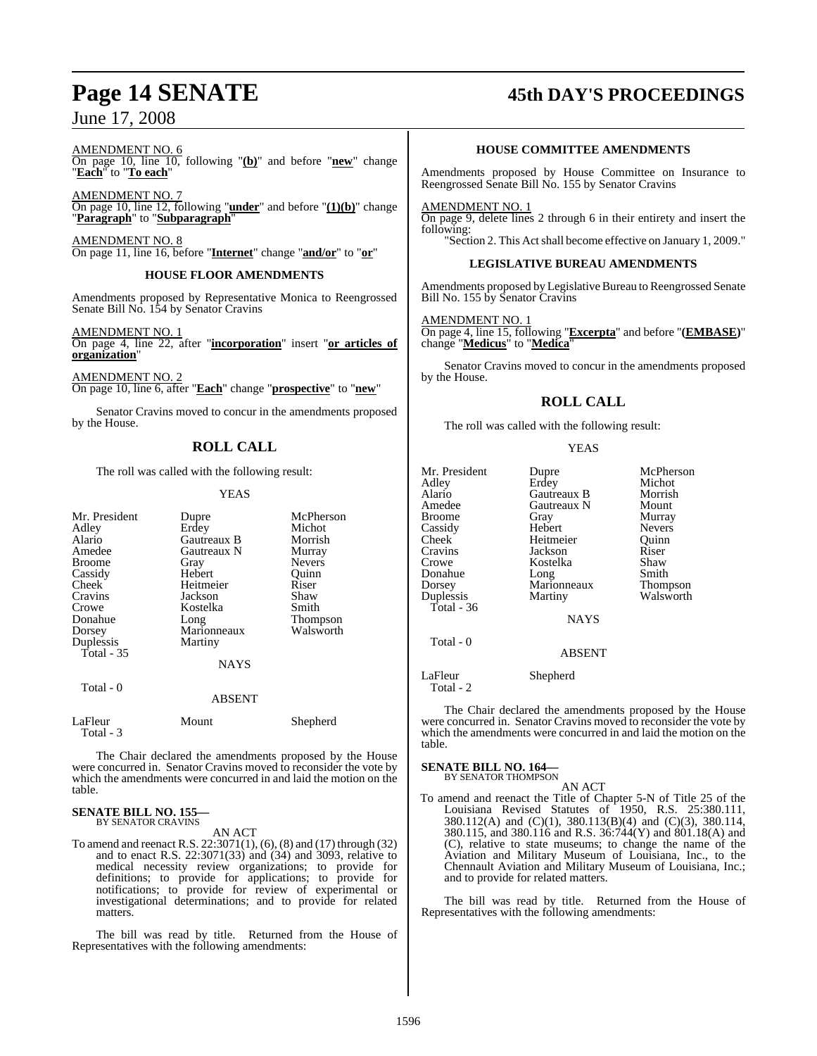AMENDMENT NO. 6
On page 10, line 10, following "**(b)**" and before "**new**" change "**Each**" to "**To each**"

AMENDMENT NO. 7
On page 10, line 12, following "**under**" and before "**(1)(b)**" change "**Paragraph**" to "**Subparagraph**"

AMENDMENT NO. 8
On page 11, line 16, before "**Internet**" change "**and/or**" to "**or**"

**HOUSE FLOOR AMENDMENTS**

Amendments proposed by Representative Monica to Reengrossed Senate Bill No. 154 by Senator Cravins

AMENDMENT NO. 1
On page 4, line 22, after "**incorporation**" insert "**or articles of organization**"

AMENDMENT NO. 2
On page 10, line 6, after "**Each**" change "**prospective**" to "**new**"

Senator Cravins moved to concur in the amendments proposed by the House.

## ROLL CALL

The roll was called with the following result:

YEAS

| | | |
|---|---|---|
| Mr. President | Dupre | McPherson |
| Adley | Erdey | Michot |
| Alario | Gautreaux B | Morrish |
| Amedee | Gautreaux N | Murray |
| Broome | Gray | Nevers |
| Cassidy | Hebert | Quinn |
| Cheek | Heitmeier | Riser |
| Cravins | Jackson | Shaw |
| Crowe | Kostelka | Smith |
| Donahue | Long | Thompson |
| Dorsey | Marionneaux | Walsworth |
| Duplessis | Martiny | |
| Total - 35 | | |

NAYS

Total - 0

ABSENT

| | | |
|---|---|---|
| LaFleur | Mount | Shepherd |
| Total - 3 | | |

The Chair declared the amendments proposed by the House were concurred in. Senator Cravins moved to reconsider the vote by which the amendments were concurred in and laid the motion on the table.

**SENATE BILL NO. 155—**
BY SENATOR CRAVINS

AN ACT

To amend and reenact R.S. 22:3071(1), (6), (8) and (17) through (32) and to enact R.S. 22:3071(33) and (34) and 3093, relative to medical necessity review organizations; to provide for definitions; to provide for applications; to provide for notifications; to provide for review of experimental or investigational determinations; and to provide for related matters.

The bill was read by title. Returned from the House of Representatives with the following amendments:

**HOUSE COMMITTEE AMENDMENTS**

Amendments proposed by House Committee on Insurance to Reengrossed Senate Bill No. 155 by Senator Cravins

AMENDMENT NO. 1
On page 9, delete lines 2 through 6 in their entirety and insert the following:
"Section 2. This Act shall become effective on January 1, 2009."

**LEGISLATIVE BUREAU AMENDMENTS**

Amendments proposed by Legislative Bureau to Reengrossed Senate Bill No. 155 by Senator Cravins

AMENDMENT NO. 1
On page 4, line 15, following "**Excerpta**" and before "**(EMBASE)**" change "**Medicus**" to "**Medica**"

Senator Cravins moved to concur in the amendments proposed by the House.

## ROLL CALL

The roll was called with the following result:

YEAS

| | | |
|---|---|---|
| Mr. President | Dupre | McPherson |
| Adley | Erdey | Michot |
| Alario | Gautreaux B | Morrish |
| Amedee | Gautreaux N | Mount |
| Broome | Gray | Murray |
| Cassidy | Hebert | Nevers |
| Cheek | Heitmeier | Quinn |
| Cravins | Jackson | Riser |
| Crowe | Kostelka | Shaw |
| Donahue | Long | Smith |
| Dorsey | Marionneaux | Thompson |
| Duplessis | Martiny | Walsworth |
| Total - 36 | | |

NAYS

Total - 0

ABSENT

| | |
|---|---|
| LaFleur | Shepherd |
| Total - 2 | |

The Chair declared the amendments proposed by the House were concurred in. Senator Cravins moved to reconsider the vote by which the amendments were concurred in and laid the motion on the table.

**SENATE BILL NO. 164—**
BY SENATOR THOMPSON

AN ACT

To amend and reenact the Title of Chapter 5-N of Title 25 of the Louisiana Revised Statutes of 1950, R.S. 25:380.111, 380.112(A) and (C)(1), 380.113(B)(4) and (C)(3), 380.114, 380.115, and 380.116 and R.S. 36:744(Y) and 801.18(A) and (C), relative to state museums; to change the name of the Aviation and Military Museum of Louisiana, Inc., to the Chennault Aviation and Military Museum of Louisiana, Inc.; and to provide for related matters.

The bill was read by title. Returned from the House of Representatives with the following amendments: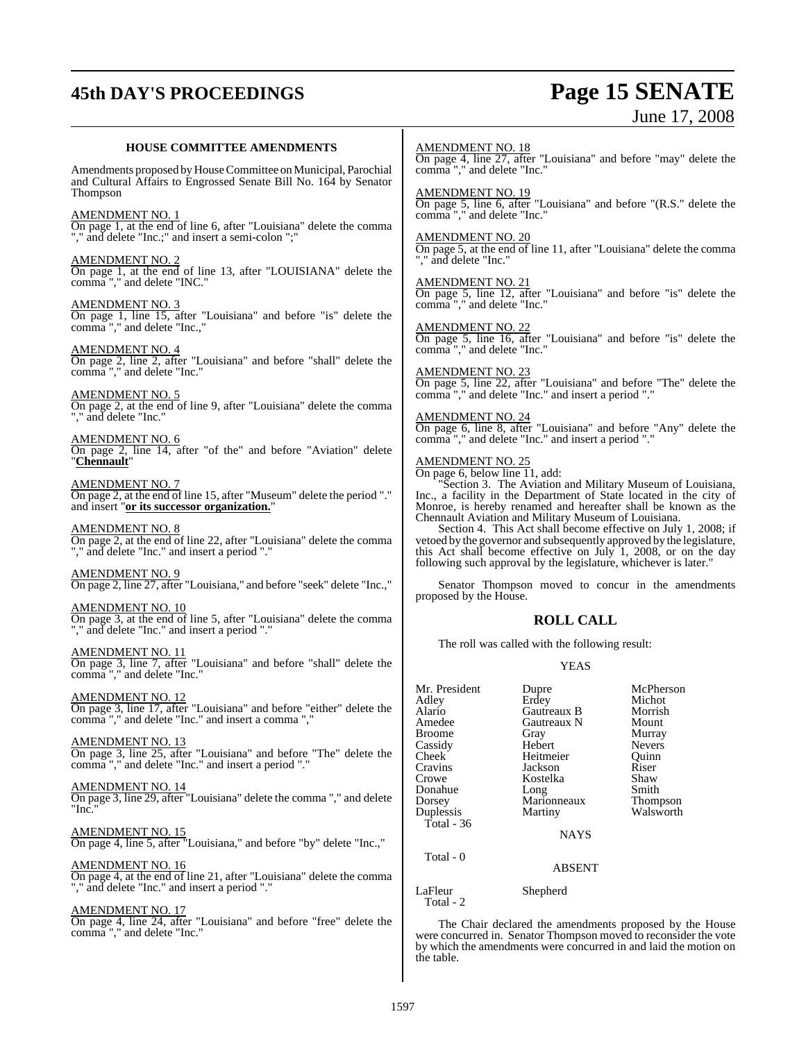### HOUSE COMMITTEE AMENDMENTS

Amendments proposed by House Committee on Municipal, Parochial and Cultural Affairs to Engrossed Senate Bill No. 164 by Senator Thompson

AMENDMENT NO. 1
On page 1, at the end of line 6, after "Louisiana" delete the comma "," and delete "Inc.;" and insert a semi-colon ";"

AMENDMENT NO. 2
On page 1, at the end of line 13, after "LOUISIANA" delete the comma "," and delete "INC."

AMENDMENT NO. 3
On page 1, line 15, after "Louisiana" and before "is" delete the comma "," and delete "Inc.,"

AMENDMENT NO. 4
On page 2, line 2, after "Louisiana" and before "shall" delete the comma "," and delete "Inc."

AMENDMENT NO. 5
On page 2, at the end of line 9, after "Louisiana" delete the comma "," and delete "Inc."

AMENDMENT NO. 6
On page 2, line 14, after "of the" and before "Aviation" delete "**Chennault**"

AMENDMENT NO. 7
On page 2, at the end of line 15, after "Museum" delete the period "." and insert "**or its successor organization.**"

AMENDMENT NO. 8
On page 2, at the end of line 22, after "Louisiana" delete the comma "," and delete "Inc." and insert a period "."

AMENDMENT NO. 9
On page 2, line 27, after "Louisiana," and before "seek" delete "Inc.,"

AMENDMENT NO. 10
On page 3, at the end of line 5, after "Louisiana" delete the comma "," and delete "Inc." and insert a period "."

AMENDMENT NO. 11
On page 3, line 7, after "Louisiana" and before "shall" delete the comma "," and delete "Inc."

AMENDMENT NO. 12
On page 3, line 17, after "Louisiana" and before "either" delete the comma "," and delete "Inc." and insert a comma ","

AMENDMENT NO. 13
On page 3, line 25, after "Louisiana" and before "The" delete the comma "," and delete "Inc." and insert a period "."

AMENDMENT NO. 14
On page 3, line 29, after "Louisiana" delete the comma "," and delete "Inc."

AMENDMENT NO. 15
On page 4, line 5, after "Louisiana," and before "by" delete "Inc.,"

AMENDMENT NO. 16
On page 4, at the end of line 21, after "Louisiana" delete the comma "," and delete "Inc." and insert a period "."

AMENDMENT NO. 17
On page 4, line 24, after "Louisiana" and before "free" delete the comma "," and delete "Inc."

AMENDMENT NO. 18
On page 4, line 27, after "Louisiana" and before "may" delete the comma "," and delete "Inc."

AMENDMENT NO. 19
On page 5, line 6, after "Louisiana" and before "(R.S." delete the comma "," and delete "Inc."

AMENDMENT NO. 20
On page 5, at the end of line 11, after "Louisiana" delete the comma "," and delete "Inc."

AMENDMENT NO. 21
On page 5, line 12, after "Louisiana" and before "is" delete the comma "," and delete "Inc."

AMENDMENT NO. 22
On page 5, line 16, after "Louisiana" and before "is" delete the comma "," and delete "Inc."

AMENDMENT NO. 23
On page 5, line 22, after "Louisiana" and before "The" delete the comma "," and delete "Inc." and insert a period "."

AMENDMENT NO. 24
On page 6, line 8, after "Louisiana" and before "Any" delete the comma "," and delete "Inc." and insert a period "."

AMENDMENT NO. 25
On page 6, below line 11, add:

"Section 3. The Aviation and Military Museum of Louisiana, Inc., a facility in the Department of State located in the city of Monroe, is hereby renamed and hereafter shall be known as the Chennault Aviation and Military Museum of Louisiana.

Section 4. This Act shall become effective on July 1, 2008; if vetoed by the governor and subsequently approved by the legislature, this Act shall become effective on July 1, 2008, or on the day following such approval by the legislature, whichever is later."

Senator Thompson moved to concur in the amendments proposed by the House.

## ROLL CALL

The roll was called with the following result:

YEAS

| | | |
|---|---|---|
| Mr. President | Dupre | McPherson |
| Adley | Erdey | Michot |
| Alario | Gautreaux B | Morrish |
| Amedee | Gautreaux N | Mount |
| Broome | Gray | Murray |
| Cassidy | Hebert | Nevers |
| Cheek | Heitmeier | Quinn |
| Cravins | Jackson | Riser |
| Crowe | Kostelka | Shaw |
| Donahue | Long | Smith |
| Dorsey | Marionneaux | Thompson |
| Duplessis | Martiny | Walsworth |

Total - 36

NAYS

Total - 0

ABSENT

| | |
|---|---|
| LaFleur | Shepherd |

Total - 2

The Chair declared the amendments proposed by the House were concurred in. Senator Thompson moved to reconsider the vote by which the amendments were concurred in and laid the motion on the table.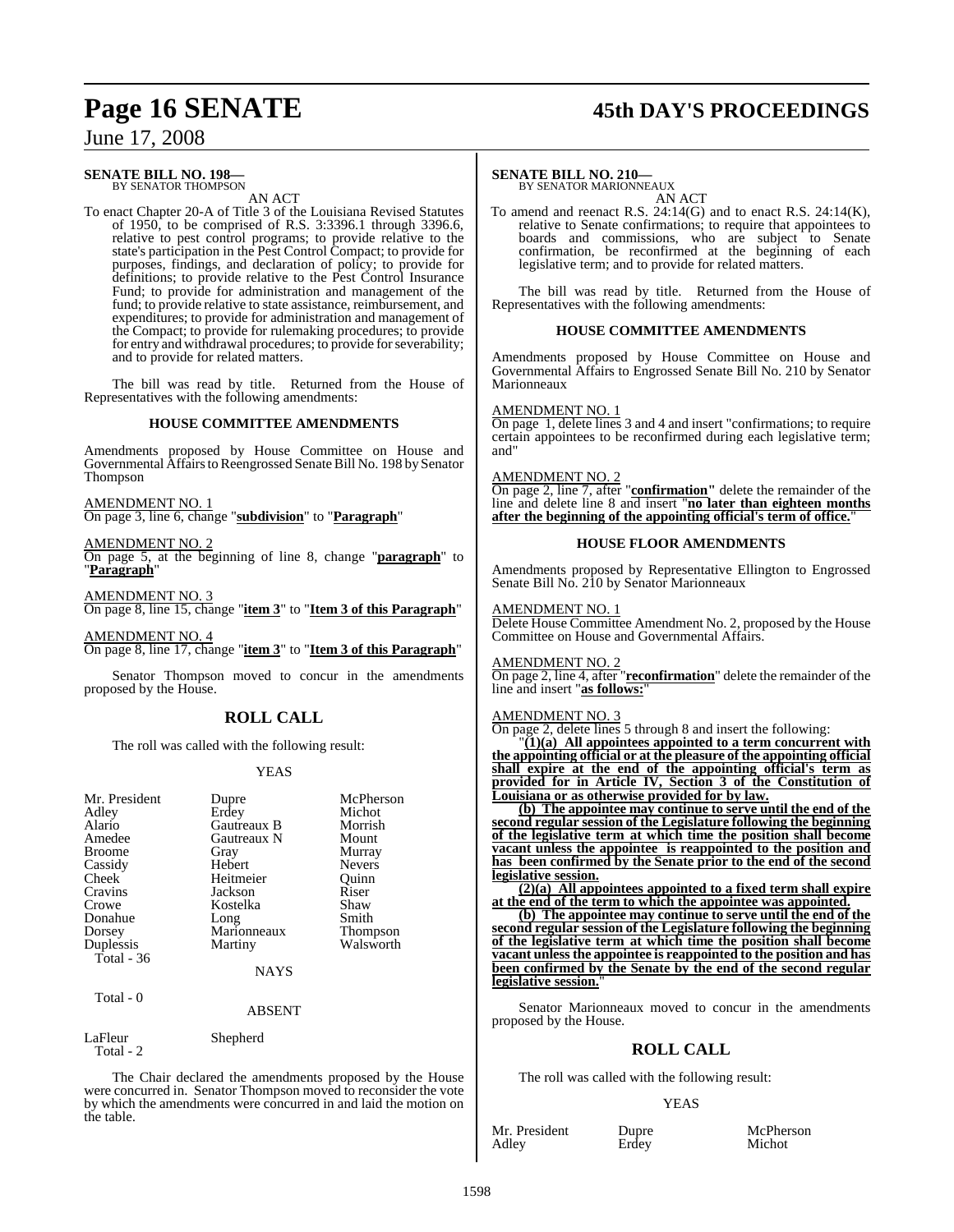**SENATE BILL NO. 198—**
BY SENATOR THOMPSON

AN ACT

To enact Chapter 20-A of Title 3 of the Louisiana Revised Statutes of 1950, to be comprised of R.S. 3:3396.1 through 3396.6, relative to pest control programs; to provide relative to the state's participation in the Pest Control Compact; to provide for purposes, findings, and declaration of policy; to provide for definitions; to provide relative to the Pest Control Insurance Fund; to provide for administration and management of the fund; to provide relative to state assistance, reimbursement, and expenditures; to provide for administration and management of the Compact; to provide for rulemaking procedures; to provide for entry and withdrawal procedures; to provide for severability; and to provide for related matters.

The bill was read by title. Returned from the House of Representatives with the following amendments:

### HOUSE COMMITTEE AMENDMENTS

Amendments proposed by House Committee on House and Governmental Affairs to Reengrossed Senate Bill No. 198 by Senator Thompson

AMENDMENT NO. 1
On page 3, line 6, change "**subdivision**" to "**Paragraph**"

AMENDMENT NO. 2
On page 5, at the beginning of line 8, change "**paragraph**" to "**Paragraph**"

AMENDMENT NO. 3
On page 8, line 15, change "**item 3**" to "**Item 3 of this Paragraph**"

AMENDMENT NO. 4
On page 8, line 17, change "**item 3**" to "**Item 3 of this Paragraph**"

Senator Thompson moved to concur in the amendments proposed by the House.

## ROLL CALL

The roll was called with the following result:

YEAS

| | | |
|---|---|---|
| Mr. President | Dupre | McPherson |
| Adley | Erdey | Michot |
| Alario | Gautreaux B | Morrish |
| Amedee | Gautreaux N | Mount |
| Broome | Gray | Murray |
| Cassidy | Hebert | Nevers |
| Cheek | Heitmeier | Quinn |
| Cravins | Jackson | Riser |
| Crowe | Kostelka | Shaw |
| Donahue | Long | Smith |
| Dorsey | Marionneaux | Thompson |
| Duplessis | Martiny | Walsworth |
| Total - 36 | | |

NAYS

Total - 0

ABSENT

| | |
|---|---|
| LaFleur | Shepherd |
| Total - 2 | |

The Chair declared the amendments proposed by the House were concurred in. Senator Thompson moved to reconsider the vote by which the amendments were concurred in and laid the motion on the table.

**SENATE BILL NO. 210—**
BY SENATOR MARIONNEAUX

AN ACT

To amend and reenact R.S. 24:14(G) and to enact R.S. 24:14(K), relative to Senate confirmations; to require that appointees to boards and commissions, who are subject to Senate confirmation, be reconfirmed at the beginning of each legislative term; and to provide for related matters.

The bill was read by title. Returned from the House of Representatives with the following amendments:

### HOUSE COMMITTEE AMENDMENTS

Amendments proposed by House Committee on House and Governmental Affairs to Engrossed Senate Bill No. 210 by Senator Marionneaux

AMENDMENT NO. 1
On page 1, delete lines 3 and 4 and insert "confirmations; to require certain appointees to be reconfirmed during each legislative term; and"

AMENDMENT NO. 2
On page 2, line 7, after "**confirmation"** delete the remainder of the line and delete line 8 and insert "**no later than eighteen months after the beginning of the appointing official's term of office.**"

### HOUSE FLOOR AMENDMENTS

Amendments proposed by Representative Ellington to Engrossed Senate Bill No. 210 by Senator Marionneaux

AMENDMENT NO. 1
Delete House Committee Amendment No. 2, proposed by the House Committee on House and Governmental Affairs.

AMENDMENT NO. 2
On page 2, line 4, after "**reconfirmation**" delete the remainder of the line and insert "**as follows:**"

AMENDMENT NO. 3
On page 2, delete lines 5 through 8 and insert the following:

"**(1)(a) All appointees appointed to a term concurrent with the appointing official or at the pleasure of the appointing official shall expire at the end of the appointing official's term as provided for in Article IV, Section 3 of the Constitution of Louisiana or as otherwise provided for by law.**

**(b) The appointee may continue to serve until the end of the second regular session of the Legislature following the beginning of the legislative term at which time the position shall become vacant unless the appointee is reappointed to the position and has been confirmed by the Senate prior to the end of the second legislative session.**

**(2)(a) All appointees appointed to a fixed term shall expire at the end of the term to which the appointee was appointed.**

**(b) The appointee may continue to serve until the end of the second regular session of the Legislature following the beginning of the legislative term at which time the position shall become vacant unless the appointee is reappointed to the position and has been confirmed by the Senate by the end of the second regular legislative session.**"

Senator Marionneaux moved to concur in the amendments proposed by the House.

## ROLL CALL

The roll was called with the following result:

YEAS

| | | |
|---|---|---|
| Mr. President | Dupre | McPherson |
| Adley | Erdey | Michot |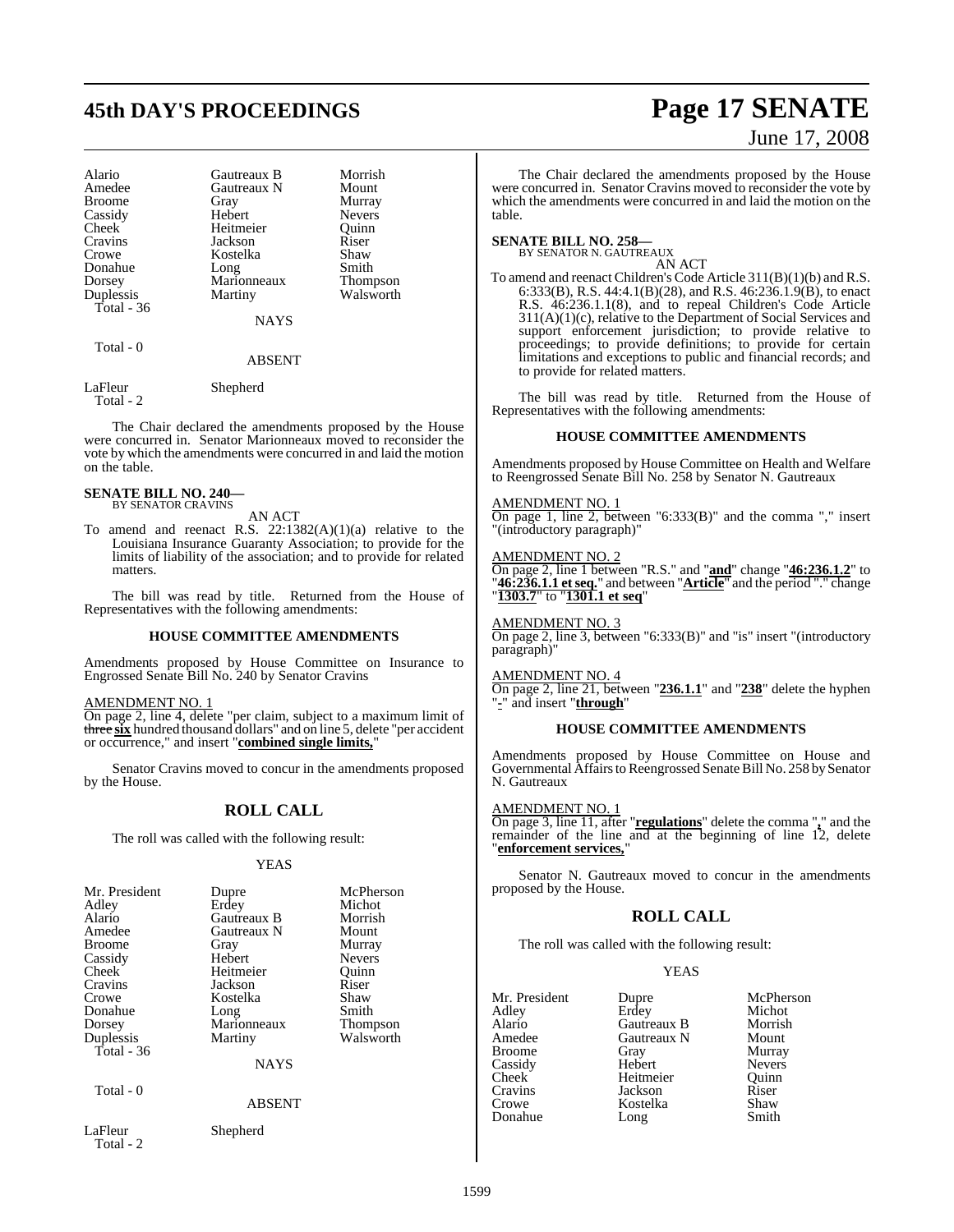| Alario | Gautreaux B | Morrish |
|---|---|---|
| Amedee | Gautreaux N | Mount |
| Broome | Gray | Murray |
| Cassidy | Hebert | Nevers |
| Cheek | Heitmeier | Quinn |
| Cravins | Jackson | Riser |
| Crowe | Kostelka | Shaw |
| Donahue | Long | Smith |
| Dorsey | Marionneaux | Thompson |
| Duplessis | Martiny | Walsworth |

Total - 36

NAYS

Total - 0

ABSENT

LaFleur Shepherd

Total - 2

The Chair declared the amendments proposed by the House were concurred in. Senator Marionneaux moved to reconsider the vote by which the amendments were concurred in and laid the motion on the table.

**SENATE BILL NO. 240—**
BY SENATOR CRAVINS

AN ACT

To amend and reenact R.S. 22:1382(A)(1)(a) relative to the Louisiana Insurance Guaranty Association; to provide for the limits of liability of the association; and to provide for related matters.

The bill was read by title. Returned from the House of Representatives with the following amendments:

**HOUSE COMMITTEE AMENDMENTS**

Amendments proposed by House Committee on Insurance to Engrossed Senate Bill No. 240 by Senator Cravins

AMENDMENT NO. 1

On page 2, line 4, delete "per claim, subject to a maximum limit of ~~three~~ **six** hundred thousand dollars" and on line 5, delete "per accident or occurrence," and insert "**combined single limits,**"

Senator Cravins moved to concur in the amendments proposed by the House.

## ROLL CALL

The roll was called with the following result:

YEAS

| Mr. President | Dupre | McPherson |
|---|---|---|
| Adley | Erdey | Michot |
| Alario | Gautreaux B | Morrish |
| Amedee | Gautreaux N | Mount |
| Broome | Gray | Murray |
| Cassidy | Hebert | Nevers |
| Cheek | Heitmeier | Quinn |
| Cravins | Jackson | Riser |
| Crowe | Kostelka | Shaw |
| Donahue | Long | Smith |
| Dorsey | Marionneaux | Thompson |
| Duplessis | Martiny | Walsworth |

Total - 36

NAYS

Total - 0

ABSENT

LaFleur Shepherd

Total - 2

The Chair declared the amendments proposed by the House were concurred in. Senator Cravins moved to reconsider the vote by which the amendments were concurred in and laid the motion on the table.

**SENATE BILL NO. 258—**
BY SENATOR N. GAUTREAUX

AN ACT

To amend and reenact Children's Code Article 311(B)(1)(b) and R.S. 6:333(B), R.S. 44:4.1(B)(28), and R.S. 46:236.1.9(B), to enact R.S. 46:236.1.1(8), and to repeal Children's Code Article 311(A)(1)(c), relative to the Department of Social Services and support enforcement jurisdiction; to provide relative to proceedings; to provide definitions; to provide for certain limitations and exceptions to public and financial records; and to provide for related matters.

The bill was read by title. Returned from the House of Representatives with the following amendments:

**HOUSE COMMITTEE AMENDMENTS**

Amendments proposed by House Committee on Health and Welfare to Reengrossed Senate Bill No. 258 by Senator N. Gautreaux

AMENDMENT NO. 1

On page 1, line 2, between "6:333(B)" and the comma "," insert "(introductory paragraph)"

AMENDMENT NO. 2

On page 2, line 1 between "R.S." and "**and**" change "**46:236.1.2**" to "**46:236.1.1 et seq.**" and between "**Article**" and the period "." change "**1303.7**" to "**1301.1 et seq**"

AMENDMENT NO. 3

On page 2, line 3, between "6:333(B)" and "is" insert "(introductory paragraph)"

AMENDMENT NO. 4

On page 2, line 21, between "**236.1.1**" and "**238**" delete the hyphen "**-**" and insert "**through**"

**HOUSE COMMITTEE AMENDMENTS**

Amendments proposed by House Committee on House and Governmental Affairs to Reengrossed Senate Bill No. 258 by Senator N. Gautreaux

AMENDMENT NO. 1

On page 3, line 11, after "**regulations**" delete the comma "**,**" and the remainder of the line and at the beginning of line 12, delete "**enforcement services,**"

Senator N. Gautreaux moved to concur in the amendments proposed by the House.

## ROLL CALL

The roll was called with the following result:

YEAS

| Mr. President | Dupre | McPherson |
|---|---|---|
| Adley | Erdey | Michot |
| Alario | Gautreaux B | Morrish |
| Amedee | Gautreaux N | Mount |
| Broome | Gray | Murray |
| Cassidy | Hebert | Nevers |
| Cheek | Heitmeier | Quinn |
| Cravins | Jackson | Riser |
| Crowe | Kostelka | Shaw |
| Donahue | Long | Smith |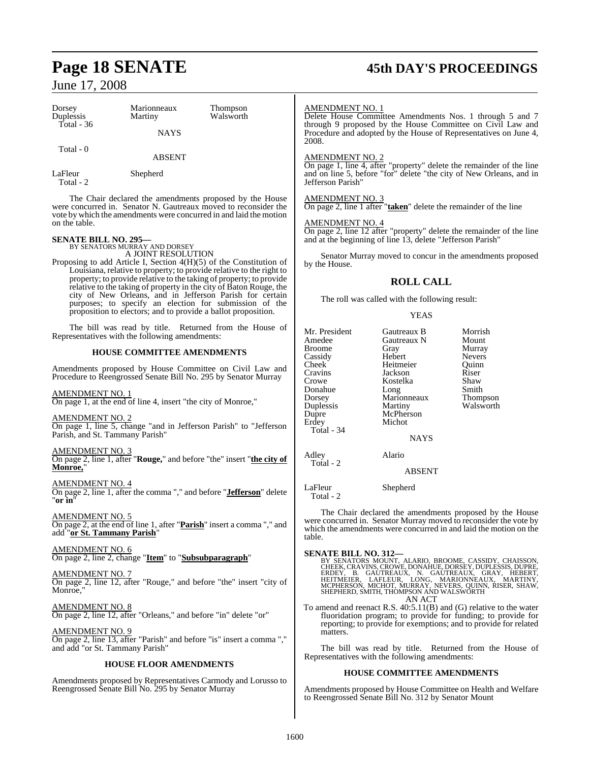| Dorsey | Marionneaux | Thompson |
|---|---|---|
| Duplessis | Martiny | Walsworth |
| Total - 36 | | |

NAYS

Total - 0

ABSENT

| LaFleur | Shepherd |
|---|---|
| Total - 2 | |

The Chair declared the amendments proposed by the House were concurred in. Senator N. Gautreaux moved to reconsider the vote by which the amendments were concurred in and laid the motion on the table.

**SENATE BILL NO. 295—**
BY SENATORS MURRAY AND DORSEY
A JOINT RESOLUTION

Proposing to add Article I, Section 4(H)(5) of the Constitution of Louisiana, relative to property; to provide relative to the right to property; to provide relative to the taking of property; to provide relative to the taking of property in the city of Baton Rouge, the city of New Orleans, and in Jefferson Parish for certain purposes; to specify an election for submission of the proposition to electors; and to provide a ballot proposition.

The bill was read by title. Returned from the House of Representatives with the following amendments:

**HOUSE COMMITTEE AMENDMENTS**

Amendments proposed by House Committee on Civil Law and Procedure to Reengrossed Senate Bill No. 295 by Senator Murray

AMENDMENT NO. 1
On page 1, at the end of line 4, insert "the city of Monroe,"

AMENDMENT NO. 2
On page 1, line 5, change "and in Jefferson Parish" to "Jefferson Parish, and St. Tammany Parish"

AMENDMENT NO. 3
On page 2, line 1, after "**Rouge,**" and before "the" insert "**the city of Monroe,**"

AMENDMENT NO. 4
On page 2, line 1, after the comma "," and before "**Jefferson**" delete "**or in**"

AMENDMENT NO. 5
On page 2, at the end of line 1, after "**Parish**" insert a comma "," and add "**or St. Tammany Parish**"

AMENDMENT NO. 6
On page 2, line 2, change "**Item**" to "**Subsubparagraph**"

AMENDMENT NO. 7
On page 2, line 12, after "Rouge," and before "the" insert "city of Monroe,"

AMENDMENT NO. 8
On page 2, line 12, after "Orleans," and before "in" delete "or"

AMENDMENT NO. 9
On page 2, line 13, after "Parish" and before "is" insert a comma "," and add "or St. Tammany Parish"

**HOUSE FLOOR AMENDMENTS**

Amendments proposed by Representatives Carmody and Lorusso to Reengrossed Senate Bill No. 295 by Senator Murray

AMENDMENT NO. 1
Delete House Committee Amendments Nos. 1 through 5 and 7 through 9 proposed by the House Committee on Civil Law and Procedure and adopted by the House of Representatives on June 4, 2008.

AMENDMENT NO. 2
On page 1, line 4, after "property" delete the remainder of the line and on line 5, before "for" delete "the city of New Orleans, and in Jefferson Parish"

AMENDMENT NO. 3
On page 2, line 1 after "**taken**" delete the remainder of the line

AMENDMENT NO. 4
On page 2, line 12 after "property" delete the remainder of the line and at the beginning of line 13, delete "Jefferson Parish"

Senator Murray moved to concur in the amendments proposed by the House.

## ROLL CALL

The roll was called with the following result:

YEAS

| Mr. President | Gautreaux B | Morrish |
|---|---|---|
| Amedee | Gautreaux N | Mount |
| Broome | Gray | Murray |
| Cassidy | Hebert | Nevers |
| Cheek | Heitmeier | Quinn |
| Cravins | Jackson | Riser |
| Crowe | Kostelka | Shaw |
| Donahue | Long | Smith |
| Dorsey | Marionneaux | Thompson |
| Duplessis | Martiny | Walsworth |
| Dupre | McPherson | |
| Erdey | Michot | |
| Total - 34 | | |

NAYS

| Adley | Alario |
|---|---|
| Total - 2 | |

ABSENT

| LaFleur | Shepherd |
|---|---|
| Total - 2 | |

The Chair declared the amendments proposed by the House were concurred in. Senator Murray moved to reconsider the vote by which the amendments were concurred in and laid the motion on the table.

**SENATE BILL NO. 312—**
BY SENATORS MOUNT, ALARIO, BROOME, CASSIDY, CHAISSON, CHEEK, CRAVINS, CROWE, DONAHUE, DORSEY, DUPLESSIS, DUPRE, ERDEY, B. GAUTREAUX, N. GAUTREAUX, GRAY, HEBERT, HEITMEIER, LAFLEUR, LONG, MARIONNEAUX, MARTINY, MCPHERSON, MICHOT, MURRAY, NEVERS, QUINN, RISER, SHAW, SHEPHERD, SMITH, THOMPSON AND WALSWORTH
AN ACT

To amend and reenact R.S. 40:5.11(B) and (G) relative to the water fluoridation program; to provide for funding; to provide for reporting; to provide for exemptions; and to provide for related matters.

The bill was read by title. Returned from the House of Representatives with the following amendments:

**HOUSE COMMITTEE AMENDMENTS**

Amendments proposed by House Committee on Health and Welfare to Reengrossed Senate Bill No. 312 by Senator Mount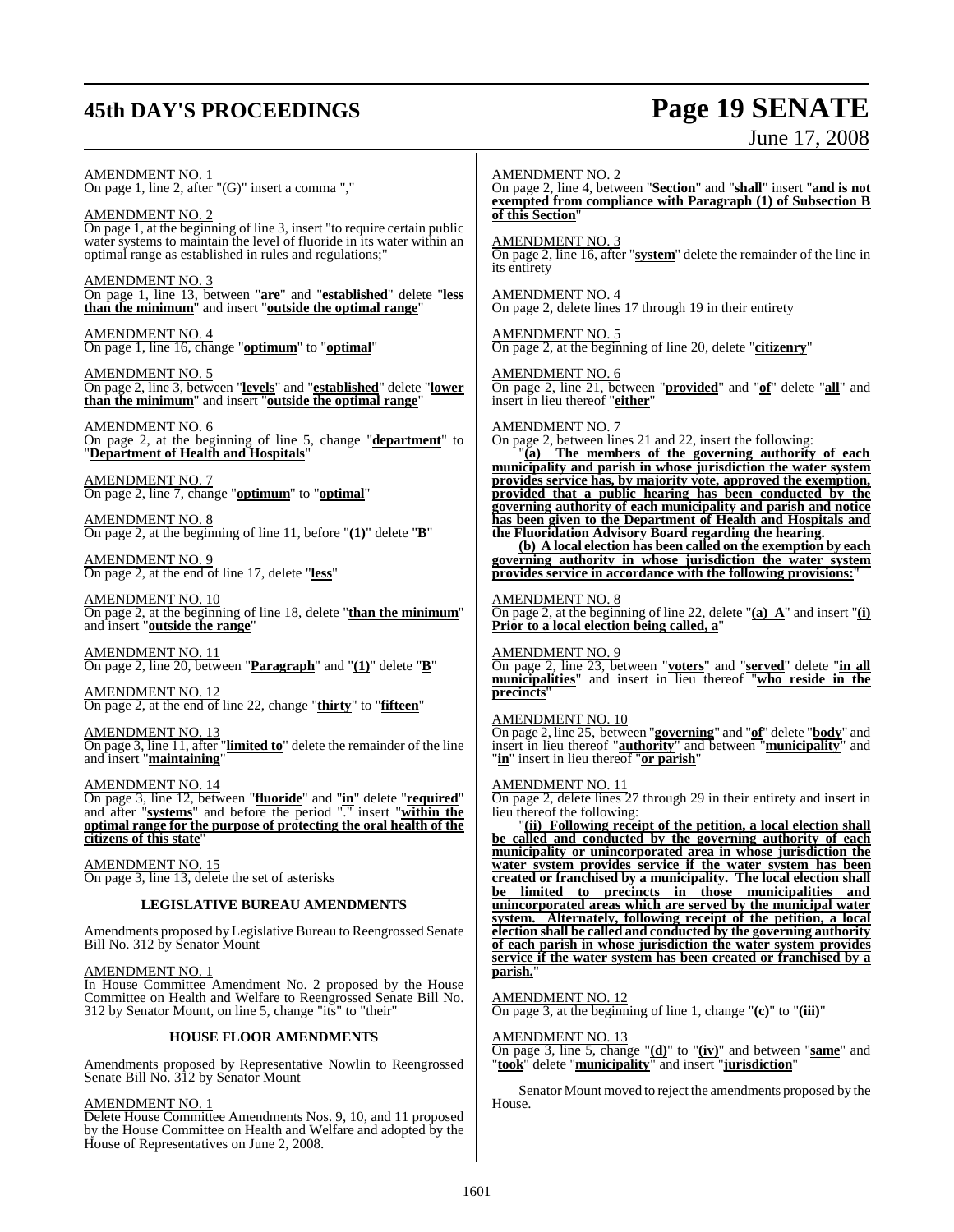AMENDMENT NO. 1
On page 1, line 2, after "(G)" insert a comma ","

AMENDMENT NO. 2
On page 1, at the beginning of line 3, insert "to require certain public water systems to maintain the level of fluoride in its water within an optimal range as established in rules and regulations;"

AMENDMENT NO. 3
On page 1, line 13, between "**are**" and "**established**" delete "**less than the minimum**" and insert "**outside the optimal range**"

AMENDMENT NO. 4
On page 1, line 16, change "**optimum**" to "**optimal**"

AMENDMENT NO. 5
On page 2, line 3, between "**levels**" and "**established**" delete "**lower than the minimum**" and insert "**outside the optimal range**"

AMENDMENT NO. 6
On page 2, at the beginning of line 5, change "**department**" to "**Department of Health and Hospitals**"

AMENDMENT NO. 7
On page 2, line 7, change "**optimum**" to "**optimal**"

AMENDMENT NO. 8
On page 2, at the beginning of line 11, before "**(1)**" delete "**B**"

AMENDMENT NO. 9
On page 2, at the end of line 17, delete "**less**"

AMENDMENT NO. 10
On page 2, at the beginning of line 18, delete "**than the minimum**" and insert "**outside the range**"

AMENDMENT NO. 11
On page 2, line 20, between "**Paragraph**" and "**(1)**" delete "**B**"

AMENDMENT NO. 12
On page 2, at the end of line 22, change "**thirty**" to "**fifteen**"

AMENDMENT NO. 13
On page 3, line 11, after "**limited to**" delete the remainder of the line and insert "**maintaining**"

AMENDMENT NO. 14
On page 3, line 12, between "**fluoride**" and "**in**" delete "**required**" and after "**systems**" and before the period "." insert "**within the optimal range for the purpose of protecting the oral health of the citizens of this state**"

AMENDMENT NO. 15
On page 3, line 13, delete the set of asterisks

## LEGISLATIVE BUREAU AMENDMENTS

Amendments proposed by Legislative Bureau to Reengrossed Senate Bill No. 312 by Senator Mount

AMENDMENT NO. 1
In House Committee Amendment No. 2 proposed by the House Committee on Health and Welfare to Reengrossed Senate Bill No. 312 by Senator Mount, on line 5, change "its" to "their"

## HOUSE FLOOR AMENDMENTS

Amendments proposed by Representative Nowlin to Reengrossed Senate Bill No. 312 by Senator Mount

AMENDMENT NO. 1
Delete House Committee Amendments Nos. 9, 10, and 11 proposed by the House Committee on Health and Welfare and adopted by the House of Representatives on June 2, 2008.

AMENDMENT NO. 2
On page 2, line 4, between "**Section**" and "**shall**" insert "**and is not exempted from compliance with Paragraph (1) of Subsection B of this Section**"

AMENDMENT NO. 3
On page 2, line 16, after "**system**" delete the remainder of the line in its entirety

AMENDMENT NO. 4
On page 2, delete lines 17 through 19 in their entirety

AMENDMENT NO. 5
On page 2, at the beginning of line 20, delete "**citizenry**"

AMENDMENT NO. 6
On page 2, line 21, between "**provided**" and "**of**" delete "**all**" and insert in lieu thereof "**either**"

AMENDMENT NO. 7
On page 2, between lines 21 and 22, insert the following:

"**(a) The members of the governing authority of each municipality and parish in whose jurisdiction the water system provides service has, by majority vote, approved the exemption, provided that a public hearing has been conducted by the governing authority of each municipality and parish and notice has been given to the Department of Health and Hospitals and the Fluoridation Advisory Board regarding the hearing.**

**(b) A local election has been called on the exemption by each governing authority in whose jurisdiction the water system provides service in accordance with the following provisions:**"

AMENDMENT NO. 8
On page 2, at the beginning of line 22, delete "**(a) A**" and insert "**(i) Prior to a local election being called, a**"

AMENDMENT NO. 9
On page 2, line 23, between "**voters**" and "**served**" delete "**in all municipalities**" and insert in lieu thereof "**who reside in the precincts**"

AMENDMENT NO. 10
On page 2, line 25, between "**governing**" and "**of**" delete "**body**" and insert in lieu thereof "**authority**" and between "**municipality**" and "**in**" insert in lieu thereof "**or parish**"

AMENDMENT NO. 11
On page 2, delete lines 27 through 29 in their entirety and insert in lieu thereof the following:

"**(ii) Following receipt of the petition, a local election shall be called and conducted by the governing authority of each municipality or unincorporated area in whose jurisdiction the water system provides service if the water system has been created or franchised by a municipality. The local election shall be limited to precincts in those municipalities and unincorporated areas which are served by the municipal water system. Alternately, following receipt of the petition, a local election shall be called and conducted by the governing authority of each parish in whose jurisdiction the water system provides service if the water system has been created or franchised by a parish.**"

AMENDMENT NO. 12
On page 3, at the beginning of line 1, change "**(c)**" to "**(iii)**"

AMENDMENT NO. 13
On page 3, line 5, change "**(d)**" to "**(iv)**" and between "**same**" and "**took**" delete "**municipality**" and insert "**jurisdiction**"

Senator Mount moved to reject the amendments proposed by the House.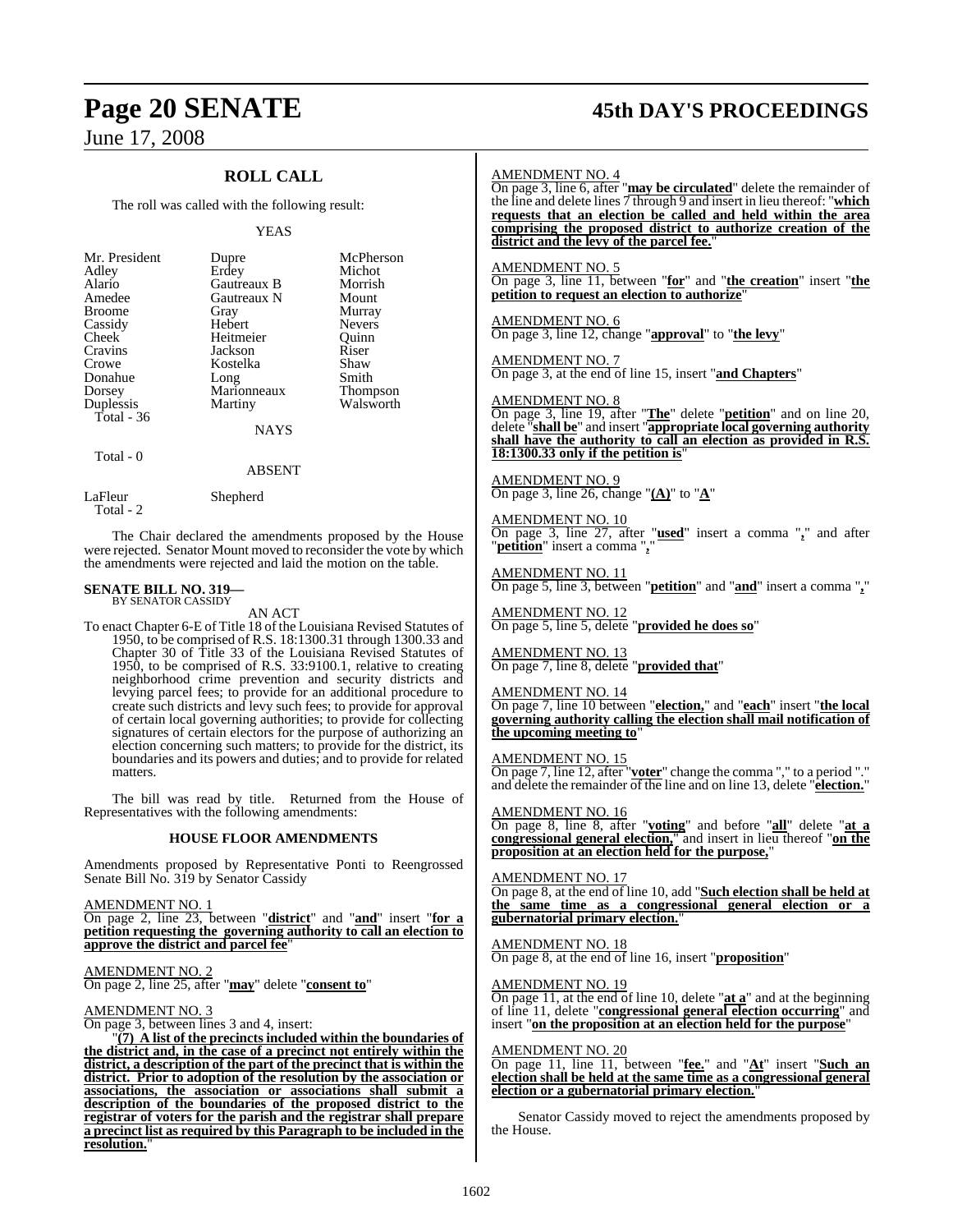## ROLL CALL

The roll was called with the following result:

YEAS

| | | |
|---|---|---|
| Mr. President | Dupre | McPherson |
| Adley | Erdey | Michot |
| Alario | Gautreaux B | Morrish |
| Amedee | Gautreaux N | Mount |
| Broome | Gray | Murray |
| Cassidy | Hebert | Nevers |
| Cheek | Heitmeier | Quinn |
| Cravins | Jackson | Riser |
| Crowe | Kostelka | Shaw |
| Donahue | Long | Smith |
| Dorsey | Marionneaux | Thompson |
| Duplessis | Martiny | Walsworth |

Total - 36

NAYS

Total - 0

ABSENT

| | |
|---|---|
| LaFleur | Shepherd |

Total - 2

The Chair declared the amendments proposed by the House were rejected. Senator Mount moved to reconsider the vote by which the amendments were rejected and laid the motion on the table.

**SENATE BILL NO. 319—**
BY SENATOR CASSIDY

AN ACT

To enact Chapter 6-E of Title 18 of the Louisiana Revised Statutes of 1950, to be comprised of R.S. 18:1300.31 through 1300.33 and Chapter 30 of Title 33 of the Louisiana Revised Statutes of 1950, to be comprised of R.S. 33:9100.1, relative to creating neighborhood crime prevention and security districts and levying parcel fees; to provide for an additional procedure to create such districts and levy such fees; to provide for approval of certain local governing authorities; to provide for collecting signatures of certain electors for the purpose of authorizing an election concerning such matters; to provide for the district, its boundaries and its powers and duties; and to provide for related matters.

The bill was read by title. Returned from the House of Representatives with the following amendments:

### HOUSE FLOOR AMENDMENTS

Amendments proposed by Representative Ponti to Reengrossed Senate Bill No. 319 by Senator Cassidy

AMENDMENT NO. 1

On page 2, line 23, between "**district**" and "**and**" insert "**for a petition requesting the governing authority to call an election to approve the district and parcel fee**"

AMENDMENT NO. 2

On page 2, line 25, after "**may**" delete "**consent to**"

AMENDMENT NO. 3

On page 3, between lines 3 and 4, insert:

"**(7) A list of the precincts included within the boundaries of the district and, in the case of a precinct not entirely within the district, a description of the part of the precinct that is within the district. Prior to adoption of the resolution by the association or associations, the association or associations shall submit a description of the boundaries of the proposed district to the registrar of voters for the parish and the registrar shall prepare a precinct list as required by this Paragraph to be included in the resolution.**"

AMENDMENT NO. 4

On page 3, line 6, after "**may be circulated**" delete the remainder of the line and delete lines 7 through 9 and insert in lieu thereof: "**which requests that an election be called and held within the area comprising the proposed district to authorize creation of the district and the levy of the parcel fee.**"

AMENDMENT NO. 5

On page 3, line 11, between "**for**" and "**the creation**" insert "**the petition to request an election to authorize**"

AMENDMENT NO. 6

On page 3, line 12, change "**approval**" to "**the levy**"

AMENDMENT NO. 7

On page 3, at the end of line 15, insert "**and Chapters**"

AMENDMENT NO. 8

On page 3, line 19, after "**The**" delete "**petition**" and on line 20, delete "**shall be**" and insert "**appropriate local governing authority shall have the authority to call an election as provided in R.S. 18:1300.33 only if the petition is**"

AMENDMENT NO. 9

On page 3, line 26, change "**(A)**" to "**A**"

AMENDMENT NO. 10

On page 3, line 27, after "**used**" insert a comma "**,**" and after "**petition**" insert a comma "**,**"

AMENDMENT NO. 11

On page 5, line 3, between "**petition**" and "**and**" insert a comma "**,**"

AMENDMENT NO. 12

On page 5, line 5, delete "**provided he does so**"

AMENDMENT NO. 13

On page 7, line 8, delete "**provided that**"

AMENDMENT NO. 14

On page 7, line 10 between "**election,**" and "**each**" insert "**the local governing authority calling the election shall mail notification of the upcoming meeting to**"

AMENDMENT NO. 15

On page 7, line 12, after "**voter**" change the comma "," to a period "." and delete the remainder of the line and on line 13, delete "**election.**"

AMENDMENT NO. 16

On page 8, line 8, after "**voting**" and before "**all**" delete "**at a congressional general election,**" and insert in lieu thereof "**on the proposition at an election held for the purpose,**"

AMENDMENT NO. 17

On page 8, at the end of line 10, add "**Such election shall be held at the same time as a congressional general election or a gubernatorial primary election.**"

AMENDMENT NO. 18

On page 8, at the end of line 16, insert "**proposition**"

AMENDMENT NO. 19

On page 11, at the end of line 10, delete "**at a**" and at the beginning of line 11, delete "**congressional general election occurring**" and insert "**on the proposition at an election held for the purpose**"

AMENDMENT NO. 20

On page 11, line 11, between "**fee.**" and "**At**" insert "**Such an election shall be held at the same time as a congressional general election or a gubernatorial primary election.**"

Senator Cassidy moved to reject the amendments proposed by the House.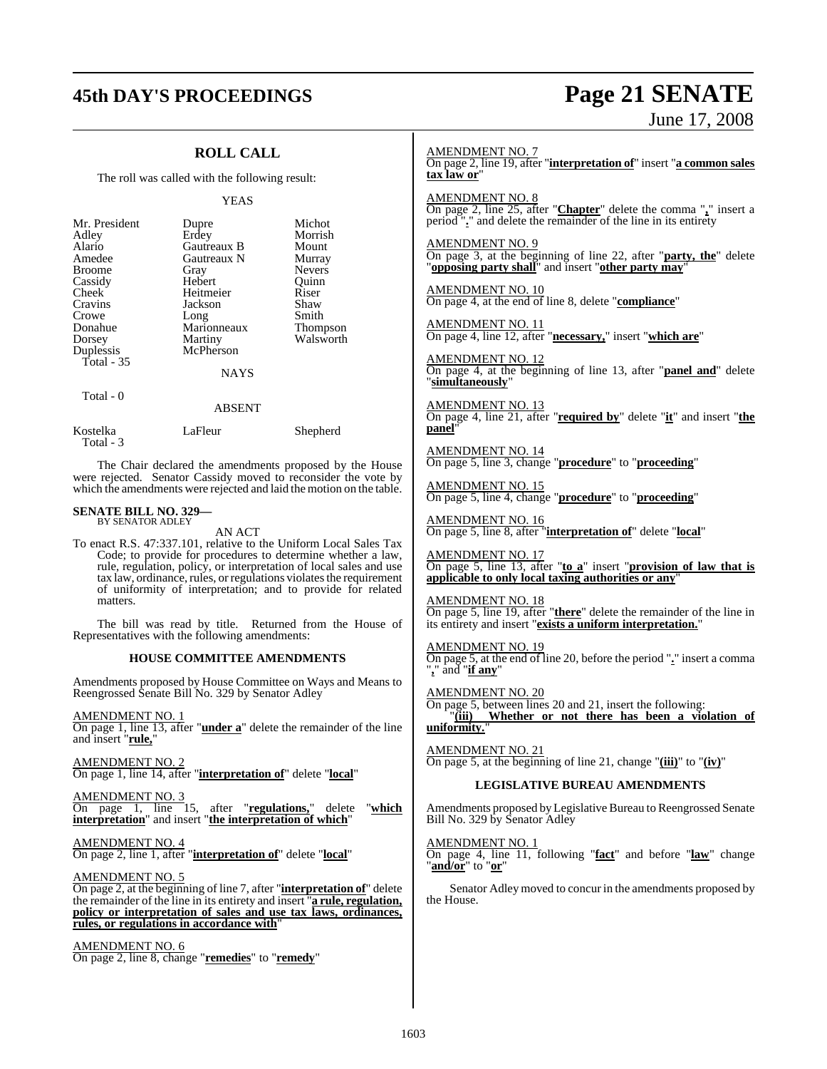## ROLL CALL

The roll was called with the following result:

YEAS

| | | |
|---|---|---|
| Mr. President | Dupre | Michot |
| Adley | Erdey | Morrish |
| Alario | Gautreaux B | Mount |
| Amedee | Gautreaux N | Murray |
| Broome | Gray | Nevers |
| Cassidy | Hebert | Quinn |
| Cheek | Heitmeier | Riser |
| Cravins | Jackson | Shaw |
| Crowe | Long | Smith |
| Donahue | Marionneaux | Thompson |
| Dorsey | Martiny | Walsworth |
| Duplessis | McPherson | |

Total - 35

NAYS

Total - 0

ABSENT

| | | |
|---|---|---|
| Kostelka | LaFleur | Shepherd |

Total - 3

The Chair declared the amendments proposed by the House were rejected. Senator Cassidy moved to reconsider the vote by which the amendments were rejected and laid the motion on the table.

**SENATE BILL NO. 329—**
BY SENATOR ADLEY

AN ACT

To enact R.S. 47:337.101, relative to the Uniform Local Sales Tax Code; to provide for procedures to determine whether a law, rule, regulation, policy, or interpretation of local sales and use tax law, ordinance, rules, or regulations violates the requirement of uniformity of interpretation; and to provide for related matters.

The bill was read by title. Returned from the House of Representatives with the following amendments:

### HOUSE COMMITTEE AMENDMENTS

Amendments proposed by House Committee on Ways and Means to Reengrossed Senate Bill No. 329 by Senator Adley

AMENDMENT NO. 1
On page 1, line 13, after "**under a**" delete the remainder of the line and insert "**rule,**"

AMENDMENT NO. 2
On page 1, line 14, after "**interpretation of**" delete "**local**"

AMENDMENT NO. 3
On page 1, line 15, after "**regulations,**" delete "**which interpretation**" and insert "**the interpretation of which**"

AMENDMENT NO. 4
On page 2, line 1, after "**interpretation of**" delete "**local**"

AMENDMENT NO. 5
On page 2, at the beginning of line 7, after "**interpretation of**" delete the remainder of the line in its entirety and insert "**a rule, regulation, policy or interpretation of sales and use tax laws, ordinances, rules, or regulations in accordance with**"

AMENDMENT NO. 6
On page 2, line 8, change "**remedies**" to "**remedy**"

AMENDMENT NO. 7
On page 2, line 19, after "**interpretation of**" insert "**a common sales tax law or**"

AMENDMENT NO. 8
On page 2, line 25, after "**Chapter**" delete the comma "**,**" insert a period "**.**" and delete the remainder of the line in its entirety

AMENDMENT NO. 9
On page 3, at the beginning of line 22, after "**party, the**" delete "**opposing party shall**" and insert "**other party may**"

AMENDMENT NO. 10
On page 4, at the end of line 8, delete "**compliance**"

AMENDMENT NO. 11
On page 4, line 12, after "**necessary,**" insert "**which are**"

AMENDMENT NO. 12
On page 4, at the beginning of line 13, after "**panel and**" delete "**simultaneously**"

AMENDMENT NO. 13
On page 4, line 21, after "**required by**" delete "**it**" and insert "**the panel**"

AMENDMENT NO. 14
On page 5, line 3, change "**procedure**" to "**proceeding**"

AMENDMENT NO. 15
On page 5, line 4, change "**procedure**" to "**proceeding**"

AMENDMENT NO. 16
On page 5, line 8, after "**interpretation of**" delete "**local**"

AMENDMENT NO. 17
On page 5, line 13, after "**to a**" insert "**provision of law that is applicable to only local taxing authorities or any**"

AMENDMENT NO. 18
On page 5, line 19, after "**there**" delete the remainder of the line in its entirety and insert "**exists a uniform interpretation.**"

AMENDMENT NO. 19
On page 5, at the end of line 20, before the period "**.**" insert a comma "**,**" and "**if any**"

AMENDMENT NO. 20
On page 5, between lines 20 and 21, insert the following:
"**(iii) Whether or not there has been a violation of uniformity.**"

AMENDMENT NO. 21
On page 5, at the beginning of line 21, change "**(iii)**" to "**(iv)**"

### LEGISLATIVE BUREAU AMENDMENTS

Amendments proposed by Legislative Bureau to Reengrossed Senate Bill No. 329 by Senator Adley

AMENDMENT NO. 1
On page 4, line 11, following "**fact**" and before "**law**" change "**and/or**" to "**or**"

Senator Adley moved to concur in the amendments proposed by the House.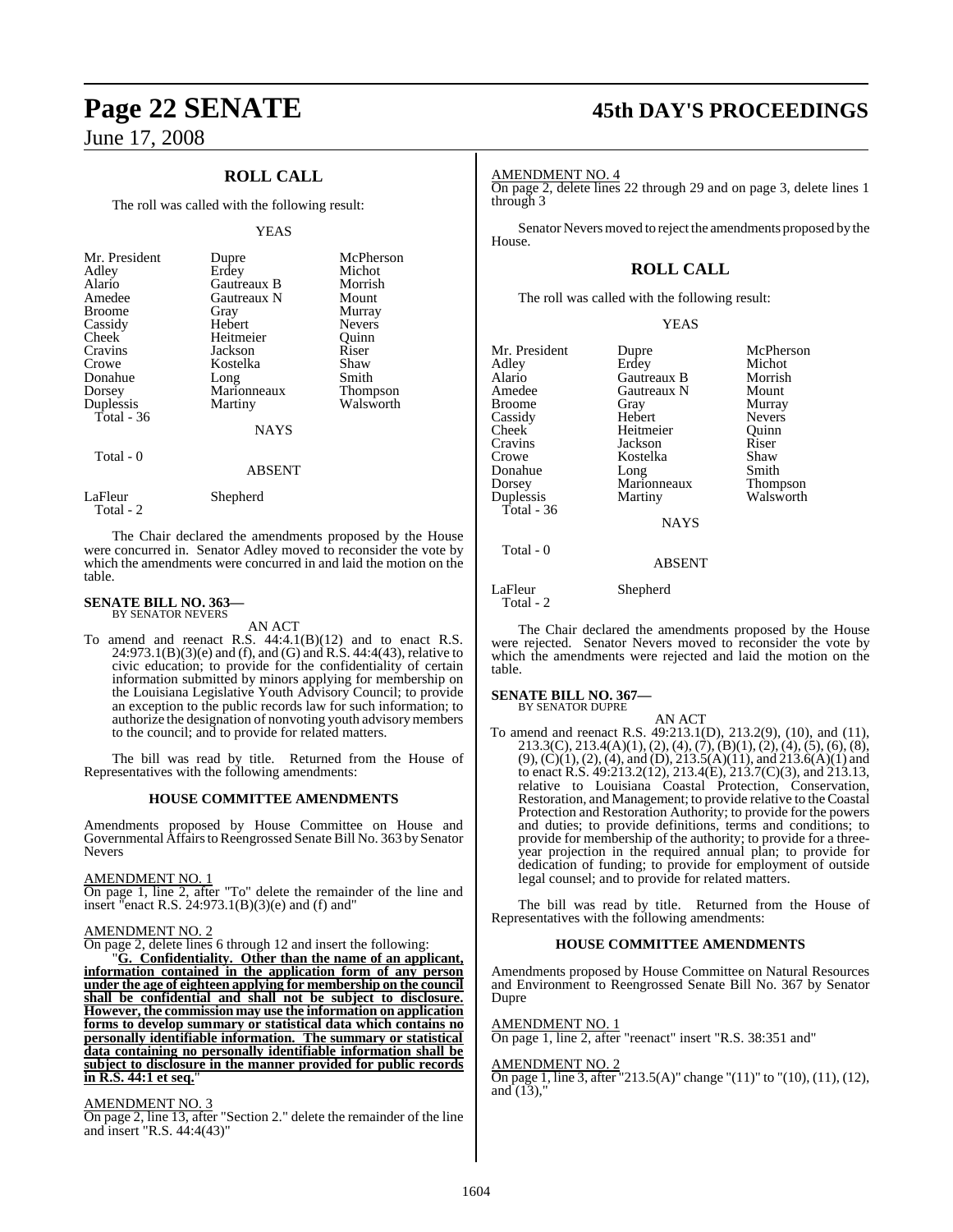## ROLL CALL

The roll was called with the following result:

YEAS

| | | |
|---|---|---|
| Mr. President | Dupre | McPherson |
| Adley | Erdey | Michot |
| Alario | Gautreaux B | Morrish |
| Amedee | Gautreaux N | Mount |
| Broome | Gray | Murray |
| Cassidy | Hebert | Nevers |
| Cheek | Heitmeier | Quinn |
| Cravins | Jackson | Riser |
| Crowe | Kostelka | Shaw |
| Donahue | Long | Smith |
| Dorsey | Marionneaux | Thompson |
| Duplessis | Martiny | Walsworth |

Total - 36

NAYS

Total - 0

ABSENT

LaFleur Shepherd

Total - 2

The Chair declared the amendments proposed by the House were concurred in. Senator Adley moved to reconsider the vote by which the amendments were concurred in and laid the motion on the table.

**SENATE BILL NO. 363—**
BY SENATOR NEVERS

AN ACT

To amend and reenact R.S. 44:4.1(B)(12) and to enact R.S. 24:973.1(B)(3)(e) and (f), and (G) and R.S. 44:4(43), relative to civic education; to provide for the confidentiality of certain information submitted by minors applying for membership on the Louisiana Legislative Youth Advisory Council; to provide an exception to the public records law for such information; to authorize the designation of nonvoting youth advisory members to the council; and to provide for related matters.

The bill was read by title. Returned from the House of Representatives with the following amendments:

### HOUSE COMMITTEE AMENDMENTS

Amendments proposed by House Committee on House and Governmental Affairs to Reengrossed Senate Bill No. 363 by Senator Nevers

AMENDMENT NO. 1

On page 1, line 2, after "To" delete the remainder of the line and insert "enact R.S. 24:973.1(B)(3)(e) and (f) and"

AMENDMENT NO. 2

On page 2, delete lines 6 through 12 and insert the following:

"**G. Confidentiality. Other than the name of an applicant, information contained in the application form of any person under the age of eighteen applying for membership on the council shall be confidential and shall not be subject to disclosure. However, the commission may use the information on application forms to develop summary or statistical data which contains no personally identifiable information. The summary or statistical data containing no personally identifiable information shall be subject to disclosure in the manner provided for public records in R.S. 44:1 et seq.**"

AMENDMENT NO. 3

On page 2, line 13, after "Section 2." delete the remainder of the line and insert "R.S. 44:4(43)"

AMENDMENT NO. 4

On page 2, delete lines 22 through 29 and on page 3, delete lines 1 through 3

Senator Nevers moved to reject the amendments proposed by the House.

## ROLL CALL

The roll was called with the following result:

YEAS

| | | |
|---|---|---|
| Mr. President | Dupre | McPherson |
| Adley | Erdey | Michot |
| Alario | Gautreaux B | Morrish |
| Amedee | Gautreaux N | Mount |
| Broome | Gray | Murray |
| Cassidy | Hebert | Nevers |
| Cheek | Heitmeier | Quinn |
| Cravins | Jackson | Riser |
| Crowe | Kostelka | Shaw |
| Donahue | Long | Smith |
| Dorsey | Marionneaux | Thompson |
| Duplessis | Martiny | Walsworth |

Total - 36

NAYS

Total - 0

ABSENT

LaFleur Shepherd

Total - 2

The Chair declared the amendments proposed by the House were rejected. Senator Nevers moved to reconsider the vote by which the amendments were rejected and laid the motion on the table.

**SENATE BILL NO. 367—**
BY SENATOR DUPRE

AN ACT

To amend and reenact R.S. 49:213.1(D), 213.2(9), (10), and (11), 213.3(C), 213.4(A)(1), (2), (4), (7), (B)(1), (2), (4), (5), (6), (8), (9), (C)(1), (2), (4), and (D), 213.5(A)(11), and 213.6(A)(1) and to enact R.S. 49:213.2(12), 213.4(E), 213.7(C)(3), and 213.13, relative to Louisiana Coastal Protection, Conservation, Restoration, and Management; to provide relative to the Coastal Protection and Restoration Authority; to provide for the powers and duties; to provide definitions, terms and conditions; to provide for membership of the authority; to provide for a three-year projection in the required annual plan; to provide for dedication of funding; to provide for employment of outside legal counsel; and to provide for related matters.

The bill was read by title. Returned from the House of Representatives with the following amendments:

### HOUSE COMMITTEE AMENDMENTS

Amendments proposed by House Committee on Natural Resources and Environment to Reengrossed Senate Bill No. 367 by Senator Dupre

AMENDMENT NO. 1

On page 1, line 2, after "reenact" insert "R.S. 38:351 and"

AMENDMENT NO. 2

On page 1, line 3, after "213.5(A)" change "(11)" to "(10), (11), (12), and (13),"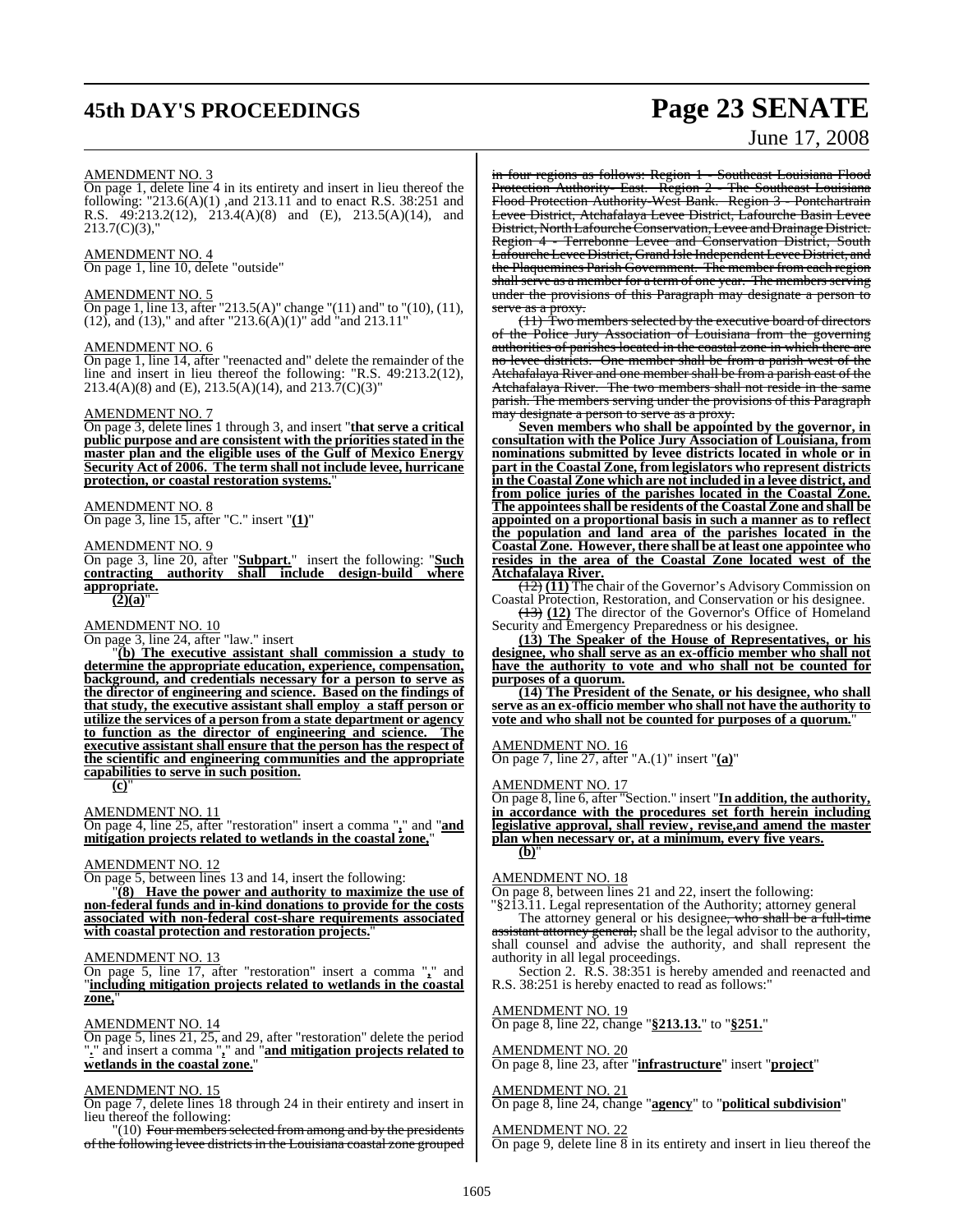AMENDMENT NO. 3
On page 1, delete line 4 in its entirety and insert in lieu thereof the following: "213.6(A)(1) ,and 213.11 and to enact R.S. 38:251 and R.S. 49:213.2(12), 213.4(A)(8) and (E), 213.5(A)(14), and 213.7(C)(3),"

AMENDMENT NO. 4
On page 1, line 10, delete "outside"

AMENDMENT NO. 5
On page 1, line 13, after "213.5(A)" change "(11) and" to "(10), (11), (12), and (13)," and after "213.6(A)(1)" add "and 213.11"

AMENDMENT NO. 6
On page 1, line 14, after "reenacted and" delete the remainder of the line and insert in lieu thereof the following: "R.S. 49:213.2(12), 213.4(A)(8) and (E), 213.5(A)(14), and 213.7(C)(3)"

AMENDMENT NO. 7
On page 3, delete lines 1 through 3, and insert "**that serve a critical public purpose and are consistent with the priorities stated in the master plan and the eligible uses of the Gulf of Mexico Energy Security Act of 2006. The term shall not include levee, hurricane protection, or coastal restoration systems.**"

AMENDMENT NO. 8
On page 3, line 15, after "C." insert "**(1)**"

AMENDMENT NO. 9
On page 3, line 20, after "**Subpart.**" insert the following: "**Such contracting authority shall include design-build where appropriate.**
**(2)(a)**"

AMENDMENT NO. 10
On page 3, line 24, after "law." insert

"**(b) The executive assistant shall commission a study to determine the appropriate education, experience, compensation, background, and credentials necessary for a person to serve as the director of engineering and science. Based on the findings of that study, the executive assistant shall employ a staff person or utilize the services of a person from a state department or agency to function as the director of engineering and science. The executive assistant shall ensure that the person has the respect of the scientific and engineering communities and the appropriate capabilities to serve in such position.**
**(c)**"

AMENDMENT NO. 11
On page 4, line 25, after "restoration" insert a comma "**,**" and "**and mitigation projects related to wetlands in the coastal zone,**"

AMENDMENT NO. 12
On page 5, between lines 13 and 14, insert the following:

"**(8) Have the power and authority to maximize the use of non-federal funds and in-kind donations to provide for the costs associated with non-federal cost-share requirements associated with coastal protection and restoration projects.**"

AMENDMENT NO. 13
On page 5, line 17, after "restoration" insert a comma "**,**" and "**including mitigation projects related to wetlands in the coastal zone,**"

AMENDMENT NO. 14
On page 5, lines 21, 25, and 29, after "restoration" delete the period "**.**" and insert a comma "**,**" and "**and mitigation projects related to wetlands in the coastal zone.**"

AMENDMENT NO. 15
On page 7, delete lines 18 through 24 in their entirety and insert in lieu thereof the following:

"(10) ~~Four members selected from among and by the presidents of the following levee districts in the Louisiana coastal zone grouped in four regions as follows: Region 1 - Southeast Louisiana Flood Protection Authority- East. Region 2 - The Southeast Louisiana Flood Protection Authority-West Bank. Region 3 - Pontchartrain Levee District, Atchafalaya Levee District, Lafourche Basin Levee District, North Lafourche Conservation, Levee and Drainage District. Region 4 - Terrebonne Levee and Conservation District, South Lafourche Levee District, Grand Isle Independent Levee District, and the Plaquemines Parish Government. The member from each region shall serve as a member for a term of one year. The members serving under the provisions of this Paragraph may designate a person to serve as a proxy.~~

~~(11) Two members selected by the executive board of directors of the Police Jury Association of Louisiana from the governing authorities of parishes located in the coastal zone in which there are no levee districts. One member shall be from a parish west of the Atchafalaya River and one member shall be from a parish east of the Atchafalaya River. The two members shall not reside in the same parish. The members serving under the provisions of this Paragraph may designate a person to serve as a proxy.~~

**Seven members who shall be appointed by the governor, in consultation with the Police Jury Association of Louisiana, from nominations submitted by levee districts located in whole or in part in the Coastal Zone, from legislators who represent districts in the Coastal Zone which are not included in a levee district, and from police juries of the parishes located in the Coastal Zone. The appointees shall be residents of the Coastal Zone and shall be appointed on a proportional basis in such a manner as to reflect the population and land area of the parishes located in the Coastal Zone. However, there shall be at least one appointee who resides in the area of the Coastal Zone located west of the Atchafalaya River.**

~~(12)~~ **(11)** The chair of the Governor's Advisory Commission on Coastal Protection, Restoration, and Conservation or his designee.

~~(13)~~ **(12)** The director of the Governor's Office of Homeland Security and Emergency Preparedness or his designee.

**(13) The Speaker of the House of Representatives, or his designee, who shall serve as an ex-officio member who shall not have the authority to vote and who shall not be counted for purposes of a quorum.**

**(14) The President of the Senate, or his designee, who shall serve as an ex-officio member who shall not have the authority to vote and who shall not be counted for purposes of a quorum.**"

AMENDMENT NO. 16
On page 7, line 27, after "A.(1)" insert "**(a)**"

AMENDMENT NO. 17
On page 8, line 6, after "Section." insert "**In addition, the authority, in accordance with the procedures set forth herein including legislative approval, shall review, revise,and amend the master plan when necessary or, at a minimum, every five years.**
**(b)**"

AMENDMENT NO. 18
On page 8, between lines 21 and 22, insert the following:

"§213.11. Legal representation of the Authority; attorney general

The attorney general or his designee~~, who shall be a full-time assistant attorney general,~~ shall be the legal advisor to the authority, shall counsel and advise the authority, and shall represent the authority in all legal proceedings.

Section 2. R.S. 38:351 is hereby amended and reenacted and R.S. 38:251 is hereby enacted to read as follows:"

AMENDMENT NO. 19
On page 8, line 22, change "**§213.13.**" to "**§251.**"

AMENDMENT NO. 20
On page 8, line 23, after "**infrastructure**" insert "**project**"

AMENDMENT NO. 21
On page 8, line 24, change "**agency**" to "**political subdivision**"

AMENDMENT NO. 22
On page 9, delete line 8 in its entirety and insert in lieu thereof the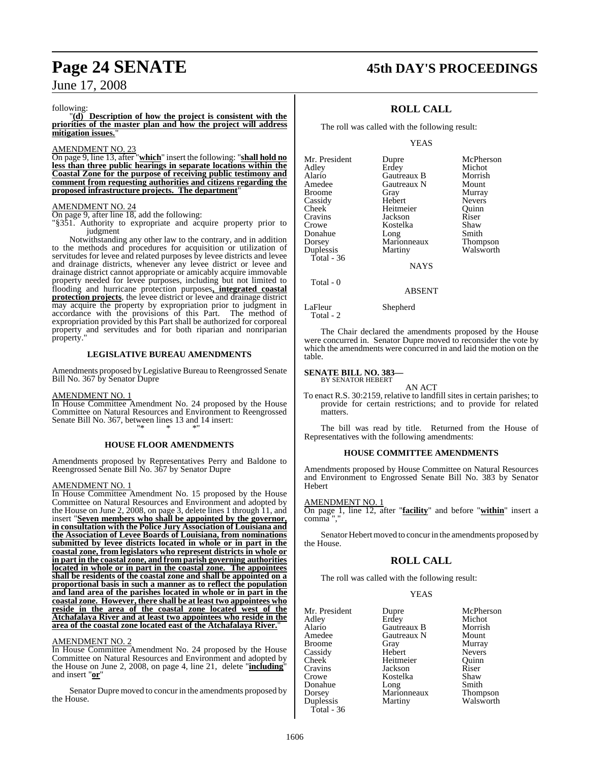following:

"**(d) Description of how the project is consistent with the priorities of the master plan and how the project will address mitigation issues.**"

AMENDMENT NO. 23

On page 9, line 13, after "**which**" insert the following: "**shall hold no less than three public hearings in separate locations within the Coastal Zone for the purpose of receiving public testimony and comment from requesting authorities and citizens regarding the proposed infrastructure projects. The department**"

AMENDMENT NO. 24

On page 9, after line 18, add the following:

"§351. Authority to expropriate and acquire property prior to judgment

Notwithstanding any other law to the contrary, and in addition to the methods and procedures for acquisition or utilization of servitudes for levee and related purposes by levee districts and levee and drainage districts, whenever any levee district or levee and drainage district cannot appropriate or amicably acquire immovable property needed for levee purposes, including but not limited to flooding and hurricane protection purposes**, integrated coastal protection projects**, the levee district or levee and drainage district may acquire the property by expropriation prior to judgment in accordance with the provisions of this Part. The method of expropriation provided by this Part shall be authorized for corporeal property and servitudes and for both riparian and nonriparian property."

## LEGISLATIVE BUREAU AMENDMENTS

Amendments proposed by Legislative Bureau to Reengrossed Senate Bill No. 367 by Senator Dupre

AMENDMENT NO. 1

In House Committee Amendment No. 24 proposed by the House Committee on Natural Resources and Environment to Reengrossed Senate Bill No. 367, between lines 13 and 14 insert:

"* * *"

## HOUSE FLOOR AMENDMENTS

Amendments proposed by Representatives Perry and Baldone to Reengrossed Senate Bill No. 367 by Senator Dupre

AMENDMENT NO. 1

In House Committee Amendment No. 15 proposed by the House Committee on Natural Resources and Environment and adopted by the House on June 2, 2008, on page 3, delete lines 1 through 11, and insert "**Seven members who shall be appointed by the governor, in consultation with the Police Jury Association of Louisiana and the Association of Levee Boards of Louisiana, from nominations submitted by levee districts located in whole or in part in the coastal zone, from legislators who represent districts in whole or in part in the coastal zone, and from parish governing authorities located in whole or in part in the coastal zone. The appointees shall be residents of the coastal zone and shall be appointed on a proportional basis in such a manner as to reflect the population and land area of the parishes located in whole or in part in the coastal zone. However, there shall be at least two appointees who reside in the area of the coastal zone located west of the Atchafalaya River and at least two appointees who reside in the area of the coastal zone located east of the Atchafalaya River.**"

AMENDMENT NO. 2

In House Committee Amendment No. 24 proposed by the House Committee on Natural Resources and Environment and adopted by the House on June 2, 2008, on page 4, line 21, delete "**including**" and insert "**or**"

Senator Dupre moved to concur in the amendments proposed by the House.

## ROLL CALL

The roll was called with the following result:

YEAS

| | | |
|---|---|---|
| Mr. President | Dupre | McPherson |
| Adley | Erdey | Michot |
| Alario | Gautreaux B | Morrish |
| Amedee | Gautreaux N | Mount |
| Broome | Gray | Murray |
| Cassidy | Hebert | Nevers |
| Cheek | Heitmeier | Quinn |
| Cravins | Jackson | Riser |
| Crowe | Kostelka | Shaw |
| Donahue | Long | Smith |
| Dorsey | Marionneaux | Thompson |
| Duplessis | Martiny | Walsworth |
| Total - 36 | | |

NAYS

Total - 0

ABSENT

LaFleur Shepherd
Total - 2

The Chair declared the amendments proposed by the House were concurred in. Senator Dupre moved to reconsider the vote by which the amendments were concurred in and laid the motion on the table.

### SENATE BILL NO. 383—
BY SENATOR HEBERT

AN ACT

To enact R.S. 30:2159, relative to landfill sites in certain parishes; to provide for certain restrictions; and to provide for related matters.

The bill was read by title. Returned from the House of Representatives with the following amendments:

## HOUSE COMMITTEE AMENDMENTS

Amendments proposed by House Committee on Natural Resources and Environment to Engrossed Senate Bill No. 383 by Senator Hebert

AMENDMENT NO. 1

On page 1, line 12, after "**facility**" and before "**within**" insert a comma ","

Senator Hebert moved to concur in the amendments proposed by the House.

## ROLL CALL

The roll was called with the following result:

YEAS

| | | |
|---|---|---|
| Mr. President | Dupre | McPherson |
| Adley | Erdey | Michot |
| Alario | Gautreaux B | Morrish |
| Amedee | Gautreaux N | Mount |
| Broome | Gray | Murray |
| Cassidy | Hebert | Nevers |
| Cheek | Heitmeier | Quinn |
| Cravins | Jackson | Riser |
| Crowe | Kostelka | Shaw |
| Donahue | Long | Smith |
| Dorsey | Marionneaux | Thompson |
| Duplessis | Martiny | Walsworth |
| Total - 36 | | |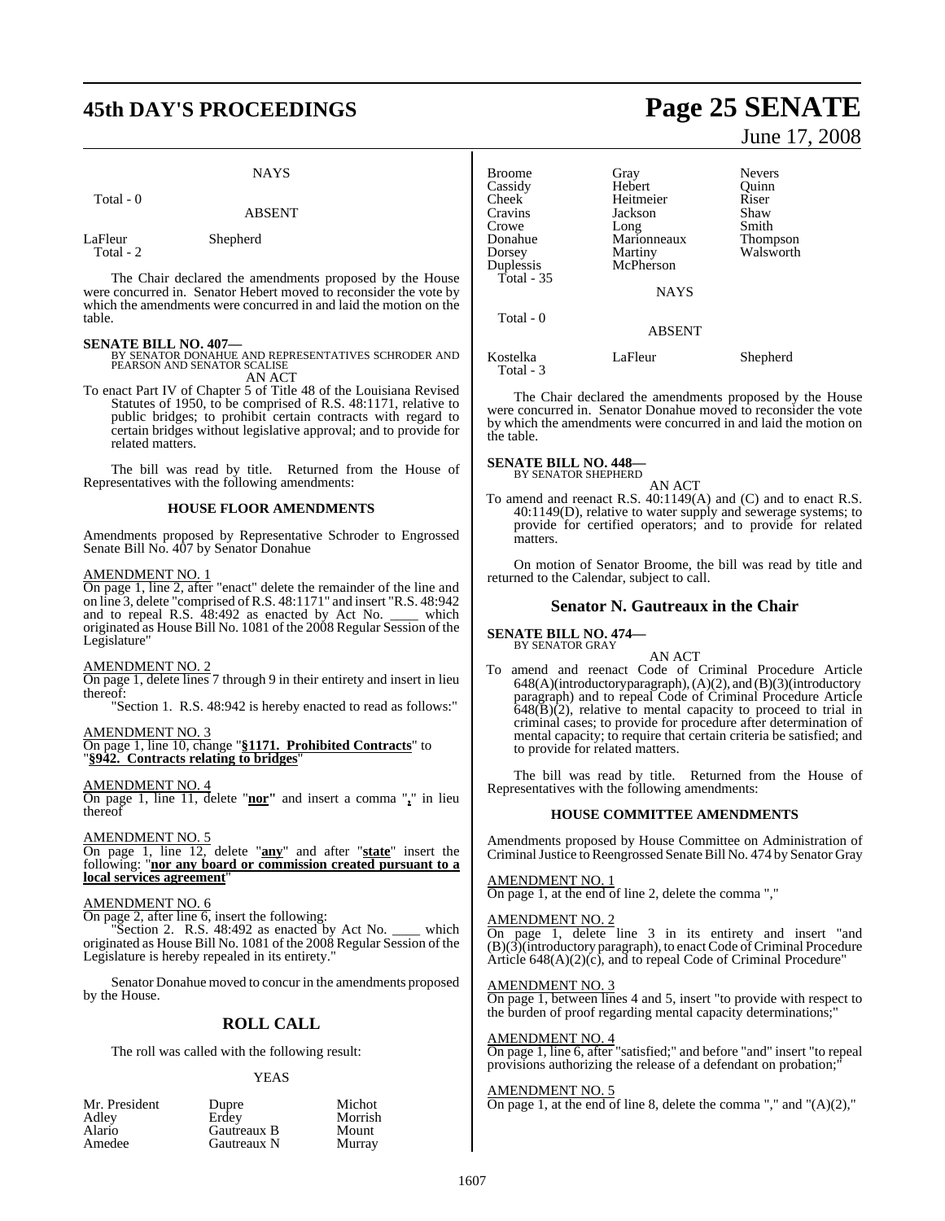NAYS

Total - 0

ABSENT

| | |
|---|---|
| LaFleur | Shepherd |
| Total - 2 | |

The Chair declared the amendments proposed by the House were concurred in. Senator Hebert moved to reconsider the vote by which the amendments were concurred in and laid the motion on the table.

**SENATE BILL NO. 407—**
BY SENATOR DONAHUE AND REPRESENTATIVES SCHRODER AND PEARSON AND SENATOR SCALISE
AN ACT

To enact Part IV of Chapter 5 of Title 48 of the Louisiana Revised Statutes of 1950, to be comprised of R.S. 48:1171, relative to public bridges; to prohibit certain contracts with regard to certain bridges without legislative approval; and to provide for related matters.

The bill was read by title. Returned from the House of Representatives with the following amendments:

**HOUSE FLOOR AMENDMENTS**

Amendments proposed by Representative Schroder to Engrossed Senate Bill No. 407 by Senator Donahue

AMENDMENT NO. 1
On page 1, line 2, after "enact" delete the remainder of the line and on line 3, delete "comprised of R.S. 48:1171" and insert "R.S. 48:942 and to repeal R.S. 48:492 as enacted by Act No. ____ which originated as House Bill No. 1081 of the 2008 Regular Session of the Legislature"

AMENDMENT NO. 2
On page 1, delete lines 7 through 9 in their entirety and insert in lieu thereof:
"Section 1. R.S. 48:942 is hereby enacted to read as follows:"

AMENDMENT NO. 3
On page 1, line 10, change "**§1171. Prohibited Contracts**" to "**§942. Contracts relating to bridges**"

AMENDMENT NO. 4
On page 1, line 11, delete "**nor**" and insert a comma "**,**" in lieu thereof

AMENDMENT NO. 5
On page 1, line 12, delete "**any**" and after "**state**" insert the following: "**nor any board or commission created pursuant to a local services agreement**"

AMENDMENT NO. 6
On page 2, after line 6, insert the following:
"Section 2. R.S. 48:492 as enacted by Act No. ____ which originated as House Bill No. 1081 of the 2008 Regular Session of the Legislature is hereby repealed in its entirety."

Senator Donahue moved to concur in the amendments proposed by the House.

## ROLL CALL

The roll was called with the following result:

YEAS

| | | |
|---|---|---|
| Mr. President | Dupre | Michot |
| Adley | Erdey | Morrish |
| Alario | Gautreaux B | Mount |
| Amedee | Gautreaux N | Murray |
| Broome | Gray | Nevers |
| Cassidy | Hebert | Quinn |
| Cheek | Heitmeier | Riser |
| Cravins | Jackson | Shaw |
| Crowe | Long | Smith |
| Donahue | Marionneaux | Thompson |
| Dorsey | Martiny | Walsworth |
| Duplessis | McPherson | |
| Total - 35 | | |

NAYS

Total - 0

ABSENT

| | | |
|---|---|---|
| Kostelka | LaFleur | Shepherd |
| Total - 3 | | |

The Chair declared the amendments proposed by the House were concurred in. Senator Donahue moved to reconsider the vote by which the amendments were concurred in and laid the motion on the table.

**SENATE BILL NO. 448—**
BY SENATOR SHEPHERD
AN ACT

To amend and reenact R.S. 40:1149(A) and (C) and to enact R.S. 40:1149(D), relative to water supply and sewerage systems; to provide for certified operators; and to provide for related matters.

On motion of Senator Broome, the bill was read by title and returned to the Calendar, subject to call.

## Senator N. Gautreaux in the Chair

**SENATE BILL NO. 474—**
BY SENATOR GRAY
AN ACT

To amend and reenact Code of Criminal Procedure Article 648(A)(introductory paragraph), (A)(2), and (B)(3)(introductory paragraph) and to repeal Code of Criminal Procedure Article 648(B)(2), relative to mental capacity to proceed to trial in criminal cases; to provide for procedure after determination of mental capacity; to require that certain criteria be satisfied; and to provide for related matters.

The bill was read by title. Returned from the House of Representatives with the following amendments:

**HOUSE COMMITTEE AMENDMENTS**

Amendments proposed by House Committee on Administration of Criminal Justice to Reengrossed Senate Bill No. 474 by Senator Gray

AMENDMENT NO. 1
On page 1, at the end of line 2, delete the comma ","

AMENDMENT NO. 2
On page 1, delete line 3 in its entirety and insert "and (B)(3)(introductory paragraph), to enact Code of Criminal Procedure Article 648(A)(2)(c), and to repeal Code of Criminal Procedure"

AMENDMENT NO. 3
On page 1, between lines 4 and 5, insert "to provide with respect to the burden of proof regarding mental capacity determinations;"

AMENDMENT NO. 4
On page 1, line 6, after "satisfied;" and before "and" insert "to repeal provisions authorizing the release of a defendant on probation;"

AMENDMENT NO. 5
On page 1, at the end of line 8, delete the comma "," and "(A)(2),"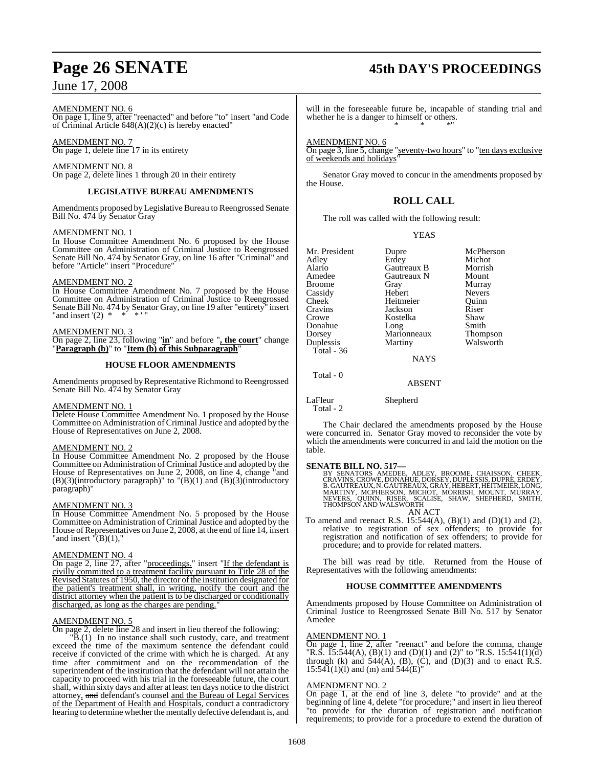AMENDMENT NO. 6
On page 1, line 9, after "reenacted" and before "to" insert "and Code of Criminal Article 648(A)(2)(c) is hereby enacted"

AMENDMENT NO. 7
On page 1, delete line 17 in its entirety

AMENDMENT NO. 8
On page 2, delete lines 1 through 20 in their entirety

### LEGISLATIVE BUREAU AMENDMENTS

Amendments proposed by Legislative Bureau to Reengrossed Senate Bill No. 474 by Senator Gray

AMENDMENT NO. 1
In House Committee Amendment No. 6 proposed by the House Committee on Administration of Criminal Justice to Reengrossed Senate Bill No. 474 by Senator Gray, on line 16 after "Criminal" and before "Article" insert "Procedure"

AMENDMENT NO. 2
In House Committee Amendment No. 7 proposed by the House Committee on Administration of Criminal Justice to Reengrossed Senate Bill No. 474 by Senator Gray, on line 19 after "entirety" insert "and insert '(2) * * * ' "

AMENDMENT NO. 3
On page 2, line 23, following "**in**" and before "**, the court**" change "**Paragraph (b)**" to "**Item (b) of this Subparagraph**"

### HOUSE FLOOR AMENDMENTS

Amendments proposed by Representative Richmond to Reengrossed Senate Bill No. 474 by Senator Gray

AMENDMENT NO. 1
Delete House Committee Amendment No. 1 proposed by the House Committee on Administration of Criminal Justice and adopted by the House of Representatives on June 2, 2008.

AMENDMENT NO. 2
In House Committee Amendment No. 2 proposed by the House Committee on Administration of Criminal Justice and adopted by the House of Representatives on June 2, 2008, on line 4, change "and (B)(3)(introductory paragraph)" to "(B)(1) and (B)(3)(introductory paragraph)"

AMENDMENT NO. 3
In House Committee Amendment No. 5 proposed by the House Committee on Administration of Criminal Justice and adopted by the House of Representatives on June 2, 2008, at the end of line 14, insert "and insert "(B)(1),"

AMENDMENT NO. 4
On page 2, line 27, after "proceedings." insert "If the defendant is civilly committed to a treatment facility pursuant to Title 28 of the Revised Statutes of 1950, the director of the institution designated for the patient's treatment shall, in writing, notify the court and the district attorney when the patient is to be discharged or conditionally discharged, as long as the charges are pending."

AMENDMENT NO. 5
On page 2, delete line 28 and insert in lieu thereof the following:

"B.(1) In no instance shall such custody, care, and treatment exceed the time of the maximum sentence the defendant could receive if convicted of the crime with which he is charged. At any time after commitment and on the recommendation of the superintendent of the institution that the defendant will not attain the capacity to proceed with his trial in the foreseeable future, the court shall, within sixty days and after at least ten days notice to the district attorney, ~~and~~ defendant's counsel and the Bureau of Legal Services of the Department of Health and Hospitals, conduct a contradictory hearing to determine whether the mentally defective defendant is, and will in the foreseeable future be, incapable of standing trial and whether he is a danger to himself or others.

\* \* \*"

AMENDMENT NO. 6
On page 3, line 5, change "seventy-two hours" to "ten days exclusive of weekends and holidays"

Senator Gray moved to concur in the amendments proposed by the House.

## ROLL CALL

The roll was called with the following result:

YEAS

| | | |
|---|---|---|
| Mr. President | Dupre | McPherson |
| Adley | Erdey | Michot |
| Alario | Gautreaux B | Morrish |
| Amedee | Gautreaux N | Mount |
| Broome | Gray | Murray |
| Cassidy | Hebert | Nevers |
| Cheek | Heitmeier | Quinn |
| Cravins | Jackson | Riser |
| Crowe | Kostelka | Shaw |
| Donahue | Long | Smith |
| Dorsey | Marionneaux | Thompson |
| Duplessis | Martiny | Walsworth |
| Total - 36 | | |

NAYS

Total - 0

ABSENT

| | |
|---|---|
| LaFleur | Shepherd |
| Total - 2 | |

The Chair declared the amendments proposed by the House were concurred in. Senator Gray moved to reconsider the vote by which the amendments were concurred in and laid the motion on the table.

**SENATE BILL NO. 517—**
BY SENATORS AMEDEE, ADLEY, BROOME, CHAISSON, CHEEK, CRAVINS, CROWE, DONAHUE, DORSEY, DUPLESSIS, DUPRE, ERDEY, B. GAUTREAUX, N. GAUTREAUX, GRAY, HEBERT, HEITMEIER, LONG, MARTINY, MCPHERSON, MICHOT, MORRISH, MOUNT, MURRAY, NEVERS, QUINN, RISER, SCALISE, SHAW, SHEPHERD, SMITH, THOMPSON AND WALSWORTH

AN ACT

To amend and reenact R.S. 15:544(A), (B)(1) and (D)(1) and (2), relative to registration of sex offenders; to provide for registration and notification of sex offenders; to provide for procedure; and to provide for related matters.

The bill was read by title. Returned from the House of Representatives with the following amendments:

### HOUSE COMMITTEE AMENDMENTS

Amendments proposed by House Committee on Administration of Criminal Justice to Reengrossed Senate Bill No. 517 by Senator Amedee

AMENDMENT NO. 1
On page 1, line 2, after "reenact" and before the comma, change "R.S. 15:544(A), (B)(1) and (D)(1) and (2)" to "R.S. 15:541(1)(d) through (k) and 544(A), (B), (C), and (D)(3) and to enact R.S. 15:541(1)(l) and (m) and 544(E)"

AMENDMENT NO. 2
On page 1, at the end of line 3, delete "to provide" and at the beginning of line 4, delete "for procedure;" and insert in lieu thereof "to provide for the duration of registration and notification requirements; to provide for a procedure to extend the duration of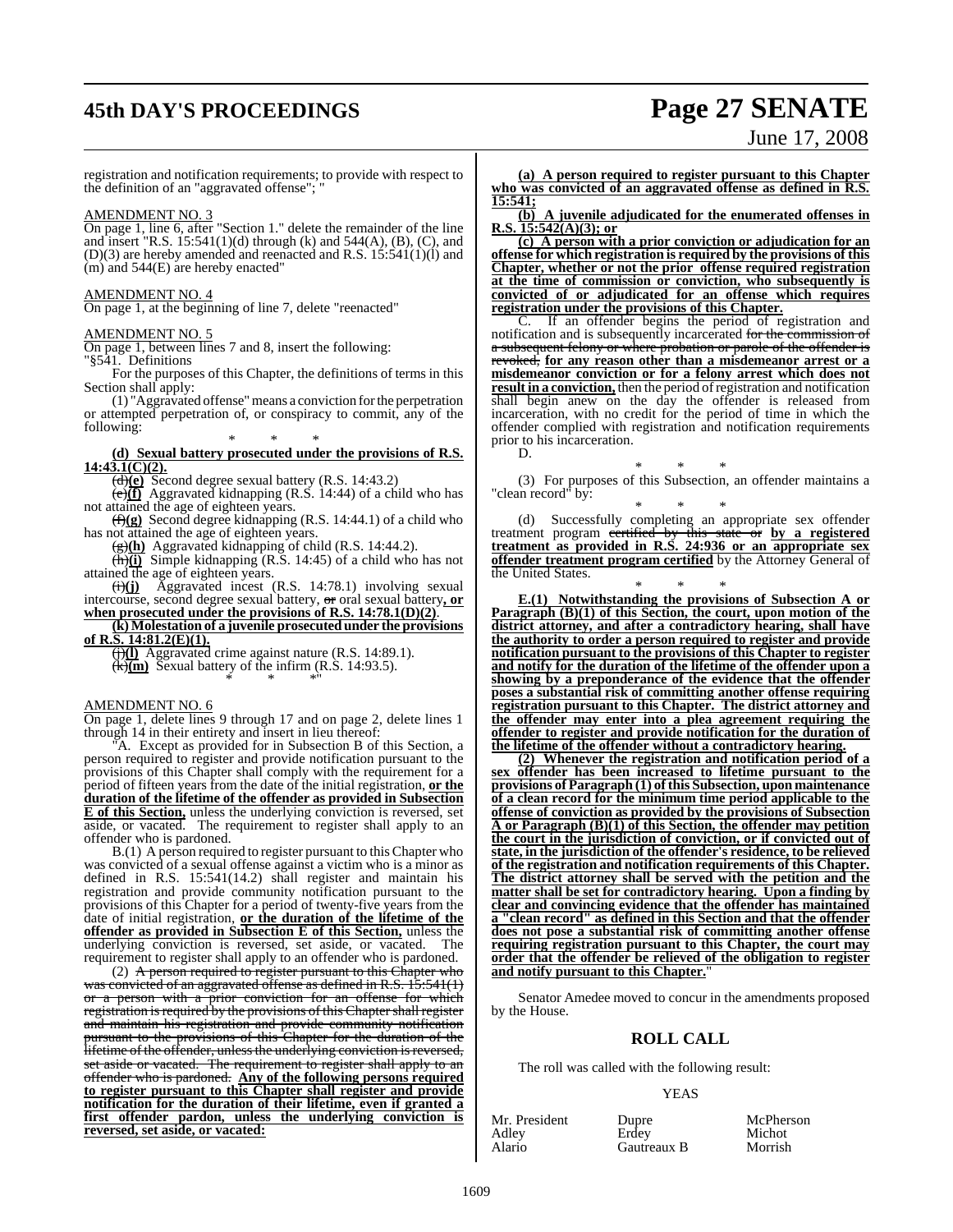registration and notification requirements; to provide with respect to the definition of an "aggravated offense"; "

AMENDMENT NO. 3

On page 1, line 6, after "Section 1." delete the remainder of the line and insert "R.S. 15:541(1)(d) through (k) and 544(A), (B), (C), and (D)(3) are hereby amended and reenacted and R.S. 15:541(1)(l) and (m) and 544(E) are hereby enacted"

AMENDMENT NO. 4

On page 1, at the beginning of line 7, delete "reenacted"

AMENDMENT NO. 5

On page 1, between lines 7 and 8, insert the following:

"§541. Definitions

For the purposes of this Chapter, the definitions of terms in this Section shall apply:

(1) "Aggravated offense" means a conviction for the perpetration or attempted perpetration of, or conspiracy to commit, any of the following:

\* \* \*

**(d) Sexual battery prosecuted under the provisions of R.S. 14:43.1(C)(2).**

~~(d)~~**(e)** Second degree sexual battery (R.S. 14:43.2)

~~(e)~~**(f)** Aggravated kidnapping (R.S. 14:44) of a child who has not attained the age of eighteen years.

~~(f)~~**(g)** Second degree kidnapping (R.S. 14:44.1) of a child who has not attained the age of eighteen years.

~~(g)~~**(h)** Aggravated kidnapping of child (R.S. 14:44.2).

~~(h)~~**(i)** Simple kidnapping (R.S. 14:45) of a child who has not attained the age of eighteen years.

~~(i)~~**(j)** Aggravated incest (R.S. 14:78.1) involving sexual intercourse, second degree sexual battery, ~~or~~ oral sexual battery**, or when prosecuted under the provisions of R.S. 14:78.1(D)(2)**.

**(k) Molestation of a juvenile prosecuted under the provisions of R.S. 14:81.2(E)(1).**

~~(j)~~**(l)** Aggravated crime against nature (R.S. 14:89.1).

~~(k)~~**(m)** Sexual battery of the infirm (R.S. 14:93.5).

\* \* \*"

AMENDMENT NO. 6

On page 1, delete lines 9 through 17 and on page 2, delete lines 1 through 14 in their entirety and insert in lieu thereof:

"A. Except as provided for in Subsection B of this Section, a person required to register and provide notification pursuant to the provisions of this Chapter shall comply with the requirement for a period of fifteen years from the date of the initial registration, **or the duration of the lifetime of the offender as provided in Subsection E of this Section,** unless the underlying conviction is reversed, set aside, or vacated. The requirement to register shall apply to an offender who is pardoned.

B.(1) A person required to register pursuant to this Chapter who was convicted of a sexual offense against a victim who is a minor as defined in R.S. 15:541(14.2) shall register and maintain his registration and provide community notification pursuant to the provisions of this Chapter for a period of twenty-five years from the date of initial registration, **or the duration of the lifetime of the offender as provided in Subsection E of this Section,** unless the underlying conviction is reversed, set aside, or vacated. The requirement to register shall apply to an offender who is pardoned.

(2) ~~A person required to register pursuant to this Chapter who was convicted of an aggravated offense as defined in R.S. 15:541(1) or a person with a prior conviction for an offense for which registration is required by the provisions of this Chapter shall register and maintain his registration and provide community notification pursuant to the provisions of this Chapter for the duration of the lifetime of the offender, unless the underlying conviction is reversed, set aside or vacated. The requirement to register shall apply to an offender who is pardoned.~~ **Any of the following persons required to register pursuant to this Chapter shall register and provide notification for the duration of their lifetime, even if granted a first offender pardon, unless the underlying conviction is reversed, set aside, or vacated:**

**(a) A person required to register pursuant to this Chapter who was convicted of an aggravated offense as defined in R.S. 15:541;**

**(b) A juvenile adjudicated for the enumerated offenses in R.S. 15:542(A)(3); or**

**(c) A person with a prior conviction or adjudication for an offense for which registration is required by the provisions of this Chapter, whether or not the prior offense required registration at the time of commission or conviction, who subsequently is convicted of or adjudicated for an offense which requires registration under the provisions of this Chapter.**

C. If an offender begins the period of registration and notification and is subsequently incarcerated ~~for the commission of a subsequent felony or where probation or parole of the offender is revoked,~~ **for any reason other than a misdemeanor arrest or a misdemeanor conviction or for a felony arrest which does not result in a conviction,** then the period of registration and notification shall begin anew on the day the offender is released from incarceration, with no credit for the period of time in which the offender complied with registration and notification requirements prior to his incarceration.

D.

\* \* \*

(3) For purposes of this Subsection, an offender maintains a "clean record" by:

\* \* \*

(d) Successfully completing an appropriate sex offender treatment program ~~certified by this state or~~ **by a registered treatment as provided in R.S. 24:936 or an appropriate sex offender treatment program certified** by the Attorney General of the United States.

\* \* \*

**E.(1) Notwithstanding the provisions of Subsection A or Paragraph (B)(1) of this Section, the court, upon motion of the district attorney, and after a contradictory hearing, shall have the authority to order a person required to register and provide notification pursuant to the provisions of this Chapter to register and notify for the duration of the lifetime of the offender upon a showing by a preponderance of the evidence that the offender poses a substantial risk of committing another offense requiring registration pursuant to this Chapter. The district attorney and the offender may enter into a plea agreement requiring the offender to register and provide notification for the duration of the lifetime of the offender without a contradictory hearing.**

**(2) Whenever the registration and notification period of a sex offender has been increased to lifetime pursuant to the provisions of Paragraph (1) of this Subsection, upon maintenance of a clean record for the minimum time period applicable to the offense of conviction as provided by the provisions of Subsection A or Paragraph (B)(1) of this Section, the offender may petition the court in the jurisdiction of conviction, or if convicted out of state, in the jurisdiction of the offender's residence, to be relieved of the registration and notification requirements of this Chapter. The district attorney shall be served with the petition and the matter shall be set for contradictory hearing. Upon a finding by clear and convincing evidence that the offender has maintained a "clean record" as defined in this Section and that the offender does not pose a substantial risk of committing another offense requiring registration pursuant to this Chapter, the court may order that the offender be relieved of the obligation to register and notify pursuant to this Chapter.**"

Senator Amedee moved to concur in the amendments proposed by the House.

## ROLL CALL

The roll was called with the following result:

YEAS

| | | |
|---|---|---|
| Mr. President | Dupre | McPherson |
| Adley | Erdey | Michot |
| Alario | Gautreaux B | Morrish |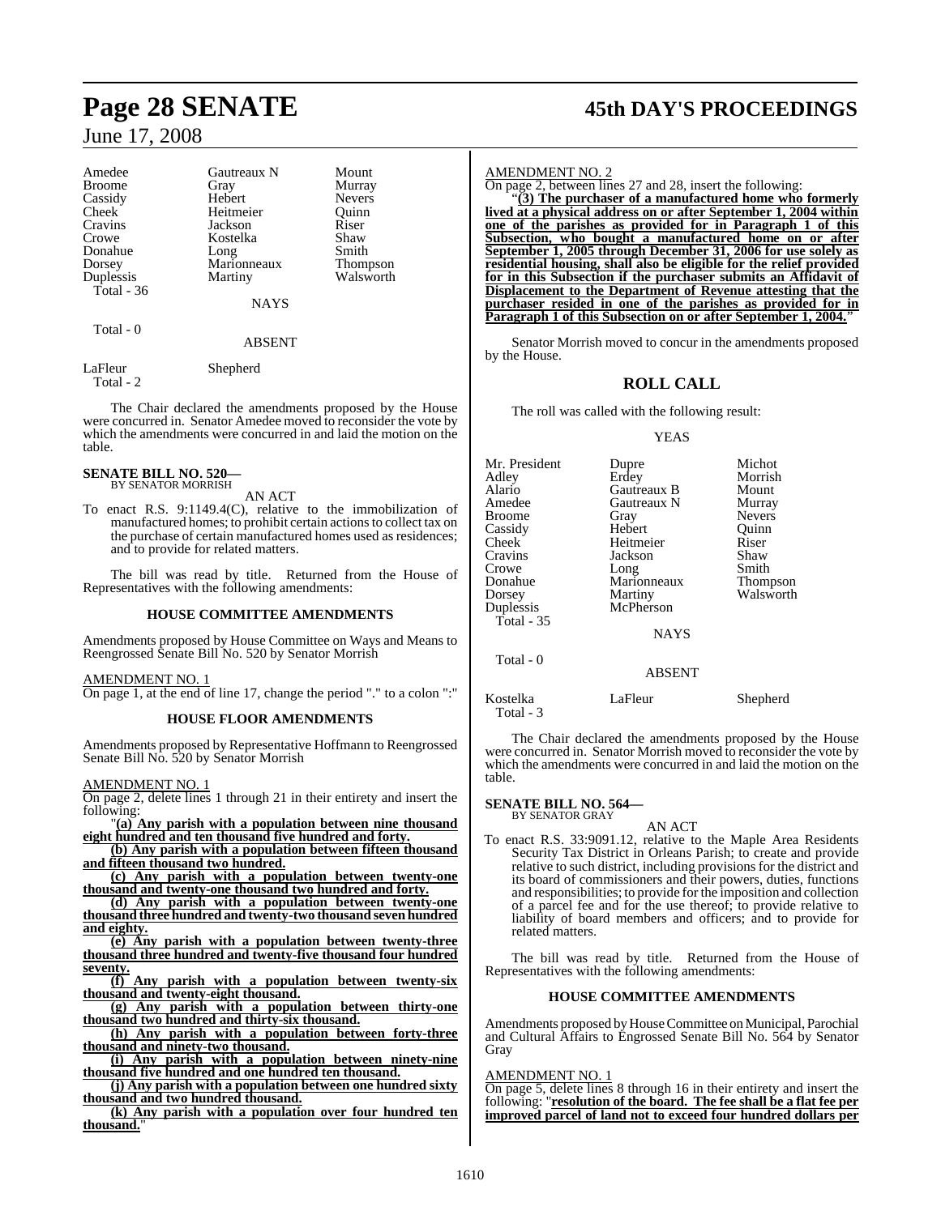| | | |
|---|---|---|
| Amedee | Gautreaux N | Mount |
| Broome | Gray | Murray |
| Cassidy | Hebert | Nevers |
| Cheek | Heitmeier | Quinn |
| Cravins | Jackson | Riser |
| Crowe | Kostelka | Shaw |
| Donahue | Long | Smith |
| Dorsey | Marionneaux | Thompson |
| Duplessis | Martiny | Walsworth |
| Total - 36 | | |

NAYS

Total - 0

ABSENT

| | |
|---|---|
| LaFleur | Shepherd |
| Total - 2 | |

The Chair declared the amendments proposed by the House were concurred in. Senator Amedee moved to reconsider the vote by which the amendments were concurred in and laid the motion on the table.

**SENATE BILL NO. 520—**
BY SENATOR MORRISH

AN ACT

To enact R.S. 9:1149.4(C), relative to the immobilization of manufactured homes; to prohibit certain actions to collect tax on the purchase of certain manufactured homes used as residences; and to provide for related matters.

The bill was read by title. Returned from the House of Representatives with the following amendments:

**HOUSE COMMITTEE AMENDMENTS**

Amendments proposed by House Committee on Ways and Means to Reengrossed Senate Bill No. 520 by Senator Morrish

AMENDMENT NO. 1
On page 1, at the end of line 17, change the period "." to a colon ":"

**HOUSE FLOOR AMENDMENTS**

Amendments proposed by Representative Hoffmann to Reengrossed Senate Bill No. 520 by Senator Morrish

AMENDMENT NO. 1
On page 2, delete lines 1 through 21 in their entirety and insert the following:

"**(a) Any parish with a population between nine thousand eight hundred and ten thousand five hundred and forty.**

**(b) Any parish with a population between fifteen thousand and fifteen thousand two hundred.**

**(c) Any parish with a population between twenty-one thousand and twenty-one thousand two hundred and forty.**

**(d) Any parish with a population between twenty-one thousand three hundred and twenty-two thousand seven hundred and eighty.**

**(e) Any parish with a population between twenty-three thousand three hundred and twenty-five thousand four hundred seventy.**

**(f) Any parish with a population between twenty-six thousand and twenty-eight thousand.**

**(g) Any parish with a population between thirty-one thousand two hundred and thirty-six thousand.**

**(h) Any parish with a population between forty-three thousand and ninety-two thousand.**

**(i) Any parish with a population between ninety-nine thousand five hundred and one hundred ten thousand.**

**(j) Any parish with a population between one hundred sixty thousand and two hundred thousand.**

**(k) Any parish with a population over four hundred ten thousand.**"

AMENDMENT NO. 2
On page 2, between lines 27 and 28, insert the following:

"**(3) The purchaser of a manufactured home who formerly lived at a physical address on or after September 1, 2004 within one of the parishes as provided for in Paragraph 1 of this Subsection, who bought a manufactured home on or after September 1, 2005 through December 31, 2006 for use solely as residential housing, shall also be eligible for the relief provided for in this Subsection if the purchaser submits an Affidavit of Displacement to the Department of Revenue attesting that the purchaser resided in one of the parishes as provided for in Paragraph 1 of this Subsection on or after September 1, 2004.**"

Senator Morrish moved to concur in the amendments proposed by the House.

## ROLL CALL

The roll was called with the following result:

YEAS

| | | |
|---|---|---|
| Mr. President | Dupre | Michot |
| Adley | Erdey | Morrish |
| Alario | Gautreaux B | Mount |
| Amedee | Gautreaux N | Murray |
| Broome | Gray | Nevers |
| Cassidy | Hebert | Quinn |
| Cheek | Heitmeier | Riser |
| Cravins | Jackson | Shaw |
| Crowe | Long | Smith |
| Donahue | Marionneaux | Thompson |
| Dorsey | Martiny | Walsworth |
| Duplessis | McPherson | |
| Total - 35 | | |

NAYS

Total - 0

ABSENT

| | | |
|---|---|---|
| Kostelka | LaFleur | Shepherd |
| Total - 3 | | |

The Chair declared the amendments proposed by the House were concurred in. Senator Morrish moved to reconsider the vote by which the amendments were concurred in and laid the motion on the table.

**SENATE BILL NO. 564—**
BY SENATOR GRAY

AN ACT

To enact R.S. 33:9091.12, relative to the Maple Area Residents Security Tax District in Orleans Parish; to create and provide relative to such district, including provisions for the district and its board of commissioners and their powers, duties, functions and responsibilities; to provide for the imposition and collection of a parcel fee and for the use thereof; to provide relative to liability of board members and officers; and to provide for related matters.

The bill was read by title. Returned from the House of Representatives with the following amendments:

**HOUSE COMMITTEE AMENDMENTS**

Amendments proposed by House Committee on Municipal, Parochial and Cultural Affairs to Engrossed Senate Bill No. 564 by Senator Gray

AMENDMENT NO. 1
On page 5, delete lines 8 through 16 in their entirety and insert the following: "**resolution of the board. The fee shall be a flat fee per improved parcel of land not to exceed four hundred dollars per**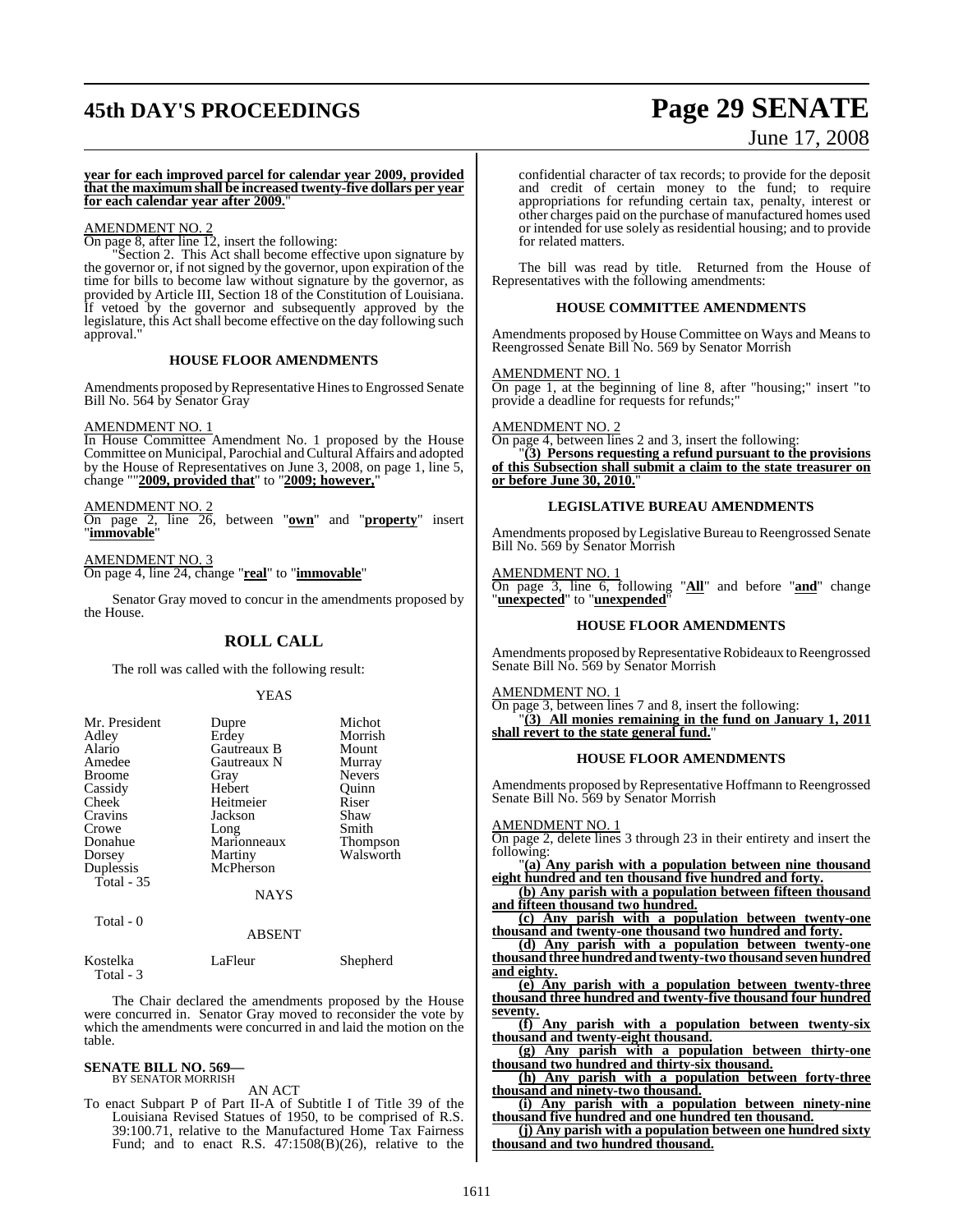**year for each improved parcel for calendar year 2009, provided that the maximum shall be increased twenty-five dollars per year for each calendar year after 2009.**"

AMENDMENT NO. 2

On page 8, after line 12, insert the following:

"Section 2. This Act shall become effective upon signature by the governor or, if not signed by the governor, upon expiration of the time for bills to become law without signature by the governor, as provided by Article III, Section 18 of the Constitution of Louisiana. If vetoed by the governor and subsequently approved by the legislature, this Act shall become effective on the day following such approval."

### HOUSE FLOOR AMENDMENTS

Amendments proposed by Representative Hines to Engrossed Senate Bill No. 564 by Senator Gray

AMENDMENT NO. 1

In House Committee Amendment No. 1 proposed by the House Committee on Municipal, Parochial and Cultural Affairs and adopted by the House of Representatives on June 3, 2008, on page 1, line 5, change ""**2009, provided that**" to "**2009; however,**"

AMENDMENT NO. 2

On page 2, line 26, between "**own**" and "**property**" insert "**immovable**"

AMENDMENT NO. 3

On page 4, line 24, change "**real**" to "**immovable**"

Senator Gray moved to concur in the amendments proposed by the House.

## ROLL CALL

The roll was called with the following result:

YEAS

| | | |
|---|---|---|
| Mr. President | Dupre | Michot |
| Adley | Erdey | Morrish |
| Alario | Gautreaux B | Mount |
| Amedee | Gautreaux N | Murray |
| Broome | Gray | Nevers |
| Cassidy | Hebert | Quinn |
| Cheek | Heitmeier | Riser |
| Cravins | Jackson | Shaw |
| Crowe | Long | Smith |
| Donahue | Marionneaux | Thompson |
| Dorsey | Martiny | Walsworth |
| Duplessis | McPherson | |

Total - 35

NAYS

Total - 0

ABSENT

| | | |
|---|---|---|
| Kostelka | LaFleur | Shepherd |

Total - 3

The Chair declared the amendments proposed by the House were concurred in. Senator Gray moved to reconsider the vote by which the amendments were concurred in and laid the motion on the table.

**SENATE BILL NO. 569—**
BY SENATOR MORRISH

AN ACT

To enact Subpart P of Part II-A of Subtitle I of Title 39 of the Louisiana Revised Statues of 1950, to be comprised of R.S. 39:100.71, relative to the Manufactured Home Tax Fairness Fund; and to enact R.S. 47:1508(B)(26), relative to the confidential character of tax records; to provide for the deposit and credit of certain money to the fund; to require appropriations for refunding certain tax, penalty, interest or other charges paid on the purchase of manufactured homes used or intended for use solely as residential housing; and to provide for related matters.

The bill was read by title. Returned from the House of Representatives with the following amendments:

### HOUSE COMMITTEE AMENDMENTS

Amendments proposed by House Committee on Ways and Means to Reengrossed Senate Bill No. 569 by Senator Morrish

AMENDMENT NO. 1

On page 1, at the beginning of line 8, after "housing;" insert "to provide a deadline for requests for refunds;"

AMENDMENT NO. 2

On page 4, between lines 2 and 3, insert the following:

"**(3) Persons requesting a refund pursuant to the provisions of this Subsection shall submit a claim to the state treasurer on or before June 30, 2010.**"

### LEGISLATIVE BUREAU AMENDMENTS

Amendments proposed by Legislative Bureau to Reengrossed Senate Bill No. 569 by Senator Morrish

AMENDMENT NO. 1

On page 3, line 6, following "**All**" and before "**and**" change "**unexpected**" to "**unexpended**"

### HOUSE FLOOR AMENDMENTS

Amendments proposed by Representative Robideaux to Reengrossed Senate Bill No. 569 by Senator Morrish

AMENDMENT NO. 1

On page 3, between lines 7 and 8, insert the following:

"**(3) All monies remaining in the fund on January 1, 2011 shall revert to the state general fund.**"

### HOUSE FLOOR AMENDMENTS

Amendments proposed by Representative Hoffmann to Reengrossed Senate Bill No. 569 by Senator Morrish

AMENDMENT NO. 1

On page 2, delete lines 3 through 23 in their entirety and insert the following:

"**(a) Any parish with a population between nine thousand eight hundred and ten thousand five hundred and forty.**

**(b) Any parish with a population between fifteen thousand and fifteen thousand two hundred.**

**(c) Any parish with a population between twenty-one thousand and twenty-one thousand two hundred and forty.**

**(d) Any parish with a population between twenty-one thousand three hundred and twenty-two thousand seven hundred and eighty.**

**(e) Any parish with a population between twenty-three thousand three hundred and twenty-five thousand four hundred seventy.**

**(f) Any parish with a population between twenty-six thousand and twenty-eight thousand.**

**(g) Any parish with a population between thirty-one thousand two hundred and thirty-six thousand.**

**(h) Any parish with a population between forty-three thousand and ninety-two thousand.**

**(i) Any parish with a population between ninety-nine thousand five hundred and one hundred ten thousand.**

**(j) Any parish with a population between one hundred sixty thousand and two hundred thousand.**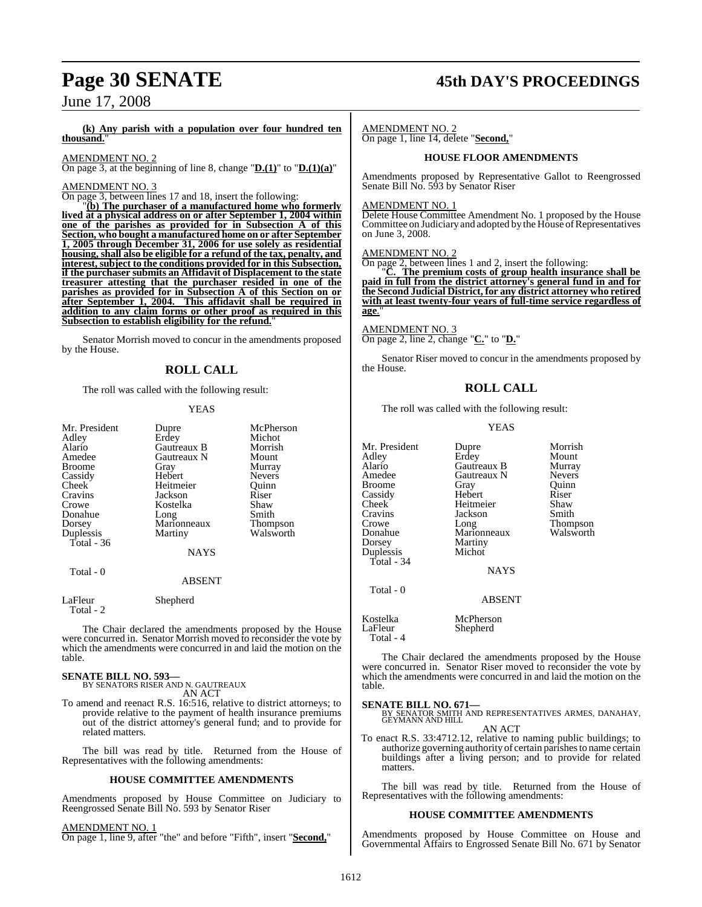**(k) Any parish with a population over four hundred ten thousand.**"

AMENDMENT NO. 2

On page 3, at the beginning of line 8, change "**D.(1)**" to "**D.(1)(a)**"

AMENDMENT NO. 3

On page 3, between lines 17 and 18, insert the following:

"**(b) The purchaser of a manufactured home who formerly lived at a physical address on or after September 1, 2004 within one of the parishes as provided for in Subsection A of this Section, who bought a manufactured home on or after September 1, 2005 through December 31, 2006 for use solely as residential housing, shall also be eligible for a refund of the tax, penalty, and interest, subject to the conditions provided for in this Subsection, if the purchaser submits an Affidavit of Displacement to the state treasurer attesting that the purchaser resided in one of the parishes as provided for in Subsection A of this Section on or after September 1, 2004. This affidavit shall be required in addition to any claim forms or other proof as required in this Subsection to establish eligibility for the refund.**"

Senator Morrish moved to concur in the amendments proposed by the House.

## ROLL CALL

The roll was called with the following result:

YEAS

| | | |
|---|---|---|
| Mr. President | Dupre | McPherson |
| Adley | Erdey | Michot |
| Alario | Gautreaux B | Morrish |
| Amedee | Gautreaux N | Mount |
| Broome | Gray | Murray |
| Cassidy | Hebert | Nevers |
| Cheek | Heitmeier | Quinn |
| Cravins | Jackson | Riser |
| Crowe | Kostelka | Shaw |
| Donahue | Long | Smith |
| Dorsey | Marionneaux | Thompson |
| Duplessis | Martiny | Walsworth |
| Total - 36 | | |

NAYS

Total - 0

ABSENT

LaFleur Shepherd
Total - 2

The Chair declared the amendments proposed by the House were concurred in. Senator Morrish moved to reconsider the vote by which the amendments were concurred in and laid the motion on the table.

**SENATE BILL NO. 593—**
BY SENATORS RISER AND N. GAUTREAUX
AN ACT

To amend and reenact R.S. 16:516, relative to district attorneys; to provide relative to the payment of health insurance premiums out of the district attorney's general fund; and to provide for related matters.

The bill was read by title. Returned from the House of Representatives with the following amendments:

### HOUSE COMMITTEE AMENDMENTS

Amendments proposed by House Committee on Judiciary to Reengrossed Senate Bill No. 593 by Senator Riser

AMENDMENT NO. 1

On page 1, line 9, after "the" and before "Fifth", insert "**Second,**"

AMENDMENT NO. 2

On page 1, line 14, delete "**Second,**"

### HOUSE FLOOR AMENDMENTS

Amendments proposed by Representative Gallot to Reengrossed Senate Bill No. 593 by Senator Riser

AMENDMENT NO. 1

Delete House Committee Amendment No. 1 proposed by the House Committee on Judiciary and adopted by the House of Representatives on June 3, 2008.

AMENDMENT NO. 2

On page 2, between lines 1 and 2, insert the following:

"**C. The premium costs of group health insurance shall be paid in full from the district attorney's general fund in and for the Second Judicial District, for any district attorney who retired with at least twenty-four years of full-time service regardless of age.**"

AMENDMENT NO. 3

On page 2, line 2, change "**C.**" to "**D.**"

Senator Riser moved to concur in the amendments proposed by the House.

## ROLL CALL

The roll was called with the following result:

YEAS

| | | |
|---|---|---|
| Mr. President | Dupre | Morrish |
| Adley | Erdey | Mount |
| Alario | Gautreaux B | Murray |
| Amedee | Gautreaux N | Nevers |
| Broome | Gray | Quinn |
| Cassidy | Hebert | Riser |
| Cheek | Heitmeier | Shaw |
| Cravins | Jackson | Smith |
| Crowe | Long | Thompson |
| Donahue | Marionneaux | Walsworth |
| Dorsey | Martiny | |
| Duplessis | Michot | |
| Total - 34 | | |

NAYS

Total - 0

ABSENT

Kostelka McPherson
LaFleur Shepherd
Total - 4

The Chair declared the amendments proposed by the House were concurred in. Senator Riser moved to reconsider the vote by which the amendments were concurred in and laid the motion on the table.

**SENATE BILL NO. 671—**
BY SENATOR SMITH AND REPRESENTATIVES ARMES, DANAHAY, GEYMANN AND HILL
AN ACT

To enact R.S. 33:4712.12, relative to naming public buildings; to authorize governing authority of certain parishes to name certain buildings after a living person; and to provide for related matters.

The bill was read by title. Returned from the House of Representatives with the following amendments:

### HOUSE COMMITTEE AMENDMENTS

Amendments proposed by House Committee on House and Governmental Affairs to Engrossed Senate Bill No. 671 by Senator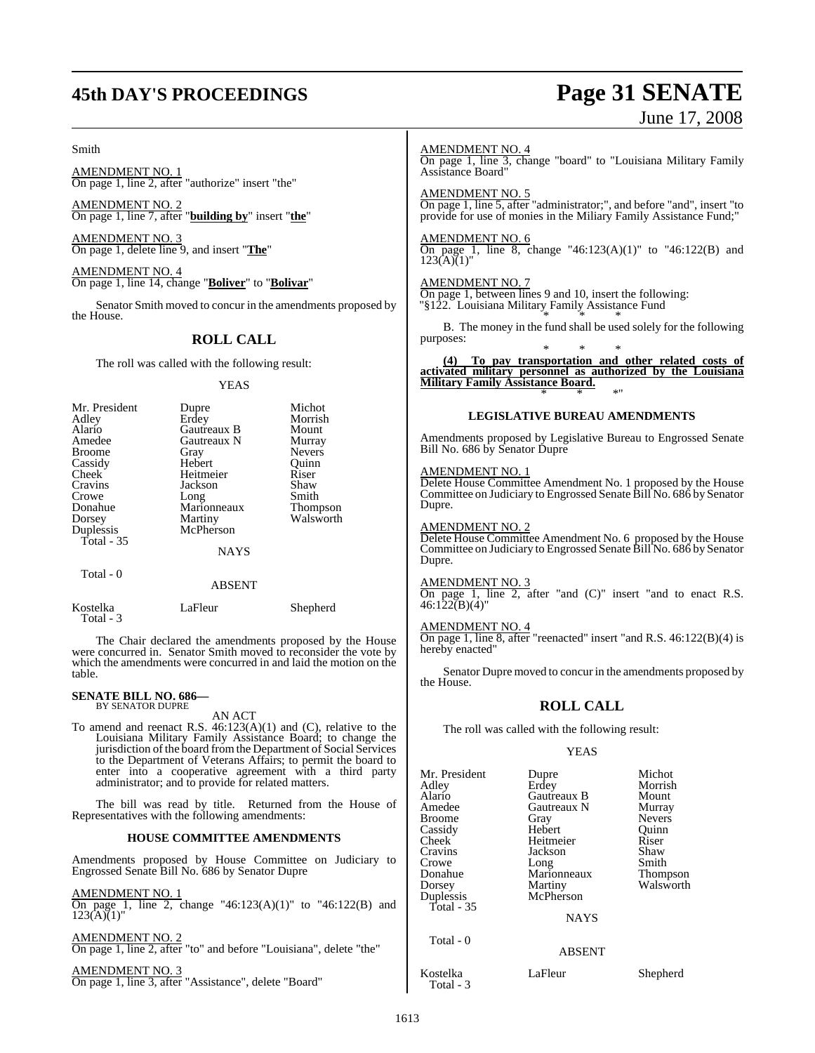Smith

AMENDMENT NO. 1
On page 1, line 2, after "authorize" insert "the"

AMENDMENT NO. 2
On page 1, line 7, after "**building by**" insert "**the**"

AMENDMENT NO. 3
On page 1, delete line 9, and insert "**The**"

AMENDMENT NO. 4
On page 1, line 14, change "**Boliver**" to "**Bolivar**"

Senator Smith moved to concur in the amendments proposed by the House.

## ROLL CALL

The roll was called with the following result:

YEAS

| | | |
|---|---|---|
| Mr. President | Dupre | Michot |
| Adley | Erdey | Morrish |
| Alario | Gautreaux B | Mount |
| Amedee | Gautreaux N | Murray |
| Broome | Gray | Nevers |
| Cassidy | Hebert | Quinn |
| Cheek | Heitmeier | Riser |
| Cravins | Jackson | Shaw |
| Crowe | Long | Smith |
| Donahue | Marionneaux | Thompson |
| Dorsey | Martiny | Walsworth |
| Duplessis | McPherson | |

Total - 35

NAYS

Total - 0

ABSENT

| | | |
|---|---|---|
| Kostelka | LaFleur | Shepherd |

Total - 3

The Chair declared the amendments proposed by the House were concurred in. Senator Smith moved to reconsider the vote by which the amendments were concurred in and laid the motion on the table.

**SENATE BILL NO. 686—**
BY SENATOR DUPRE

AN ACT

To amend and reenact R.S. 46:123(A)(1) and (C), relative to the Louisiana Military Family Assistance Board; to change the jurisdiction of the board from the Department of Social Services to the Department of Veterans Affairs; to permit the board to enter into a cooperative agreement with a third party administrator; and to provide for related matters.

The bill was read by title. Returned from the House of Representatives with the following amendments:

### HOUSE COMMITTEE AMENDMENTS

Amendments proposed by House Committee on Judiciary to Engrossed Senate Bill No. 686 by Senator Dupre

AMENDMENT NO. 1
On page 1, line 2, change "46:123(A)(1)" to "46:122(B) and 123(A)(1)"

AMENDMENT NO. 2
On page 1, line 2, after "to" and before "Louisiana", delete "the"

AMENDMENT NO. 3
On page 1, line 3, after "Assistance", delete "Board"

AMENDMENT NO. 4
On page 1, line 3, change "board" to "Louisiana Military Family Assistance Board"

AMENDMENT NO. 5
On page 1, line 5, after "administrator;", and before "and", insert "to provide for use of monies in the Miliary Family Assistance Fund;"

AMENDMENT NO. 6
On page 1, line 8, change "46:123(A)(1)" to "46:122(B) and 123(A)(1)"

AMENDMENT NO. 7
On page 1, between lines 9 and 10, insert the following:
"§122. Louisiana Military Family Assistance Fund

\* \* \*

B. The money in the fund shall be used solely for the following purposes:

\* \* \*

**(4) To pay transportation and other related costs of activated military personnel as authorized by the Louisiana Military Family Assistance Board.**

\* \* \*"

### LEGISLATIVE BUREAU AMENDMENTS

Amendments proposed by Legislative Bureau to Engrossed Senate Bill No. 686 by Senator Dupre

AMENDMENT NO. 1
Delete House Committee Amendment No. 1 proposed by the House Committee on Judiciary to Engrossed Senate Bill No. 686 by Senator Dupre.

AMENDMENT NO. 2
Delete House Committee Amendment No. 6 proposed by the House Committee on Judiciary to Engrossed Senate Bill No. 686 by Senator Dupre.

AMENDMENT NO. 3
On page 1, line 2, after "and (C)" insert "and to enact R.S. 46:122(B)(4)"

AMENDMENT NO. 4
On page 1, line 8, after "reenacted" insert "and R.S. 46:122(B)(4) is hereby enacted"

Senator Dupre moved to concur in the amendments proposed by the House.

## ROLL CALL

The roll was called with the following result:

YEAS

| | | |
|---|---|---|
| Mr. President | Dupre | Michot |
| Adley | Erdey | Morrish |
| Alario | Gautreaux B | Mount |
| Amedee | Gautreaux N | Murray |
| Broome | Gray | Nevers |
| Cassidy | Hebert | Quinn |
| Cheek | Heitmeier | Riser |
| Cravins | Jackson | Shaw |
| Crowe | Long | Smith |
| Donahue | Marionneaux | Thompson |
| Dorsey | Martiny | Walsworth |
| Duplessis | McPherson | |

Total - 35

NAYS

Total - 0

ABSENT

| | | |
|---|---|---|
| Kostelka | LaFleur | Shepherd |

Total - 3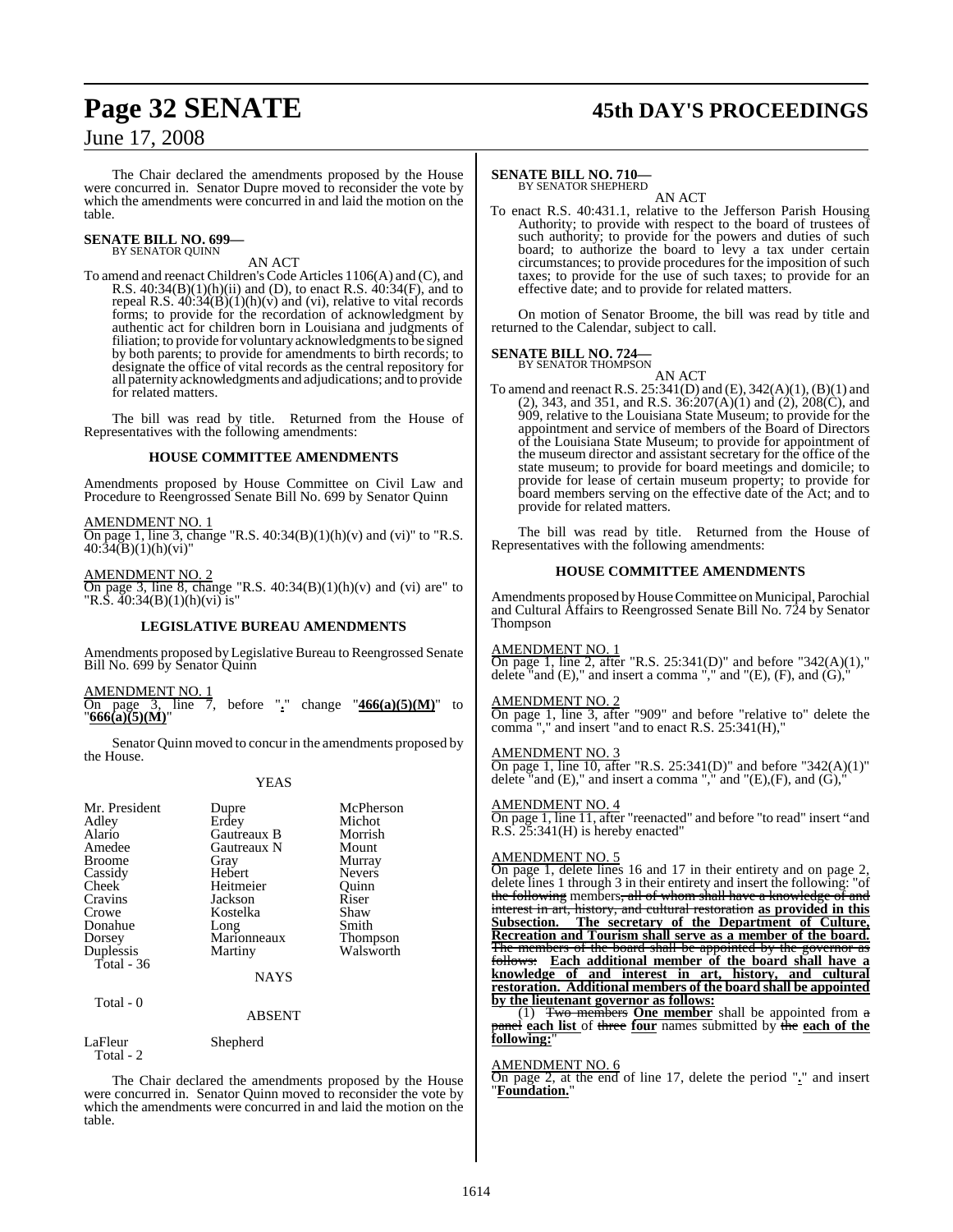The Chair declared the amendments proposed by the House were concurred in. Senator Dupre moved to reconsider the vote by which the amendments were concurred in and laid the motion on the table.

**SENATE BILL NO. 699—**
BY SENATOR QUINN

AN ACT

To amend and reenact Children's Code Articles 1106(A) and (C), and R.S. 40:34(B)(1)(h)(ii) and (D), to enact R.S. 40:34(F), and to repeal R.S. 40:34(B)(1)(h)(v) and (vi), relative to vital records forms; to provide for the recordation of acknowledgment by authentic act for children born in Louisiana and judgments of filiation; to provide for voluntary acknowledgments to be signed by both parents; to provide for amendments to birth records; to designate the office of vital records as the central repository for all paternity acknowledgments and adjudications; and to provide for related matters.

The bill was read by title. Returned from the House of Representatives with the following amendments:

**HOUSE COMMITTEE AMENDMENTS**

Amendments proposed by House Committee on Civil Law and Procedure to Reengrossed Senate Bill No. 699 by Senator Quinn

AMENDMENT NO. 1
On page 1, line 3, change "R.S. 40:34(B)(1)(h)(v) and (vi)" to "R.S. 40:34(B)(1)(h)(vi)"

AMENDMENT NO. 2
On page 3, line 8, change "R.S. 40:34(B)(1)(h)(v) and (vi) are" to "R.S. 40:34(B)(1)(h)(vi) is"

**LEGISLATIVE BUREAU AMENDMENTS**

Amendments proposed by Legislative Bureau to Reengrossed Senate Bill No. 699 by Senator Quinn

AMENDMENT NO. 1
On page 3, line 7, before "**.**" change "**466(a)(5)(M)**" to "**666(a)(5)(M)**"

Senator Quinn moved to concur in the amendments proposed by the House.

YEAS

| | | |
|---|---|---|
| Mr. President | Dupre | McPherson |
| Adley | Erdey | Michot |
| Alario | Gautreaux B | Morrish |
| Amedee | Gautreaux N | Mount |
| Broome | Gray | Murray |
| Cassidy | Hebert | Nevers |
| Cheek | Heitmeier | Quinn |
| Cravins | Jackson | Riser |
| Crowe | Kostelka | Shaw |
| Donahue | Long | Smith |
| Dorsey | Marionneaux | Thompson |
| Duplessis | Martiny | Walsworth |

Total - 36

NAYS

Total - 0

ABSENT

LaFleur Shepherd
Total - 2

The Chair declared the amendments proposed by the House were concurred in. Senator Quinn moved to reconsider the vote by which the amendments were concurred in and laid the motion on the table.

**SENATE BILL NO. 710—**
BY SENATOR SHEPHERD

AN ACT

To enact R.S. 40:431.1, relative to the Jefferson Parish Housing Authority; to provide with respect to the board of trustees of such authority; to provide for the powers and duties of such board; to authorize the board to levy a tax under certain circumstances; to provide procedures for the imposition of such taxes; to provide for the use of such taxes; to provide for an effective date; and to provide for related matters.

On motion of Senator Broome, the bill was read by title and returned to the Calendar, subject to call.

**SENATE BILL NO. 724—**
BY SENATOR THOMPSON

AN ACT

To amend and reenact R.S. 25:341(D) and (E), 342(A)(1), (B)(1) and (2), 343, and 351, and R.S. 36:207(A)(1) and (2), 208(C), and 909, relative to the Louisiana State Museum; to provide for the appointment and service of members of the Board of Directors of the Louisiana State Museum; to provide for appointment of the museum director and assistant secretary for the office of the state museum; to provide for board meetings and domicile; to provide for lease of certain museum property; to provide for board members serving on the effective date of the Act; and to provide for related matters.

The bill was read by title. Returned from the House of Representatives with the following amendments:

**HOUSE COMMITTEE AMENDMENTS**

Amendments proposed by House Committee on Municipal, Parochial and Cultural Affairs to Reengrossed Senate Bill No. 724 by Senator Thompson

AMENDMENT NO. 1
On page 1, line 2, after "R.S. 25:341(D)" and before "342(A)(1)," delete "and (E)," and insert a comma "," and "(E), (F), and (G),"

AMENDMENT NO. 2
On page 1, line 3, after "909" and before "relative to" delete the comma "," and insert "and to enact R.S. 25:341(H),"

AMENDMENT NO. 3
On page 1, line 10, after "R.S. 25:341(D)" and before "342(A)(1)" delete "and (E)," and insert a comma "," and "(E),(F), and (G),"

AMENDMENT NO. 4
On page 1, line 11, after "reenacted" and before "to read" insert "and R.S. 25:341(H) is hereby enacted"

AMENDMENT NO. 5
On page 1, delete lines 16 and 17 in their entirety and on page 2, delete lines 1 through 3 in their entirety and insert the following: "of ~~the following~~ members~~, all of whom shall have a knowledge of and interest in art, history, and cultural restoration~~ **as provided in this Subsection. The secretary of the Department of Culture, Recreation and Tourism shall serve as a member of the board.** ~~The members of the board shall be appointed by the governor as follows:~~ **Each additional member of the board shall have a knowledge of and interest in art, history, and cultural restoration. Additional members of the board shall be appointed by the lieutenant governor as follows:**

(1) ~~Two members~~ **One member** shall be appointed from ~~a panel~~ **each list** of ~~three~~ **four** names submitted by ~~the~~ **each of the following:**"

AMENDMENT NO. 6
On page 2, at the end of line 17, delete the period "**.**" and insert "**Foundation.**"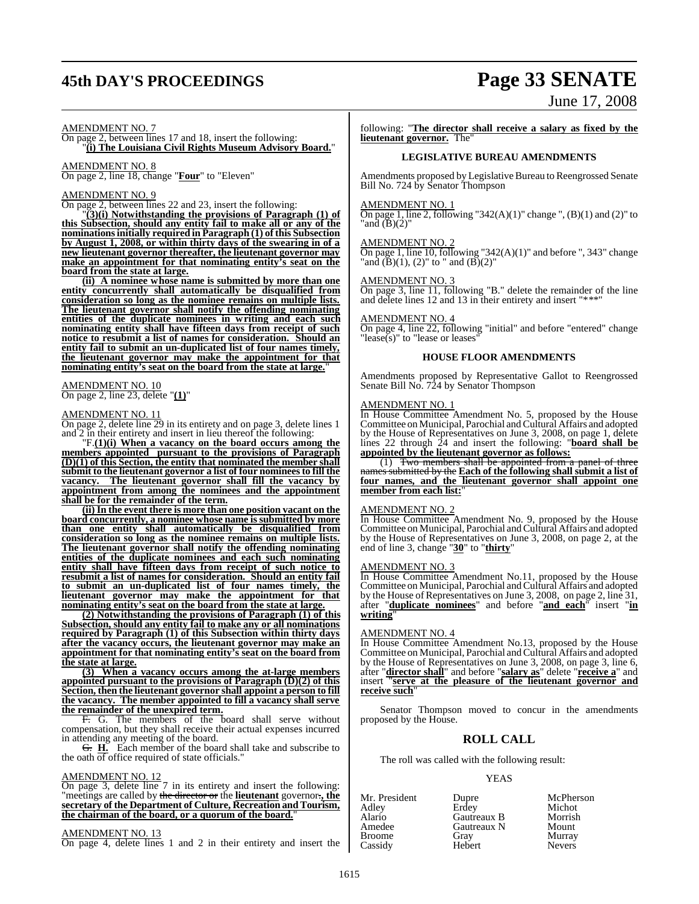AMENDMENT NO. 7

On page 2, between lines 17 and 18, insert the following:

"**(i) The Louisiana Civil Rights Museum Advisory Board.**"

AMENDMENT NO. 8

On page 2, line 18, change "**Four**" to "Eleven"

AMENDMENT NO. 9

On page 2, between lines 22 and 23, insert the following:

"**(3)(i) Notwithstanding the provisions of Paragraph (1) of this Subsection, should any entity fail to make all or any of the nominations initially required in Paragraph (1) of this Subsection by August 1, 2008, or within thirty days of the swearing in of a new lieutenant governor thereafter, the lieutenant governor may make an appointment for that nominating entity's seat on the board from the state at large.**

**(ii) A nominee whose name is submitted by more than one entity concurrently shall automatically be disqualified from consideration so long as the nominee remains on multiple lists. The lieutenant governor shall notify the offending nominating entities of the duplicate nominees in writing and each such nominating entity shall have fifteen days from receipt of such notice to resubmit a list of names for consideration. Should an entity fail to submit an un-duplicated list of four names timely, the lieutenant governor may make the appointment for that nominating entity's seat on the board from the state at large.**"

AMENDMENT NO. 10

On page 2, line 23, delete "**(1)**"

AMENDMENT NO. 11

On page 2, delete line 29 in its entirety and on page 3, delete lines 1 and 2 in their entirety and insert in lieu thereof the following:

"F.**(1)(i) When a vacancy on the board occurs among the members appointed pursuant to the provisions of Paragraph (D)(1) of this Section, the entity that nominated the member shall submit to the lieutenant governor a list of four nominees to fill the vacancy. The lieutenant governor shall fill the vacancy by appointment from among the nominees and the appointment shall be for the remainder of the term.**

**(ii) In the event there is more than one position vacant on the board concurrently, a nominee whose name is submitted by more than one entity shall automatically be disqualified from consideration so long as the nominee remains on multiple lists. The lieutenant governor shall notify the offending nominating entities of the duplicate nominees and each such nominating entity shall have fifteen days from receipt of such notice to resubmit a list of names for consideration. Should an entity fail to submit an un-duplicated list of four names timely, the lieutenant governor may make the appointment for that nominating entity's seat on the board from the state at large.**

**(2) Notwithstanding the provisions of Paragraph (1) of this Subsection, should any entity fail to make any or all nominations required by Paragraph (1) of this Subsection within thirty days after the vacancy occurs, the lieutenant governor may make an appointment for that nominating entity's seat on the board from the state at large.**

**(3) When a vacancy occurs among the at-large members appointed pursuant to the provisions of Paragraph (D)(2) of this Section, then the lieutenant governor shall appoint a person to fill the vacancy. The member appointed to fill a vacancy shall serve the remainder of the unexpired term.**

~~F.~~ G. The members of the board shall serve without compensation, but they shall receive their actual expenses incurred in attending any meeting of the board.

~~G.~~ **H.** Each member of the board shall take and subscribe to the oath of office required of state officials."

AMENDMENT NO. 12

On page 3, delete line 7 in its entirety and insert the following: "meetings are called by ~~the director or~~ the **lieutenant** governor**, the secretary of the Department of Culture, Recreation and Tourism, the chairman of the board, or a quorum of the board.**"

AMENDMENT NO. 13

On page 4, delete lines 1 and 2 in their entirety and insert the following: "**The director shall receive a salary as fixed by the lieutenant governor.** The"

## LEGISLATIVE BUREAU AMENDMENTS

Amendments proposed by Legislative Bureau to Reengrossed Senate Bill No. 724 by Senator Thompson

AMENDMENT NO. 1

On page 1, line 2, following "342(A)(1)" change ", (B)(1) and (2)" to "and (B)(2)"

AMENDMENT NO. 2

On page 1, line 10, following "342(A)(1)" and before ", 343" change "and (B)(1), (2)" to " and (B)(2)"

AMENDMENT NO. 3

On page 3, line 11, following "B." delete the remainder of the line and delete lines 12 and 13 in their entirety and insert "\*\*\*"

AMENDMENT NO. 4

On page 4, line 22, following "initial" and before "entered" change "lease(s)" to "lease or leases"

## HOUSE FLOOR AMENDMENTS

Amendments proposed by Representative Gallot to Reengrossed Senate Bill No. 724 by Senator Thompson

AMENDMENT NO. 1

In House Committee Amendment No. 5, proposed by the House Committee on Municipal, Parochial and Cultural Affairs and adopted by the House of Representatives on June 3, 2008, on page 1, delete lines 22 through 24 and insert the following: "**board shall be appointed by the lieutenant governor as follows:**

(1) ~~Two members shall be appointed from a panel of three names submitted by the~~ **Each of the following shall submit a list of four names, and the lieutenant governor shall appoint one member from each list:**"

AMENDMENT NO. 2

In House Committee Amendment No. 9, proposed by the House Committee on Municipal, Parochial and Cultural Affairs and adopted by the House of Representatives on June 3, 2008, on page 2, at the end of line 3, change "**30**" to "**thirty**"

AMENDMENT NO. 3

In House Committee Amendment No.11, proposed by the House Committee on Municipal, Parochial and Cultural Affairs and adopted by the House of Representatives on June 3, 2008, on page 2, line 31, after "**duplicate nominees**" and before "**and each**" insert "**in writing**"

AMENDMENT NO. 4

In House Committee Amendment No.13, proposed by the House Committee on Municipal, Parochial and Cultural Affairs and adopted by the House of Representatives on June 3, 2008, on page 3, line 6, after "**director shall**" and before "**salary as**" delete "**receive a**" and insert "**serve at the pleasure of the lieutenant governor and receive such**"

Senator Thompson moved to concur in the amendments proposed by the House.

## ROLL CALL

The roll was called with the following result:

YEAS

| | | |
|---|---|---|
| Mr. President | Dupre | McPherson |
| Adley | Erdey | Michot |
| Alario | Gautreaux B | Morrish |
| Amedee | Gautreaux N | Mount |
| Broome | Gray | Murray |
| Cassidy | Hebert | Nevers |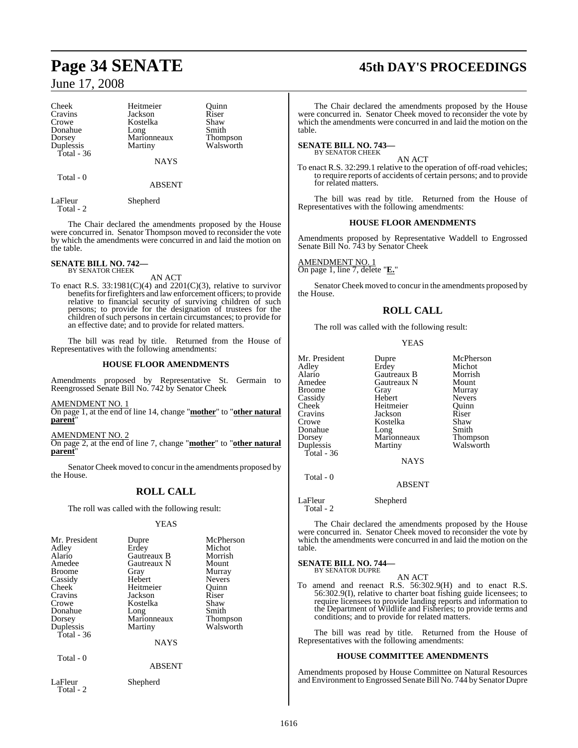| | | |
|---|---|---|
| Cheek | Heitmeier | Quinn |
| Cravins | Jackson | Riser |
| Crowe | Kostelka | Shaw |
| Donahue | Long | Smith |
| Dorsey | Marionneaux | Thompson |
| Duplessis | Martiny | Walsworth |
| Total - 36 | | |

NAYS

Total - 0

ABSENT

| | |
|---|---|
| LaFleur | Shepherd |
| Total - 2 | |

The Chair declared the amendments proposed by the House were concurred in. Senator Thompson moved to reconsider the vote by which the amendments were concurred in and laid the motion on the table.

**SENATE BILL NO. 742—**
BY SENATOR CHEEK

AN ACT

To enact R.S. 33:1981(C)(4) and 2201(C)(3), relative to survivor benefits for firefighters and law enforcement officers; to provide relative to financial security of surviving children of such persons; to provide for the designation of trustees for the children of such persons in certain circumstances; to provide for an effective date; and to provide for related matters.

The bill was read by title. Returned from the House of Representatives with the following amendments:

**HOUSE FLOOR AMENDMENTS**

Amendments proposed by Representative St. Germain to Reengrossed Senate Bill No. 742 by Senator Cheek

AMENDMENT NO. 1
On page 1, at the end of line 14, change "**mother**" to "**other natural parent**"

AMENDMENT NO. 2
On page 2, at the end of line 7, change "**mother**" to "**other natural parent**"

Senator Cheek moved to concur in the amendments proposed by the House.

## ROLL CALL

The roll was called with the following result:

YEAS

| | | |
|---|---|---|
| Mr. President | Dupre | McPherson |
| Adley | Erdey | Michot |
| Alario | Gautreaux B | Morrish |
| Amedee | Gautreaux N | Mount |
| Broome | Gray | Murray |
| Cassidy | Hebert | Nevers |
| Cheek | Heitmeier | Quinn |
| Cravins | Jackson | Riser |
| Crowe | Kostelka | Shaw |
| Donahue | Long | Smith |
| Dorsey | Marionneaux | Thompson |
| Duplessis | Martiny | Walsworth |
| Total - 36 | | |

NAYS

Total - 0

ABSENT

| | |
|---|---|
| LaFleur | Shepherd |
| Total - 2 | |

The Chair declared the amendments proposed by the House were concurred in. Senator Cheek moved to reconsider the vote by which the amendments were concurred in and laid the motion on the table.

**SENATE BILL NO. 743—**
BY SENATOR CHEEK

AN ACT

To enact R.S. 32:299.1 relative to the operation of off-road vehicles; to require reports of accidents of certain persons; and to provide for related matters.

The bill was read by title. Returned from the House of Representatives with the following amendments:

**HOUSE FLOOR AMENDMENTS**

Amendments proposed by Representative Waddell to Engrossed Senate Bill No. 743 by Senator Cheek

AMENDMENT NO. 1
On page 1, line 7, delete "**E.**"

Senator Cheek moved to concur in the amendments proposed by the House.

## ROLL CALL

The roll was called with the following result:

YEAS

| | | |
|---|---|---|
| Mr. President | Dupre | McPherson |
| Adley | Erdey | Michot |
| Alario | Gautreaux B | Morrish |
| Amedee | Gautreaux N | Mount |
| Broome | Gray | Murray |
| Cassidy | Hebert | Nevers |
| Cheek | Heitmeier | Quinn |
| Cravins | Jackson | Riser |
| Crowe | Kostelka | Shaw |
| Donahue | Long | Smith |
| Dorsey | Marionneaux | Thompson |
| Duplessis | Martiny | Walsworth |
| Total - 36 | | |

NAYS

Total - 0

ABSENT

| | |
|---|---|
| LaFleur | Shepherd |
| Total - 2 | |

The Chair declared the amendments proposed by the House were concurred in. Senator Cheek moved to reconsider the vote by which the amendments were concurred in and laid the motion on the table.

**SENATE BILL NO. 744—**
BY SENATOR DUPRE

AN ACT

To amend and reenact R.S. 56:302.9(H) and to enact R.S. 56:302.9(I), relative to charter boat fishing guide licensees; to require licensees to provide landing reports and information to the Department of Wildlife and Fisheries; to provide terms and conditions; and to provide for related matters.

The bill was read by title. Returned from the House of Representatives with the following amendments:

**HOUSE COMMITTEE AMENDMENTS**

Amendments proposed by House Committee on Natural Resources and Environment to Engrossed Senate Bill No. 744 by Senator Dupre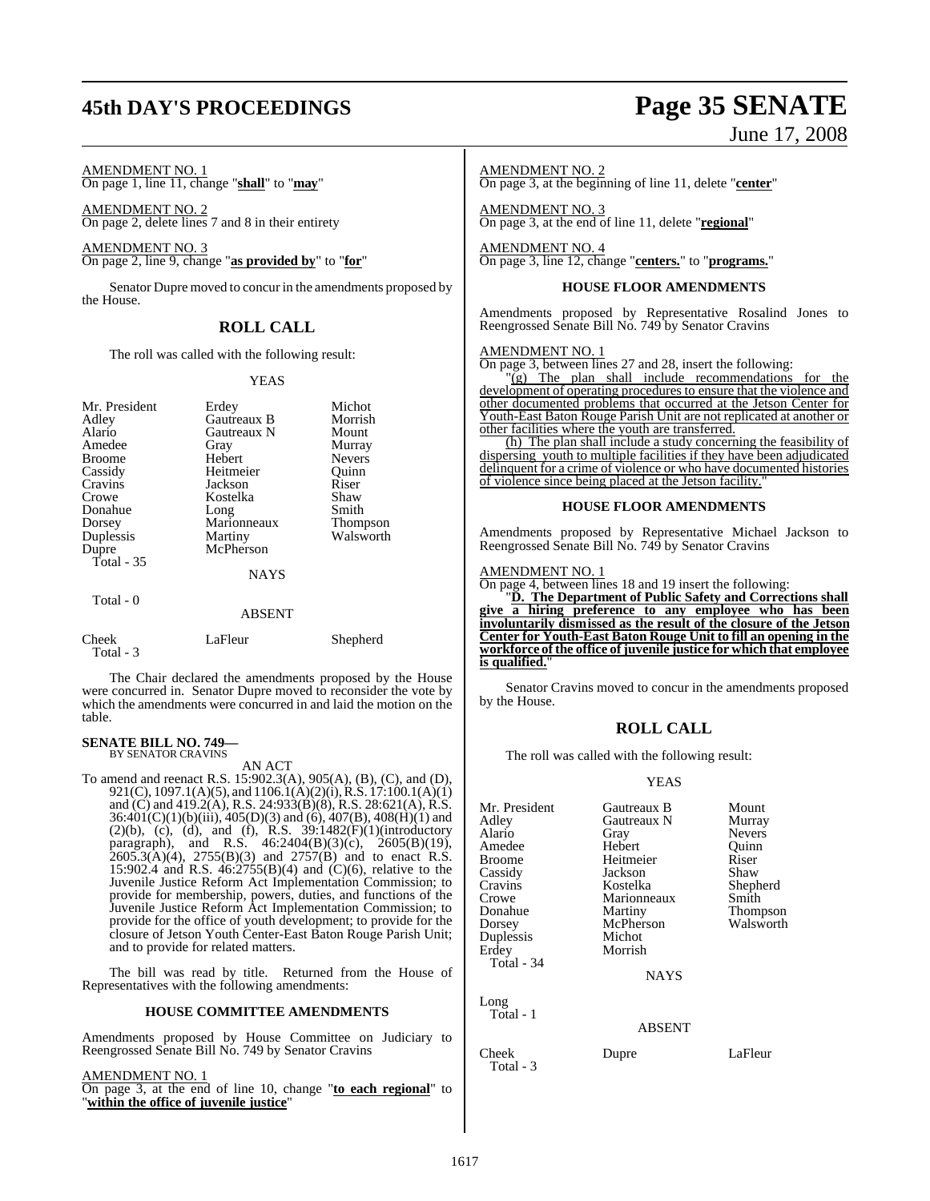AMENDMENT NO. 1
On page 1, line 11, change "**shall**" to "**may**"

AMENDMENT NO. 2
On page 2, delete lines 7 and 8 in their entirety

AMENDMENT NO. 3
On page 2, line 9, change "**as provided by**" to "**for**"

Senator Dupre moved to concur in the amendments proposed by the House.

## ROLL CALL

The roll was called with the following result:

YEAS

| | | |
|---|---|---|
| Mr. President | Erdey | Michot |
| Adley | Gautreaux B | Morrish |
| Alario | Gautreaux N | Mount |
| Amedee | Gray | Murray |
| Broome | Hebert | Nevers |
| Cassidy | Heitmeier | Quinn |
| Cravins | Jackson | Riser |
| Crowe | Kostelka | Shaw |
| Donahue | Long | Smith |
| Dorsey | Marionneaux | Thompson |
| Duplessis | Martiny | Walsworth |
| Dupre | McPherson | |

Total - 35

NAYS

Total - 0

ABSENT

| | | |
|---|---|---|
| Cheek | LaFleur | Shepherd |

Total - 3

The Chair declared the amendments proposed by the House were concurred in. Senator Dupre moved to reconsider the vote by which the amendments were concurred in and laid the motion on the table.

**SENATE BILL NO. 749—**
BY SENATOR CRAVINS

AN ACT

To amend and reenact R.S. 15:902.3(A), 905(A), (B), (C), and (D), 921(C), 1097.1(A)(5), and 1106.1(A)(2)(i), R.S. 17:100.1(A)(1) and (C) and 419.2(A), R.S. 24:933(B)(8), R.S. 28:621(A), R.S. 36:401(C)(1)(b)(iii), 405(D)(3) and (6), 407(B), 408(H)(1) and (2)(b), (c), (d), and (f), R.S. 39:1482(F)(1)(introductory paragraph), and R.S. 46:2404(B)(3)(c), 2605(B)(19), 2605.3(A)(4), 2755(B)(3) and 2757(B) and to enact R.S. 15:902.4 and R.S. 46:2755(B)(4) and (C)(6), relative to the Juvenile Justice Reform Act Implementation Commission; to provide for membership, powers, duties, and functions of the Juvenile Justice Reform Act Implementation Commission; to provide for the office of youth development; to provide for the closure of Jetson Youth Center-East Baton Rouge Parish Unit; and to provide for related matters.

The bill was read by title. Returned from the House of Representatives with the following amendments:

### HOUSE COMMITTEE AMENDMENTS

Amendments proposed by House Committee on Judiciary to Reengrossed Senate Bill No. 749 by Senator Cravins

AMENDMENT NO. 1
On page 3, at the end of line 10, change "**to each regional**" to "**within the office of juvenile justice**"

AMENDMENT NO. 2
On page 3, at the beginning of line 11, delete "**center**"

AMENDMENT NO. 3
On page 3, at the end of line 11, delete "**regional**"

AMENDMENT NO. 4
On page 3, line 12, change "**centers.**" to "**programs.**"

### HOUSE FLOOR AMENDMENTS

Amendments proposed by Representative Rosalind Jones to Reengrossed Senate Bill No. 749 by Senator Cravins

AMENDMENT NO. 1
On page 3, between lines 27 and 28, insert the following:

"(g) The plan shall include recommendations for the development of operating procedures to ensure that the violence and other documented problems that occurred at the Jetson Center for Youth-East Baton Rouge Parish Unit are not replicated at another or other facilities where the youth are transferred.

(h) The plan shall include a study concerning the feasibility of dispersing youth to multiple facilities if they have been adjudicated delinquent for a crime of violence or who have documented histories of violence since being placed at the Jetson facility."

### HOUSE FLOOR AMENDMENTS

Amendments proposed by Representative Michael Jackson to Reengrossed Senate Bill No. 749 by Senator Cravins

AMENDMENT NO. 1
On page 4, between lines 18 and 19 insert the following:

"**D. The Department of Public Safety and Corrections shall give a hiring preference to any employee who has been involuntarily dismissed as the result of the closure of the Jetson Center for Youth-East Baton Rouge Unit to fill an opening in the workforce of the office of juvenile justice for which that employee is qualified.**"

Senator Cravins moved to concur in the amendments proposed by the House.

## ROLL CALL

The roll was called with the following result:

YEAS

| | | |
|---|---|---|
| Mr. President | Gautreaux B | Mount |
| Adley | Gautreaux N | Murray |
| Alario | Gray | Nevers |
| Amedee | Hebert | Quinn |
| Broome | Heitmeier | Riser |
| Cassidy | Jackson | Shaw |
| Cravins | Kostelka | Shepherd |
| Crowe | Marionneaux | Smith |
| Donahue | Martiny | Thompson |
| Dorsey | McPherson | Walsworth |
| Duplessis | Michot | |
| Erdey | Morrish | |

Total - 34

NAYS

Long

Total - 1

ABSENT

| | | |
|---|---|---|
| Cheek | Dupre | LaFleur |

Total - 3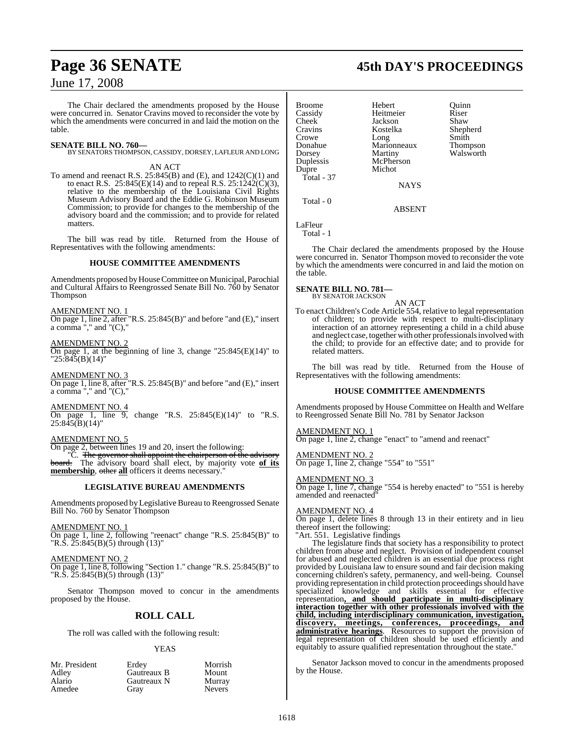The Chair declared the amendments proposed by the House were concurred in. Senator Cravins moved to reconsider the vote by which the amendments were concurred in and laid the motion on the table.

**SENATE BILL NO. 760—**
BY SENATORS THOMPSON, CASSIDY, DORSEY, LAFLEUR AND LONG

AN ACT

To amend and reenact R.S. 25:845(B) and (E), and 1242(C)(1) and to enact R.S. 25:845(E)(14) and to repeal R.S. 25:1242(C)(3), relative to the membership of the Louisiana Civil Rights Museum Advisory Board and the Eddie G. Robinson Museum Commission; to provide for changes to the membership of the advisory board and the commission; and to provide for related matters.

The bill was read by title. Returned from the House of Representatives with the following amendments:

**HOUSE COMMITTEE AMENDMENTS**

Amendments proposed by House Committee on Municipal, Parochial and Cultural Affairs to Reengrossed Senate Bill No. 760 by Senator Thompson

AMENDMENT NO. 1
On page 1, line 2, after "R.S. 25:845(B)" and before "and (E)," insert a comma "," and "(C),"

AMENDMENT NO. 2
On page 1, at the beginning of line 3, change "25:845(E)(14)" to "25:845(B)(14)"

AMENDMENT NO. 3
On page 1, line 8, after "R.S. 25:845(B)" and before "and (E)," insert a comma "," and "(C),"

AMENDMENT NO. 4
On page 1, line 9, change "R.S. 25:845(E)(14)" to "R.S. 25:845(B)(14)"

AMENDMENT NO. 5
On page 2, between lines 19 and 20, insert the following:
"C. ~~The governor shall appoint the chairperson of the advisory board.~~ The advisory board shall elect, by majority vote **of its membership**, ~~other~~ **all** officers it deems necessary."

**LEGISLATIVE BUREAU AMENDMENTS**

Amendments proposed by Legislative Bureau to Reengrossed Senate Bill No. 760 by Senator Thompson

AMENDMENT NO. 1
On page 1, line 2, following "reenact" change "R.S. 25:845(B)" to "R.S. 25:845(B)(5) through (13)"

AMENDMENT NO. 2
On page 1, line 8, following "Section 1." change "R.S. 25:845(B)" to "R.S. 25:845(B)(5) through (13)"

Senator Thompson moved to concur in the amendments proposed by the House.

## ROLL CALL

The roll was called with the following result:

YEAS

| | | |
|---|---|---|
| Mr. President | Erdey | Morrish |
| Adley | Gautreaux B | Mount |
| Alario | Gautreaux N | Murray |
| Amedee | Gray | Nevers |
| Broome | Hebert | Quinn |
| Cassidy | Heitmeier | Riser |
| Cheek | Jackson | Shaw |
| Cravins | Kostelka | Shepherd |
| Crowe | Long | Smith |
| Donahue | Marionneaux | Thompson |
| Dorsey | Martiny | Walsworth |
| Duplessis | McPherson | |
| Dupre | Michot | |

Total - 37

NAYS

Total - 0

ABSENT

LaFleur

Total - 1

The Chair declared the amendments proposed by the House were concurred in. Senator Thompson moved to reconsider the vote by which the amendments were concurred in and laid the motion on the table.

**SENATE BILL NO. 781—**
BY SENATOR JACKSON

AN ACT

To enact Children's Code Article 554, relative to legal representation of children; to provide with respect to multi-disciplinary interaction of an attorney representing a child in a child abuse and neglect case, together with other professionals involved with the child; to provide for an effective date; and to provide for related matters.

The bill was read by title. Returned from the House of Representatives with the following amendments:

**HOUSE COMMITTEE AMENDMENTS**

Amendments proposed by House Committee on Health and Welfare to Reengrossed Senate Bill No. 781 by Senator Jackson

AMENDMENT NO. 1
On page 1, line 2, change "enact" to "amend and reenact"

AMENDMENT NO. 2
On page 1, line 2, change "554" to "551"

AMENDMENT NO. 3
On page 1, line 7, change "554 is hereby enacted" to "551 is hereby amended and reenacted"

AMENDMENT NO. 4
On page 1, delete lines 8 through 13 in their entirety and in lieu thereof insert the following:
"Art. 551. Legislative findings

The legislature finds that society has a responsibility to protect children from abuse and neglect. Provision of independent counsel for abused and neglected children is an essential due process right provided by Louisiana law to ensure sound and fair decision making concerning children's safety, permanency, and well-being. Counsel providing representation in child protection proceedings should have specialized knowledge and skills essential for effective representation**, and should participate in multi-disciplinary interaction together with other professionals involved with the child, including interdisciplinary communication, investigation, discovery, meetings, conferences, proceedings, and administrative hearings**. Resources to support the provision of legal representation of children should be used efficiently and equitably to assure qualified representation throughout the state."

Senator Jackson moved to concur in the amendments proposed by the House.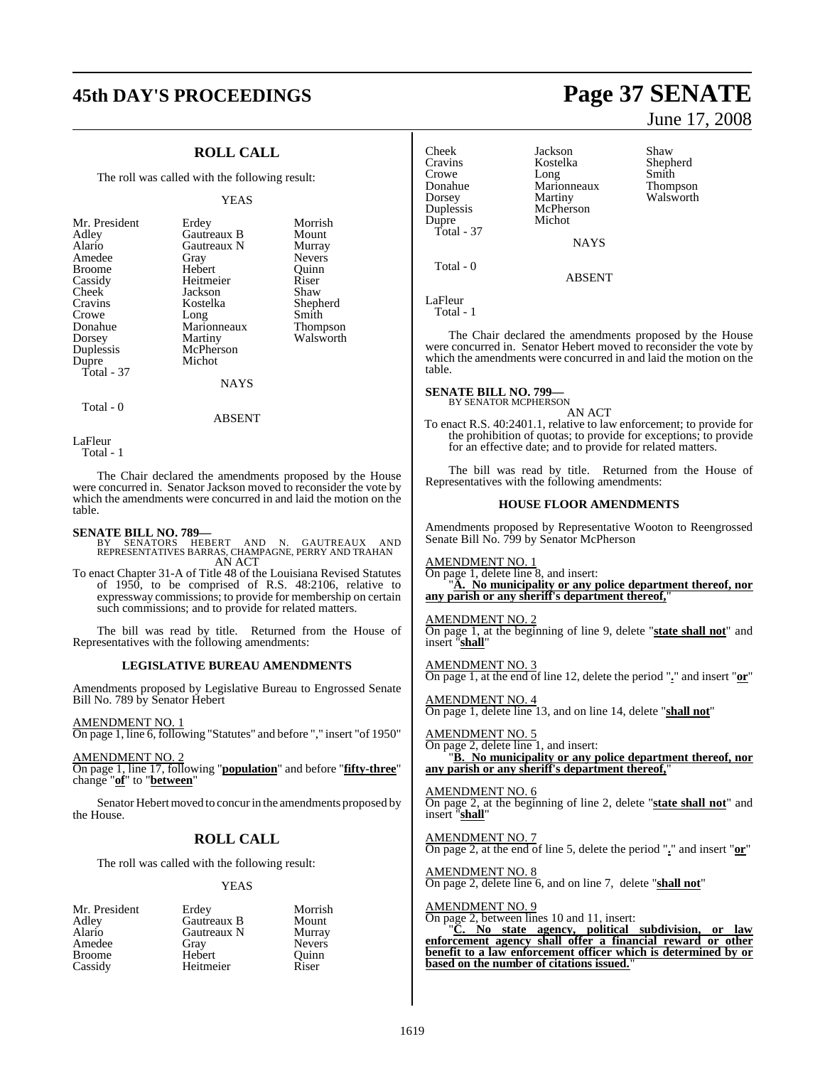## ROLL CALL

The roll was called with the following result:

YEAS

| | | |
|---|---|---|
| Mr. President | Erdey | Morrish |
| Adley | Gautreaux B | Mount |
| Alario | Gautreaux N | Murray |
| Amedee | Gray | Nevers |
| Broome | Hebert | Quinn |
| Cassidy | Heitmeier | Riser |
| Cheek | Jackson | Shaw |
| Cravins | Kostelka | Shepherd |
| Crowe | Long | Smith |
| Donahue | Marionneaux | Thompson |
| Dorsey | Martiny | Walsworth |
| Duplessis | McPherson | |
| Dupre | Michot | |

Total - 37

NAYS

Total - 0

ABSENT

LaFleur

Total - 1

The Chair declared the amendments proposed by the House were concurred in. Senator Jackson moved to reconsider the vote by which the amendments were concurred in and laid the motion on the table.

**SENATE BILL NO. 789—**
BY SENATORS HEBERT AND N. GAUTREAUX AND REPRESENTATIVES BARRAS, CHAMPAGNE, PERRY AND TRAHAN

AN ACT

To enact Chapter 31-A of Title 48 of the Louisiana Revised Statutes of 1950, to be comprised of R.S. 48:2106, relative to expressway commissions; to provide for membership on certain such commissions; and to provide for related matters.

The bill was read by title. Returned from the House of Representatives with the following amendments:

### LEGISLATIVE BUREAU AMENDMENTS

Amendments proposed by Legislative Bureau to Engrossed Senate Bill No. 789 by Senator Hebert

AMENDMENT NO. 1
On page 1, line 6, following "Statutes" and before "," insert "of 1950"

AMENDMENT NO. 2
On page 1, line 17, following "**population**" and before "**fifty-three**" change "**of**" to "**between**"

Senator Hebert moved to concur in the amendments proposed by the House.

## ROLL CALL

The roll was called with the following result:

YEAS

| | | |
|---|---|---|
| Mr. President | Erdey | Morrish |
| Adley | Gautreaux B | Mount |
| Alario | Gautreaux N | Murray |
| Amedee | Gray | Nevers |
| Broome | Hebert | Quinn |
| Cassidy | Heitmeier | Riser |
| Cheek | Jackson | Shaw |
| Cravins | Kostelka | Shepherd |
| Crowe | Long | Smith |
| Donahue | Marionneaux | Thompson |
| Dorsey | Martiny | Walsworth |
| Duplessis | McPherson | |
| Dupre | Michot | |

Total - 37

NAYS

Total - 0

ABSENT

LaFleur

Total - 1

The Chair declared the amendments proposed by the House were concurred in. Senator Hebert moved to reconsider the vote by which the amendments were concurred in and laid the motion on the table.

**SENATE BILL NO. 799—**
BY SENATOR MCPHERSON

AN ACT

To enact R.S. 40:2401.1, relative to law enforcement; to provide for the prohibition of quotas; to provide for exceptions; to provide for an effective date; and to provide for related matters.

The bill was read by title. Returned from the House of Representatives with the following amendments:

### HOUSE FLOOR AMENDMENTS

Amendments proposed by Representative Wooton to Reengrossed Senate Bill No. 799 by Senator McPherson

AMENDMENT NO. 1
On page 1, delete line 8, and insert:
"**A. No municipality or any police department thereof, nor any parish or any sheriff's department thereof,**"

AMENDMENT NO. 2
On page 1, at the beginning of line 9, delete "**state shall not**" and insert "**shall**"

AMENDMENT NO. 3
On page 1, at the end of line 12, delete the period "**.**" and insert "**or**"

AMENDMENT NO. 4
On page 1, delete line 13, and on line 14, delete "**shall not**"

AMENDMENT NO. 5
On page 2, delete line 1, and insert:
"**B. No municipality or any police department thereof, nor any parish or any sheriff's department thereof,**"

AMENDMENT NO. 6
On page 2, at the beginning of line 2, delete "**state shall not**" and insert "**shall**"

AMENDMENT NO. 7
On page 2, at the end of line 5, delete the period "**.**" and insert "**or**"

AMENDMENT NO. 8
On page 2, delete line 6, and on line 7, delete "**shall not**"

AMENDMENT NO. 9
On page 2, between lines 10 and 11, insert:
"**C. No state agency, political subdivision, or law enforcement agency shall offer a financial reward or other benefit to a law enforcement officer which is determined by or based on the number of citations issued.**"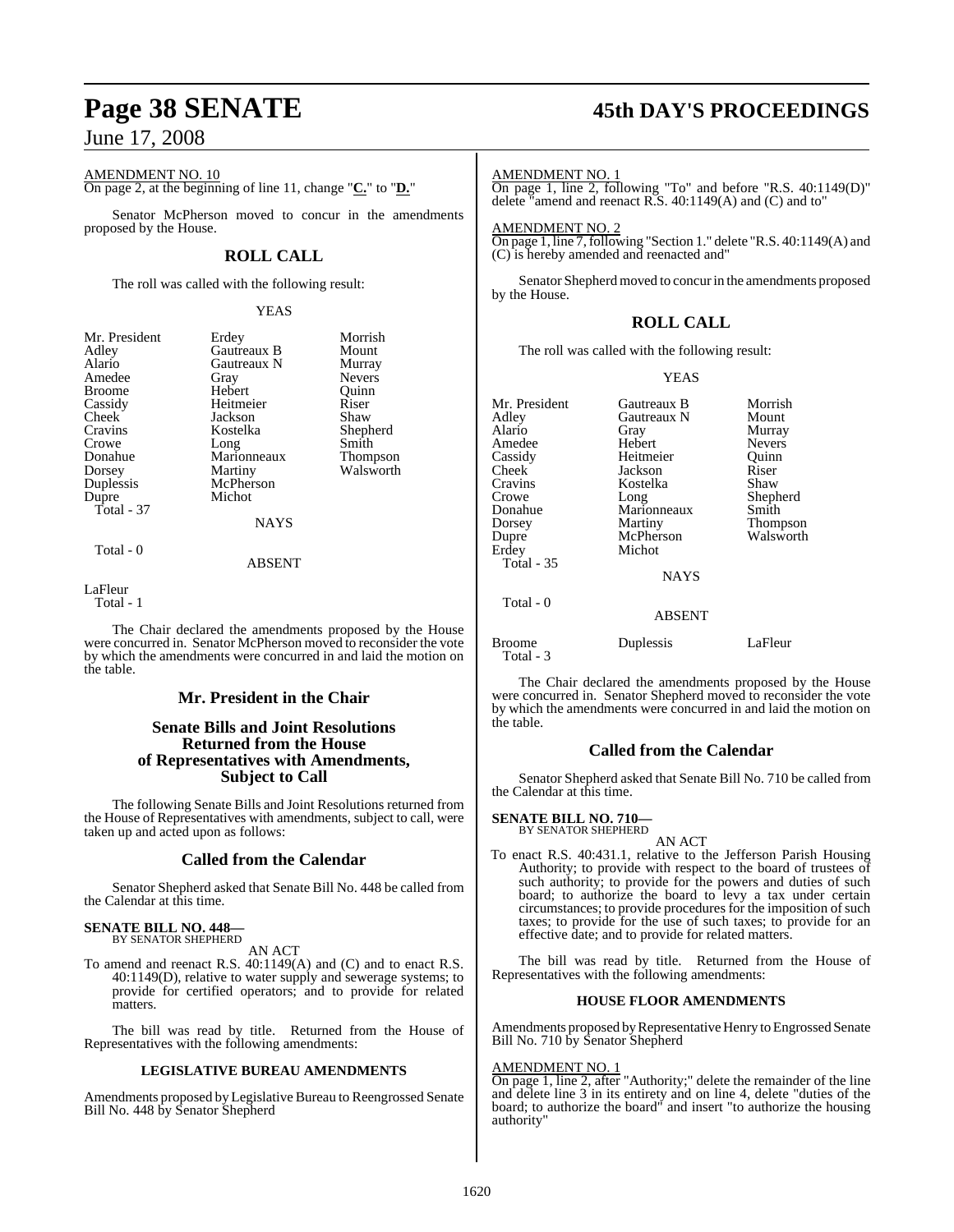AMENDMENT NO. 10
On page 2, at the beginning of line 11, change "**C.**" to "**D.**"

Senator McPherson moved to concur in the amendments proposed by the House.

## ROLL CALL

The roll was called with the following result:

YEAS

| | | |
|---|---|---|
| Mr. President | Erdey | Morrish |
| Adley | Gautreaux B | Mount |
| Alario | Gautreaux N | Murray |
| Amedee | Gray | Nevers |
| Broome | Hebert | Quinn |
| Cassidy | Heitmeier | Riser |
| Cheek | Jackson | Shaw |
| Cravins | Kostelka | Shepherd |
| Crowe | Long | Smith |
| Donahue | Marionneaux | Thompson |
| Dorsey | Martiny | Walsworth |
| Duplessis | McPherson | |
| Dupre | Michot | |
| Total - 37 | | |

NAYS

Total - 0

ABSENT

LaFleur
Total - 1

The Chair declared the amendments proposed by the House were concurred in. Senator McPherson moved to reconsider the vote by which the amendments were concurred in and laid the motion on the table.

## Mr. President in the Chair

## Senate Bills and Joint Resolutions Returned from the House of Representatives with Amendments, Subject to Call

The following Senate Bills and Joint Resolutions returned from the House of Representatives with amendments, subject to call, were taken up and acted upon as follows:

## Called from the Calendar

Senator Shepherd asked that Senate Bill No. 448 be called from the Calendar at this time.

**SENATE BILL NO. 448—**
BY SENATOR SHEPHERD

AN ACT

To amend and reenact R.S. 40:1149(A) and (C) and to enact R.S. 40:1149(D), relative to water supply and sewerage systems; to provide for certified operators; and to provide for related matters.

The bill was read by title. Returned from the House of Representatives with the following amendments:

### LEGISLATIVE BUREAU AMENDMENTS

Amendments proposed by Legislative Bureau to Reengrossed Senate Bill No. 448 by Senator Shepherd

AMENDMENT NO. 1
On page 1, line 2, following "To" and before "R.S. 40:1149(D)" delete "amend and reenact R.S. 40:1149(A) and (C) and to"

AMENDMENT NO. 2
On page 1, line 7, following "Section 1." delete "R.S. 40:1149(A) and (C) is hereby amended and reenacted and"

Senator Shepherd moved to concur in the amendments proposed by the House.

## ROLL CALL

The roll was called with the following result:

YEAS

| | | |
|---|---|---|
| Mr. President | Gautreaux B | Morrish |
| Adley | Gautreaux N | Mount |
| Alario | Gray | Murray |
| Amedee | Hebert | Nevers |
| Cassidy | Heitmeier | Quinn |
| Cheek | Jackson | Riser |
| Cravins | Kostelka | Shaw |
| Crowe | Long | Shepherd |
| Donahue | Marionneaux | Smith |
| Dorsey | Martiny | Thompson |
| Dupre | McPherson | Walsworth |
| Erdey | Michot | |
| Total - 35 | | |

NAYS

Total - 0

ABSENT

| | | |
|---|---|---|
| Broome | Duplessis | LaFleur |
| Total - 3 | | |

The Chair declared the amendments proposed by the House were concurred in. Senator Shepherd moved to reconsider the vote by which the amendments were concurred in and laid the motion on the table.

## Called from the Calendar

Senator Shepherd asked that Senate Bill No. 710 be called from the Calendar at this time.

**SENATE BILL NO. 710—**
BY SENATOR SHEPHERD

AN ACT

To enact R.S. 40:431.1, relative to the Jefferson Parish Housing Authority; to provide with respect to the board of trustees of such authority; to provide for the powers and duties of such board; to authorize the board to levy a tax under certain circumstances; to provide procedures for the imposition of such taxes; to provide for the use of such taxes; to provide for an effective date; and to provide for related matters.

The bill was read by title. Returned from the House of Representatives with the following amendments:

### HOUSE FLOOR AMENDMENTS

Amendments proposed by Representative Henry to Engrossed Senate Bill No. 710 by Senator Shepherd

AMENDMENT NO. 1
On page 1, line 2, after "Authority;" delete the remainder of the line and delete line 3 in its entirety and on line 4, delete "duties of the board; to authorize the board" and insert "to authorize the housing authority"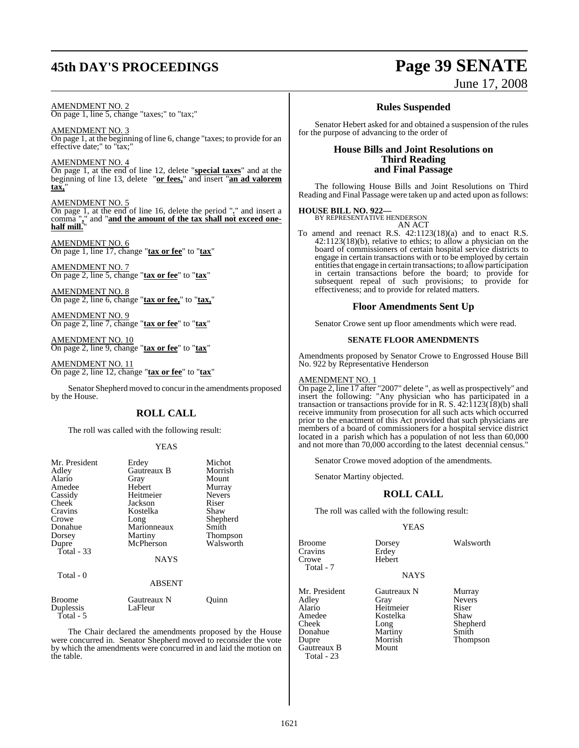AMENDMENT NO. 2
On page 1, line 5, change "taxes;" to "tax;"

AMENDMENT NO. 3
On page 1, at the beginning of line 6, change "taxes; to provide for an effective date;" to "tax;"

AMENDMENT NO. 4
On page 1, at the end of line 12, delete "**special taxes**" and at the beginning of line 13, delete "**or fees,**" and insert "**an ad valorem tax,**"

AMENDMENT NO. 5
On page 1, at the end of line 16, delete the period "**.**" and insert a comma "**,**" and "**and the amount of the tax shall not exceed one-half mill.**"

AMENDMENT NO. 6
On page 1, line 17, change "**tax or fee**" to "**tax**"

AMENDMENT NO. 7
On page 2, line 5, change "**tax or fee**" to "**tax**"

AMENDMENT NO. 8
On page 2, line 6, change "**tax or fee,**" to "**tax,**"

AMENDMENT NO. 9
On page 2, line 7, change "**tax or fee**" to "**tax**"

AMENDMENT NO. 10
On page 2, line 9, change "**tax or fee**" to "**tax**"

AMENDMENT NO. 11
On page 2, line 12, change "**tax or fee**" to "**tax**"

Senator Shepherd moved to concur in the amendments proposed by the House.

## ROLL CALL

The roll was called with the following result:

YEAS

| | | |
|---|---|---|
| Mr. President | Erdey | Michot |
| Adley | Gautreaux B | Morrish |
| Alario | Gray | Mount |
| Amedee | Hebert | Murray |
| Cassidy | Heitmeier | Nevers |
| Cheek | Jackson | Riser |
| Cravins | Kostelka | Shaw |
| Crowe | Long | Shepherd |
| Donahue | Marionneaux | Smith |
| Dorsey | Martiny | Thompson |
| Dupre | McPherson | Walsworth |
| Total - 33 | | |

NAYS

Total - 0

ABSENT

| | | |
|---|---|---|
| Broome | Gautreaux N | Quinn |
| Duplessis | LaFleur | |
| Total - 5 | | |

The Chair declared the amendments proposed by the House were concurred in. Senator Shepherd moved to reconsider the vote by which the amendments were concurred in and laid the motion on the table.

## Rules Suspended

Senator Hebert asked for and obtained a suspension of the rules for the purpose of advancing to the order of

## House Bills and Joint Resolutions on Third Reading and Final Passage

The following House Bills and Joint Resolutions on Third Reading and Final Passage were taken up and acted upon as follows:

**HOUSE BILL NO. 922—**
BY REPRESENTATIVE HENDERSON
AN ACT

To amend and reenact R.S. 42:1123(18)(a) and to enact R.S. 42:1123(18)(b), relative to ethics; to allow a physician on the board of commissioners of certain hospital service districts to engage in certain transactions with or to be employed by certain entities that engage in certain transactions; to allow participation in certain transactions before the board; to provide for subsequent repeal of such provisions; to provide for effectiveness; and to provide for related matters.

## Floor Amendments Sent Up

Senator Crowe sent up floor amendments which were read.

### SENATE FLOOR AMENDMENTS

Amendments proposed by Senator Crowe to Engrossed House Bill No. 922 by Representative Henderson

AMENDMENT NO. 1
On page 2, line 17 after "2007" delete ", as well as prospectively" and insert the following: "Any physician who has participated in a transaction or transactions provide for in R. S. 42:1123(18)(b) shall receive immunity from prosecution for all such acts which occurred prior to the enactment of this Act provided that such physicians are members of a board of commissioners for a hospital service district located in a parish which has a population of not less than 60,000 and not more than 70,000 according to the latest decennial census."

Senator Crowe moved adoption of the amendments.

Senator Martiny objected.

## ROLL CALL

The roll was called with the following result:

YEAS

| | | |
|---|---|---|
| Broome | Dorsey | Walsworth |
| Cravins | Erdey | |
| Crowe | Hebert | |
| Total - 7 | | |

NAYS

| | | |
|---|---|---|
| Mr. President | Gautreaux N | Murray |
| Adley | Gray | Nevers |
| Alario | Heitmeier | Riser |
| Amedee | Kostelka | Shaw |
| Cheek | Long | Shepherd |
| Donahue | Martiny | Smith |
| Dupre | Morrish | Thompson |
| Gautreaux B | Mount | |
| Total - 23 | | |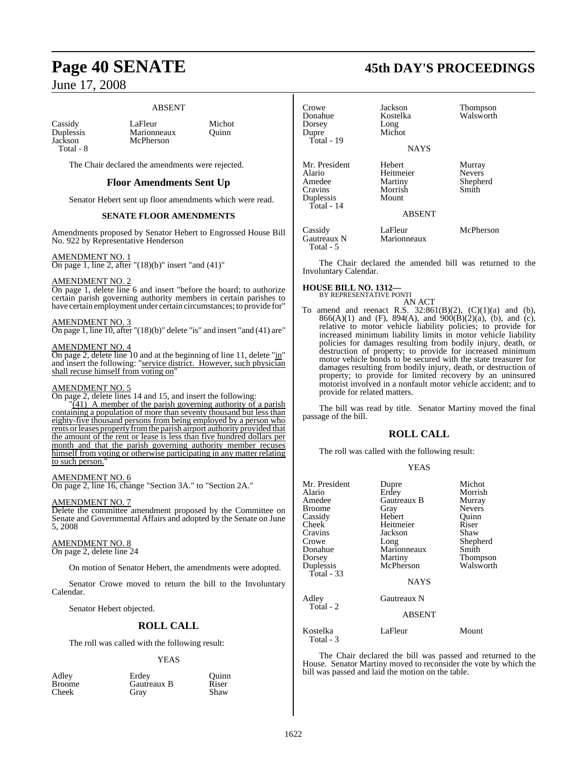ABSENT

| | | |
|---|---|---|
| Cassidy | LaFleur | Michot |
| Duplessis | Marionneaux | Quinn |
| Jackson | McPherson | |
| Total - 8 | | |

The Chair declared the amendments were rejected.

## Floor Amendments Sent Up

Senator Hebert sent up floor amendments which were read.

### SENATE FLOOR AMENDMENTS

Amendments proposed by Senator Hebert to Engrossed House Bill No. 922 by Representative Henderson

AMENDMENT NO. 1
On page 1, line 2, after "(18)(b)" insert "and (41)"

AMENDMENT NO. 2
On page 1, delete line 6 and insert "before the board; to authorize certain parish governing authority members in certain parishes to have certain employment under certain circumstances; to provide for"

AMENDMENT NO. 3
On page 1, line 10, after "(18)(b)" delete "is" and insert "and (41) are"

AMENDMENT NO. 4
On page 2, delete line 10 and at the beginning of line 11, delete "in" and insert the following: "service district. However, such physician shall recuse himself from voting on"

AMENDMENT NO. 5
On page 2, delete lines 14 and 15, and insert the following:

"(41) A member of the parish governing authority of a parish containing a population of more than seventy thousand but less than eighty-five thousand persons from being employed by a person who rents or leases property from the parish airport authority provided that the amount of the rent or lease is less than five hundred dollars per month and that the parish governing authority member recuses himself from voting or otherwise participating in any matter relating to such person."

AMENDMENT NO. 6
On page 2, line 16, change "Section 3A." to "Section 2A."

AMENDMENT NO. 7
Delete the committee amendment proposed by the Committee on Senate and Governmental Affairs and adopted by the Senate on June 5, 2008

AMENDMENT NO. 8
On page 2, delete line 24

On motion of Senator Hebert, the amendments were adopted.

Senator Crowe moved to return the bill to the Involuntary Calendar.

Senator Hebert objected.

## ROLL CALL

The roll was called with the following result:

YEAS

| | | |
|---|---|---|
| Adley | Erdey | Quinn |
| Broome | Gautreaux B | Riser |
| Cheek | Gray | Shaw |
| Crowe | Jackson | Thompson |
| Donahue | Kostelka | Walsworth |
| Dorsey | Long | |
| Dupre | Michot | |
| Total - 19 | | |

NAYS

| | | |
|---|---|---|
| Mr. President | Hebert | Murray |
| Alario | Heitmeier | Nevers |
| Amedee | Martiny | Shepherd |
| Cravins | Morrish | Smith |
| Duplessis | Mount | |
| Total - 14 | | |

ABSENT

| | | |
|---|---|---|
| Cassidy | LaFleur | McPherson |
| Gautreaux N | Marionneaux | |
| Total - 5 | | |

The Chair declared the amended bill was returned to the Involuntary Calendar.

**HOUSE BILL NO. 1312—**
BY REPRESENTATIVE PONTI

AN ACT

To amend and reenact R.S. 32:861(B)(2), (C)(1)(a) and (b), 866(A)(1) and (F), 894(A), and 900(B)(2)(a), (b), and (c), relative to motor vehicle liability policies; to provide for increased minimum liability limits in motor vehicle liability policies for damages resulting from bodily injury, death, or destruction of property; to provide for increased minimum motor vehicle bonds to be secured with the state treasurer for damages resulting from bodily injury, death, or destruction of property; to provide for limited recovery by an uninsured motorist involved in a nonfault motor vehicle accident; and to provide for related matters.

The bill was read by title. Senator Martiny moved the final passage of the bill.

## ROLL CALL

The roll was called with the following result:

YEAS

| | | |
|---|---|---|
| Mr. President | Dupre | Michot |
| Alario | Erdey | Morrish |
| Amedee | Gautreaux B | Murray |
| Broome | Gray | Nevers |
| Cassidy | Hebert | Quinn |
| Cheek | Heitmeier | Riser |
| Cravins | Jackson | Shaw |
| Crowe | Long | Shepherd |
| Donahue | Marionneaux | Smith |
| Dorsey | Martiny | Thompson |
| Duplessis | McPherson | Walsworth |
| Total - 33 | | |

NAYS

| | |
|---|---|
| Adley | Gautreaux N |
| Total - 2 | |

ABSENT

| | | |
|---|---|---|
| Kostelka | LaFleur | Mount |
| Total - 3 | | |

The Chair declared the bill was passed and returned to the House. Senator Martiny moved to reconsider the vote by which the bill was passed and laid the motion on the table.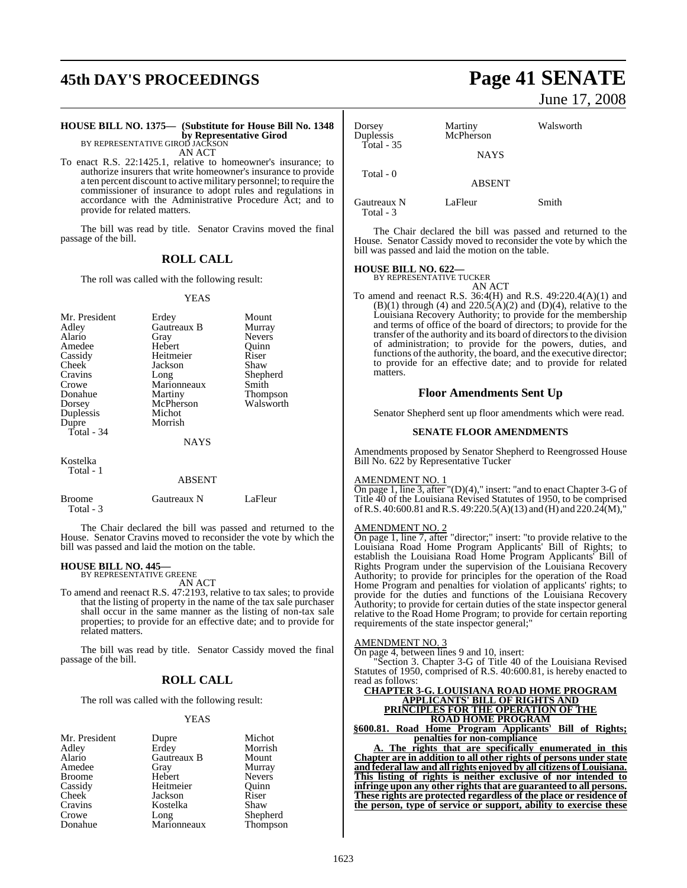**HOUSE BILL NO. 1375— (Substitute for House Bill No. 1348 by Representative Girod**
BY REPRESENTATIVE GIROD JACKSON
AN ACT

To enact R.S. 22:1425.1, relative to homeowner's insurance; to authorize insurers that write homeowner's insurance to provide a ten percent discount to active military personnel; to require the commissioner of insurance to adopt rules and regulations in accordance with the Administrative Procedure Act; and to provide for related matters.

The bill was read by title. Senator Cravins moved the final passage of the bill.

## ROLL CALL

The roll was called with the following result:

YEAS

| | | |
|---|---|---|
| Mr. President | Erdey | Mount |
| Adley | Gautreaux B | Murray |
| Alario | Gray | Nevers |
| Amedee | Hebert | Quinn |
| Cassidy | Heitmeier | Riser |
| Cheek | Jackson | Shaw |
| Cravins | Long | Shepherd |
| Crowe | Marionneaux | Smith |
| Donahue | Martiny | Thompson |
| Dorsey | McPherson | Walsworth |
| Duplessis | Michot | |
| Dupre | Morrish | |
| Total - 34 | | |

NAYS

Kostelka
Total - 1

ABSENT

| | | |
|---|---|---|
| Broome | Gautreaux N | LaFleur |
| Total - 3 | | |

The Chair declared the bill was passed and returned to the House. Senator Cravins moved to reconsider the vote by which the bill was passed and laid the motion on the table.

**HOUSE BILL NO. 445—**
BY REPRESENTATIVE GREENE
AN ACT

To amend and reenact R.S. 47:2193, relative to tax sales; to provide that the listing of property in the name of the tax sale purchaser shall occur in the same manner as the listing of non-tax sale properties; to provide for an effective date; and to provide for related matters.

The bill was read by title. Senator Cassidy moved the final passage of the bill.

## ROLL CALL

The roll was called with the following result:

YEAS

| | | |
|---|---|---|
| Mr. President | Dupre | Michot |
| Adley | Erdey | Morrish |
| Alario | Gautreaux B | Mount |
| Amedee | Gray | Murray |
| Broome | Hebert | Nevers |
| Cassidy | Heitmeier | Quinn |
| Cheek | Jackson | Riser |
| Cravins | Kostelka | Shaw |
| Crowe | Long | Shepherd |
| Donahue | Marionneaux | Thompson |
| Dorsey | Martiny | Walsworth |
| Duplessis | McPherson | |
| Total - 35 | | |

NAYS

Total - 0

ABSENT

| | | |
|---|---|---|
| Gautreaux N | LaFleur | Smith |
| Total - 3 | | |

The Chair declared the bill was passed and returned to the House. Senator Cassidy moved to reconsider the vote by which the bill was passed and laid the motion on the table.

**HOUSE BILL NO. 622—**
BY REPRESENTATIVE TUCKER
AN ACT

To amend and reenact R.S. 36:4(H) and R.S. 49:220.4(A)(1) and (B)(1) through (4) and 220.5(A)(2) and (D)(4), relative to the Louisiana Recovery Authority; to provide for the membership and terms of office of the board of directors; to provide for the transfer of the authority and its board of directors to the division of administration; to provide for the powers, duties, and functions of the authority, the board, and the executive director; to provide for an effective date; and to provide for related matters.

## Floor Amendments Sent Up

Senator Shepherd sent up floor amendments which were read.

### SENATE FLOOR AMENDMENTS

Amendments proposed by Senator Shepherd to Reengrossed House Bill No. 622 by Representative Tucker

AMENDMENT NO. 1
On page 1, line 3, after "(D)(4)," insert: "and to enact Chapter 3-G of Title 40 of the Louisiana Revised Statutes of 1950, to be comprised of R.S. 40:600.81 and R.S. 49:220.5(A)(13) and (H) and 220.24(M),"

AMENDMENT NO. 2
On page 1, line 7, after "director;" insert: "to provide relative to the Louisiana Road Home Program Applicants' Bill of Rights; to establish the Louisiana Road Home Program Applicants' Bill of Rights Program under the supervision of the Louisiana Recovery Authority; to provide for principles for the operation of the Road Home Program and penalties for violation of applicants' rights; to provide for the duties and functions of the Louisiana Recovery Authority; to provide for certain duties of the state inspector general relative to the Road Home Program; to provide for certain reporting requirements of the state inspector general;"

AMENDMENT NO. 3
On page 4, between lines 9 and 10, insert:

"Section 3. Chapter 3-G of Title 40 of the Louisiana Revised Statutes of 1950, comprised of R.S. 40:600.81, is hereby enacted to read as follows:

**CHAPTER 3-G. LOUISIANA ROAD HOME PROGRAM APPLICANTS' BILL OF RIGHTS AND PRINCIPLES FOR THE OPERATION OF THE ROAD HOME PROGRAM**

**§600.81. Road Home Program Applicants' Bill of Rights; penalties for non-compliance**

**A. The rights that are specifically enumerated in this Chapter are in addition to all other rights of persons under state and federal law and all rights enjoyed by all citizens of Louisiana. This listing of rights is neither exclusive of nor intended to infringe upon any other rights that are guaranteed to all persons. These rights are protected regardless of the place or residence of the person, type of service or support, ability to exercise these**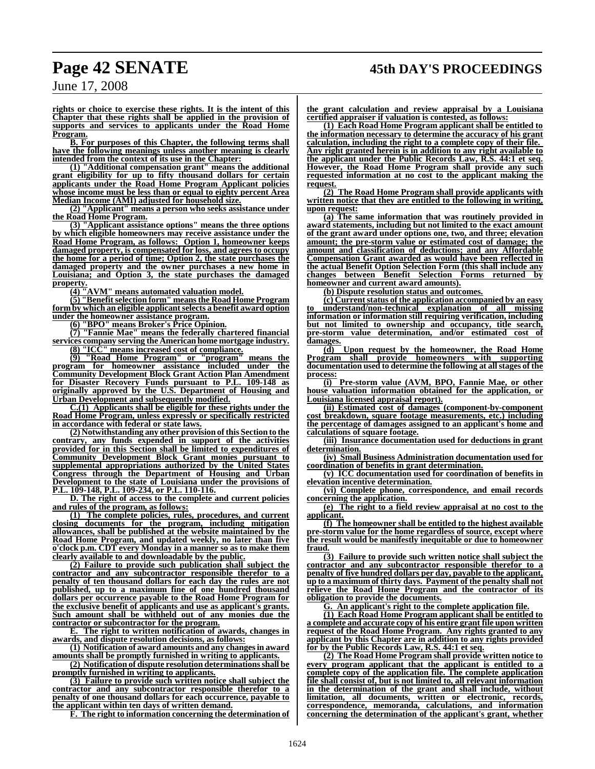**rights or choice to exercise these rights. It is the intent of this Chapter that these rights shall be applied in the provision of supports and services to applicants under the Road Home Program.**

**B. For purposes of this Chapter, the following terms shall have the following meanings unless another meaning is clearly intended from the context of its use in the Chapter:**

**(1) "Additional compensation grant" means the additional grant eligibility for up to fifty thousand dollars for certain applicants under the Road Home Program Applicant policies whose income must be less than or equal to eighty percent Area Median Income (AMI) adjusted for household size.**

**(2) "Applicant" means a person who seeks assistance under the Road Home Program.**

**(3) "Applicant assistance options" means the three options by which eligible homeowners may receive assistance under the Road Home Program, as follows: Option 1, homeowner keeps damaged property, is compensated for loss, and agrees to occupy the home for a period of time; Option 2, the state purchases the damaged property and the owner purchases a new home in Louisiana; and Option 3, the state purchases the damaged property.**

**(4) "AVM" means automated valuation model.**

**(5) "Benefit selection form" means the Road Home Program form by which an eligible applicant selects a benefit award option under the homeowner assistance program.**

**(6) "BPO" means Broker's Price Opinion.**

**(7) "Fannie Mae" means the federally chartered financial services company serving the American home mortgage industry.**

**(8) "ICC" means increased cost of compliance.**

**(9) "Road Home Program" or "program" means the program for homeowner assistance included under the Community Development Block Grant Action Plan Amendment for Disaster Recovery Funds pursuant to P.L. 109-148 as originally approved by the U.S. Department of Housing and Urban Development and subsequently modified.**

**C.(1) Applicants shall be eligible for these rights under the Road Home Program, unless expressly or specifically restricted in accordance with federal or state laws.**

**(2) Notwithstanding any other provision of this Section to the contrary, any funds expended in support of the activities provided for in this Section shall be limited to expenditures of Community Development Block Grant monies pursuant to supplemental appropriations authorized by the United States Congress through the Department of Housing and Urban Development to the state of Louisiana under the provisions of P.L. 109-148, P.L. 109-234, or P.L. 110-116.**

**D. The right of access to the complete and current policies and rules of the program, as follows:**

**(1) The complete policies, rules, procedures, and current closing documents for the program, including mitigation allowances, shall be published at the website maintained by the Road Home Program, and updated weekly, no later than five o'clock p.m. CDT every Monday in a manner so as to make them clearly available to and downloadable by the public.**

**(2) Failure to provide such publication shall subject the contractor and any subcontractor responsible therefor to a penalty of ten thousand dollars for each day the rules are not published, up to a maximum fine of one hundred thousand dollars per occurrence payable to the Road Home Program for the exclusive benefit of applicants and use as applicant's grants. Such amount shall be withheld out of any monies due the contractor or subcontractor for the program.**

**E. The right to written notification of awards, changes in awards, and dispute resolution decisions, as follows:**

**(1) Notification of award amounts and any changes in award amounts shall be promptly furnished in writing to applicants.**

**(2) Notification of dispute resolution determinations shall be promptly furnished in writing to applicants.**

**(3) Failure to provide such written notice shall subject the contractor and any subcontractor responsible therefor to a penalty of one thousand dollars for each occurrence, payable to the applicant within ten days of written demand.**

**F. The right to information concerning the determination of the grant calculation and review appraisal by a Louisiana certified appraiser if valuation is contested, as follows:**

**(1) Each Road Home Program applicant shall be entitled to the information necessary to determine the accuracy of his grant calculation, including the right to a complete copy of their file. Any right granted herein is in addition to any right available to the applicant under the Public Records Law, R.S. 44:1 et seq. However, the Road Home Program shall provide any such requested information at no cost to the applicant making the request.**

**(2) The Road Home Program shall provide applicants with written notice that they are entitled to the following in writing, upon request:**

**(a) The same information that was routinely provided in award statements, including but not limited to the exact amount of the grant award under options one, two, and three; elevation amount; the pre-storm value or estimated cost of damage; the amount and classification of deductions; and any Affordable Compensation Grant awarded as would have been reflected in the actual Benefit Option Selection Form (this shall include any changes between Benefit Selection Forms returned by homeowner and current award amounts).**

**(b) Dispute resolution status and outcomes.**

**(c) Current status of the application accompanied by an easy to understand/non-technical explanation of all missing information or information still requiring verification, including but not limited to ownership and occupancy, title search, pre-storm value determination, and/or estimated cost of damages.**

**(d) Upon request by the homeowner, the Road Home Program shall provide homeowners with supporting documentation used to determine the following at all stages of the process:**

**(i) Pre-storm value (AVM, BPO, Fannie Mae, or other house valuation information obtained for the application, or Louisiana licensed appraisal report).**

**(ii) Estimated cost of damages (component-by-component cost breakdown, square footage measurements, etc.) including the percentage of damages assigned to an applicant's home and calculations of square footage.**

**(iii) Insurance documentation used for deductions in grant determination.**

**(iv) Small Business Administration documentation used for coordination of benefits in grant determination.**

**(v) ICC documentation used for coordination of benefits in elevation incentive determination.**

**(vi) Complete phone, correspondence, and email records concerning the application.**

**(e) The right to a field review appraisal at no cost to the applicant.**

**(f) The homeowner shall be entitled to the highest available pre-storm value for the home regardless of source, except where the result would be manifestly inequitable or due to homeowner fraud.**

**(3) Failure to provide such written notice shall subject the contractor and any subcontractor responsible therefor to a penalty of five hundred dollars per day, payable to the applicant, up to a maximum of thirty days. Payment of the penalty shall not relieve the Road Home Program and the contractor of its obligation to provide the documents.**

**G. An applicant's right to the complete application file.**

**(1) Each Road Home Program applicant shall be entitled to a complete and accurate copy of his entire grant file upon written request of the Road Home Program. Any rights granted to any applicant by this Chapter are in addition to any rights provided for by the Public Records Law, R.S. 44:1 et seq.**

**(2) The Road Home Program shall provide written notice to every program applicant that the applicant is entitled to a complete copy of the application file. The complete application file shall consist of, but is not limited to, all relevant information in the determination of the grant and shall include, without limitation, all documents, written or electronic, records, correspondence, memoranda, calculations, and information concerning the determination of the applicant's grant, whether**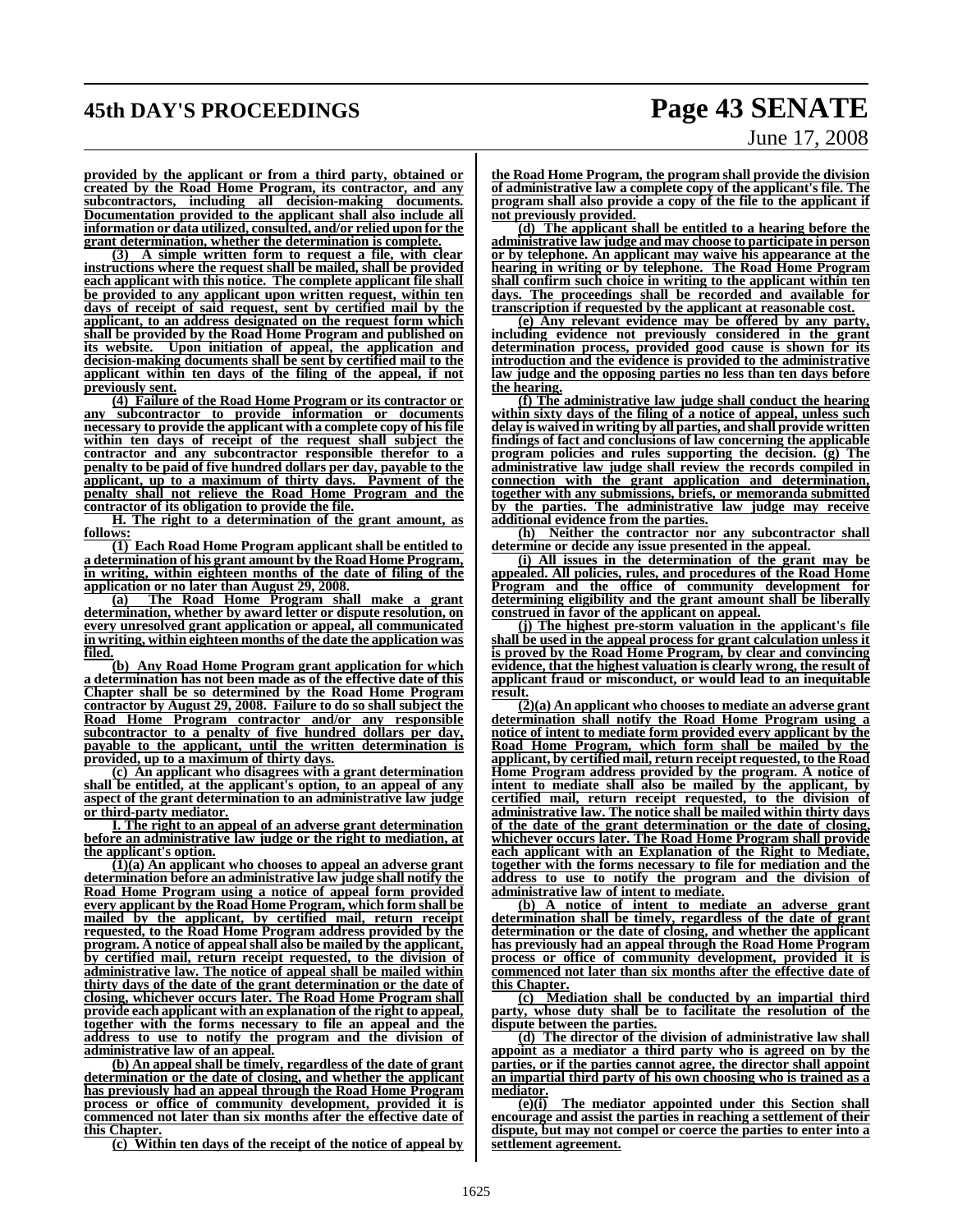**provided by the applicant or from a third party, obtained or created by the Road Home Program, its contractor, and any subcontractors, including all decision-making documents. Documentation provided to the applicant shall also include all information or data utilized, consulted, and/or relied upon for the grant determination, whether the determination is complete.**

**(3) A simple written form to request a file, with clear instructions where the request shall be mailed, shall be provided each applicant with this notice. The complete applicant file shall be provided to any applicant upon written request, within ten days of receipt of said request, sent by certified mail by the applicant, to an address designated on the request form which shall be provided by the Road Home Program and published on its website. Upon initiation of appeal, the application and decision-making documents shall be sent by certified mail to the applicant within ten days of the filing of the appeal, if not previously sent.**

**(4) Failure of the Road Home Program or its contractor or any subcontractor to provide information or documents necessary to provide the applicant with a complete copy of his file within ten days of receipt of the request shall subject the contractor and any subcontractor responsible therefor to a penalty to be paid of five hundred dollars per day, payable to the applicant, up to a maximum of thirty days. Payment of the penalty shall not relieve the Road Home Program and the contractor of its obligation to provide the file.**

**H. The right to a determination of the grant amount, as follows:**

**(1) Each Road Home Program applicant shall be entitled to a determination of his grant amount by the Road Home Program, in writing, within eighteen months of the date of filing of the application or no later than August 29, 2008.**

**(a) The Road Home Program shall make a grant determination, whether by award letter or dispute resolution, on every unresolved grant application or appeal, all communicated in writing, within eighteen months of the date the application was filed.**

**(b) Any Road Home Program grant application for which a determination has not been made as of the effective date of this Chapter shall be so determined by the Road Home Program contractor by August 29, 2008. Failure to do so shall subject the Road Home Program contractor and/or any responsible subcontractor to a penalty of five hundred dollars per day, payable to the applicant, until the written determination is provided, up to a maximum of thirty days.**

**(c) An applicant who disagrees with a grant determination shall be entitled, at the applicant's option, to an appeal of any aspect of the grant determination to an administrative law judge or third-party mediator.**

**I. The right to an appeal of an adverse grant determination before an administrative law judge or the right to mediation, at the applicant's option.**

**(1)(a) An applicant who chooses to appeal an adverse grant determination before an administrative law judge shall notify the Road Home Program using a notice of appeal form provided every applicant by the Road Home Program, which form shall be mailed by the applicant, by certified mail, return receipt requested, to the Road Home Program address provided by the program. A notice of appeal shall also be mailed by the applicant, by certified mail, return receipt requested, to the division of administrative law. The notice of appeal shall be mailed within thirty days of the date of the grant determination or the date of closing, whichever occurs later. The Road Home Program shall provide each applicant with an explanation of the right to appeal, together with the forms necessary to file an appeal and the address to use to notify the program and the division of administrative law of an appeal.**

**(b) An appeal shall be timely, regardless of the date of grant determination or the date of closing, and whether the applicant has previously had an appeal through the Road Home Program process or office of community development, provided it is commenced not later than six months after the effective date of this Chapter.**

**(c) Within ten days of the receipt of the notice of appeal by the Road Home Program, the program shall provide the division of administrative law a complete copy of the applicant's file. The program shall also provide a copy of the file to the applicant if not previously provided.**

**(d) The applicant shall be entitled to a hearing before the administrative law judge and may choose to participate in person or by telephone. An applicant may waive his appearance at the hearing in writing or by telephone. The Road Home Program shall confirm such choice in writing to the applicant within ten days. The proceedings shall be recorded and available for transcription if requested by the applicant at reasonable cost.**

**(e) Any relevant evidence may be offered by any party, including evidence not previously considered in the grant determination process, provided good cause is shown for its introduction and the evidence is provided to the administrative law judge and the opposing parties no less than ten days before the hearing.**

**(f) The administrative law judge shall conduct the hearing within sixty days of the filing of a notice of appeal, unless such delay is waived in writing by all parties, and shall provide written findings of fact and conclusions of law concerning the applicable program policies and rules supporting the decision. (g) The administrative law judge shall review the records compiled in connection with the grant application and determination, together with any submissions, briefs, or memoranda submitted by the parties. The administrative law judge may receive additional evidence from the parties.**

**(h) Neither the contractor nor any subcontractor shall determine or decide any issue presented in the appeal.**

**(i) All issues in the determination of the grant may be appealed. All policies, rules, and procedures of the Road Home Program and the office of community development for determining eligibility and the grant amount shall be liberally construed in favor of the applicant on appeal.**

**(j) The highest pre-storm valuation in the applicant's file shall be used in the appeal process for grant calculation unless it is proved by the Road Home Program, by clear and convincing evidence, that the highest valuation is clearly wrong, the result of applicant fraud or misconduct, or would lead to an inequitable result.**

**(2)(a) An applicant who chooses to mediate an adverse grant determination shall notify the Road Home Program using a notice of intent to mediate form provided every applicant by the Road Home Program, which form shall be mailed by the applicant, by certified mail, return receipt requested, to the Road Home Program address provided by the program. A notice of intent to mediate shall also be mailed by the applicant, by certified mail, return receipt requested, to the division of administrative law. The notice shall be mailed within thirty days of the date of the grant determination or the date of closing, whichever occurs later. The Road Home Program shall provide each applicant with an Explanation of the Right to Mediate, together with the forms necessary to file for mediation and the address to use to notify the program and the division of administrative law of intent to mediate.**

**(b) A notice of intent to mediate an adverse grant determination shall be timely, regardless of the date of grant determination or the date of closing, and whether the applicant has previously had an appeal through the Road Home Program process or office of community development, provided it is commenced not later than six months after the effective date of this Chapter.**

**(c) Mediation shall be conducted by an impartial third party, whose duty shall be to facilitate the resolution of the dispute between the parties.**

**(d) The director of the division of administrative law shall appoint as a mediator a third party who is agreed on by the parties, or if the parties cannot agree, the director shall appoint an impartial third party of his own choosing who is trained as a mediator.**

**(e)(i) The mediator appointed under this Section shall encourage and assist the parties in reaching a settlement of their dispute, but may not compel or coerce the parties to enter into a settlement agreement.**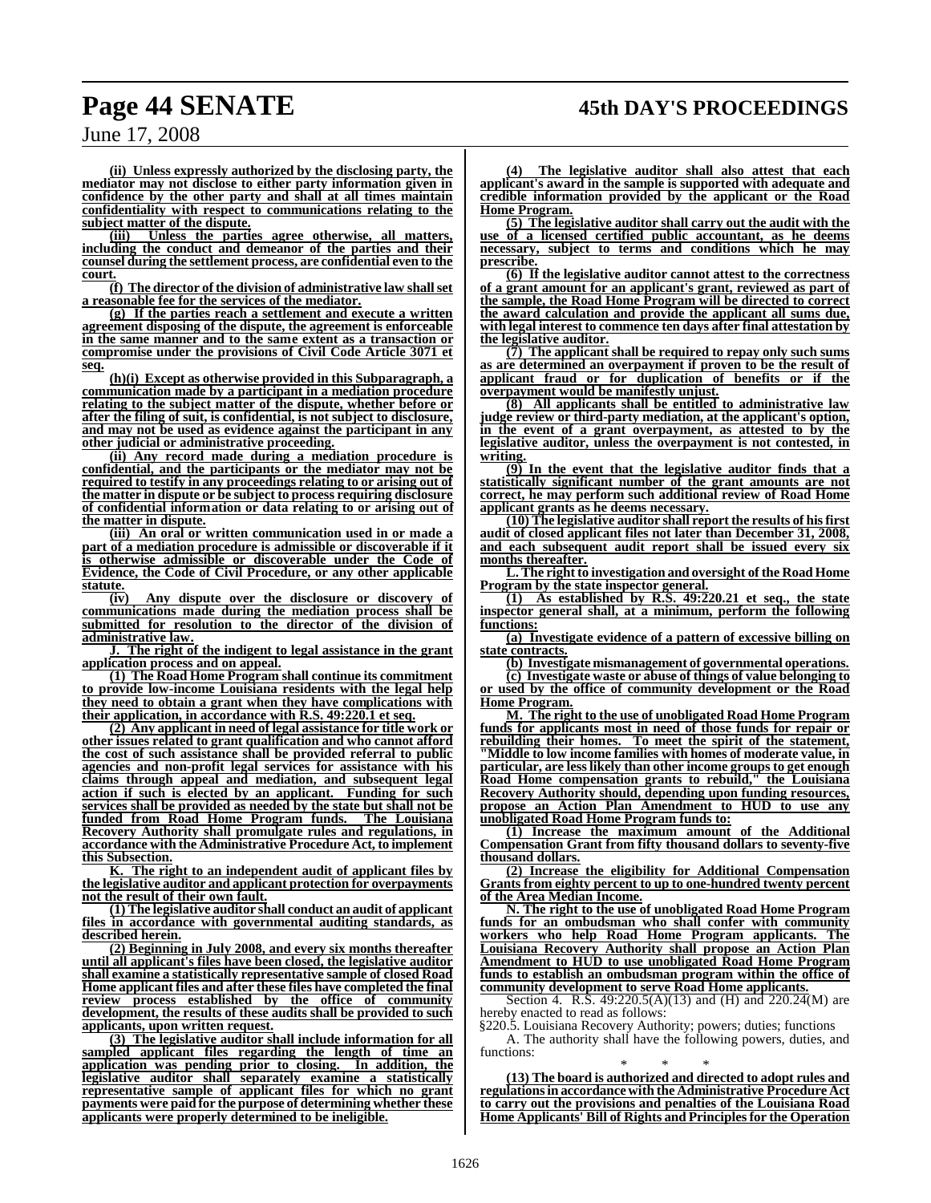**(ii) Unless expressly authorized by the disclosing party, the mediator may not disclose to either party information given in confidence by the other party and shall at all times maintain confidentiality with respect to communications relating to the subject matter of the dispute.**

**(iii) Unless the parties agree otherwise, all matters, including the conduct and demeanor of the parties and their counsel during the settlement process, are confidential even to the court.**

**(f) The director of the division of administrative law shall set a reasonable fee for the services of the mediator.**

**(g) If the parties reach a settlement and execute a written agreement disposing of the dispute, the agreement is enforceable in the same manner and to the same extent as a transaction or compromise under the provisions of Civil Code Article 3071 et seq.**

**(h)(i) Except as otherwise provided in this Subparagraph, a communication made by a participant in a mediation procedure relating to the subject matter of the dispute, whether before or after the filing of suit, is confidential, is not subject to disclosure, and may not be used as evidence against the participant in any other judicial or administrative proceeding.**

**(ii) Any record made during a mediation procedure is confidential, and the participants or the mediator may not be required to testify in any proceedings relating to or arising out of the matter in dispute or be subject to process requiring disclosure of confidential information or data relating to or arising out of the matter in dispute.**

**(iii) An oral or written communication used in or made a part of a mediation procedure is admissible or discoverable if it is otherwise admissible or discoverable under the Code of Evidence, the Code of Civil Procedure, or any other applicable statute.**

**(iv) Any dispute over the disclosure or discovery of communications made during the mediation process shall be submitted for resolution to the director of the division of administrative law.**

**J. The right of the indigent to legal assistance in the grant application process and on appeal.**

**(1) The Road Home Program shall continue its commitment to provide low-income Louisiana residents with the legal help they need to obtain a grant when they have complications with their application, in accordance with R.S. 49:220.1 et seq.**

**(2) Any applicant in need of legal assistance for title work or other issues related to grant qualification and who cannot afford the cost of such assistance shall be provided referral to public agencies and non-profit legal services for assistance with his claims through appeal and mediation, and subsequent legal action if such is elected by an applicant. Funding for such services shall be provided as needed by the state but shall not be funded from Road Home Program funds. The Louisiana Recovery Authority shall promulgate rules and regulations, in accordance with the Administrative Procedure Act, to implement this Subsection.**

**K. The right to an independent audit of applicant files by the legislative auditor and applicant protection for overpayments not the result of their own fault.**

**(1) The legislative auditor shall conduct an audit of applicant files in accordance with governmental auditing standards, as described herein.**

**(2) Beginning in July 2008, and every six months thereafter until all applicant's files have been closed, the legislative auditor shall examine a statistically representative sample of closed Road Home applicant files and after these files have completed the final review process established by the office of community development, the results of these audits shall be provided to such applicants, upon written request.**

**(3) The legislative auditor shall include information for all sampled applicant files regarding the length of time an application was pending prior to closing. In addition, the legislative auditor shall separately examine a statistically representative sample of applicant files for which no grant payments were paid for the purpose of determining whether these applicants were properly determined to be ineligible.**

**(4) The legislative auditor shall also attest that each applicant's award in the sample is supported with adequate and credible information provided by the applicant or the Road Home Program.**

**(5) The legislative auditor shall carry out the audit with the use of a licensed certified public accountant, as he deems necessary, subject to terms and conditions which he may prescribe.**

**(6) If the legislative auditor cannot attest to the correctness of a grant amount for an applicant's grant, reviewed as part of the sample, the Road Home Program will be directed to correct the award calculation and provide the applicant all sums due, with legal interest to commence ten days after final attestation by the legislative auditor.**

**(7) The applicant shall be required to repay only such sums as are determined an overpayment if proven to be the result of applicant fraud or for duplication of benefits or if the overpayment would be manifestly unjust.**

**(8) All applicants shall be entitled to administrative law judge review or third-party mediation, at the applicant's option, in the event of a grant overpayment, as attested to by the legislative auditor, unless the overpayment is not contested, in writing.**

**(9) In the event that the legislative auditor finds that a statistically significant number of the grant amounts are not correct, he may perform such additional review of Road Home applicant grants as he deems necessary.**

**(10) The legislative auditor shall report the results of his first audit of closed applicant files not later than December 31, 2008, and each subsequent audit report shall be issued every six months thereafter.**

**L. The right to investigation and oversight of the Road Home Program by the state inspector general.**

**(1) As established by R.S. 49:220.21 et seq., the state inspector general shall, at a minimum, perform the following functions:**

**(a) Investigate evidence of a pattern of excessive billing on state contracts.**

**(b) Investigate mismanagement of governmental operations.**

**(c) Investigate waste or abuse of things of value belonging to or used by the office of community development or the Road Home Program.**

**M. The right to the use of unobligated Road Home Program funds for applicants most in need of those funds for repair or rebuilding their homes. To meet the spirit of the statement, "Middle to low income families with homes of moderate value, in particular, are less likely than other income groups to get enough Road Home compensation grants to rebuild," the Louisiana Recovery Authority should, depending upon funding resources, propose an Action Plan Amendment to HUD to use any unobligated Road Home Program funds to:**

**(1) Increase the maximum amount of the Additional Compensation Grant from fifty thousand dollars to seventy-five thousand dollars.**

**(2) Increase the eligibility for Additional Compensation Grants from eighty percent to up to one-hundred twenty percent of the Area Median Income.**

**N. The right to the use of unobligated Road Home Program funds for an ombudsman who shall confer with community workers who help Road Home Program applicants. The Louisiana Recovery Authority shall propose an Action Plan Amendment to HUD to use unobligated Road Home Program funds to establish an ombudsman program within the office of community development to serve Road Home applicants.**

Section 4. R.S. 49:220.5(A)(13) and (H) and 220.24(M) are hereby enacted to read as follows:

§220.5. Louisiana Recovery Authority; powers; duties; functions

A. The authority shall have the following powers, duties, and functions:

\* \* \*

**(13) The board is authorized and directed to adopt rules and regulations in accordance with the Administrative Procedure Act to carry out the provisions and penalties of the Louisiana Road Home Applicants' Bill of Rights and Principles for the Operation**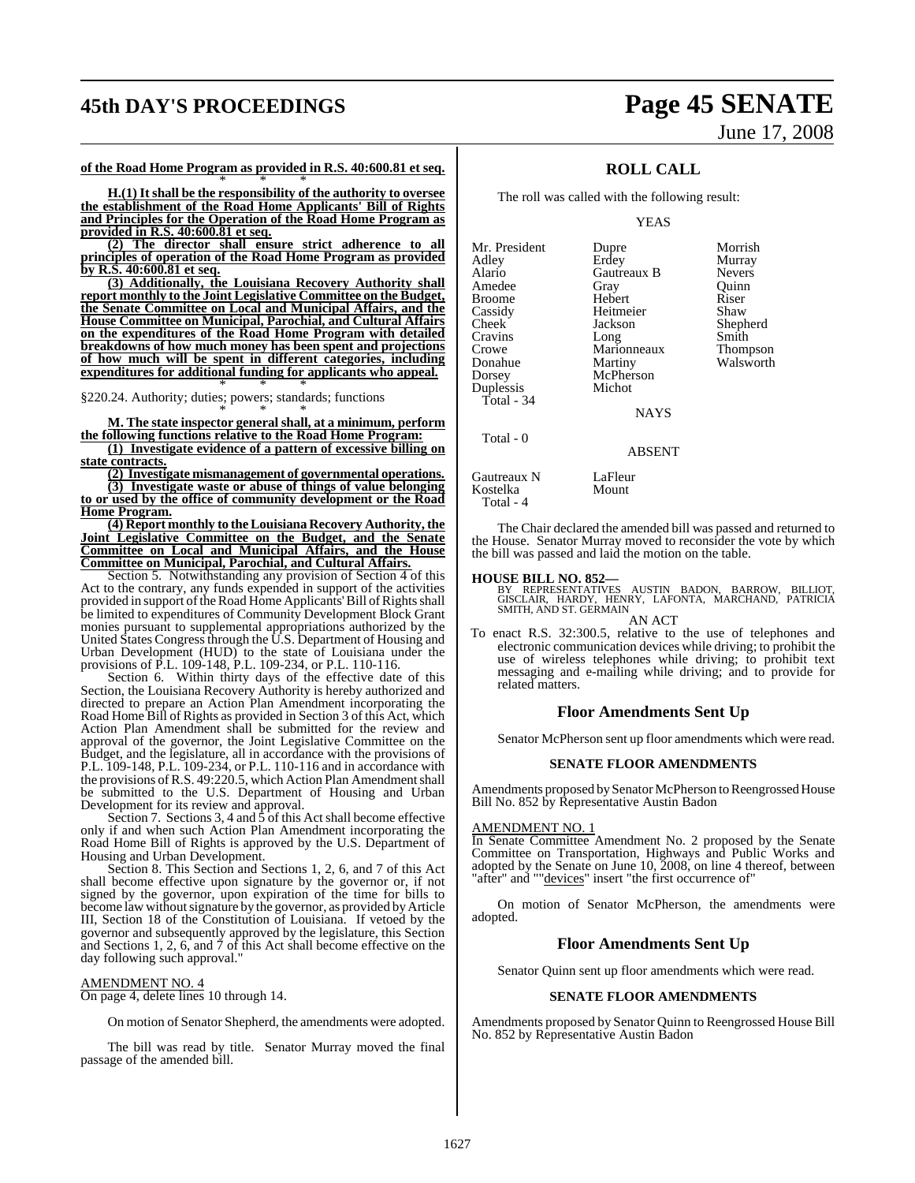**of the Road Home Program as provided in R.S. 40:600.81 et seq.**

\* \* \*

**H.(1) It shall be the responsibility of the authority to oversee the establishment of the Road Home Applicants' Bill of Rights and Principles for the Operation of the Road Home Program as provided in R.S. 40:600.81 et seq.**

**(2) The director shall ensure strict adherence to all principles of operation of the Road Home Program as provided by R.S. 40:600.81 et seq.**

**(3) Additionally, the Louisiana Recovery Authority shall report monthly to the Joint Legislative Committee on the Budget, the Senate Committee on Local and Municipal Affairs, and the House Committee on Municipal, Parochial, and Cultural Affairs on the expenditures of the Road Home Program with detailed breakdowns of how much money has been spent and projections of how much will be spent in different categories, including expenditures for additional funding for applicants who appeal.**

\* \* \*

§220.24. Authority; duties; powers; standards; functions

\* \* \*

**M. The state inspector general shall, at a minimum, perform the following functions relative to the Road Home Program:**

**(1) Investigate evidence of a pattern of excessive billing on state contracts.**

**(2) Investigate mismanagement of governmental operations.**

**(3) Investigate waste or abuse of things of value belonging to or used by the office of community development or the Road Home Program.**

**(4) Report monthly to the Louisiana Recovery Authority, the Joint Legislative Committee on the Budget, and the Senate Committee on Local and Municipal Affairs, and the House Committee on Municipal, Parochial, and Cultural Affairs.**

Section 5. Notwithstanding any provision of Section 4 of this Act to the contrary, any funds expended in support of the activities provided in support of the Road Home Applicants' Bill of Rights shall be limited to expenditures of Community Development Block Grant monies pursuant to supplemental appropriations authorized by the United States Congress through the U.S. Department of Housing and Urban Development (HUD) to the state of Louisiana under the provisions of P.L. 109-148, P.L. 109-234, or P.L. 110-116.

Section 6. Within thirty days of the effective date of this Section, the Louisiana Recovery Authority is hereby authorized and directed to prepare an Action Plan Amendment incorporating the Road Home Bill of Rights as provided in Section 3 of this Act, which Action Plan Amendment shall be submitted for the review and approval of the governor, the Joint Legislative Committee on the Budget, and the legislature, all in accordance with the provisions of P.L. 109-148, P.L. 109-234, or P.L. 110-116 and in accordance with the provisions of R.S. 49:220.5, which Action Plan Amendment shall be submitted to the U.S. Department of Housing and Urban Development for its review and approval.

Section 7. Sections 3, 4 and 5 of this Act shall become effective only if and when such Action Plan Amendment incorporating the Road Home Bill of Rights is approved by the U.S. Department of Housing and Urban Development.

Section 8. This Section and Sections 1, 2, 6, and 7 of this Act shall become effective upon signature by the governor or, if not signed by the governor, upon expiration of the time for bills to become law without signature by the governor, as provided by Article III, Section 18 of the Constitution of Louisiana. If vetoed by the governor and subsequently approved by the legislature, this Section and Sections 1, 2, 6, and 7 of this Act shall become effective on the day following such approval."

AMENDMENT NO. 4

On page 4, delete lines 10 through 14.

On motion of Senator Shepherd, the amendments were adopted.

The bill was read by title. Senator Murray moved the final passage of the amended bill.

## ROLL CALL

The roll was called with the following result:

YEAS

| | | |
|---|---|---|
| Mr. President | Dupre | Morrish |
| Adley | Erdey | Murray |
| Alario | Gautreaux B | Nevers |
| Amedee | Gray | Quinn |
| Broome | Hebert | Riser |
| Cassidy | Heitmeier | Shaw |
| Cheek | Jackson | Shepherd |
| Cravins | Long | Smith |
| Crowe | Marionneaux | Thompson |
| Donahue | Martiny | Walsworth |
| Dorsey | McPherson | |
| Duplessis | Michot | |

Total - 34

NAYS

Total - 0

ABSENT

| | |
|---|---|
| Gautreaux N | LaFleur |
| Kostelka | Mount |

Total - 4

The Chair declared the amended bill was passed and returned to the House. Senator Murray moved to reconsider the vote by which the bill was passed and laid the motion on the table.

**HOUSE BILL NO. 852—**
BY REPRESENTATIVES AUSTIN BADON, BARROW, BILLIOT, GISCLAIR, HARDY, HENRY, LAFONTA, MARCHAND, PATRICIA SMITH, AND ST. GERMAIN

AN ACT

To enact R.S. 32:300.5, relative to the use of telephones and electronic communication devices while driving; to prohibit the use of wireless telephones while driving; to prohibit text messaging and e-mailing while driving; and to provide for related matters.

### Floor Amendments Sent Up

Senator McPherson sent up floor amendments which were read.

#### SENATE FLOOR AMENDMENTS

Amendments proposed by Senator McPherson to Reengrossed House Bill No. 852 by Representative Austin Badon

AMENDMENT NO. 1

In Senate Committee Amendment No. 2 proposed by the Senate Committee on Transportation, Highways and Public Works and adopted by the Senate on June 10, 2008, on line 4 thereof, between "after" and ""devices" insert "the first occurrence of"

On motion of Senator McPherson, the amendments were adopted.

### Floor Amendments Sent Up

Senator Quinn sent up floor amendments which were read.

#### SENATE FLOOR AMENDMENTS

Amendments proposed by Senator Quinn to Reengrossed House Bill No. 852 by Representative Austin Badon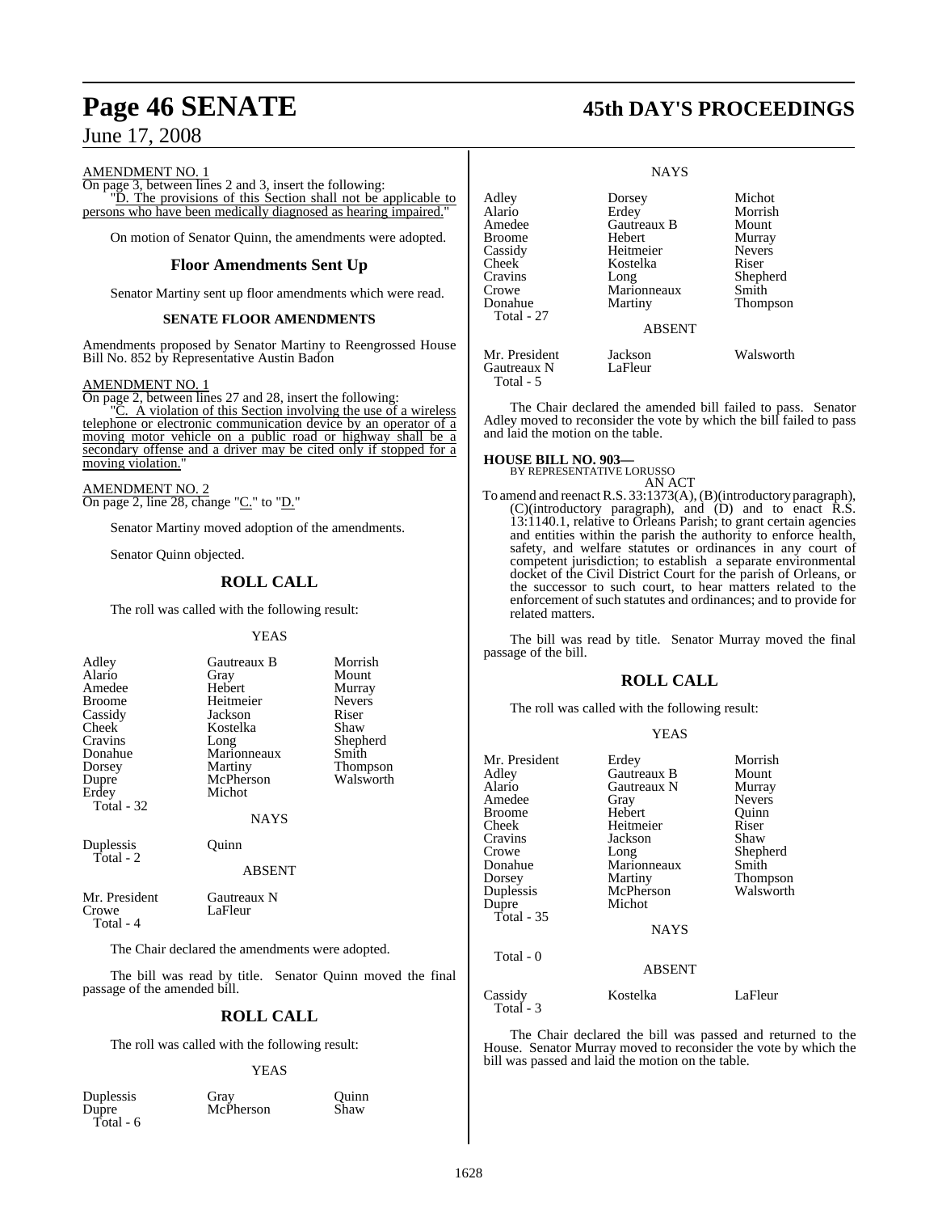AMENDMENT NO. 1

On page 3, between lines 2 and 3, insert the following:

"D. The provisions of this Section shall not be applicable to persons who have been medically diagnosed as hearing impaired."

On motion of Senator Quinn, the amendments were adopted.

## Floor Amendments Sent Up

Senator Martiny sent up floor amendments which were read.

### SENATE FLOOR AMENDMENTS

Amendments proposed by Senator Martiny to Reengrossed House Bill No. 852 by Representative Austin Badon

AMENDMENT NO. 1

On page 2, between lines 27 and 28, insert the following:

"C. A violation of this Section involving the use of a wireless telephone or electronic communication device by an operator of a moving motor vehicle on a public road or highway shall be a secondary offense and a driver may be cited only if stopped for a moving violation."

AMENDMENT NO. 2

On page 2, line 28, change "C." to "D."

Senator Martiny moved adoption of the amendments.

Senator Quinn objected.

## ROLL CALL

The roll was called with the following result:

YEAS

| | | |
|---|---|---|
| Adley | Gautreaux B | Morrish |
| Alario | Gray | Mount |
| Amedee | Hebert | Murray |
| Broome | Heitmeier | Nevers |
| Cassidy | Jackson | Riser |
| Cheek | Kostelka | Shaw |
| Cravins | Long | Shepherd |
| Donahue | Marionneaux | Smith |
| Dorsey | Martiny | Thompson |
| Dupre | McPherson | Walsworth |
| Erdey | Michot | |

Total - 32

NAYS

| | |
|---|---|
| Duplessis | Quinn |

Total - 2

ABSENT

| | |
|---|---|
| Mr. President | Gautreaux N |
| Crowe | LaFleur |

Total - 4

The Chair declared the amendments were adopted.

The bill was read by title. Senator Quinn moved the final passage of the amended bill.

## ROLL CALL

The roll was called with the following result:

YEAS

| | | |
|---|---|---|
| Duplessis | Gray | Quinn |
| Dupre | McPherson | Shaw |

Total - 6

NAYS

| | | |
|---|---|---|
| Adley | Dorsey | Michot |
| Alario | Erdey | Morrish |
| Amedee | Gautreaux B | Mount |
| Broome | Hebert | Murray |
| Cassidy | Heitmeier | Nevers |
| Cheek | Kostelka | Riser |
| Cravins | Long | Shepherd |
| Crowe | Marionneaux | Smith |
| Donahue | Martiny | Thompson |

Total - 27

ABSENT

| | | |
|---|---|---|
| Mr. President | Jackson | Walsworth |
| Gautreaux N | LaFleur | |

Total - 5

The Chair declared the amended bill failed to pass. Senator Adley moved to reconsider the vote by which the bill failed to pass and laid the motion on the table.

**HOUSE BILL NO. 903—**

BY REPRESENTATIVE LORUSSO

AN ACT

To amend and reenact R.S. 33:1373(A), (B)(introductory paragraph), (C)(introductory paragraph), and (D) and to enact R.S. 13:1140.1, relative to Orleans Parish; to grant certain agencies and entities within the parish the authority to enforce health, safety, and welfare statutes or ordinances in any court of competent jurisdiction; to establish a separate environmental docket of the Civil District Court for the parish of Orleans, or the successor to such court, to hear matters related to the enforcement of such statutes and ordinances; and to provide for related matters.

The bill was read by title. Senator Murray moved the final passage of the bill.

## ROLL CALL

The roll was called with the following result:

YEAS

| | | |
|---|---|---|
| Mr. President | Erdey | Morrish |
| Adley | Gautreaux B | Mount |
| Alario | Gautreaux N | Murray |
| Amedee | Gray | Nevers |
| Broome | Hebert | Quinn |
| Cheek | Heitmeier | Riser |
| Cravins | Jackson | Shaw |
| Crowe | Long | Shepherd |
| Donahue | Marionneaux | Smith |
| Dorsey | Martiny | Thompson |
| Duplessis | McPherson | Walsworth |
| Dupre | Michot | |

Total - 35

NAYS

Total - 0

ABSENT

| | | |
|---|---|---|
| Cassidy | Kostelka | LaFleur |

Total - 3

The Chair declared the bill was passed and returned to the House. Senator Murray moved to reconsider the vote by which the bill was passed and laid the motion on the table.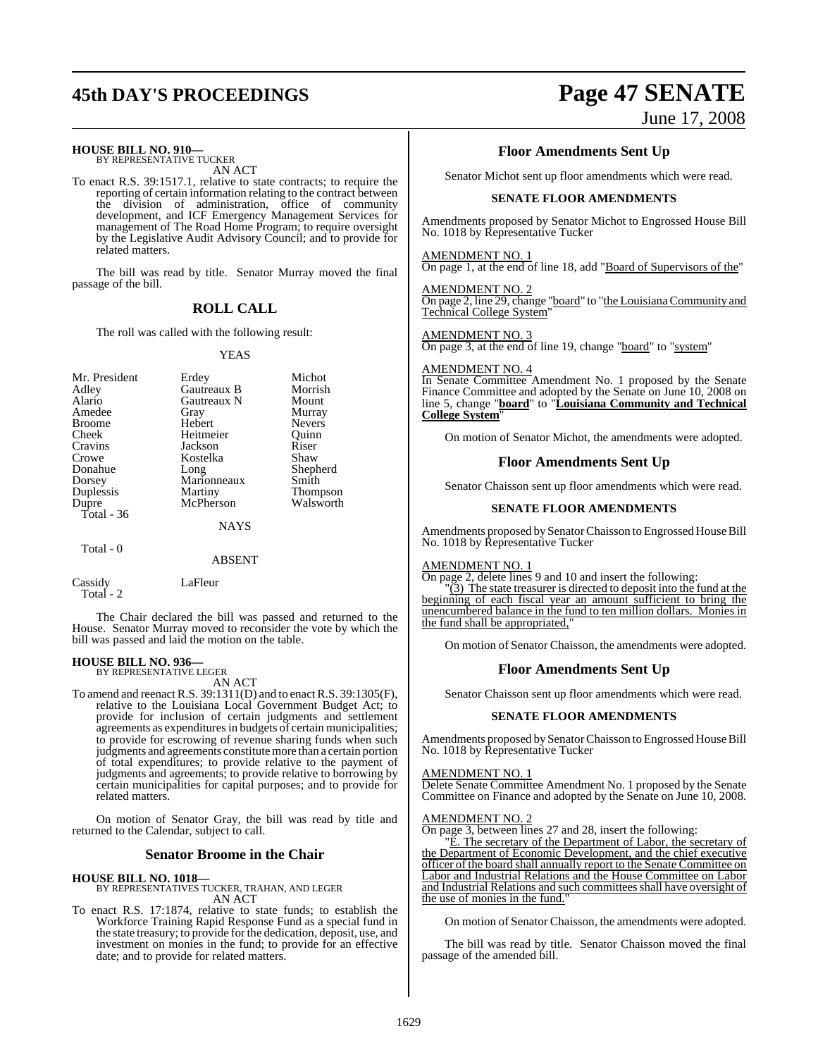**HOUSE BILL NO. 910—**
BY REPRESENTATIVE TUCKER

AN ACT

To enact R.S. 39:1517.1, relative to state contracts; to require the reporting of certain information relating to the contract between the division of administration, office of community development, and ICF Emergency Management Services for management of The Road Home Program; to require oversight by the Legislative Audit Advisory Council; and to provide for related matters.

The bill was read by title. Senator Murray moved the final passage of the bill.

## ROLL CALL

The roll was called with the following result:

YEAS

| | | |
|---|---|---|
| Mr. President | Erdey | Michot |
| Adley | Gautreaux B | Morrish |
| Alario | Gautreaux N | Mount |
| Amedee | Gray | Murray |
| Broome | Hebert | Nevers |
| Cheek | Heitmeier | Quinn |
| Cravins | Jackson | Riser |
| Crowe | Kostelka | Shaw |
| Donahue | Long | Shepherd |
| Dorsey | Marionneaux | Smith |
| Duplessis | Martiny | Thompson |
| Dupre | McPherson | Walsworth |

Total - 36

NAYS

Total - 0

ABSENT

| | |
|---|---|
| Cassidy | LaFleur |

Total - 2

The Chair declared the bill was passed and returned to the House. Senator Murray moved to reconsider the vote by which the bill was passed and laid the motion on the table.

**HOUSE BILL NO. 936—**
BY REPRESENTATIVE LEGER

AN ACT

To amend and reenact R.S. 39:1311(D) and to enact R.S. 39:1305(F), relative to the Louisiana Local Government Budget Act; to provide for inclusion of certain judgments and settlement agreements as expenditures in budgets of certain municipalities; to provide for escrowing of revenue sharing funds when such judgments and agreements constitute more than a certain portion of total expenditures; to provide relative to the payment of judgments and agreements; to provide relative to borrowing by certain municipalities for capital purposes; and to provide for related matters.

On motion of Senator Gray, the bill was read by title and returned to the Calendar, subject to call.

## Senator Broome in the Chair

**HOUSE BILL NO. 1018—**
BY REPRESENTATIVES TUCKER, TRAHAN, AND LEGER

AN ACT

To enact R.S. 17:1874, relative to state funds; to establish the Workforce Training Rapid Response Fund as a special fund in the state treasury; to provide for the dedication, deposit, use, and investment on monies in the fund; to provide for an effective date; and to provide for related matters.

## Floor Amendments Sent Up

Senator Michot sent up floor amendments which were read.

### SENATE FLOOR AMENDMENTS

Amendments proposed by Senator Michot to Engrossed House Bill No. 1018 by Representative Tucker

AMENDMENT NO. 1
On page 1, at the end of line 18, add "Board of Supervisors of the"

AMENDMENT NO. 2
On page 2, line 29, change "board" to "the Louisiana Community and Technical College System"

AMENDMENT NO. 3
On page 3, at the end of line 19, change "board" to "system"

AMENDMENT NO. 4
In Senate Committee Amendment No. 1 proposed by the Senate Finance Committee and adopted by the Senate on June 10, 2008 on line 5, change "**board**" to "**Louisiana Community and Technical College System**"

On motion of Senator Michot, the amendments were adopted.

## Floor Amendments Sent Up

Senator Chaisson sent up floor amendments which were read.

### SENATE FLOOR AMENDMENTS

Amendments proposed by Senator Chaisson to Engrossed House Bill No. 1018 by Representative Tucker

AMENDMENT NO. 1
On page 2, delete lines 9 and 10 and insert the following:

"(3) The state treasurer is directed to deposit into the fund at the beginning of each fiscal year an amount sufficient to bring the unencumbered balance in the fund to ten million dollars. Monies in the fund shall be appropriated,"

On motion of Senator Chaisson, the amendments were adopted.

## Floor Amendments Sent Up

Senator Chaisson sent up floor amendments which were read.

### SENATE FLOOR AMENDMENTS

Amendments proposed by Senator Chaisson to Engrossed House Bill No. 1018 by Representative Tucker

AMENDMENT NO. 1
Delete Senate Committee Amendment No. 1 proposed by the Senate Committee on Finance and adopted by the Senate on June 10, 2008.

AMENDMENT NO. 2
On page 3, between lines 27 and 28, insert the following:

"E. The secretary of the Department of Labor, the secretary of the Department of Economic Development, and the chief executive officer of the board shall annually report to the Senate Committee on Labor and Industrial Relations and the House Committee on Labor and Industrial Relations and such committees shall have oversight of the use of monies in the fund."

On motion of Senator Chaisson, the amendments were adopted.

The bill was read by title. Senator Chaisson moved the final passage of the amended bill.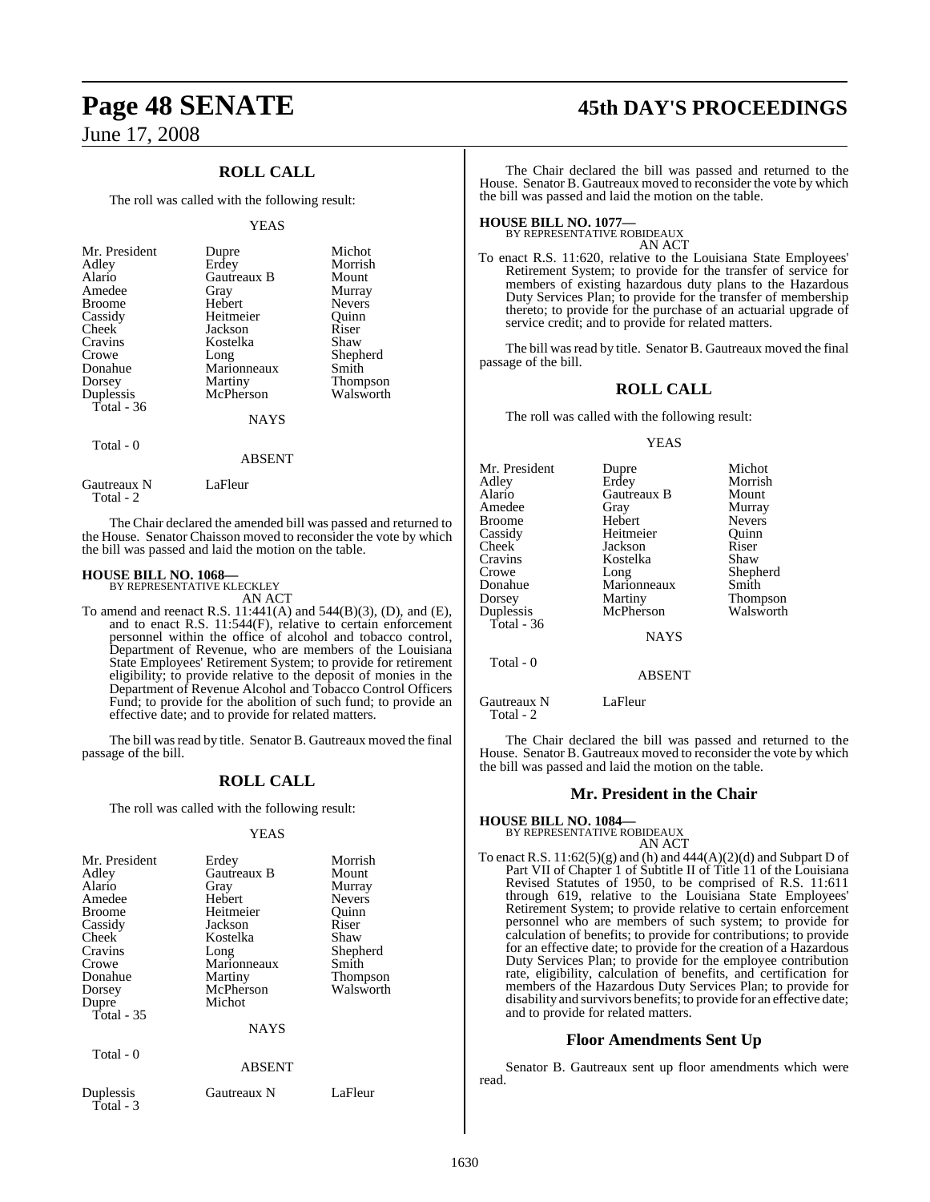## ROLL CALL

The roll was called with the following result:

YEAS

| | | |
|---|---|---|
| Mr. President | Dupre | Michot |
| Adley | Erdey | Morrish |
| Alario | Gautreaux B | Mount |
| Amedee | Gray | Murray |
| Broome | Hebert | Nevers |
| Cassidy | Heitmeier | Quinn |
| Cheek | Jackson | Riser |
| Cravins | Kostelka | Shaw |
| Crowe | Long | Shepherd |
| Donahue | Marionneaux | Smith |
| Dorsey | Martiny | Thompson |
| Duplessis | McPherson | Walsworth |
| Total - 36 | | |

NAYS

Total - 0

ABSENT

| | |
|---|---|
| Gautreaux N | LaFleur |
| Total - 2 | |

The Chair declared the amended bill was passed and returned to the House. Senator Chaisson moved to reconsider the vote by which the bill was passed and laid the motion on the table.

**HOUSE BILL NO. 1068—**
BY REPRESENTATIVE KLECKLEY
AN ACT

To amend and reenact R.S. 11:441(A) and 544(B)(3), (D), and (E), and to enact R.S. 11:544(F), relative to certain enforcement personnel within the office of alcohol and tobacco control, Department of Revenue, who are members of the Louisiana State Employees' Retirement System; to provide for retirement eligibility; to provide relative to the deposit of monies in the Department of Revenue Alcohol and Tobacco Control Officers Fund; to provide for the abolition of such fund; to provide an effective date; and to provide for related matters.

The bill was read by title. Senator B. Gautreaux moved the final passage of the bill.

## ROLL CALL

The roll was called with the following result:

YEAS

| | | |
|---|---|---|
| Mr. President | Erdey | Morrish |
| Adley | Gautreaux B | Mount |
| Alario | Gray | Murray |
| Amedee | Hebert | Nevers |
| Broome | Heitmeier | Quinn |
| Cassidy | Jackson | Riser |
| Cheek | Kostelka | Shaw |
| Cravins | Long | Shepherd |
| Crowe | Marionneaux | Smith |
| Donahue | Martiny | Thompson |
| Dorsey | McPherson | Walsworth |
| Dupre | Michot | |
| Total - 35 | | |

NAYS

Total - 0

ABSENT

| | | |
|---|---|---|
| Duplessis | Gautreaux N | LaFleur |
| Total - 3 | | |

The Chair declared the bill was passed and returned to the House. Senator B. Gautreaux moved to reconsider the vote by which the bill was passed and laid the motion on the table.

**HOUSE BILL NO. 1077—**
BY REPRESENTATIVE ROBIDEAUX
AN ACT

To enact R.S. 11:620, relative to the Louisiana State Employees' Retirement System; to provide for the transfer of service for members of existing hazardous duty plans to the Hazardous Duty Services Plan; to provide for the transfer of membership thereto; to provide for the purchase of an actuarial upgrade of service credit; and to provide for related matters.

The bill was read by title. Senator B. Gautreaux moved the final passage of the bill.

## ROLL CALL

The roll was called with the following result:

YEAS

| | | |
|---|---|---|
| Mr. President | Dupre | Michot |
| Adley | Erdey | Morrish |
| Alario | Gautreaux B | Mount |
| Amedee | Gray | Murray |
| Broome | Hebert | Nevers |
| Cassidy | Heitmeier | Quinn |
| Cheek | Jackson | Riser |
| Cravins | Kostelka | Shaw |
| Crowe | Long | Shepherd |
| Donahue | Marionneaux | Smith |
| Dorsey | Martiny | Thompson |
| Duplessis | McPherson | Walsworth |
| Total - 36 | | |

NAYS

Total - 0

ABSENT

| | |
|---|---|
| Gautreaux N | LaFleur |
| Total - 2 | |

The Chair declared the bill was passed and returned to the House. Senator B. Gautreaux moved to reconsider the vote by which the bill was passed and laid the motion on the table.

## Mr. President in the Chair

**HOUSE BILL NO. 1084—**
BY REPRESENTATIVE ROBIDEAUX
AN ACT

To enact R.S. 11:62(5)(g) and (h) and 444(A)(2)(d) and Subpart D of Part VII of Chapter 1 of Subtitle II of Title 11 of the Louisiana Revised Statutes of 1950, to be comprised of R.S. 11:611 through 619, relative to the Louisiana State Employees' Retirement System; to provide relative to certain enforcement personnel who are members of such system; to provide for calculation of benefits; to provide for contributions; to provide for an effective date; to provide for the creation of a Hazardous Duty Services Plan; to provide for the employee contribution rate, eligibility, calculation of benefits, and certification for members of the Hazardous Duty Services Plan; to provide for disability and survivors benefits; to provide for an effective date; and to provide for related matters.

## Floor Amendments Sent Up

Senator B. Gautreaux sent up floor amendments which were read.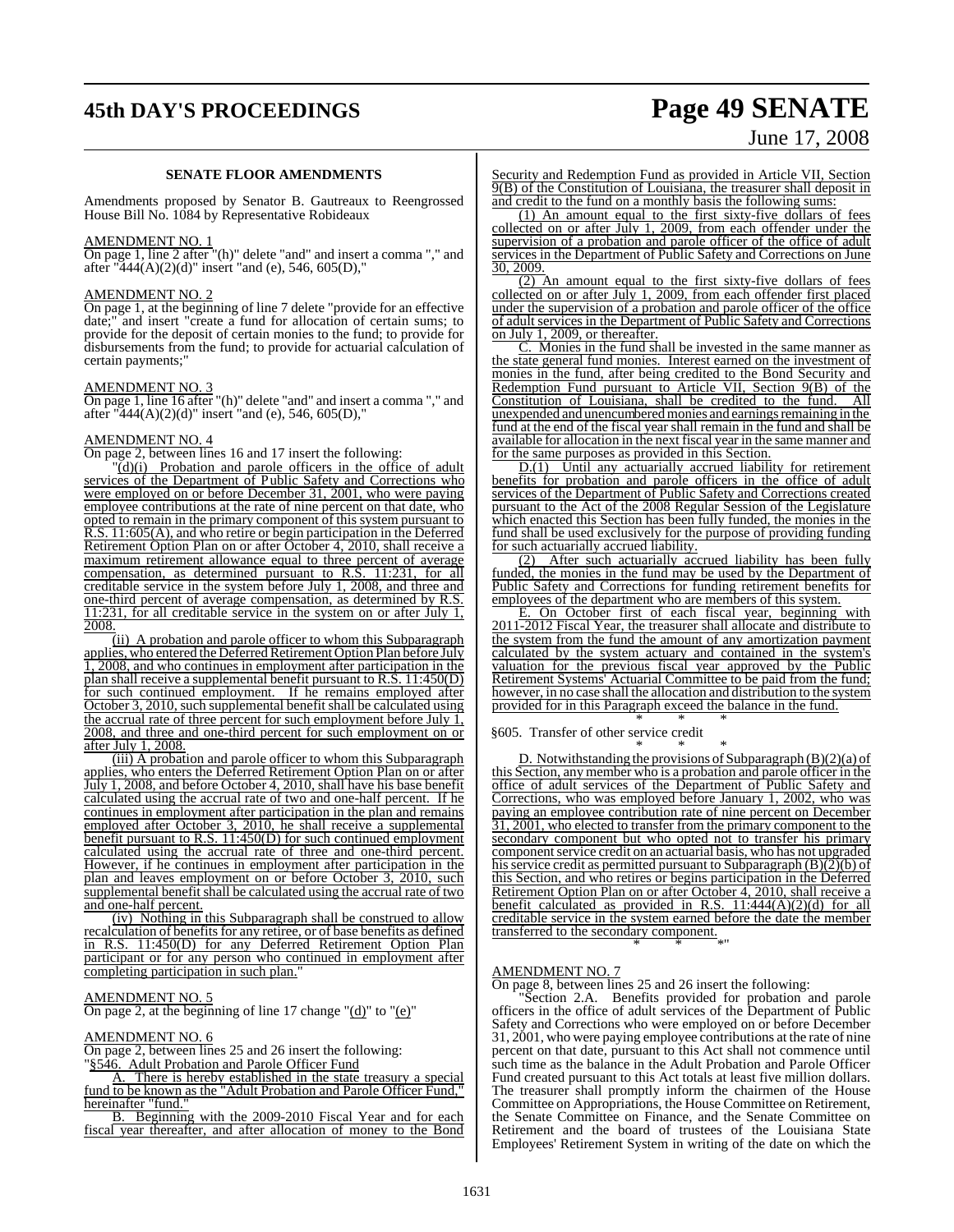**SENATE FLOOR AMENDMENTS**

Amendments proposed by Senator B. Gautreaux to Reengrossed House Bill No. 1084 by Representative Robideaux

AMENDMENT NO. 1

On page 1, line 2 after "(h)" delete "and" and insert a comma "," and after "444(A)(2)(d)" insert "and (e), 546, 605(D),"

AMENDMENT NO. 2

On page 1, at the beginning of line 7 delete "provide for an effective date;" and insert "create a fund for allocation of certain sums; to provide for the deposit of certain monies to the fund; to provide for disbursements from the fund; to provide for actuarial calculation of certain payments;"

AMENDMENT NO. 3

On page 1, line 16 after "(h)" delete "and" and insert a comma "," and after "444(A)(2)(d)" insert "and (e), 546, 605(D),"

AMENDMENT NO. 4

On page 2, between lines 16 and 17 insert the following:

"(d)(i) Probation and parole officers in the office of adult services of the Department of Public Safety and Corrections who were employed on or before December 31, 2001, who were paying employee contributions at the rate of nine percent on that date, who opted to remain in the primary component of this system pursuant to R.S. 11:605(A), and who retire or begin participation in the Deferred Retirement Option Plan on or after October 4, 2010, shall receive a maximum retirement allowance equal to three percent of average compensation, as determined pursuant to R.S. 11:231, for all creditable service in the system before July 1, 2008, and three and one-third percent of average compensation, as determined by R.S. 11:231, for all creditable service in the system on or after July 1, 2008.

(ii) A probation and parole officer to whom this Subparagraph applies, who entered the Deferred Retirement Option Plan before July 1, 2008, and who continues in employment after participation in the plan shall receive a supplemental benefit pursuant to R.S. 11:450(D) for such continued employment. If he remains employed after October 3, 2010, such supplemental benefit shall be calculated using the accrual rate of three percent for such employment before July 1, 2008, and three and one-third percent for such employment on or after July 1, 2008.

(iii) A probation and parole officer to whom this Subparagraph applies, who enters the Deferred Retirement Option Plan on or after July 1, 2008, and before October 4, 2010, shall have his base benefit calculated using the accrual rate of two and one-half percent. If he continues in employment after participation in the plan and remains employed after October 3, 2010, he shall receive a supplemental benefit pursuant to R.S. 11:450(D) for such continued employment calculated using the accrual rate of three and one-third percent. However, if he continues in employment after participation in the plan and leaves employment on or before October 3, 2010, such supplemental benefit shall be calculated using the accrual rate of two and one-half percent.

(iv) Nothing in this Subparagraph shall be construed to allow recalculation of benefits for any retiree, or of base benefits as defined in R.S. 11:450(D) for any Deferred Retirement Option Plan participant or for any person who continued in employment after completing participation in such plan."

AMENDMENT NO. 5

On page 2, at the beginning of line 17 change "(d)" to "(e)"

AMENDMENT NO. 6

On page 2, between lines 25 and 26 insert the following:

"§546. Adult Probation and Parole Officer Fund

A. There is hereby established in the state treasury a special fund to be known as the "Adult Probation and Parole Officer Fund," hereinafter "fund."

B. Beginning with the 2009-2010 Fiscal Year and for each fiscal year thereafter, and after allocation of money to the Bond Security and Redemption Fund as provided in Article VII, Section 9(B) of the Constitution of Louisiana, the treasurer shall deposit in and credit to the fund on a monthly basis the following sums:

(1) An amount equal to the first sixty-five dollars of fees collected on or after July 1, 2009, from each offender under the supervision of a probation and parole officer of the office of adult services in the Department of Public Safety and Corrections on June 30, 2009.

(2) An amount equal to the first sixty-five dollars of fees collected on or after July 1, 2009, from each offender first placed under the supervision of a probation and parole officer of the office of adult services in the Department of Public Safety and Corrections on July 1, 2009, or thereafter.

C. Monies in the fund shall be invested in the same manner as the state general fund monies. Interest earned on the investment of monies in the fund, after being credited to the Bond Security and Redemption Fund pursuant to Article VII, Section 9(B) of the Constitution of Louisiana, shall be credited to the fund. All unexpended and unencumbered monies and earnings remaining in the fund at the end of the fiscal year shall remain in the fund and shall be available for allocation in the next fiscal year in the same manner and for the same purposes as provided in this Section.

D.(1) Until any actuarially accrued liability for retirement benefits for probation and parole officers in the office of adult services of the Department of Public Safety and Corrections created pursuant to the Act of the 2008 Regular Session of the Legislature which enacted this Section has been fully funded, the monies in the fund shall be used exclusively for the purpose of providing funding for such actuarially accrued liability.

(2) After such actuarially accrued liability has been fully funded, the monies in the fund may be used by the Department of Public Safety and Corrections for funding retirement benefits for employees of the department who are members of this system.

E. On October first of each fiscal year, beginning with 2011-2012 Fiscal Year, the treasurer shall allocate and distribute to the system from the fund the amount of any amortization payment calculated by the system actuary and contained in the system's valuation for the previous fiscal year approved by the Public Retirement Systems' Actuarial Committee to be paid from the fund; however, in no case shall the allocation and distribution to the system provided for in this Paragraph exceed the balance in the fund.

\* \* \*

§605. Transfer of other service credit

\* \* \*

D. Notwithstanding the provisions of Subparagraph (B)(2)(a) of this Section, any member who is a probation and parole officer in the office of adult services of the Department of Public Safety and Corrections, who was employed before January 1, 2002, who was paying an employee contribution rate of nine percent on December 31, 2001, who elected to transfer from the primary component to the secondary component but who opted not to transfer his primary component service credit on an actuarial basis, who has not upgraded his service credit as permitted pursuant to Subparagraph (B)(2)(b) of this Section, and who retires or begins participation in the Deferred Retirement Option Plan on or after October 4, 2010, shall receive a benefit calculated as provided in R.S. 11:444(A)(2)(d) for all creditable service in the system earned before the date the member transferred to the secondary component.

\* \* \*"

AMENDMENT NO. 7

On page 8, between lines 25 and 26 insert the following:

"Section 2.A. Benefits provided for probation and parole officers in the office of adult services of the Department of Public Safety and Corrections who were employed on or before December 31, 2001, who were paying employee contributions at the rate of nine percent on that date, pursuant to this Act shall not commence until such time as the balance in the Adult Probation and Parole Officer Fund created pursuant to this Act totals at least five million dollars. The treasurer shall promptly inform the chairmen of the House Committee on Appropriations, the House Committee on Retirement, the Senate Committee on Finance, and the Senate Committee on Retirement and the board of trustees of the Louisiana State Employees' Retirement System in writing of the date on which the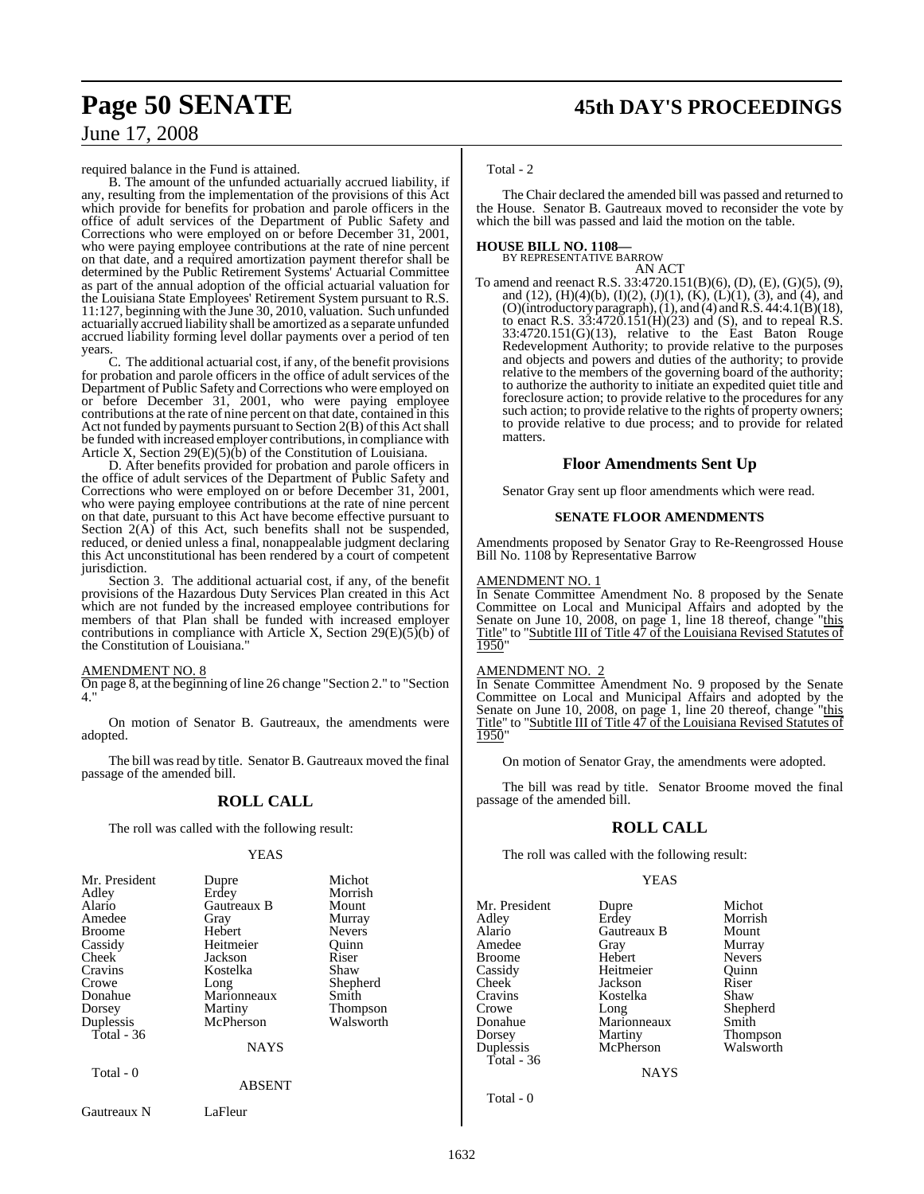required balance in the Fund is attained.

B. The amount of the unfunded actuarially accrued liability, if any, resulting from the implementation of the provisions of this Act which provide for benefits for probation and parole officers in the office of adult services of the Department of Public Safety and Corrections who were employed on or before December 31, 2001, who were paying employee contributions at the rate of nine percent on that date, and a required amortization payment therefor shall be determined by the Public Retirement Systems' Actuarial Committee as part of the annual adoption of the official actuarial valuation for the Louisiana State Employees' Retirement System pursuant to R.S. 11:127, beginning with the June 30, 2010, valuation. Such unfunded actuarially accrued liability shall be amortized as a separate unfunded accrued liability forming level dollar payments over a period of ten years.

C. The additional actuarial cost, if any, of the benefit provisions for probation and parole officers in the office of adult services of the Department of Public Safety and Corrections who were employed on or before December 31, 2001, who were paying employee contributions at the rate of nine percent on that date, contained in this Act not funded by payments pursuant to Section 2(B) of this Act shall be funded with increased employer contributions, in compliance with Article X, Section 29(E)(5)(b) of the Constitution of Louisiana.

D. After benefits provided for probation and parole officers in the office of adult services of the Department of Public Safety and Corrections who were employed on or before December 31, 2001, who were paying employee contributions at the rate of nine percent on that date, pursuant to this Act have become effective pursuant to Section 2(A) of this Act, such benefits shall not be suspended, reduced, or denied unless a final, nonappealable judgment declaring this Act unconstitutional has been rendered by a court of competent jurisdiction.

Section 3. The additional actuarial cost, if any, of the benefit provisions of the Hazardous Duty Services Plan created in this Act which are not funded by the increased employee contributions for members of that Plan shall be funded with increased employer contributions in compliance with Article X, Section 29(E)(5)(b) of the Constitution of Louisiana."

AMENDMENT NO. 8

On page 8, at the beginning of line 26 change "Section 2." to "Section 4."

On motion of Senator B. Gautreaux, the amendments were adopted.

The bill was read by title. Senator B. Gautreaux moved the final passage of the amended bill.

## ROLL CALL

The roll was called with the following result:

YEAS

| | | |
|---|---|---|
| Mr. President | Dupre | Michot |
| Adley | Erdey | Morrish |
| Alario | Gautreaux B | Mount |
| Amedee | Gray | Murray |
| Broome | Hebert | Nevers |
| Cassidy | Heitmeier | Quinn |
| Cheek | Jackson | Riser |
| Cravins | Kostelka | Shaw |
| Crowe | Long | Shepherd |
| Donahue | Marionneaux | Smith |
| Dorsey | Martiny | Thompson |
| Duplessis | McPherson | Walsworth |

Total - 36

NAYS

Total - 0

ABSENT

Gautreaux N LaFleur

Total - 2

The Chair declared the amended bill was passed and returned to the House. Senator B. Gautreaux moved to reconsider the vote by which the bill was passed and laid the motion on the table.

**HOUSE BILL NO. 1108—**
BY REPRESENTATIVE BARROW
AN ACT

To amend and reenact R.S. 33:4720.151(B)(6), (D), (E), (G)(5), (9), and (12), (H)(4)(b), (I)(2), (J)(1), (K), (L)(1), (3), and (4), and (O)(introductory paragraph), (1), and (4) and R.S. 44:4.1(B)(18), to enact R.S. 33:4720.151(H)(23) and (S), and to repeal R.S. 33:4720.151(G)(13), relative to the East Baton Rouge Redevelopment Authority; to provide relative to the purposes and objects and powers and duties of the authority; to provide relative to the members of the governing board of the authority; to authorize the authority to initiate an expedited quiet title and foreclosure action; to provide relative to the procedures for any such action; to provide relative to the rights of property owners; to provide relative to due process; and to provide for related matters.

## Floor Amendments Sent Up

Senator Gray sent up floor amendments which were read.

### SENATE FLOOR AMENDMENTS

Amendments proposed by Senator Gray to Re-Reengrossed House Bill No. 1108 by Representative Barrow

AMENDMENT NO. 1

In Senate Committee Amendment No. 8 proposed by the Senate Committee on Local and Municipal Affairs and adopted by the Senate on June 10, 2008, on page 1, line 18 thereof, change "this Title" to "Subtitle III of Title 47 of the Louisiana Revised Statutes of 1950"

AMENDMENT NO. 2

In Senate Committee Amendment No. 9 proposed by the Senate Committee on Local and Municipal Affairs and adopted by the Senate on June 10, 2008, on page 1, line 20 thereof, change "this Title" to "Subtitle III of Title 47 of the Louisiana Revised Statutes of 1950"

On motion of Senator Gray, the amendments were adopted.

The bill was read by title. Senator Broome moved the final passage of the amended bill.

## ROLL CALL

The roll was called with the following result:

YEAS

| | | |
|---|---|---|
| Mr. President | Dupre | Michot |
| Adley | Erdey | Morrish |
| Alario | Gautreaux B | Mount |
| Amedee | Gray | Murray |
| Broome | Hebert | Nevers |
| Cassidy | Heitmeier | Quinn |
| Cheek | Jackson | Riser |
| Cravins | Kostelka | Shaw |
| Crowe | Long | Shepherd |
| Donahue | Marionneaux | Smith |
| Dorsey | Martiny | Thompson |
| Duplessis | McPherson | Walsworth |

Total - 36

NAYS

Total - 0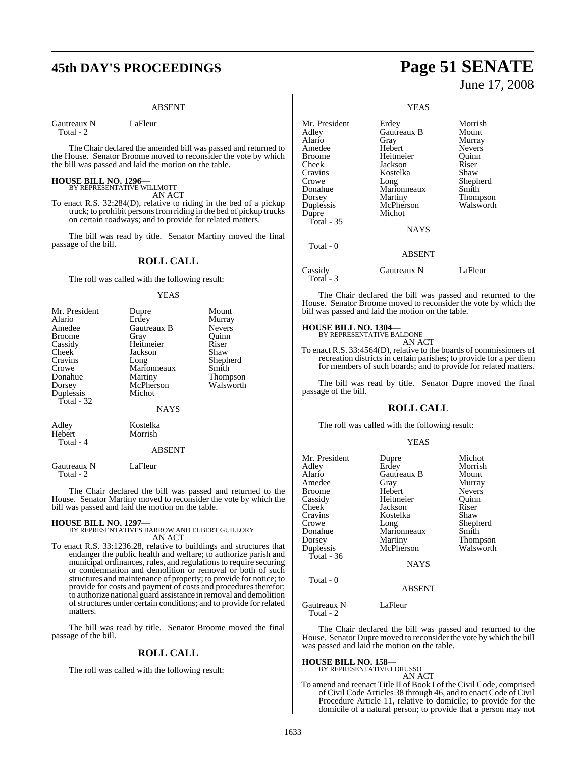ABSENT

| | |
|---|---|
| Gautreaux N | LaFleur |
| Total - 2 | |

The Chair declared the amended bill was passed and returned to the House. Senator Broome moved to reconsider the vote by which the bill was passed and laid the motion on the table.

**HOUSE BILL NO. 1296—**
BY REPRESENTATIVE WILLMOTT

AN ACT

To enact R.S. 32:284(D), relative to riding in the bed of a pickup truck; to prohibit persons from riding in the bed of pickup trucks on certain roadways; and to provide for related matters.

The bill was read by title. Senator Martiny moved the final passage of the bill.

## ROLL CALL

The roll was called with the following result:

YEAS

| | | |
|---|---|---|
| Mr. President | Dupre | Mount |
| Alario | Erdey | Murray |
| Amedee | Gautreaux B | Nevers |
| Broome | Gray | Quinn |
| Cassidy | Heitmeier | Riser |
| Cheek | Jackson | Shaw |
| Cravins | Long | Shepherd |
| Crowe | Marionneaux | Smith |
| Donahue | Martiny | Thompson |
| Dorsey | McPherson | Walsworth |
| Duplessis | Michot | |
| Total - 32 | | |

NAYS

| | |
|---|---|
| Adley | Kostelka |
| Hebert | Morrish |
| Total - 4 | |

ABSENT

| | |
|---|---|
| Gautreaux N | LaFleur |
| Total - 2 | |

The Chair declared the bill was passed and returned to the House. Senator Martiny moved to reconsider the vote by which the bill was passed and laid the motion on the table.

**HOUSE BILL NO. 1297—**
BY REPRESENTATIVES BARROW AND ELBERT GUILLORY

AN ACT

To enact R.S. 33:1236.28, relative to buildings and structures that endanger the public health and welfare; to authorize parish and municipal ordinances, rules, and regulations to require securing or condemnation and demolition or removal or both of such structures and maintenance of property; to provide for notice; to provide for costs and payment of costs and procedures therefor; to authorize national guard assistance in removal and demolition of structures under certain conditions; and to provide for related matters.

The bill was read by title. Senator Broome moved the final passage of the bill.

## ROLL CALL

The roll was called with the following result:

YEAS

| | | |
|---|---|---|
| Mr. President | Erdey | Morrish |
| Adley | Gautreaux B | Mount |
| Alario | Gray | Murray |
| Amedee | Hebert | Nevers |
| Broome | Heitmeier | Quinn |
| Cheek | Jackson | Riser |
| Cravins | Kostelka | Shaw |
| Crowe | Long | Shepherd |
| Donahue | Marionneaux | Smith |
| Dorsey | Martiny | Thompson |
| Duplessis | McPherson | Walsworth |
| Dupre | Michot | |
| Total - 35 | | |

NAYS

Total - 0

ABSENT

| | | |
|---|---|---|
| Cassidy | Gautreaux N | LaFleur |
| Total - 3 | | |

The Chair declared the bill was passed and returned to the House. Senator Broome moved to reconsider the vote by which the bill was passed and laid the motion on the table.

**HOUSE BILL NO. 1304—**
BY REPRESENTATIVE BALDONE

AN ACT

To enact R.S. 33:4564(D), relative to the boards of commissioners of recreation districts in certain parishes; to provide for a per diem for members of such boards; and to provide for related matters.

The bill was read by title. Senator Dupre moved the final passage of the bill.

## ROLL CALL

The roll was called with the following result:

YEAS

| | | |
|---|---|---|
| Mr. President | Dupre | Michot |
| Adley | Erdey | Morrish |
| Alario | Gautreaux B | Mount |
| Amedee | Gray | Murray |
| Broome | Hebert | Nevers |
| Cassidy | Heitmeier | Quinn |
| Cheek | Jackson | Riser |
| Cravins | Kostelka | Shaw |
| Crowe | Long | Shepherd |
| Donahue | Marionneaux | Smith |
| Dorsey | Martiny | Thompson |
| Duplessis | McPherson | Walsworth |
| Total - 36 | | |

NAYS

Total - 0

ABSENT

| | |
|---|---|
| Gautreaux N | LaFleur |
| Total - 2 | |

The Chair declared the bill was passed and returned to the House. Senator Dupre moved to reconsider the vote by which the bill was passed and laid the motion on the table.

**HOUSE BILL NO. 158—**
BY REPRESENTATIVE LORUSSO

AN ACT

To amend and reenact Title II of Book I of the Civil Code, comprised of Civil Code Articles 38 through 46, and to enact Code of Civil Procedure Article 11, relative to domicile; to provide for the domicile of a natural person; to provide that a person may not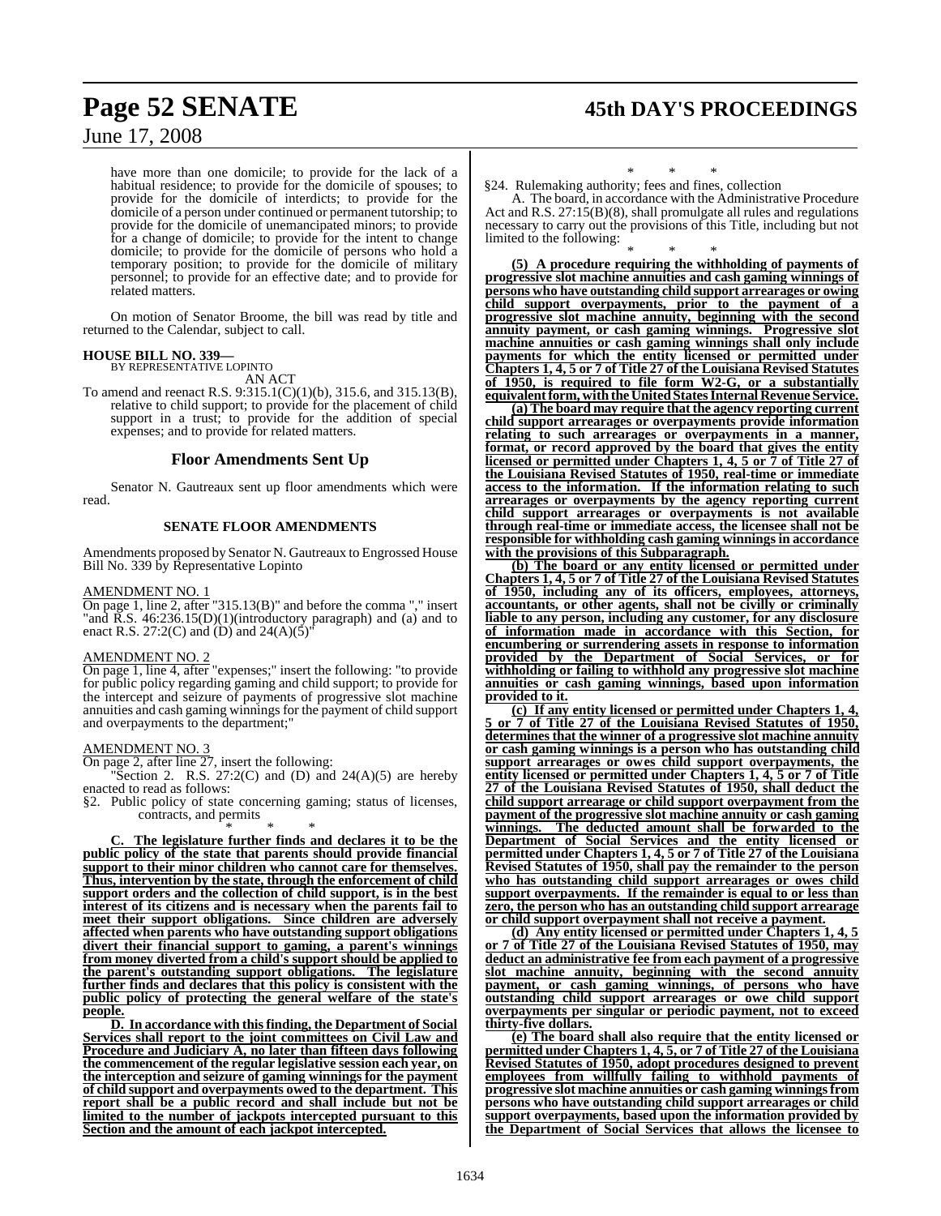have more than one domicile; to provide for the lack of a habitual residence; to provide for the domicile of spouses; to provide for the domicile of interdicts; to provide for the domicile of a person under continued or permanent tutorship; to provide for the domicile of unemancipated minors; to provide for a change of domicile; to provide for the intent to change domicile; to provide for the domicile of persons who hold a temporary position; to provide for the domicile of military personnel; to provide for an effective date; and to provide for related matters.

On motion of Senator Broome, the bill was read by title and returned to the Calendar, subject to call.

**HOUSE BILL NO. 339—**
BY REPRESENTATIVE LOPINTO

AN ACT

To amend and reenact R.S. 9:315.1(C)(1)(b), 315.6, and 315.13(B), relative to child support; to provide for the placement of child support in a trust; to provide for the addition of special expenses; and to provide for related matters.

## Floor Amendments Sent Up

Senator N. Gautreaux sent up floor amendments which were read.

### SENATE FLOOR AMENDMENTS

Amendments proposed by Senator N. Gautreaux to Engrossed House Bill No. 339 by Representative Lopinto

AMENDMENT NO. 1

On page 1, line 2, after "315.13(B)" and before the comma "," insert "and R.S. 46:236.15(D)(1)(introductory paragraph) and (a) and to enact R.S. 27:2(C) and (D) and 24(A)(5)"

AMENDMENT NO. 2

On page 1, line 4, after "expenses;" insert the following: "to provide for public policy regarding gaming and child support; to provide for the intercept and seizure of payments of progressive slot machine annuities and cash gaming winnings for the payment of child support and overpayments to the department;"

AMENDMENT NO. 3

On page 2, after line 27, insert the following:

"Section 2. R.S. 27:2(C) and (D) and 24(A)(5) are hereby enacted to read as follows:

§2. Public policy of state concerning gaming; status of licenses, contracts, and permits

\* \* \*

**C. The legislature further finds and declares it to be the public policy of the state that parents should provide financial support to their minor children who cannot care for themselves. Thus, intervention by the state, through the enforcement of child support orders and the collection of child support, is in the best interest of its citizens and is necessary when the parents fail to meet their support obligations. Since children are adversely affected when parents who have outstanding support obligations divert their financial support to gaming, a parent's winnings from money diverted from a child's support should be applied to the parent's outstanding support obligations. The legislature further finds and declares that this policy is consistent with the public policy of protecting the general welfare of the state's people.**

**D. In accordance with this finding, the Department of Social Services shall report to the joint committees on Civil Law and Procedure and Judiciary A, no later than fifteen days following the commencement of the regular legislative session each year, on the interception and seizure of gaming winnings for the payment of child support and overpayments owed to the department. This report shall be a public record and shall include but not be limited to the number of jackpots intercepted pursuant to this Section and the amount of each jackpot intercepted.**

\* \* \*

§24. Rulemaking authority; fees and fines, collection

A. The board, in accordance with the Administrative Procedure Act and R.S. 27:15(B)(8), shall promulgate all rules and regulations necessary to carry out the provisions of this Title, including but not limited to the following:

\* \* \*

**(5) A procedure requiring the withholding of payments of progressive slot machine annuities and cash gaming winnings of persons who have outstanding child support arrearages or owing child support overpayments, prior to the payment of a progressive slot machine annuity, beginning with the second annuity payment, or cash gaming winnings. Progressive slot machine annuities or cash gaming winnings shall only include payments for which the entity licensed or permitted under Chapters 1, 4, 5 or 7 of Title 27 of the Louisiana Revised Statutes of 1950, is required to file form W2-G, or a substantially equivalent form, with the United States Internal Revenue Service.**

**(a) The board may require that the agency reporting current child support arrearages or overpayments provide information relating to such arrearages or overpayments in a manner, format, or record approved by the board that gives the entity licensed or permitted under Chapters 1, 4, 5 or 7 of Title 27 of the Louisiana Revised Statutes of 1950, real-time or immediate access to the information. If the information relating to such arrearages or overpayments by the agency reporting current child support arrearages or overpayments is not available through real-time or immediate access, the licensee shall not be responsible for withholding cash gaming winnings in accordance with the provisions of this Subparagraph.**

**(b) The board or any entity licensed or permitted under Chapters 1, 4, 5 or 7 of Title 27 of the Louisiana Revised Statutes of 1950, including any of its officers, employees, attorneys, accountants, or other agents, shall not be civilly or criminally liable to any person, including any customer, for any disclosure of information made in accordance with this Section, for encumbering or surrendering assets in response to information provided by the Department of Social Services, or for withholding or failing to withhold any progressive slot machine annuities or cash gaming winnings, based upon information provided to it.**

**(c) If any entity licensed or permitted under Chapters 1, 4, 5 or 7 of Title 27 of the Louisiana Revised Statutes of 1950, determines that the winner of a progressive slot machine annuity or cash gaming winnings is a person who has outstanding child support arrearages or owes child support overpayments, the entity licensed or permitted under Chapters 1, 4, 5 or 7 of Title 27 of the Louisiana Revised Statutes of 1950, shall deduct the child support arrearage or child support overpayment from the payment of the progressive slot machine annuity or cash gaming winnings. The deducted amount shall be forwarded to the Department of Social Services and the entity licensed or permitted under Chapters 1, 4, 5 or 7 of Title 27 of the Louisiana Revised Statutes of 1950, shall pay the remainder to the person who has outstanding child support arrearages or owes child support overpayments. If the remainder is equal to or less than zero, the person who has an outstanding child support arrearage or child support overpayment shall not receive a payment.**

**(d) Any entity licensed or permitted under Chapters 1, 4, 5 or 7 of Title 27 of the Louisiana Revised Statutes of 1950, may deduct an administrative fee from each payment of a progressive slot machine annuity, beginning with the second annuity payment, or cash gaming winnings, of persons who have outstanding child support arrearages or owe child support overpayments per singular or periodic payment, not to exceed thirty-five dollars.**

**(e) The board shall also require that the entity licensed or permitted under Chapters 1, 4, 5, or 7 of Title 27 of the Louisiana Revised Statutes of 1950, adopt procedures designed to prevent employees from willfully failing to withhold payments of progressive slot machine annuities or cash gaming winnings from persons who have outstanding child support arrearages or child support overpayments, based upon the information provided by the Department of Social Services that allows the licensee to**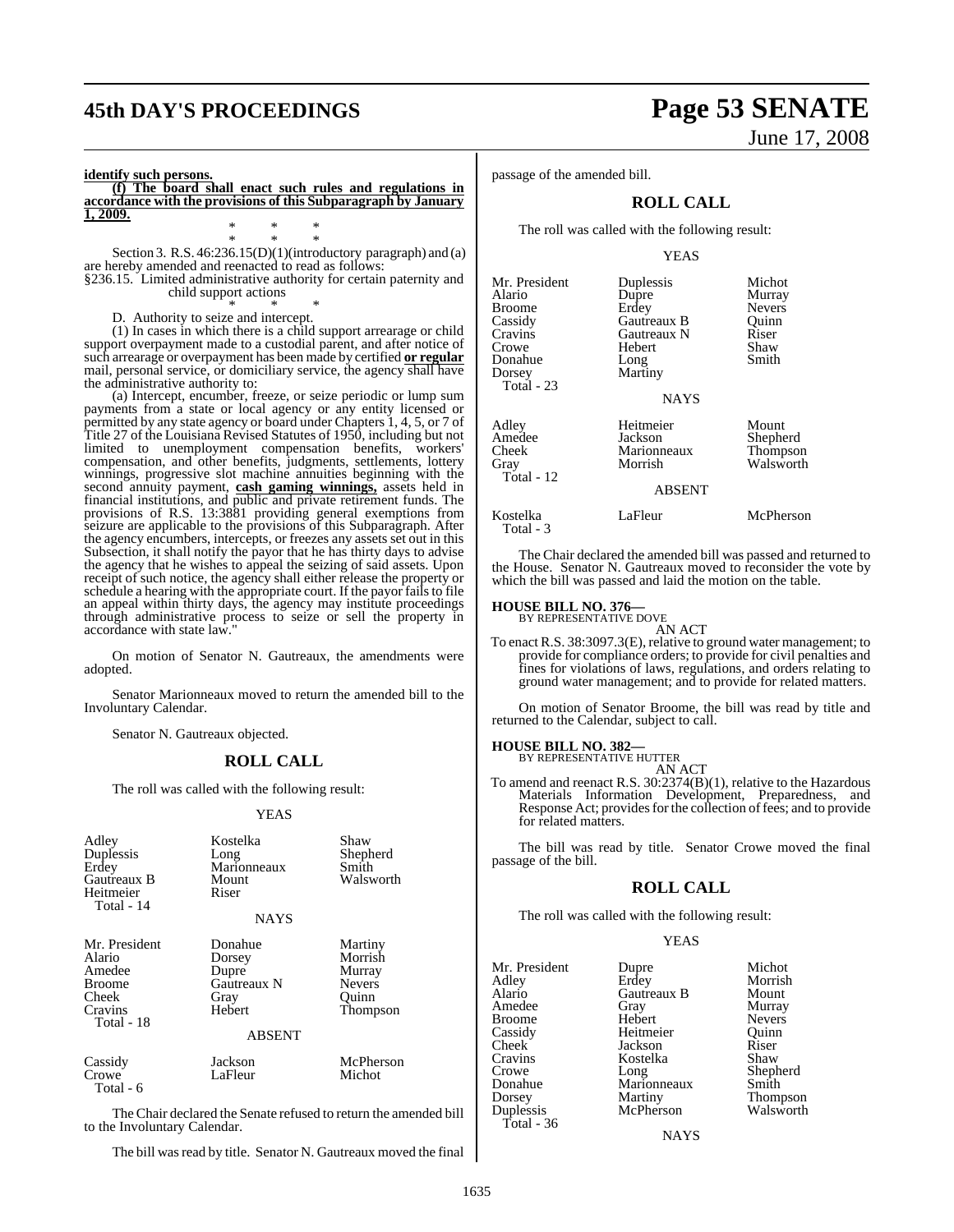**identify such persons.**

**(f) The board shall enact such rules and regulations in accordance with the provisions of this Subparagraph by January 1, 2009.**

\* \* \*

\* \* \*

Section 3. R.S. 46:236.15(D)(1)(introductory paragraph) and (a) are hereby amended and reenacted to read as follows:

§236.15. Limited administrative authority for certain paternity and child support actions

\* \* \*

D. Authority to seize and intercept.

(1) In cases in which there is a child support arrearage or child support overpayment made to a custodial parent, and after notice of such arrearage or overpayment has been made by certified **or regular** mail, personal service, or domiciliary service, the agency shall have the administrative authority to:

(a) Intercept, encumber, freeze, or seize periodic or lump sum payments from a state or local agency or any entity licensed or permitted by any state agency or board under Chapters 1, 4, 5, or 7 of Title 27 of the Louisiana Revised Statutes of 1950, including but not limited to unemployment compensation benefits, workers' compensation, and other benefits, judgments, settlements, lottery winnings, progressive slot machine annuities beginning with the second annuity payment, **cash gaming winnings,** assets held in financial institutions, and public and private retirement funds. The provisions of R.S. 13:3881 providing general exemptions from seizure are applicable to the provisions of this Subparagraph. After the agency encumbers, intercepts, or freezes any assets set out in this Subsection, it shall notify the payor that he has thirty days to advise the agency that he wishes to appeal the seizing of said assets. Upon receipt of such notice, the agency shall either release the property or schedule a hearing with the appropriate court. If the payor fails to file an appeal within thirty days, the agency may institute proceedings through administrative process to seize or sell the property in accordance with state law."

On motion of Senator N. Gautreaux, the amendments were adopted.

Senator Marionneaux moved to return the amended bill to the Involuntary Calendar.

Senator N. Gautreaux objected.

## ROLL CALL

The roll was called with the following result:

YEAS

| | | |
|---|---|---|
| Adley | Kostelka | Shaw |
| Duplessis | Long | Shepherd |
| Erdey | Marionneaux | Smith |
| Gautreaux B | Mount | Walsworth |
| Heitmeier | Riser | |
| Total - 14 | | |

NAYS

| | | |
|---|---|---|
| Mr. President | Donahue | Martiny |
| Alario | Dorsey | Morrish |
| Amedee | Dupre | Murray |
| Broome | Gautreaux N | Nevers |
| Cheek | Gray | Quinn |
| Cravins | Hebert | Thompson |
| Total - 18 | | |

ABSENT

| | | |
|---|---|---|
| Cassidy | Jackson | McPherson |
| Crowe | LaFleur | Michot |
| Total - 6 | | |

The Chair declared the Senate refused to return the amended bill to the Involuntary Calendar.

The bill was read by title. Senator N. Gautreaux moved the final passage of the amended bill.

## ROLL CALL

The roll was called with the following result:

YEAS

| | | |
|---|---|---|
| Mr. President | Duplessis | Michot |
| Alario | Dupre | Murray |
| Broome | Erdey | Nevers |
| Cassidy | Gautreaux B | Quinn |
| Cravins | Gautreaux N | Riser |
| Crowe | Hebert | Shaw |
| Donahue | Long | Smith |
| Dorsey | Martiny | |
| Total - 23 | | |

NAYS

| | | |
|---|---|---|
| Adley | Heitmeier | Mount |
| Amedee | Jackson | Shepherd |
| Cheek | Marionneaux | Thompson |
| Gray | Morrish | Walsworth |
| Total - 12 | | |

ABSENT

| | | |
|---|---|---|
| Kostelka | LaFleur | McPherson |
| Total - 3 | | |

The Chair declared the amended bill was passed and returned to the House. Senator N. Gautreaux moved to reconsider the vote by which the bill was passed and laid the motion on the table.

### HOUSE BILL NO. 376—

BY REPRESENTATIVE DOVE

AN ACT

To enact R.S. 38:3097.3(E), relative to ground water management; to provide for compliance orders; to provide for civil penalties and fines for violations of laws, regulations, and orders relating to ground water management; and to provide for related matters.

On motion of Senator Broome, the bill was read by title and returned to the Calendar, subject to call.

### HOUSE BILL NO. 382—

BY REPRESENTATIVE HUTTER

AN ACT

To amend and reenact R.S. 30:2374(B)(1), relative to the Hazardous Materials Information Development, Preparedness, and Response Act; provides for the collection of fees; and to provide for related matters.

The bill was read by title. Senator Crowe moved the final passage of the bill.

## ROLL CALL

The roll was called with the following result:

YEAS

| | | |
|---|---|---|
| Mr. President | Dupre | Michot |
| Adley | Erdey | Morrish |
| Alario | Gautreaux B | Mount |
| Amedee | Gray | Murray |
| Broome | Hebert | Nevers |
| Cassidy | Heitmeier | Quinn |
| Cheek | Jackson | Riser |
| Cravins | Kostelka | Shaw |
| Crowe | Long | Shepherd |
| Donahue | Marionneaux | Smith |
| Dorsey | Martiny | Thompson |
| Duplessis | McPherson | Walsworth |
| Total - 36 | | |

NAYS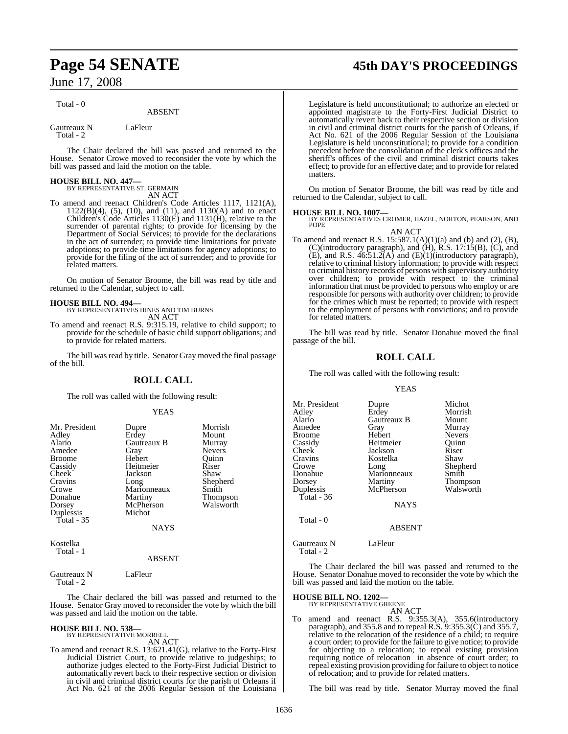Total - 0

ABSENT

| | |
|---|---|
| Gautreaux N | LaFleur |
| Total - 2 | |

The Chair declared the bill was passed and returned to the House. Senator Crowe moved to reconsider the vote by which the bill was passed and laid the motion on the table.

**HOUSE BILL NO. 447—**
BY REPRESENTATIVE ST. GERMAIN
AN ACT

To amend and reenact Children's Code Articles 1117, 1121(A), 1122(B)(4), (5), (10), and (11), and 1130(A) and to enact Children's Code Articles 1130(E) and 1131(H), relative to the surrender of parental rights; to provide for licensing by the Department of Social Services; to provide for the declarations in the act of surrender; to provide time limitations for private adoptions; to provide time limitations for agency adoptions; to provide for the filing of the act of surrender; and to provide for related matters.

On motion of Senator Broome, the bill was read by title and returned to the Calendar, subject to call.

**HOUSE BILL NO. 494—**
BY REPRESENTATIVES HINES AND TIM BURNS
AN ACT

To amend and reenact R.S. 9:315.19, relative to child support; to provide for the schedule of basic child support obligations; and to provide for related matters.

The bill was read by title. Senator Gray moved the final passage of the bill.

## ROLL CALL

The roll was called with the following result:

YEAS

| | | |
|---|---|---|
| Mr. President | Dupre | Morrish |
| Adley | Erdey | Mount |
| Alario | Gautreaux B | Murray |
| Amedee | Gray | Nevers |
| Broome | Hebert | Quinn |
| Cassidy | Heitmeier | Riser |
| Cheek | Jackson | Shaw |
| Cravins | Long | Shepherd |
| Crowe | Marionneaux | Smith |
| Donahue | Martiny | Thompson |
| Dorsey | McPherson | Walsworth |
| Duplessis | Michot | |
| Total - 35 | | |

NAYS

Kostelka
Total - 1

ABSENT

| | |
|---|---|
| Gautreaux N | LaFleur |
| Total - 2 | |

The Chair declared the bill was passed and returned to the House. Senator Gray moved to reconsider the vote by which the bill was passed and laid the motion on the table.

**HOUSE BILL NO. 538—**
BY REPRESENTATIVE MORRELL
AN ACT

To amend and reenact R.S. 13:621.41(G), relative to the Forty-First Judicial District Court, to provide relative to judgeships; to authorize judges elected to the Forty-First Judicial District to automatically revert back to their respective section or division in civil and criminal district courts for the parish of Orleans if Act No. 621 of the 2006 Regular Session of the Louisiana Legislature is held unconstitutional; to authorize an elected or appointed magistrate to the Forty-First Judicial District to automatically revert back to their respective section or division in civil and criminal district courts for the parish of Orleans, if Act No. 621 of the 2006 Regular Session of the Louisiana Legislature is held unconstitutional; to provide for a condition precedent before the consolidation of the clerk's offices and the sheriff's offices of the civil and criminal district courts takes effect; to provide for an effective date; and to provide for related matters.

On motion of Senator Broome, the bill was read by title and returned to the Calendar, subject to call.

**HOUSE BILL NO. 1007—**
BY REPRESENTATIVES CROMER, HAZEL, NORTON, PEARSON, AND POPE
AN ACT

To amend and reenact R.S. 15:587.1(A)(1)(a) and (b) and (2), (B), (C)(introductory paragraph), and (H), R.S. 17:15(B), (C), and (E), and R.S. 46:51.2(A) and (E)(1)(introductory paragraph), relative to criminal history information; to provide with respect to criminal history records of persons with supervisory authority over children; to provide with respect to the criminal information that must be provided to persons who employ or are responsible for persons with authority over children; to provide for the crimes which must be reported; to provide with respect to the employment of persons with convictions; and to provide for related matters.

The bill was read by title. Senator Donahue moved the final passage of the bill.

## ROLL CALL

The roll was called with the following result:

YEAS

| | | |
|---|---|---|
| Mr. President | Dupre | Michot |
| Adley | Erdey | Morrish |
| Alario | Gautreaux B | Mount |
| Amedee | Gray | Murray |
| Broome | Hebert | Nevers |
| Cassidy | Heitmeier | Quinn |
| Cheek | Jackson | Riser |
| Cravins | Kostelka | Shaw |
| Crowe | Long | Shepherd |
| Donahue | Marionneaux | Smith |
| Dorsey | Martiny | Thompson |
| Duplessis | McPherson | Walsworth |
| Total - 36 | | |

NAYS

Total - 0

ABSENT

| | |
|---|---|
| Gautreaux N | LaFleur |
| Total - 2 | |

The Chair declared the bill was passed and returned to the House. Senator Donahue moved to reconsider the vote by which the bill was passed and laid the motion on the table.

**HOUSE BILL NO. 1202—**
BY REPRESENTATIVE GREENE
AN ACT

To amend and reenact R.S. 9:355.3(A), 355.6(introductory paragraph), and 355.8 and to repeal R.S. 9:355.3(C) and 355.7, relative to the relocation of the residence of a child; to require a court order; to provide for the failure to give notice; to provide for objecting to a relocation; to repeal existing provision requiring notice of relocation in absence of court order; to repeal existing provision providing for failure to object to notice of relocation; and to provide for related matters.

The bill was read by title. Senator Murray moved the final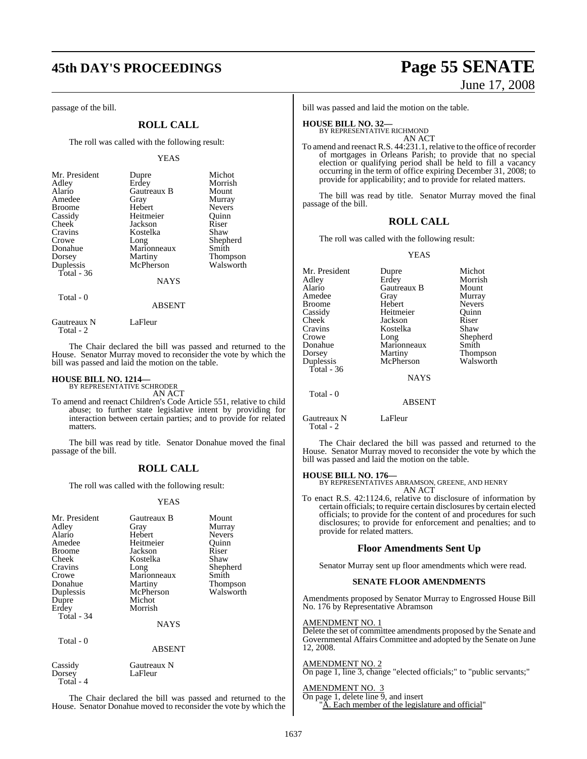passage of the bill.

## ROLL CALL

The roll was called with the following result:

YEAS

| | | |
|---|---|---|
| Mr. President | Dupre | Michot |
| Adley | Erdey | Morrish |
| Alario | Gautreaux B | Mount |
| Amedee | Gray | Murray |
| Broome | Hebert | Nevers |
| Cassidy | Heitmeier | Quinn |
| Cheek | Jackson | Riser |
| Cravins | Kostelka | Shaw |
| Crowe | Long | Shepherd |
| Donahue | Marionneaux | Smith |
| Dorsey | Martiny | Thompson |
| Duplessis | McPherson | Walsworth |
| Total - 36 | | |

NAYS

Total - 0

ABSENT

| | |
|---|---|
| Gautreaux N | LaFleur |
| Total - 2 | |

The Chair declared the bill was passed and returned to the House. Senator Murray moved to reconsider the vote by which the bill was passed and laid the motion on the table.

**HOUSE BILL NO. 1214—**
BY REPRESENTATIVE SCHRODER
AN ACT

To amend and reenact Children's Code Article 551, relative to child abuse; to further state legislative intent by providing for interaction between certain parties; and to provide for related matters.

The bill was read by title. Senator Donahue moved the final passage of the bill.

## ROLL CALL

The roll was called with the following result:

YEAS

| | | |
|---|---|---|
| Mr. President | Gautreaux B | Mount |
| Adley | Gray | Murray |
| Alario | Hebert | Nevers |
| Amedee | Heitmeier | Quinn |
| Broome | Jackson | Riser |
| Cheek | Kostelka | Shaw |
| Cravins | Long | Shepherd |
| Crowe | Marionneaux | Smith |
| Donahue | Martiny | Thompson |
| Duplessis | McPherson | Walsworth |
| Dupre | Michot | |
| Erdey | Morrish | |
| Total - 34 | | |

NAYS

Total - 0

ABSENT

| | |
|---|---|
| Cassidy | Gautreaux N |
| Dorsey | LaFleur |
| Total - 4 | |

The Chair declared the bill was passed and returned to the House. Senator Donahue moved to reconsider the vote by which the bill was passed and laid the motion on the table.

**HOUSE BILL NO. 32—**
BY REPRESENTATIVE RICHMOND
AN ACT

To amend and reenact R.S. 44:231.1, relative to the office of recorder of mortgages in Orleans Parish; to provide that no special election or qualifying period shall be held to fill a vacancy occurring in the term of office expiring December 31, 2008; to provide for applicability; and to provide for related matters.

The bill was read by title. Senator Murray moved the final passage of the bill.

## ROLL CALL

The roll was called with the following result:

YEAS

| | | |
|---|---|---|
| Mr. President | Dupre | Michot |
| Adley | Erdey | Morrish |
| Alario | Gautreaux B | Mount |
| Amedee | Gray | Murray |
| Broome | Hebert | Nevers |
| Cassidy | Heitmeier | Quinn |
| Cheek | Jackson | Riser |
| Cravins | Kostelka | Shaw |
| Crowe | Long | Shepherd |
| Donahue | Marionneaux | Smith |
| Dorsey | Martiny | Thompson |
| Duplessis | McPherson | Walsworth |
| Total - 36 | | |

NAYS

Total - 0

ABSENT

| | |
|---|---|
| Gautreaux N | LaFleur |
| Total - 2 | |

The Chair declared the bill was passed and returned to the House. Senator Murray moved to reconsider the vote by which the bill was passed and laid the motion on the table.

**HOUSE BILL NO. 176—**
BY REPRESENTATIVES ABRAMSON, GREENE, AND HENRY
AN ACT

To enact R.S. 42:1124.6, relative to disclosure of information by certain officials; to require certain disclosures by certain elected officials; to provide for the content of and procedures for such disclosures; to provide for enforcement and penalties; and to provide for related matters.

## Floor Amendments Sent Up

Senator Murray sent up floor amendments which were read.

### SENATE FLOOR AMENDMENTS

Amendments proposed by Senator Murray to Engrossed House Bill No. 176 by Representative Abramson

AMENDMENT NO. 1
Delete the set of committee amendments proposed by the Senate and Governmental Affairs Committee and adopted by the Senate on June 12, 2008.

AMENDMENT NO. 2
On page 1, line 3, change "elected officials;" to "public servants;"

AMENDMENT NO. 3
On page 1, delete line 9, and insert
"A. Each member of the legislature and official"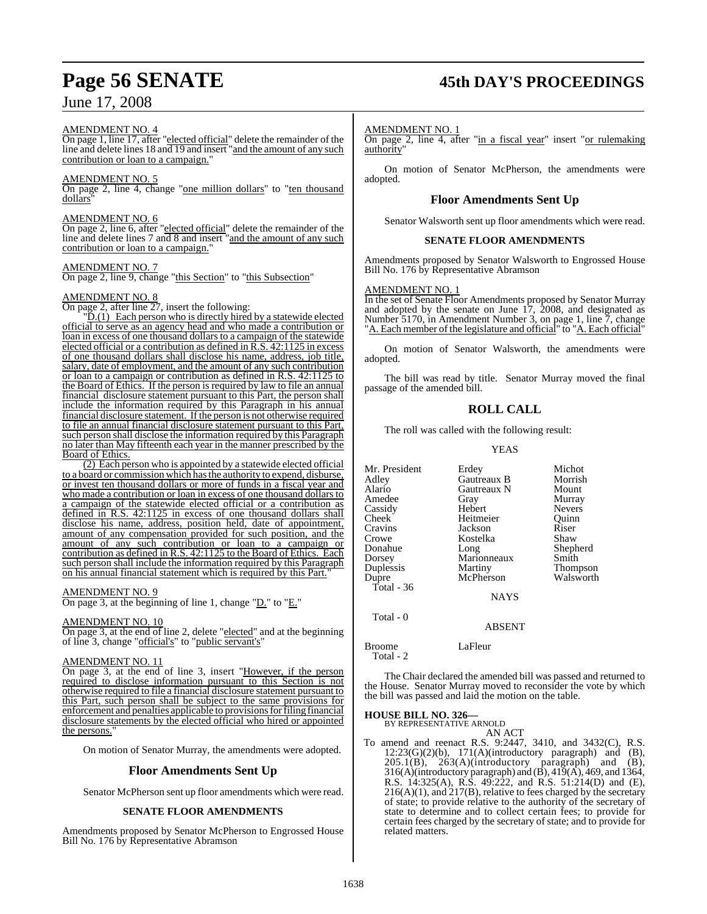AMENDMENT NO. 4

On page 1, line 17, after "elected official" delete the remainder of the line and delete lines 18 and 19 and insert "and the amount of any such contribution or loan to a campaign."

AMENDMENT NO. 5

On page 2, line 4, change "one million dollars" to "ten thousand dollars"

AMENDMENT NO. 6

On page 2, line 6, after "elected official" delete the remainder of the line and delete lines 7 and 8 and insert "and the amount of any such contribution or loan to a campaign."

AMENDMENT NO. 7

On page 2, line 9, change "this Section" to "this Subsection"

AMENDMENT NO. 8

On page 2, after line 27, insert the following:

"D.(1) Each person who is directly hired by a statewide elected official to serve as an agency head and who made a contribution or loan in excess of one thousand dollars to a campaign of the statewide elected official or a contribution as defined in R.S. 42:1125 in excess of one thousand dollars shall disclose his name, address, job title, salary, date of employment, and the amount of any such contribution or loan to a campaign or contribution as defined in R.S. 42:1125 to the Board of Ethics. If the person is required by law to file an annual financial disclosure statement pursuant to this Part, the person shall include the information required by this Paragraph in his annual financial disclosure statement. If the person is not otherwise required to file an annual financial disclosure statement pursuant to this Part, such person shall disclose the information required by this Paragraph no later than May fifteenth each year in the manner prescribed by the Board of Ethics.

(2) Each person who is appointed by a statewide elected official to a board or commission which has the authority to expend, disburse, or invest ten thousand dollars or more of funds in a fiscal year and who made a contribution or loan in excess of one thousand dollars to a campaign of the statewide elected official or a contribution as defined in R.S. 42:1125 in excess of one thousand dollars shall disclose his name, address, position held, date of appointment, amount of any compensation provided for such position, and the amount of any such contribution or loan to a campaign or contribution as defined in R.S. 42:1125 to the Board of Ethics. Each such person shall include the information required by this Paragraph on his annual financial statement which is required by this Part."

AMENDMENT NO. 9

On page 3, at the beginning of line 1, change "D." to "E."

AMENDMENT NO. 10

On page 3, at the end of line 2, delete "elected" and at the beginning of line 3, change "official's" to "public servant's"

AMENDMENT NO. 11

On page 3, at the end of line 3, insert "However, if the person required to disclose information pursuant to this Section is not otherwise required to file a financial disclosure statement pursuant to this Part, such person shall be subject to the same provisions for enforcement and penalties applicable to provisions for filing financial disclosure statements by the elected official who hired or appointed the persons."

On motion of Senator Murray, the amendments were adopted.

## Floor Amendments Sent Up

Senator McPherson sent up floor amendments which were read.

### SENATE FLOOR AMENDMENTS

Amendments proposed by Senator McPherson to Engrossed House Bill No. 176 by Representative Abramson

AMENDMENT NO. 1

On page 2, line 4, after "in a fiscal year" insert "or rulemaking authority"

On motion of Senator McPherson, the amendments were adopted.

## Floor Amendments Sent Up

Senator Walsworth sent up floor amendments which were read.

### SENATE FLOOR AMENDMENTS

Amendments proposed by Senator Walsworth to Engrossed House Bill No. 176 by Representative Abramson

AMENDMENT NO. 1

In the set of Senate Floor Amendments proposed by Senator Murray and adopted by the senate on June 17, 2008, and designated as Number 5170, in Amendment Number 3, on page 1, line 7, change "A. Each member of the legislature and official" to "A. Each official"

On motion of Senator Walsworth, the amendments were adopted.

The bill was read by title. Senator Murray moved the final passage of the amended bill.

## ROLL CALL

The roll was called with the following result:

YEAS

| | | |
|---|---|---|
| Mr. President | Erdey | Michot |
| Adley | Gautreaux B | Morrish |
| Alario | Gautreaux N | Mount |
| Amedee | Gray | Murray |
| Cassidy | Hebert | Nevers |
| Cheek | Heitmeier | Quinn |
| Cravins | Jackson | Riser |
| Crowe | Kostelka | Shaw |
| Donahue | Long | Shepherd |
| Dorsey | Marionneaux | Smith |
| Duplessis | Martiny | Thompson |
| Dupre | McPherson | Walsworth |

Total - 36

NAYS

Total - 0

ABSENT

| | |
|---|---|
| Broome | LaFleur |

Total - 2

The Chair declared the amended bill was passed and returned to the House. Senator Murray moved to reconsider the vote by which the bill was passed and laid the motion on the table.

**HOUSE BILL NO. 326—**
BY REPRESENTATIVE ARNOLD

AN ACT

To amend and reenact R.S. 9:2447, 3410, and 3432(C), R.S. 12:23(G)(2)(b), 171(A)(introductory paragraph) and (B), 205.1(B), 263(A)(introductory paragraph) and (B), 316(A)(introductory paragraph) and (B), 419(A), 469, and 1364, R.S. 14:325(A), R.S. 49:222, and R.S. 51:214(D) and (E), 216(A)(1), and 217(B), relative to fees charged by the secretary of state; to provide relative to the authority of the secretary of state to determine and to collect certain fees; to provide for certain fees charged by the secretary of state; and to provide for related matters.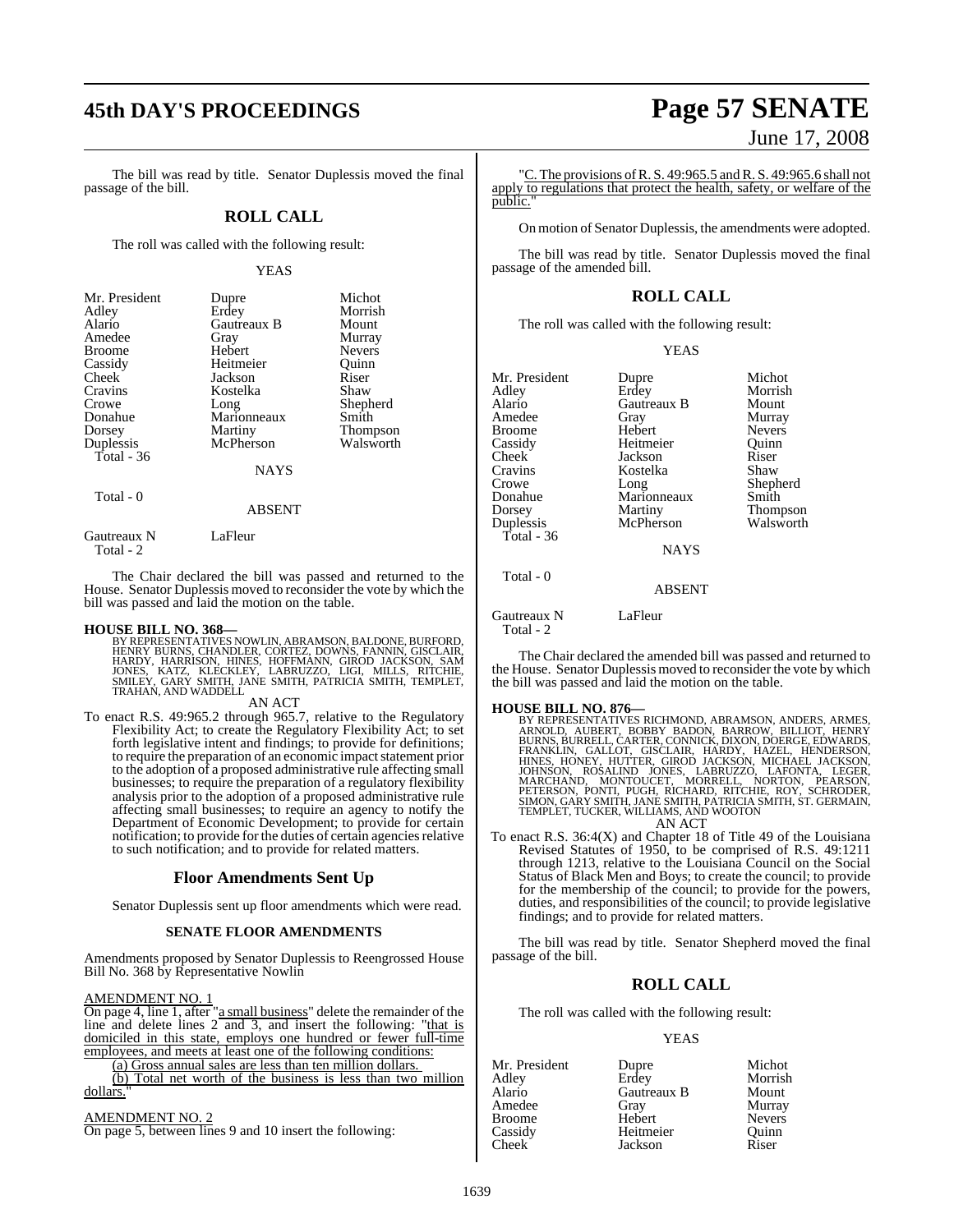The bill was read by title. Senator Duplessis moved the final passage of the bill.

## ROLL CALL

The roll was called with the following result:

YEAS

| | | |
|---|---|---|
| Mr. President | Dupre | Michot |
| Adley | Erdey | Morrish |
| Alario | Gautreaux B | Mount |
| Amedee | Gray | Murray |
| Broome | Hebert | Nevers |
| Cassidy | Heitmeier | Quinn |
| Cheek | Jackson | Riser |
| Cravins | Kostelka | Shaw |
| Crowe | Long | Shepherd |
| Donahue | Marionneaux | Smith |
| Dorsey | Martiny | Thompson |
| Duplessis | McPherson | Walsworth |
| Total - 36 | | |

NAYS

Total - 0

ABSENT

| | |
|---|---|
| Gautreaux N | LaFleur |
| Total - 2 | |

The Chair declared the bill was passed and returned to the House. Senator Duplessis moved to reconsider the vote by which the bill was passed and laid the motion on the table.

**HOUSE BILL NO. 368—**
BY REPRESENTATIVES NOWLIN, ABRAMSON, BALDONE, BURFORD, HENRY BURNS, CHANDLER, CORTEZ, DOWNS, FANNIN, GISCLAIR, HARDY, HARRISON, HINES, HOFFMANN, GIROD JACKSON, SAM JONES, KATZ, KLECKLEY, LABRUZZO, LIGI, MILLS, RITCHIE, SMILEY, GARY SMITH, JANE SMITH, PATRICIA SMITH, TEMPLET, TRAHAN, AND WADDELL

AN ACT

To enact R.S. 49:965.2 through 965.7, relative to the Regulatory Flexibility Act; to create the Regulatory Flexibility Act; to set forth legislative intent and findings; to provide for definitions; to require the preparation of an economic impact statement prior to the adoption of a proposed administrative rule affecting small businesses; to require the preparation of a regulatory flexibility analysis prior to the adoption of a proposed administrative rule affecting small businesses; to require an agency to notify the Department of Economic Development; to provide for certain notification; to provide for the duties of certain agencies relative to such notification; and to provide for related matters.

## Floor Amendments Sent Up

Senator Duplessis sent up floor amendments which were read.

### SENATE FLOOR AMENDMENTS

Amendments proposed by Senator Duplessis to Reengrossed House Bill No. 368 by Representative Nowlin

AMENDMENT NO. 1
On page 4, line 1, after "a small business" delete the remainder of the line and delete lines 2 and 3, and insert the following: "that is domiciled in this state, employs one hundred or fewer full-time employees, and meets at least one of the following conditions:

(a) Gross annual sales are less than ten million dollars.

(b) Total net worth of the business is less than two million dollars."

AMENDMENT NO. 2
On page 5, between lines 9 and 10 insert the following:

"C. The provisions of R. S. 49:965.5 and R. S. 49:965.6 shall not apply to regulations that protect the health, safety, or welfare of the public."

On motion of Senator Duplessis, the amendments were adopted.

The bill was read by title. Senator Duplessis moved the final passage of the amended bill.

## ROLL CALL

The roll was called with the following result:

YEAS

| | | |
|---|---|---|
| Mr. President | Dupre | Michot |
| Adley | Erdey | Morrish |
| Alario | Gautreaux B | Mount |
| Amedee | Gray | Murray |
| Broome | Hebert | Nevers |
| Cassidy | Heitmeier | Quinn |
| Cheek | Jackson | Riser |
| Cravins | Kostelka | Shaw |
| Crowe | Long | Shepherd |
| Donahue | Marionneaux | Smith |
| Dorsey | Martiny | Thompson |
| Duplessis | McPherson | Walsworth |
| Total - 36 | | |

NAYS

Total - 0

ABSENT

| | |
|---|---|
| Gautreaux N | LaFleur |
| Total - 2 | |

The Chair declared the amended bill was passed and returned to the House. Senator Duplessis moved to reconsider the vote by which the bill was passed and laid the motion on the table.

**HOUSE BILL NO. 876—**
BY REPRESENTATIVES RICHMOND, ABRAMSON, ANDERS, ARMES, ARNOLD, AUBERT, BOBBY BADON, BARROW, BILLIOT, HENRY BURNS, BURRELL, CARTER, CONNICK, DIXON, DOERGE, EDWARDS, FRANKLIN, GALLOT, GISCLAIR, HARDY, HAZEL, HENDERSON, HINES, HONEY, HUTTER, GIROD JACKSON, MICHAEL JACKSON, JOHNSON, ROSALIND JONES, LABRUZZO, LAFONTA, LEGER, MARCHAND, MONTOUCET, MORRELL, NORTON, PEARSON, PETERSON, PONTI, PUGH, RICHARD, RITCHIE, ROY, SCHRODER, SIMON, GARY SMITH, JANE SMITH, PATRICIA SMITH, ST. GERMAIN, TEMPLET, TUCKER, WILLIAMS, AND WOOTON

AN ACT

To enact R.S. 36:4(X) and Chapter 18 of Title 49 of the Louisiana Revised Statutes of 1950, to be comprised of R.S. 49:1211 through 1213, relative to the Louisiana Council on the Social Status of Black Men and Boys; to create the council; to provide for the membership of the council; to provide for the powers, duties, and responsibilities of the council; to provide legislative findings; and to provide for related matters.

The bill was read by title. Senator Shepherd moved the final passage of the bill.

## ROLL CALL

The roll was called with the following result:

YEAS

| | | |
|---|---|---|
| Mr. President | Dupre | Michot |
| Adley | Erdey | Morrish |
| Alario | Gautreaux B | Mount |
| Amedee | Gray | Murray |
| Broome | Hebert | Nevers |
| Cassidy | Heitmeier | Quinn |
| Cheek | Jackson | Riser |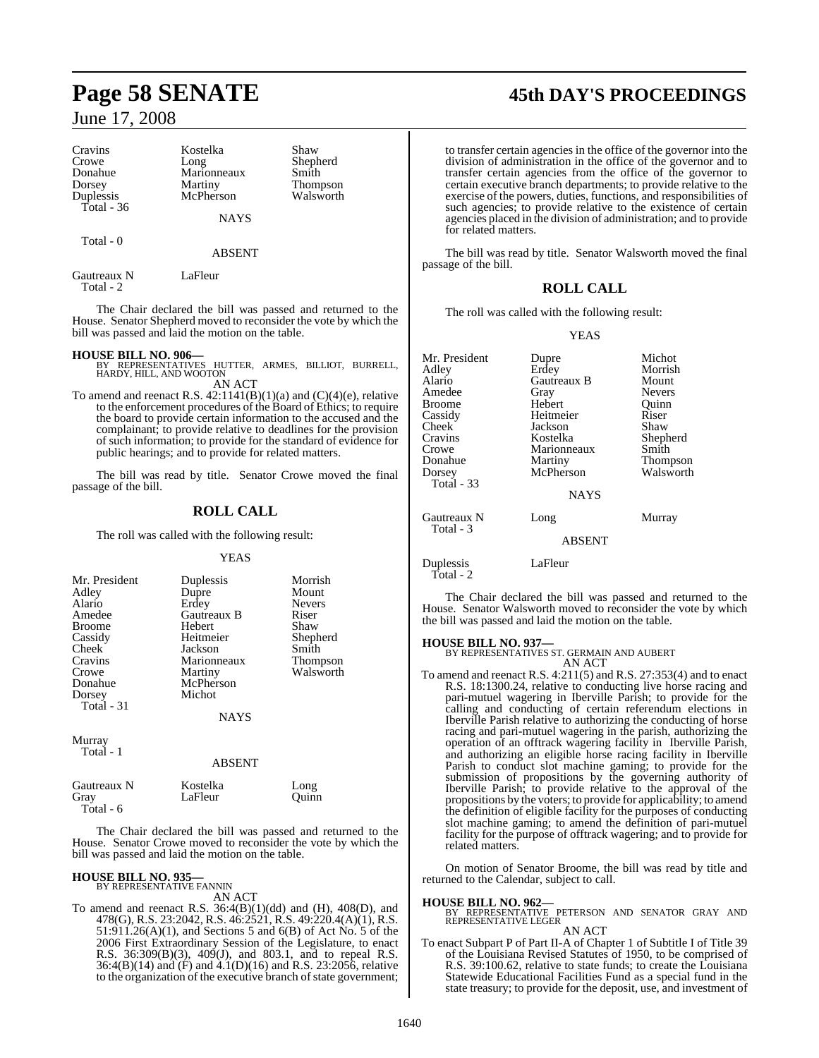| | | |
|---|---|---|
| Cravins | Kostelka | Shaw |
| Crowe | Long | Shepherd |
| Donahue | Marionneaux | Smith |
| Dorsey | Martiny | Thompson |
| Duplessis | McPherson | Walsworth |
| Total - 36 | | |

NAYS

Total - 0

ABSENT

| | |
|---|---|
| Gautreaux N | LaFleur |
| Total - 2 | |

The Chair declared the bill was passed and returned to the House. Senator Shepherd moved to reconsider the vote by which the bill was passed and laid the motion on the table.

**HOUSE BILL NO. 906—**
BY REPRESENTATIVES HUTTER, ARMES, BILLIOT, BURRELL, HARDY, HILL, AND WOOTON

AN ACT

To amend and reenact R.S. 42:1141(B)(1)(a) and (C)(4)(e), relative to the enforcement procedures of the Board of Ethics; to require the board to provide certain information to the accused and the complainant; to provide relative to deadlines for the provision of such information; to provide for the standard of evidence for public hearings; and to provide for related matters.

The bill was read by title. Senator Crowe moved the final passage of the bill.

## ROLL CALL

The roll was called with the following result:

YEAS

| | | |
|---|---|---|
| Mr. President | Duplessis | Morrish |
| Adley | Dupre | Mount |
| Alario | Erdey | Nevers |
| Amedee | Gautreaux B | Riser |
| Broome | Hebert | Shaw |
| Cassidy | Heitmeier | Shepherd |
| Cheek | Jackson | Smith |
| Cravins | Marionneaux | Thompson |
| Crowe | Martiny | Walsworth |
| Donahue | McPherson | |
| Dorsey | Michot | |
| Total - 31 | | |

NAYS

Murray
Total - 1

ABSENT

| | | |
|---|---|---|
| Gautreaux N | Kostelka | Long |
| Gray | LaFleur | Quinn |
| Total - 6 | | |

The Chair declared the bill was passed and returned to the House. Senator Crowe moved to reconsider the vote by which the bill was passed and laid the motion on the table.

**HOUSE BILL NO. 935—**
BY REPRESENTATIVE FANNIN

AN ACT

To amend and reenact R.S. 36:4(B)(1)(dd) and (H), 408(D), and 478(G), R.S. 23:2042, R.S. 46:2521, R.S. 49:220.4(A)(1), R.S. 51:911.26(A)(1), and Sections 5 and 6(B) of Act No. 5 of the 2006 First Extraordinary Session of the Legislature, to enact R.S. 36:309(B)(3), 409(J), and 803.1, and to repeal R.S. 36:4(B)(14) and (F) and 4.1(D)(16) and R.S. 23:2056, relative to the organization of the executive branch of state government; to transfer certain agencies in the office of the governor into the division of administration in the office of the governor and to transfer certain agencies from the office of the governor to certain executive branch departments; to provide relative to the exercise of the powers, duties, functions, and responsibilities of such agencies; to provide relative to the existence of certain agencies placed in the division of administration; and to provide for related matters.

The bill was read by title. Senator Walsworth moved the final passage of the bill.

## ROLL CALL

The roll was called with the following result:

YEAS

| | | |
|---|---|---|
| Mr. President | Dupre | Michot |
| Adley | Erdey | Morrish |
| Alario | Gautreaux B | Mount |
| Amedee | Gray | Nevers |
| Broome | Hebert | Quinn |
| Cassidy | Heitmeier | Riser |
| Cheek | Jackson | Shaw |
| Cravins | Kostelka | Shepherd |
| Crowe | Marionneaux | Smith |
| Donahue | Martiny | Thompson |
| Dorsey | McPherson | Walsworth |
| Total - 33 | | |

NAYS

| | | |
|---|---|---|
| Gautreaux N | Long | Murray |
| Total - 3 | | |

ABSENT

| | |
|---|---|
| Duplessis | LaFleur |
| Total - 2 | |

The Chair declared the bill was passed and returned to the House. Senator Walsworth moved to reconsider the vote by which the bill was passed and laid the motion on the table.

**HOUSE BILL NO. 937—**
BY REPRESENTATIVES ST. GERMAIN AND AUBERT

AN ACT

To amend and reenact R.S. 4:211(5) and R.S. 27:353(4) and to enact R.S. 18:1300.24, relative to conducting live horse racing and pari-mutuel wagering in Iberville Parish; to provide for the calling and conducting of certain referendum elections in Iberville Parish relative to authorizing the conducting of horse racing and pari-mutuel wagering in the parish, authorizing the operation of an offtrack wagering facility in Iberville Parish, and authorizing an eligible horse racing facility in Iberville Parish to conduct slot machine gaming; to provide for the submission of propositions by the governing authority of Iberville Parish; to provide relative to the approval of the propositions by the voters; to provide for applicability; to amend the definition of eligible facility for the purposes of conducting slot machine gaming; to amend the definition of pari-mutuel facility for the purpose of offtrack wagering; and to provide for related matters.

On motion of Senator Broome, the bill was read by title and returned to the Calendar, subject to call.

**HOUSE BILL NO. 962—**
BY REPRESENTATIVE PETERSON AND SENATOR GRAY AND REPRESENTATIVE LEGER

AN ACT

To enact Subpart P of Part II-A of Chapter 1 of Subtitle I of Title 39 of the Louisiana Revised Statutes of 1950, to be comprised of R.S. 39:100.62, relative to state funds; to create the Louisiana Statewide Educational Facilities Fund as a special fund in the state treasury; to provide for the deposit, use, and investment of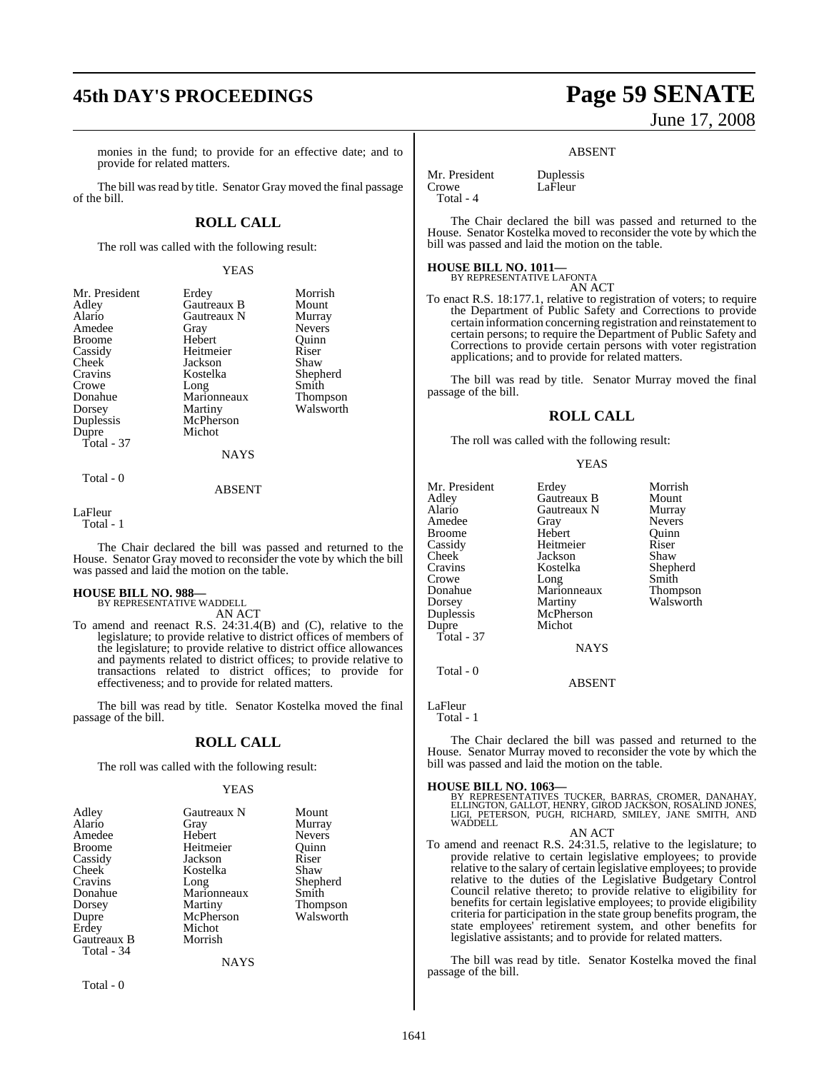monies in the fund; to provide for an effective date; and to provide for related matters.

The bill was read by title. Senator Gray moved the final passage of the bill.

## ROLL CALL

The roll was called with the following result:

YEAS

| | | |
|---|---|---|
| Mr. President | Erdey | Morrish |
| Adley | Gautreaux B | Mount |
| Alario | Gautreaux N | Murray |
| Amedee | Gray | Nevers |
| Broome | Hebert | Quinn |
| Cassidy | Heitmeier | Riser |
| Cheek | Jackson | Shaw |
| Cravins | Kostelka | Shepherd |
| Crowe | Long | Smith |
| Donahue | Marionneaux | Thompson |
| Dorsey | Martiny | Walsworth |
| Duplessis | McPherson | |
| Dupre | Michot | |

Total - 37

NAYS

Total - 0

ABSENT

LaFleur

Total - 1

The Chair declared the bill was passed and returned to the House. Senator Gray moved to reconsider the vote by which the bill was passed and laid the motion on the table.

**HOUSE BILL NO. 988—**
BY REPRESENTATIVE WADDELL

AN ACT

To amend and reenact R.S. 24:31.4(B) and (C), relative to the legislature; to provide relative to district offices of members of the legislature; to provide relative to district office allowances and payments related to district offices; to provide relative to transactions related to district offices; to provide for effectiveness; and to provide for related matters.

The bill was read by title. Senator Kostelka moved the final passage of the bill.

## ROLL CALL

The roll was called with the following result:

YEAS

| | | |
|---|---|---|
| Adley | Gautreaux N | Mount |
| Alario | Gray | Murray |
| Amedee | Hebert | Nevers |
| Broome | Heitmeier | Quinn |
| Cassidy | Jackson | Riser |
| Cheek | Kostelka | Shaw |
| Cravins | Long | Shepherd |
| Donahue | Marionneaux | Smith |
| Dorsey | Martiny | Thompson |
| Dupre | McPherson | Walsworth |
| Erdey | Michot | |
| Gautreaux B | Morrish | |

Total - 34

NAYS

Total - 0

ABSENT

| | |
|---|---|
| Mr. President | Duplessis |
| Crowe | LaFleur |

Total - 4

The Chair declared the bill was passed and returned to the House. Senator Kostelka moved to reconsider the vote by which the bill was passed and laid the motion on the table.

**HOUSE BILL NO. 1011—**
BY REPRESENTATIVE LAFONTA

AN ACT

To enact R.S. 18:177.1, relative to registration of voters; to require the Department of Public Safety and Corrections to provide certain information concerning registration and reinstatement to certain persons; to require the Department of Public Safety and Corrections to provide certain persons with voter registration applications; and to provide for related matters.

The bill was read by title. Senator Murray moved the final passage of the bill.

## ROLL CALL

The roll was called with the following result:

YEAS

| | | |
|---|---|---|
| Mr. President | Erdey | Morrish |
| Adley | Gautreaux B | Mount |
| Alario | Gautreaux N | Murray |
| Amedee | Gray | Nevers |
| Broome | Hebert | Quinn |
| Cassidy | Heitmeier | Riser |
| Cheek | Jackson | Shaw |
| Cravins | Kostelka | Shepherd |
| Crowe | Long | Smith |
| Donahue | Marionneaux | Thompson |
| Dorsey | Martiny | Walsworth |
| Duplessis | McPherson | |
| Dupre | Michot | |

Total - 37

NAYS

Total - 0

ABSENT

LaFleur

Total - 1

The Chair declared the bill was passed and returned to the House. Senator Murray moved to reconsider the vote by which the bill was passed and laid the motion on the table.

**HOUSE BILL NO. 1063—**
BY REPRESENTATIVES TUCKER, BARRAS, CROMER, DANAHAY, ELLINGTON, GALLOT, HENRY, GIROD JACKSON, ROSALIND JONES, LIGI, PETERSON, PUGH, RICHARD, SMILEY, JANE SMITH, AND WADDELL

AN ACT

To amend and reenact R.S. 24:31.5, relative to the legislature; to provide relative to certain legislative employees; to provide relative to the salary of certain legislative employees; to provide relative to the duties of the Legislative Budgetary Control Council relative thereto; to provide relative to eligibility for benefits for certain legislative employees; to provide eligibility criteria for participation in the state group benefits program, the state employees' retirement system, and other benefits for legislative assistants; and to provide for related matters.

The bill was read by title. Senator Kostelka moved the final passage of the bill.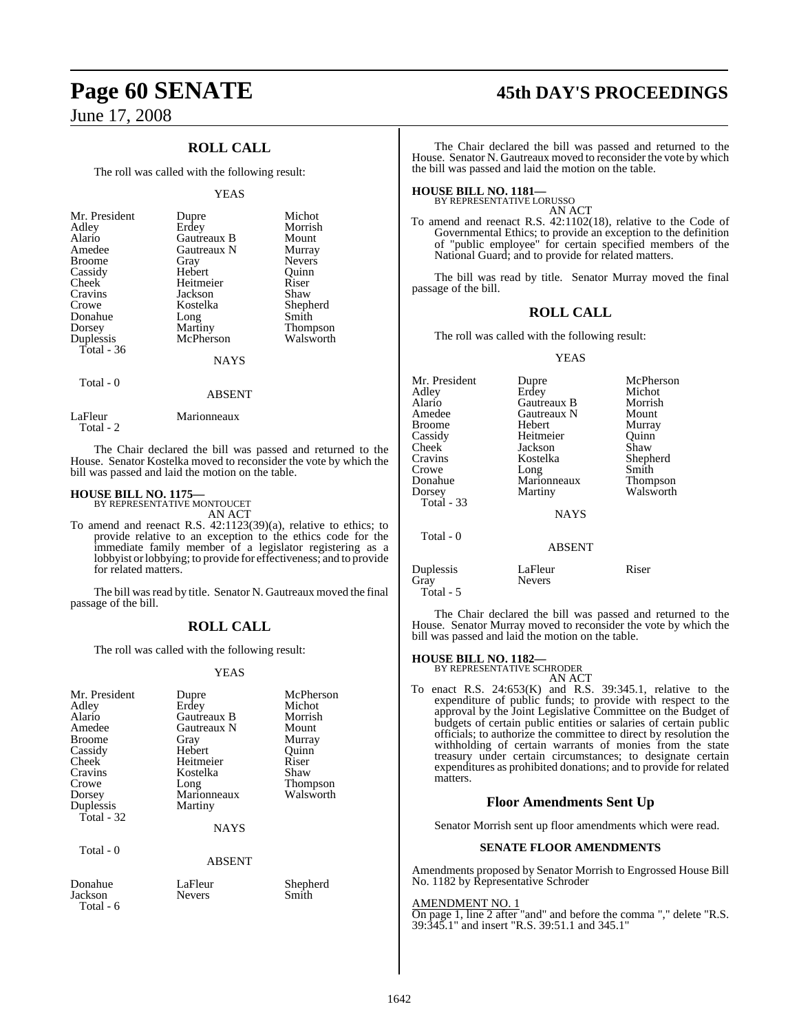## ROLL CALL

The roll was called with the following result:

YEAS

| | | |
|---|---|---|
| Mr. President | Dupre | Michot |
| Adley | Erdey | Morrish |
| Alario | Gautreaux B | Mount |
| Amedee | Gautreaux N | Murray |
| Broome | Gray | Nevers |
| Cassidy | Hebert | Quinn |
| Cheek | Heitmeier | Riser |
| Cravins | Jackson | Shaw |
| Crowe | Kostelka | Shepherd |
| Donahue | Long | Smith |
| Dorsey | Martiny | Thompson |
| Duplessis | McPherson | Walsworth |
| Total - 36 | | |

NAYS

Total - 0

ABSENT

| | |
|---|---|
| LaFleur | Marionneaux |
| Total - 2 | |

The Chair declared the bill was passed and returned to the House. Senator Kostelka moved to reconsider the vote by which the bill was passed and laid the motion on the table.

**HOUSE BILL NO. 1175—**
BY REPRESENTATIVE MONTOUCET
AN ACT

To amend and reenact R.S. 42:1123(39)(a), relative to ethics; to provide relative to an exception to the ethics code for the immediate family member of a legislator registering as a lobbyist or lobbying; to provide for effectiveness; and to provide for related matters.

The bill was read by title. Senator N. Gautreaux moved the final passage of the bill.

## ROLL CALL

The roll was called with the following result:

YEAS

| | | |
|---|---|---|
| Mr. President | Dupre | McPherson |
| Adley | Erdey | Michot |
| Alario | Gautreaux B | Morrish |
| Amedee | Gautreaux N | Mount |
| Broome | Gray | Murray |
| Cassidy | Hebert | Quinn |
| Cheek | Heitmeier | Riser |
| Cravins | Kostelka | Shaw |
| Crowe | Long | Thompson |
| Dorsey | Marionneaux | Walsworth |
| Duplessis | Martiny | |
| Total - 32 | | |

NAYS

Total - 0

ABSENT

| | | |
|---|---|---|
| Donahue | LaFleur | Shepherd |
| Jackson | Nevers | Smith |
| Total - 6 | | |

The Chair declared the bill was passed and returned to the House. Senator N. Gautreaux moved to reconsider the vote by which the bill was passed and laid the motion on the table.

**HOUSE BILL NO. 1181—**
BY REPRESENTATIVE LORUSSO
AN ACT

To amend and reenact R.S. 42:1102(18), relative to the Code of Governmental Ethics; to provide an exception to the definition of "public employee" for certain specified members of the National Guard; and to provide for related matters.

The bill was read by title. Senator Murray moved the final passage of the bill.

## ROLL CALL

The roll was called with the following result:

YEAS

| | | |
|---|---|---|
| Mr. President | Dupre | McPherson |
| Adley | Erdey | Michot |
| Alario | Gautreaux B | Morrish |
| Amedee | Gautreaux N | Mount |
| Broome | Hebert | Murray |
| Cassidy | Heitmeier | Quinn |
| Cheek | Jackson | Shaw |
| Cravins | Kostelka | Shepherd |
| Crowe | Long | Smith |
| Donahue | Marionneaux | Thompson |
| Dorsey | Martiny | Walsworth |
| Total - 33 | | |

NAYS

Total - 0

ABSENT

| | | |
|---|---|---|
| Duplessis | LaFleur | Riser |
| Gray | Nevers | |
| Total - 5 | | |

The Chair declared the bill was passed and returned to the House. Senator Murray moved to reconsider the vote by which the bill was passed and laid the motion on the table.

**HOUSE BILL NO. 1182—**
BY REPRESENTATIVE SCHRODER
AN ACT

To enact R.S. 24:653(K) and R.S. 39:345.1, relative to the expenditure of public funds; to provide with respect to the approval by the Joint Legislative Committee on the Budget of budgets of certain public entities or salaries of certain public officials; to authorize the committee to direct by resolution the withholding of certain warrants of monies from the state treasury under certain circumstances; to designate certain expenditures as prohibited donations; and to provide for related matters.

### Floor Amendments Sent Up

Senator Morrish sent up floor amendments which were read.

#### SENATE FLOOR AMENDMENTS

Amendments proposed by Senator Morrish to Engrossed House Bill No. 1182 by Representative Schroder

AMENDMENT NO. 1

On page 1, line 2 after "and" and before the comma "," delete "R.S. 39:345.1" and insert "R.S. 39:51.1 and 345.1"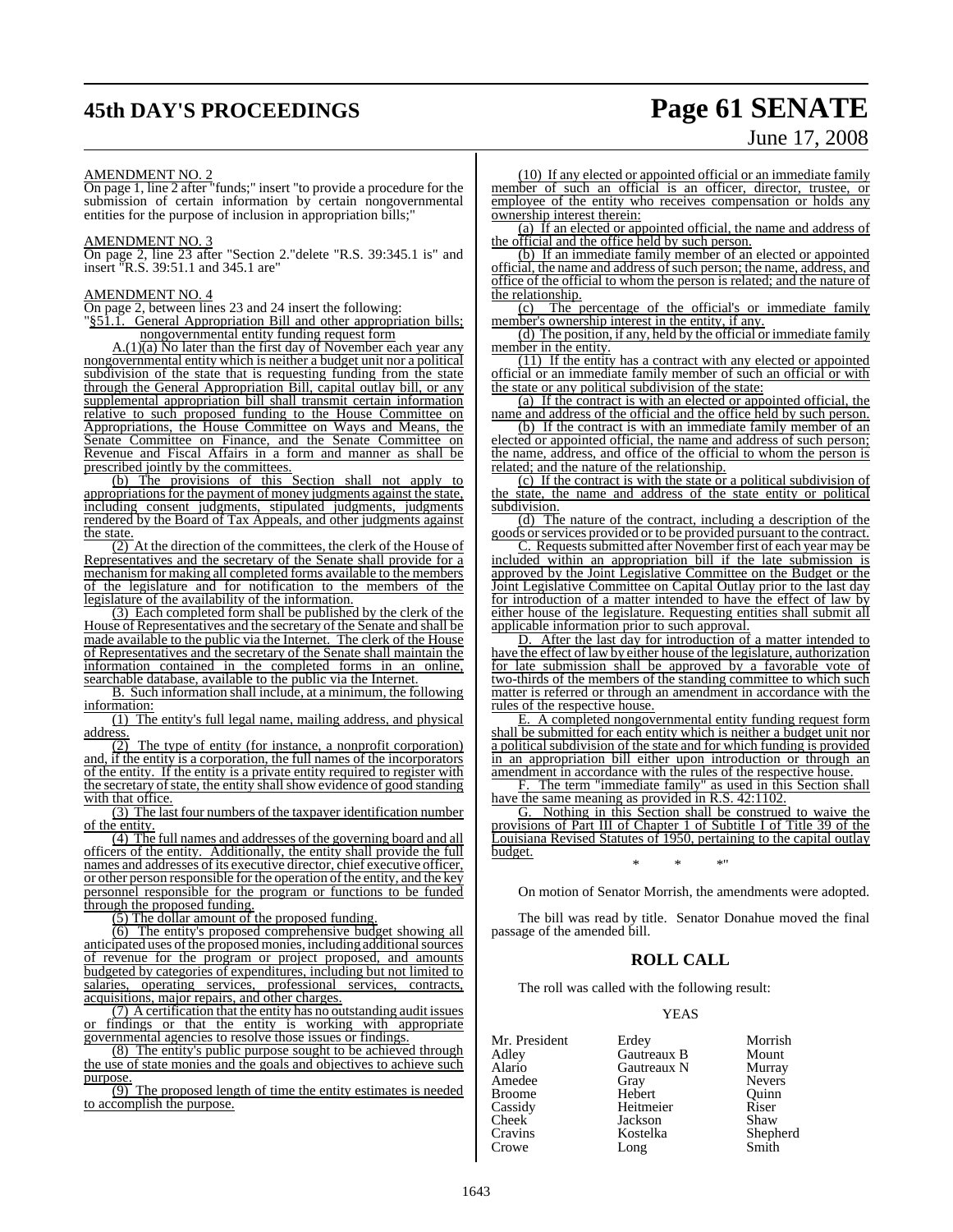AMENDMENT NO. 2

On page 1, line 2 after "funds;" insert "to provide a procedure for the submission of certain information by certain nongovernmental entities for the purpose of inclusion in appropriation bills;"

AMENDMENT NO. 3

On page 2, line 23 after "Section 2."delete "R.S. 39:345.1 is" and insert "R.S. 39:51.1 and 345.1 are"

AMENDMENT NO. 4

On page 2, between lines 23 and 24 insert the following:

"§51.1. General Appropriation Bill and other appropriation bills; nongovernmental entity funding request form

A.(1)(a) No later than the first day of November each year any nongovernmental entity which is neither a budget unit nor a political subdivision of the state that is requesting funding from the state through the General Appropriation Bill, capital outlay bill, or any supplemental appropriation bill shall transmit certain information relative to such proposed funding to the House Committee on Appropriations, the House Committee on Ways and Means, the Senate Committee on Finance, and the Senate Committee on Revenue and Fiscal Affairs in a form and manner as shall be prescribed jointly by the committees.

(b) The provisions of this Section shall not apply to appropriations for the payment of money judgments against the state, including consent judgments, stipulated judgments, judgments rendered by the Board of Tax Appeals, and other judgments against the state.

(2) At the direction of the committees, the clerk of the House of Representatives and the secretary of the Senate shall provide for a mechanism for making all completed forms available to the members of the legislature and for notification to the members of the legislature of the availability of the information.

(3) Each completed form shall be published by the clerk of the House of Representatives and the secretary of the Senate and shall be made available to the public via the Internet. The clerk of the House of Representatives and the secretary of the Senate shall maintain the information contained in the completed forms in an online, searchable database, available to the public via the Internet.

B. Such information shall include, at a minimum, the following information:

(1) The entity's full legal name, mailing address, and physical address.

(2) The type of entity (for instance, a nonprofit corporation) and, if the entity is a corporation, the full names of the incorporators of the entity. If the entity is a private entity required to register with the secretary of state, the entity shall show evidence of good standing with that office.

(3) The last four numbers of the taxpayer identification number of the entity.

(4) The full names and addresses of the governing board and all officers of the entity. Additionally, the entity shall provide the full names and addresses of its executive director, chief executive officer, or other person responsible for the operation of the entity, and the key personnel responsible for the program or functions to be funded through the proposed funding.

(5) The dollar amount of the proposed funding.

(6) The entity's proposed comprehensive budget showing all anticipated uses of the proposed monies, including additional sources of revenue for the program or project proposed, and amounts budgeted by categories of expenditures, including but not limited to salaries, operating services, professional services, contracts, acquisitions, major repairs, and other charges.

(7) A certification that the entity has no outstanding audit issues or findings or that the entity is working with appropriate governmental agencies to resolve those issues or findings.

(8) The entity's public purpose sought to be achieved through the use of state monies and the goals and objectives to achieve such purpose.

(9) The proposed length of time the entity estimates is needed to accomplish the purpose.

(10) If any elected or appointed official or an immediate family member of such an official is an officer, director, trustee, or employee of the entity who receives compensation or holds any ownership interest therein:

(a) If an elected or appointed official, the name and address of the official and the office held by such person.

(b) If an immediate family member of an elected or appointed official, the name and address of such person; the name, address, and office of the official to whom the person is related; and the nature of the relationship.

(c) The percentage of the official's or immediate family member's ownership interest in the entity, if any.

(d) The position, if any, held by the official or immediate family member in the entity.

(11) If the entity has a contract with any elected or appointed official or an immediate family member of such an official or with the state or any political subdivision of the state:

(a) If the contract is with an elected or appointed official, the name and address of the official and the office held by such person.

(b) If the contract is with an immediate family member of an elected or appointed official, the name and address of such person; the name, address, and office of the official to whom the person is related; and the nature of the relationship.

(c) If the contract is with the state or a political subdivision of the state, the name and address of the state entity or political subdivision.

(d) The nature of the contract, including a description of the goods or services provided or to be provided pursuant to the contract.

C. Requests submitted after November first of each year may be included within an appropriation bill if the late submission is approved by the Joint Legislative Committee on the Budget or the Joint Legislative Committee on Capital Outlay prior to the last day for introduction of a matter intended to have the effect of law by either house of the legislature. Requesting entities shall submit all applicable information prior to such approval.

D. After the last day for introduction of a matter intended to have the effect of law by either house of the legislature, authorization for late submission shall be approved by a favorable vote of two-thirds of the members of the standing committee to which such matter is referred or through an amendment in accordance with the rules of the respective house.

E. A completed nongovernmental entity funding request form shall be submitted for each entity which is neither a budget unit nor a political subdivision of the state and for which funding is provided in an appropriation bill either upon introduction or through an amendment in accordance with the rules of the respective house.

F. The term "immediate family" as used in this Section shall have the same meaning as provided in R.S. 42:1102.

G. Nothing in this Section shall be construed to waive the provisions of Part III of Chapter 1 of Subtitle I of Title 39 of the Louisiana Revised Statutes of 1950, pertaining to the capital outlay budget.

\* \* \*"

On motion of Senator Morrish, the amendments were adopted.

The bill was read by title. Senator Donahue moved the final passage of the amended bill.

## ROLL CALL

The roll was called with the following result:

YEAS

| | | |
|---|---|---|
| Mr. President | Erdey | Morrish |
| Adley | Gautreaux B | Mount |
| Alario | Gautreaux N | Murray |
| Amedee | Gray | Nevers |
| Broome | Hebert | Quinn |
| Cassidy | Heitmeier | Riser |
| Cheek | Jackson | Shaw |
| Cravins | Kostelka | Shepherd |
| Crowe | Long | Smith |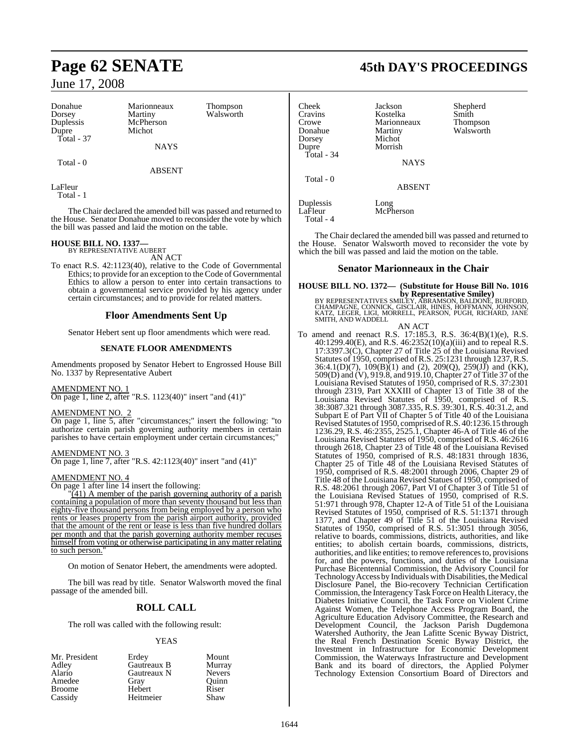| Donahue | Marionneaux | Thompson |
|---|---|---|
| Dorsey | Martiny | Walsworth |
| Duplessis | McPherson | |
| Dupre | Michot | |

Total - 37

NAYS

Total - 0

ABSENT

LaFleur

Total - 1

The Chair declared the amended bill was passed and returned to the House. Senator Donahue moved to reconsider the vote by which the bill was passed and laid the motion on the table.

**HOUSE BILL NO. 1337—**
BY REPRESENTATIVE AUBERT

AN ACT

To enact R.S. 42:1123(40), relative to the Code of Governmental Ethics; to provide for an exception to the Code of Governmental Ethics to allow a person to enter into certain transactions to obtain a governmental service provided by his agency under certain circumstances; and to provide for related matters.

## Floor Amendments Sent Up

Senator Hebert sent up floor amendments which were read.

### SENATE FLOOR AMENDMENTS

Amendments proposed by Senator Hebert to Engrossed House Bill No. 1337 by Representative Aubert

AMENDMENT NO. 1
On page 1, line 2, after "R.S. 1123(40)" insert "and (41)"

AMENDMENT NO. 2
On page 1, line 5, after "circumstances;" insert the following: "to authorize certain parish governing authority members in certain parishes to have certain employment under certain circumstances;"

AMENDMENT NO. 3
On page 1, line 7, after "R.S. 42:1123(40)" insert "and (41)"

AMENDMENT NO. 4
On page 1 after line 14 insert the following:

"(41) A member of the parish governing authority of a parish containing a population of more than seventy thousand but less than eighty-five thousand persons from being employed by a person who rents or leases property from the parish airport authority, provided that the amount of the rent or lease is less than five hundred dollars per month and that the parish governing authority member recuses himself from voting or otherwise participating in any matter relating to such person."

On motion of Senator Hebert, the amendments were adopted.

The bill was read by title. Senator Walsworth moved the final passage of the amended bill.

## ROLL CALL

The roll was called with the following result:

YEAS

| Mr. President | Erdey | Mount |
|---|---|---|
| Adley | Gautreaux B | Murray |
| Alario | Gautreaux N | Nevers |
| Amedee | Gray | Quinn |
| Broome | Hebert | Riser |
| Cassidy | Heitmeier | Shaw |
| Cheek | Jackson | Shepherd |
| Cravins | Kostelka | Smith |
| Crowe | Marionneaux | Thompson |
| Donahue | Martiny | Walsworth |
| Dorsey | Michot | |
| Dupre | Morrish | |

Total - 34

NAYS

Total - 0

ABSENT

| Duplessis | Long |
|---|---|
| LaFleur | McPherson |

Total - 4

The Chair declared the amended bill was passed and returned to the House. Senator Walsworth moved to reconsider the vote by which the bill was passed and laid the motion on the table.

## Senator Marionneaux in the Chair

**HOUSE BILL NO. 1372— (Substitute for House Bill No. 1016 by Representative Smiley)**
BY REPRESENTATIVES SMILEY, ABRAMSON, BALDONE, BURFORD, CHAMPAGNE, CONNICK, GISCLAIR, HINES, HOFFMANN, JOHNSON, KATZ, LEGER, LIGI, MORRELL, PEARSON, PUGH, RICHARD, JANE SMITH, AND WADDELL

AN ACT

To amend and reenact R.S. 17:185.3, R.S. 36:4(B)(1)(e), R.S. 40:1299.40(E), and R.S. 46:2352(10)(a)(iii) and to repeal R.S. 17:3397.3(C), Chapter 27 of Title 25 of the Louisiana Revised Statutes of 1950, comprised of R.S. 25:1231 through 1237, R.S. 36:4.1(D)(7), 109(B)(1) and (2), 209(Q), 259(JJ) and (KK), 509(D) and (V), 919.8, and 919.10, Chapter 27 of Title 37 of the Louisiana Revised Statutes of 1950, comprised of R.S. 37:2301 through 2319, Part XXXIII of Chapter 13 of Title 38 of the Louisiana Revised Statutes of 1950, comprised of R.S. 38:3087.321 through 3087.335, R.S. 39:301, R.S. 40:31.2, and Subpart E of Part VII of Chapter 5 of Title 40 of the Louisiana Revised Statutes of 1950, comprised of R.S. 40:1236.15 through 1236.29, R.S. 46:2355, 2525.1, Chapter 46-A of Title 46 of the Louisiana Revised Statutes of 1950, comprised of R.S. 46:2616 through 2618, Chapter 23 of Title 48 of the Louisiana Revised Statutes of 1950, comprised of R.S. 48:1831 through 1836, Chapter 25 of Title 48 of the Louisiana Revised Statutes of 1950, comprised of R.S. 48:2001 through 2006, Chapter 29 of Title 48 of the Louisiana Revised Statues of 1950, comprised of R.S. 48:2061 through 2067, Part VI of Chapter 3 of Title 51 of the Louisiana Revised Statues of 1950, comprised of R.S. 51:971 through 978, Chapter 12-A of Title 51 of the Louisiana Revised Statutes of 1950, comprised of R.S. 51:1371 through 1377, and Chapter 49 of Title 51 of the Louisiana Revised Statutes of 1950, comprised of R.S. 51:3051 through 3056, relative to boards, commissions, districts, authorities, and like entities; to abolish certain boards, commissions, districts, authorities, and like entities; to remove references to, provisions for, and the powers, functions, and duties of the Louisiana Purchase Bicentennial Commission, the Advisory Council for Technology Access by Individuals with Disabilities, the Medical Disclosure Panel, the Bio-recovery Technician Certification Commission, the Interagency Task Force on Health Literacy, the Diabetes Initiative Council, the Task Force on Violent Crime Against Women, the Telephone Access Program Board, the Agriculture Education Advisory Committee, the Research and Development Council, the Jackson Parish Dugdemona Watershed Authority, the Jean Lafitte Scenic Byway District, the Real French Destination Scenic Byway District, the Investment in Infrastructure for Economic Development Commission, the Waterways Infrastructure and Development Bank and its board of directors, the Applied Polymer Technology Extension Consortium Board of Directors and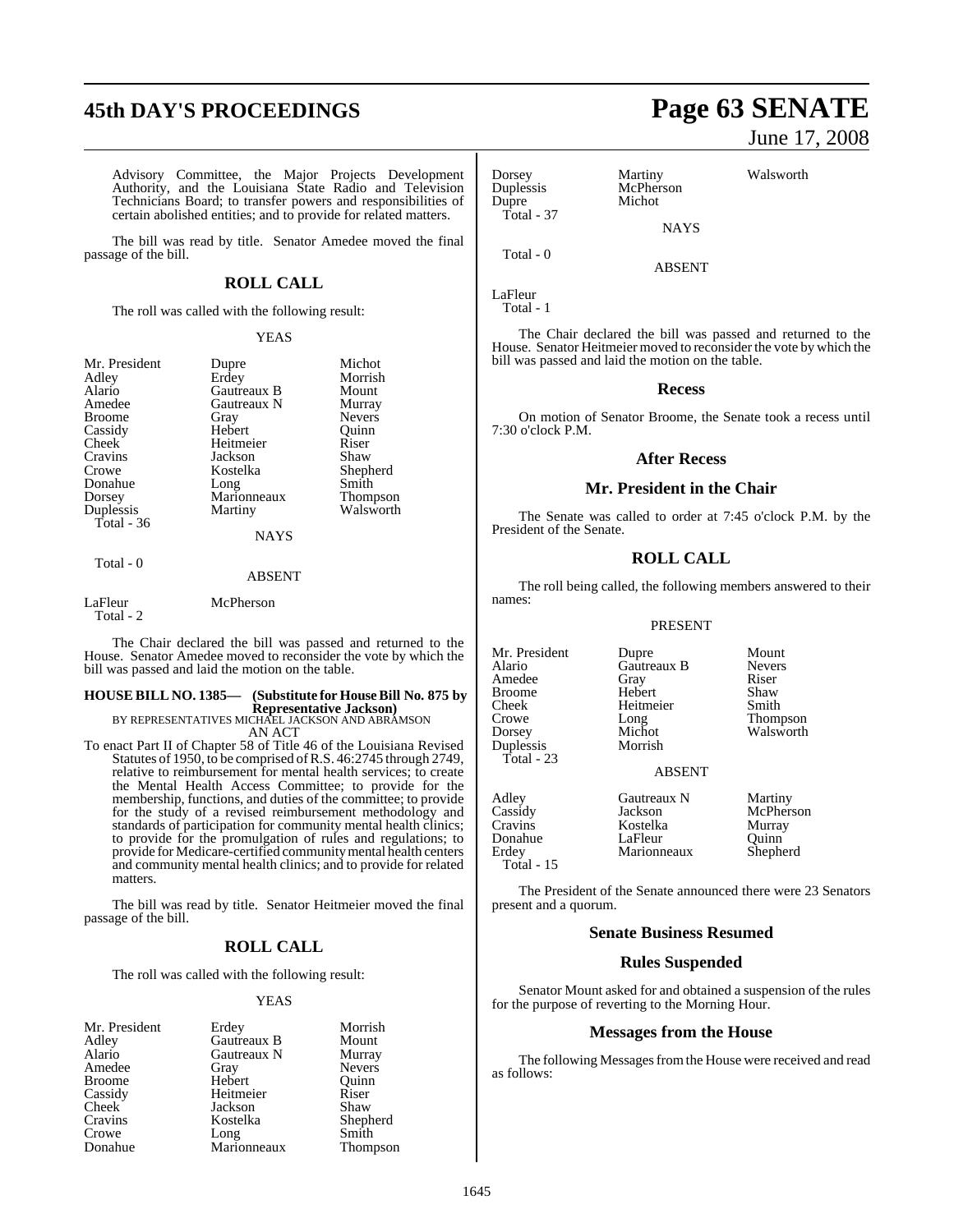Advisory Committee, the Major Projects Development Authority, and the Louisiana State Radio and Television Technicians Board; to transfer powers and responsibilities of certain abolished entities; and to provide for related matters.

The bill was read by title. Senator Amedee moved the final passage of the bill.

## ROLL CALL

The roll was called with the following result:

YEAS

| | | |
|---|---|---|
| Mr. President | Dupre | Michot |
| Adley | Erdey | Morrish |
| Alario | Gautreaux B | Mount |
| Amedee | Gautreaux N | Murray |
| Broome | Gray | Nevers |
| Cassidy | Hebert | Quinn |
| Cheek | Heitmeier | Riser |
| Cravins | Jackson | Shaw |
| Crowe | Kostelka | Shepherd |
| Donahue | Long | Smith |
| Dorsey | Marionneaux | Thompson |
| Duplessis | Martiny | Walsworth |

Total - 36

NAYS

Total - 0

ABSENT

| | |
|---|---|
| LaFleur | McPherson |

Total - 2

The Chair declared the bill was passed and returned to the House. Senator Amedee moved to reconsider the vote by which the bill was passed and laid the motion on the table.

**HOUSE BILL NO. 1385— (Substitute for House Bill No. 875 by Representative Jackson)**
BY REPRESENTATIVES MICHAEL JACKSON AND ABRAMSON
AN ACT

To enact Part II of Chapter 58 of Title 46 of the Louisiana Revised Statutes of 1950, to be comprised of R.S. 46:2745 through 2749, relative to reimbursement for mental health services; to create the Mental Health Access Committee; to provide for the membership, functions, and duties of the committee; to provide for the study of a revised reimbursement methodology and standards of participation for community mental health clinics; to provide for the promulgation of rules and regulations; to provide for Medicare-certified community mental health centers and community mental health clinics; and to provide for related matters.

The bill was read by title. Senator Heitmeier moved the final passage of the bill.

## ROLL CALL

The roll was called with the following result:

YEAS

| | | |
|---|---|---|
| Mr. President | Erdey | Morrish |
| Adley | Gautreaux B | Mount |
| Alario | Gautreaux N | Murray |
| Amedee | Gray | Nevers |
| Broome | Hebert | Quinn |
| Cassidy | Heitmeier | Riser |
| Cheek | Jackson | Shaw |
| Cravins | Kostelka | Shepherd |
| Crowe | Long | Smith |
| Donahue | Marionneaux | Thompson |
| Dorsey | Martiny | Walsworth |
| Duplessis | McPherson | |
| Dupre | Michot | |

Total - 37

NAYS

Total - 0

ABSENT

LaFleur

Total - 1

The Chair declared the bill was passed and returned to the House. Senator Heitmeier moved to reconsider the vote by which the bill was passed and laid the motion on the table.

## Recess

On motion of Senator Broome, the Senate took a recess until 7:30 o'clock P.M.

## After Recess

## Mr. President in the Chair

The Senate was called to order at 7:45 o'clock P.M. by the President of the Senate.

## ROLL CALL

The roll being called, the following members answered to their names:

PRESENT

| | | |
|---|---|---|
| Mr. President | Dupre | Mount |
| Alario | Gautreaux B | Nevers |
| Amedee | Gray | Riser |
| Broome | Hebert | Shaw |
| Cheek | Heitmeier | Smith |
| Crowe | Long | Thompson |
| Dorsey | Michot | Walsworth |
| Duplessis | Morrish | |

Total - 23

ABSENT

| | | |
|---|---|---|
| Adley | Gautreaux N | Martiny |
| Cassidy | Jackson | McPherson |
| Cravins | Kostelka | Murray |
| Donahue | LaFleur | Quinn |
| Erdey | Marionneaux | Shepherd |

Total - 15

The President of the Senate announced there were 23 Senators present and a quorum.

## Senate Business Resumed

## Rules Suspended

Senator Mount asked for and obtained a suspension of the rules for the purpose of reverting to the Morning Hour.

## Messages from the House

The following Messages from the House were received and read as follows: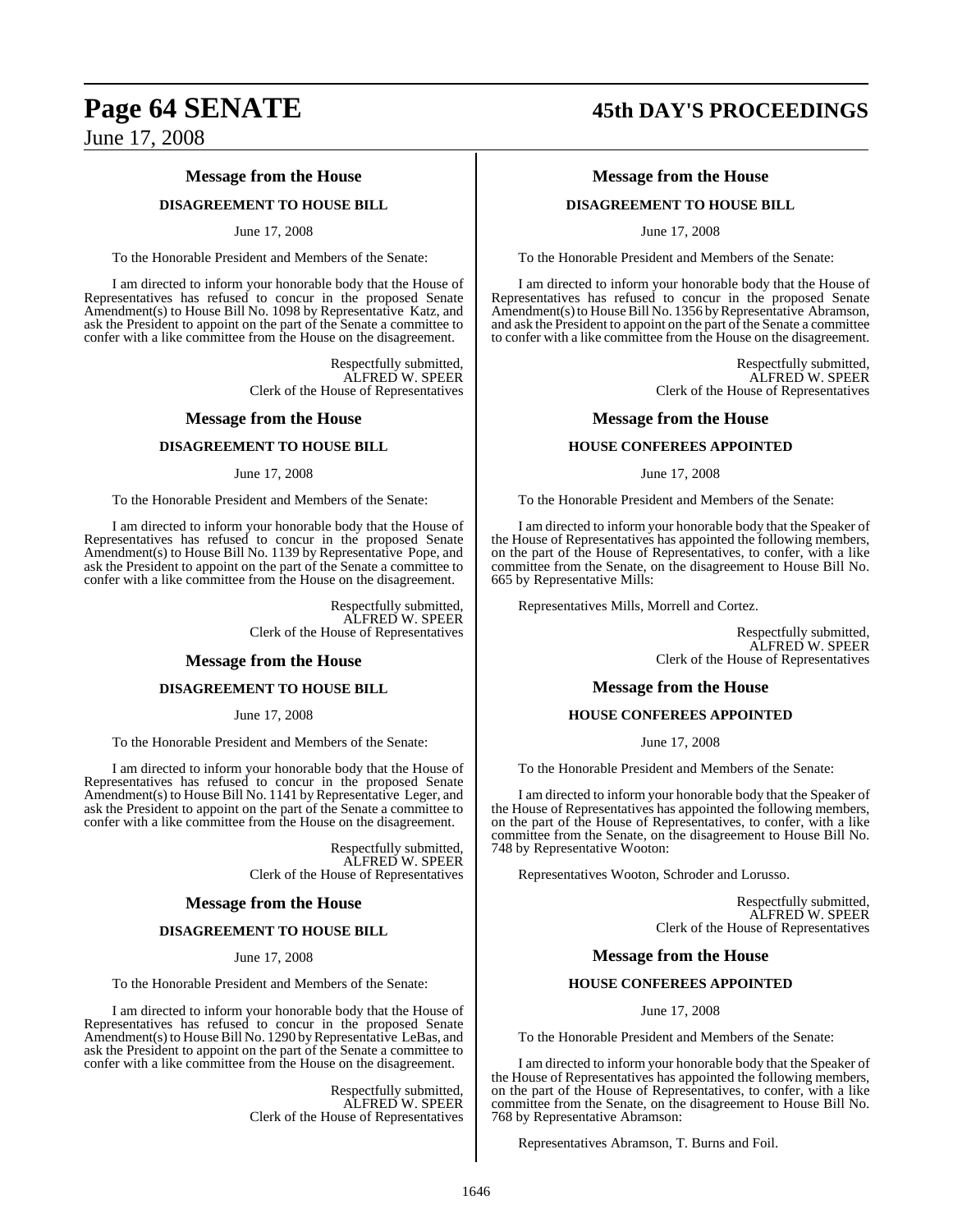## Message from the House

### DISAGREEMENT TO HOUSE BILL

June 17, 2008

To the Honorable President and Members of the Senate:

I am directed to inform your honorable body that the House of Representatives has refused to concur in the proposed Senate Amendment(s) to House Bill No. 1098 by Representative Katz, and ask the President to appoint on the part of the Senate a committee to confer with a like committee from the House on the disagreement.

Respectfully submitted,
ALFRED W. SPEER
Clerk of the House of Representatives

## Message from the House

### DISAGREEMENT TO HOUSE BILL

June 17, 2008

To the Honorable President and Members of the Senate:

I am directed to inform your honorable body that the House of Representatives has refused to concur in the proposed Senate Amendment(s) to House Bill No. 1139 by Representative Pope, and ask the President to appoint on the part of the Senate a committee to confer with a like committee from the House on the disagreement.

Respectfully submitted,
ALFRED W. SPEER
Clerk of the House of Representatives

## Message from the House

### DISAGREEMENT TO HOUSE BILL

June 17, 2008

To the Honorable President and Members of the Senate:

I am directed to inform your honorable body that the House of Representatives has refused to concur in the proposed Senate Amendment(s) to House Bill No. 1141 by Representative Leger, and ask the President to appoint on the part of the Senate a committee to confer with a like committee from the House on the disagreement.

Respectfully submitted,
ALFRED W. SPEER
Clerk of the House of Representatives

## Message from the House

### DISAGREEMENT TO HOUSE BILL

June 17, 2008

To the Honorable President and Members of the Senate:

I am directed to inform your honorable body that the House of Representatives has refused to concur in the proposed Senate Amendment(s) to House Bill No. 1290 by Representative LeBas, and ask the President to appoint on the part of the Senate a committee to confer with a like committee from the House on the disagreement.

Respectfully submitted,
ALFRED W. SPEER
Clerk of the House of Representatives

## Message from the House

### DISAGREEMENT TO HOUSE BILL

June 17, 2008

To the Honorable President and Members of the Senate:

I am directed to inform your honorable body that the House of Representatives has refused to concur in the proposed Senate Amendment(s) to House Bill No. 1356 by Representative Abramson, and ask the President to appoint on the part of the Senate a committee to confer with a like committee from the House on the disagreement.

Respectfully submitted,
ALFRED W. SPEER
Clerk of the House of Representatives

## Message from the House

### HOUSE CONFEREES APPOINTED

June 17, 2008

To the Honorable President and Members of the Senate:

I am directed to inform your honorable body that the Speaker of the House of Representatives has appointed the following members, on the part of the House of Representatives, to confer, with a like committee from the Senate, on the disagreement to House Bill No. 665 by Representative Mills:

Representatives Mills, Morrell and Cortez.

Respectfully submitted,
ALFRED W. SPEER
Clerk of the House of Representatives

## Message from the House

### HOUSE CONFEREES APPOINTED

June 17, 2008

To the Honorable President and Members of the Senate:

I am directed to inform your honorable body that the Speaker of the House of Representatives has appointed the following members, on the part of the House of Representatives, to confer, with a like committee from the Senate, on the disagreement to House Bill No. 748 by Representative Wooton:

Representatives Wooton, Schroder and Lorusso.

Respectfully submitted,
ALFRED W. SPEER
Clerk of the House of Representatives

## Message from the House

### HOUSE CONFEREES APPOINTED

June 17, 2008

To the Honorable President and Members of the Senate:

I am directed to inform your honorable body that the Speaker of the House of Representatives has appointed the following members, on the part of the House of Representatives, to confer, with a like committee from the Senate, on the disagreement to House Bill No. 768 by Representative Abramson:

Representatives Abramson, T. Burns and Foil.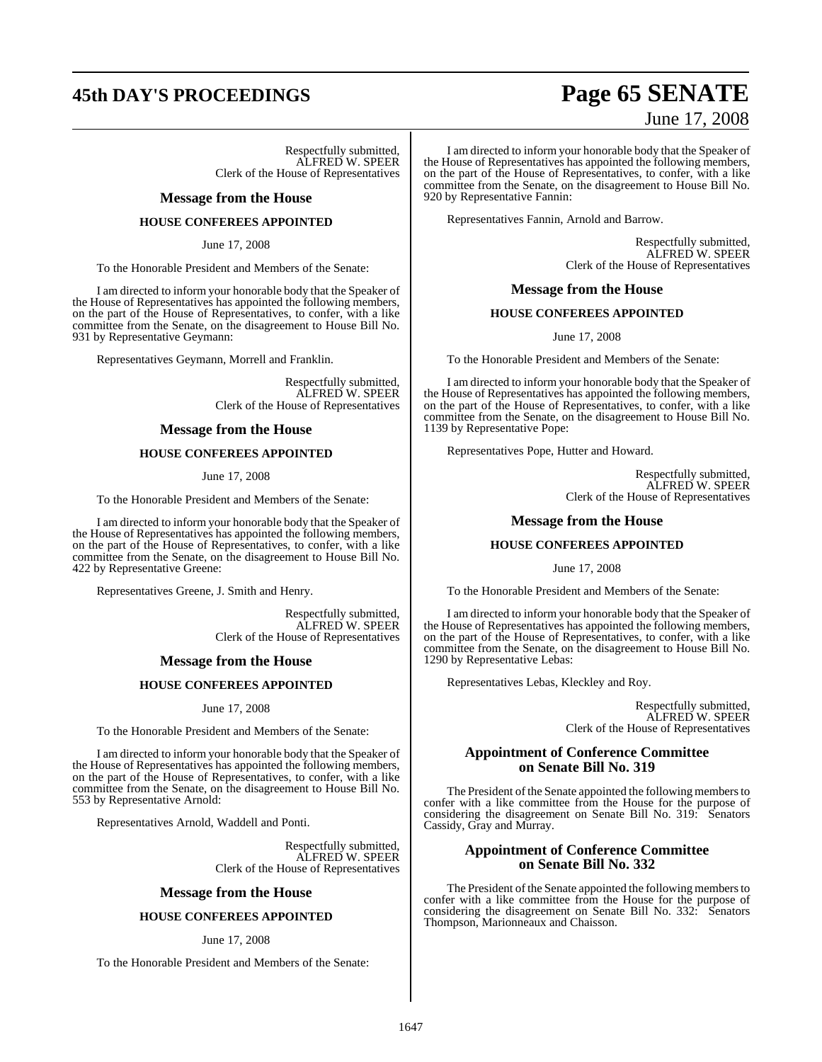Respectfully submitted,
ALFRED W. SPEER
Clerk of the House of Representatives

## Message from the House

### HOUSE CONFEREES APPOINTED

June 17, 2008

To the Honorable President and Members of the Senate:

I am directed to inform your honorable body that the Speaker of the House of Representatives has appointed the following members, on the part of the House of Representatives, to confer, with a like committee from the Senate, on the disagreement to House Bill No. 931 by Representative Geymann:

Representatives Geymann, Morrell and Franklin.

Respectfully submitted,
ALFRED W. SPEER
Clerk of the House of Representatives

## Message from the House

### HOUSE CONFEREES APPOINTED

June 17, 2008

To the Honorable President and Members of the Senate:

I am directed to inform your honorable body that the Speaker of the House of Representatives has appointed the following members, on the part of the House of Representatives, to confer, with a like committee from the Senate, on the disagreement to House Bill No. 422 by Representative Greene:

Representatives Greene, J. Smith and Henry.

Respectfully submitted,
ALFRED W. SPEER
Clerk of the House of Representatives

## Message from the House

### HOUSE CONFEREES APPOINTED

June 17, 2008

To the Honorable President and Members of the Senate:

I am directed to inform your honorable body that the Speaker of the House of Representatives has appointed the following members, on the part of the House of Representatives, to confer, with a like committee from the Senate, on the disagreement to House Bill No. 553 by Representative Arnold:

Representatives Arnold, Waddell and Ponti.

Respectfully submitted,
ALFRED W. SPEER
Clerk of the House of Representatives

## Message from the House

### HOUSE CONFEREES APPOINTED

June 17, 2008

To the Honorable President and Members of the Senate:

I am directed to inform your honorable body that the Speaker of the House of Representatives has appointed the following members, on the part of the House of Representatives, to confer, with a like committee from the Senate, on the disagreement to House Bill No. 920 by Representative Fannin:

Representatives Fannin, Arnold and Barrow.

Respectfully submitted,
ALFRED W. SPEER
Clerk of the House of Representatives

## Message from the House

### HOUSE CONFEREES APPOINTED

June 17, 2008

To the Honorable President and Members of the Senate:

I am directed to inform your honorable body that the Speaker of the House of Representatives has appointed the following members, on the part of the House of Representatives, to confer, with a like committee from the Senate, on the disagreement to House Bill No. 1139 by Representative Pope:

Representatives Pope, Hutter and Howard.

Respectfully submitted,
ALFRED W. SPEER
Clerk of the House of Representatives

## Message from the House

### HOUSE CONFEREES APPOINTED

June 17, 2008

To the Honorable President and Members of the Senate:

I am directed to inform your honorable body that the Speaker of the House of Representatives has appointed the following members, on the part of the House of Representatives, to confer, with a like committee from the Senate, on the disagreement to House Bill No. 1290 by Representative Lebas:

Representatives Lebas, Kleckley and Roy.

Respectfully submitted,
ALFRED W. SPEER
Clerk of the House of Representatives

## Appointment of Conference Committee on Senate Bill No. 319

The President of the Senate appointed the following members to confer with a like committee from the House for the purpose of considering the disagreement on Senate Bill No. 319: Senators Cassidy, Gray and Murray.

## Appointment of Conference Committee on Senate Bill No. 332

The President of the Senate appointed the following members to confer with a like committee from the House for the purpose of considering the disagreement on Senate Bill No. 332: Senators Thompson, Marionneaux and Chaisson.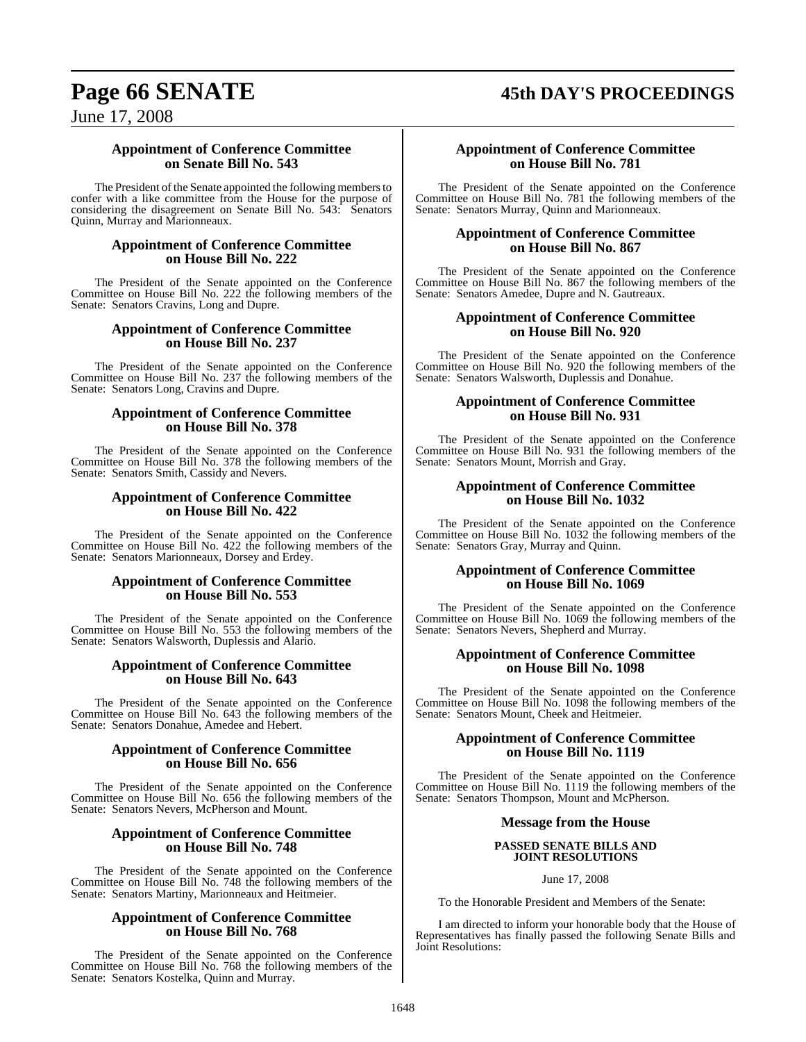### Appointment of Conference Committee on Senate Bill No. 543

The President of the Senate appointed the following members to confer with a like committee from the House for the purpose of considering the disagreement on Senate Bill No. 543: Senators Quinn, Murray and Marionneaux.

### Appointment of Conference Committee on House Bill No. 222

The President of the Senate appointed on the Conference Committee on House Bill No. 222 the following members of the Senate: Senators Cravins, Long and Dupre.

### Appointment of Conference Committee on House Bill No. 237

The President of the Senate appointed on the Conference Committee on House Bill No. 237 the following members of the Senate: Senators Long, Cravins and Dupre.

### Appointment of Conference Committee on House Bill No. 378

The President of the Senate appointed on the Conference Committee on House Bill No. 378 the following members of the Senate: Senators Smith, Cassidy and Nevers.

### Appointment of Conference Committee on House Bill No. 422

The President of the Senate appointed on the Conference Committee on House Bill No. 422 the following members of the Senate: Senators Marionneaux, Dorsey and Erdey.

### Appointment of Conference Committee on House Bill No. 553

The President of the Senate appointed on the Conference Committee on House Bill No. 553 the following members of the Senate: Senators Walsworth, Duplessis and Alario.

### Appointment of Conference Committee on House Bill No. 643

The President of the Senate appointed on the Conference Committee on House Bill No. 643 the following members of the Senate: Senators Donahue, Amedee and Hebert.

### Appointment of Conference Committee on House Bill No. 656

The President of the Senate appointed on the Conference Committee on House Bill No. 656 the following members of the Senate: Senators Nevers, McPherson and Mount.

### Appointment of Conference Committee on House Bill No. 748

The President of the Senate appointed on the Conference Committee on House Bill No. 748 the following members of the Senate: Senators Martiny, Marionneaux and Heitmeier.

### Appointment of Conference Committee on House Bill No. 768

The President of the Senate appointed on the Conference Committee on House Bill No. 768 the following members of the Senate: Senators Kostelka, Quinn and Murray.

### Appointment of Conference Committee on House Bill No. 781

The President of the Senate appointed on the Conference Committee on House Bill No. 781 the following members of the Senate: Senators Murray, Quinn and Marionneaux.

### Appointment of Conference Committee on House Bill No. 867

The President of the Senate appointed on the Conference Committee on House Bill No. 867 the following members of the Senate: Senators Amedee, Dupre and N. Gautreaux.

### Appointment of Conference Committee on House Bill No. 920

The President of the Senate appointed on the Conference Committee on House Bill No. 920 the following members of the Senate: Senators Walsworth, Duplessis and Donahue.

### Appointment of Conference Committee on House Bill No. 931

The President of the Senate appointed on the Conference Committee on House Bill No. 931 the following members of the Senate: Senators Mount, Morrish and Gray.

### Appointment of Conference Committee on House Bill No. 1032

The President of the Senate appointed on the Conference Committee on House Bill No. 1032 the following members of the Senate: Senators Gray, Murray and Quinn.

### Appointment of Conference Committee on House Bill No. 1069

The President of the Senate appointed on the Conference Committee on House Bill No. 1069 the following members of the Senate: Senators Nevers, Shepherd and Murray.

### Appointment of Conference Committee on House Bill No. 1098

The President of the Senate appointed on the Conference Committee on House Bill No. 1098 the following members of the Senate: Senators Mount, Cheek and Heitmeier.

### Appointment of Conference Committee on House Bill No. 1119

The President of the Senate appointed on the Conference Committee on House Bill No. 1119 the following members of the Senate: Senators Thompson, Mount and McPherson.

### Message from the House

**PASSED SENATE BILLS AND JOINT RESOLUTIONS**

June 17, 2008

To the Honorable President and Members of the Senate:

I am directed to inform your honorable body that the House of Representatives has finally passed the following Senate Bills and Joint Resolutions: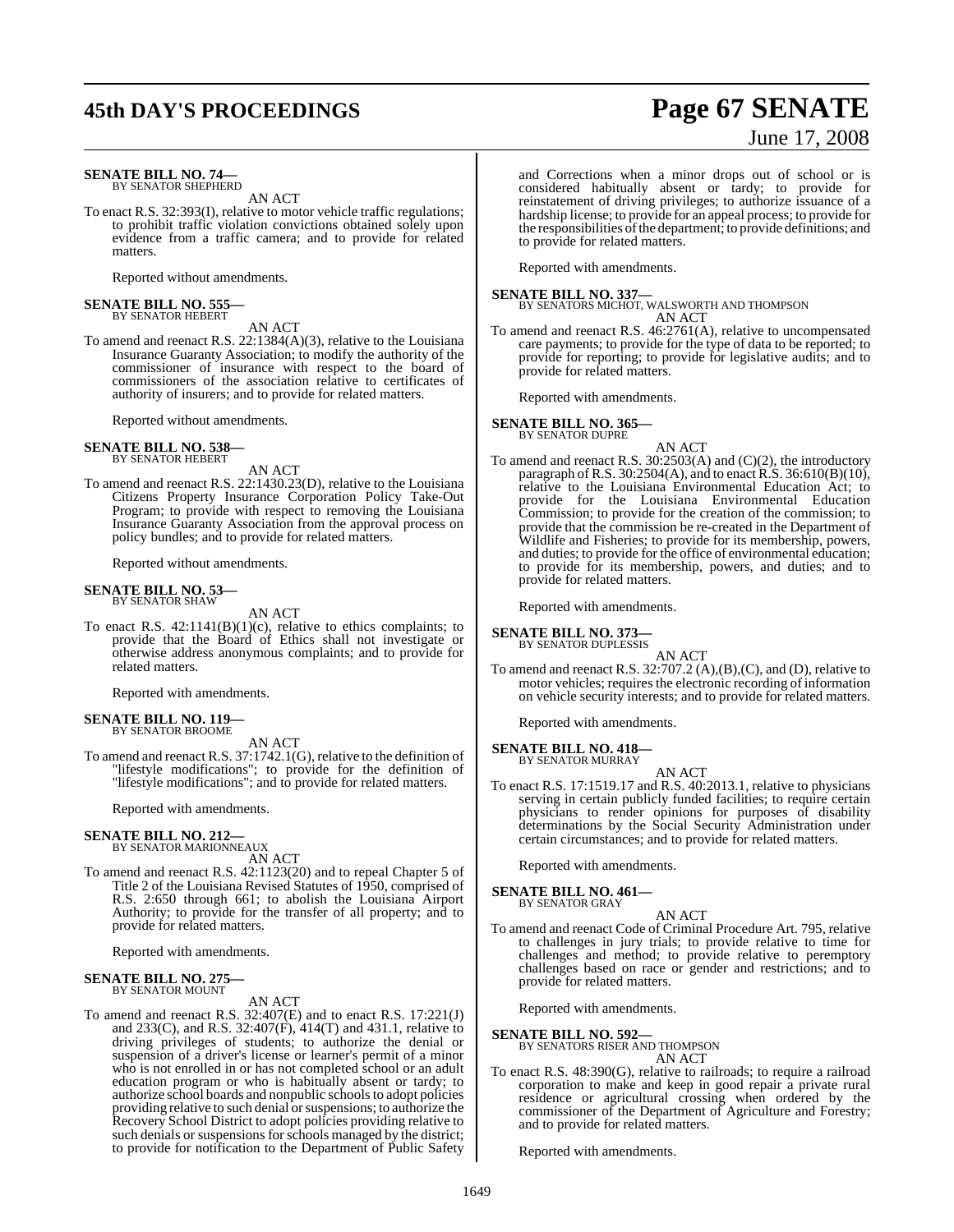**SENATE BILL NO. 74—**
BY SENATOR SHEPHERD

AN ACT

To enact R.S. 32:393(I), relative to motor vehicle traffic regulations; to prohibit traffic violation convictions obtained solely upon evidence from a traffic camera; and to provide for related matters.

Reported without amendments.

**SENATE BILL NO. 555—**
BY SENATOR HEBERT

AN ACT

To amend and reenact R.S. 22:1384(A)(3), relative to the Louisiana Insurance Guaranty Association; to modify the authority of the commissioner of insurance with respect to the board of commissioners of the association relative to certificates of authority of insurers; and to provide for related matters.

Reported without amendments.

**SENATE BILL NO. 538—**
BY SENATOR HEBERT

AN ACT

To amend and reenact R.S. 22:1430.23(D), relative to the Louisiana Citizens Property Insurance Corporation Policy Take-Out Program; to provide with respect to removing the Louisiana Insurance Guaranty Association from the approval process on policy bundles; and to provide for related matters.

Reported without amendments.

**SENATE BILL NO. 53—**
BY SENATOR SHAW

AN ACT

To enact R.S. 42:1141(B)(1)(c), relative to ethics complaints; to provide that the Board of Ethics shall not investigate or otherwise address anonymous complaints; and to provide for related matters.

Reported with amendments.

**SENATE BILL NO. 119—**
BY SENATOR BROOME

AN ACT

To amend and reenact R.S. 37:1742.1(G), relative to the definition of "lifestyle modifications"; to provide for the definition of "lifestyle modifications"; and to provide for related matters.

Reported with amendments.

**SENATE BILL NO. 212—**
BY SENATOR MARIONNEAUX

AN ACT

To amend and reenact R.S. 42:1123(20) and to repeal Chapter 5 of Title 2 of the Louisiana Revised Statutes of 1950, comprised of R.S. 2:650 through 661; to abolish the Louisiana Airport Authority; to provide for the transfer of all property; and to provide for related matters.

Reported with amendments.

**SENATE BILL NO. 275—**
BY SENATOR MOUNT

AN ACT

To amend and reenact R.S. 32:407(E) and to enact R.S. 17:221(J) and 233(C), and R.S. 32:407(F), 414(T) and 431.1, relative to driving privileges of students; to authorize the denial or suspension of a driver's license or learner's permit of a minor who is not enrolled in or has not completed school or an adult education program or who is habitually absent or tardy; to authorize school boards and nonpublic schools to adopt policies providing relative to such denial or suspensions; to authorize the Recovery School District to adopt policies providing relative to such denials or suspensions for schools managed by the district; to provide for notification to the Department of Public Safety and Corrections when a minor drops out of school or is considered habitually absent or tardy; to provide for reinstatement of driving privileges; to authorize issuance of a hardship license; to provide for an appeal process; to provide for the responsibilities of the department; to provide definitions; and to provide for related matters.

Reported with amendments.

**SENATE BILL NO. 337—**
BY SENATORS MICHOT, WALSWORTH AND THOMPSON

AN ACT

To amend and reenact R.S. 46:2761(A), relative to uncompensated care payments; to provide for the type of data to be reported; to provide for reporting; to provide for legislative audits; and to provide for related matters.

Reported with amendments.

**SENATE BILL NO. 365—**
BY SENATOR DUPRE

AN ACT

To amend and reenact R.S. 30:2503(A) and (C)(2), the introductory paragraph of R.S. 30:2504(A), and to enact R.S. 36:610(B)(10), relative to the Louisiana Environmental Education Act; to provide for the Louisiana Environmental Education Commission; to provide for the creation of the commission; to provide that the commission be re-created in the Department of Wildlife and Fisheries; to provide for its membership, powers, and duties; to provide for the office of environmental education; to provide for its membership, powers, and duties; and to provide for related matters.

Reported with amendments.

**SENATE BILL NO. 373—**
BY SENATOR DUPLESSIS

AN ACT

To amend and reenact R.S. 32:707.2 (A),(B),(C), and (D), relative to motor vehicles; requires the electronic recording of information on vehicle security interests; and to provide for related matters.

Reported with amendments.

**SENATE BILL NO. 418—**
BY SENATOR MURRAY

AN ACT

To enact R.S. 17:1519.17 and R.S. 40:2013.1, relative to physicians serving in certain publicly funded facilities; to require certain physicians to render opinions for purposes of disability determinations by the Social Security Administration under certain circumstances; and to provide for related matters.

Reported with amendments.

**SENATE BILL NO. 461—**
BY SENATOR GRAY

AN ACT

To amend and reenact Code of Criminal Procedure Art. 795, relative to challenges in jury trials; to provide relative to time for challenges and method; to provide relative to peremptory challenges based on race or gender and restrictions; and to provide for related matters.

Reported with amendments.

**SENATE BILL NO. 592—**
BY SENATORS RISER AND THOMPSON

AN ACT

To enact R.S. 48:390(G), relative to railroads; to require a railroad corporation to make and keep in good repair a private rural residence or agricultural crossing when ordered by the commissioner of the Department of Agriculture and Forestry; and to provide for related matters.

Reported with amendments.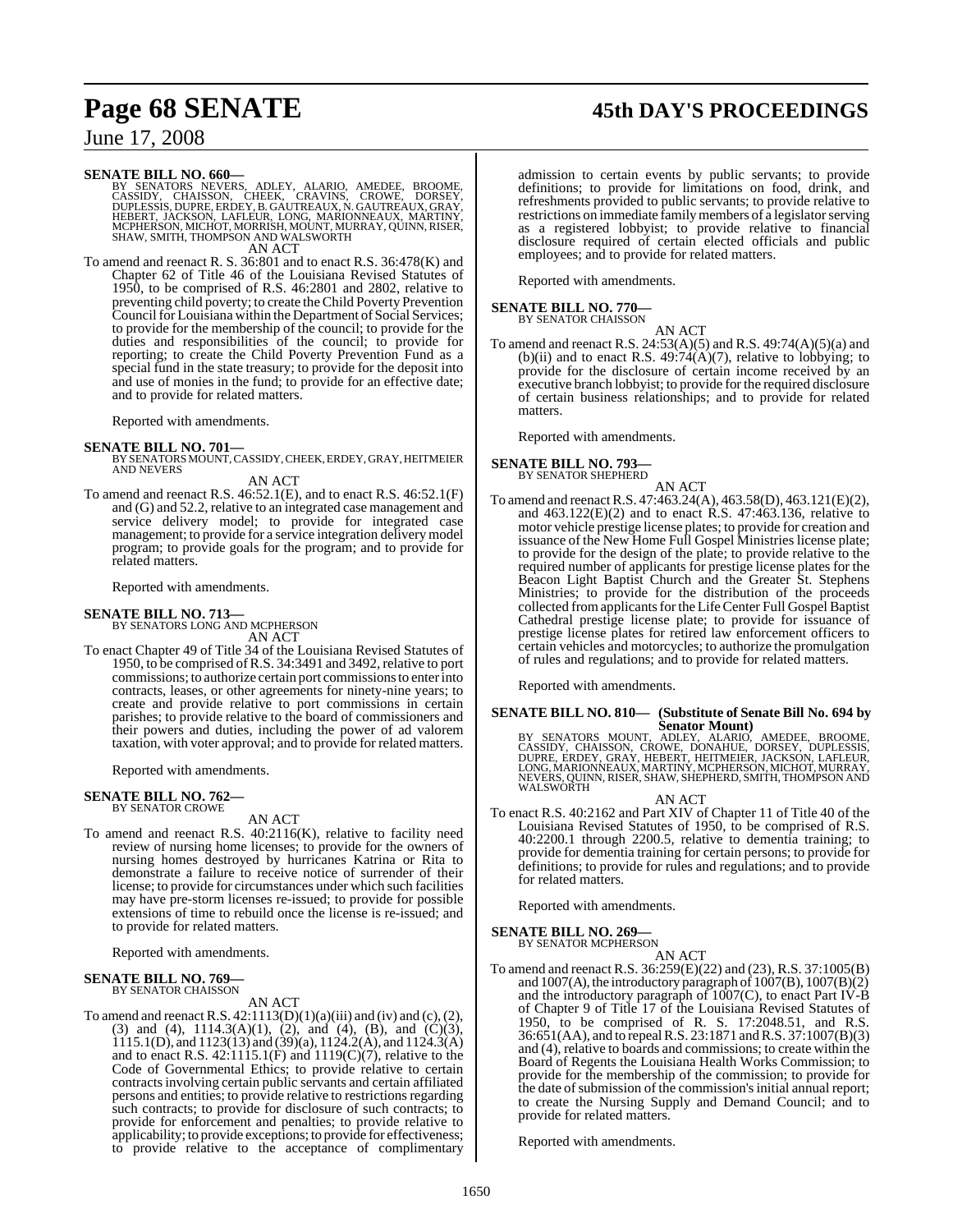**SENATE BILL NO. 660—**
BY SENATORS NEVERS, ADLEY, ALARIO, AMEDEE, BROOME, CASSIDY, CHAISSON, CHEEK, CRAVINS, CROWE, DORSEY, DUPLESSIS, DUPRE, ERDEY, B. GAUTREAUX, N. GAUTREAUX, GRAY, HEBERT, JACKSON, LAFLEUR, LONG, MARIONNEAUX, MARTINY, MCPHERSON, MICHOT, MORRISH, MOUNT, MURRAY, QUINN, RISER, SHAW, SMITH, THOMPSON AND WALSWORTH

AN ACT

To amend and reenact R. S. 36:801 and to enact R.S. 36:478(K) and Chapter 62 of Title 46 of the Louisiana Revised Statutes of 1950, to be comprised of R.S. 46:2801 and 2802, relative to preventing child poverty; to create the Child Poverty Prevention Council for Louisiana within the Department of Social Services; to provide for the membership of the council; to provide for the duties and responsibilities of the council; to provide for reporting; to create the Child Poverty Prevention Fund as a special fund in the state treasury; to provide for the deposit into and use of monies in the fund; to provide for an effective date; and to provide for related matters.

Reported with amendments.

**SENATE BILL NO. 701—**
BY SENATORS MOUNT, CASSIDY, CHEEK, ERDEY, GRAY, HEITMEIER AND NEVERS

AN ACT

To amend and reenact R.S. 46:52.1(E), and to enact R.S. 46:52.1(F) and (G) and 52.2, relative to an integrated case management and service delivery model; to provide for integrated case management; to provide for a service integration delivery model program; to provide goals for the program; and to provide for related matters.

Reported with amendments.

**SENATE BILL NO. 713—**
BY SENATORS LONG AND MCPHERSON

AN ACT

To enact Chapter 49 of Title 34 of the Louisiana Revised Statutes of 1950, to be comprised of R.S. 34:3491 and 3492, relative to port commissions; to authorize certain port commissions to enter into contracts, leases, or other agreements for ninety-nine years; to create and provide relative to port commissions in certain parishes; to provide relative to the board of commissioners and their powers and duties, including the power of ad valorem taxation, with voter approval; and to provide for related matters.

Reported with amendments.

**SENATE BILL NO. 762—**
BY SENATOR CROWE

AN ACT

To amend and reenact R.S. 40:2116(K), relative to facility need review of nursing home licenses; to provide for the owners of nursing homes destroyed by hurricanes Katrina or Rita to demonstrate a failure to receive notice of surrender of their license; to provide for circumstances under which such facilities may have pre-storm licenses re-issued; to provide for possible extensions of time to rebuild once the license is re-issued; and to provide for related matters.

Reported with amendments.

**SENATE BILL NO. 769—**
BY SENATOR CHAISSON

AN ACT

To amend and reenact R.S. 42:1113(D)(1)(a)(iii) and (iv) and (c), (2), (3) and (4), 1114.3(A)(1), (2), and (4), (B), and (C)(3), 1115.1(D), and 1123(13) and (39)(a), 1124.2(A), and 1124.3(A) and to enact R.S. 42:1115.1(F) and 1119(C)(7), relative to the Code of Governmental Ethics; to provide relative to certain contracts involving certain public servants and certain affiliated persons and entities; to provide relative to restrictions regarding such contracts; to provide for disclosure of such contracts; to provide for enforcement and penalties; to provide relative to applicability; to provide exceptions; to provide for effectiveness; to provide relative to the acceptance of complimentary admission to certain events by public servants; to provide definitions; to provide for limitations on food, drink, and refreshments provided to public servants; to provide relative to restrictions on immediate family members of a legislator serving as a registered lobbyist; to provide relative to financial disclosure required of certain elected officials and public employees; and to provide for related matters.

Reported with amendments.

**SENATE BILL NO. 770—**
BY SENATOR CHAISSON

AN ACT

To amend and reenact R.S. 24:53(A)(5) and R.S. 49:74(A)(5)(a) and (b)(ii) and to enact R.S. 49:74(A)(7), relative to lobbying; to provide for the disclosure of certain income received by an executive branch lobbyist; to provide for the required disclosure of certain business relationships; and to provide for related matters.

Reported with amendments.

**SENATE BILL NO. 793—**
BY SENATOR SHEPHERD

AN ACT

To amend and reenact R.S. 47:463.24(A), 463.58(D), 463.121(E)(2), and 463.122(E)(2) and to enact R.S. 47:463.136, relative to motor vehicle prestige license plates; to provide for creation and issuance of the New Home Full Gospel Ministries license plate; to provide for the design of the plate; to provide relative to the required number of applicants for prestige license plates for the Beacon Light Baptist Church and the Greater St. Stephens Ministries; to provide for the distribution of the proceeds collected from applicants for the Life Center Full Gospel Baptist Cathedral prestige license plate; to provide for issuance of prestige license plates for retired law enforcement officers to certain vehicles and motorcycles; to authorize the promulgation of rules and regulations; and to provide for related matters.

Reported with amendments.

**SENATE BILL NO. 810— (Substitute of Senate Bill No. 694 by Senator Mount)**
BY SENATORS MOUNT, ADLEY, ALARIO, AMEDEE, BROOME, CASSIDY, CHAISSON, CROWE, DONAHUE, DORSEY, DUPLESSIS, DUPRE, ERDEY, GRAY, HEBERT, HEITMEIER, JACKSON, LAFLEUR, LONG, MARIONNEAUX, MARTINY, MCPHERSON, MICHOT, MURRAY, NEVERS, QUINN, RISER, SHAW, SHEPHERD, SMITH, THOMPSON AND WALSWORTH

AN ACT

To enact R.S. 40:2162 and Part XIV of Chapter 11 of Title 40 of the Louisiana Revised Statutes of 1950, to be comprised of R.S. 40:2200.1 through 2200.5, relative to dementia training; to provide for dementia training for certain persons; to provide for definitions; to provide for rules and regulations; and to provide for related matters.

Reported with amendments.

**SENATE BILL NO. 269—**
BY SENATOR MCPHERSON

AN ACT

To amend and reenact R.S. 36:259(E)(22) and (23), R.S. 37:1005(B) and 1007(A), the introductory paragraph of 1007(B), 1007(B)(2) and the introductory paragraph of 1007(C), to enact Part IV-B of Chapter 9 of Title 17 of the Louisiana Revised Statutes of 1950, to be comprised of R. S. 17:2048.51, and R.S. 36:651(AA), and to repeal R.S. 23:1871 and R.S. 37:1007(B)(3) and (4), relative to boards and commissions; to create within the Board of Regents the Louisiana Health Works Commission; to provide for the membership of the commission; to provide for the date of submission of the commission's initial annual report; to create the Nursing Supply and Demand Council; and to provide for related matters.

Reported with amendments.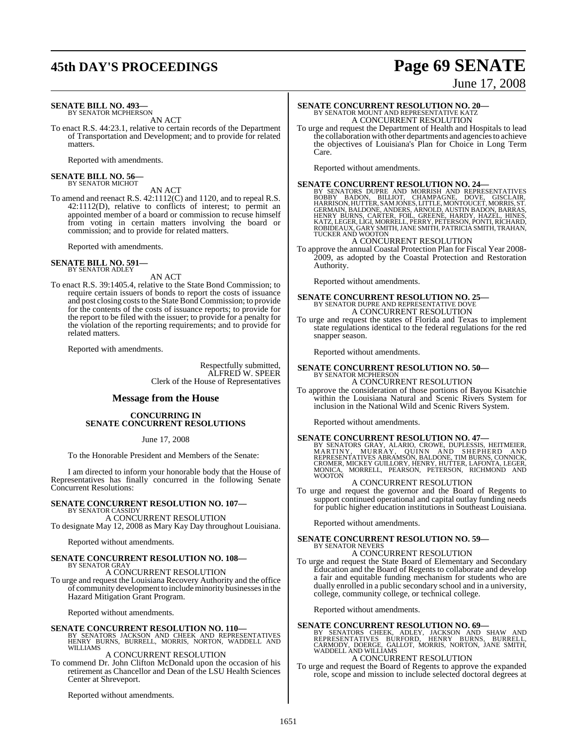**SENATE BILL NO. 493—**
BY SENATOR MCPHERSON

AN ACT

To enact R.S. 44:23.1, relative to certain records of the Department of Transportation and Development; and to provide for related matters.

Reported with amendments.

**SENATE BILL NO. 56—**
BY SENATOR MICHOT

AN ACT

To amend and reenact R.S. 42:1112(C) and 1120, and to repeal R.S. 42:1112(D), relative to conflicts of interest; to permit an appointed member of a board or commission to recuse himself from voting in certain matters involving the board or commission; and to provide for related matters.

Reported with amendments.

**SENATE BILL NO. 591—**
BY SENATOR ADLEY

AN ACT

To enact R.S. 39:1405.4, relative to the State Bond Commission; to require certain issuers of bonds to report the costs of issuance and post closing costs to the State Bond Commission; to provide for the contents of the costs of issuance reports; to provide for the report to be filed with the issuer; to provide for a penalty for the violation of the reporting requirements; and to provide for related matters.

Reported with amendments.

Respectfully submitted,
ALFRED W. SPEER
Clerk of the House of Representatives

## Message from the House

**CONCURRING IN SENATE CONCURRENT RESOLUTIONS**

June 17, 2008

To the Honorable President and Members of the Senate:

I am directed to inform your honorable body that the House of Representatives has finally concurred in the following Senate Concurrent Resolutions:

**SENATE CONCURRENT RESOLUTION NO. 107—**
BY SENATOR CASSIDY

A CONCURRENT RESOLUTION

To designate May 12, 2008 as Mary Kay Day throughout Louisiana.

Reported without amendments.

**SENATE CONCURRENT RESOLUTION NO. 108—**
BY SENATOR GRAY

A CONCURRENT RESOLUTION

To urge and request the Louisiana Recovery Authority and the office of community development to include minority businesses in the Hazard Mitigation Grant Program.

Reported without amendments.

**SENATE CONCURRENT RESOLUTION NO. 110—**
BY SENATORS JACKSON AND CHEEK AND REPRESENTATIVES HENRY BURNS, BURRELL, MORRIS, NORTON, WADDELL AND WILLIAMS

A CONCURRENT RESOLUTION

To commend Dr. John Clifton McDonald upon the occasion of his retirement as Chancellor and Dean of the LSU Health Sciences Center at Shreveport.

Reported without amendments.

**SENATE CONCURRENT RESOLUTION NO. 20—**
BY SENATOR MOUNT AND REPRESENTATIVE KATZ

A CONCURRENT RESOLUTION

To urge and request the Department of Health and Hospitals to lead the collaboration with other departments and agencies to achieve the objectives of Louisiana's Plan for Choice in Long Term Care.

Reported without amendments.

**SENATE CONCURRENT RESOLUTION NO. 24—**
BY SENATORS DUPRE AND MORRISH AND REPRESENTATIVES BOBBY BADON, BILLIOT, CHAMPAGNE, DOVE, GISCLAIR, HARRISON, HUTTER, SAM JONES, LITTLE, MONTOUCET, MORRIS, ST. GERMAIN, BALDONE, ANDERS, ARNOLD, AUSTIN BADON, BARRAS, HENRY BURNS, CARTER, FOIL, GREENE, HARDY, HAZEL, HINES, KATZ, LEGER, LIGI, MORRELL, PERRY, PETERSON, PONTI, RICHARD, ROBIDEAUX, GARY SMITH, JANE SMITH, PATRICIA SMITH, TRAHAN, TUCKER AND WOOTON

A CONCURRENT RESOLUTION

To approve the annual Coastal Protection Plan for Fiscal Year 2008-2009, as adopted by the Coastal Protection and Restoration Authority.

Reported without amendments.

**SENATE CONCURRENT RESOLUTION NO. 25—**
BY SENATOR DUPRE AND REPRESENTATIVE DOVE

A CONCURRENT RESOLUTION

To urge and request the states of Florida and Texas to implement state regulations identical to the federal regulations for the red snapper season.

Reported without amendments.

**SENATE CONCURRENT RESOLUTION NO. 50—**
BY SENATOR MCPHERSON

A CONCURRENT RESOLUTION

To approve the consideration of those portions of Bayou Kisatchie within the Louisiana Natural and Scenic Rivers System for inclusion in the National Wild and Scenic Rivers System.

Reported without amendments.

**SENATE CONCURRENT RESOLUTION NO. 47—**
BY SENATORS GRAY, ALARIO, CROWE, DUPLESSIS, HEITMEIER, MARTINY, MURRAY, QUINN AND SHEPHERD AND REPRESENTATIVES ABRAMSON, BALDONE, TIM BURNS, CONNICK, CROMER, MICKEY GUILLORY, HENRY, HUTTER, LAFONTA, LEGER, MONICA, MORRELL, PEARSON, PETERSON, RICHMOND AND WOOTON

A CONCURRENT RESOLUTION

To urge and request the governor and the Board of Regents to support continued operational and capital outlay funding needs for public higher education institutions in Southeast Louisiana.

Reported without amendments.

**SENATE CONCURRENT RESOLUTION NO. 59—**
BY SENATOR NEVERS

A CONCURRENT RESOLUTION

To urge and request the State Board of Elementary and Secondary Education and the Board of Regents to collaborate and develop a fair and equitable funding mechanism for students who are dually enrolled in a public secondary school and in a university, college, community college, or technical college.

Reported without amendments.

**SENATE CONCURRENT RESOLUTION NO. 69—**
BY SENATORS CHEEK, ADLEY, JACKSON AND SHAW AND REPRESENTATIVES BURFORD, HENRY BURNS, BURRELL, CARMODY, DOERGE, GALLOT, MORRIS, NORTON, JANE SMITH, WADDELL AND WILLIAMS

A CONCURRENT RESOLUTION

To urge and request the Board of Regents to approve the expanded role, scope and mission to include selected doctoral degrees at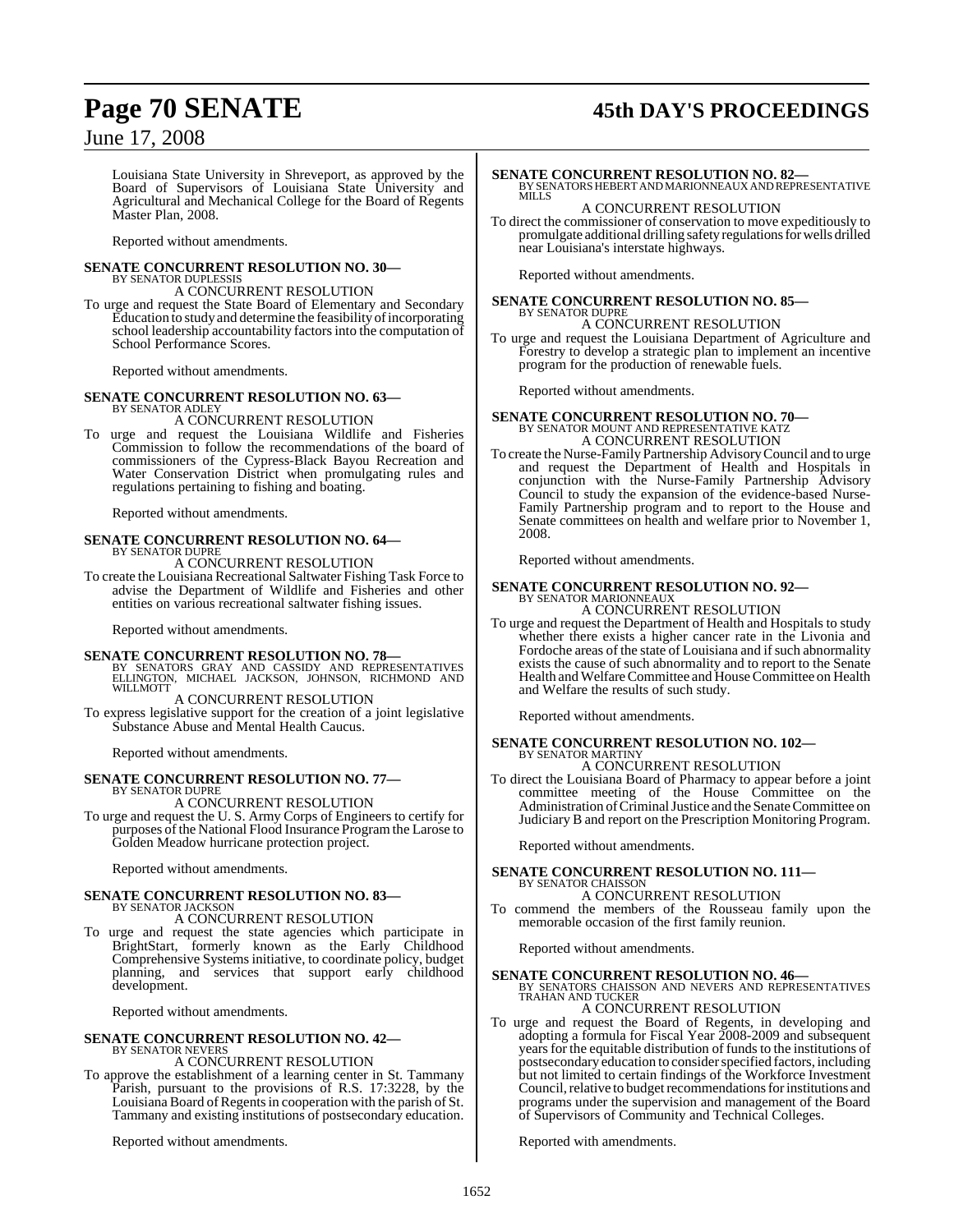Louisiana State University in Shreveport, as approved by the Board of Supervisors of Louisiana State University and Agricultural and Mechanical College for the Board of Regents Master Plan, 2008.

Reported without amendments.

**SENATE CONCURRENT RESOLUTION NO. 30—**
BY SENATOR DUPLESSIS
A CONCURRENT RESOLUTION

To urge and request the State Board of Elementary and Secondary Education to study and determine the feasibility of incorporating school leadership accountability factors into the computation of School Performance Scores.

Reported without amendments.

**SENATE CONCURRENT RESOLUTION NO. 63—**
BY SENATOR ADLEY
A CONCURRENT RESOLUTION

To urge and request the Louisiana Wildlife and Fisheries Commission to follow the recommendations of the board of commissioners of the Cypress-Black Bayou Recreation and Water Conservation District when promulgating rules and regulations pertaining to fishing and boating.

Reported without amendments.

**SENATE CONCURRENT RESOLUTION NO. 64—**
BY SENATOR DUPRE
A CONCURRENT RESOLUTION

To create the Louisiana Recreational Saltwater Fishing Task Force to advise the Department of Wildlife and Fisheries and other entities on various recreational saltwater fishing issues.

Reported without amendments.

**SENATE CONCURRENT RESOLUTION NO. 78—**
BY SENATORS GRAY AND CASSIDY AND REPRESENTATIVES ELLINGTON, MICHAEL JACKSON, JOHNSON, RICHMOND AND WILLMOTT
A CONCURRENT RESOLUTION

To express legislative support for the creation of a joint legislative Substance Abuse and Mental Health Caucus.

Reported without amendments.

**SENATE CONCURRENT RESOLUTION NO. 77—**
BY SENATOR DUPRE
A CONCURRENT RESOLUTION

To urge and request the U. S. Army Corps of Engineers to certify for purposes of the National Flood Insurance Program the Larose to Golden Meadow hurricane protection project.

Reported without amendments.

**SENATE CONCURRENT RESOLUTION NO. 83—**
BY SENATOR JACKSON
A CONCURRENT RESOLUTION

To urge and request the state agencies which participate in BrightStart, formerly known as the Early Childhood Comprehensive Systems initiative, to coordinate policy, budget planning, and services that support early childhood development.

Reported without amendments.

**SENATE CONCURRENT RESOLUTION NO. 42—**
BY SENATOR NEVERS
A CONCURRENT RESOLUTION

To approve the establishment of a learning center in St. Tammany Parish, pursuant to the provisions of R.S. 17:3228, by the Louisiana Board of Regents in cooperation with the parish of St. Tammany and existing institutions of postsecondary education.

Reported without amendments.

**SENATE CONCURRENT RESOLUTION NO. 82—**
BY SENATORS HEBERT AND MARIONNEAUX AND REPRESENTATIVE MILLS
A CONCURRENT RESOLUTION

To direct the commissioner of conservation to move expeditiously to promulgate additional drilling safety regulations for wells drilled near Louisiana's interstate highways.

Reported without amendments.

**SENATE CONCURRENT RESOLUTION NO. 85—**
BY SENATOR DUPRE
A CONCURRENT RESOLUTION

To urge and request the Louisiana Department of Agriculture and Forestry to develop a strategic plan to implement an incentive program for the production of renewable fuels.

Reported without amendments.

**SENATE CONCURRENT RESOLUTION NO. 70—**
BY SENATOR MOUNT AND REPRESENTATIVE KATZ
A CONCURRENT RESOLUTION

To create the Nurse-Family Partnership Advisory Council and to urge and request the Department of Health and Hospitals in conjunction with the Nurse-Family Partnership Advisory Council to study the expansion of the evidence-based Nurse-Family Partnership program and to report to the House and Senate committees on health and welfare prior to November 1, 2008.

Reported without amendments.

**SENATE CONCURRENT RESOLUTION NO. 92—**
BY SENATOR MARIONNEAUX
A CONCURRENT RESOLUTION

To urge and request the Department of Health and Hospitals to study whether there exists a higher cancer rate in the Livonia and Fordoche areas of the state of Louisiana and if such abnormality exists the cause of such abnormality and to report to the Senate Health and Welfare Committee and House Committee on Health and Welfare the results of such study.

Reported without amendments.

**SENATE CONCURRENT RESOLUTION NO. 102—**
BY SENATOR MARTINY
A CONCURRENT RESOLUTION

To direct the Louisiana Board of Pharmacy to appear before a joint committee meeting of the House Committee on the Administration of Criminal Justice and the Senate Committee on Judiciary B and report on the Prescription Monitoring Program.

Reported without amendments.

**SENATE CONCURRENT RESOLUTION NO. 111—**
BY SENATOR CHAISSON
A CONCURRENT RESOLUTION

To commend the members of the Rousseau family upon the memorable occasion of the first family reunion.

Reported without amendments.

**SENATE CONCURRENT RESOLUTION NO. 46—**
BY SENATORS CHAISSON AND NEVERS AND REPRESENTATIVES TRAHAN AND TUCKER
A CONCURRENT RESOLUTION

To urge and request the Board of Regents, in developing and adopting a formula for Fiscal Year 2008-2009 and subsequent years for the equitable distribution of funds to the institutions of postsecondary education to consider specified factors, including but not limited to certain findings of the Workforce Investment Council, relative to budget recommendations for institutions and programs under the supervision and management of the Board of Supervisors of Community and Technical Colleges.

Reported with amendments.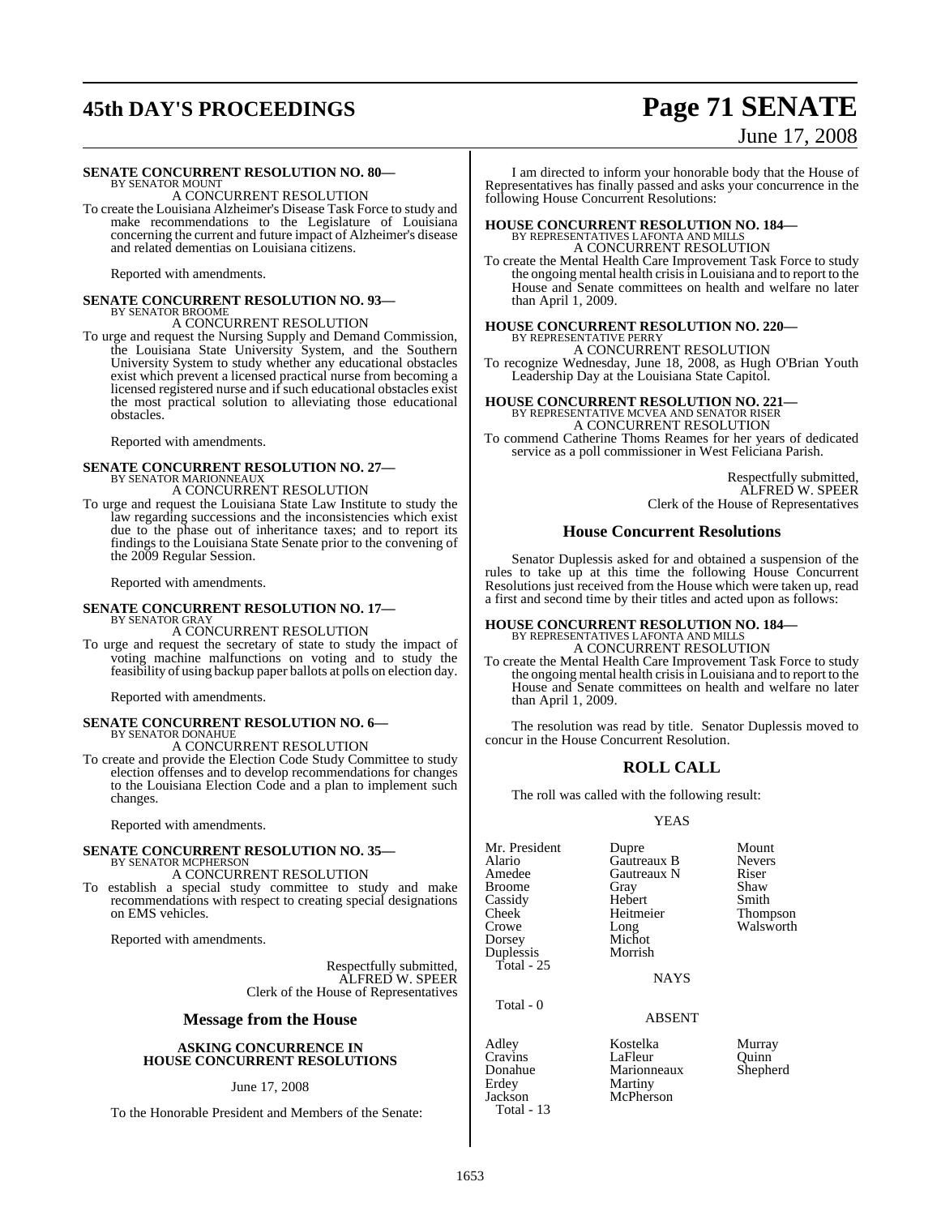**SENATE CONCURRENT RESOLUTION NO. 80—**
BY SENATOR MOUNT

A CONCURRENT RESOLUTION

To create the Louisiana Alzheimer's Disease Task Force to study and make recommendations to the Legislature of Louisiana concerning the current and future impact of Alzheimer's disease and related dementias on Louisiana citizens.

Reported with amendments.

**SENATE CONCURRENT RESOLUTION NO. 93—**
BY SENATOR BROOME

A CONCURRENT RESOLUTION

To urge and request the Nursing Supply and Demand Commission, the Louisiana State University System, and the Southern University System to study whether any educational obstacles exist which prevent a licensed practical nurse from becoming a licensed registered nurse and if such educational obstacles exist the most practical solution to alleviating those educational obstacles.

Reported with amendments.

**SENATE CONCURRENT RESOLUTION NO. 27—**
BY SENATOR MARIONNEAUX

A CONCURRENT RESOLUTION

To urge and request the Louisiana State Law Institute to study the law regarding successions and the inconsistencies which exist due to the phase out of inheritance taxes; and to report its findings to the Louisiana State Senate prior to the convening of the 2009 Regular Session.

Reported with amendments.

**SENATE CONCURRENT RESOLUTION NO. 17—**
BY SENATOR GRAY

A CONCURRENT RESOLUTION

To urge and request the secretary of state to study the impact of voting machine malfunctions on voting and to study the feasibility of using backup paper ballots at polls on election day.

Reported with amendments.

**SENATE CONCURRENT RESOLUTION NO. 6—**
BY SENATOR DONAHUE

A CONCURRENT RESOLUTION

To create and provide the Election Code Study Committee to study election offenses and to develop recommendations for changes to the Louisiana Election Code and a plan to implement such changes.

Reported with amendments.

**SENATE CONCURRENT RESOLUTION NO. 35—**
BY SENATOR MCPHERSON

A CONCURRENT RESOLUTION

To establish a special study committee to study and make recommendations with respect to creating special designations on EMS vehicles.

Reported with amendments.

Respectfully submitted,
ALFRED W. SPEER
Clerk of the House of Representatives

## Message from the House

**ASKING CONCURRENCE IN HOUSE CONCURRENT RESOLUTIONS**

June 17, 2008

To the Honorable President and Members of the Senate:

I am directed to inform your honorable body that the House of Representatives has finally passed and asks your concurrence in the following House Concurrent Resolutions:

**HOUSE CONCURRENT RESOLUTION NO. 184—**
BY REPRESENTATIVES LAFONTA AND MILLS

A CONCURRENT RESOLUTION

To create the Mental Health Care Improvement Task Force to study the ongoing mental health crisis in Louisiana and to report to the House and Senate committees on health and welfare no later than April 1, 2009.

**HOUSE CONCURRENT RESOLUTION NO. 220—**
BY REPRESENTATIVE PERRY

A CONCURRENT RESOLUTION

To recognize Wednesday, June 18, 2008, as Hugh O'Brian Youth Leadership Day at the Louisiana State Capitol.

**HOUSE CONCURRENT RESOLUTION NO. 221—**
BY REPRESENTATIVE MCVEA AND SENATOR RISER

A CONCURRENT RESOLUTION

To commend Catherine Thoms Reames for her years of dedicated service as a poll commissioner in West Feliciana Parish.

Respectfully submitted,
ALFRED W. SPEER
Clerk of the House of Representatives

## House Concurrent Resolutions

Senator Duplessis asked for and obtained a suspension of the rules to take up at this time the following House Concurrent Resolutions just received from the House which were taken up, read a first and second time by their titles and acted upon as follows:

**HOUSE CONCURRENT RESOLUTION NO. 184—**
BY REPRESENTATIVES LAFONTA AND MILLS

A CONCURRENT RESOLUTION

To create the Mental Health Care Improvement Task Force to study the ongoing mental health crisis in Louisiana and to report to the House and Senate committees on health and welfare no later than April 1, 2009.

The resolution was read by title. Senator Duplessis moved to concur in the House Concurrent Resolution.

## ROLL CALL

The roll was called with the following result:

YEAS

| | | |
|---|---|---|
| Mr. President | Dupre | Mount |
| Alario | Gautreaux B | Nevers |
| Amedee | Gautreaux N | Riser |
| Broome | Gray | Shaw |
| Cassidy | Hebert | Smith |
| Cheek | Heitmeier | Thompson |
| Crowe | Long | Walsworth |
| Dorsey | Michot | |
| Duplessis | Morrish | |

Total - 25

NAYS

Total - 0

ABSENT

| | | |
|---|---|---|
| Adley | Kostelka | Murray |
| Cravins | LaFleur | Quinn |
| Donahue | Marionneaux | Shepherd |
| Erdey | Martiny | |
| Jackson | McPherson | |

Total - 13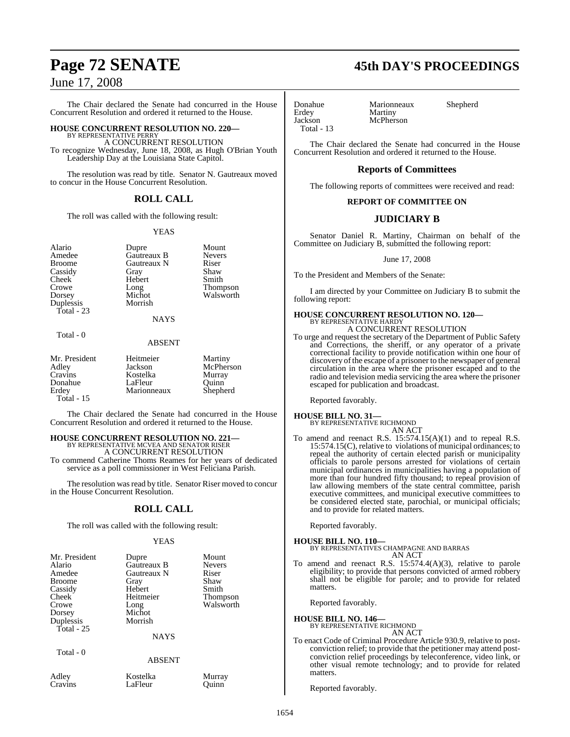The Chair declared the Senate had concurred in the House Concurrent Resolution and ordered it returned to the House.

**HOUSE CONCURRENT RESOLUTION NO. 220—**
BY REPRESENTATIVE PERRY
A CONCURRENT RESOLUTION
To recognize Wednesday, June 18, 2008, as Hugh O'Brian Youth Leadership Day at the Louisiana State Capitol.

The resolution was read by title. Senator N. Gautreaux moved to concur in the House Concurrent Resolution.

## ROLL CALL

The roll was called with the following result:

YEAS

| | | |
|---|---|---|
| Alario | Dupre | Mount |
| Amedee | Gautreaux B | Nevers |
| Broome | Gautreaux N | Riser |
| Cassidy | Gray | Shaw |
| Cheek | Hebert | Smith |
| Crowe | Long | Thompson |
| Dorsey | Michot | Walsworth |
| Duplessis | Morrish | |

Total - 23

NAYS

Total - 0

ABSENT

| | | |
|---|---|---|
| Mr. President | Heitmeier | Martiny |
| Adley | Jackson | McPherson |
| Cravins | Kostelka | Murray |
| Donahue | LaFleur | Quinn |
| Erdey | Marionneaux | Shepherd |

Total - 15

The Chair declared the Senate had concurred in the House Concurrent Resolution and ordered it returned to the House.

**HOUSE CONCURRENT RESOLUTION NO. 221—**
BY REPRESENTATIVE MCVEA AND SENATOR RISER
A CONCURRENT RESOLUTION
To commend Catherine Thoms Reames for her years of dedicated service as a poll commissioner in West Feliciana Parish.

The resolution was read by title. Senator Riser moved to concur in the House Concurrent Resolution.

## ROLL CALL

The roll was called with the following result:

YEAS

| | | |
|---|---|---|
| Mr. President | Dupre | Mount |
| Alario | Gautreaux B | Nevers |
| Amedee | Gautreaux N | Riser |
| Broome | Gray | Shaw |
| Cassidy | Hebert | Smith |
| Cheek | Heitmeier | Thompson |
| Crowe | Long | Walsworth |
| Dorsey | Michot | |
| Duplessis | Morrish | |

Total - 25

NAYS

Total - 0

ABSENT

| | | |
|---|---|---|
| Adley | Kostelka | Murray |
| Cravins | LaFleur | Quinn |
| Donahue | Marionneaux | Shepherd |
| Erdey | Martiny | |
| Jackson | McPherson | |

Total - 13

The Chair declared the Senate had concurred in the House Concurrent Resolution and ordered it returned to the House.

## Reports of Committees

The following reports of committees were received and read:

### REPORT OF COMMITTEE ON

## JUDICIARY B

Senator Daniel R. Martiny, Chairman on behalf of the Committee on Judiciary B, submitted the following report:

June 17, 2008

To the President and Members of the Senate:

I am directed by your Committee on Judiciary B to submit the following report:

**HOUSE CONCURRENT RESOLUTION NO. 120—**
BY REPRESENTATIVE HARDY
A CONCURRENT RESOLUTION
To urge and request the secretary of the Department of Public Safety and Corrections, the sheriff, or any operator of a private correctional facility to provide notification within one hour of discovery of the escape of a prisoner to the newspaper of general circulation in the area where the prisoner escaped and to the radio and television media servicing the area where the prisoner escaped for publication and broadcast.

Reported favorably.

**HOUSE BILL NO. 31—**
BY REPRESENTATIVE RICHMOND
AN ACT
To amend and reenact R.S. 15:574.15(A)(1) and to repeal R.S. 15:574.15(C), relative to violations of municipal ordinances; to repeal the authority of certain elected parish or municipality officials to parole persons arrested for violations of certain municipal ordinances in municipalities having a population of more than four hundred fifty thousand; to repeal provision of law allowing members of the state central committee, parish executive committees, and municipal executive committees to be considered elected state, parochial, or municipal officials; and to provide for related matters.

Reported favorably.

**HOUSE BILL NO. 110—**
BY REPRESENTATIVES CHAMPAGNE AND BARRAS
AN ACT
To amend and reenact R.S. 15:574.4(A)(3), relative to parole eligibility; to provide that persons convicted of armed robbery shall not be eligible for parole; and to provide for related matters.

Reported favorably.

**HOUSE BILL NO. 146—**
BY REPRESENTATIVE RICHMOND
AN ACT
To enact Code of Criminal Procedure Article 930.9, relative to post-conviction relief; to provide that the petitioner may attend post-conviction relief proceedings by teleconference, video link, or other visual remote technology; and to provide for related matters.

Reported favorably.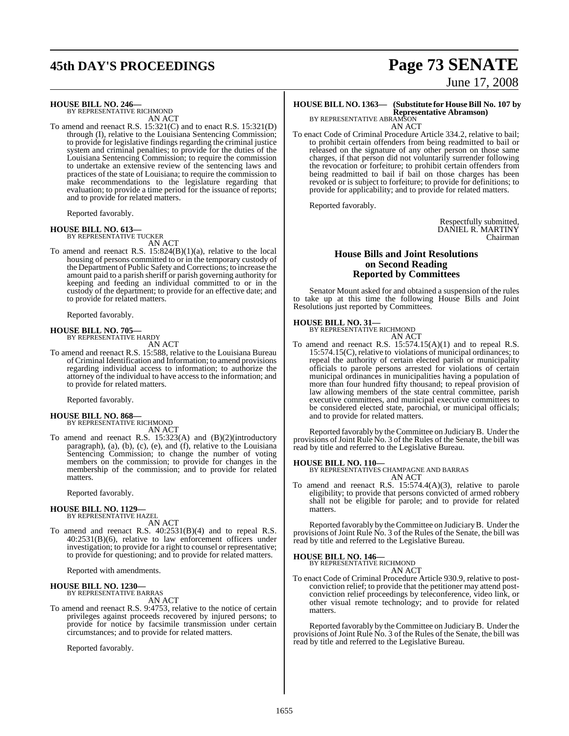**HOUSE BILL NO. 246—**
BY REPRESENTATIVE RICHMOND
AN ACT

To amend and reenact R.S. 15:321(C) and to enact R.S. 15:321(D) through (I), relative to the Louisiana Sentencing Commission; to provide for legislative findings regarding the criminal justice system and criminal penalties; to provide for the duties of the Louisiana Sentencing Commission; to require the commission to undertake an extensive review of the sentencing laws and practices of the state of Louisiana; to require the commission to make recommendations to the legislature regarding that evaluation; to provide a time period for the issuance of reports; and to provide for related matters.

Reported favorably.

**HOUSE BILL NO. 613—**
BY REPRESENTATIVE TUCKER
AN ACT

To amend and reenact R.S. 15:824(B)(1)(a), relative to the local housing of persons committed to or in the temporary custody of the Department of Public Safety and Corrections; to increase the amount paid to a parish sheriff or parish governing authority for keeping and feeding an individual committed to or in the custody of the department; to provide for an effective date; and to provide for related matters.

Reported favorably.

**HOUSE BILL NO. 705—**
BY REPRESENTATIVE HARDY
AN ACT

To amend and reenact R.S. 15:588, relative to the Louisiana Bureau of Criminal Identification and Information; to amend provisions regarding individual access to information; to authorize the attorney of the individual to have access to the information; and to provide for related matters.

Reported favorably.

**HOUSE BILL NO. 868—**
BY REPRESENTATIVE RICHMOND
AN ACT

To amend and reenact R.S. 15:323(A) and (B)(2)(introductory paragraph), (a), (b), (c), (e), and (f), relative to the Louisiana Sentencing Commission; to change the number of voting members on the commission; to provide for changes in the membership of the commission; and to provide for related matters.

Reported favorably.

**HOUSE BILL NO. 1129—**
BY REPRESENTATIVE HAZEL
AN ACT

To amend and reenact R.S. 40:2531(B)(4) and to repeal R.S. 40:2531(B)(6), relative to law enforcement officers under investigation; to provide for a right to counsel or representative; to provide for questioning; and to provide for related matters.

Reported with amendments.

**HOUSE BILL NO. 1230—**
BY REPRESENTATIVE BARRAS
AN ACT

To amend and reenact R.S. 9:4753, relative to the notice of certain privileges against proceeds recovered by injured persons; to provide for notice by facsimile transmission under certain circumstances; and to provide for related matters.

Reported favorably.

**HOUSE BILL NO. 1363— (Substitute for House Bill No. 107 by Representative Abramson)**
BY REPRESENTATIVE ABRAMSON
AN ACT

To enact Code of Criminal Procedure Article 334.2, relative to bail; to prohibit certain offenders from being readmitted to bail or released on the signature of any other person on those same charges, if that person did not voluntarily surrender following the revocation or forfeiture; to prohibit certain offenders from being readmitted to bail if bail on those charges has been revoked or is subject to forfeiture; to provide for definitions; to provide for applicability; and to provide for related matters.

Reported favorably.

Respectfully submitted,
DANIEL R. MARTINY
Chairman

## House Bills and Joint Resolutions on Second Reading Reported by Committees

Senator Mount asked for and obtained a suspension of the rules to take up at this time the following House Bills and Joint Resolutions just reported by Committees.

**HOUSE BILL NO. 31—**
BY REPRESENTATIVE RICHMOND
AN ACT

To amend and reenact R.S. 15:574.15(A)(1) and to repeal R.S. 15:574.15(C), relative to violations of municipal ordinances; to repeal the authority of certain elected parish or municipality officials to parole persons arrested for violations of certain municipal ordinances in municipalities having a population of more than four hundred fifty thousand; to repeal provision of law allowing members of the state central committee, parish executive committees, and municipal executive committees to be considered elected state, parochial, or municipal officials; and to provide for related matters.

Reported favorably by the Committee on Judiciary B. Under the provisions of Joint Rule No. 3 of the Rules of the Senate, the bill was read by title and referred to the Legislative Bureau.

**HOUSE BILL NO. 110—**
BY REPRESENTATIVES CHAMPAGNE AND BARRAS
AN ACT

To amend and reenact R.S. 15:574.4(A)(3), relative to parole eligibility; to provide that persons convicted of armed robbery shall not be eligible for parole; and to provide for related matters.

Reported favorably by the Committee on Judiciary B. Under the provisions of Joint Rule No. 3 of the Rules of the Senate, the bill was read by title and referred to the Legislative Bureau.

**HOUSE BILL NO. 146—**
BY REPRESENTATIVE RICHMOND
AN ACT

To enact Code of Criminal Procedure Article 930.9, relative to post-conviction relief; to provide that the petitioner may attend post-conviction relief proceedings by teleconference, video link, or other visual remote technology; and to provide for related matters.

Reported favorably by the Committee on Judiciary B. Under the provisions of Joint Rule No. 3 of the Rules of the Senate, the bill was read by title and referred to the Legislative Bureau.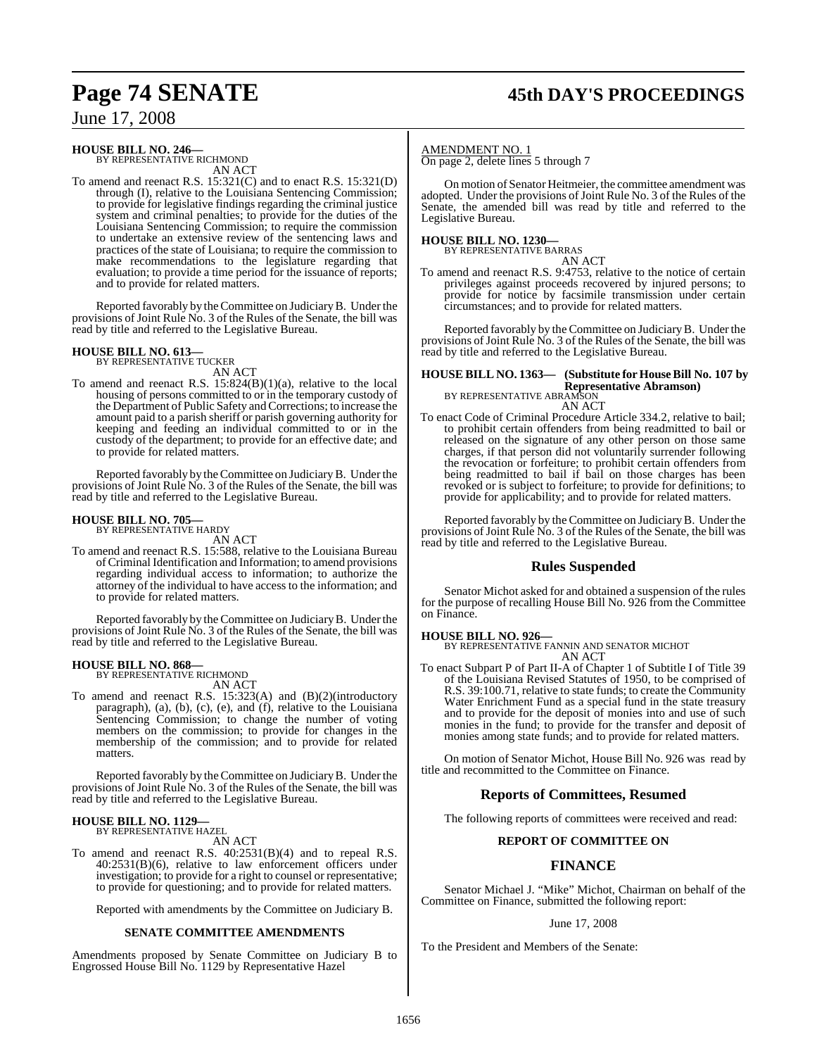**HOUSE BILL NO. 246—**
BY REPRESENTATIVE RICHMOND

AN ACT

To amend and reenact R.S. 15:321(C) and to enact R.S. 15:321(D) through (I), relative to the Louisiana Sentencing Commission; to provide for legislative findings regarding the criminal justice system and criminal penalties; to provide for the duties of the Louisiana Sentencing Commission; to require the commission to undertake an extensive review of the sentencing laws and practices of the state of Louisiana; to require the commission to make recommendations to the legislature regarding that evaluation; to provide a time period for the issuance of reports; and to provide for related matters.

Reported favorably by the Committee on Judiciary B. Under the provisions of Joint Rule No. 3 of the Rules of the Senate, the bill was read by title and referred to the Legislative Bureau.

**HOUSE BILL NO. 613—**
BY REPRESENTATIVE TUCKER

AN ACT

To amend and reenact R.S. 15:824(B)(1)(a), relative to the local housing of persons committed to or in the temporary custody of the Department of Public Safety and Corrections; to increase the amount paid to a parish sheriff or parish governing authority for keeping and feeding an individual committed to or in the custody of the department; to provide for an effective date; and to provide for related matters.

Reported favorably by the Committee on Judiciary B. Under the provisions of Joint Rule No. 3 of the Rules of the Senate, the bill was read by title and referred to the Legislative Bureau.

**HOUSE BILL NO. 705—**
BY REPRESENTATIVE HARDY

AN ACT

To amend and reenact R.S. 15:588, relative to the Louisiana Bureau of Criminal Identification and Information; to amend provisions regarding individual access to information; to authorize the attorney of the individual to have access to the information; and to provide for related matters.

Reported favorably by the Committee on Judiciary B. Under the provisions of Joint Rule No. 3 of the Rules of the Senate, the bill was read by title and referred to the Legislative Bureau.

**HOUSE BILL NO. 868—**
BY REPRESENTATIVE RICHMOND

AN ACT

To amend and reenact R.S. 15:323(A) and (B)(2)(introductory paragraph), (a), (b), (c), (e), and (f), relative to the Louisiana Sentencing Commission; to change the number of voting members on the commission; to provide for changes in the membership of the commission; and to provide for related matters.

Reported favorably by the Committee on Judiciary B. Under the provisions of Joint Rule No. 3 of the Rules of the Senate, the bill was read by title and referred to the Legislative Bureau.

**HOUSE BILL NO. 1129—**
BY REPRESENTATIVE HAZEL

AN ACT

To amend and reenact R.S. 40:2531(B)(4) and to repeal R.S. 40:2531(B)(6), relative to law enforcement officers under investigation; to provide for a right to counsel or representative; to provide for questioning; and to provide for related matters.

Reported with amendments by the Committee on Judiciary B.

**SENATE COMMITTEE AMENDMENTS**

Amendments proposed by Senate Committee on Judiciary B to Engrossed House Bill No. 1129 by Representative Hazel

AMENDMENT NO. 1

On page 2, delete lines 5 through 7

On motion of Senator Heitmeier, the committee amendment was adopted. Under the provisions of Joint Rule No. 3 of the Rules of the Senate, the amended bill was read by title and referred to the Legislative Bureau.

**HOUSE BILL NO. 1230—**
BY REPRESENTATIVE BARRAS

AN ACT

To amend and reenact R.S. 9:4753, relative to the notice of certain privileges against proceeds recovered by injured persons; to provide for notice by facsimile transmission under certain circumstances; and to provide for related matters.

Reported favorably by the Committee on Judiciary B. Under the provisions of Joint Rule No. 3 of the Rules of the Senate, the bill was read by title and referred to the Legislative Bureau.

**HOUSE BILL NO. 1363— (Substitute for House Bill No. 107 by Representative Abramson)**
BY REPRESENTATIVE ABRAMSON

AN ACT

To enact Code of Criminal Procedure Article 334.2, relative to bail; to prohibit certain offenders from being readmitted to bail or released on the signature of any other person on those same charges, if that person did not voluntarily surrender following the revocation or forfeiture; to prohibit certain offenders from being readmitted to bail if bail on those charges has been revoked or is subject to forfeiture; to provide for definitions; to provide for applicability; and to provide for related matters.

Reported favorably by the Committee on Judiciary B. Under the provisions of Joint Rule No. 3 of the Rules of the Senate, the bill was read by title and referred to the Legislative Bureau.

## Rules Suspended

Senator Michot asked for and obtained a suspension of the rules for the purpose of recalling House Bill No. 926 from the Committee on Finance.

**HOUSE BILL NO. 926—**
BY REPRESENTATIVE FANNIN AND SENATOR MICHOT

AN ACT

To enact Subpart P of Part II-A of Chapter 1 of Subtitle I of Title 39 of the Louisiana Revised Statutes of 1950, to be comprised of R.S. 39:100.71, relative to state funds; to create the Community Water Enrichment Fund as a special fund in the state treasury and to provide for the deposit of monies into and use of such monies in the fund; to provide for the transfer and deposit of monies among state funds; and to provide for related matters.

On motion of Senator Michot, House Bill No. 926 was read by title and recommitted to the Committee on Finance.

## Reports of Committees, Resumed

The following reports of committees were received and read:

**REPORT OF COMMITTEE ON**

## FINANCE

Senator Michael J. "Mike" Michot, Chairman on behalf of the Committee on Finance, submitted the following report:

June 17, 2008

To the President and Members of the Senate: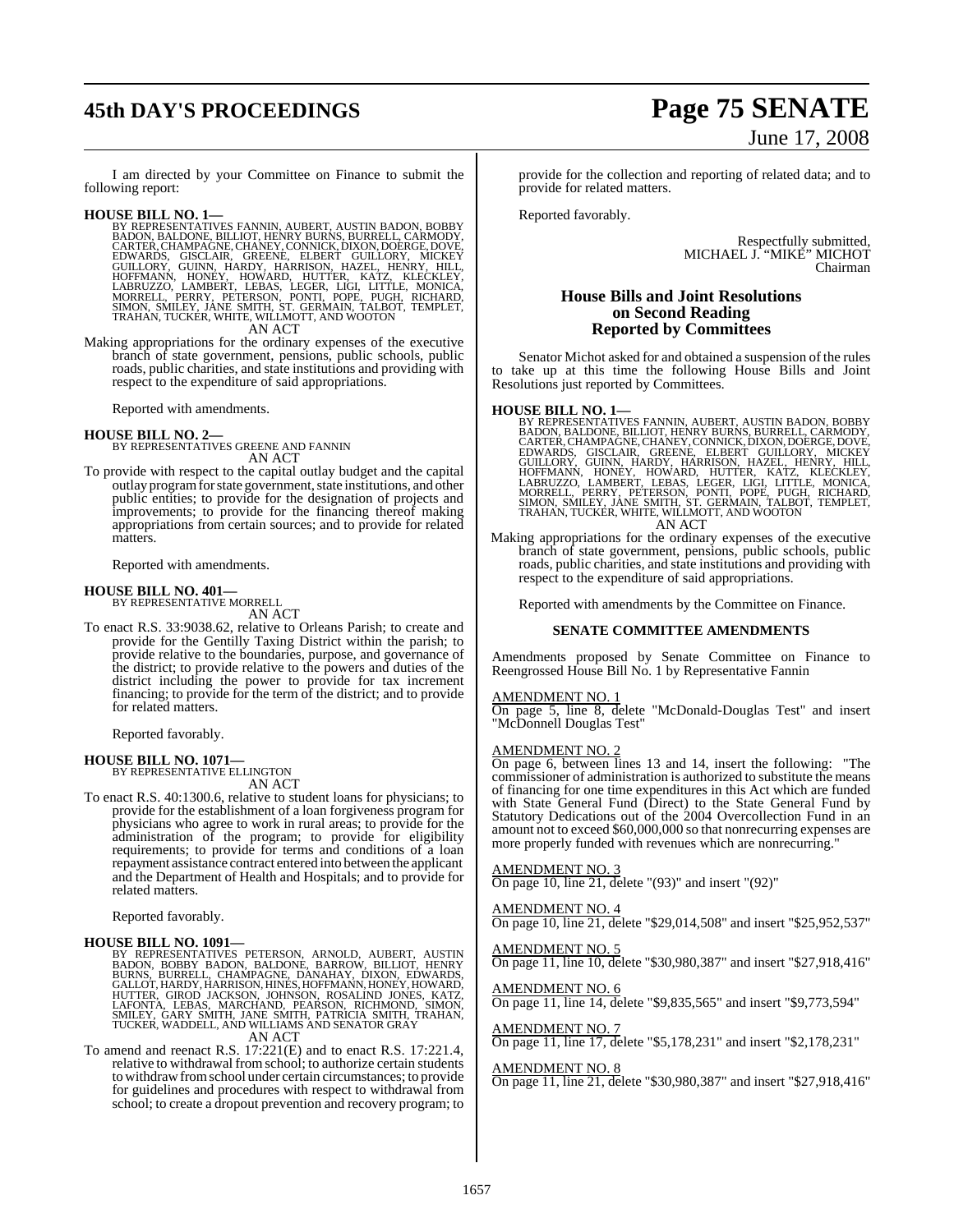I am directed by your Committee on Finance to submit the following report:

**HOUSE BILL NO. 1—**
BY REPRESENTATIVES FANNIN, AUBERT, AUSTIN BADON, BOBBY BADON, BALDONE, BILLIOT, HENRY BURNS, BURRELL, CARMODY, CARTER, CHAMPAGNE, CHANEY, CONNICK, DIXON, DOERGE, DOVE, EDWARDS, GISCLAIR, GREENE, ELBERT GUILLORY, MICKEY GUILLORY, GUINN, HARDY, HARRISON, HAZEL, HENRY, HILL, HOFFMANN, HONEY, HOWARD, HUTTER, KATZ, KLECKLEY, LABRUZZO, LAMBERT, LEBAS, LEGER, LIGI, LITTLE, MONICA, MORRELL, PERRY, PETERSON, PONTI, POPE, PUGH, RICHARD, SIMON, SMILEY, JANE SMITH, ST. GERMAIN, TALBOT, TEMPLET, TRAHAN, TUCKER, WHITE, WILLMOTT, AND WOOTON

AN ACT

Making appropriations for the ordinary expenses of the executive branch of state government, pensions, public schools, public roads, public charities, and state institutions and providing with respect to the expenditure of said appropriations.

Reported with amendments.

**HOUSE BILL NO. 2—**
BY REPRESENTATIVES GREENE AND FANNIN

AN ACT

To provide with respect to the capital outlay budget and the capital outlay program for state government, state institutions, and other public entities; to provide for the designation of projects and improvements; to provide for the financing thereof making appropriations from certain sources; and to provide for related matters.

Reported with amendments.

**HOUSE BILL NO. 401—**
BY REPRESENTATIVE MORRELL

AN ACT

To enact R.S. 33:9038.62, relative to Orleans Parish; to create and provide for the Gentilly Taxing District within the parish; to provide relative to the boundaries, purpose, and governance of the district; to provide relative to the powers and duties of the district including the power to provide for tax increment financing; to provide for the term of the district; and to provide for related matters.

Reported favorably.

**HOUSE BILL NO. 1071—**
BY REPRESENTATIVE ELLINGTON

AN ACT

To enact R.S. 40:1300.6, relative to student loans for physicians; to provide for the establishment of a loan forgiveness program for physicians who agree to work in rural areas; to provide for the administration of the program; to provide for eligibility requirements; to provide for terms and conditions of a loan repayment assistance contract entered into between the applicant and the Department of Health and Hospitals; and to provide for related matters.

Reported favorably.

**HOUSE BILL NO. 1091—**
BY REPRESENTATIVES PETERSON, ARNOLD, AUBERT, AUSTIN BADON, BOBBY BADON, BALDONE, BARROW, BILLIOT, HENRY BURNS, BURRELL, CHAMPAGNE, DANAHAY, DIXON, EDWARDS, GALLOT, HARDY, HARRISON, HINES, HOFFMANN, HONEY, HOWARD, HUTTER, GIROD JACKSON, JOHNSON, ROSALIND JONES, KATZ, LAFONTA, LEBAS, MARCHAND, PEARSON, RICHMOND, SIMON, SMILEY, GARY SMITH, JANE SMITH, PATRICIA SMITH, TRAHAN, TUCKER, WADDELL, AND WILLIAMS AND SENATOR GRAY

AN ACT

To amend and reenact R.S. 17:221(E) and to enact R.S. 17:221.4, relative to withdrawal from school; to authorize certain students to withdraw from school under certain circumstances; to provide for guidelines and procedures with respect to withdrawal from school; to create a dropout prevention and recovery program; to provide for the collection and reporting of related data; and to provide for related matters.

Reported favorably.

Respectfully submitted,
MICHAEL J. "MIKE" MICHOT
Chairman

## House Bills and Joint Resolutions on Second Reading Reported by Committees

Senator Michot asked for and obtained a suspension of the rules to take up at this time the following House Bills and Joint Resolutions just reported by Committees.

**HOUSE BILL NO. 1—**
BY REPRESENTATIVES FANNIN, AUBERT, AUSTIN BADON, BOBBY BADON, BALDONE, BILLIOT, HENRY BURNS, BURRELL, CARMODY, CARTER, CHAMPAGNE, CHANEY, CONNICK, DIXON, DOERGE, DOVE, EDWARDS, GISCLAIR, GREENE, ELBERT GUILLORY, MICKEY GUILLORY, GUINN, HARDY, HARRISON, HAZEL, HENRY, HILL, HOFFMANN, HONEY, HOWARD, HUTTER, KATZ, KLECKLEY, LABRUZZO, LAMBERT, LEBAS, LEGER, LIGI, LITTLE, MONICA, MORRELL, PERRY, PETERSON, PONTI, POPE, PUGH, RICHARD, SIMON, SMILEY, JANE SMITH, ST. GERMAIN, TALBOT, TEMPLET, TRAHAN, TUCKER, WHITE, WILLMOTT, AND WOOTON

AN ACT

Making appropriations for the ordinary expenses of the executive branch of state government, pensions, public schools, public roads, public charities, and state institutions and providing with respect to the expenditure of said appropriations.

Reported with amendments by the Committee on Finance.

### SENATE COMMITTEE AMENDMENTS

Amendments proposed by Senate Committee on Finance to Reengrossed House Bill No. 1 by Representative Fannin

AMENDMENT NO. 1
On page 5, line 8, delete "McDonald-Douglas Test" and insert "McDonnell Douglas Test"

AMENDMENT NO. 2
On page 6, between lines 13 and 14, insert the following: "The commissioner of administration is authorized to substitute the means of financing for one time expenditures in this Act which are funded with State General Fund (Direct) to the State General Fund by Statutory Dedications out of the 2004 Overcollection Fund in an amount not to exceed $60,000,000 so that nonrecurring expenses are more properly funded with revenues which are nonrecurring."

AMENDMENT NO. 3
On page 10, line 21, delete "(93)" and insert "(92)"

AMENDMENT NO. 4
On page 10, line 21, delete "$29,014,508" and insert "$25,952,537"

AMENDMENT NO. 5
On page 11, line 10, delete "$30,980,387" and insert "$27,918,416"

AMENDMENT NO. 6
On page 11, line 14, delete "$9,835,565" and insert "$9,773,594"

AMENDMENT NO. 7
On page 11, line 17, delete "$5,178,231" and insert "$2,178,231"

AMENDMENT NO. 8
On page 11, line 21, delete "$30,980,387" and insert "$27,918,416"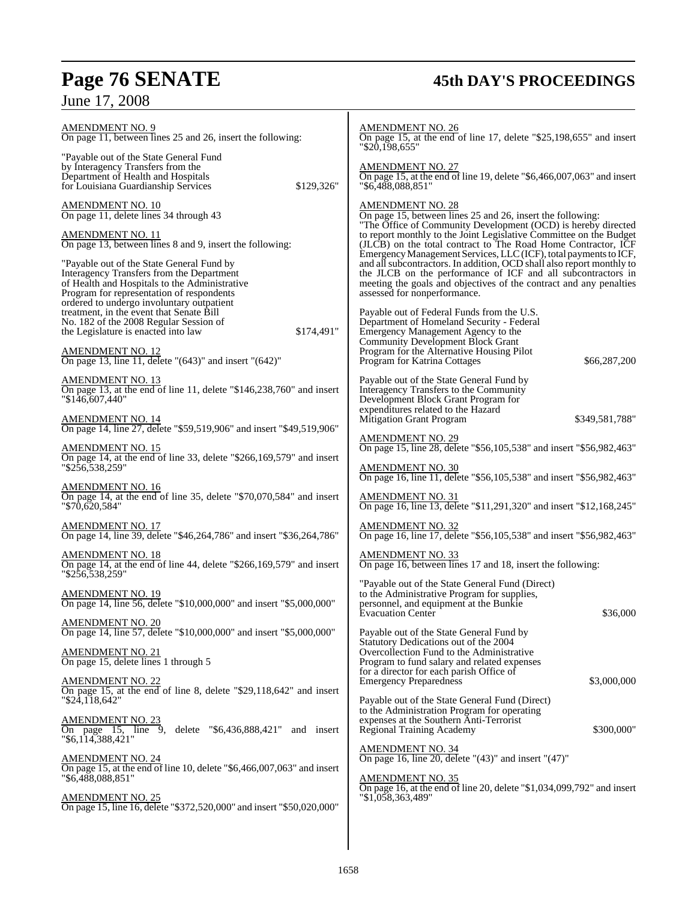AMENDMENT NO. 9
On page 11, between lines 25 and 26, insert the following:

"Payable out of the State General Fund by Interagency Transfers from the Department of Health and Hospitals for Louisiana Guardianship Services $129,326"

AMENDMENT NO. 10
On page 11, delete lines 34 through 43

AMENDMENT NO. 11
On page 13, between lines 8 and 9, insert the following:

"Payable out of the State General Fund by Interagency Transfers from the Department of Health and Hospitals to the Administrative Program for representation of respondents ordered to undergo involuntary outpatient treatment, in the event that Senate Bill No. 182 of the 2008 Regular Session of the Legislature is enacted into law $174,491"

AMENDMENT NO. 12
On page 13, line 11, delete "(643)" and insert "(642)"

AMENDMENT NO. 13
On page 13, at the end of line 11, delete "$146,238,760" and insert "$146,607,440"

AMENDMENT NO. 14
On page 14, line 27, delete "$59,519,906" and insert "$49,519,906"

AMENDMENT NO. 15
On page 14, at the end of line 33, delete "$266,169,579" and insert "$256,538,259"

AMENDMENT NO. 16
On page 14, at the end of line 35, delete "$70,070,584" and insert "$70,620,584"

AMENDMENT NO. 17
On page 14, line 39, delete "$46,264,786" and insert "$36,264,786"

AMENDMENT NO. 18
On page 14, at the end of line 44, delete "$266,169,579" and insert "$256,538,259"

AMENDMENT NO. 19
On page 14, line 56, delete "$10,000,000" and insert "$5,000,000"

AMENDMENT NO. 20
On page 14, line 57, delete "$10,000,000" and insert "$5,000,000"

AMENDMENT NO. 21
On page 15, delete lines 1 through 5

AMENDMENT NO. 22
On page 15, at the end of line 8, delete "$29,118,642" and insert "$24,118,642"

AMENDMENT NO. 23
On page 15, line 9, delete "$6,436,888,421" and insert "$6,114,388,421"

AMENDMENT NO. 24
On page 15, at the end of line 10, delete "$6,466,007,063" and insert "$6,488,088,851"

AMENDMENT NO. 25
On page 15, line 16, delete "$372,520,000" and insert "$50,020,000"

AMENDMENT NO. 26
On page 15, at the end of line 17, delete "$25,198,655" and insert "$20,198,655"

AMENDMENT NO. 27
On page 15, at the end of line 19, delete "$6,466,007,063" and insert "$6,488,088,851"

AMENDMENT NO. 28
On page 15, between lines 25 and 26, insert the following:
"The Office of Community Development (OCD) is hereby directed to report monthly to the Joint Legislative Committee on the Budget (JLCB) on the total contract to The Road Home Contractor, ICF Emergency Management Services, LLC (ICF), total payments to ICF, and all subcontractors. In addition, OCD shall also report monthly to the JLCB on the performance of ICF and all subcontractors in meeting the goals and objectives of the contract and any penalties assessed for nonperformance.

Payable out of Federal Funds from the U.S. Department of Homeland Security - Federal Emergency Management Agency to the Community Development Block Grant Program for the Alternative Housing Pilot Program for Katrina Cottages $66,287,200

Payable out of the State General Fund by Interagency Transfers to the Community Development Block Grant Program for expenditures related to the Hazard Mitigation Grant Program $349,581,788"

AMENDMENT NO. 29
On page 15, line 28, delete "$56,105,538" and insert "$56,982,463"

AMENDMENT NO. 30
On page 16, line 11, delete "$56,105,538" and insert "$56,982,463"

AMENDMENT NO. 31
On page 16, line 13, delete "$11,291,320" and insert "$12,168,245"

AMENDMENT NO. 32
On page 16, line 17, delete "$56,105,538" and insert "$56,982,463"

AMENDMENT NO. 33
On page 16, between lines 17 and 18, insert the following:

"Payable out of the State General Fund (Direct) to the Administrative Program for supplies, personnel, and equipment at the Bunkie Evacuation Center $36,000

Payable out of the State General Fund by Statutory Dedications out of the 2004 Overcollection Fund to the Administrative Program to fund salary and related expenses for a director for each parish Office of Emergency Preparedness $3,000,000

Payable out of the State General Fund (Direct) to the Administration Program for operating expenses at the Southern Anti-Terrorist Regional Training Academy $300,000"

AMENDMENT NO. 34
On page 16, line 20, delete "(43)" and insert "(47)"

AMENDMENT NO. 35
On page 16, at the end of line 20, delete "$1,034,099,792" and insert "$1,058,363,489"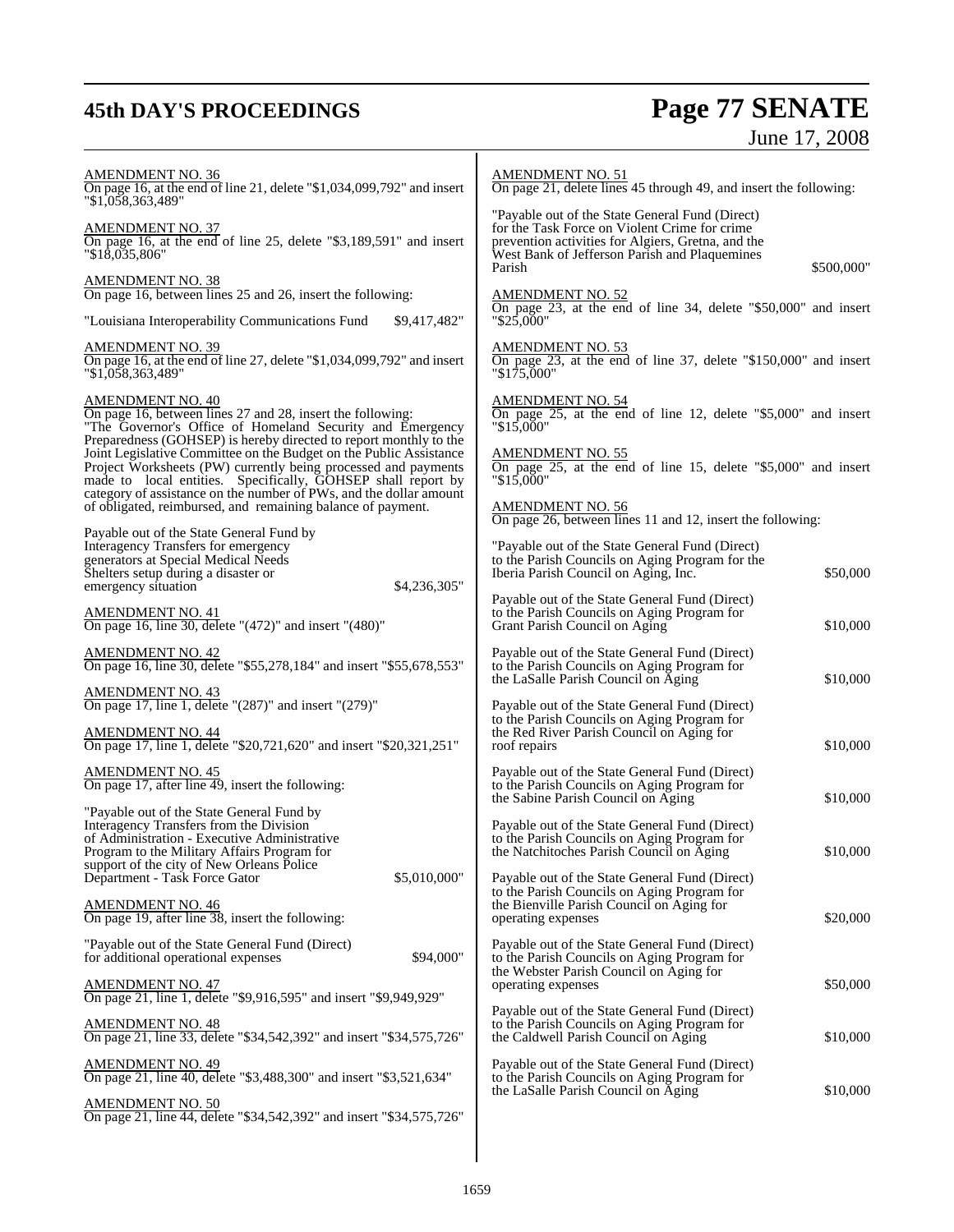AMENDMENT NO. 36
On page 16, at the end of line 21, delete "$1,034,099,792" and insert "$1,058,363,489"

AMENDMENT NO. 37
On page 16, at the end of line 25, delete "$3,189,591" and insert "$18,035,806"

AMENDMENT NO. 38
On page 16, between lines 25 and 26, insert the following:

"Louisiana Interoperability Communications Fund $9,417,482"

AMENDMENT NO. 39
On page 16, at the end of line 27, delete "$1,034,099,792" and insert "$1,058,363,489"

AMENDMENT NO. 40
On page 16, between lines 27 and 28, insert the following:
"The Governor's Office of Homeland Security and Emergency Preparedness (GOHSEP) is hereby directed to report monthly to the Joint Legislative Committee on the Budget on the Public Assistance Project Worksheets (PW) currently being processed and payments made to local entities. Specifically, GOHSEP shall report by category of assistance on the number of PWs, and the dollar amount of obligated, reimbursed, and remaining balance of payment.

Payable out of the State General Fund by Interagency Transfers for emergency generators at Special Medical Needs Shelters setup during a disaster or emergency situation $4,236,305"

AMENDMENT NO. 41
On page 16, line 30, delete "(472)" and insert "(480)"

AMENDMENT NO. 42
On page 16, line 30, delete "$55,278,184" and insert "$55,678,553"

AMENDMENT NO. 43
On page 17, line 1, delete "(287)" and insert "(279)"

AMENDMENT NO. 44
On page 17, line 1, delete "$20,721,620" and insert "$20,321,251"

AMENDMENT NO. 45
On page 17, after line 49, insert the following:

"Payable out of the State General Fund by Interagency Transfers from the Division of Administration - Executive Administrative Program to the Military Affairs Program for support of the city of New Orleans Police Department - Task Force Gator $5,010,000"

AMENDMENT NO. 46
On page 19, after line 38, insert the following:

"Payable out of the State General Fund (Direct) for additional operational expenses $94,000"

AMENDMENT NO. 47
On page 21, line 1, delete "$9,916,595" and insert "$9,949,929"

AMENDMENT NO. 48
On page 21, line 33, delete "$34,542,392" and insert "$34,575,726"

AMENDMENT NO. 49
On page 21, line 40, delete "$3,488,300" and insert "$3,521,634"

AMENDMENT NO. 50
On page 21, line 44, delete "$34,542,392" and insert "$34,575,726"

AMENDMENT NO. 51
On page 21, delete lines 45 through 49, and insert the following:

"Payable out of the State General Fund (Direct) for the Task Force on Violent Crime for crime prevention activities for Algiers, Gretna, and the West Bank of Jefferson Parish and Plaquemines Parish $500,000"

AMENDMENT NO. 52
On page 23, at the end of line 34, delete "$50,000" and insert "$25,000"

AMENDMENT NO. 53
On page 23, at the end of line 37, delete "$150,000" and insert "$175,000"

AMENDMENT NO. 54
On page 25, at the end of line 12, delete "$5,000" and insert "$15,000"

AMENDMENT NO. 55
On page 25, at the end of line 15, delete "$5,000" and insert "$15,000"

AMENDMENT NO. 56
On page 26, between lines 11 and 12, insert the following:

"Payable out of the State General Fund (Direct) to the Parish Councils on Aging Program for the Iberia Parish Council on Aging, Inc. $50,000

Payable out of the State General Fund (Direct) to the Parish Councils on Aging Program for Grant Parish Council on Aging $10,000

Payable out of the State General Fund (Direct) to the Parish Councils on Aging Program for the LaSalle Parish Council on Aging $10,000

Payable out of the State General Fund (Direct) to the Parish Councils on Aging Program for the Red River Parish Council on Aging for roof repairs $10,000

Payable out of the State General Fund (Direct) to the Parish Councils on Aging Program for the Sabine Parish Council on Aging $10,000

Payable out of the State General Fund (Direct) to the Parish Councils on Aging Program for the Natchitoches Parish Council on Aging $10,000

Payable out of the State General Fund (Direct) to the Parish Councils on Aging Program for the Bienville Parish Council on Aging for operating expenses $20,000

Payable out of the State General Fund (Direct) to the Parish Councils on Aging Program for the Webster Parish Council on Aging for operating expenses $50,000

Payable out of the State General Fund (Direct) to the Parish Councils on Aging Program for the Caldwell Parish Council on Aging $10,000

Payable out of the State General Fund (Direct) to the Parish Councils on Aging Program for the LaSalle Parish Council on Aging $10,000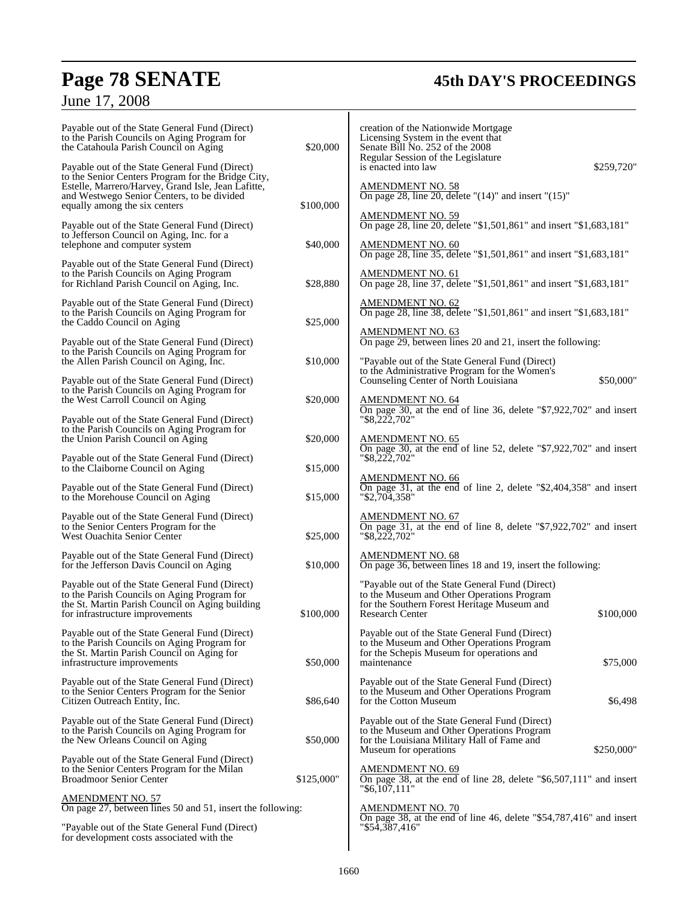Payable out of the State General Fund (Direct) to the Parish Councils on Aging Program for the Catahoula Parish Council on Aging $20,000

Payable out of the State General Fund (Direct) to the Senior Centers Program for the Bridge City, Estelle, Marrero/Harvey, Grand Isle, Jean Lafitte, and Westwego Senior Centers, to be divided equally among the six centers $100,000

Payable out of the State General Fund (Direct) to Jefferson Council on Aging, Inc. for a telephone and computer system $40,000

Payable out of the State General Fund (Direct) to the Parish Councils on Aging Program for Richland Parish Council on Aging, Inc. $28,880

Payable out of the State General Fund (Direct) to the Parish Councils on Aging Program for the Caddo Council on Aging $25,000

Payable out of the State General Fund (Direct) to the Parish Councils on Aging Program for the Allen Parish Council on Aging, Inc. $10,000

Payable out of the State General Fund (Direct) to the Parish Councils on Aging Program for the West Carroll Council on Aging $20,000

Payable out of the State General Fund (Direct) to the Parish Councils on Aging Program for the Union Parish Council on Aging $20,000

Payable out of the State General Fund (Direct) to the Claiborne Council on Aging $15,000

Payable out of the State General Fund (Direct) to the Morehouse Council on Aging $15,000

Payable out of the State General Fund (Direct) to the Senior Centers Program for the West Ouachita Senior Center $25,000

Payable out of the State General Fund (Direct) for the Jefferson Davis Council on Aging $10,000

Payable out of the State General Fund (Direct) to the Parish Councils on Aging Program for the St. Martin Parish Council on Aging building for infrastructure improvements $100,000

Payable out of the State General Fund (Direct) to the Parish Councils on Aging Program for the St. Martin Parish Council on Aging for infrastructure improvements $50,000

Payable out of the State General Fund (Direct) to the Senior Centers Program for the Senior Citizen Outreach Entity, Inc. $86,640

Payable out of the State General Fund (Direct) to the Parish Councils on Aging Program for the New Orleans Council on Aging $50,000

Payable out of the State General Fund (Direct) to the Senior Centers Program for the Milan Broadmoor Senior Center $125,000"

AMENDMENT NO. 57
On page 27, between lines 50 and 51, insert the following:

"Payable out of the State General Fund (Direct) for development costs associated with the creation of the Nationwide Mortgage Licensing System in the event that Senate Bill No. 252 of the 2008 Regular Session of the Legislature is enacted into law $259,720"

AMENDMENT NO. 58
On page 28, line 20, delete "(14)" and insert "(15)"

AMENDMENT NO. 59
On page 28, line 20, delete "$1,501,861" and insert "$1,683,181"

AMENDMENT NO. 60
On page 28, line 35, delete "$1,501,861" and insert "$1,683,181"

AMENDMENT NO. 61
On page 28, line 37, delete "$1,501,861" and insert "$1,683,181"

AMENDMENT NO. 62
On page 28, line 38, delete "$1,501,861" and insert "$1,683,181"

AMENDMENT NO. 63
On page 29, between lines 20 and 21, insert the following:

"Payable out of the State General Fund (Direct) to the Administrative Program for the Women's Counseling Center of North Louisiana $50,000"

AMENDMENT NO. 64
On page 30, at the end of line 36, delete "$7,922,702" and insert "$8,222,702"

AMENDMENT NO. 65
On page 30, at the end of line 52, delete "$7,922,702" and insert "$8,222,702"

AMENDMENT NO. 66
On page 31, at the end of line 2, delete "$2,404,358" and insert "$2,704,358"

AMENDMENT NO. 67
On page 31, at the end of line 8, delete "$7,922,702" and insert "$8,222,702"

AMENDMENT NO. 68
On page 36, between lines 18 and 19, insert the following:

"Payable out of the State General Fund (Direct) to the Museum and Other Operations Program for the Southern Forest Heritage Museum and Research Center $100,000

Payable out of the State General Fund (Direct) to the Museum and Other Operations Program for the Schepis Museum for operations and maintenance $75,000

Payable out of the State General Fund (Direct) to the Museum and Other Operations Program for the Cotton Museum $6,498

Payable out of the State General Fund (Direct) to the Museum and Other Operations Program for the Louisiana Military Hall of Fame and Museum for operations $250,000"

AMENDMENT NO. 69
On page 38, at the end of line 28, delete "$6,507,111" and insert "$6,107,111"

AMENDMENT NO. 70
On page 38, at the end of line 46, delete "$54,787,416" and insert "$54,387,416"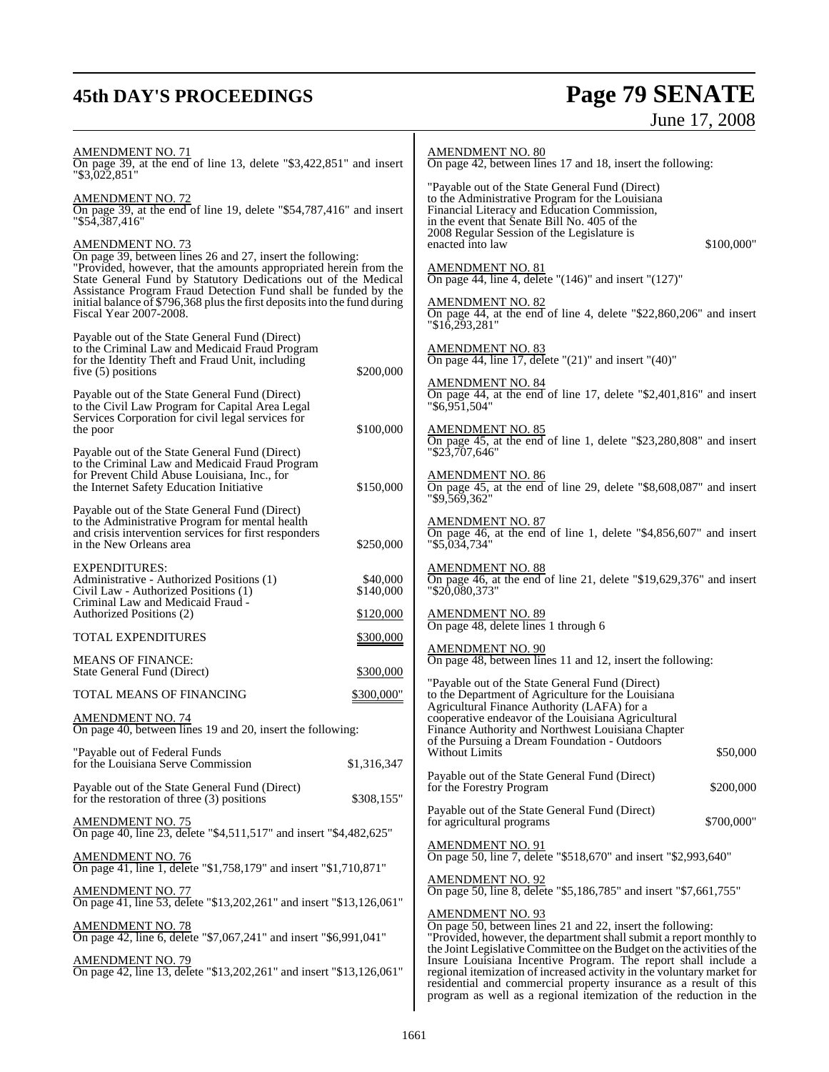AMENDMENT NO. 71
On page 39, at the end of line 13, delete "$3,422,851" and insert "$3,022,851"

AMENDMENT NO. 72
On page 39, at the end of line 19, delete "$54,787,416" and insert "$54,387,416"

AMENDMENT NO. 73
On page 39, between lines 26 and 27, insert the following:
"Provided, however, that the amounts appropriated herein from the State General Fund by Statutory Dedications out of the Medical Assistance Program Fraud Detection Fund shall be funded by the initial balance of $796,368 plus the first deposits into the fund during Fiscal Year 2007-2008.

| | |
|---|---|
| Payable out of the State General Fund (Direct) to the Criminal Law and Medicaid Fraud Program for the Identity Theft and Fraud Unit, including five (5) positions | $200,000 |
| Payable out of the State General Fund (Direct) to the Civil Law Program for Capital Area Legal Services Corporation for civil legal services for the poor | $100,000 |
| Payable out of the State General Fund (Direct) to the Criminal Law and Medicaid Fraud Program for Prevent Child Abuse Louisiana, Inc., for the Internet Safety Education Initiative | $150,000 |
| Payable out of the State General Fund (Direct) to the Administrative Program for mental health and crisis intervention services for first responders in the New Orleans area | $250,000 |

| | |
|---|---|
| EXPENDITURES: | |
| Administrative - Authorized Positions (1) | $40,000 |
| Civil Law - Authorized Positions (1) | $140,000 |
| Criminal Law and Medicaid Fraud - Authorized Positions (2) | $120,000 |
| TOTAL EXPENDITURES | $300,000 |
| MEANS OF FINANCE: | |
| State General Fund (Direct) | $300,000 |
| TOTAL MEANS OF FINANCING | $300,000" |

AMENDMENT NO. 74
On page 40, between lines 19 and 20, insert the following:

| | |
|---|---|
| "Payable out of Federal Funds for the Louisiana Serve Commission | $1,316,347 |
| Payable out of the State General Fund (Direct) for the restoration of three (3) positions | $308,155" |

AMENDMENT NO. 75
On page 40, line 23, delete "$4,511,517" and insert "$4,482,625"

AMENDMENT NO. 76
On page 41, line 1, delete "$1,758,179" and insert "$1,710,871"

AMENDMENT NO. 77
On page 41, line 53, delete "$13,202,261" and insert "$13,126,061"

AMENDMENT NO. 78
On page 42, line 6, delete "$7,067,241" and insert "$6,991,041"

AMENDMENT NO. 79
On page 42, line 13, delete "$13,202,261" and insert "$13,126,061"

AMENDMENT NO. 80
On page 42, between lines 17 and 18, insert the following:

| | |
|---|---|
| "Payable out of the State General Fund (Direct) to the Administrative Program for the Louisiana Financial Literacy and Education Commission, in the event that Senate Bill No. 405 of the 2008 Regular Session of the Legislature is enacted into law | $100,000" |

AMENDMENT NO. 81
On page 44, line 4, delete "(146)" and insert "(127)"

AMENDMENT NO. 82
On page 44, at the end of line 4, delete "$22,860,206" and insert "$16,293,281"

AMENDMENT NO. 83
On page 44, line 17, delete "(21)" and insert "(40)"

AMENDMENT NO. 84
On page 44, at the end of line 17, delete "$2,401,816" and insert "$6,951,504"

AMENDMENT NO. 85
On page 45, at the end of line 1, delete "$23,280,808" and insert "$23,707,646"

AMENDMENT NO. 86
On page 45, at the end of line 29, delete "$8,608,087" and insert "$9,569,362"

AMENDMENT NO. 87
On page 46, at the end of line 1, delete "$4,856,607" and insert "$5,034,734"

AMENDMENT NO. 88
On page 46, at the end of line 21, delete "$19,629,376" and insert "$20,080,373"

AMENDMENT NO. 89
On page 48, delete lines 1 through 6

AMENDMENT NO. 90
On page 48, between lines 11 and 12, insert the following:

| | |
|---|---|
| "Payable out of the State General Fund (Direct) to the Department of Agriculture for the Louisiana Agricultural Finance Authority (LAFA) for a cooperative endeavor of the Louisiana Agricultural Finance Authority and Northwest Louisiana Chapter of the Pursuing a Dream Foundation - Outdoors Without Limits | $50,000 |
| Payable out of the State General Fund (Direct) for the Forestry Program | $200,000 |
| Payable out of the State General Fund (Direct) for agricultural programs | $700,000" |

AMENDMENT NO. 91
On page 50, line 7, delete "$518,670" and insert "$2,993,640"

AMENDMENT NO. 92
On page 50, line 8, delete "$5,186,785" and insert "$7,661,755"

AMENDMENT NO. 93
On page 50, between lines 21 and 22, insert the following:
"Provided, however, the department shall submit a report monthly to the Joint Legislative Committee on the Budget on the activities of the Insure Louisiana Incentive Program. The report shall include a regional itemization of increased activity in the voluntary market for residential and commercial property insurance as a result of this program as well as a regional itemization of the reduction in the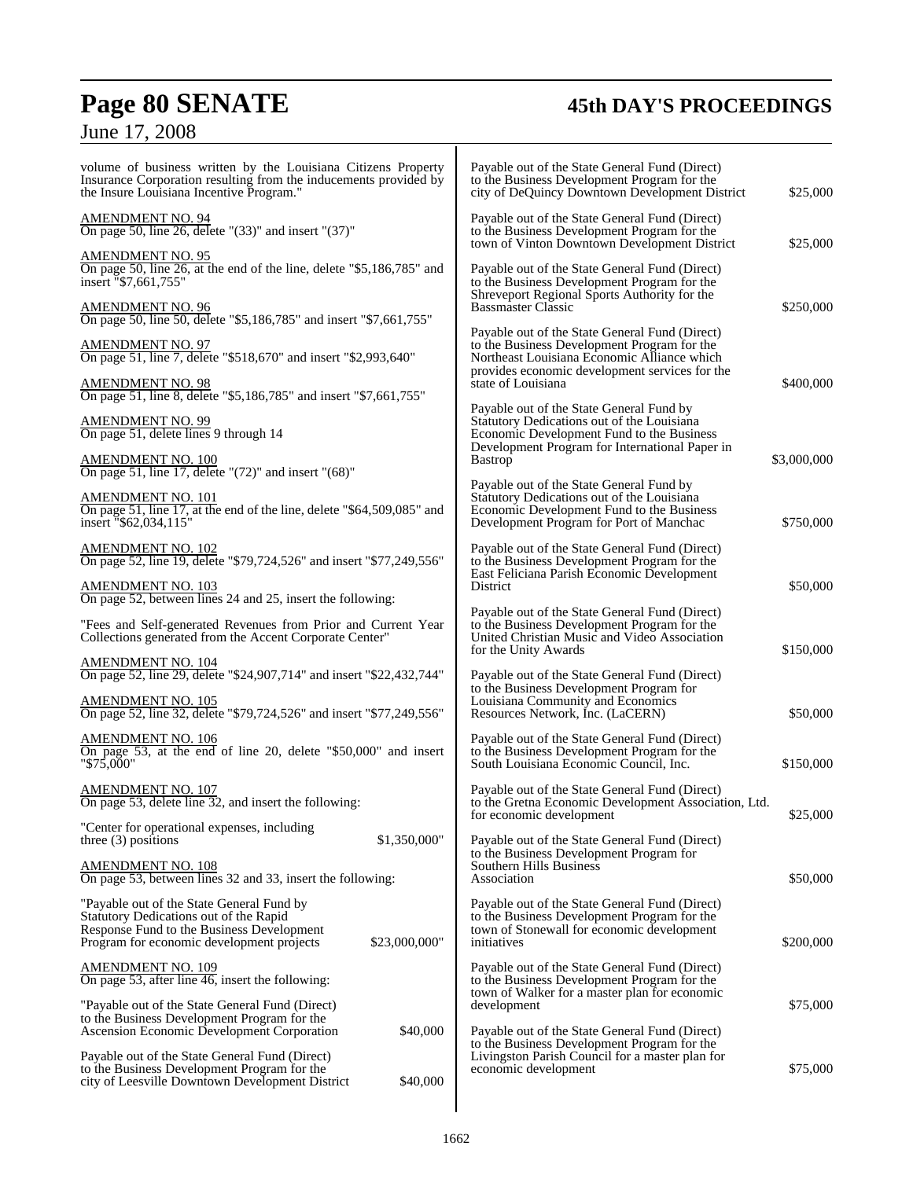volume of business written by the Louisiana Citizens Property Insurance Corporation resulting from the inducements provided by the Insure Louisiana Incentive Program."

AMENDMENT NO. 94
On page 50, line 26, delete "(33)" and insert "(37)"

AMENDMENT NO. 95
On page 50, line 26, at the end of the line, delete "$5,186,785" and insert "$7,661,755"

AMENDMENT NO. 96
On page 50, line 50, delete "$5,186,785" and insert "$7,661,755"

AMENDMENT NO. 97
On page 51, line 7, delete "$518,670" and insert "$2,993,640"

AMENDMENT NO. 98
On page 51, line 8, delete "$5,186,785" and insert "$7,661,755"

AMENDMENT NO. 99
On page 51, delete lines 9 through 14

AMENDMENT NO. 100
On page 51, line 17, delete "(72)" and insert "(68)"

AMENDMENT NO. 101
On page 51, line 17, at the end of the line, delete "$64,509,085" and insert "$62,034,115"

AMENDMENT NO. 102
On page 52, line 19, delete "$79,724,526" and insert "$77,249,556"

AMENDMENT NO. 103
On page 52, between lines 24 and 25, insert the following:

"Fees and Self-generated Revenues from Prior and Current Year Collections generated from the Accent Corporate Center"

AMENDMENT NO. 104
On page 52, line 29, delete "$24,907,714" and insert "$22,432,744"

AMENDMENT NO. 105
On page 52, line 32, delete "$79,724,526" and insert "$77,249,556"

AMENDMENT NO. 106
On page 53, at the end of line 20, delete "$50,000" and insert "$75,000"

AMENDMENT NO. 107
On page 53, delete line 32, and insert the following:

"Center for operational expenses, including three (3) positions $1,350,000"

AMENDMENT NO. 108
On page 53, between lines 32 and 33, insert the following:

"Payable out of the State General Fund by Statutory Dedications out of the Rapid Response Fund to the Business Development Program for economic development projects $23,000,000"

AMENDMENT NO. 109
On page 53, after line 46, insert the following:

"Payable out of the State General Fund (Direct) to the Business Development Program for the Ascension Economic Development Corporation $40,000

Payable out of the State General Fund (Direct) to the Business Development Program for the city of Leesville Downtown Development District $40,000

Payable out of the State General Fund (Direct) to the Business Development Program for the city of DeQuincy Downtown Development District $25,000

Payable out of the State General Fund (Direct) to the Business Development Program for the town of Vinton Downtown Development District $25,000

Payable out of the State General Fund (Direct) to the Business Development Program for the Shreveport Regional Sports Authority for the Bassmaster Classic $250,000

Payable out of the State General Fund (Direct) to the Business Development Program for the Northeast Louisiana Economic Alliance which provides economic development services for the state of Louisiana $400,000

Payable out of the State General Fund by Statutory Dedications out of the Louisiana Economic Development Fund to the Business Development Program for International Paper in Bastrop $3,000,000

Payable out of the State General Fund by Statutory Dedications out of the Louisiana Economic Development Fund to the Business Development Program for Port of Manchac $750,000

Payable out of the State General Fund (Direct) to the Business Development Program for the East Feliciana Parish Economic Development District $50,000

Payable out of the State General Fund (Direct) to the Business Development Program for the United Christian Music and Video Association for the Unity Awards $150,000

Payable out of the State General Fund (Direct) to the Business Development Program for Louisiana Community and Economics Resources Network, Inc. (LaCERN) $50,000

Payable out of the State General Fund (Direct) to the Business Development Program for the South Louisiana Economic Council, Inc. $150,000

Payable out of the State General Fund (Direct) to the Gretna Economic Development Association, Ltd. for economic development $25,000

Payable out of the State General Fund (Direct) to the Business Development Program for Southern Hills Business Association $50,000

Payable out of the State General Fund (Direct) to the Business Development Program for the town of Stonewall for economic development initiatives $200,000

Payable out of the State General Fund (Direct) to the Business Development Program for the town of Walker for a master plan for economic development $75,000

Payable out of the State General Fund (Direct) to the Business Development Program for the Livingston Parish Council for a master plan for economic development $75,000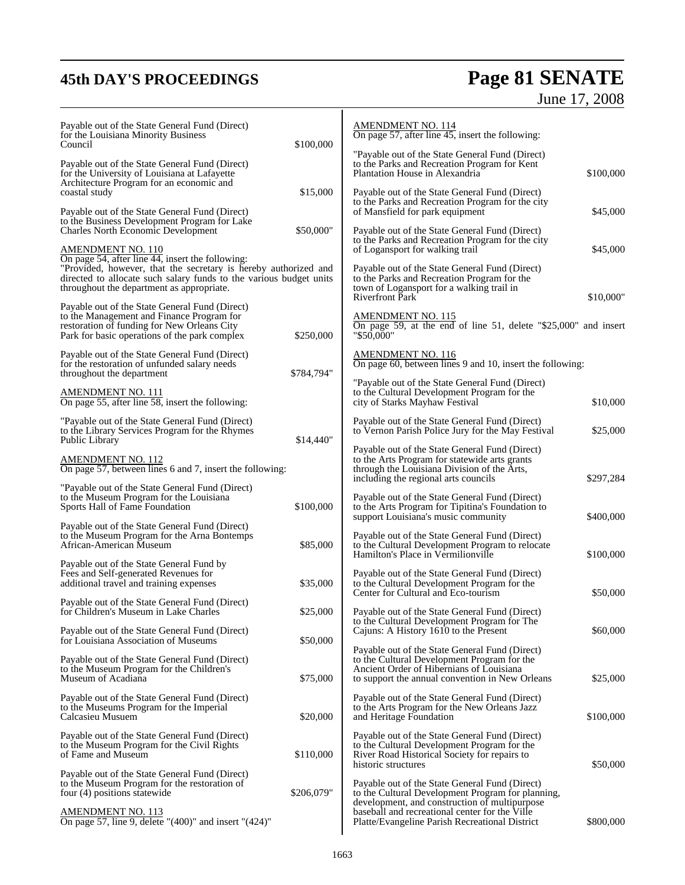Payable out of the State General Fund (Direct) for the Louisiana Minority Business Council $100,000

Payable out of the State General Fund (Direct) for the University of Louisiana at Lafayette Architecture Program for an economic and coastal study $15,000

Payable out of the State General Fund (Direct) to the Business Development Program for Lake Charles North Economic Development $50,000"

AMENDMENT NO. 110

On page 54, after line 44, insert the following:

"Provided, however, that the secretary is hereby authorized and directed to allocate such salary funds to the various budget units throughout the department as appropriate.

Payable out of the State General Fund (Direct) to the Management and Finance Program for restoration of funding for New Orleans City Park for basic operations of the park complex $250,000

Payable out of the State General Fund (Direct) for the restoration of unfunded salary needs throughout the department $784,794"

AMENDMENT NO. 111

On page 55, after line 58, insert the following:

"Payable out of the State General Fund (Direct) to the Library Services Program for the Rhymes Public Library $14,440"

AMENDMENT NO. 112

On page 57, between lines 6 and 7, insert the following:

"Payable out of the State General Fund (Direct) to the Museum Program for the Louisiana Sports Hall of Fame Foundation $100,000

Payable out of the State General Fund (Direct) to the Museum Program for the Arna Bontemps African-American Museum $85,000

Payable out of the State General Fund by Fees and Self-generated Revenues for additional travel and training expenses $35,000

Payable out of the State General Fund (Direct) for Children's Museum in Lake Charles $25,000

Payable out of the State General Fund (Direct) for Louisiana Association of Museums $50,000

Payable out of the State General Fund (Direct) to the Museum Program for the Children's Museum of Acadiana $75,000

Payable out of the State General Fund (Direct) to the Museums Program for the Imperial Calcasieu Musuem $20,000

Payable out of the State General Fund (Direct) to the Museum Program for the Civil Rights of Fame and Museum $110,000

Payable out of the State General Fund (Direct) to the Museum Program for the restoration of four (4) positions statewide $206,079"

AMENDMENT NO. 113

On page 57, line 9, delete "(400)" and insert "(424)"

AMENDMENT NO. 114

On page 57, after line 45, insert the following:

"Payable out of the State General Fund (Direct) to the Parks and Recreation Program for Kent Plantation House in Alexandria $100,000

Payable out of the State General Fund (Direct) to the Parks and Recreation Program for the city of Mansfield for park equipment $45,000

Payable out of the State General Fund (Direct) to the Parks and Recreation Program for the city of Logansport for walking trail $45,000

Payable out of the State General Fund (Direct) to the Parks and Recreation Program for the town of Logansport for a walking trail in Riverfront Park $10,000"

AMENDMENT NO. 115

On page 59, at the end of line 51, delete "$25,000" and insert "$50,000"

AMENDMENT NO. 116

On page 60, between lines 9 and 10, insert the following:

"Payable out of the State General Fund (Direct) to the Cultural Development Program for the city of Starks Mayhaw Festival $10,000

Payable out of the State General Fund (Direct) to Vernon Parish Police Jury for the May Festival $25,000

Payable out of the State General Fund (Direct) to the Arts Program for statewide arts grants through the Louisiana Division of the Arts, including the regional arts councils $297,284

Payable out of the State General Fund (Direct) to the Arts Program for Tipitina's Foundation to support Louisiana's music community $400,000

Payable out of the State General Fund (Direct) to the Cultural Development Program to relocate Hamilton's Place in Vermilionville $100,000

Payable out of the State General Fund (Direct) to the Cultural Development Program for the Center for Cultural and Eco-tourism $50,000

Payable out of the State General Fund (Direct) to the Cultural Development Program for The Cajuns: A History 1610 to the Present $60,000

Payable out of the State General Fund (Direct) to the Cultural Development Program for the Ancient Order of Hibernians of Louisiana to support the annual convention in New Orleans $25,000

Payable out of the State General Fund (Direct) to the Arts Program for the New Orleans Jazz and Heritage Foundation $100,000

Payable out of the State General Fund (Direct) to the Cultural Development Program for the River Road Historical Society for repairs to historic structures $50,000

Payable out of the State General Fund (Direct) to the Cultural Development Program for planning, development, and construction of multipurpose baseball and recreational center for the Ville Platte/Evangeline Parish Recreational District $800,000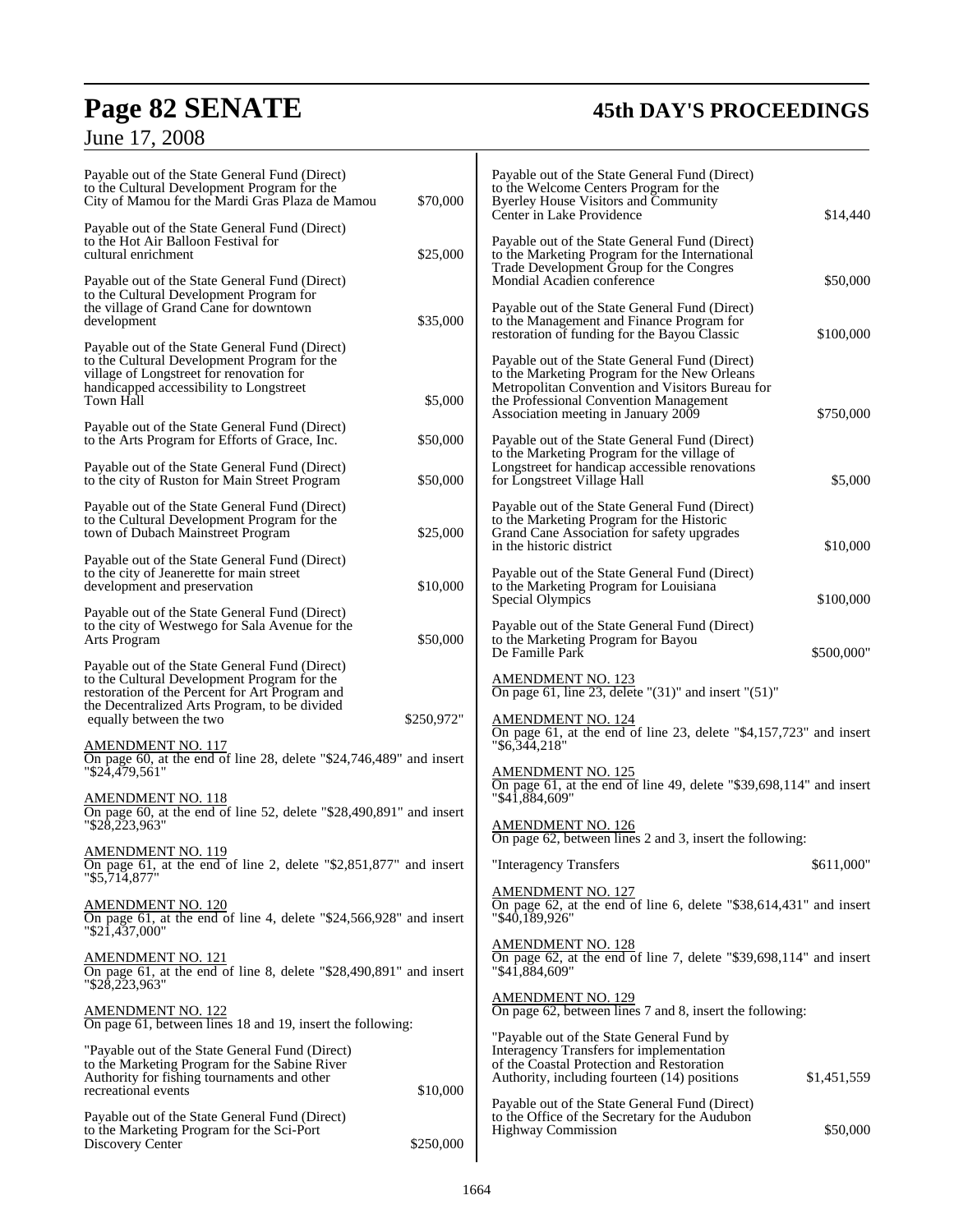Payable out of the State General Fund (Direct) to the Cultural Development Program for the City of Mamou for the Mardi Gras Plaza de Mamou $70,000

Payable out of the State General Fund (Direct) to the Hot Air Balloon Festival for cultural enrichment $25,000

Payable out of the State General Fund (Direct) to the Cultural Development Program for the village of Grand Cane for downtown development $35,000

Payable out of the State General Fund (Direct) to the Cultural Development Program for the village of Longstreet for renovation for handicapped accessibility to Longstreet Town Hall $5,000

Payable out of the State General Fund (Direct) to the Arts Program for Efforts of Grace, Inc. $50,000

Payable out of the State General Fund (Direct) to the city of Ruston for Main Street Program $50,000

Payable out of the State General Fund (Direct) to the Cultural Development Program for the town of Dubach Mainstreet Program $25,000

Payable out of the State General Fund (Direct) to the city of Jeanerette for main street development and preservation $10,000

Payable out of the State General Fund (Direct) to the city of Westwego for Sala Avenue for the Arts Program $50,000

Payable out of the State General Fund (Direct) to the Cultural Development Program for the restoration of the Percent for Art Program and the Decentralized Arts Program, to be divided equally between the two $250,972"

AMENDMENT NO. 117
On page 60, at the end of line 28, delete "$24,746,489" and insert "$24,479,561"

AMENDMENT NO. 118
On page 60, at the end of line 52, delete "$28,490,891" and insert "$28,223,963"

AMENDMENT NO. 119
On page 61, at the end of line 2, delete "$2,851,877" and insert "$5,714,877"

AMENDMENT NO. 120
On page 61, at the end of line 4, delete "$24,566,928" and insert "$21,437,000"

AMENDMENT NO. 121
On page 61, at the end of line 8, delete "$28,490,891" and insert "$28,223,963"

AMENDMENT NO. 122
On page 61, between lines 18 and 19, insert the following:

"Payable out of the State General Fund (Direct) to the Marketing Program for the Sabine River Authority for fishing tournaments and other recreational events $10,000

Payable out of the State General Fund (Direct) to the Marketing Program for the Sci-Port Discovery Center $250,000

Payable out of the State General Fund (Direct) to the Welcome Centers Program for the Byerley House Visitors and Community Center in Lake Providence $14,440

Payable out of the State General Fund (Direct) to the Marketing Program for the International Trade Development Group for the Congres Mondial Acadien conference $50,000

Payable out of the State General Fund (Direct) to the Management and Finance Program for restoration of funding for the Bayou Classic $100,000

Payable out of the State General Fund (Direct) to the Marketing Program for the New Orleans Metropolitan Convention and Visitors Bureau for the Professional Convention Management Association meeting in January 2009 $750,000

Payable out of the State General Fund (Direct) to the Marketing Program for the village of Longstreet for handicap accessible renovations for Longstreet Village Hall $5,000

Payable out of the State General Fund (Direct) to the Marketing Program for the Historic Grand Cane Association for safety upgrades in the historic district $10,000

Payable out of the State General Fund (Direct) to the Marketing Program for Louisiana Special Olympics $100,000

Payable out of the State General Fund (Direct) to the Marketing Program for Bayou De Famille Park $500,000"

AMENDMENT NO. 123
On page 61, line 23, delete "(31)" and insert "(51)"

AMENDMENT NO. 124
On page 61, at the end of line 23, delete "$4,157,723" and insert "$6,344,218"

AMENDMENT NO. 125
On page 61, at the end of line 49, delete "$39,698,114" and insert "$41,884,609"

AMENDMENT NO. 126
On page 62, between lines 2 and 3, insert the following:

"Interagency Transfers $611,000"

AMENDMENT NO. 127
On page 62, at the end of line 6, delete "$38,614,431" and insert "$40,189,926"

AMENDMENT NO. 128
On page 62, at the end of line 7, delete "$39,698,114" and insert "$41,884,609"

AMENDMENT NO. 129
On page 62, between lines 7 and 8, insert the following:

"Payable out of the State General Fund by Interagency Transfers for implementation of the Coastal Protection and Restoration Authority, including fourteen (14) positions $1,451,559

Payable out of the State General Fund (Direct) to the Office of the Secretary for the Audubon Highway Commission $50,000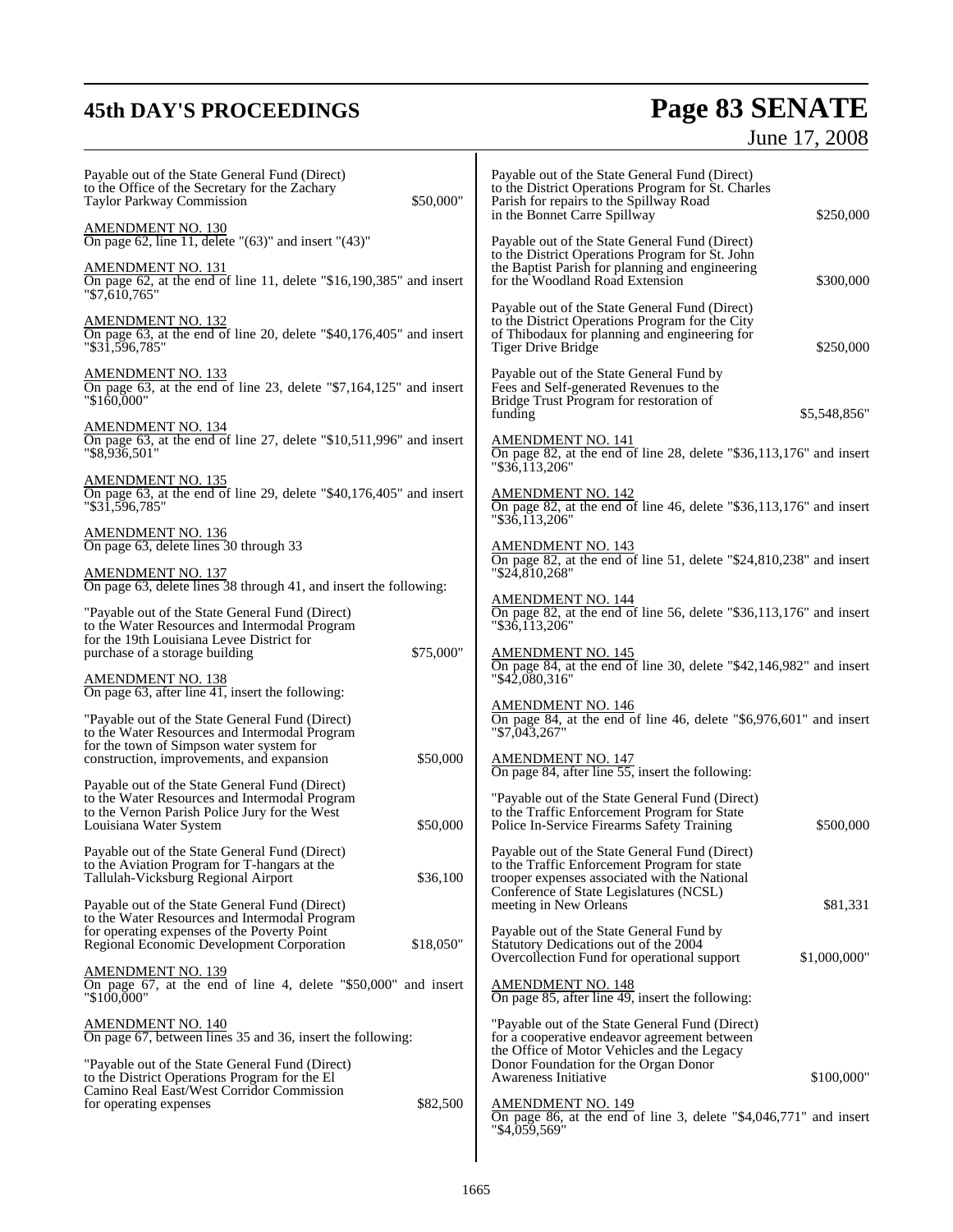Payable out of the State General Fund (Direct) to the Office of the Secretary for the Zachary Taylor Parkway Commission $50,000"

AMENDMENT NO. 130
On page 62, line 11, delete "(63)" and insert "(43)"

AMENDMENT NO. 131
On page 62, at the end of line 11, delete "$16,190,385" and insert "$7,610,765"

AMENDMENT NO. 132
On page 63, at the end of line 20, delete "$40,176,405" and insert "$31,596,785"

AMENDMENT NO. 133
On page 63, at the end of line 23, delete "$7,164,125" and insert "$160,000"

AMENDMENT NO. 134
On page 63, at the end of line 27, delete "$10,511,996" and insert "$8,936,501"

AMENDMENT NO. 135
On page 63, at the end of line 29, delete "$40,176,405" and insert "$31,596,785"

AMENDMENT NO. 136
On page 63, delete lines 30 through 33

AMENDMENT NO. 137
On page 63, delete lines 38 through 41, and insert the following:

"Payable out of the State General Fund (Direct) to the Water Resources and Intermodal Program for the 19th Louisiana Levee District for purchase of a storage building $75,000"

AMENDMENT NO. 138
On page 63, after line 41, insert the following:

"Payable out of the State General Fund (Direct) to the Water Resources and Intermodal Program for the town of Simpson water system for construction, improvements, and expansion $50,000

Payable out of the State General Fund (Direct) to the Water Resources and Intermodal Program to the Vernon Parish Police Jury for the West Louisiana Water System $50,000

Payable out of the State General Fund (Direct) to the Aviation Program for T-hangars at the Tallulah-Vicksburg Regional Airport $36,100

Payable out of the State General Fund (Direct) to the Water Resources and Intermodal Program for operating expenses of the Poverty Point Regional Economic Development Corporation $18,050"

AMENDMENT NO. 139
On page 67, at the end of line 4, delete "$50,000" and insert "$100,000"

AMENDMENT NO. 140
On page 67, between lines 35 and 36, insert the following:

"Payable out of the State General Fund (Direct) to the District Operations Program for the El Camino Real East/West Corridor Commission for operating expenses $82,500

Payable out of the State General Fund (Direct) to the District Operations Program for St. Charles Parish for repairs to the Spillway Road in the Bonnet Carre Spillway $250,000

Payable out of the State General Fund (Direct) to the District Operations Program for St. John the Baptist Parish for planning and engineering for the Woodland Road Extension $300,000

Payable out of the State General Fund (Direct) to the District Operations Program for the City of Thibodaux for planning and engineering for Tiger Drive Bridge $250,000

Payable out of the State General Fund by Fees and Self-generated Revenues to the Bridge Trust Program for restoration of funding $5,548,856"

AMENDMENT NO. 141
On page 82, at the end of line 28, delete "$36,113,176" and insert "$36,113,206"

AMENDMENT NO. 142
On page 82, at the end of line 46, delete "$36,113,176" and insert "$36,113,206"

AMENDMENT NO. 143
On page 82, at the end of line 51, delete "$24,810,238" and insert "$24,810,268"

AMENDMENT NO. 144
On page 82, at the end of line 56, delete "$36,113,176" and insert "$36,113,206"

AMENDMENT NO. 145
On page 84, at the end of line 30, delete "$42,146,982" and insert "$42,080,316"

AMENDMENT NO. 146
On page 84, at the end of line 46, delete "$6,976,601" and insert "$7,043,267"

AMENDMENT NO. 147
On page 84, after line 55, insert the following:

"Payable out of the State General Fund (Direct) to the Traffic Enforcement Program for State Police In-Service Firearms Safety Training $500,000

Payable out of the State General Fund (Direct) to the Traffic Enforcement Program for state trooper expenses associated with the National Conference of State Legislatures (NCSL) meeting in New Orleans $81,331

Payable out of the State General Fund by Statutory Dedications out of the 2004 Overcollection Fund for operational support $1,000,000"

AMENDMENT NO. 148
On page 85, after line 49, insert the following:

"Payable out of the State General Fund (Direct) for a cooperative endeavor agreement between the Office of Motor Vehicles and the Legacy Donor Foundation for the Organ Donor Awareness Initiative $100,000"

AMENDMENT NO. 149
On page 86, at the end of line 3, delete "$4,046,771" and insert "$4,059,569"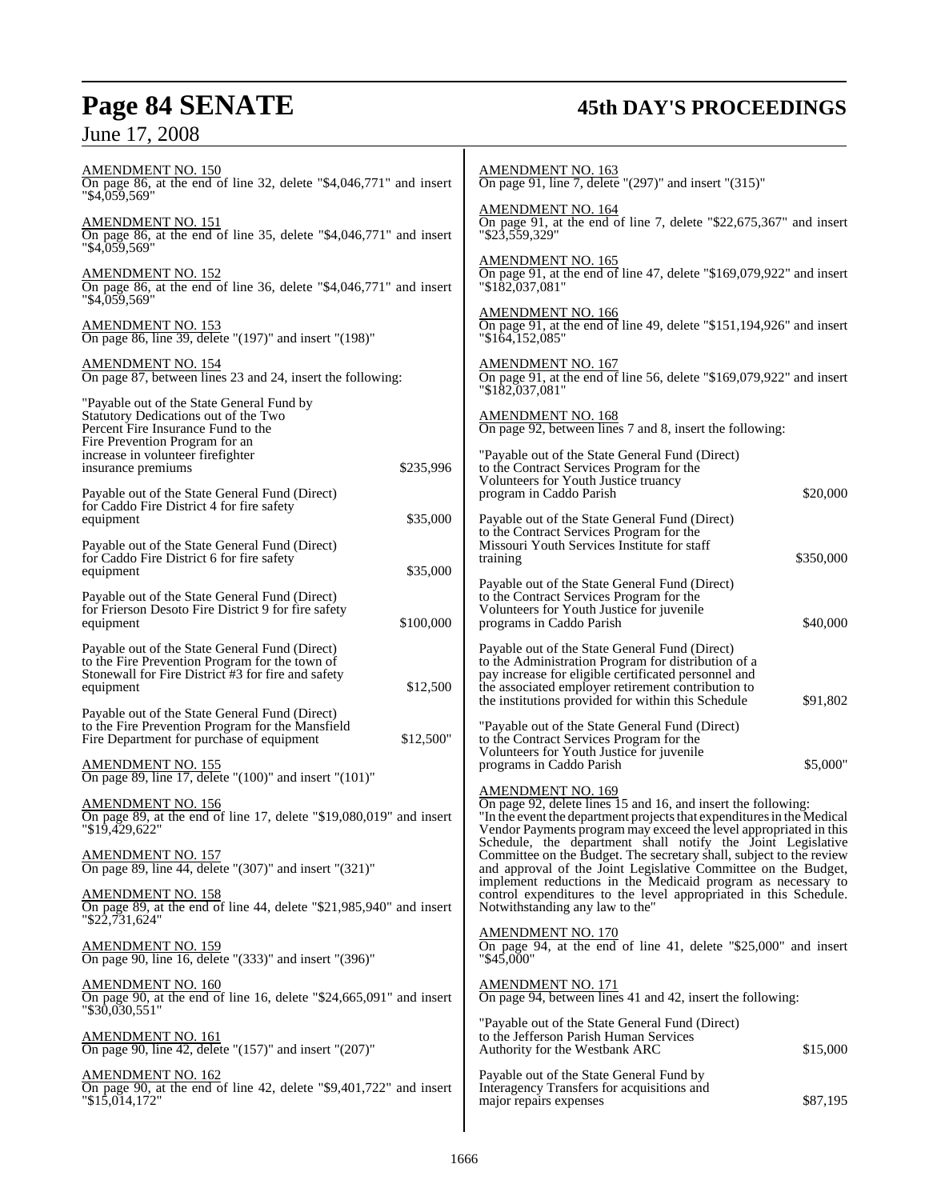AMENDMENT NO. 150
On page 86, at the end of line 32, delete "$4,046,771" and insert "$4,059,569"

AMENDMENT NO. 151
On page 86, at the end of line 35, delete "$4,046,771" and insert "$4,059,569"

AMENDMENT NO. 152
On page 86, at the end of line 36, delete "$4,046,771" and insert "$4,059,569"

AMENDMENT NO. 153
On page 86, line 39, delete "(197)" and insert "(198)"

AMENDMENT NO. 154
On page 87, between lines 23 and 24, insert the following:

"Payable out of the State General Fund by Statutory Dedications out of the Two Percent Fire Insurance Fund to the Fire Prevention Program for an increase in volunteer firefighter insurance premiums $235,996

Payable out of the State General Fund (Direct) for Caddo Fire District 4 for fire safety equipment $35,000

Payable out of the State General Fund (Direct) for Caddo Fire District 6 for fire safety equipment $35,000

Payable out of the State General Fund (Direct) for Frierson Desoto Fire District 9 for fire safety equipment $100,000

Payable out of the State General Fund (Direct) to the Fire Prevention Program for the town of Stonewall for Fire District #3 for fire and safety equipment $12,500

Payable out of the State General Fund (Direct) to the Fire Prevention Program for the Mansfield Fire Department for purchase of equipment $12,500"

AMENDMENT NO. 155
On page 89, line 17, delete "(100)" and insert "(101)"

AMENDMENT NO. 156
On page 89, at the end of line 17, delete "$19,080,019" and insert "$19,429,622"

AMENDMENT NO. 157
On page 89, line 44, delete "(307)" and insert "(321)"

AMENDMENT NO. 158
On page 89, at the end of line 44, delete "$21,985,940" and insert "$22,731,624"

AMENDMENT NO. 159
On page 90, line 16, delete "(333)" and insert "(396)"

AMENDMENT NO. 160
On page 90, at the end of line 16, delete "$24,665,091" and insert "$30,030,551"

AMENDMENT NO. 161
On page 90, line 42, delete "(157)" and insert "(207)"

AMENDMENT NO. 162
On page 90, at the end of line 42, delete "$9,401,722" and insert "$15,014,172"

AMENDMENT NO. 163
On page 91, line 7, delete "(297)" and insert "(315)"

AMENDMENT NO. 164
On page 91, at the end of line 7, delete "$22,675,367" and insert "$23,559,329"

AMENDMENT NO. 165
On page 91, at the end of line 47, delete "$169,079,922" and insert "$182,037,081"

AMENDMENT NO. 166
On page 91, at the end of line 49, delete "$151,194,926" and insert "$164,152,085"

AMENDMENT NO. 167
On page 91, at the end of line 56, delete "$169,079,922" and insert "$182,037,081"

AMENDMENT NO. 168
On page 92, between lines 7 and 8, insert the following:

"Payable out of the State General Fund (Direct) to the Contract Services Program for the Volunteers for Youth Justice truancy program in Caddo Parish $20,000

Payable out of the State General Fund (Direct) to the Contract Services Program for the Missouri Youth Services Institute for staff training $350,000

Payable out of the State General Fund (Direct) to the Contract Services Program for the Volunteers for Youth Justice for juvenile programs in Caddo Parish $40,000

Payable out of the State General Fund (Direct) to the Administration Program for distribution of a pay increase for eligible certificated personnel and the associated employer retirement contribution to the institutions provided for within this Schedule $91,802

"Payable out of the State General Fund (Direct) to the Contract Services Program for the Volunteers for Youth Justice for juvenile programs in Caddo Parish $5,000"

AMENDMENT NO. 169
On page 92, delete lines 15 and 16, and insert the following:
"In the event the department projects that expenditures in the Medical Vendor Payments program may exceed the level appropriated in this Schedule, the department shall notify the Joint Legislative Committee on the Budget. The secretary shall, subject to the review and approval of the Joint Legislative Committee on the Budget, implement reductions in the Medicaid program as necessary to control expenditures to the level appropriated in this Schedule. Notwithstanding any law to the"

AMENDMENT NO. 170
On page 94, at the end of line 41, delete "$25,000" and insert "$45,000"

AMENDMENT NO. 171
On page 94, between lines 41 and 42, insert the following:

"Payable out of the State General Fund (Direct) to the Jefferson Parish Human Services Authority for the Westbank ARC $15,000

Payable out of the State General Fund by Interagency Transfers for acquisitions and major repairs expenses $87,195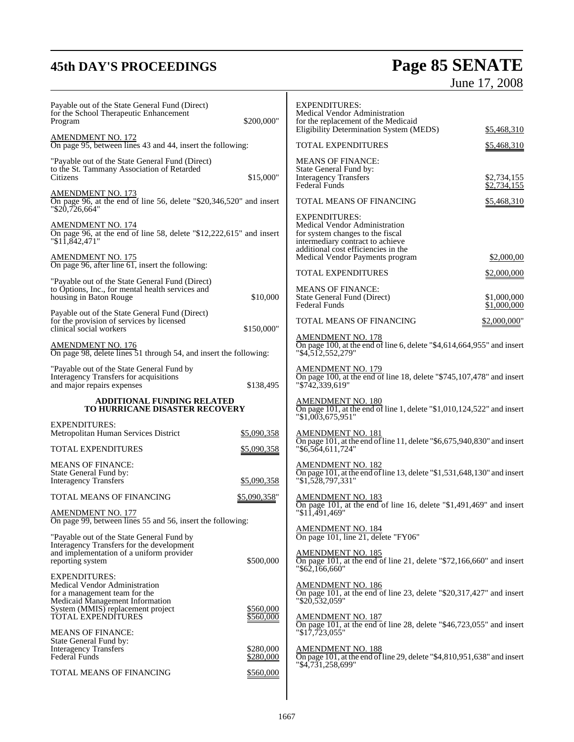Payable out of the State General Fund (Direct) for the School Therapeutic Enhancement Program $200,000"

AMENDMENT NO. 172
On page 95, between lines 43 and 44, insert the following:

"Payable out of the State General Fund (Direct) to the St. Tammany Association of Retarded Citizens $15,000"

AMENDMENT NO. 173
On page 96, at the end of line 56, delete "$20,346,520" and insert "$20,726,664"

AMENDMENT NO. 174
On page 96, at the end of line 58, delete "$12,222,615" and insert "$11,842,471"

AMENDMENT NO. 175
On page 96, after line 61, insert the following:

"Payable out of the State General Fund (Direct) to Options, Inc., for mental health services and housing in Baton Rouge $10,000

Payable out of the State General Fund (Direct) for the provision of services by licensed clinical social workers $150,000"

AMENDMENT NO. 176
On page 98, delete lines 51 through 54, and insert the following:

"Payable out of the State General Fund by Interagency Transfers for acquisitions and major repairs expenses $138,495

**ADDITIONAL FUNDING RELATED TO HURRICANE DISASTER RECOVERY**

| | |
|---|---|
| EXPENDITURES: | |
| Metropolitan Human Services District | $5,090,358 |
| TOTAL EXPENDITURES | $5,090,358 |
| MEANS OF FINANCE: | |
| State General Fund by: | |
| Interagency Transfers | $5,090,358 |
| TOTAL MEANS OF FINANCING | $5,090,358" |

AMENDMENT NO. 177
On page 99, between lines 55 and 56, insert the following:

"Payable out of the State General Fund by Interagency Transfers for the development and implementation of a uniform provider reporting system $500,000

| | |
|---|---|
| EXPENDITURES: | |
| Medical Vendor Administration for a management team for the Medicaid Management Information System (MMIS) replacement project | $560,000 |
| TOTAL EXPENDITURES | $560,000 |
| MEANS OF FINANCE: | |
| State General Fund by: | |
| Interagency Transfers | $280,000 |
| Federal Funds | $280,000 |
| TOTAL MEANS OF FINANCING | $560,000 |

| | |
|---|---|
| EXPENDITURES: | |
| Medical Vendor Administration for the replacement of the Medicaid Eligibility Determination System (MEDS) | $5,468,310 |
| TOTAL EXPENDITURES | $5,468,310 |
| MEANS OF FINANCE: | |
| State General Fund by: | |
| Interagency Transfers | $2,734,155 |
| Federal Funds | $2,734,155 |
| TOTAL MEANS OF FINANCING | $5,468,310 |

| | |
|---|---|
| EXPENDITURES: | |
| Medical Vendor Administration for system changes to the fiscal intermediary contract to achieve additional cost efficiencies in the Medical Vendor Payments program | $2,000,00 |
| TOTAL EXPENDITURES | $2,000,000 |
| MEANS OF FINANCE: | |
| State General Fund (Direct) | $1,000,000 |
| Federal Funds | $1,000,000 |
| TOTAL MEANS OF FINANCING | $2,000,000" |

AMENDMENT NO. 178
On page 100, at the end of line 6, delete "$4,614,664,955" and insert "$4,512,552,279"

AMENDMENT NO. 179
On page 100, at the end of line 18, delete "$745,107,478" and insert "$742,339,619"

AMENDMENT NO. 180
On page 101, at the end of line 1, delete "$1,010,124,522" and insert "$1,003,675,951"

AMENDMENT NO. 181
On page 101, at the end of line 11, delete "$6,675,940,830" and insert "$6,564,611,724"

AMENDMENT NO. 182
On page 101, at the end of line 13, delete "$1,531,648,130" and insert "$1,528,797,331"

AMENDMENT NO. 183
On page 101, at the end of line 16, delete "$1,491,469" and insert "$11,491,469"

AMENDMENT NO. 184
On page 101, line 21, delete "FY06"

AMENDMENT NO. 185
On page 101, at the end of line 21, delete "$72,166,660" and insert "$62,166,660"

AMENDMENT NO. 186
On page 101, at the end of line 23, delete "$20,317,427" and insert "$20,532,059"

AMENDMENT NO. 187
On page 101, at the end of line 28, delete "$46,723,055" and insert "$17,723,055"

AMENDMENT NO. 188
On page 101, at the end of line 29, delete "$4,810,951,638" and insert "$4,731,258,699"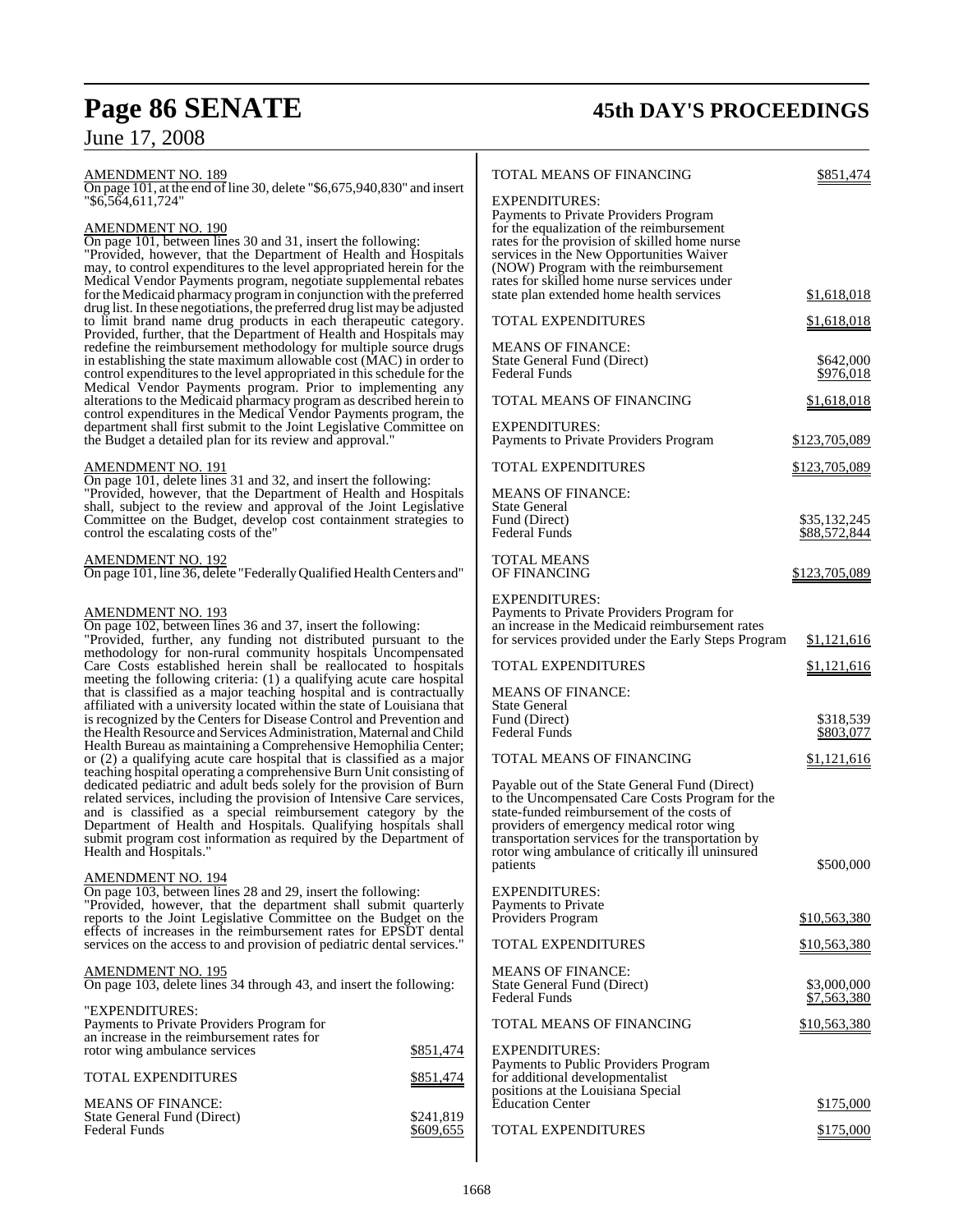AMENDMENT NO. 189

On page 101, at the end of line 30, delete "$6,675,940,830" and insert "$6,564,611,724"

AMENDMENT NO. 190

On page 101, between lines 30 and 31, insert the following:

"Provided, however, that the Department of Health and Hospitals may, to control expenditures to the level appropriated herein for the Medical Vendor Payments program, negotiate supplemental rebates for the Medicaid pharmacy program in conjunction with the preferred drug list. In these negotiations, the preferred drug list may be adjusted to limit brand name drug products in each therapeutic category. Provided, further, that the Department of Health and Hospitals may redefine the reimbursement methodology for multiple source drugs in establishing the state maximum allowable cost (MAC) in order to control expenditures to the level appropriated in this schedule for the Medical Vendor Payments program. Prior to implementing any alterations to the Medicaid pharmacy program as described herein to control expenditures in the Medical Vendor Payments program, the department shall first submit to the Joint Legislative Committee on the Budget a detailed plan for its review and approval."

AMENDMENT NO. 191

On page 101, delete lines 31 and 32, and insert the following:

"Provided, however, that the Department of Health and Hospitals shall, subject to the review and approval of the Joint Legislative Committee on the Budget, develop cost containment strategies to control the escalating costs of the"

AMENDMENT NO. 192

On page 101, line 36, delete "Federally Qualified Health Centers and"

AMENDMENT NO. 193

On page 102, between lines 36 and 37, insert the following:

"Provided, further, any funding not distributed pursuant to the methodology for non-rural community hospitals Uncompensated Care Costs established herein shall be reallocated to hospitals meeting the following criteria: (1) a qualifying acute care hospital that is classified as a major teaching hospital and is contractually affiliated with a university located within the state of Louisiana that is recognized by the Centers for Disease Control and Prevention and the Health Resource and Services Administration, Maternal and Child Health Bureau as maintaining a Comprehensive Hemophilia Center; or (2) a qualifying acute care hospital that is classified as a major teaching hospital operating a comprehensive Burn Unit consisting of dedicated pediatric and adult beds solely for the provision of Burn related services, including the provision of Intensive Care services, and is classified as a special reimbursement category by the Department of Health and Hospitals. Qualifying hospitals shall submit program cost information as required by the Department of Health and Hospitals."

AMENDMENT NO. 194

On page 103, between lines 28 and 29, insert the following:

"Provided, however, that the department shall submit quarterly reports to the Joint Legislative Committee on the Budget on the effects of increases in the reimbursement rates for EPSDT dental services on the access to and provision of pediatric dental services."

AMENDMENT NO. 195

On page 103, delete lines 34 through 43, and insert the following:

"EXPENDITURES:
Payments to Private Providers Program for an increase in the reimbursement rates for rotor wing ambulance services $851,474

TOTAL EXPENDITURES $851,474

MEANS OF FINANCE:
State General Fund (Direct) $241,819
Federal Funds $609,655

TOTAL MEANS OF FINANCING $851,474

EXPENDITURES:
Payments to Private Providers Program for the equalization of the reimbursement rates for the provision of skilled home nurse services in the New Opportunities Waiver (NOW) Program with the reimbursement rates for skilled home nurse services under state plan extended home health services $1,618,018

TOTAL EXPENDITURES $1,618,018

MEANS OF FINANCE:
State General Fund (Direct) $642,000
Federal Funds $976,018

TOTAL MEANS OF FINANCING $1,618,018

EXPENDITURES:
Payments to Private Providers Program $123,705,089

TOTAL EXPENDITURES $123,705,089

MEANS OF FINANCE:
State General Fund (Direct) $35,132,245
Federal Funds $88,572,844

TOTAL MEANS OF FINANCING $123,705,089

EXPENDITURES:
Payments to Private Providers Program for an increase in the Medicaid reimbursement rates for services provided under the Early Steps Program $1,121,616

TOTAL EXPENDITURES $1,121,616

MEANS OF FINANCE:
State General Fund (Direct) $318,539
Federal Funds $803,077

TOTAL MEANS OF FINANCING $1,121,616

Payable out of the State General Fund (Direct) to the Uncompensated Care Costs Program for the state-funded reimbursement of the costs of providers of emergency medical rotor wing transportation services for the transportation by rotor wing ambulance of critically ill uninsured patients $500,000

EXPENDITURES:
Payments to Private Providers Program $10,563,380

TOTAL EXPENDITURES $10,563,380

MEANS OF FINANCE:
State General Fund (Direct) $3,000,000
Federal Funds $7,563,380

TOTAL MEANS OF FINANCING $10,563,380

EXPENDITURES:
Payments to Public Providers Program for additional developmentalist positions at the Louisiana Special Education Center $175,000

TOTAL EXPENDITURES $175,000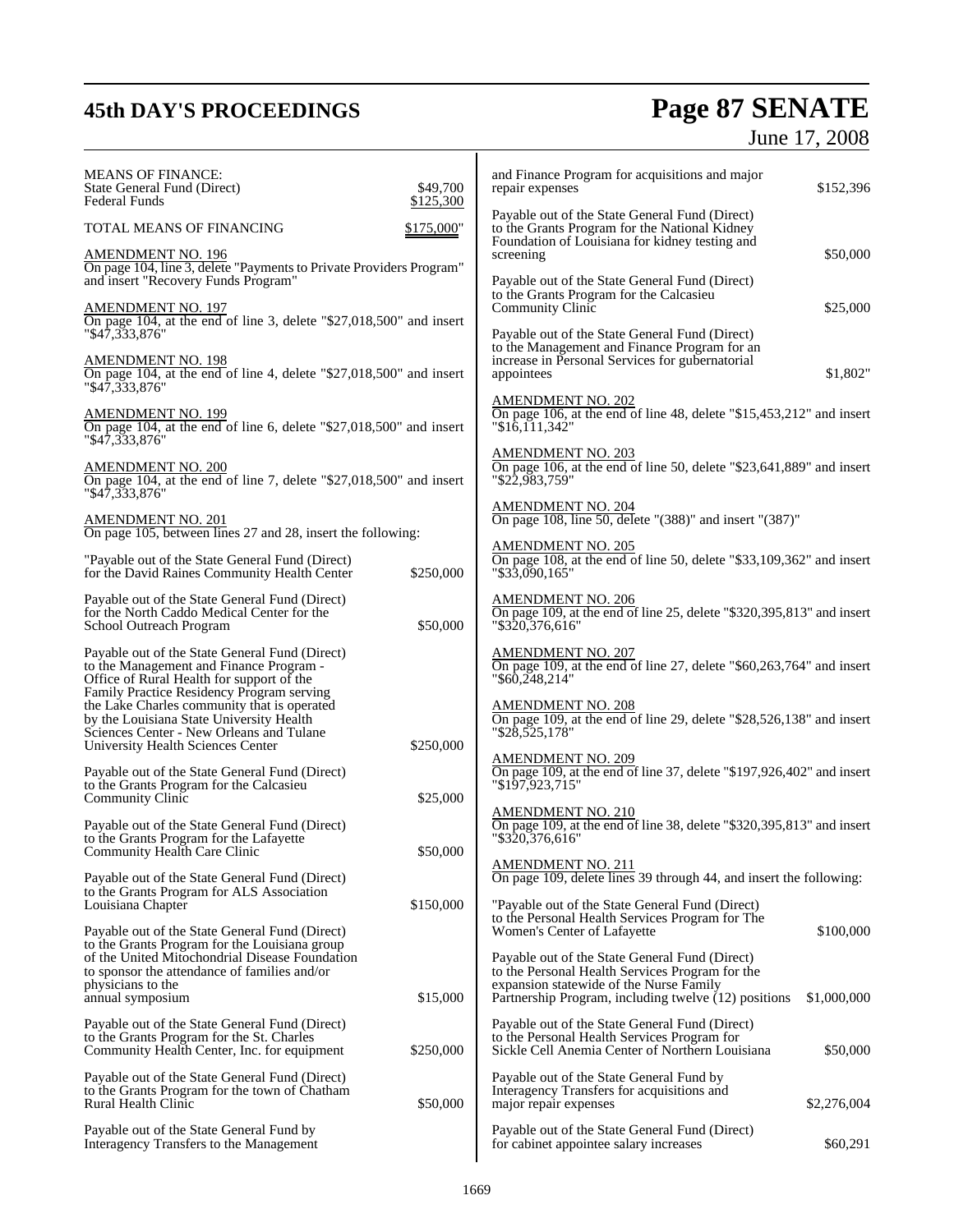MEANS OF FINANCE:
State General Fund (Direct) $49,700
Federal Funds $125,300

TOTAL MEANS OF FINANCING $175,000"

AMENDMENT NO. 196
On page 104, line 3, delete "Payments to Private Providers Program" and insert "Recovery Funds Program"

AMENDMENT NO. 197
On page 104, at the end of line 3, delete "$27,018,500" and insert "$47,333,876"

AMENDMENT NO. 198
On page 104, at the end of line 4, delete "$27,018,500" and insert "$47,333,876"

AMENDMENT NO. 199
On page 104, at the end of line 6, delete "$27,018,500" and insert "$47,333,876"

AMENDMENT NO. 200
On page 104, at the end of line 7, delete "$27,018,500" and insert "$47,333,876"

AMENDMENT NO. 201
On page 105, between lines 27 and 28, insert the following:

"Payable out of the State General Fund (Direct) for the David Raines Community Health Center $250,000

Payable out of the State General Fund (Direct) for the North Caddo Medical Center for the School Outreach Program $50,000

Payable out of the State General Fund (Direct) to the Management and Finance Program - Office of Rural Health for support of the Family Practice Residency Program serving the Lake Charles community that is operated by the Louisiana State University Health Sciences Center - New Orleans and Tulane University Health Sciences Center $250,000

Payable out of the State General Fund (Direct) to the Grants Program for the Calcasieu Community Clinic $25,000

Payable out of the State General Fund (Direct) to the Grants Program for the Lafayette Community Health Care Clinic $50,000

Payable out of the State General Fund (Direct) to the Grants Program for ALS Association Louisiana Chapter $150,000

Payable out of the State General Fund (Direct) to the Grants Program for the Louisiana group of the United Mitochondrial Disease Foundation to sponsor the attendance of families and/or physicians to the annual symposium $15,000

Payable out of the State General Fund (Direct) to the Grants Program for the St. Charles Community Health Center, Inc. for equipment $250,000

Payable out of the State General Fund (Direct) to the Grants Program for the town of Chatham Rural Health Clinic $50,000

Payable out of the State General Fund by Interagency Transfers to the Management and Finance Program for acquisitions and major repair expenses $152,396

Payable out of the State General Fund (Direct) to the Grants Program for the National Kidney Foundation of Louisiana for kidney testing and screening $50,000

Payable out of the State General Fund (Direct) to the Grants Program for the Calcasieu Community Clinic $25,000

Payable out of the State General Fund (Direct) to the Management and Finance Program for an increase in Personal Services for gubernatorial appointees $1,802"

AMENDMENT NO. 202
On page 106, at the end of line 48, delete "$15,453,212" and insert "$16,111,342"

AMENDMENT NO. 203
On page 106, at the end of line 50, delete "$23,641,889" and insert "$22,983,759"

AMENDMENT NO. 204
On page 108, line 50, delete "(388)" and insert "(387)"

AMENDMENT NO. 205
On page 108, at the end of line 50, delete "$33,109,362" and insert "$33,090,165"

AMENDMENT NO. 206
On page 109, at the end of line 25, delete "$320,395,813" and insert "$320,376,616"

AMENDMENT NO. 207
On page 109, at the end of line 27, delete "$60,263,764" and insert "$60,248,214"

AMENDMENT NO. 208
On page 109, at the end of line 29, delete "$28,526,138" and insert "$28,525,178"

AMENDMENT NO. 209
On page 109, at the end of line 37, delete "$197,926,402" and insert "$197,923,715"

AMENDMENT NO. 210
On page 109, at the end of line 38, delete "$320,395,813" and insert "$320,376,616"

AMENDMENT NO. 211
On page 109, delete lines 39 through 44, and insert the following:

"Payable out of the State General Fund (Direct) to the Personal Health Services Program for The Women's Center of Lafayette $100,000

Payable out of the State General Fund (Direct) to the Personal Health Services Program for the expansion statewide of the Nurse Family Partnership Program, including twelve (12) positions $1,000,000

Payable out of the State General Fund (Direct) to the Personal Health Services Program for Sickle Cell Anemia Center of Northern Louisiana $50,000

Payable out of the State General Fund by Interagency Transfers for acquisitions and major repair expenses $2,276,004

Payable out of the State General Fund (Direct) for cabinet appointee salary increases $60,291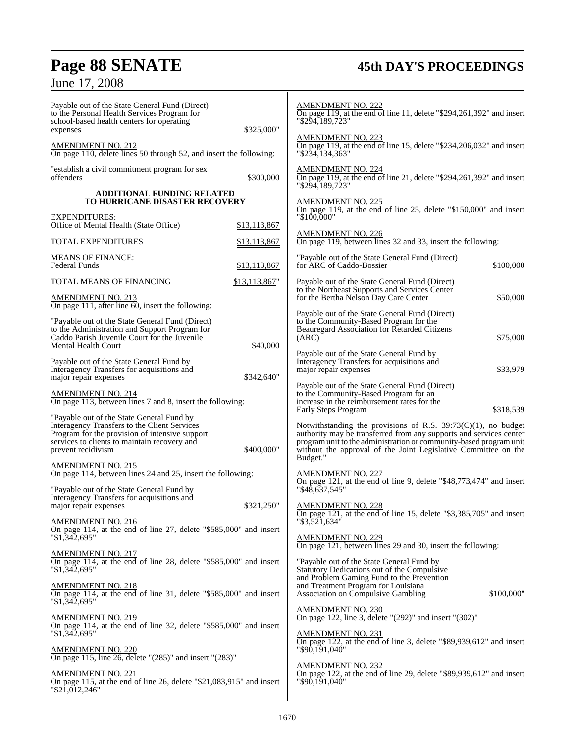Payable out of the State General Fund (Direct) to the Personal Health Services Program for school-based health centers for operating expenses $325,000"

AMENDMENT NO. 212
On page 110, delete lines 50 through 52, and insert the following:

"establish a civil commitment program for sex offenders $300,000

**ADDITIONAL FUNDING RELATED TO HURRICANE DISASTER RECOVERY**

| | |
|---|---|
| EXPENDITURES: | |
| Office of Mental Health (State Office) | $13,113,867 |
| TOTAL EXPENDITURES | $13,113,867 |
| MEANS OF FINANCE: | |
| Federal Funds | $13,113,867 |
| TOTAL MEANS OF FINANCING | $13,113,867" |

AMENDMENT NO. 213
On page 111, after line 60, insert the following:

"Payable out of the State General Fund (Direct) to the Administration and Support Program for Caddo Parish Juvenile Court for the Juvenile Mental Health Court $40,000

Payable out of the State General Fund by Interagency Transfers for acquisitions and major repair expenses $342,640"

AMENDMENT NO. 214
On page 113, between lines 7 and 8, insert the following:

"Payable out of the State General Fund by Interagency Transfers to the Client Services Program for the provision of intensive support services to clients to maintain recovery and prevent recidivism $400,000"

AMENDMENT NO. 215
On page 114, between lines 24 and 25, insert the following:

"Payable out of the State General Fund by Interagency Transfers for acquisitions and major repair expenses $321,250"

AMENDMENT NO. 216
On page 114, at the end of line 27, delete "$585,000" and insert "$1,342,695"

AMENDMENT NO. 217
On page 114, at the end of line 28, delete "$585,000" and insert "$1,342,695"

AMENDMENT NO. 218
On page 114, at the end of line 31, delete "$585,000" and insert "$1,342,695"

AMENDMENT NO. 219
On page 114, at the end of line 32, delete "$585,000" and insert "$1,342,695"

AMENDMENT NO. 220
On page 115, line 26, delete "(285)" and insert "(283)"

AMENDMENT NO. 221
On page 115, at the end of line 26, delete "$21,083,915" and insert "$21,012,246"

AMENDMENT NO. 222
On page 119, at the end of line 11, delete "$294,261,392" and insert "$294,189,723"

AMENDMENT NO. 223
On page 119, at the end of line 15, delete "$234,206,032" and insert "$234,134,363"

AMENDMENT NO. 224
On page 119, at the end of line 21, delete "$294,261,392" and insert "$294,189,723"

AMENDMENT NO. 225
On page 119, at the end of line 25, delete "$150,000" and insert "$100,000"

AMENDMENT NO. 226
On page 119, between lines 32 and 33, insert the following:

"Payable out of the State General Fund (Direct) for ARC of Caddo-Bossier $100,000

Payable out of the State General Fund (Direct) to the Northeast Supports and Services Center for the Bertha Nelson Day Care Center $50,000

Payable out of the State General Fund (Direct) to the Community-Based Program for the Beauregard Association for Retarded Citizens (ARC) $75,000

Payable out of the State General Fund by Interagency Transfers for acquisitions and major repair expenses $33,979

Payable out of the State General Fund (Direct) to the Community-Based Program for an increase in the reimbursement rates for the Early Steps Program $318,539

Notwithstanding the provisions of R.S. 39:73(C)(1), no budget authority may be transferred from any supports and services center program unit to the administration or community-based program unit without the approval of the Joint Legislative Committee on the Budget."

AMENDMENT NO. 227
On page 121, at the end of line 9, delete "$48,773,474" and insert "$48,637,545"

AMENDMENT NO. 228
On page 121, at the end of line 15, delete "$3,385,705" and insert "$3,521,634"

AMENDMENT NO. 229
On page 121, between lines 29 and 30, insert the following:

"Payable out of the State General Fund by Statutory Dedications out of the Compulsive and Problem Gaming Fund to the Prevention and Treatment Program for Louisiana Association on Compulsive Gambling $100,000"

AMENDMENT NO. 230
On page 122, line 3, delete "(292)" and insert "(302)"

AMENDMENT NO. 231
On page 122, at the end of line 3, delete "$89,939,612" and insert "$90,191,040"

AMENDMENT NO. 232
On page 122, at the end of line 29, delete "$89,939,612" and insert "$90,191,040"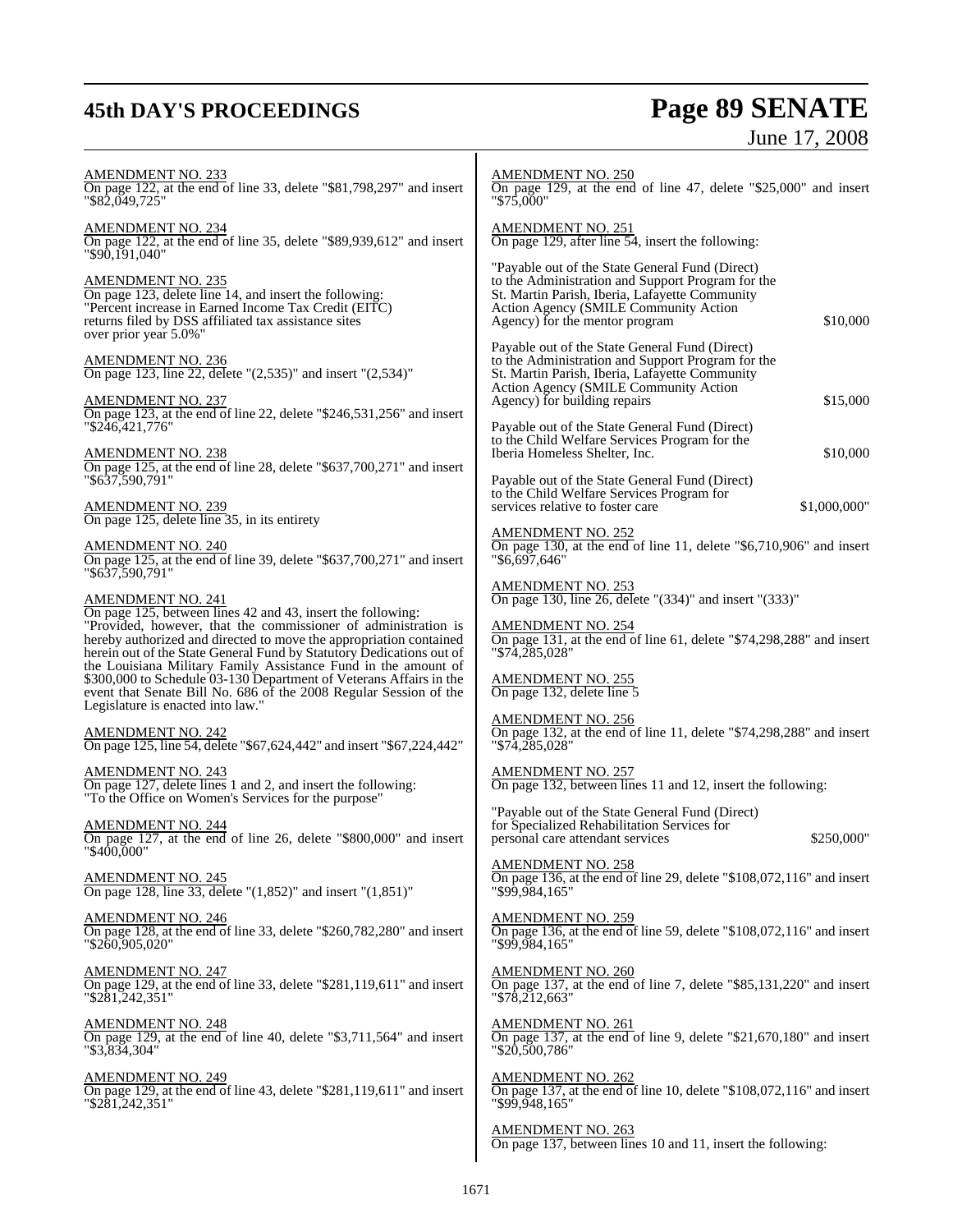AMENDMENT NO. 233
On page 122, at the end of line 33, delete "$81,798,297" and insert "$82,049,725"

AMENDMENT NO. 234
On page 122, at the end of line 35, delete "$89,939,612" and insert "$90,191,040"

AMENDMENT NO. 235
On page 123, delete line 14, and insert the following:
"Percent increase in Earned Income Tax Credit (EITC) returns filed by DSS affiliated tax assistance sites over prior year 5.0%"

AMENDMENT NO. 236
On page 123, line 22, delete "(2,535)" and insert "(2,534)"

AMENDMENT NO. 237
On page 123, at the end of line 22, delete "$246,531,256" and insert "$246,421,776"

AMENDMENT NO. 238
On page 125, at the end of line 28, delete "$637,700,271" and insert "$637,590,791"

AMENDMENT NO. 239
On page 125, delete line 35, in its entirety

AMENDMENT NO. 240
On page 125, at the end of line 39, delete "$637,700,271" and insert "$637,590,791"

AMENDMENT NO. 241
On page 125, between lines 42 and 43, insert the following:
"Provided, however, that the commissioner of administration is hereby authorized and directed to move the appropriation contained herein out of the State General Fund by Statutory Dedications out of the Louisiana Military Family Assistance Fund in the amount of $300,000 to Schedule 03-130 Department of Veterans Affairs in the event that Senate Bill No. 686 of the 2008 Regular Session of the Legislature is enacted into law."

AMENDMENT NO. 242
On page 125, line 54, delete "$67,624,442" and insert "$67,224,442"

AMENDMENT NO. 243
On page 127, delete lines 1 and 2, and insert the following:
"To the Office on Women's Services for the purpose"

AMENDMENT NO. 244
On page 127, at the end of line 26, delete "$800,000" and insert "$400,000"

AMENDMENT NO. 245
On page 128, line 33, delete "(1,852)" and insert "(1,851)"

AMENDMENT NO. 246
On page 128, at the end of line 33, delete "$260,782,280" and insert "$260,905,020"

AMENDMENT NO. 247
On page 129, at the end of line 33, delete "$281,119,611" and insert "$281,242,351"

AMENDMENT NO. 248
On page 129, at the end of line 40, delete "$3,711,564" and insert "$3,834,304"

AMENDMENT NO. 249
On page 129, at the end of line 43, delete "$281,119,611" and insert "$281,242,351"

AMENDMENT NO. 250
On page 129, at the end of line 47, delete "$25,000" and insert "$75,000"

AMENDMENT NO. 251
On page 129, after line 54, insert the following:

"Payable out of the State General Fund (Direct) to the Administration and Support Program for the St. Martin Parish, Iberia, Lafayette Community Action Agency (SMILE Community Action Agency) for the mentor program $10,000

Payable out of the State General Fund (Direct) to the Administration and Support Program for the St. Martin Parish, Iberia, Lafayette Community Action Agency (SMILE Community Action Agency) for building repairs $15,000

Payable out of the State General Fund (Direct) to the Child Welfare Services Program for the Iberia Homeless Shelter, Inc. $10,000

Payable out of the State General Fund (Direct) to the Child Welfare Services Program for services relative to foster care $1,000,000"

AMENDMENT NO. 252
On page 130, at the end of line 11, delete "$6,710,906" and insert "$6,697,646"

AMENDMENT NO. 253
On page 130, line 26, delete "(334)" and insert "(333)"

AMENDMENT NO. 254
On page 131, at the end of line 61, delete "$74,298,288" and insert "$74,285,028"

AMENDMENT NO. 255
On page 132, delete line 5

AMENDMENT NO. 256
On page 132, at the end of line 11, delete "$74,298,288" and insert "$74,285,028"

AMENDMENT NO. 257
On page 132, between lines 11 and 12, insert the following:

"Payable out of the State General Fund (Direct) for Specialized Rehabilitation Services for personal care attendant services $250,000"

AMENDMENT NO. 258
On page 136, at the end of line 29, delete "$108,072,116" and insert "$99,984,165"

AMENDMENT NO. 259
On page 136, at the end of line 59, delete "$108,072,116" and insert "$99,984,165"

AMENDMENT NO. 260
On page 137, at the end of line 7, delete "$85,131,220" and insert "$78,212,663"

AMENDMENT NO. 261
On page 137, at the end of line 9, delete "$21,670,180" and insert "$20,500,786"

AMENDMENT NO. 262
On page 137, at the end of line 10, delete "$108,072,116" and insert "$99,948,165"

AMENDMENT NO. 263
On page 137, between lines 10 and 11, insert the following: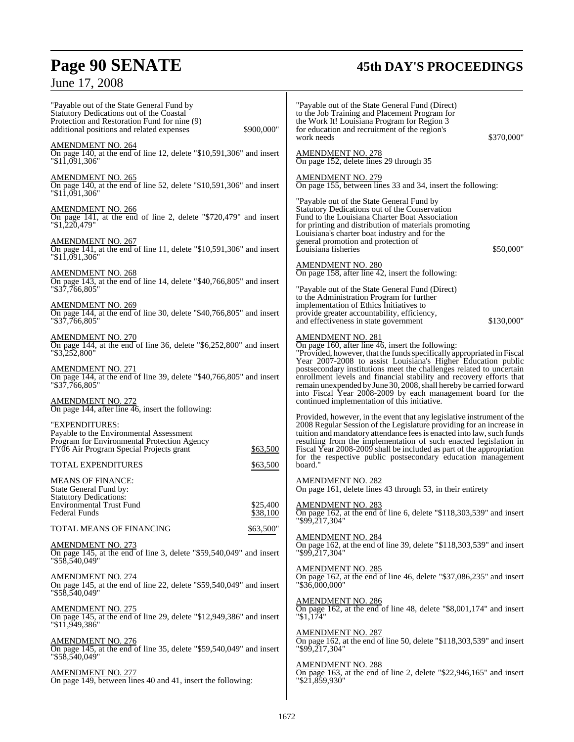"Payable out of the State General Fund by Statutory Dedications out of the Coastal Protection and Restoration Fund for nine (9) additional positions and related expenses $900,000"

AMENDMENT NO. 264
On page 140, at the end of line 12, delete "$10,591,306" and insert "$11,091,306"

AMENDMENT NO. 265
On page 140, at the end of line 52, delete "$10,591,306" and insert "$11,091,306"

AMENDMENT NO. 266
On page 141, at the end of line 2, delete "$720,479" and insert "$1,220,479"

AMENDMENT NO. 267
On page 141, at the end of line 11, delete "$10,591,306" and insert "$11,091,306"

AMENDMENT NO. 268
On page 143, at the end of line 14, delete "$40,766,805" and insert "$37,766,805"

AMENDMENT NO. 269
On page 144, at the end of line 30, delete "$40,766,805" and insert "$37,766,805"

AMENDMENT NO. 270
On page 144, at the end of line 36, delete "$6,252,800" and insert "$3,252,800"

AMENDMENT NO. 271
On page 144, at the end of line 39, delete "$40,766,805" and insert "$37,766,805"

AMENDMENT NO. 272
On page 144, after line 46, insert the following:

"EXPENDITURES:
Payable to the Environmental Assessment Program for Environmental Protection Agency FY06 Air Program Special Projects grant $63,500

TOTAL EXPENDITURES $63,500

MEANS OF FINANCE:
State General Fund by:
Statutory Dedications:
Environmental Trust Fund $25,400
Federal Funds $38,100

TOTAL MEANS OF FINANCING $63,500"

AMENDMENT NO. 273
On page 145, at the end of line 3, delete "$59,540,049" and insert "$58,540,049"

AMENDMENT NO. 274
On page 145, at the end of line 22, delete "$59,540,049" and insert "$58,540,049"

AMENDMENT NO. 275
On page 145, at the end of line 29, delete "$12,949,386" and insert "$11,949,386"

AMENDMENT NO. 276
On page 145, at the end of line 35, delete "$59,540,049" and insert "$58,540,049"

AMENDMENT NO. 277
On page 149, between lines 40 and 41, insert the following:

"Payable out of the State General Fund (Direct) to the Job Training and Placement Program for the Work It! Louisiana Program for Region 3 for education and recruitment of the region's work needs $370,000"

AMENDMENT NO. 278
On page 152, delete lines 29 through 35

AMENDMENT NO. 279
On page 155, between lines 33 and 34, insert the following:

"Payable out of the State General Fund by Statutory Dedications out of the Conservation Fund to the Louisiana Charter Boat Association for printing and distribution of materials promoting Louisiana's charter boat industry and for the general promotion and protection of Louisiana fisheries $50,000"

AMENDMENT NO. 280
On page 158, after line 42, insert the following:

"Payable out of the State General Fund (Direct) to the Administration Program for further implementation of Ethics Initiatives to provide greater accountability, efficiency, and effectiveness in state government $130,000"

AMENDMENT NO. 281
On page 160, after line 46, insert the following:
"Provided, however, that the funds specifically appropriated in Fiscal Year 2007-2008 to assist Louisiana's Higher Education public postsecondary institutions meet the challenges related to uncertain enrollment levels and financial stability and recovery efforts that remain unexpended by June 30, 2008, shall hereby be carried forward into Fiscal Year 2008-2009 by each management board for the continued implementation of this initiative.

Provided, however, in the event that any legislative instrument of the 2008 Regular Session of the Legislature providing for an increase in tuition and mandatory attendance fees is enacted into law, such funds resulting from the implementation of such enacted legislation in Fiscal Year 2008-2009 shall be included as part of the appropriation for the respective public postsecondary education management board."

AMENDMENT NO. 282
On page 161, delete lines 43 through 53, in their entirety

AMENDMENT NO. 283
On page 162, at the end of line 6, delete "$118,303,539" and insert "$99,217,304"

AMENDMENT NO. 284
On page 162, at the end of line 39, delete "$118,303,539" and insert "$99,217,304"

AMENDMENT NO. 285
On page 162, at the end of line 46, delete "$37,086,235" and insert "$36,000,000"

AMENDMENT NO. 286
On page 162, at the end of line 48, delete "$8,001,174" and insert "$1,174"

AMENDMENT NO. 287
On page 162, at the end of line 50, delete "$118,303,539" and insert "$99,217,304"

AMENDMENT NO. 288
On page 163, at the end of line 2, delete "$22,946,165" and insert "$21,859,930"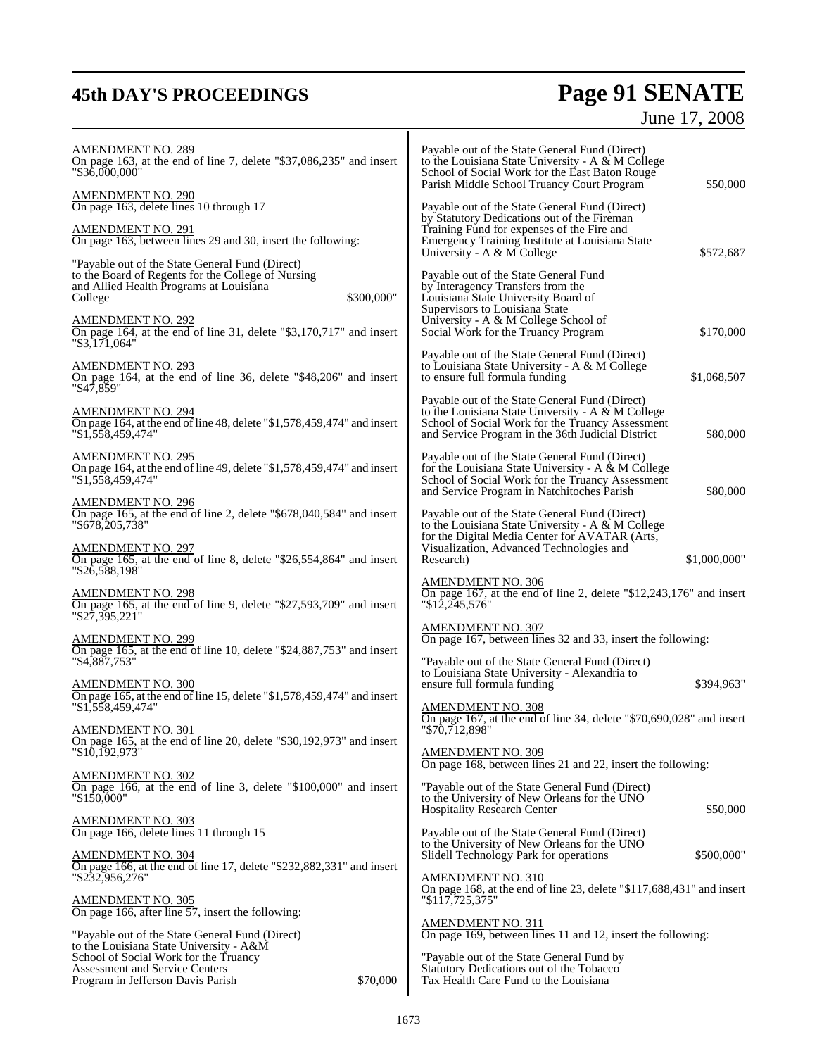AMENDMENT NO. 289
On page 163, at the end of line 7, delete "$37,086,235" and insert "$36,000,000"

AMENDMENT NO. 290
On page 163, delete lines 10 through 17

AMENDMENT NO. 291
On page 163, between lines 29 and 30, insert the following:

"Payable out of the State General Fund (Direct) to the Board of Regents for the College of Nursing and Allied Health Programs at Louisiana College $300,000"

AMENDMENT NO. 292
On page 164, at the end of line 31, delete "$3,170,717" and insert "$3,171,064"

AMENDMENT NO. 293
On page 164, at the end of line 36, delete "$48,206" and insert "$47,859"

AMENDMENT NO. 294
On page 164, at the end of line 48, delete "$1,578,459,474" and insert "$1,558,459,474"

AMENDMENT NO. 295
On page 164, at the end of line 49, delete "$1,578,459,474" and insert "$1,558,459,474"

AMENDMENT NO. 296
On page 165, at the end of line 2, delete "$678,040,584" and insert "$678,205,738"

AMENDMENT NO. 297
On page 165, at the end of line 8, delete "$26,554,864" and insert "$26,588,198"

AMENDMENT NO. 298
On page 165, at the end of line 9, delete "$27,593,709" and insert "$27,395,221"

AMENDMENT NO. 299
On page 165, at the end of line 10, delete "$24,887,753" and insert "$4,887,753"

AMENDMENT NO. 300
On page 165, at the end of line 15, delete "$1,578,459,474" and insert "$1,558,459,474"

AMENDMENT NO. 301
On page 165, at the end of line 20, delete "$30,192,973" and insert "$10,192,973"

AMENDMENT NO. 302
On page 166, at the end of line 3, delete "$100,000" and insert "$150,000"

AMENDMENT NO. 303
On page 166, delete lines 11 through 15

AMENDMENT NO. 304
On page 166, at the end of line 17, delete "$232,882,331" and insert "$232,956,276"

AMENDMENT NO. 305
On page 166, after line 57, insert the following:

"Payable out of the State General Fund (Direct) to the Louisiana State University - A&M School of Social Work for the Truancy Assessment and Service Centers Program in Jefferson Davis Parish $70,000

Payable out of the State General Fund (Direct) to the Louisiana State University - A & M College School of Social Work for the East Baton Rouge Parish Middle School Truancy Court Program $50,000

Payable out of the State General Fund (Direct) by Statutory Dedications out of the Fireman Training Fund for expenses of the Fire and Emergency Training Institute at Louisiana State University - A & M College $572,687

Payable out of the State General Fund by Interagency Transfers from the Louisiana State University Board of Supervisors to Louisiana State University - A & M College School of Social Work for the Truancy Program $170,000

Payable out of the State General Fund (Direct) to Louisiana State University - A & M College to ensure full formula funding $1,068,507

Payable out of the State General Fund (Direct) to the Louisiana State University - A & M College School of Social Work for the Truancy Assessment and Service Program in the 36th Judicial District $80,000

Payable out of the State General Fund (Direct) for the Louisiana State University - A & M College School of Social Work for the Truancy Assessment and Service Program in Natchitoches Parish $80,000

Payable out of the State General Fund (Direct) to the Louisiana State University - A & M College for the Digital Media Center for AVATAR (Arts, Visualization, Advanced Technologies and Research) $1,000,000"

AMENDMENT NO. 306
On page 167, at the end of line 2, delete "$12,243,176" and insert "$12,245,576"

AMENDMENT NO. 307
On page 167, between lines 32 and 33, insert the following:

"Payable out of the State General Fund (Direct) to Louisiana State University - Alexandria to ensure full formula funding $394,963"

AMENDMENT NO. 308
On page 167, at the end of line 34, delete "$70,690,028" and insert "$70,712,898"

AMENDMENT NO. 309
On page 168, between lines 21 and 22, insert the following:

"Payable out of the State General Fund (Direct) to the University of New Orleans for the UNO Hospitality Research Center $50,000

Payable out of the State General Fund (Direct) to the University of New Orleans for the UNO Slidell Technology Park for operations $500,000"

AMENDMENT NO. 310
On page 168, at the end of line 23, delete "$117,688,431" and insert "$117,725,375"

AMENDMENT NO. 311
On page 169, between lines 11 and 12, insert the following:

"Payable out of the State General Fund by Statutory Dedications out of the Tobacco Tax Health Care Fund to the Louisiana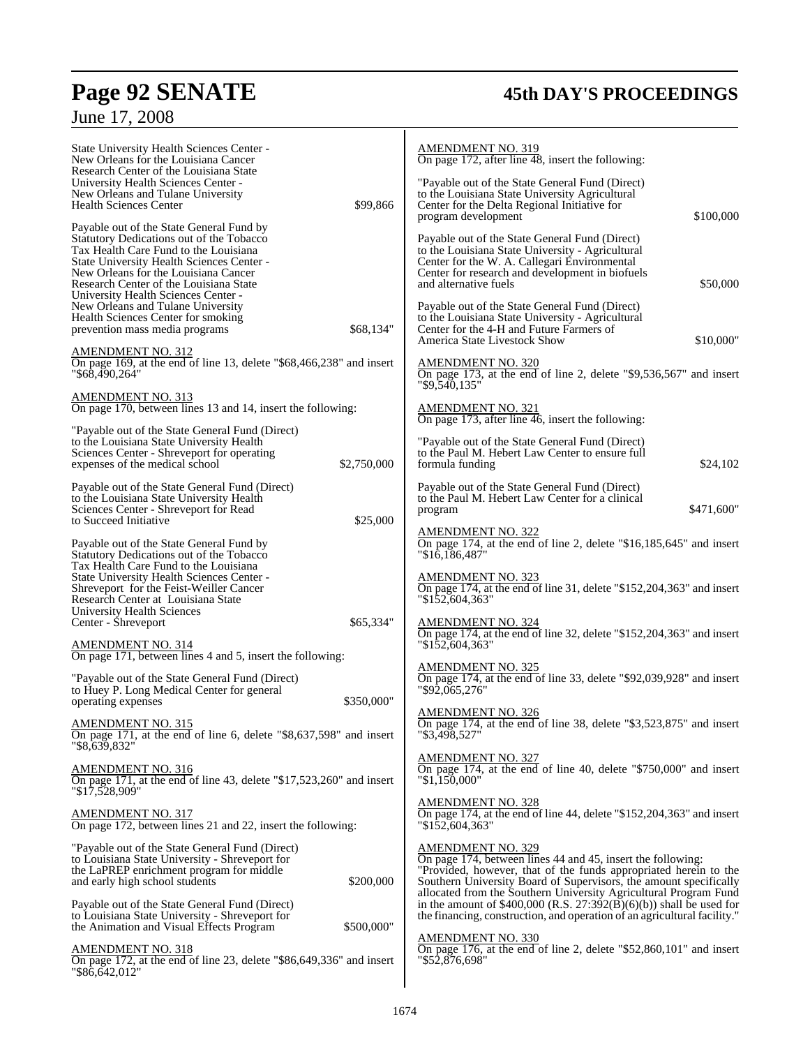State University Health Sciences Center - New Orleans for the Louisiana Cancer Research Center of the Louisiana State University Health Sciences Center - New Orleans and Tulane University Health Sciences Center $99,866

Payable out of the State General Fund by Statutory Dedications out of the Tobacco Tax Health Care Fund to the Louisiana State University Health Sciences Center - New Orleans for the Louisiana Cancer Research Center of the Louisiana State University Health Sciences Center - New Orleans and Tulane University Health Sciences Center for smoking prevention mass media programs $68,134"

AMENDMENT NO. 312
On page 169, at the end of line 13, delete "$68,466,238" and insert "$68,490,264"

AMENDMENT NO. 313
On page 170, between lines 13 and 14, insert the following:

"Payable out of the State General Fund (Direct) to the Louisiana State University Health Sciences Center - Shreveport for operating expenses of the medical school $2,750,000

Payable out of the State General Fund (Direct) to the Louisiana State University Health Sciences Center - Shreveport for Read to Succeed Initiative $25,000

Payable out of the State General Fund by Statutory Dedications out of the Tobacco Tax Health Care Fund to the Louisiana State University Health Sciences Center - Shreveport for the Feist-Weiller Cancer Research Center at Louisiana State University Health Sciences Center - Shreveport $65,334"

AMENDMENT NO. 314
On page 171, between lines 4 and 5, insert the following:

"Payable out of the State General Fund (Direct) to Huey P. Long Medical Center for general operating expenses $350,000"

AMENDMENT NO. 315
On page 171, at the end of line 6, delete "$8,637,598" and insert "$8,639,832"

AMENDMENT NO. 316
On page 171, at the end of line 43, delete "$17,523,260" and insert "$17,528,909"

AMENDMENT NO. 317
On page 172, between lines 21 and 22, insert the following:

"Payable out of the State General Fund (Direct) to Louisiana State University - Shreveport for the LaPREP enrichment program for middle and early high school students $200,000

Payable out of the State General Fund (Direct) to Louisiana State University - Shreveport for the Animation and Visual Effects Program $500,000"

AMENDMENT NO. 318
On page 172, at the end of line 23, delete "$86,649,336" and insert "$86,642,012"

AMENDMENT NO. 319
On page 172, after line 48, insert the following:

"Payable out of the State General Fund (Direct) to the Louisiana State University Agricultural Center for the Delta Regional Initiative for program development $100,000

Payable out of the State General Fund (Direct) to the Louisiana State University - Agricultural Center for the W. A. Callegari Environmental Center for research and development in biofuels and alternative fuels $50,000

Payable out of the State General Fund (Direct) to the Louisiana State University - Agricultural Center for the 4-H and Future Farmers of America State Livestock Show $10,000"

AMENDMENT NO. 320
On page 173, at the end of line 2, delete "$9,536,567" and insert "$9,540,135"

AMENDMENT NO. 321
On page 173, after line 46, insert the following:

"Payable out of the State General Fund (Direct) to the Paul M. Hebert Law Center to ensure full formula funding $24,102

Payable out of the State General Fund (Direct) to the Paul M. Hebert Law Center for a clinical program $471,600"

AMENDMENT NO. 322
On page 174, at the end of line 2, delete "$16,185,645" and insert "$16,186,487"

AMENDMENT NO. 323
On page 174, at the end of line 31, delete "$152,204,363" and insert "$152,604,363"

AMENDMENT NO. 324
On page 174, at the end of line 32, delete "$152,204,363" and insert "$152,604,363"

AMENDMENT NO. 325
On page 174, at the end of line 33, delete "$92,039,928" and insert "$92,065,276"

AMENDMENT NO. 326
On page 174, at the end of line 38, delete "$3,523,875" and insert "$3,498,527"

AMENDMENT NO. 327
On page 174, at the end of line 40, delete "$750,000" and insert "$1,150,000"

AMENDMENT NO. 328
On page 174, at the end of line 44, delete "$152,204,363" and insert "$152,604,363"

AMENDMENT NO. 329
On page 174, between lines 44 and 45, insert the following:
"Provided, however, that of the funds appropriated herein to the Southern University Board of Supervisors, the amount specifically allocated from the Southern University Agricultural Program Fund in the amount of $400,000 (R.S. 27:392(B)(6)(b)) shall be used for the financing, construction, and operation of an agricultural facility."

AMENDMENT NO. 330
On page 176, at the end of line 2, delete "$52,860,101" and insert "$52,876,698"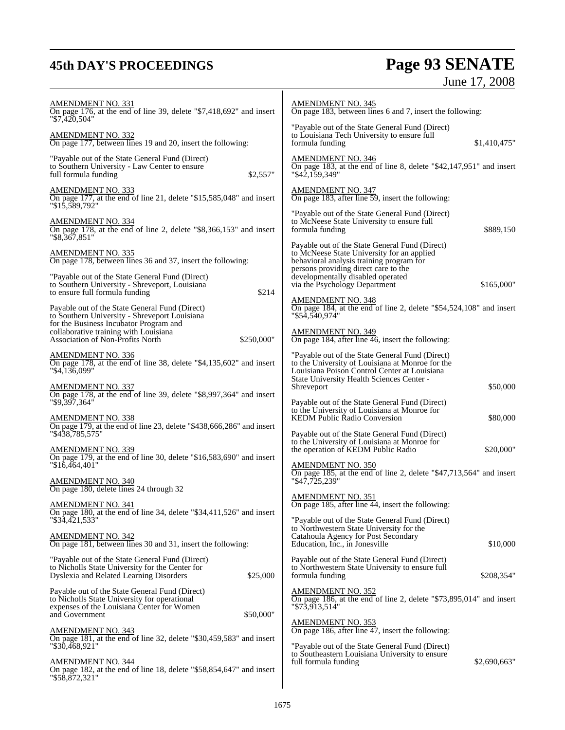AMENDMENT NO. 331
On page 176, at the end of line 39, delete "$7,418,692" and insert "$7,420,504"

AMENDMENT NO. 332
On page 177, between lines 19 and 20, insert the following:

"Payable out of the State General Fund (Direct) to Southern University - Law Center to ensure full formula funding $2,557"

AMENDMENT NO. 333
On page 177, at the end of line 21, delete "$15,585,048" and insert "$15,589,792"

AMENDMENT NO. 334
On page 178, at the end of line 2, delete "$8,366,153" and insert "$8,367,851"

AMENDMENT NO. 335
On page 178, between lines 36 and 37, insert the following:

"Payable out of the State General Fund (Direct) to Southern University - Shreveport, Louisiana to ensure full formula funding $214

Payable out of the State General Fund (Direct) to Southern University - Shreveport Louisiana for the Business Incubator Program and collaborative training with Louisiana Association of Non-Profits North $250,000"

AMENDMENT NO. 336
On page 178, at the end of line 38, delete "$4,135,602" and insert "$4,136,099"

AMENDMENT NO. 337
On page 178, at the end of line 39, delete "$8,997,364" and insert "$9,397,364"

AMENDMENT NO. 338
On page 179, at the end of line 23, delete "$438,666,286" and insert "$438,785,575"

AMENDMENT NO. 339
On page 179, at the end of line 30, delete "$16,583,690" and insert "$16,464,401"

AMENDMENT NO. 340
On page 180, delete lines 24 through 32

AMENDMENT NO. 341
On page 180, at the end of line 34, delete "$34,411,526" and insert "$34,421,533"

AMENDMENT NO. 342
On page 181, between lines 30 and 31, insert the following:

"Payable out of the State General Fund (Direct) to Nicholls State University for the Center for Dyslexia and Related Learning Disorders $25,000

Payable out of the State General Fund (Direct) to Nicholls State University for operational expenses of the Louisiana Center for Women and Government $50,000"

AMENDMENT NO. 343
On page 181, at the end of line 32, delete "$30,459,583" and insert "$30,468,921"

AMENDMENT NO. 344
On page 182, at the end of line 18, delete "$58,854,647" and insert "$58,872,321"

AMENDMENT NO. 345
On page 183, between lines 6 and 7, insert the following:

"Payable out of the State General Fund (Direct) to Louisiana Tech University to ensure full formula funding $1,410,475"

AMENDMENT NO. 346
On page 183, at the end of line 8, delete "$42,147,951" and insert "$42,159,349"

AMENDMENT NO. 347
On page 183, after line 59, insert the following:

"Payable out of the State General Fund (Direct) to McNeese State University to ensure full formula funding $889,150

Payable out of the State General Fund (Direct) to McNeese State University for an applied behavioral analysis training program for persons providing direct care to the developmentally disabled operated via the Psychology Department $165,000"

AMENDMENT NO. 348
On page 184, at the end of line 2, delete "$54,524,108" and insert "$54,540,974"

AMENDMENT NO. 349
On page 184, after line 46, insert the following:

"Payable out of the State General Fund (Direct) to the University of Louisiana at Monroe for the Louisiana Poison Control Center at Louisiana State University Health Sciences Center - Shreveport $50,000

Payable out of the State General Fund (Direct) to the University of Louisiana at Monroe for KEDM Public Radio Conversion $80,000

Payable out of the State General Fund (Direct) to the University of Louisiana at Monroe for the operation of KEDM Public Radio $20,000"

AMENDMENT NO. 350
On page 185, at the end of line 2, delete "$47,713,564" and insert "$47,725,239"

AMENDMENT NO. 351
On page 185, after line 44, insert the following:

"Payable out of the State General Fund (Direct) to Northwestern State University for the Catahoula Agency for Post Secondary Education, Inc., in Jonesville $10,000

Payable out of the State General Fund (Direct) to Northwestern State University to ensure full formula funding $208,354"

AMENDMENT NO. 352
On page 186, at the end of line 2, delete "$73,895,014" and insert "$73,913,514"

AMENDMENT NO. 353
On page 186, after line 47, insert the following:

"Payable out of the State General Fund (Direct) to Southeastern Louisiana University to ensure full formula funding $2,690,663"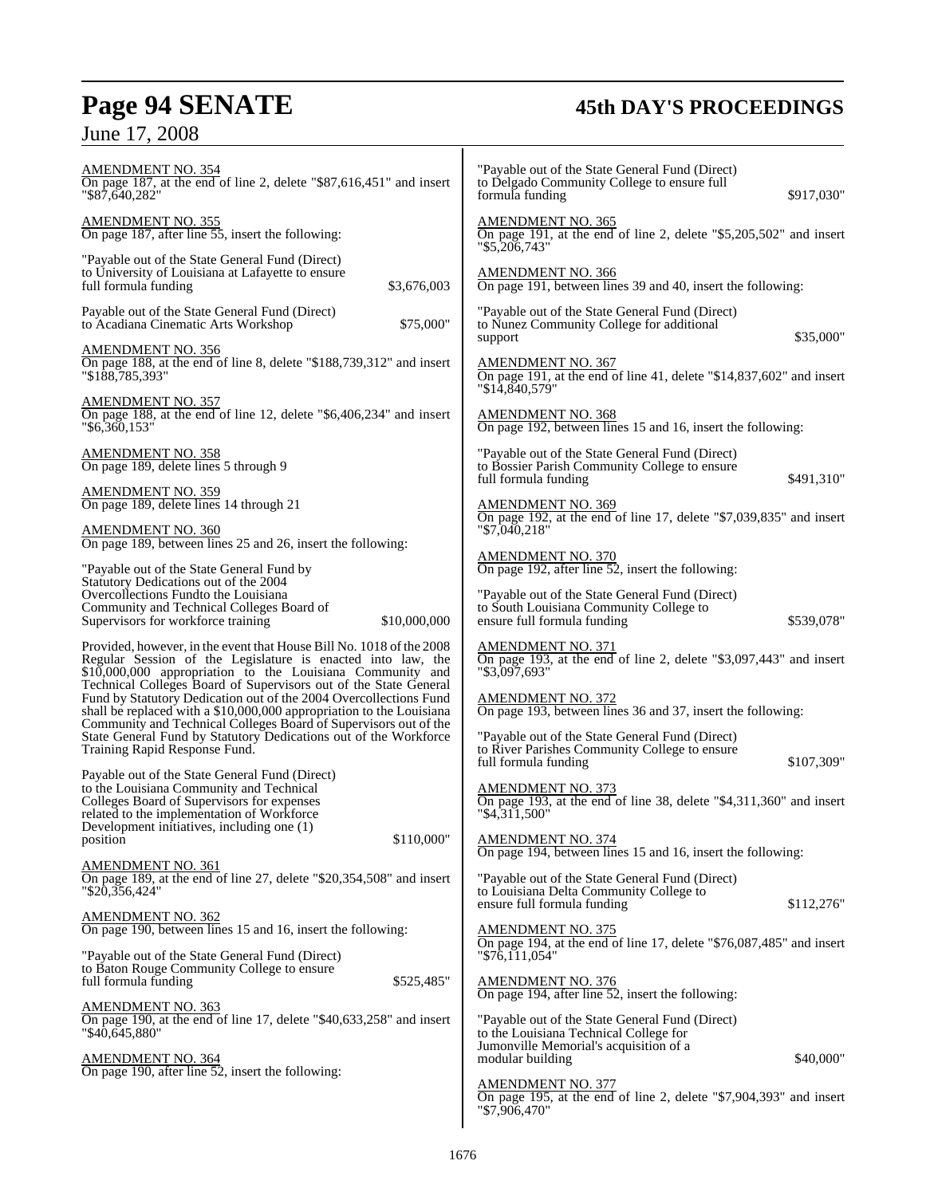AMENDMENT NO. 354
On page 187, at the end of line 2, delete "$87,616,451" and insert "$87,640,282"

AMENDMENT NO. 355
On page 187, after line 55, insert the following:

"Payable out of the State General Fund (Direct) to University of Louisiana at Lafayette to ensure full formula funding $3,676,003

Payable out of the State General Fund (Direct) to Acadiana Cinematic Arts Workshop $75,000"

AMENDMENT NO. 356
On page 188, at the end of line 8, delete "$188,739,312" and insert "$188,785,393"

AMENDMENT NO. 357
On page 188, at the end of line 12, delete "$6,406,234" and insert "$6,360,153"

AMENDMENT NO. 358
On page 189, delete lines 5 through 9

AMENDMENT NO. 359
On page 189, delete lines 14 through 21

AMENDMENT NO. 360
On page 189, between lines 25 and 26, insert the following:

"Payable out of the State General Fund by Statutory Dedications out of the 2004 Overcollections Fundto the Louisiana Community and Technical Colleges Board of Supervisors for workforce training $10,000,000

Provided, however, in the event that House Bill No. 1018 of the 2008 Regular Session of the Legislature is enacted into law, the $10,000,000 appropriation to the Louisiana Community and Technical Colleges Board of Supervisors out of the State General Fund by Statutory Dedication out of the 2004 Overcollections Fund shall be replaced with a $10,000,000 appropriation to the Louisiana Community and Technical Colleges Board of Supervisors out of the State General Fund by Statutory Dedications out of the Workforce Training Rapid Response Fund.

Payable out of the State General Fund (Direct) to the Louisiana Community and Technical Colleges Board of Supervisors for expenses related to the implementation of Workforce Development initiatives, including one (1) position $110,000"

AMENDMENT NO. 361
On page 189, at the end of line 27, delete "$20,354,508" and insert "$20,356,424"

AMENDMENT NO. 362
On page 190, between lines 15 and 16, insert the following:

"Payable out of the State General Fund (Direct) to Baton Rouge Community College to ensure full formula funding $525,485"

AMENDMENT NO. 363
On page 190, at the end of line 17, delete "$40,633,258" and insert "$40,645,880"

AMENDMENT NO. 364
On page 190, after line 52, insert the following:

"Payable out of the State General Fund (Direct) to Delgado Community College to ensure full formula funding $917,030"

AMENDMENT NO. 365
On page 191, at the end of line 2, delete "$5,205,502" and insert "$5,206,743"

AMENDMENT NO. 366
On page 191, between lines 39 and 40, insert the following:

"Payable out of the State General Fund (Direct) to Nunez Community College for additional support $35,000"

AMENDMENT NO. 367
On page 191, at the end of line 41, delete "$14,837,602" and insert "$14,840,579"

AMENDMENT NO. 368
On page 192, between lines 15 and 16, insert the following:

"Payable out of the State General Fund (Direct) to Bossier Parish Community College to ensure full formula funding $491,310"

AMENDMENT NO. 369
On page 192, at the end of line 17, delete "$7,039,835" and insert "$7,040,218"

AMENDMENT NO. 370
On page 192, after line 52, insert the following:

"Payable out of the State General Fund (Direct) to South Louisiana Community College to ensure full formula funding $539,078"

AMENDMENT NO. 371
On page 193, at the end of line 2, delete "$3,097,443" and insert "$3,097,693"

AMENDMENT NO. 372
On page 193, between lines 36 and 37, insert the following:

"Payable out of the State General Fund (Direct) to River Parishes Community College to ensure full formula funding $107,309"

AMENDMENT NO. 373
On page 193, at the end of line 38, delete "$4,311,360" and insert "$4,311,500"

AMENDMENT NO. 374
On page 194, between lines 15 and 16, insert the following:

"Payable out of the State General Fund (Direct) to Louisiana Delta Community College to ensure full formula funding $112,276"

AMENDMENT NO. 375
On page 194, at the end of line 17, delete "$76,087,485" and insert "$76,111,054"

AMENDMENT NO. 376
On page 194, after line 52, insert the following:

"Payable out of the State General Fund (Direct) to the Louisiana Technical College for Jumonville Memorial's acquisition of a modular building $40,000"

AMENDMENT NO. 377
On page 195, at the end of line 2, delete "$7,904,393" and insert "$7,906,470"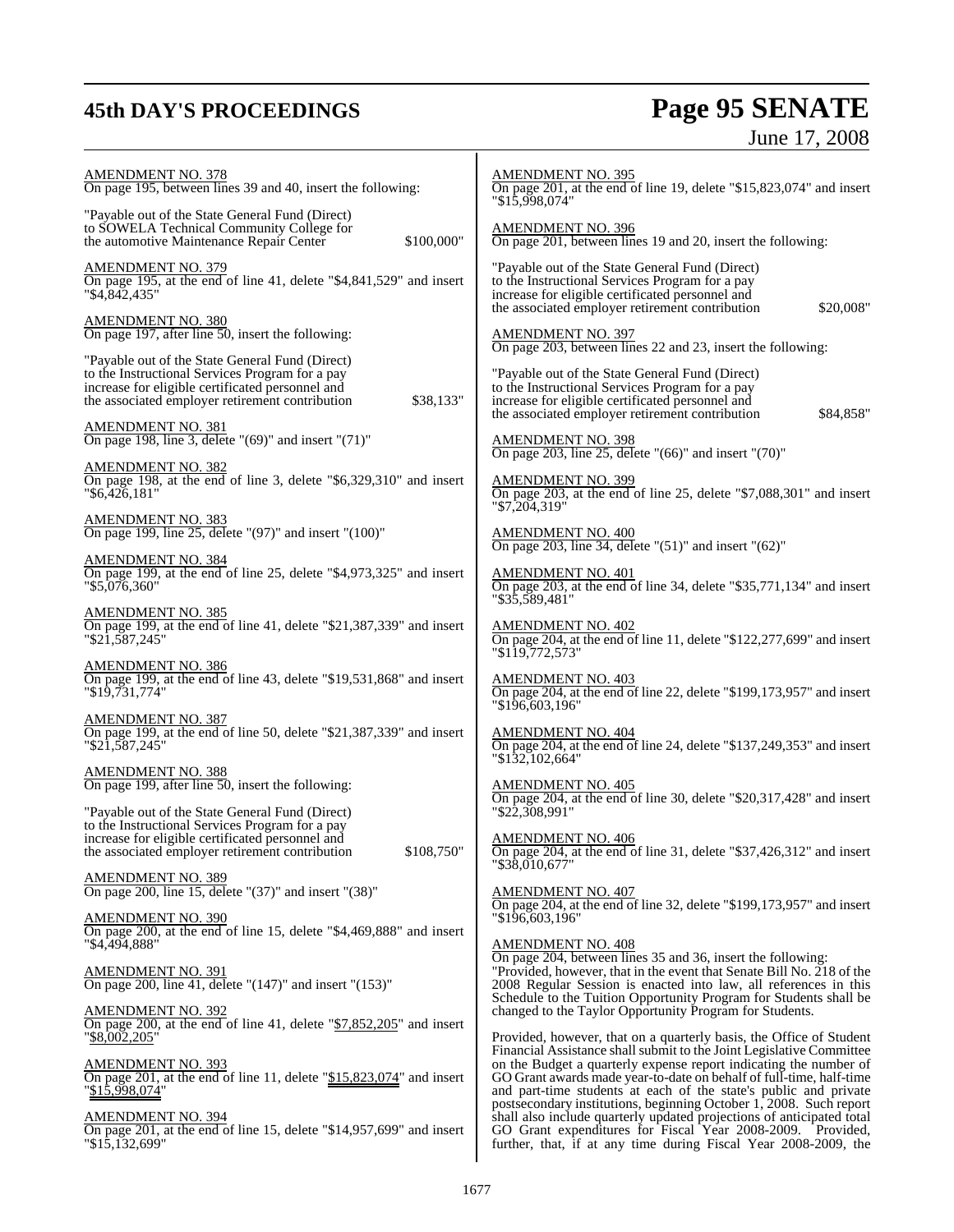AMENDMENT NO. 378
On page 195, between lines 39 and 40, insert the following:

"Payable out of the State General Fund (Direct) to SOWELA Technical Community College for the automotive Maintenance Repair Center $100,000"

AMENDMENT NO. 379
On page 195, at the end of line 41, delete "$4,841,529" and insert "$4,842,435"

AMENDMENT NO. 380
On page 197, after line 50, insert the following:

"Payable out of the State General Fund (Direct) to the Instructional Services Program for a pay increase for eligible certificated personnel and the associated employer retirement contribution $38,133"

AMENDMENT NO. 381
On page 198, line 3, delete "(69)" and insert "(71)"

AMENDMENT NO. 382
On page 198, at the end of line 3, delete "$6,329,310" and insert "$6,426,181"

AMENDMENT NO. 383
On page 199, line 25, delete "(97)" and insert "(100)"

AMENDMENT NO. 384
On page 199, at the end of line 25, delete "$4,973,325" and insert "$5,076,360"

AMENDMENT NO. 385
On page 199, at the end of line 41, delete "$21,387,339" and insert "$21,587,245"

AMENDMENT NO. 386
On page 199, at the end of line 43, delete "$19,531,868" and insert "$19,731,774"

AMENDMENT NO. 387
On page 199, at the end of line 50, delete "$21,387,339" and insert "$21,587,245"

AMENDMENT NO. 388
On page 199, after line 50, insert the following:

"Payable out of the State General Fund (Direct) to the Instructional Services Program for a pay increase for eligible certificated personnel and the associated employer retirement contribution $108,750"

AMENDMENT NO. 389
On page 200, line 15, delete "(37)" and insert "(38)"

AMENDMENT NO. 390
On page 200, at the end of line 15, delete "$4,469,888" and insert "$4,494,888"

AMENDMENT NO. 391
On page 200, line 41, delete "(147)" and insert "(153)"

AMENDMENT NO. 392
On page 200, at the end of line 41, delete "$7,852,205" and insert "$8,002,205"

AMENDMENT NO. 393
On page 201, at the end of line 11, delete "$15,823,074" and insert "$15,998,074"

AMENDMENT NO. 394
On page 201, at the end of line 15, delete "$14,957,699" and insert "$15,132,699"

AMENDMENT NO. 395
On page 201, at the end of line 19, delete "$15,823,074" and insert "$15,998,074"

AMENDMENT NO. 396
On page 201, between lines 19 and 20, insert the following:

"Payable out of the State General Fund (Direct) to the Instructional Services Program for a pay increase for eligible certificated personnel and the associated employer retirement contribution $20,008"

AMENDMENT NO. 397
On page 203, between lines 22 and 23, insert the following:

"Payable out of the State General Fund (Direct) to the Instructional Services Program for a pay increase for eligible certificated personnel and the associated employer retirement contribution $84,858"

AMENDMENT NO. 398
On page 203, line 25, delete "(66)" and insert "(70)"

AMENDMENT NO. 399
On page 203, at the end of line 25, delete "$7,088,301" and insert "$7,204,319"

AMENDMENT NO. 400
On page 203, line 34, delete "(51)" and insert "(62)"

AMENDMENT NO. 401
On page 203, at the end of line 34, delete "$35,771,134" and insert "$35,589,481"

AMENDMENT NO. 402
On page 204, at the end of line 11, delete "$122,277,699" and insert "$119,772,573"

AMENDMENT NO. 403
On page 204, at the end of line 22, delete "$199,173,957" and insert "$196,603,196"

AMENDMENT NO. 404
On page 204, at the end of line 24, delete "$137,249,353" and insert "$132,102,664"

AMENDMENT NO. 405
On page 204, at the end of line 30, delete "$20,317,428" and insert "$22,308,991"

AMENDMENT NO. 406
On page 204, at the end of line 31, delete "$37,426,312" and insert "$38,010,677"

AMENDMENT NO. 407
On page 204, at the end of line 32, delete "$199,173,957" and insert "$196,603,196"

AMENDMENT NO. 408
On page 204, between lines 35 and 36, insert the following:
"Provided, however, that in the event that Senate Bill No. 218 of the 2008 Regular Session is enacted into law, all references in this Schedule to the Tuition Opportunity Program for Students shall be changed to the Taylor Opportunity Program for Students.

Provided, however, that on a quarterly basis, the Office of Student Financial Assistance shall submit to the Joint Legislative Committee on the Budget a quarterly expense report indicating the number of GO Grant awards made year-to-date on behalf of full-time, half-time and part-time students at each of the state's public and private postsecondary institutions, beginning October 1, 2008. Such report shall also include quarterly updated projections of anticipated total GO Grant expenditures for Fiscal Year 2008-2009. Provided, further, that, if at any time during Fiscal Year 2008-2009, the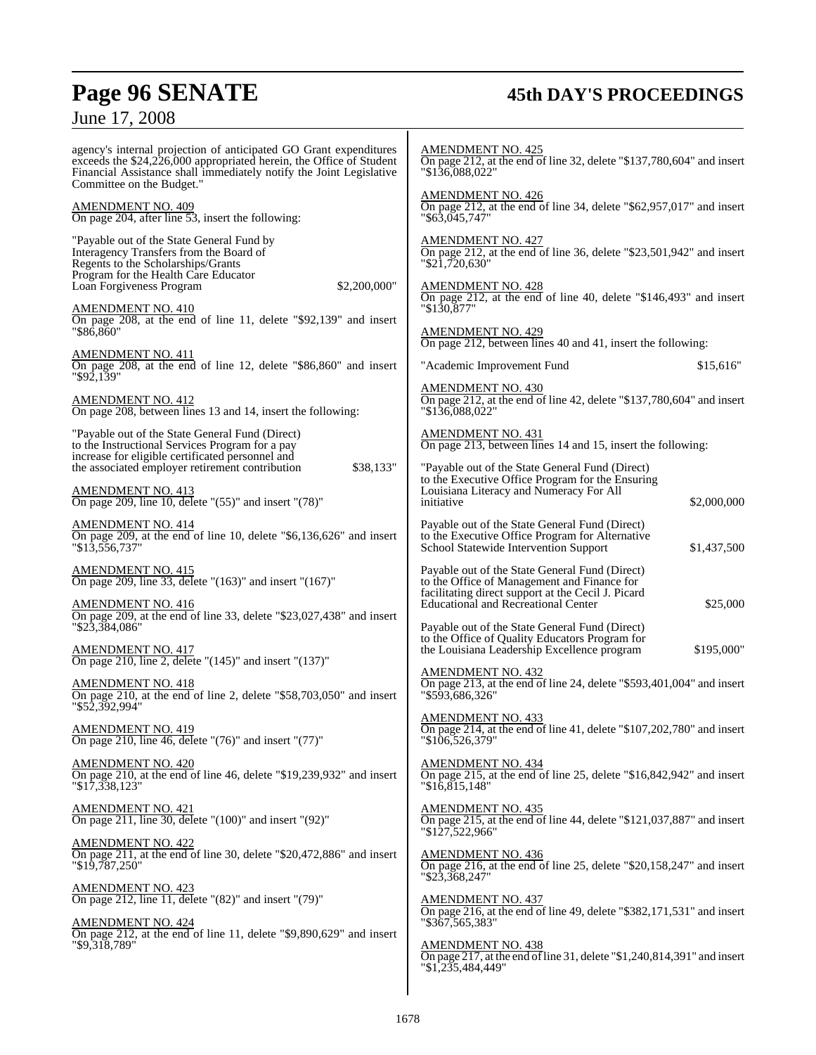agency's internal projection of anticipated GO Grant expenditures exceeds the $24,226,000 appropriated herein, the Office of Student Financial Assistance shall immediately notify the Joint Legislative Committee on the Budget."

AMENDMENT NO. 409
On page 204, after line 53, insert the following:

"Payable out of the State General Fund by Interagency Transfers from the Board of Regents to the Scholarships/Grants Program for the Health Care Educator Loan Forgiveness Program $2,200,000"

AMENDMENT NO. 410
On page 208, at the end of line 11, delete "$92,139" and insert "$86,860"

AMENDMENT NO. 411
On page 208, at the end of line 12, delete "$86,860" and insert "$92,139"

AMENDMENT NO. 412
On page 208, between lines 13 and 14, insert the following:

"Payable out of the State General Fund (Direct) to the Instructional Services Program for a pay increase for eligible certificated personnel and the associated employer retirement contribution $38,133"

AMENDMENT NO. 413
On page 209, line 10, delete "(55)" and insert "(78)"

AMENDMENT NO. 414
On page 209, at the end of line 10, delete "$6,136,626" and insert "$13,556,737"

AMENDMENT NO. 415
On page 209, line 33, delete "(163)" and insert "(167)"

AMENDMENT NO. 416
On page 209, at the end of line 33, delete "$23,027,438" and insert "$23,384,086"

AMENDMENT NO. 417
On page 210, line 2, delete "(145)" and insert "(137)"

AMENDMENT NO. 418
On page 210, at the end of line 2, delete "$58,703,050" and insert "$52,392,994"

AMENDMENT NO. 419
On page 210, line 46, delete "(76)" and insert "(77)"

AMENDMENT NO. 420
On page 210, at the end of line 46, delete "$19,239,932" and insert "$17,338,123"

AMENDMENT NO. 421
On page 211, line 30, delete "(100)" and insert "(92)"

AMENDMENT NO. 422
On page 211, at the end of line 30, delete "$20,472,886" and insert "$19,787,250"

AMENDMENT NO. 423
On page 212, line 11, delete "(82)" and insert "(79)"

AMENDMENT NO. 424
On page 212, at the end of line 11, delete "$9,890,629" and insert "$9,318,789"

AMENDMENT NO. 425
On page 212, at the end of line 32, delete "$137,780,604" and insert "$136,088,022"

AMENDMENT NO. 426
On page 212, at the end of line 34, delete "$62,957,017" and insert "$63,045,747"

AMENDMENT NO. 427
On page 212, at the end of line 36, delete "$23,501,942" and insert "$21,720,630"

AMENDMENT NO. 428
On page 212, at the end of line 40, delete "$146,493" and insert "$130,877"

AMENDMENT NO. 429
On page 212, between lines 40 and 41, insert the following:

"Academic Improvement Fund $15,616"

AMENDMENT NO. 430
On page 212, at the end of line 42, delete "$137,780,604" and insert "$136,088,022"

AMENDMENT NO. 431
On page 213, between lines 14 and 15, insert the following:

"Payable out of the State General Fund (Direct) to the Executive Office Program for the Ensuring Louisiana Literacy and Numeracy For All initiative $2,000,000

Payable out of the State General Fund (Direct) to the Executive Office Program for Alternative School Statewide Intervention Support $1,437,500

Payable out of the State General Fund (Direct) to the Office of Management and Finance for facilitating direct support at the Cecil J. Picard Educational and Recreational Center $25,000

Payable out of the State General Fund (Direct) to the Office of Quality Educators Program for the Louisiana Leadership Excellence program $195,000"

AMENDMENT NO. 432
On page 213, at the end of line 24, delete "$593,401,004" and insert "$593,686,326"

AMENDMENT NO. 433
On page 214, at the end of line 41, delete "$107,202,780" and insert "$106,526,379"

AMENDMENT NO. 434
On page 215, at the end of line 25, delete "$16,842,942" and insert "$16,815,148"

AMENDMENT NO. 435
On page 215, at the end of line 44, delete "$121,037,887" and insert "$127,522,966"

AMENDMENT NO. 436
On page 216, at the end of line 25, delete "$20,158,247" and insert "$23,368,247"

AMENDMENT NO. 437
On page 216, at the end of line 49, delete "$382,171,531" and insert "$367,565,383"

AMENDMENT NO. 438
On page 217, at the end of line 31, delete "$1,240,814,391" and insert "$1,235,484,449"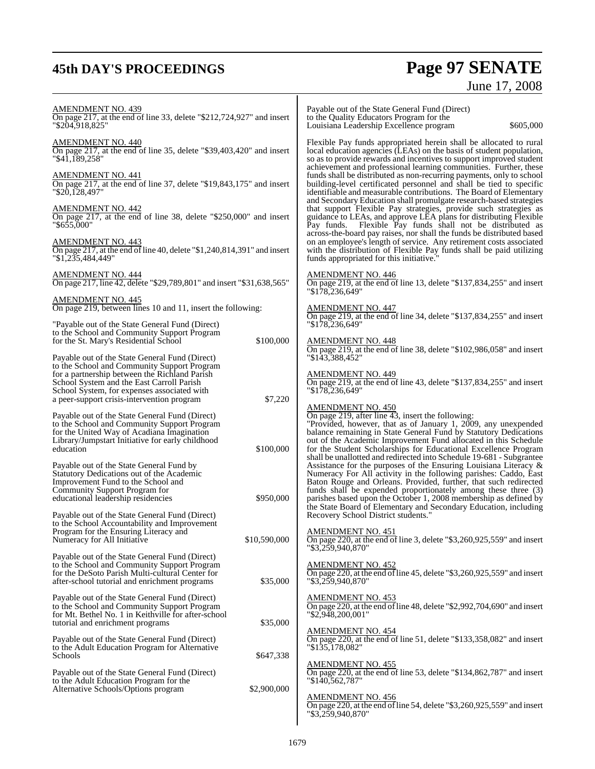AMENDMENT NO. 439
On page 217, at the end of line 33, delete "$212,724,927" and insert "$204,918,825"

AMENDMENT NO. 440
On page 217, at the end of line 35, delete "$39,403,420" and insert "$41,189,258"

AMENDMENT NO. 441
On page 217, at the end of line 37, delete "$19,843,175" and insert "$20,128,497"

AMENDMENT NO. 442
On page 217, at the end of line 38, delete "$250,000" and insert "$655,000"

AMENDMENT NO. 443
On page 217, at the end of line 40, delete "$1,240,814,391" and insert "$1,235,484,449"

AMENDMENT NO. 444
On page 217, line 42, delete "$29,789,801" and insert "$31,638,565"

AMENDMENT NO. 445
On page 219, between lines 10 and 11, insert the following:

"Payable out of the State General Fund (Direct) to the School and Community Support Program for the St. Mary's Residential School $100,000

Payable out of the State General Fund (Direct) to the School and Community Support Program for a partnership between the Richland Parish School System and the East Carroll Parish School System, for expenses associated with a peer-support crisis-intervention program $7,220

Payable out of the State General Fund (Direct) to the School and Community Support Program for the United Way of Acadiana Imagination Library/Jumpstart Initiative for early childhood education $100,000

Payable out of the State General Fund by Statutory Dedications out of the Academic Improvement Fund to the School and Community Support Program for educational leadership residencies $950,000

Payable out of the State General Fund (Direct) to the School Accountability and Improvement Program for the Ensuring Literacy and Numeracy for All Initiative $10,590,000

Payable out of the State General Fund (Direct) to the School and Community Support Program for the DeSoto Parish Multi-cultural Center for after-school tutorial and enrichment programs $35,000

Payable out of the State General Fund (Direct) to the School and Community Support Program for Mt. Bethel No. 1 in Keithville for after-school tutorial and enrichment programs $35,000

Payable out of the State General Fund (Direct) to the Adult Education Program for Alternative Schools $647,338

Payable out of the State General Fund (Direct) to the Adult Education Program for the Alternative Schools/Options program $2,900,000

Payable out of the State General Fund (Direct) to the Quality Educators Program for the Louisiana Leadership Excellence program $605,000

Flexible Pay funds appropriated herein shall be allocated to rural local education agencies (LEAs) on the basis of student population, so as to provide rewards and incentives to support improved student achievement and professional learning communities. Further, these funds shall be distributed as non-recurring payments, only to school building-level certificated personnel and shall be tied to specific identifiable and measurable contributions. The Board of Elementary and Secondary Education shall promulgate research-based strategies that support Flexible Pay strategies, provide such strategies as guidance to LEAs, and approve LEA plans for distributing Flexible Pay funds. Flexible Pay funds shall not be distributed as across-the-board pay raises, nor shall the funds be distributed based on an employee's length of service. Any retirement costs associated with the distribution of Flexible Pay funds shall be paid utilizing funds appropriated for this initiative."

AMENDMENT NO. 446
On page 219, at the end of line 13, delete "$137,834,255" and insert "$178,236,649"

AMENDMENT NO. 447
On page 219, at the end of line 34, delete "$137,834,255" and insert "$178,236,649"

AMENDMENT NO. 448
On page 219, at the end of line 38, delete "$102,986,058" and insert "$143,388,452"

AMENDMENT NO. 449
On page 219, at the end of line 43, delete "$137,834,255" and insert "$178,236,649"

AMENDMENT NO. 450
On page 219, after line 43, insert the following:
"Provided, however, that as of January 1, 2009, any unexpended balance remaining in State General Fund by Statutory Dedications out of the Academic Improvement Fund allocated in this Schedule for the Student Scholarships for Educational Excellence Program shall be unallotted and redirected into Schedule 19-681 - Subgrantee Assistance for the purposes of the Ensuring Louisiana Literacy & Numeracy For All activity in the following parishes: Caddo, East Baton Rouge and Orleans. Provided, further, that such redirected funds shall be expended proportionately among these three (3) parishes based upon the October 1, 2008 membership as defined by the State Board of Elementary and Secondary Education, including Recovery School District students."

AMENDMENT NO. 451
On page 220, at the end of line 3, delete "$3,260,925,559" and insert "$3,259,940,870"

AMENDMENT NO. 452
On page 220, at the end of line 45, delete "$3,260,925,559" and insert "$3,259,940,870"

AMENDMENT NO. 453
On page 220, at the end of line 48, delete "$2,992,704,690" and insert "$2,948,200,001"

AMENDMENT NO. 454
On page 220, at the end of line 51, delete "$133,358,082" and insert "$135,178,082"

AMENDMENT NO. 455
On page 220, at the end of line 53, delete "$134,862,787" and insert "$140,562,787"

AMENDMENT NO. 456
On page 220, at the end of line 54, delete "$3,260,925,559" and insert "$3,259,940,870"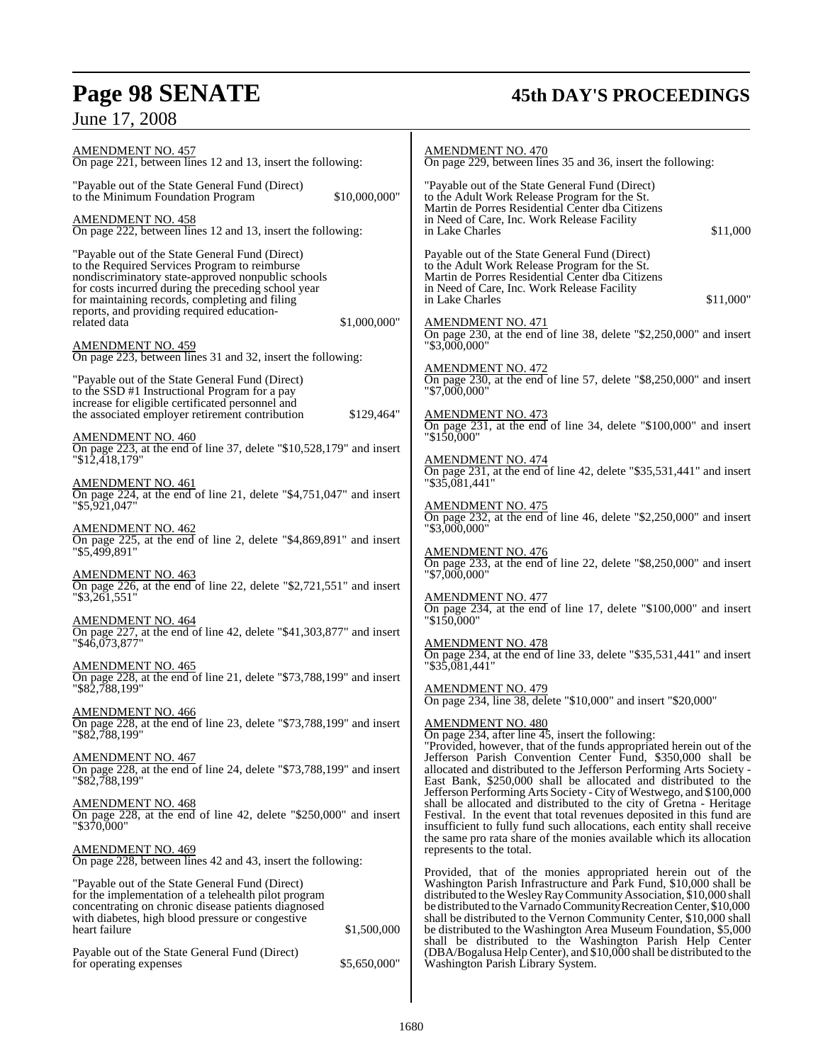AMENDMENT NO. 457
On page 221, between lines 12 and 13, insert the following:

"Payable out of the State General Fund (Direct) to the Minimum Foundation Program $10,000,000"

AMENDMENT NO. 458
On page 222, between lines 12 and 13, insert the following:

"Payable out of the State General Fund (Direct) to the Required Services Program to reimburse nondiscriminatory state-approved nonpublic schools for costs incurred during the preceding school year for maintaining records, completing and filing reports, and providing required education-related data $1,000,000"

AMENDMENT NO. 459
On page 223, between lines 31 and 32, insert the following:

"Payable out of the State General Fund (Direct) to the SSD #1 Instructional Program for a pay increase for eligible certificated personnel and the associated employer retirement contribution $129,464"

AMENDMENT NO. 460
On page 223, at the end of line 37, delete "$10,528,179" and insert "$12,418,179"

AMENDMENT NO. 461
On page 224, at the end of line 21, delete "$4,751,047" and insert "$5,921,047"

AMENDMENT NO. 462
On page 225, at the end of line 2, delete "$4,869,891" and insert "$5,499,891"

AMENDMENT NO. 463
On page 226, at the end of line 22, delete "$2,721,551" and insert "$3,261,551"

AMENDMENT NO. 464
On page 227, at the end of line 42, delete "$41,303,877" and insert "$46,073,877"

AMENDMENT NO. 465
On page 228, at the end of line 21, delete "$73,788,199" and insert "$82,788,199"

AMENDMENT NO. 466
On page 228, at the end of line 23, delete "$73,788,199" and insert "$82,788,199"

AMENDMENT NO. 467
On page 228, at the end of line 24, delete "$73,788,199" and insert "$82,788,199"

AMENDMENT NO. 468
On page 228, at the end of line 42, delete "$250,000" and insert "$370,000"

AMENDMENT NO. 469
On page 228, between lines 42 and 43, insert the following:

"Payable out of the State General Fund (Direct) for the implementation of a telehealth pilot program concentrating on chronic disease patients diagnosed with diabetes, high blood pressure or congestive heart failure $1,500,000

Payable out of the State General Fund (Direct) for operating expenses $5,650,000"

AMENDMENT NO. 470
On page 229, between lines 35 and 36, insert the following:

"Payable out of the State General Fund (Direct) to the Adult Work Release Program for the St. Martin de Porres Residential Center dba Citizens in Need of Care, Inc. Work Release Facility in Lake Charles $11,000

Payable out of the State General Fund (Direct) to the Adult Work Release Program for the St. Martin de Porres Residential Center dba Citizens in Need of Care, Inc. Work Release Facility in Lake Charles $11,000"

AMENDMENT NO. 471
On page 230, at the end of line 38, delete "$2,250,000" and insert "$3,000,000"

AMENDMENT NO. 472
On page 230, at the end of line 57, delete "$8,250,000" and insert "$7,000,000"

AMENDMENT NO. 473
On page 231, at the end of line 34, delete "$100,000" and insert "$150,000"

AMENDMENT NO. 474
On page 231, at the end of line 42, delete "$35,531,441" and insert "$35,081,441"

AMENDMENT NO. 475
On page 232, at the end of line 46, delete "$2,250,000" and insert "$3,000,000"

AMENDMENT NO. 476
On page 233, at the end of line 22, delete "$8,250,000" and insert "$7,000,000"

AMENDMENT NO. 477
On page 234, at the end of line 17, delete "$100,000" and insert "$150,000"

AMENDMENT NO. 478
On page 234, at the end of line 33, delete "$35,531,441" and insert "$35,081,441"

AMENDMENT NO. 479
On page 234, line 38, delete "$10,000" and insert "$20,000"

AMENDMENT NO. 480
On page 234, after line 45, insert the following:
"Provided, however, that of the funds appropriated herein out of the Jefferson Parish Convention Center Fund, $350,000 shall be allocated and distributed to the Jefferson Performing Arts Society - East Bank, $250,000 shall be allocated and distributed to the Jefferson Performing Arts Society - City of Westwego, and $100,000 shall be allocated and distributed to the city of Gretna - Heritage Festival. In the event that total revenues deposited in this fund are insufficient to fully fund such allocations, each entity shall receive the same pro rata share of the monies available which its allocation represents to the total.

Provided, that of the monies appropriated herein out of the Washington Parish Infrastructure and Park Fund, $10,000 shall be distributed to the Wesley Ray Community Association, $10,000 shall be distributed to the Varnado Community Recreation Center, $10,000 shall be distributed to the Vernon Community Center, $10,000 shall be distributed to the Washington Area Museum Foundation, $5,000 shall be distributed to the Washington Parish Help Center (DBA/Bogalusa Help Center), and $10,000 shall be distributed to the Washington Parish Library System.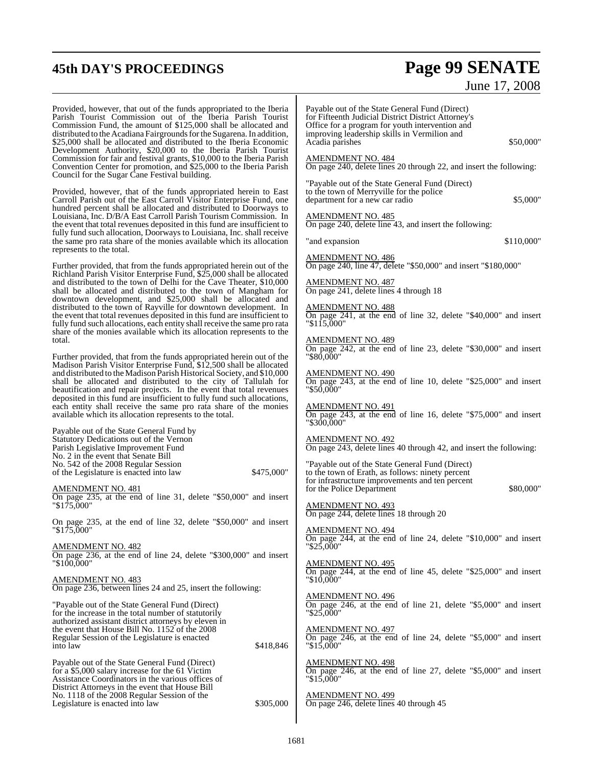Provided, however, that out of the funds appropriated to the Iberia Parish Tourist Commission out of the Iberia Parish Tourist Commission Fund, the amount of $125,000 shall be allocated and distributed to the Acadiana Fairgrounds for the Sugarena. In addition, $25,000 shall be allocated and distributed to the Iberia Economic Development Authority, $20,000 to the Iberia Parish Tourist Commission for fair and festival grants, $10,000 to the Iberia Parish Convention Center for promotion, and $25,000 to the Iberia Parish Council for the Sugar Cane Festival building.

Provided, however, that of the funds appropriated herein to East Carroll Parish out of the East Carroll Visitor Enterprise Fund, one hundred percent shall be allocated and distributed to Doorways to Louisiana, Inc. D/B/A East Carroll Parish Tourism Commission. In the event that total revenues deposited in this fund are insufficient to fully fund such allocation, Doorways to Louisiana, Inc. shall receive the same pro rata share of the monies available which its allocation represents to the total.

Further provided, that from the funds appropriated herein out of the Richland Parish Visitor Enterprise Fund, $25,000 shall be allocated and distributed to the town of Delhi for the Cave Theater, $10,000 shall be allocated and distributed to the town of Mangham for downtown development, and $25,000 shall be allocated and distributed to the town of Rayville for downtown development. In the event that total revenues deposited in this fund are insufficient to fully fund such allocations, each entity shall receive the same pro rata share of the monies available which its allocation represents to the total.

Further provided, that from the funds appropriated herein out of the Madison Parish Visitor Enterprise Fund, $12,500 shall be allocated and distributed to the Madison Parish Historical Society, and $10,000 shall be allocated and distributed to the city of Tallulah for beautification and repair projects. In the event that total revenues deposited in this fund are insufficient to fully fund such allocations, each entity shall receive the same pro rata share of the monies available which its allocation represents to the total.

Payable out of the State General Fund by Statutory Dedications out of the Vernon Parish Legislative Improvement Fund No. 2 in the event that Senate Bill No. 542 of the 2008 Regular Session of the Legislature is enacted into law $475,000"

AMENDMENT NO. 481
On page 235, at the end of line 31, delete "$50,000" and insert "$175,000"

On page 235, at the end of line 32, delete "$50,000" and insert "$175,000"

AMENDMENT NO. 482
On page 236, at the end of line 24, delete "$300,000" and insert "$100,000"

AMENDMENT NO. 483
On page 236, between lines 24 and 25, insert the following:

"Payable out of the State General Fund (Direct) for the increase in the total number of statutorily authorized assistant district attorneys by eleven in the event that House Bill No. 1152 of the 2008 Regular Session of the Legislature is enacted into law $418,846

Payable out of the State General Fund (Direct) for a $5,000 salary increase for the 61 Victim Assistance Coordinators in the various offices of District Attorneys in the event that House Bill No. 1118 of the 2008 Regular Session of the Legislature is enacted into law $305,000

Payable out of the State General Fund (Direct) for Fifteenth Judicial District District Attorney's Office for a program for youth intervention and improving leadership skills in Vermilion and Acadia parishes $50,000"

AMENDMENT NO. 484
On page 240, delete lines 20 through 22, and insert the following:

"Payable out of the State General Fund (Direct) to the town of Merryville for the police department for a new car radio $5,000"

AMENDMENT NO. 485
On page 240, delete line 43, and insert the following:

"and expansion $110,000"

AMENDMENT NO. 486
On page 240, line 47, delete "$50,000" and insert "$180,000"

AMENDMENT NO. 487
On page 241, delete lines 4 through 18

AMENDMENT NO. 488
On page 241, at the end of line 32, delete "$40,000" and insert "$115,000"

AMENDMENT NO. 489
On page 242, at the end of line 23, delete "$30,000" and insert "$80,000"

AMENDMENT NO. 490
On page 243, at the end of line 10, delete "$25,000" and insert "$50,000"

AMENDMENT NO. 491
On page 243, at the end of line 16, delete "$75,000" and insert "$300,000"

AMENDMENT NO. 492
On page 243, delete lines 40 through 42, and insert the following:

"Payable out of the State General Fund (Direct) to the town of Erath, as follows: ninety percent for infrastructure improvements and ten percent for the Police Department $80,000"

AMENDMENT NO. 493
On page 244, delete lines 18 through 20

AMENDMENT NO. 494
On page 244, at the end of line 24, delete "$10,000" and insert "$25,000"

AMENDMENT NO. 495
On page 244, at the end of line 45, delete "$25,000" and insert "$10,000"

AMENDMENT NO. 496
On page 246, at the end of line 21, delete "$5,000" and insert "$25,000"

AMENDMENT NO. 497
On page 246, at the end of line 24, delete "$5,000" and insert "$15,000"

AMENDMENT NO. 498
On page 246, at the end of line 27, delete "$5,000" and insert "$15,000"

AMENDMENT NO. 499
On page 246, delete lines 40 through 45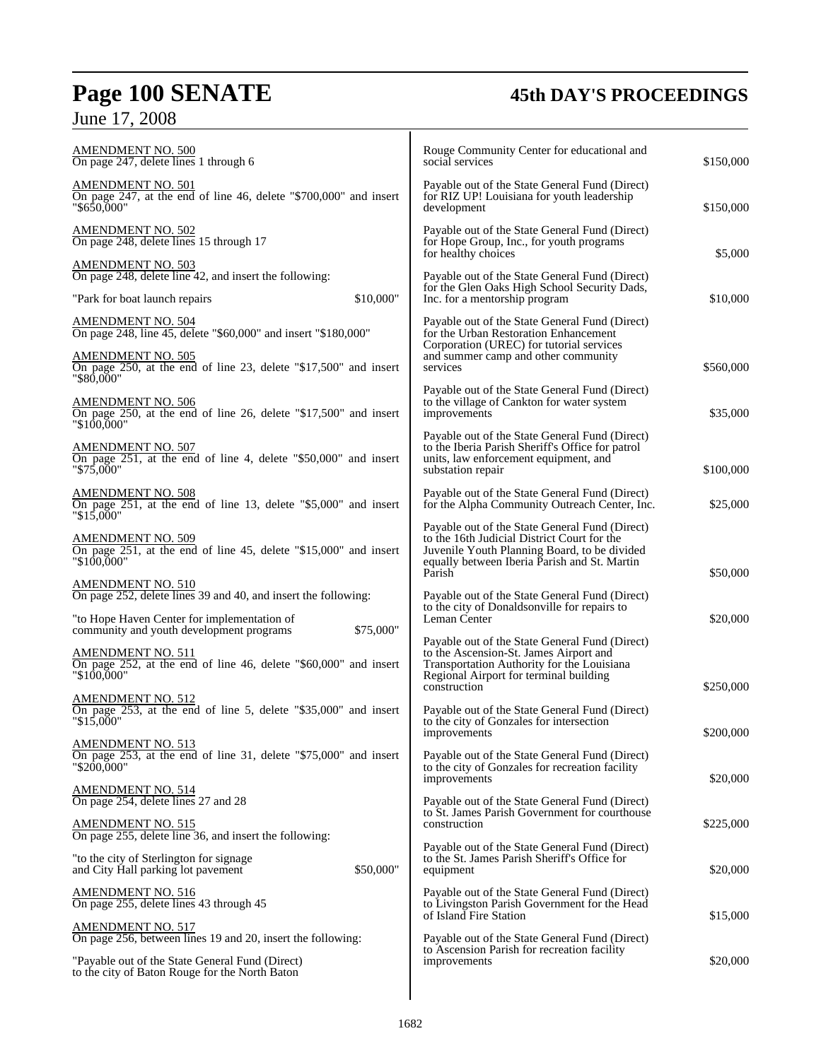AMENDMENT NO. 500
On page 247, delete lines 1 through 6

AMENDMENT NO. 501
On page 247, at the end of line 46, delete "$700,000" and insert "$650,000"

AMENDMENT NO. 502
On page 248, delete lines 15 through 17

AMENDMENT NO. 503
On page 248, delete line 42, and insert the following:

"Park for boat launch repairs $10,000"

AMENDMENT NO. 504
On page 248, line 45, delete "$60,000" and insert "$180,000"

AMENDMENT NO. 505
On page 250, at the end of line 23, delete "$17,500" and insert "$80,000"

AMENDMENT NO. 506
On page 250, at the end of line 26, delete "$17,500" and insert "$100,000"

AMENDMENT NO. 507
On page 251, at the end of line 4, delete "$50,000" and insert "$75,000"

AMENDMENT NO. 508
On page 251, at the end of line 13, delete "$5,000" and insert "$15,000"

AMENDMENT NO. 509
On page 251, at the end of line 45, delete "$15,000" and insert "$100,000"

AMENDMENT NO. 510
On page 252, delete lines 39 and 40, and insert the following:

"to Hope Haven Center for implementation of community and youth development programs $75,000"

AMENDMENT NO. 511
On page 252, at the end of line 46, delete "$60,000" and insert "$100,000"

AMENDMENT NO. 512
On page 253, at the end of line 5, delete "$35,000" and insert "$15,000"

AMENDMENT NO. 513
On page 253, at the end of line 31, delete "$75,000" and insert "$200,000"

AMENDMENT NO. 514
On page 254, delete lines 27 and 28

AMENDMENT NO. 515
On page 255, delete line 36, and insert the following:

"to the city of Sterlington for signage and City Hall parking lot pavement $50,000"

AMENDMENT NO. 516
On page 255, delete lines 43 through 45

AMENDMENT NO. 517
On page 256, between lines 19 and 20, insert the following:

"Payable out of the State General Fund (Direct) to the city of Baton Rouge for the North Baton Rouge Community Center for educational and social services $150,000

Payable out of the State General Fund (Direct) for RIZ UP! Louisiana for youth leadership development $150,000

Payable out of the State General Fund (Direct) for Hope Group, Inc., for youth programs for healthy choices $5,000

Payable out of the State General Fund (Direct) for the Glen Oaks High School Security Dads, Inc. for a mentorship program $10,000

Payable out of the State General Fund (Direct) for the Urban Restoration Enhancement Corporation (UREC) for tutorial services and summer camp and other community services $560,000

Payable out of the State General Fund (Direct) to the village of Cankton for water system improvements $35,000

Payable out of the State General Fund (Direct) to the Iberia Parish Sheriff's Office for patrol units, law enforcement equipment, and substation repair $100,000

Payable out of the State General Fund (Direct) for the Alpha Community Outreach Center, Inc. $25,000

Payable out of the State General Fund (Direct) to the 16th Judicial District Court for the Juvenile Youth Planning Board, to be divided equally between Iberia Parish and St. Martin Parish $50,000

Payable out of the State General Fund (Direct) to the city of Donaldsonville for repairs to Leman Center $20,000

Payable out of the State General Fund (Direct) to the Ascension-St. James Airport and Transportation Authority for the Louisiana Regional Airport for terminal building construction $250,000

Payable out of the State General Fund (Direct) to the city of Gonzales for intersection improvements $200,000

Payable out of the State General Fund (Direct) to the city of Gonzales for recreation facility improvements $20,000

Payable out of the State General Fund (Direct) to St. James Parish Government for courthouse construction $225,000

Payable out of the State General Fund (Direct) to the St. James Parish Sheriff's Office for equipment $20,000

Payable out of the State General Fund (Direct) to Livingston Parish Government for the Head of Island Fire Station $15,000

Payable out of the State General Fund (Direct) to Ascension Parish for recreation facility improvements $20,000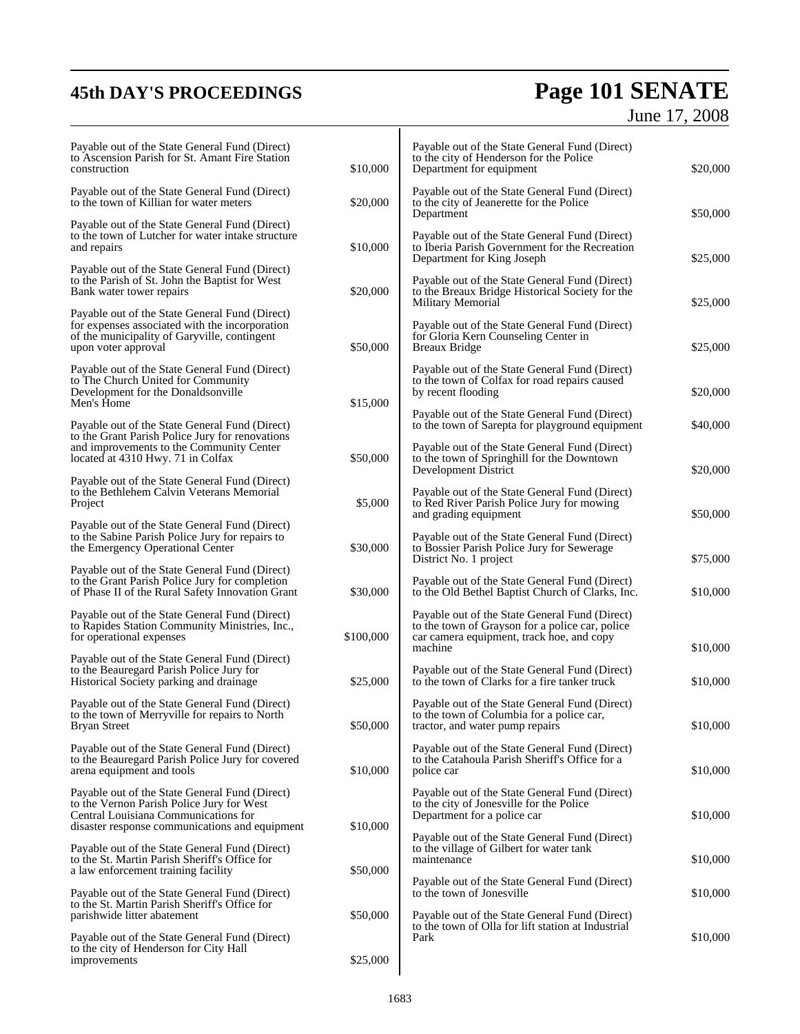Payable out of the State General Fund (Direct) to Ascension Parish for St. Amant Fire Station construction $10,000

Payable out of the State General Fund (Direct) to the town of Killian for water meters $20,000

Payable out of the State General Fund (Direct) to the town of Lutcher for water intake structure and repairs $10,000

Payable out of the State General Fund (Direct) to the Parish of St. John the Baptist for West Bank water tower repairs $20,000

Payable out of the State General Fund (Direct) for expenses associated with the incorporation of the municipality of Garyville, contingent upon voter approval $50,000

Payable out of the State General Fund (Direct) to The Church United for Community Development for the Donaldsonville Men's Home $15,000

Payable out of the State General Fund (Direct) to the Grant Parish Police Jury for renovations and improvements to the Community Center located at 4310 Hwy. 71 in Colfax $50,000

Payable out of the State General Fund (Direct) to the Bethlehem Calvin Veterans Memorial Project $5,000

Payable out of the State General Fund (Direct) to the Sabine Parish Police Jury for repairs to the Emergency Operational Center $30,000

Payable out of the State General Fund (Direct) to the Grant Parish Police Jury for completion of Phase II of the Rural Safety Innovation Grant $30,000

Payable out of the State General Fund (Direct) to Rapides Station Community Ministries, Inc., for operational expenses $100,000

Payable out of the State General Fund (Direct) to the Beauregard Parish Police Jury for Historical Society parking and drainage $25,000

Payable out of the State General Fund (Direct) to the town of Merryville for repairs to North Bryan Street $50,000

Payable out of the State General Fund (Direct) to the Beauregard Parish Police Jury for covered arena equipment and tools $10,000

Payable out of the State General Fund (Direct) to the Vernon Parish Police Jury for West Central Louisiana Communications for disaster response communications and equipment $10,000

Payable out of the State General Fund (Direct) to the St. Martin Parish Sheriff's Office for a law enforcement training facility $50,000

Payable out of the State General Fund (Direct) to the St. Martin Parish Sheriff's Office for parishwide litter abatement $50,000

Payable out of the State General Fund (Direct) to the city of Henderson for City Hall improvements $25,000

Payable out of the State General Fund (Direct) to the city of Henderson for the Police Department for equipment $20,000

Payable out of the State General Fund (Direct) to the city of Jeanerette for the Police Department $50,000

Payable out of the State General Fund (Direct) to Iberia Parish Government for the Recreation Department for King Joseph $25,000

Payable out of the State General Fund (Direct) to the Breaux Bridge Historical Society for the Military Memorial $25,000

Payable out of the State General Fund (Direct) for Gloria Kern Counseling Center in Breaux Bridge $25,000

Payable out of the State General Fund (Direct) to the town of Colfax for road repairs caused by recent flooding $20,000

Payable out of the State General Fund (Direct) to the town of Sarepta for playground equipment $40,000

Payable out of the State General Fund (Direct) to the town of Springhill for the Downtown Development District $20,000

Payable out of the State General Fund (Direct) to Red River Parish Police Jury for mowing and grading equipment $50,000

Payable out of the State General Fund (Direct) to Bossier Parish Police Jury for Sewerage District No. 1 project $75,000

Payable out of the State General Fund (Direct) to the Old Bethel Baptist Church of Clarks, Inc. $10,000

Payable out of the State General Fund (Direct) to the town of Grayson for a police car, police car camera equipment, track hoe, and copy machine $10,000

Payable out of the State General Fund (Direct) to the town of Clarks for a fire tanker truck $10,000

Payable out of the State General Fund (Direct) to the town of Columbia for a police car, tractor, and water pump repairs $10,000

Payable out of the State General Fund (Direct) to the Catahoula Parish Sheriff's Office for a police car $10,000

Payable out of the State General Fund (Direct) to the city of Jonesville for the Police Department for a police car $10,000

Payable out of the State General Fund (Direct) to the village of Gilbert for water tank maintenance $10,000

Payable out of the State General Fund (Direct) to the town of Jonesville $10,000

Payable out of the State General Fund (Direct) to the town of Olla for lift station at Industrial Park $10,000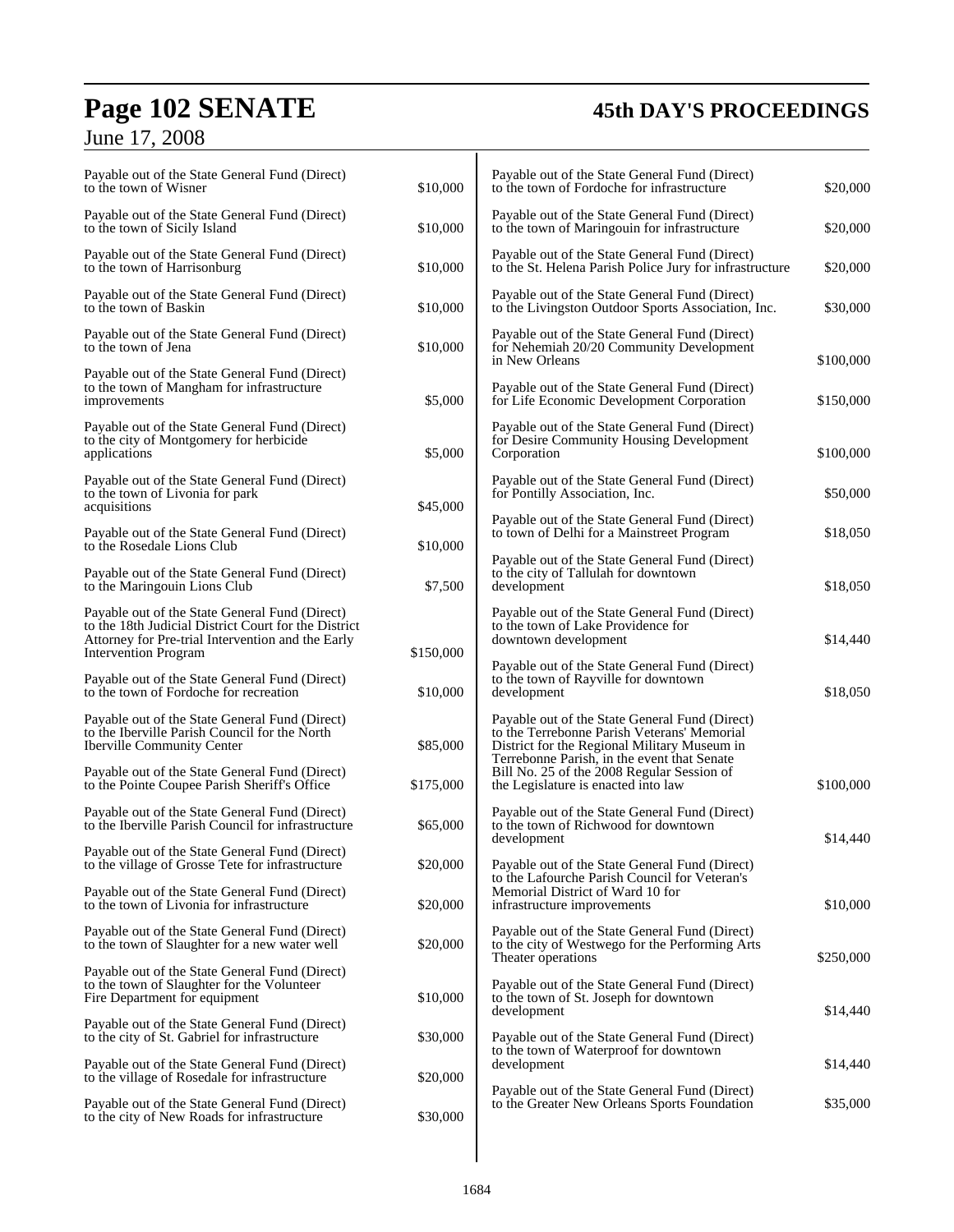Payable out of the State General Fund (Direct) to the town of Wisner $10,000

Payable out of the State General Fund (Direct) to the town of Sicily Island $10,000

Payable out of the State General Fund (Direct) to the town of Harrisonburg $10,000

Payable out of the State General Fund (Direct) to the town of Baskin $10,000

Payable out of the State General Fund (Direct) to the town of Jena $10,000

Payable out of the State General Fund (Direct) to the town of Mangham for infrastructure improvements $5,000

Payable out of the State General Fund (Direct) to the city of Montgomery for herbicide applications $5,000

Payable out of the State General Fund (Direct) to the town of Livonia for park acquisitions $45,000

Payable out of the State General Fund (Direct) to the Rosedale Lions Club $10,000

Payable out of the State General Fund (Direct) to the Maringouin Lions Club $7,500

Payable out of the State General Fund (Direct) to the 18th Judicial District Court for the District Attorney for Pre-trial Intervention and the Early Intervention Program $150,000

Payable out of the State General Fund (Direct) to the town of Fordoche for recreation $10,000

Payable out of the State General Fund (Direct) to the Iberville Parish Council for the North Iberville Community Center $85,000

Payable out of the State General Fund (Direct) to the Pointe Coupee Parish Sheriff's Office $175,000

Payable out of the State General Fund (Direct) to the Iberville Parish Council for infrastructure $65,000

Payable out of the State General Fund (Direct) to the village of Grosse Tete for infrastructure $20,000

Payable out of the State General Fund (Direct) to the town of Livonia for infrastructure $20,000

Payable out of the State General Fund (Direct) to the town of Slaughter for a new water well $20,000

Payable out of the State General Fund (Direct) to the town of Slaughter for the Volunteer Fire Department for equipment $10,000

Payable out of the State General Fund (Direct) to the city of St. Gabriel for infrastructure $30,000

Payable out of the State General Fund (Direct) to the village of Rosedale for infrastructure $20,000

Payable out of the State General Fund (Direct) to the city of New Roads for infrastructure $30,000

Payable out of the State General Fund (Direct) to the town of Fordoche for infrastructure $20,000

Payable out of the State General Fund (Direct) to the town of Maringouin for infrastructure $20,000

Payable out of the State General Fund (Direct) to the St. Helena Parish Police Jury for infrastructure $20,000

Payable out of the State General Fund (Direct) to the Livingston Outdoor Sports Association, Inc. $30,000

Payable out of the State General Fund (Direct) for Nehemiah 20/20 Community Development in New Orleans $100,000

Payable out of the State General Fund (Direct) for Life Economic Development Corporation $150,000

Payable out of the State General Fund (Direct) for Desire Community Housing Development Corporation $100,000

Payable out of the State General Fund (Direct) for Pontilly Association, Inc. $50,000

Payable out of the State General Fund (Direct) to town of Delhi for a Mainstreet Program $18,050

Payable out of the State General Fund (Direct) to the city of Tallulah for downtown development $18,050

Payable out of the State General Fund (Direct) to the town of Lake Providence for downtown development $14,440

Payable out of the State General Fund (Direct) to the town of Rayville for downtown development $18,050

Payable out of the State General Fund (Direct) to the Terrebonne Parish Veterans' Memorial District for the Regional Military Museum in Terrebonne Parish, in the event that Senate Bill No. 25 of the 2008 Regular Session of the Legislature is enacted into law $100,000

Payable out of the State General Fund (Direct) to the town of Richwood for downtown development $14,440

Payable out of the State General Fund (Direct) to the Lafourche Parish Council for Veteran's Memorial District of Ward 10 for infrastructure improvements $10,000

Payable out of the State General Fund (Direct) to the city of Westwego for the Performing Arts Theater operations $250,000

Payable out of the State General Fund (Direct) to the town of St. Joseph for downtown development $14,440

Payable out of the State General Fund (Direct) to the town of Waterproof for downtown development $14,440

Payable out of the State General Fund (Direct) to the Greater New Orleans Sports Foundation $35,000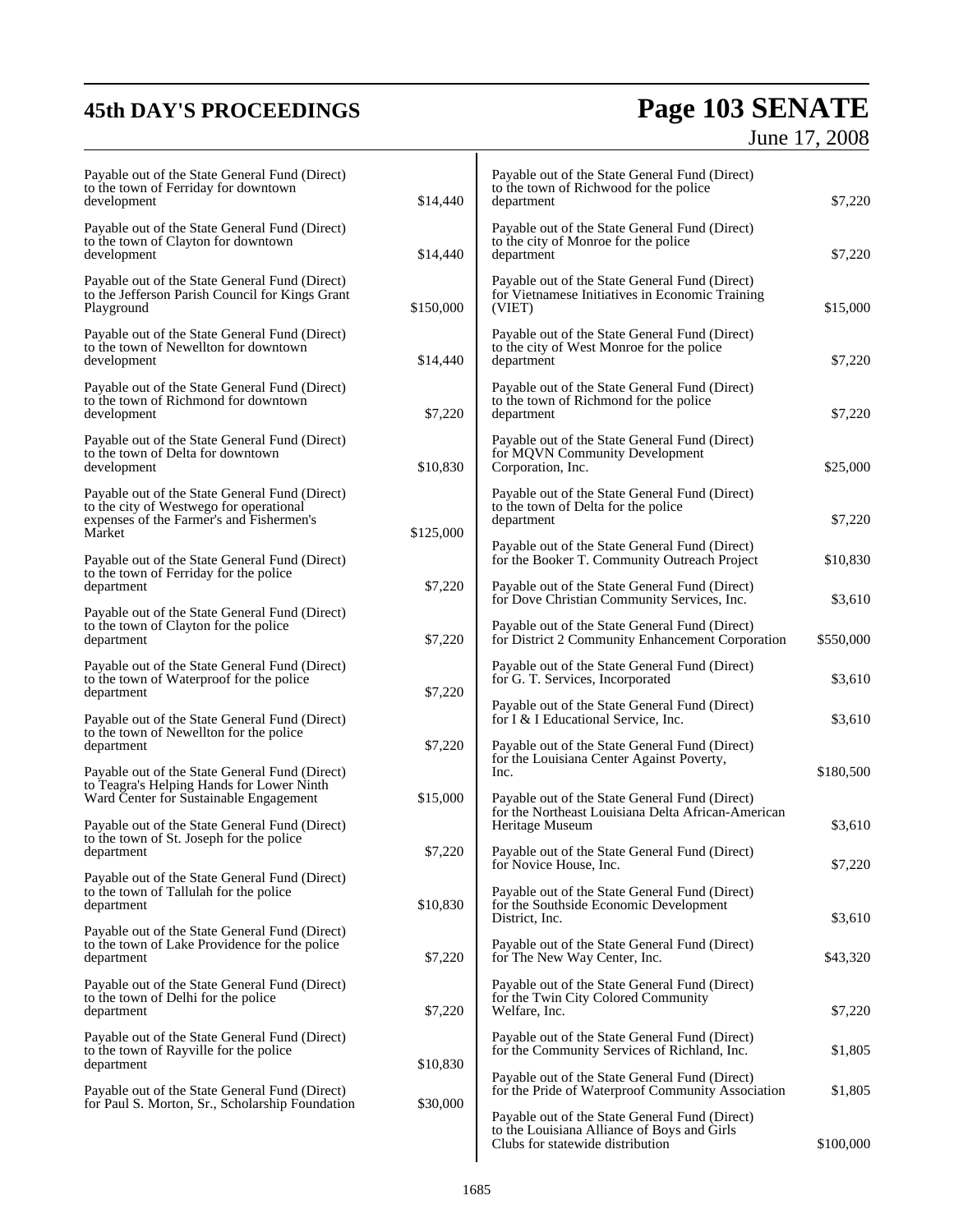Payable out of the State General Fund (Direct) to the town of Ferriday for downtown development $14,440

Payable out of the State General Fund (Direct) to the town of Clayton for downtown development $14,440

Payable out of the State General Fund (Direct) to the Jefferson Parish Council for Kings Grant Playground $150,000

Payable out of the State General Fund (Direct) to the town of Newellton for downtown development $14,440

Payable out of the State General Fund (Direct) to the town of Richmond for downtown development $7,220

Payable out of the State General Fund (Direct) to the town of Delta for downtown development $10,830

Payable out of the State General Fund (Direct) to the city of Westwego for operational expenses of the Farmer's and Fishermen's Market $125,000

Payable out of the State General Fund (Direct) to the town of Ferriday for the police department $7,220

Payable out of the State General Fund (Direct) to the town of Clayton for the police department $7,220

Payable out of the State General Fund (Direct) to the town of Waterproof for the police department $7,220

Payable out of the State General Fund (Direct) to the town of Newellton for the police department $7,220

Payable out of the State General Fund (Direct) to Teagra's Helping Hands for Lower Ninth Ward Center for Sustainable Engagement $15,000

Payable out of the State General Fund (Direct) to the town of St. Joseph for the police department $7,220

Payable out of the State General Fund (Direct) to the town of Tallulah for the police department $10,830

Payable out of the State General Fund (Direct) to the town of Lake Providence for the police department $7,220

Payable out of the State General Fund (Direct) to the town of Delhi for the police department $7,220

Payable out of the State General Fund (Direct) to the town of Rayville for the police department $10,830

Payable out of the State General Fund (Direct) for Paul S. Morton, Sr., Scholarship Foundation $30,000

Payable out of the State General Fund (Direct) to the town of Richwood for the police department $7,220

Payable out of the State General Fund (Direct) to the city of Monroe for the police department $7,220

Payable out of the State General Fund (Direct) for Vietnamese Initiatives in Economic Training (VIET) $15,000

Payable out of the State General Fund (Direct) to the city of West Monroe for the police department $7,220

Payable out of the State General Fund (Direct) to the town of Richmond for the police department $7,220

Payable out of the State General Fund (Direct) for MQVN Community Development Corporation, Inc. $25,000

Payable out of the State General Fund (Direct) to the town of Delta for the police department $7,220

Payable out of the State General Fund (Direct) for the Booker T. Community Outreach Project $10,830

Payable out of the State General Fund (Direct) for Dove Christian Community Services, Inc. $3,610

Payable out of the State General Fund (Direct) for District 2 Community Enhancement Corporation $550,000

Payable out of the State General Fund (Direct) for G. T. Services, Incorporated $3,610

Payable out of the State General Fund (Direct) for I & I Educational Service, Inc. $3,610

Payable out of the State General Fund (Direct) for the Louisiana Center Against Poverty, Inc. $180,500

Payable out of the State General Fund (Direct) for the Northeast Louisiana Delta African-American Heritage Museum $3,610

Payable out of the State General Fund (Direct) for Novice House, Inc. $7,220

Payable out of the State General Fund (Direct) for the Southside Economic Development District, Inc. $3,610

Payable out of the State General Fund (Direct) for The New Way Center, Inc. $43,320

Payable out of the State General Fund (Direct) for the Twin City Colored Community Welfare, Inc. $7,220

Payable out of the State General Fund (Direct) for the Community Services of Richland, Inc. $1,805

Payable out of the State General Fund (Direct) for the Pride of Waterproof Community Association $1,805

Payable out of the State General Fund (Direct) to the Louisiana Alliance of Boys and Girls Clubs for statewide distribution $100,000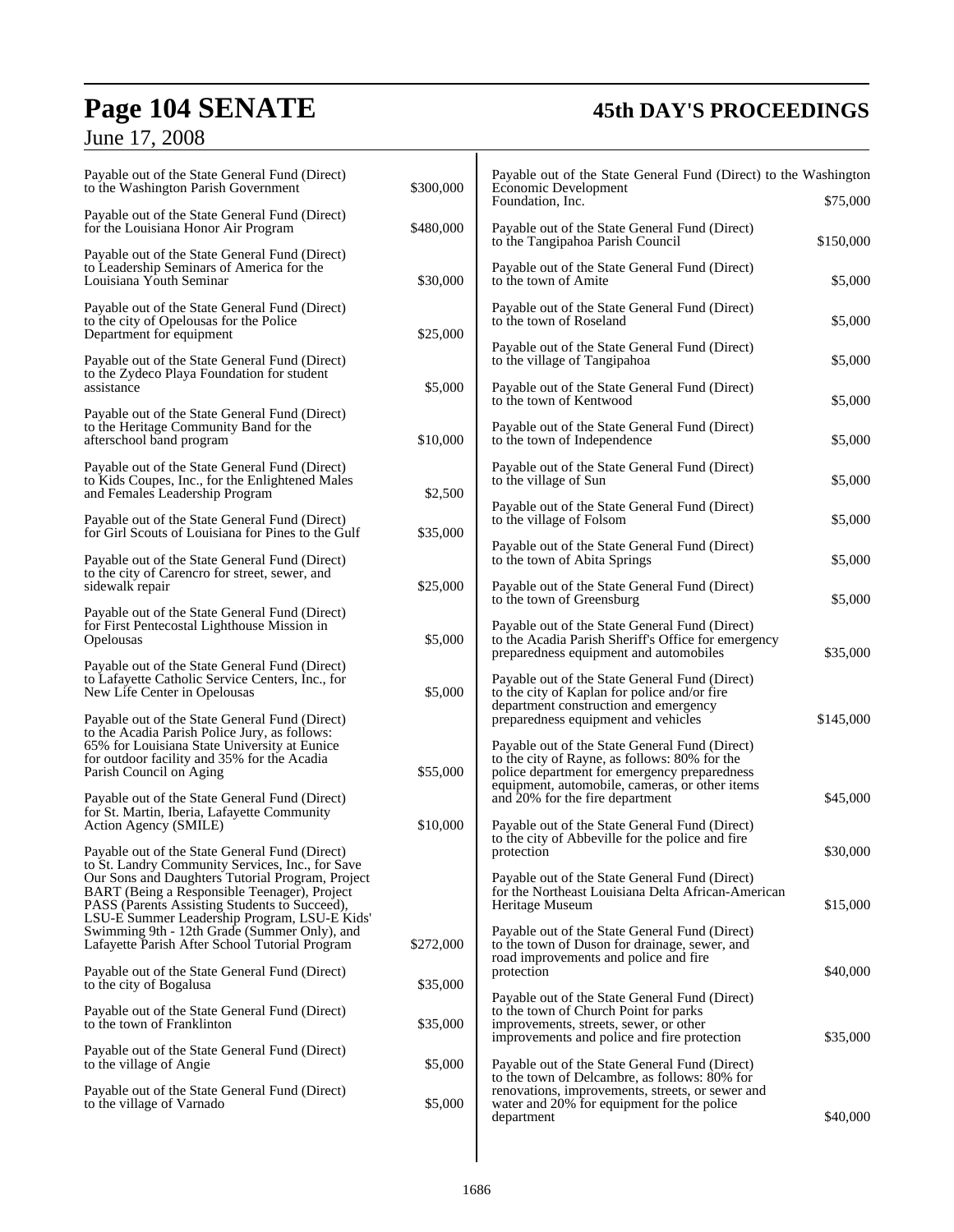Payable out of the State General Fund (Direct) to the Washington Parish Government $300,000

Payable out of the State General Fund (Direct) for the Louisiana Honor Air Program $480,000

Payable out of the State General Fund (Direct) to Leadership Seminars of America for the Louisiana Youth Seminar $30,000

Payable out of the State General Fund (Direct) to the city of Opelousas for the Police Department for equipment $25,000

Payable out of the State General Fund (Direct) to the Zydeco Playa Foundation for student assistance $5,000

Payable out of the State General Fund (Direct) to the Heritage Community Band for the afterschool band program $10,000

Payable out of the State General Fund (Direct) to Kids Coupes, Inc., for the Enlightened Males and Females Leadership Program $2,500

Payable out of the State General Fund (Direct) for Girl Scouts of Louisiana for Pines to the Gulf $35,000

Payable out of the State General Fund (Direct) to the city of Carencro for street, sewer, and sidewalk repair $25,000

Payable out of the State General Fund (Direct) for First Pentecostal Lighthouse Mission in Opelousas $5,000

Payable out of the State General Fund (Direct) to Lafayette Catholic Service Centers, Inc., for New Life Center in Opelousas $5,000

Payable out of the State General Fund (Direct) to the Acadia Parish Police Jury, as follows: 65% for Louisiana State University at Eunice for outdoor facility and 35% for the Acadia Parish Council on Aging $55,000

Payable out of the State General Fund (Direct) for St. Martin, Iberia, Lafayette Community Action Agency (SMILE) $10,000

Payable out of the State General Fund (Direct) to St. Landry Community Services, Inc., for Save Our Sons and Daughters Tutorial Program, Project BART (Being a Responsible Teenager), Project PASS (Parents Assisting Students to Succeed), LSU-E Summer Leadership Program, LSU-E Kids' Swimming 9th - 12th Grade (Summer Only), and Lafayette Parish After School Tutorial Program $272,000

Payable out of the State General Fund (Direct) to the city of Bogalusa $35,000

Payable out of the State General Fund (Direct) to the town of Franklinton $35,000

Payable out of the State General Fund (Direct) to the village of Angie $5,000

Payable out of the State General Fund (Direct) to the village of Varnado $5,000

Payable out of the State General Fund (Direct) to the Washington Economic Development Foundation, Inc. $75,000

Payable out of the State General Fund (Direct) to the Tangipahoa Parish Council $150,000

Payable out of the State General Fund (Direct) to the town of Amite $5,000

Payable out of the State General Fund (Direct) to the town of Roseland $5,000

Payable out of the State General Fund (Direct) to the village of Tangipahoa $5,000

Payable out of the State General Fund (Direct) to the town of Kentwood $5,000

Payable out of the State General Fund (Direct) to the town of Independence $5,000

Payable out of the State General Fund (Direct) to the village of Sun $5,000

Payable out of the State General Fund (Direct) to the village of Folsom $5,000

Payable out of the State General Fund (Direct) to the town of Abita Springs $5,000

Payable out of the State General Fund (Direct) to the town of Greensburg $5,000

Payable out of the State General Fund (Direct) to the Acadia Parish Sheriff's Office for emergency preparedness equipment and automobiles $35,000

Payable out of the State General Fund (Direct) to the city of Kaplan for police and/or fire department construction and emergency preparedness equipment and vehicles $145,000

Payable out of the State General Fund (Direct) to the city of Rayne, as follows: 80% for the police department for emergency preparedness equipment, automobile, cameras, or other items and 20% for the fire department $45,000

Payable out of the State General Fund (Direct) to the city of Abbeville for the police and fire protection $30,000

Payable out of the State General Fund (Direct) for the Northeast Louisiana Delta African-American Heritage Museum $15,000

Payable out of the State General Fund (Direct) to the town of Duson for drainage, sewer, and road improvements and police and fire protection $40,000

Payable out of the State General Fund (Direct) to the town of Church Point for parks improvements, streets, sewer, or other improvements and police and fire protection $35,000

Payable out of the State General Fund (Direct) to the town of Delcambre, as follows: 80% for renovations, improvements, streets, or sewer and water and 20% for equipment for the police department $40,000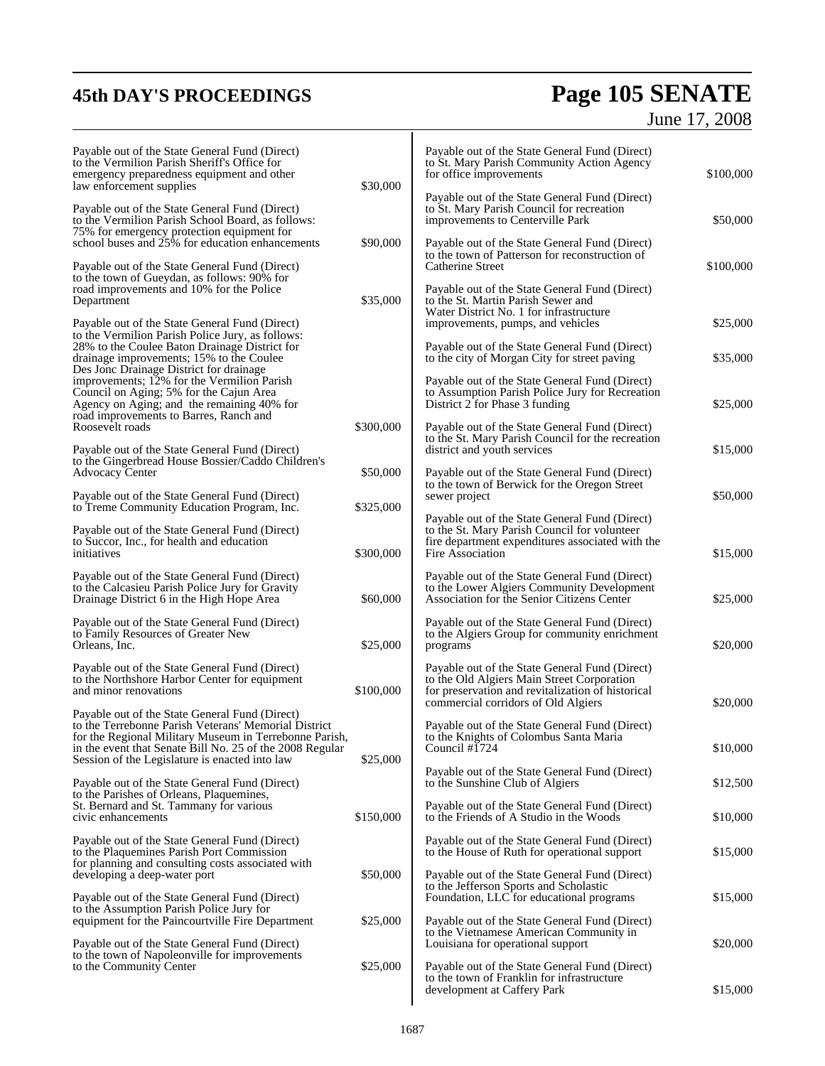Payable out of the State General Fund (Direct) to the Vermilion Parish Sheriff's Office for emergency preparedness equipment and other law enforcement supplies $30,000

Payable out of the State General Fund (Direct) to the Vermilion Parish School Board, as follows: 75% for emergency protection equipment for school buses and 25% for education enhancements $90,000

Payable out of the State General Fund (Direct) to the town of Gueydan, as follows: 90% for road improvements and 10% for the Police Department $35,000

Payable out of the State General Fund (Direct) to the Vermilion Parish Police Jury, as follows: 28% to the Coulee Baton Drainage District for drainage improvements; 15% to the Coulee Des Jonc Drainage District for drainage improvements; 12% for the Vermilion Parish Council on Aging; 5% for the Cajun Area Agency on Aging; and the remaining 40% for road improvements to Barres, Ranch and Roosevelt roads $300,000

Payable out of the State General Fund (Direct) to the Gingerbread House Bossier/Caddo Children's Advocacy Center $50,000

Payable out of the State General Fund (Direct) to Treme Community Education Program, Inc. $325,000

Payable out of the State General Fund (Direct) to Succor, Inc., for health and education initiatives $300,000

Payable out of the State General Fund (Direct) to the Calcasieu Parish Police Jury for Gravity Drainage District 6 in the High Hope Area $60,000

Payable out of the State General Fund (Direct) to Family Resources of Greater New Orleans, Inc. $25,000

Payable out of the State General Fund (Direct) to the Northshore Harbor Center for equipment and minor renovations $100,000

Payable out of the State General Fund (Direct) to the Terrebonne Parish Veterans' Memorial District for the Regional Military Museum in Terrebonne Parish, in the event that Senate Bill No. 25 of the 2008 Regular Session of the Legislature is enacted into law $25,000

Payable out of the State General Fund (Direct) to the Parishes of Orleans, Plaquemines, St. Bernard and St. Tammany for various civic enhancements $150,000

Payable out of the State General Fund (Direct) to the Plaquemines Parish Port Commission for planning and consulting costs associated with developing a deep-water port $50,000

Payable out of the State General Fund (Direct) to the Assumption Parish Police Jury for equipment for the Paincourtville Fire Department $25,000

Payable out of the State General Fund (Direct) to the town of Napoleonville for improvements to the Community Center $25,000

Payable out of the State General Fund (Direct) to St. Mary Parish Community Action Agency for office improvements $100,000

Payable out of the State General Fund (Direct) to St. Mary Parish Council for recreation improvements to Centerville Park $50,000

Payable out of the State General Fund (Direct) to the town of Patterson for reconstruction of Catherine Street $100,000

Payable out of the State General Fund (Direct) to the St. Martin Parish Sewer and Water District No. 1 for infrastructure improvements, pumps, and vehicles $25,000

Payable out of the State General Fund (Direct) to the city of Morgan City for street paving $35,000

Payable out of the State General Fund (Direct) to Assumption Parish Police Jury for Recreation District 2 for Phase 3 funding $25,000

Payable out of the State General Fund (Direct) to the St. Mary Parish Council for the recreation district and youth services $15,000

Payable out of the State General Fund (Direct) to the town of Berwick for the Oregon Street sewer project $50,000

Payable out of the State General Fund (Direct) to the St. Mary Parish Council for volunteer fire department expenditures associated with the Fire Association $15,000

Payable out of the State General Fund (Direct) to the Lower Algiers Community Development Association for the Senior Citizens Center $25,000

Payable out of the State General Fund (Direct) to the Algiers Group for community enrichment programs $20,000

Payable out of the State General Fund (Direct) to the Old Algiers Main Street Corporation for preservation and revitalization of historical commercial corridors of Old Algiers $20,000

Payable out of the State General Fund (Direct) to the Knights of Colombus Santa Maria Council #1724 $10,000

Payable out of the State General Fund (Direct) to the Sunshine Club of Algiers $12,500

Payable out of the State General Fund (Direct) to the Friends of A Studio in the Woods $10,000

Payable out of the State General Fund (Direct) to the House of Ruth for operational support $15,000

Payable out of the State General Fund (Direct) to the Jefferson Sports and Scholastic Foundation, LLC for educational programs $15,000

Payable out of the State General Fund (Direct) to the Vietnamese American Community in Louisiana for operational support $20,000

Payable out of the State General Fund (Direct) to the town of Franklin for infrastructure development at Caffery Park $15,000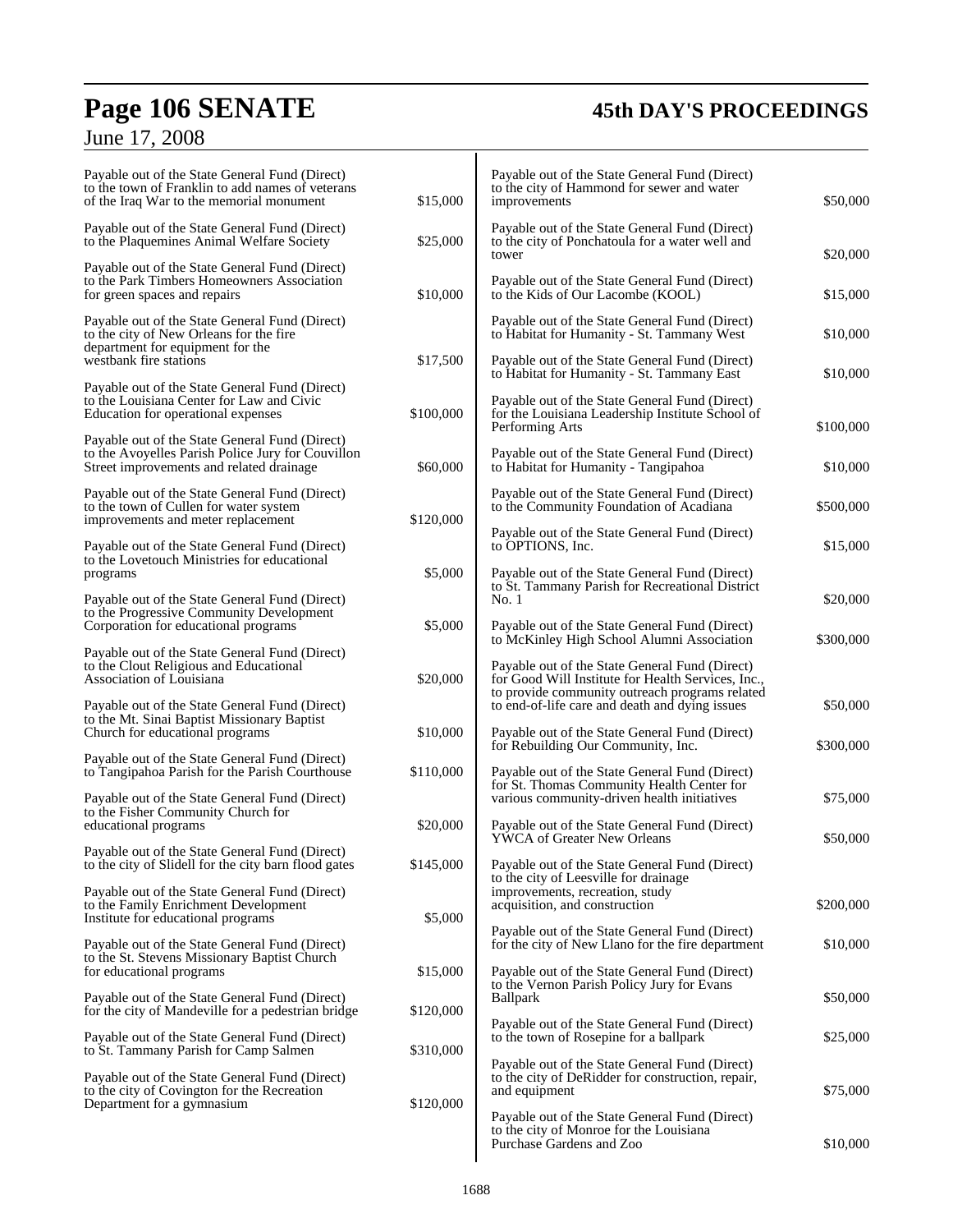Payable out of the State General Fund (Direct) to the town of Franklin to add names of veterans of the Iraq War to the memorial monument $15,000

Payable out of the State General Fund (Direct) to the Plaquemines Animal Welfare Society $25,000

Payable out of the State General Fund (Direct) to the Park Timbers Homeowners Association for green spaces and repairs $10,000

Payable out of the State General Fund (Direct) to the city of New Orleans for the fire department for equipment for the westbank fire stations $17,500

Payable out of the State General Fund (Direct) to the Louisiana Center for Law and Civic Education for operational expenses $100,000

Payable out of the State General Fund (Direct) to the Avoyelles Parish Police Jury for Couvillon Street improvements and related drainage $60,000

Payable out of the State General Fund (Direct) to the town of Cullen for water system improvements and meter replacement $120,000

Payable out of the State General Fund (Direct) to the Lovetouch Ministries for educational programs $5,000

Payable out of the State General Fund (Direct) to the Progressive Community Development Corporation for educational programs $5,000

Payable out of the State General Fund (Direct) to the Clout Religious and Educational Association of Louisiana $20,000

Payable out of the State General Fund (Direct) to the Mt. Sinai Baptist Missionary Baptist Church for educational programs $10,000

Payable out of the State General Fund (Direct) to Tangipahoa Parish for the Parish Courthouse $110,000

Payable out of the State General Fund (Direct) to the Fisher Community Church for educational programs $20,000

Payable out of the State General Fund (Direct) to the city of Slidell for the city barn flood gates $145,000

Payable out of the State General Fund (Direct) to the Family Enrichment Development Institute for educational programs $5,000

Payable out of the State General Fund (Direct) to the St. Stevens Missionary Baptist Church for educational programs $15,000

Payable out of the State General Fund (Direct) for the city of Mandeville for a pedestrian bridge $120,000

Payable out of the State General Fund (Direct) to St. Tammany Parish for Camp Salmen $310,000

Payable out of the State General Fund (Direct) to the city of Covington for the Recreation Department for a gymnasium $120,000

Payable out of the State General Fund (Direct) to the city of Hammond for sewer and water improvements $50,000

Payable out of the State General Fund (Direct) to the city of Ponchatoula for a water well and tower $20,000

Payable out of the State General Fund (Direct) to the Kids of Our Lacombe (KOOL) $15,000

Payable out of the State General Fund (Direct) to Habitat for Humanity - St. Tammany West $10,000

Payable out of the State General Fund (Direct) to Habitat for Humanity - St. Tammany East $10,000

Payable out of the State General Fund (Direct) for the Louisiana Leadership Institute School of Performing Arts $100,000

Payable out of the State General Fund (Direct) to Habitat for Humanity - Tangipahoa $10,000

Payable out of the State General Fund (Direct) to the Community Foundation of Acadiana $500,000

Payable out of the State General Fund (Direct) to OPTIONS, Inc. $15,000

Payable out of the State General Fund (Direct) to St. Tammany Parish for Recreational District No. 1 $20,000

Payable out of the State General Fund (Direct) to McKinley High School Alumni Association $300,000

Payable out of the State General Fund (Direct) for Good Will Institute for Health Services, Inc., to provide community outreach programs related to end-of-life care and death and dying issues $50,000

Payable out of the State General Fund (Direct) for Rebuilding Our Community, Inc. $300,000

Payable out of the State General Fund (Direct) for St. Thomas Community Health Center for various community-driven health initiatives $75,000

Payable out of the State General Fund (Direct) YWCA of Greater New Orleans $50,000

Payable out of the State General Fund (Direct) to the city of Leesville for drainage improvements, recreation, study acquisition, and construction $200,000

Payable out of the State General Fund (Direct) for the city of New Llano for the fire department $10,000

Payable out of the State General Fund (Direct) to the Vernon Parish Policy Jury for Evans Ballpark $50,000

Payable out of the State General Fund (Direct) to the town of Rosepine for a ballpark $25,000

Payable out of the State General Fund (Direct) to the city of DeRidder for construction, repair, and equipment $75,000

Payable out of the State General Fund (Direct) to the city of Monroe for the Louisiana Purchase Gardens and Zoo $10,000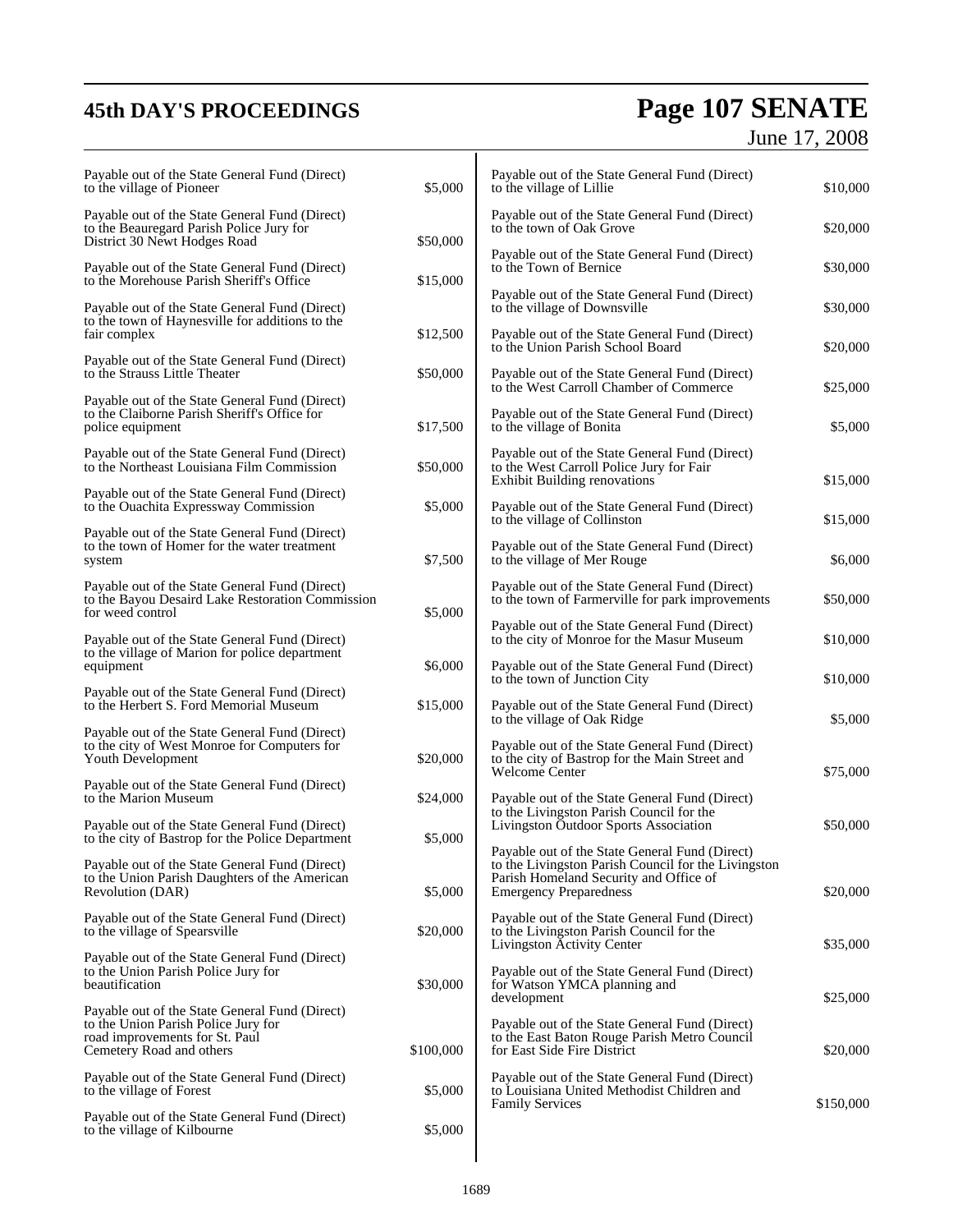Payable out of the State General Fund (Direct) to the village of Pioneer $5,000

Payable out of the State General Fund (Direct) to the Beauregard Parish Police Jury for District 30 Newt Hodges Road $50,000

Payable out of the State General Fund (Direct) to the Morehouse Parish Sheriff's Office $15,000

Payable out of the State General Fund (Direct) to the town of Haynesville for additions to the fair complex $12,500

Payable out of the State General Fund (Direct) to the Strauss Little Theater $50,000

Payable out of the State General Fund (Direct) to the Claiborne Parish Sheriff's Office for police equipment $17,500

Payable out of the State General Fund (Direct) to the Northeast Louisiana Film Commission $50,000

Payable out of the State General Fund (Direct) to the Ouachita Expressway Commission $5,000

Payable out of the State General Fund (Direct) to the town of Homer for the water treatment system $7,500

Payable out of the State General Fund (Direct) to the Bayou Desaird Lake Restoration Commission for weed control $5,000

Payable out of the State General Fund (Direct) to the village of Marion for police department equipment $6,000

Payable out of the State General Fund (Direct) to the Herbert S. Ford Memorial Museum $15,000

Payable out of the State General Fund (Direct) to the city of West Monroe for Computers for Youth Development $20,000

Payable out of the State General Fund (Direct) to the Marion Museum $24,000

Payable out of the State General Fund (Direct) to the city of Bastrop for the Police Department $5,000

Payable out of the State General Fund (Direct) to the Union Parish Daughters of the American Revolution (DAR) $5,000

Payable out of the State General Fund (Direct) to the village of Spearsville $20,000

Payable out of the State General Fund (Direct) to the Union Parish Police Jury for beautification $30,000

Payable out of the State General Fund (Direct) to the Union Parish Police Jury for road improvements for St. Paul Cemetery Road and others $100,000

Payable out of the State General Fund (Direct) to the village of Forest $5,000

Payable out of the State General Fund (Direct) to the village of Kilbourne $5,000

Payable out of the State General Fund (Direct) to the village of Lillie $10,000

Payable out of the State General Fund (Direct) to the town of Oak Grove $20,000

Payable out of the State General Fund (Direct) to the Town of Bernice $30,000

Payable out of the State General Fund (Direct) to the village of Downsville $30,000

Payable out of the State General Fund (Direct) to the Union Parish School Board $20,000

Payable out of the State General Fund (Direct) to the West Carroll Chamber of Commerce $25,000

Payable out of the State General Fund (Direct) to the village of Bonita $5,000

Payable out of the State General Fund (Direct) to the West Carroll Police Jury for Fair Exhibit Building renovations $15,000

Payable out of the State General Fund (Direct) to the village of Collinston $15,000

Payable out of the State General Fund (Direct) to the village of Mer Rouge $6,000

Payable out of the State General Fund (Direct) to the town of Farmerville for park improvements $50,000

Payable out of the State General Fund (Direct) to the city of Monroe for the Masur Museum $10,000

Payable out of the State General Fund (Direct) to the town of Junction City $10,000

Payable out of the State General Fund (Direct) to the village of Oak Ridge $5,000

Payable out of the State General Fund (Direct) to the city of Bastrop for the Main Street and Welcome Center $75,000

Payable out of the State General Fund (Direct) to the Livingston Parish Council for the Livingston Outdoor Sports Association $50,000

Payable out of the State General Fund (Direct) to the Livingston Parish Council for the Livingston Parish Homeland Security and Office of Emergency Preparedness $20,000

Payable out of the State General Fund (Direct) to the Livingston Parish Council for the Livingston Activity Center $35,000

Payable out of the State General Fund (Direct) for Watson YMCA planning and development $25,000

Payable out of the State General Fund (Direct) to the East Baton Rouge Parish Metro Council for East Side Fire District $20,000

Payable out of the State General Fund (Direct) to Louisiana United Methodist Children and Family Services $150,000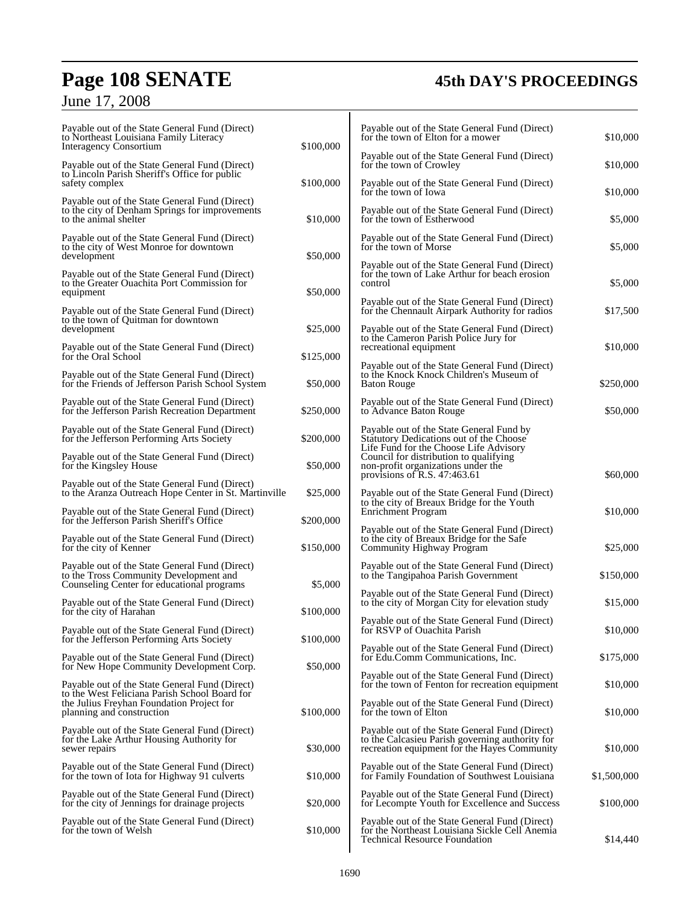Payable out of the State General Fund (Direct) to Northeast Louisiana Family Literacy Interagency Consortium $100,000

Payable out of the State General Fund (Direct) to Lincoln Parish Sheriff's Office for public safety complex $100,000

Payable out of the State General Fund (Direct) to the city of Denham Springs for improvements to the animal shelter $10,000

Payable out of the State General Fund (Direct) to the city of West Monroe for downtown development $50,000

Payable out of the State General Fund (Direct) to the Greater Ouachita Port Commission for equipment $50,000

Payable out of the State General Fund (Direct) to the town of Quitman for downtown development $25,000

Payable out of the State General Fund (Direct) for the Oral School $125,000

Payable out of the State General Fund (Direct) for the Friends of Jefferson Parish School System $50,000

Payable out of the State General Fund (Direct) for the Jefferson Parish Recreation Department $250,000

Payable out of the State General Fund (Direct) for the Jefferson Performing Arts Society $200,000

Payable out of the State General Fund (Direct) for the Kingsley House $50,000

Payable out of the State General Fund (Direct) to the Aranza Outreach Hope Center in St. Martinville $25,000

Payable out of the State General Fund (Direct) for the Jefferson Parish Sheriff's Office $200,000

Payable out of the State General Fund (Direct) for the city of Kenner $150,000

Payable out of the State General Fund (Direct) to the Tross Community Development and Counseling Center for educational programs $5,000

Payable out of the State General Fund (Direct) for the city of Harahan $100,000

Payable out of the State General Fund (Direct) for the Jefferson Performing Arts Society $100,000

Payable out of the State General Fund (Direct) for New Hope Community Development Corp. $50,000

Payable out of the State General Fund (Direct) to the West Feliciana Parish School Board for the Julius Freyhan Foundation Project for planning and construction $100,000

Payable out of the State General Fund (Direct) for the Lake Arthur Housing Authority for sewer repairs $30,000

Payable out of the State General Fund (Direct) for the town of Iota for Highway 91 culverts $10,000

Payable out of the State General Fund (Direct) for the city of Jennings for drainage projects $20,000

Payable out of the State General Fund (Direct) for the town of Welsh $10,000

Payable out of the State General Fund (Direct) for the town of Elton for a mower $10,000

Payable out of the State General Fund (Direct) for the town of Crowley $10,000

Payable out of the State General Fund (Direct) for the town of Iowa $10,000

Payable out of the State General Fund (Direct) for the town of Estherwood $5,000

Payable out of the State General Fund (Direct) for the town of Morse $5,000

Payable out of the State General Fund (Direct) for the town of Lake Arthur for beach erosion control $5,000

Payable out of the State General Fund (Direct) for the Chennault Airpark Authority for radios $17,500

Payable out of the State General Fund (Direct) to the Cameron Parish Police Jury for recreational equipment $10,000

Payable out of the State General Fund (Direct) to the Knock Knock Children's Museum of Baton Rouge $250,000

Payable out of the State General Fund (Direct) to Advance Baton Rouge $50,000

Payable out of the State General Fund by Statutory Dedications out of the Choose Life Fund for the Choose Life Advisory Council for distribution to qualifying non-profit organizations under the provisions of R.S. 47:463.61 $60,000

Payable out of the State General Fund (Direct) to the city of Breaux Bridge for the Youth Enrichment Program $10,000

Payable out of the State General Fund (Direct) to the city of Breaux Bridge for the Safe Community Highway Program $25,000

Payable out of the State General Fund (Direct) to the Tangipahoa Parish Government $150,000

Payable out of the State General Fund (Direct) to the city of Morgan City for elevation study $15,000

Payable out of the State General Fund (Direct) for RSVP of Ouachita Parish $10,000

Payable out of the State General Fund (Direct) for Edu.Comm Communications, Inc. $175,000

Payable out of the State General Fund (Direct) for the town of Fenton for recreation equipment $10,000

Payable out of the State General Fund (Direct) for the town of Elton $10,000

Payable out of the State General Fund (Direct) to the Calcasieu Parish governing authority for recreation equipment for the Hayes Community $10,000

Payable out of the State General Fund (Direct) for Family Foundation of Southwest Louisiana $1,500,000

Payable out of the State General Fund (Direct) for Lecompte Youth for Excellence and Success $100,000

Payable out of the State General Fund (Direct) for the Northeast Louisiana Sickle Cell Anemia Technical Resource Foundation $14,440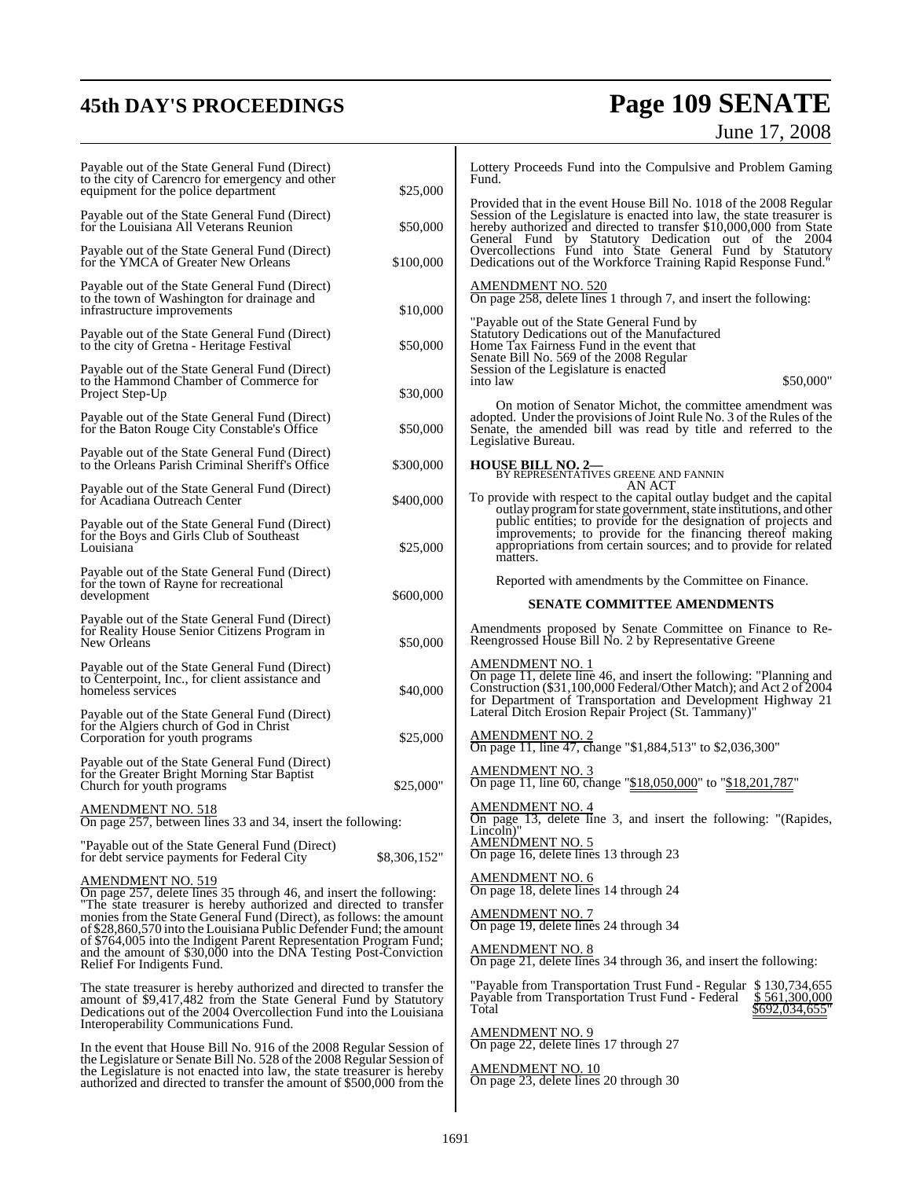Payable out of the State General Fund (Direct) to the city of Carencro for emergency and other equipment for the police department $25,000

Payable out of the State General Fund (Direct) for the Louisiana All Veterans Reunion $50,000

Payable out of the State General Fund (Direct) for the YMCA of Greater New Orleans $100,000

Payable out of the State General Fund (Direct) to the town of Washington for drainage and infrastructure improvements $10,000

Payable out of the State General Fund (Direct) to the city of Gretna - Heritage Festival $50,000

Payable out of the State General Fund (Direct) to the Hammond Chamber of Commerce for Project Step-Up $30,000

Payable out of the State General Fund (Direct) for the Baton Rouge City Constable's Office $50,000

Payable out of the State General Fund (Direct) to the Orleans Parish Criminal Sheriff's Office $300,000

Payable out of the State General Fund (Direct) for Acadiana Outreach Center $400,000

Payable out of the State General Fund (Direct) for the Boys and Girls Club of Southeast Louisiana $25,000

Payable out of the State General Fund (Direct) for the town of Rayne for recreational development $600,000

Payable out of the State General Fund (Direct) for Reality House Senior Citizens Program in New Orleans $50,000

Payable out of the State General Fund (Direct) to Centerpoint, Inc., for client assistance and homeless services $40,000

Payable out of the State General Fund (Direct) for the Algiers church of God in Christ Corporation for youth programs $25,000

Payable out of the State General Fund (Direct) for the Greater Bright Morning Star Baptist Church for youth programs $25,000"

AMENDMENT NO. 518
On page 257, between lines 33 and 34, insert the following:

"Payable out of the State General Fund (Direct) for debt service payments for Federal City $8,306,152"

AMENDMENT NO. 519
On page 257, delete lines 35 through 46, and insert the following:
"The state treasurer is hereby authorized and directed to transfer monies from the State General Fund (Direct), as follows: the amount of $28,860,570 into the Louisiana Public Defender Fund; the amount of $764,005 into the Indigent Parent Representation Program Fund; and the amount of $30,000 into the DNA Testing Post-Conviction Relief For Indigents Fund.

The state treasurer is hereby authorized and directed to transfer the amount of $9,417,482 from the State General Fund by Statutory Dedications out of the 2004 Overcollection Fund into the Louisiana Interoperability Communications Fund.

In the event that House Bill No. 916 of the 2008 Regular Session of the Legislature or Senate Bill No. 528 of the 2008 Regular Session of the Legislature is not enacted into law, the state treasurer is hereby authorized and directed to transfer the amount of $500,000 from the Lottery Proceeds Fund into the Compulsive and Problem Gaming Fund.

Provided that in the event House Bill No. 1018 of the 2008 Regular Session of the Legislature is enacted into law, the state treasurer is hereby authorized and directed to transfer $10,000,000 from State General Fund by Statutory Dedication out of the 2004 Overcollections Fund into State General Fund by Statutory Dedications out of the Workforce Training Rapid Response Fund."

AMENDMENT NO. 520
On page 258, delete lines 1 through 7, and insert the following:

"Payable out of the State General Fund by Statutory Dedications out of the Manufactured Home Tax Fairness Fund in the event that Senate Bill No. 569 of the 2008 Regular Session of the Legislature is enacted into law $50,000"

On motion of Senator Michot, the committee amendment was adopted. Under the provisions of Joint Rule No. 3 of the Rules of the Senate, the amended bill was read by title and referred to the Legislative Bureau.

**HOUSE BILL NO. 2—**
BY REPRESENTATIVES GREENE AND FANNIN
AN ACT

To provide with respect to the capital outlay budget and the capital outlay program for state government, state institutions, and other public entities; to provide for the designation of projects and improvements; to provide for the financing thereof making appropriations from certain sources; and to provide for related matters.

Reported with amendments by the Committee on Finance.

**SENATE COMMITTEE AMENDMENTS**

Amendments proposed by Senate Committee on Finance to Re-Reengrossed House Bill No. 2 by Representative Greene

AMENDMENT NO. 1
On page 11, delete line 46, and insert the following: "Planning and Construction ($31,100,000 Federal/Other Match); and Act 2 of 2004 for Department of Transportation and Development Highway 21 Lateral Ditch Erosion Repair Project (St. Tammany)"

AMENDMENT NO. 2
On page 11, line 47, change "$1,884,513" to $2,036,300"

AMENDMENT NO. 3
On page 11, line 60, change "$18,050,000" to "$18,201,787"

AMENDMENT NO. 4
On page 13, delete line 3, and insert the following: "(Rapides, Lincoln)"

AMENDMENT NO. 5
On page 16, delete lines 13 through 23

AMENDMENT NO. 6
On page 18, delete lines 14 through 24

AMENDMENT NO. 7
On page 19, delete lines 24 through 34

AMENDMENT NO. 8
On page 21, delete lines 34 through 36, and insert the following:

"Payable from Transportation Trust Fund - Regular $ 130,734,655
Payable from Transportation Trust Fund - Federal $ 561,300,000
Total $692,034,655"

AMENDMENT NO. 9
On page 22, delete lines 17 through 27

AMENDMENT NO. 10
On page 23, delete lines 20 through 30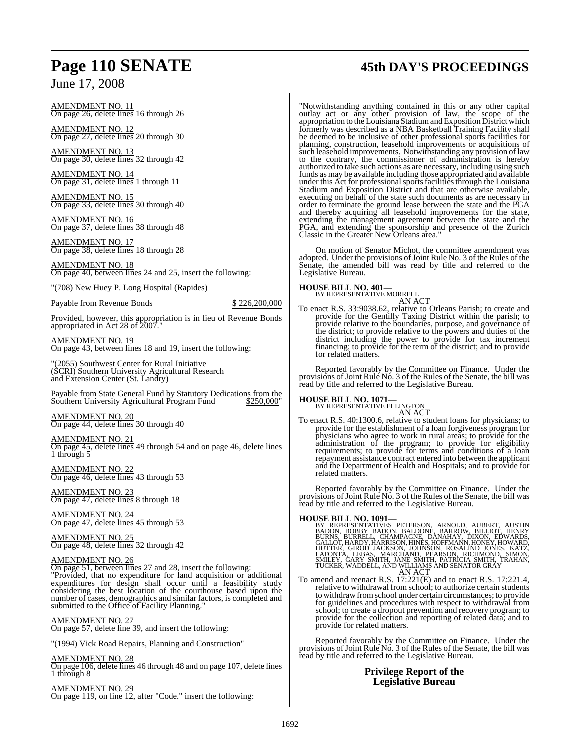AMENDMENT NO. 11
On page 26, delete lines 16 through 26

AMENDMENT NO. 12
On page 27, delete lines 20 through 30

AMENDMENT NO. 13
On page 30, delete lines 32 through 42

AMENDMENT NO. 14
On page 31, delete lines 1 through 11

AMENDMENT NO. 15
On page 33, delete lines 30 through 40

AMENDMENT NO. 16
On page 37, delete lines 38 through 48

AMENDMENT NO. 17
On page 38, delete lines 18 through 28

AMENDMENT NO. 18
On page 40, between lines 24 and 25, insert the following:

"(708) New Huey P. Long Hospital (Rapides)

Payable from Revenue Bonds $ 226,200,000

Provided, however, this appropriation is in lieu of Revenue Bonds appropriated in Act 28 of 2007."

AMENDMENT NO. 19
On page 43, between lines 18 and 19, insert the following:

"(2055) Southwest Center for Rural Initiative (SCRI) Southern University Agricultural Research and Extension Center (St. Landry)

Payable from State General Fund by Statutory Dedications from the Southern University Agricultural Program Fund $250,000"

AMENDMENT NO. 20
On page 44, delete lines 30 through 40

AMENDMENT NO. 21
On page 45, delete lines 49 through 54 and on page 46, delete lines 1 through 5

AMENDMENT NO. 22
On page 46, delete lines 43 through 53

AMENDMENT NO. 23
On page 47, delete lines 8 through 18

AMENDMENT NO. 24
On page 47, delete lines 45 through 53

AMENDMENT NO. 25
On page 48, delete lines 32 through 42

AMENDMENT NO. 26
On page 51, between lines 27 and 28, insert the following:
"Provided, that no expenditure for land acquisition or additional expenditures for design shall occur until a feasibility study considering the best location of the courthouse based upon the number of cases, demographics and similar factors, is completed and submitted to the Office of Facility Planning."

AMENDMENT NO. 27
On page 57, delete line 39, and insert the following:

"(1994) Vick Road Repairs, Planning and Construction"

AMENDMENT NO. 28
On page 106, delete lines 46 through 48 and on page 107, delete lines 1 through 8

AMENDMENT NO. 29
On page 119, on line 12, after "Code." insert the following:

"Notwithstanding anything contained in this or any other capital outlay act or any other provision of law, the scope of the appropriation to the Louisiana Stadium and Exposition District which formerly was described as a NBA Basketball Training Facility shall be deemed to be inclusive of other professional sports facilities for planning, construction, leasehold improvements or acquisitions of such leasehold improvements. Notwithstanding any provision of law to the contrary, the commissioner of administration is hereby authorized to take such actions as are necessary, including using such funds as may be available including those appropriated and available under this Act for professional sports facilities through the Louisiana Stadium and Exposition District and that are otherwise available, executing on behalf of the state such documents as are necessary in order to terminate the ground lease between the state and the PGA and thereby acquiring all leasehold improvements for the state, extending the management agreement between the state and the PGA, and extending the sponsorship and presence of the Zurich Classic in the Greater New Orleans area."

On motion of Senator Michot, the committee amendment was adopted. Under the provisions of Joint Rule No. 3 of the Rules of the Senate, the amended bill was read by title and referred to the Legislative Bureau.

**HOUSE BILL NO. 401—**
BY REPRESENTATIVE MORRELL
AN ACT
To enact R.S. 33:9038.62, relative to Orleans Parish; to create and provide for the Gentilly Taxing District within the parish; to provide relative to the boundaries, purpose, and governance of the district; to provide relative to the powers and duties of the district including the power to provide for tax increment financing; to provide for the term of the district; and to provide for related matters.

Reported favorably by the Committee on Finance. Under the provisions of Joint Rule No. 3 of the Rules of the Senate, the bill was read by title and referred to the Legislative Bureau.

**HOUSE BILL NO. 1071—**
BY REPRESENTATIVE ELLINGTON
AN ACT
To enact R.S. 40:1300.6, relative to student loans for physicians; to provide for the establishment of a loan forgiveness program for physicians who agree to work in rural areas; to provide for the administration of the program; to provide for eligibility requirements; to provide for terms and conditions of a loan repayment assistance contract entered into between the applicant and the Department of Health and Hospitals; and to provide for related matters.

Reported favorably by the Committee on Finance. Under the provisions of Joint Rule No. 3 of the Rules of the Senate, the bill was read by title and referred to the Legislative Bureau.

**HOUSE BILL NO. 1091—**
BY REPRESENTATIVES PETERSON, ARNOLD, AUBERT, AUSTIN BADON, BOBBY BADON, BALDONE, BARROW, BILLIOT, HENRY BURNS, BURRELL, CHAMPAGNE, DANAHAY, DIXON, EDWARDS, GALLOT, HARDY, HARRISON, HINES, HOFFMANN, HONEY, HOWARD, HUTTER, GIROD JACKSON, JOHNSON, ROSALIND JONES, KATZ, LAFONTA, LEBAS, MARCHAND, PEARSON, RICHMOND, SIMON, SMILEY, GARY SMITH, JANE SMITH, PATRICIA SMITH, TRAHAN, TUCKER, WADDELL, AND WILLIAMS AND SENATOR GRAY
AN ACT
To amend and reenact R.S. 17:221(E) and to enact R.S. 17:221.4, relative to withdrawal from school; to authorize certain students to withdraw from school under certain circumstances; to provide for guidelines and procedures with respect to withdrawal from school; to create a dropout prevention and recovery program; to provide for the collection and reporting of related data; and to provide for related matters.

Reported favorably by the Committee on Finance. Under the provisions of Joint Rule No. 3 of the Rules of the Senate, the bill was read by title and referred to the Legislative Bureau.

## Privilege Report of the Legislative Bureau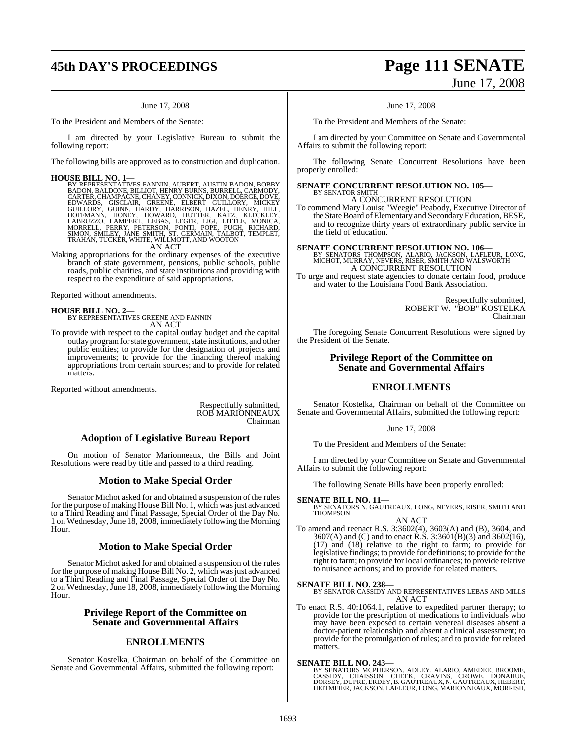June 17, 2008

To the President and Members of the Senate:

I am directed by your Legislative Bureau to submit the following report:

The following bills are approved as to construction and duplication.

**HOUSE BILL NO. 1—**
BY REPRESENTATIVES FANNIN, AUBERT, AUSTIN BADON, BOBBY BADON, BALDONE, BILLIOT, HENRY BURNS, BURRELL, CARMODY, CARTER, CHAMPAGNE, CHANEY, CONNICK, DIXON, DOERGE, DOVE, EDWARDS, GISCLAIR, GREENE, ELBERT GUILLORY, MICKEY GUILLORY, GUINN, HARDY, HARRISON, HAZEL, HENRY, HILL, HOFFMANN, HONEY, HOWARD, HUTTER, KATZ, KLECKLEY, LABRUZZO, LAMBERT, LEBAS, LEGER, LIGI, LITTLE, MONICA, MORRELL, PERRY, PETERSON, PONTI, POPE, PUGH, RICHARD, SIMON, SMILEY, JANE SMITH, ST. GERMAIN, TALBOT, TEMPLET, TRAHAN, TUCKER, WHITE, WILLMOTT, AND WOOTON

AN ACT

Making appropriations for the ordinary expenses of the executive branch of state government, pensions, public schools, public roads, public charities, and state institutions and providing with respect to the expenditure of said appropriations.

Reported without amendments.

**HOUSE BILL NO. 2—**
BY REPRESENTATIVES GREENE AND FANNIN

AN ACT

To provide with respect to the capital outlay budget and the capital outlay program for state government, state institutions, and other public entities; to provide for the designation of projects and improvements; to provide for the financing thereof making appropriations from certain sources; and to provide for related matters.

Reported without amendments.

Respectfully submitted,
ROB MARIONNEAUX
Chairman

## Adoption of Legislative Bureau Report

On motion of Senator Marionneaux, the Bills and Joint Resolutions were read by title and passed to a third reading.

## Motion to Make Special Order

Senator Michot asked for and obtained a suspension of the rules for the purpose of making House Bill No. 1, which was just advanced to a Third Reading and Final Passage, Special Order of the Day No. 1 on Wednesday, June 18, 2008, immediately following the Morning Hour.

## Motion to Make Special Order

Senator Michot asked for and obtained a suspension of the rules for the purpose of making House Bill No. 2, which was just advanced to a Third Reading and Final Passage, Special Order of the Day No. 2 on Wednesday, June 18, 2008, immediately following the Morning Hour.

## Privilege Report of the Committee on Senate and Governmental Affairs

## ENROLLMENTS

Senator Kostelka, Chairman on behalf of the Committee on Senate and Governmental Affairs, submitted the following report:

June 17, 2008

To the President and Members of the Senate:

I am directed by your Committee on Senate and Governmental Affairs to submit the following report:

The following Senate Concurrent Resolutions have been properly enrolled:

**SENATE CONCURRENT RESOLUTION NO. 105—**
BY SENATOR SMITH

A CONCURRENT RESOLUTION

To commend Mary Louise "Weegie" Peabody, Executive Director of the State Board of Elementary and Secondary Education, BESE, and to recognize thirty years of extraordinary public service in the field of education.

**SENATE CONCURRENT RESOLUTION NO. 106—**
BY SENATORS THOMPSON, ALARIO, JACKSON, LAFLEUR, LONG, MICHOT, MURRAY, NEVERS, RISER, SMITH AND WALSWORTH

A CONCURRENT RESOLUTION

To urge and request state agencies to donate certain food, produce and water to the Louisiana Food Bank Association.

Respectfully submitted,
ROBERT W. "BOB" KOSTELKA
Chairman

The foregoing Senate Concurrent Resolutions were signed by the President of the Senate.

## Privilege Report of the Committee on Senate and Governmental Affairs

## ENROLLMENTS

Senator Kostelka, Chairman on behalf of the Committee on Senate and Governmental Affairs, submitted the following report:

June 17, 2008

To the President and Members of the Senate:

I am directed by your Committee on Senate and Governmental Affairs to submit the following report:

The following Senate Bills have been properly enrolled:

**SENATE BILL NO. 11—**
BY SENATORS N. GAUTREAUX, LONG, NEVERS, RISER, SMITH AND THOMPSON

AN ACT

To amend and reenact R.S. 3:3602(4), 3603(A) and (B), 3604, and 3607(A) and (C) and to enact R.S. 3:3601(B)(3) and 3602(16), (17) and (18) relative to the right to farm; to provide for legislative findings; to provide for definitions; to provide for the right to farm; to provide for local ordinances; to provide relative to nuisance actions; and to provide for related matters.

**SENATE BILL NO. 238—**
BY SENATOR CASSIDY AND REPRESENTATIVES LEBAS AND MILLS

AN ACT

To enact R.S. 40:1064.1, relative to expedited partner therapy; to provide for the prescription of medications to individuals who may have been exposed to certain venereal diseases absent a doctor-patient relationship and absent a clinical assessment; to provide for the promulgation of rules; and to provide for related matters.

**SENATE BILL NO. 243—**
BY SENATORS MCPHERSON, ADLEY, ALARIO, AMEDEE, BROOME, CASSIDY, CHAISSON, CHEEK, CRAVINS, CROWE, DONAHUE, DORSEY, DUPRE, ERDEY, B. GAUTREAUX, N. GAUTREAUX, HEBERT, HEITMEIER, JACKSON, LAFLEUR, LONG, MARIONNEAUX, MORRISH,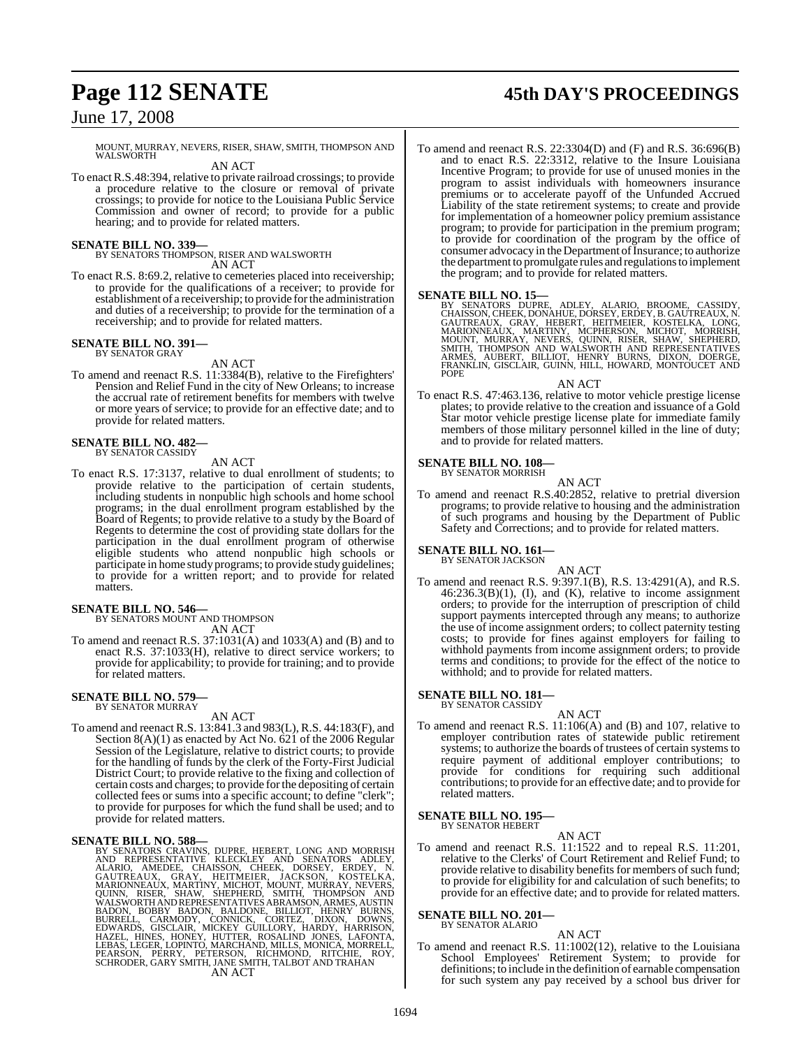MOUNT, MURRAY, NEVERS, RISER, SHAW, SMITH, THOMPSON AND WALSWORTH

AN ACT

To enact R.S.48:394, relative to private railroad crossings; to provide a procedure relative to the closure or removal of private crossings; to provide for notice to the Louisiana Public Service Commission and owner of record; to provide for a public hearing; and to provide for related matters.

**SENATE BILL NO. 339—**
BY SENATORS THOMPSON, RISER AND WALSWORTH

AN ACT

To enact R.S. 8:69.2, relative to cemeteries placed into receivership; to provide for the qualifications of a receiver; to provide for establishment of a receivership; to provide for the administration and duties of a receivership; to provide for the termination of a receivership; and to provide for related matters.

**SENATE BILL NO. 391—**
BY SENATOR GRAY

AN ACT

To amend and reenact R.S. 11:3384(B), relative to the Firefighters' Pension and Relief Fund in the city of New Orleans; to increase the accrual rate of retirement benefits for members with twelve or more years of service; to provide for an effective date; and to provide for related matters.

**SENATE BILL NO. 482—**
BY SENATOR CASSIDY

AN ACT

To enact R.S. 17:3137, relative to dual enrollment of students; to provide relative to the participation of certain students, including students in nonpublic high schools and home school programs; in the dual enrollment program established by the Board of Regents; to provide relative to a study by the Board of Regents to determine the cost of providing state dollars for the participation in the dual enrollment program of otherwise eligible students who attend nonpublic high schools or participate in home study programs; to provide study guidelines; to provide for a written report; and to provide for related matters.

**SENATE BILL NO. 546—**
BY SENATORS MOUNT AND THOMPSON

AN ACT

To amend and reenact R.S. 37:1031(A) and 1033(A) and (B) and to enact R.S. 37:1033(H), relative to direct service workers; to provide for applicability; to provide for training; and to provide for related matters.

**SENATE BILL NO. 579—**
BY SENATOR MURRAY

AN ACT

To amend and reenact R.S. 13:841.3 and 983(L), R.S. 44:183(F), and Section 8(A)(1) as enacted by Act No. 621 of the 2006 Regular Session of the Legislature, relative to district courts; to provide for the handling of funds by the clerk of the Forty-First Judicial District Court; to provide relative to the fixing and collection of certain costs and charges; to provide for the depositing of certain collected fees or sums into a specific account; to define "clerk"; to provide for purposes for which the fund shall be used; and to provide for related matters.

**SENATE BILL NO. 588—**
BY SENATORS CRAVINS, DUPRE, HEBERT, LONG AND MORRISH AND REPRESENTATIVE KLECKLEY AND SENATORS ADLEY, ALARIO, AMEDEE, CHAISSON, CHEEK, DORSEY, ERDEY, N. GAUTREAUX, GRAY, HEITMEIER, JACKSON, KOSTELKA, MARIONNEAUX, MARTINY, MICHOT, MOUNT, MURRAY, NEVERS, QUINN, RISER, SHAW, SHEPHERD, SMITH, THOMPSON AND WALSWORTH AND REPRESENTATIVES ABRAMSON, ARMES, AUSTIN BADON, BOBBY BADON, BALDONE, BILLIOT, HENRY BURNS, BURRELL, CARMODY, CONNICK, CORTEZ, DIXON, DOWNS, EDWARDS, GISCLAIR, MICKEY GUILLORY, HARDY, HARRISON, HAZEL, HINES, HONEY, HUTTER, ROSALIND JONES, LAFONTA, LEBAS, LEGER, LOPINTO, MARCHAND, MILLS, MONICA, MORRELL, PEARSON, PERRY, PETERSON, RICHMOND, RITCHIE, ROY, SCHRODER, GARY SMITH, JANE SMITH, TALBOT AND TRAHAN

AN ACT

To amend and reenact R.S. 22:3304(D) and (F) and R.S. 36:696(B) and to enact R.S. 22:3312, relative to the Insure Louisiana Incentive Program; to provide for use of unused monies in the program to assist individuals with homeowners insurance premiums or to accelerate payoff of the Unfunded Accrued Liability of the state retirement systems; to create and provide for implementation of a homeowner policy premium assistance program; to provide for participation in the premium program; to provide for coordination of the program by the office of consumer advocacy in the Department of Insurance; to authorize the department to promulgate rules and regulations to implement the program; and to provide for related matters.

**SENATE BILL NO. 15—**
BY SENATORS DUPRE, ADLEY, ALARIO, BROOME, CASSIDY, CHAISSON, CHEEK, DONAHUE, DORSEY, ERDEY, B. GAUTREAUX, N. GAUTREAUX, GRAY, HEBERT, HEITMEIER, KOSTELKA, LONG, MARIONNEAUX, MARTINY, MCPHERSON, MICHOT, MORRISH, MOUNT, MURRAY, NEVERS, QUINN, RISER, SHAW, SHEPHERD, SMITH, THOMPSON AND WALSWORTH AND REPRESENTATIVES ARMES, AUBERT, BILLIOT, HENRY BURNS, DIXON, DOERGE, FRANKLIN, GISCLAIR, GUINN, HILL, HOWARD, MONTOUCET AND POPE

AN ACT

To enact R.S. 47:463.136, relative to motor vehicle prestige license plates; to provide relative to the creation and issuance of a Gold Star motor vehicle prestige license plate for immediate family members of those military personnel killed in the line of duty; and to provide for related matters.

**SENATE BILL NO. 108—**
BY SENATOR MORRISH

AN ACT

To amend and reenact R.S.40:2852, relative to pretrial diversion programs; to provide relative to housing and the administration of such programs and housing by the Department of Public Safety and Corrections; and to provide for related matters.

**SENATE BILL NO. 161—**
BY SENATOR JACKSON

AN ACT

To amend and reenact R.S. 9:397.1(B), R.S. 13:4291(A), and R.S. 46:236.3(B)(1), (I), and (K), relative to income assignment orders; to provide for the interruption of prescription of child support payments intercepted through any means; to authorize the use of income assignment orders; to collect paternity testing costs; to provide for fines against employers for failing to withhold payments from income assignment orders; to provide terms and conditions; to provide for the effect of the notice to withhold; and to provide for related matters.

**SENATE BILL NO. 181—**
BY SENATOR CASSIDY

AN ACT

To amend and reenact R.S. 11:106(A) and (B) and 107, relative to employer contribution rates of statewide public retirement systems; to authorize the boards of trustees of certain systems to require payment of additional employer contributions; to provide for conditions for requiring such additional contributions; to provide for an effective date; and to provide for related matters.

**SENATE BILL NO. 195—**
BY SENATOR HEBERT

AN ACT

To amend and reenact R.S. 11:1522 and to repeal R.S. 11:201, relative to the Clerks' of Court Retirement and Relief Fund; to provide relative to disability benefits for members of such fund; to provide for eligibility for and calculation of such benefits; to provide for an effective date; and to provide for related matters.

**SENATE BILL NO. 201—**
BY SENATOR ALARIO

AN ACT

To amend and reenact R.S. 11:1002(12), relative to the Louisiana School Employees' Retirement System; to provide for definitions; to include in the definition of earnable compensation for such system any pay received by a school bus driver for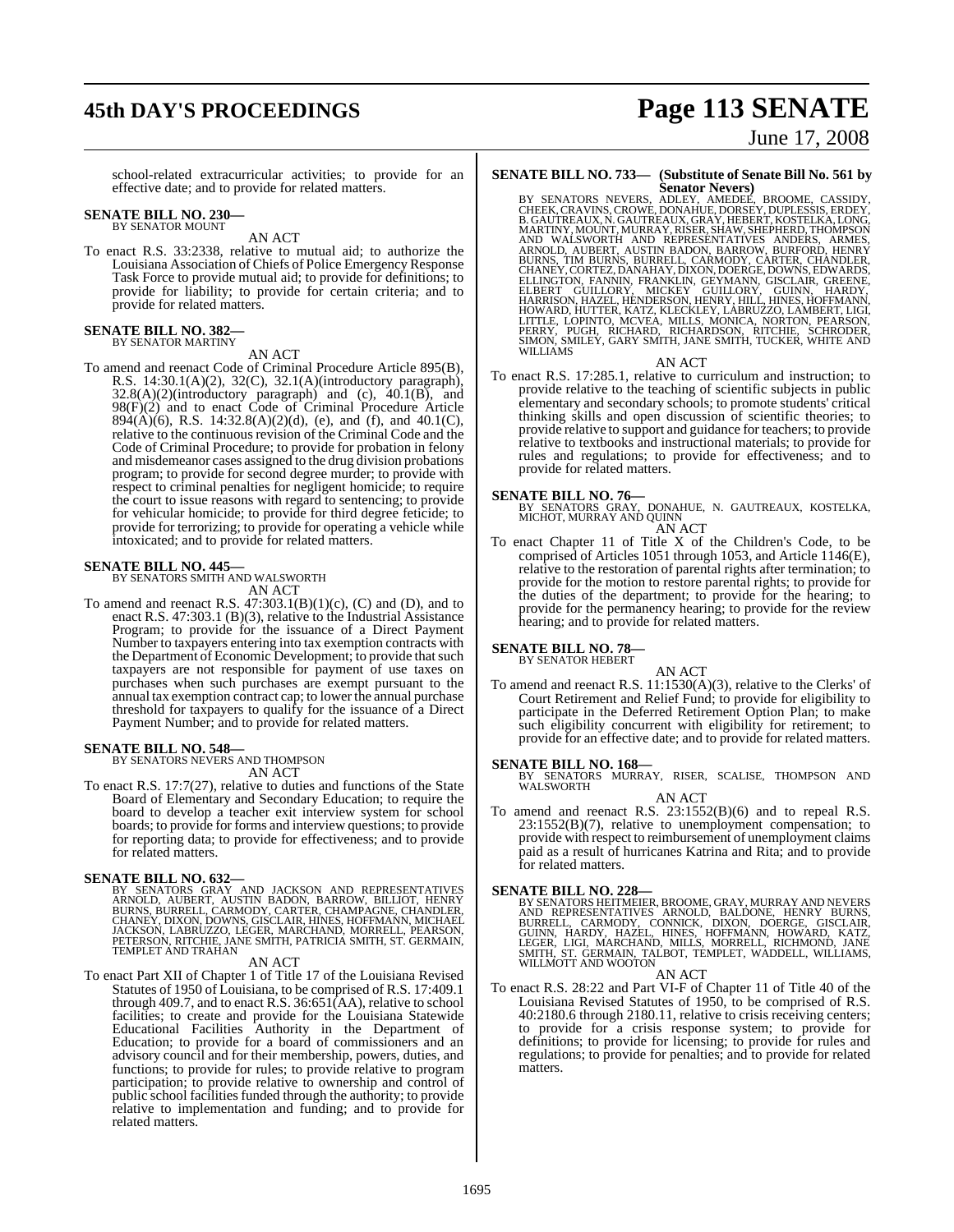school-related extracurricular activities; to provide for an effective date; and to provide for related matters.

**SENATE BILL NO. 230—**
BY SENATOR MOUNT

AN ACT

To enact R.S. 33:2338, relative to mutual aid; to authorize the Louisiana Association of Chiefs of Police Emergency Response Task Force to provide mutual aid; to provide for definitions; to provide for liability; to provide for certain criteria; and to provide for related matters.

**SENATE BILL NO. 382—**
BY SENATOR MARTINY

AN ACT

To amend and reenact Code of Criminal Procedure Article 895(B), R.S. 14:30.1(A)(2), 32(C), 32.1(A)(introductory paragraph), 32.8(A)(2)(introductory paragraph) and (c), 40.1(B), and 98(F)(2) and to enact Code of Criminal Procedure Article 894(A)(6), R.S. 14:32.8(A)(2)(d), (e), and (f), and 40.1(C), relative to the continuous revision of the Criminal Code and the Code of Criminal Procedure; to provide for probation in felony and misdemeanor cases assigned to the drug division probations program; to provide for second degree murder; to provide with respect to criminal penalties for negligent homicide; to require the court to issue reasons with regard to sentencing; to provide for vehicular homicide; to provide for third degree feticide; to provide for terrorizing; to provide for operating a vehicle while intoxicated; and to provide for related matters.

**SENATE BILL NO. 445—**
BY SENATORS SMITH AND WALSWORTH

AN ACT

To amend and reenact R.S. 47:303.1(B)(1)(c), (C) and (D), and to enact R.S. 47:303.1 (B)(3), relative to the Industrial Assistance Program; to provide for the issuance of a Direct Payment Number to taxpayers entering into tax exemption contracts with the Department of Economic Development; to provide that such taxpayers are not responsible for payment of use taxes on purchases when such purchases are exempt pursuant to the annual tax exemption contract cap; to lower the annual purchase threshold for taxpayers to qualify for the issuance of a Direct Payment Number; and to provide for related matters.

**SENATE BILL NO. 548—**
BY SENATORS NEVERS AND THOMPSON

AN ACT

To enact R.S. 17:7(27), relative to duties and functions of the State Board of Elementary and Secondary Education; to require the board to develop a teacher exit interview system for school boards; to provide for forms and interview questions; to provide for reporting data; to provide for effectiveness; and to provide for related matters.

**SENATE BILL NO. 632—**
BY SENATORS GRAY AND JACKSON AND REPRESENTATIVES ARNOLD, AUBERT, AUSTIN BADON, BARROW, BILLIOT, HENRY BURNS, BURRELL, CARMODY, CARTER, CHAMPAGNE, CHANDLER, CHANEY, DIXON, DOWNS, GISCLAIR, HINES, HOFFMANN, MICHAEL JACKSON, LABRUZZO, LEGER, MARCHAND, MORRELL, PEARSON, PETERSON, RITCHIE, JANE SMITH, PATRICIA SMITH, ST. GERMAIN, TEMPLET AND TRAHAN

AN ACT

To enact Part XII of Chapter 1 of Title 17 of the Louisiana Revised Statutes of 1950 of Louisiana, to be comprised of R.S. 17:409.1 through 409.7, and to enact R.S. 36:651(AA), relative to school facilities; to create and provide for the Louisiana Statewide Educational Facilities Authority in the Department of Education; to provide for a board of commissioners and an advisory council and for their membership, powers, duties, and functions; to provide for rules; to provide relative to program participation; to provide relative to ownership and control of public school facilities funded through the authority; to provide relative to implementation and funding; and to provide for related matters.

**SENATE BILL NO. 733— (Substitute of Senate Bill No. 561 by Senator Nevers)**
BY SENATORS NEVERS, ADLEY, AMEDEE, BROOME, CASSIDY, CHEEK, CRAVINS, CROWE, DONAHUE, DORSEY, DUPLESSIS, ERDEY, B. GAUTREAUX, N. GAUTREAUX, GRAY, HEBERT, KOSTELKA, LONG, MARTINY, MOUNT, MURRAY, RISER, SHAW, SHEPHERD, THOMPSON AND WALSWORTH AND REPRESENTATIVES ANDERS, ARMES, ARNOLD, AUBERT, AUSTIN BADON, BARROW, BURFORD, HENRY BURNS, TIM BURNS, BURRELL, CARMODY, CARTER, CHANDLER, CHANEY, CORTEZ, DANAHAY, DIXON, DOERGE, DOWNS, EDWARDS, ELLINGTON, FANNIN, FRANKLIN, GEYMANN, GISCLAIR, GREENE, ELBERT GUILLORY, MICKEY GUILLORY, GUINN, HARDY, HARRISON, HAZEL, HENDERSON, HENRY, HILL, HINES, HOFFMANN, HOWARD, HUTTER, KATZ, KLECKLEY, LABRUZZO, LAMBERT, LIGI, LITTLE, LOPINTO, MCVEA, MILLS, MONICA, NORTON, PEARSON, PERRY, PUGH, RICHARD, RICHARDSON, RITCHIE, SCHRODER, SIMON, SMILEY, GARY SMITH, JANE SMITH, TUCKER, WHITE AND WILLIAMS

AN ACT

To enact R.S. 17:285.1, relative to curriculum and instruction; to provide relative to the teaching of scientific subjects in public elementary and secondary schools; to promote students' critical thinking skills and open discussion of scientific theories; to provide relative to support and guidance for teachers; to provide relative to textbooks and instructional materials; to provide for rules and regulations; to provide for effectiveness; and to provide for related matters.

**SENATE BILL NO. 76—**
BY SENATORS GRAY, DONAHUE, N. GAUTREAUX, KOSTELKA, MICHOT, MURRAY AND QUINN

AN ACT

To enact Chapter 11 of Title X of the Children's Code, to be comprised of Articles 1051 through 1053, and Article 1146(E), relative to the restoration of parental rights after termination; to provide for the motion to restore parental rights; to provide for the duties of the department; to provide for the hearing; to provide for the permanency hearing; to provide for the review hearing; and to provide for related matters.

**SENATE BILL NO. 78—**
BY SENATOR HEBERT

AN ACT

To amend and reenact R.S. 11:1530(A)(3), relative to the Clerks' of Court Retirement and Relief Fund; to provide for eligibility to participate in the Deferred Retirement Option Plan; to make such eligibility concurrent with eligibility for retirement; to provide for an effective date; and to provide for related matters.

**SENATE BILL NO. 168—**
BY SENATORS MURRAY, RISER, SCALISE, THOMPSON AND WALSWORTH

AN ACT

To amend and reenact R.S. 23:1552(B)(6) and to repeal R.S. 23:1552(B)(7), relative to unemployment compensation; to provide with respect to reimbursement of unemployment claims paid as a result of hurricanes Katrina and Rita; and to provide for related matters.

**SENATE BILL NO. 228—**
BY SENATORS HEITMEIER, BROOME, GRAY, MURRAY AND NEVERS AND REPRESENTATIVES ARNOLD, BALDONE, HENRY BURNS, BURRELL, CARMODY, CONNICK, DIXON, DOERGE, GISCLAIR, GUINN, HARDY, HAZEL, HINES, HOFFMANN, HOWARD, KATZ, LEGER, LIGI, MARCHAND, MILLS, MORRELL, RICHMOND, JANE SMITH, ST. GERMAIN, TALBOT, TEMPLET, WADDELL, WILLIAMS, WILLMOTT AND WOOTON

AN ACT

To enact R.S. 28:22 and Part VI-F of Chapter 11 of Title 40 of the Louisiana Revised Statutes of 1950, to be comprised of R.S. 40:2180.6 through 2180.11, relative to crisis receiving centers; to provide for a crisis response system; to provide for definitions; to provide for licensing; to provide for rules and regulations; to provide for penalties; and to provide for related matters.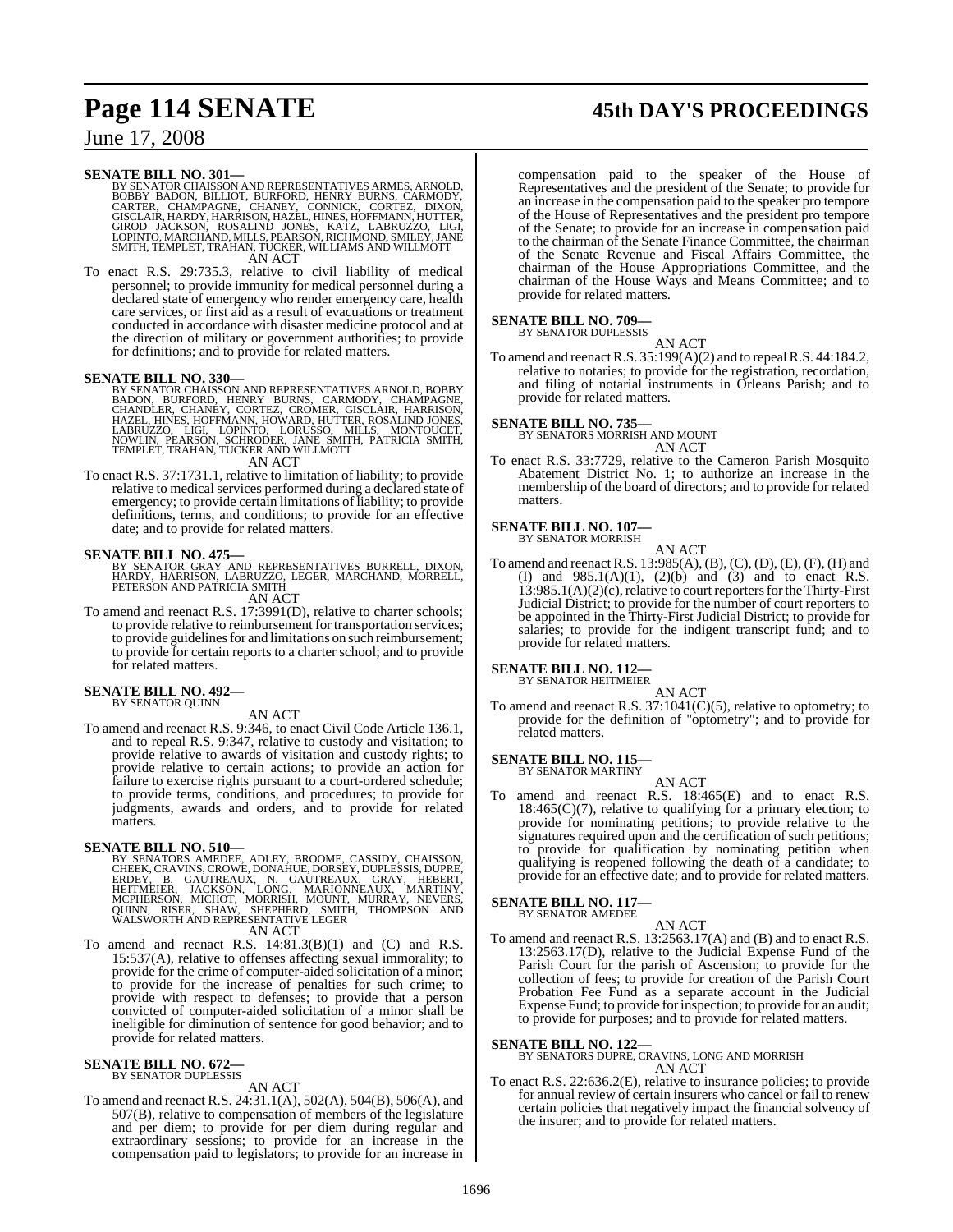**SENATE BILL NO. 301—**
BY SENATOR CHAISSON AND REPRESENTATIVES ARMES, ARNOLD, BOBBY BADON, BILLIOT, BURFORD, HENRY BURNS, CARMODY, CARTER, CHAMPAGNE, CHANEY, CONNICK, CORTEZ, DIXON, GISCLAIR, HARDY, HARRISON, HAZEL, HINES, HOFFMANN, HUTTER, GIROD JACKSON, ROSALIND JONES, KATZ, LABRUZZO, LIGI, LOPINTO, MARCHAND, MILLS, PEARSON, RICHMOND, SMILEY, JANE SMITH, TEMPLET, TRAHAN, TUCKER, WILLIAMS AND WILLMOTT

AN ACT

To enact R.S. 29:735.3, relative to civil liability of medical personnel; to provide immunity for medical personnel during a declared state of emergency who render emergency care, health care services, or first aid as a result of evacuations or treatment conducted in accordance with disaster medicine protocol and at the direction of military or government authorities; to provide for definitions; and to provide for related matters.

**SENATE BILL NO. 330—**
BY SENATOR CHAISSON AND REPRESENTATIVES ARNOLD, BOBBY BADON, BURFORD, HENRY BURNS, CARMODY, CHAMPAGNE, CHANDLER, CHANEY, CORTEZ, CROMER, GISCLAIR, HARRISON, HAZEL, HINES, HOFFMANN, HOWARD, HUTTER, ROSALIND JONES, LABRUZZO, LIGI, LOPINTO, LORUSSO, MILLS, MONTOUCET, NOWLIN, PEARSON, SCHRODER, JANE SMITH, PATRICIA SMITH, TEMPLET, TRAHAN, TUCKER AND WILLMOTT

AN ACT

To enact R.S. 37:1731.1, relative to limitation of liability; to provide relative to medical services performed during a declared state of emergency; to provide certain limitations of liability; to provide definitions, terms, and conditions; to provide for an effective date; and to provide for related matters.

**SENATE BILL NO. 475—**
BY SENATOR GRAY AND REPRESENTATIVES BURRELL, DIXON, HARDY, HARRISON, LABRUZZO, LEGER, MARCHAND, MORRELL, PETERSON AND PATRICIA SMITH

AN ACT

To amend and reenact R.S. 17:3991(D), relative to charter schools; to provide relative to reimbursement for transportation services; to provide guidelines for and limitations on such reimbursement; to provide for certain reports to a charter school; and to provide for related matters.

**SENATE BILL NO. 492—**
BY SENATOR QUINN

AN ACT

To amend and reenact R.S. 9:346, to enact Civil Code Article 136.1, and to repeal R.S. 9:347, relative to custody and visitation; to provide relative to awards of visitation and custody rights; to provide relative to certain actions; to provide an action for failure to exercise rights pursuant to a court-ordered schedule; to provide terms, conditions, and procedures; to provide for judgments, awards and orders, and to provide for related matters.

**SENATE BILL NO. 510—**
BY SENATORS AMEDEE, ADLEY, BROOME, CASSIDY, CHAISSON, CHEEK, CRAVINS, CROWE, DONAHUE, DORSEY, DUPLESSIS, DUPRE, ERDEY, B. GAUTREAUX, N. GAUTREAUX, GRAY, HEBERT, HEITMEIER, JACKSON, LONG, MARIONNEAUX, MARTINY, MCPHERSON, MICHOT, MORRISH, MOUNT, MURRAY, NEVERS, QUINN, RISER, SHAW, SHEPHERD, SMITH, THOMPSON AND WALSWORTH AND REPRESENTATIVE LEGER

AN ACT

To amend and reenact R.S. 14:81.3(B)(1) and (C) and R.S. 15:537(A), relative to offenses affecting sexual immorality; to provide for the crime of computer-aided solicitation of a minor; to provide for the increase of penalties for such crime; to provide with respect to defenses; to provide that a person convicted of computer-aided solicitation of a minor shall be ineligible for diminution of sentence for good behavior; and to provide for related matters.

**SENATE BILL NO. 672—**
BY SENATOR DUPLESSIS

AN ACT

To amend and reenact R.S. 24:31.1(A), 502(A), 504(B), 506(A), and 507(B), relative to compensation of members of the legislature and per diem; to provide for per diem during regular and extraordinary sessions; to provide for an increase in the compensation paid to legislators; to provide for an increase in compensation paid to the speaker of the House of Representatives and the president of the Senate; to provide for an increase in the compensation paid to the speaker pro tempore of the House of Representatives and the president pro tempore of the Senate; to provide for an increase in compensation paid to the chairman of the Senate Finance Committee, the chairman of the Senate Revenue and Fiscal Affairs Committee, the chairman of the House Appropriations Committee, and the chairman of the House Ways and Means Committee; and to provide for related matters.

**SENATE BILL NO. 709—**
BY SENATOR DUPLESSIS

AN ACT

To amend and reenact R.S. 35:199(A)(2) and to repeal R.S. 44:184.2, relative to notaries; to provide for the registration, recordation, and filing of notarial instruments in Orleans Parish; and to provide for related matters.

**SENATE BILL NO. 735—**
BY SENATORS MORRISH AND MOUNT

AN ACT

To enact R.S. 33:7729, relative to the Cameron Parish Mosquito Abatement District No. 1; to authorize an increase in the membership of the board of directors; and to provide for related matters.

**SENATE BILL NO. 107—**
BY SENATOR MORRISH

AN ACT

To amend and reenact R.S. 13:985(A), (B), (C), (D), (E), (F), (H) and (I) and 985.1(A)(1), (2)(b) and (3) and to enact R.S. 13:985.1(A)(2)(c), relative to court reporters for the Thirty-First Judicial District; to provide for the number of court reporters to be appointed in the Thirty-First Judicial District; to provide for salaries; to provide for the indigent transcript fund; and to provide for related matters.

**SENATE BILL NO. 112—**
BY SENATOR HEITMEIER

AN ACT

To amend and reenact R.S. 37:1041(C)(5), relative to optometry; to provide for the definition of "optometry"; and to provide for related matters.

**SENATE BILL NO. 115—**
BY SENATOR MARTINY

AN ACT

To amend and reenact R.S. 18:465(E) and to enact R.S. 18:465(C)(7), relative to qualifying for a primary election; to provide for nominating petitions; to provide relative to the signatures required upon and the certification of such petitions; to provide for qualification by nominating petition when qualifying is reopened following the death of a candidate; to provide for an effective date; and to provide for related matters.

**SENATE BILL NO. 117—**
BY SENATOR AMEDEE

AN ACT

To amend and reenact R.S. 13:2563.17(A) and (B) and to enact R.S. 13:2563.17(D), relative to the Judicial Expense Fund of the Parish Court for the parish of Ascension; to provide for the collection of fees; to provide for creation of the Parish Court Probation Fee Fund as a separate account in the Judicial Expense Fund; to provide for inspection; to provide for an audit; to provide for purposes; and to provide for related matters.

**SENATE BILL NO. 122—**
BY SENATORS DUPRE, CRAVINS, LONG AND MORRISH

AN ACT

To enact R.S. 22:636.2(E), relative to insurance policies; to provide for annual review of certain insurers who cancel or fail to renew certain policies that negatively impact the financial solvency of the insurer; and to provide for related matters.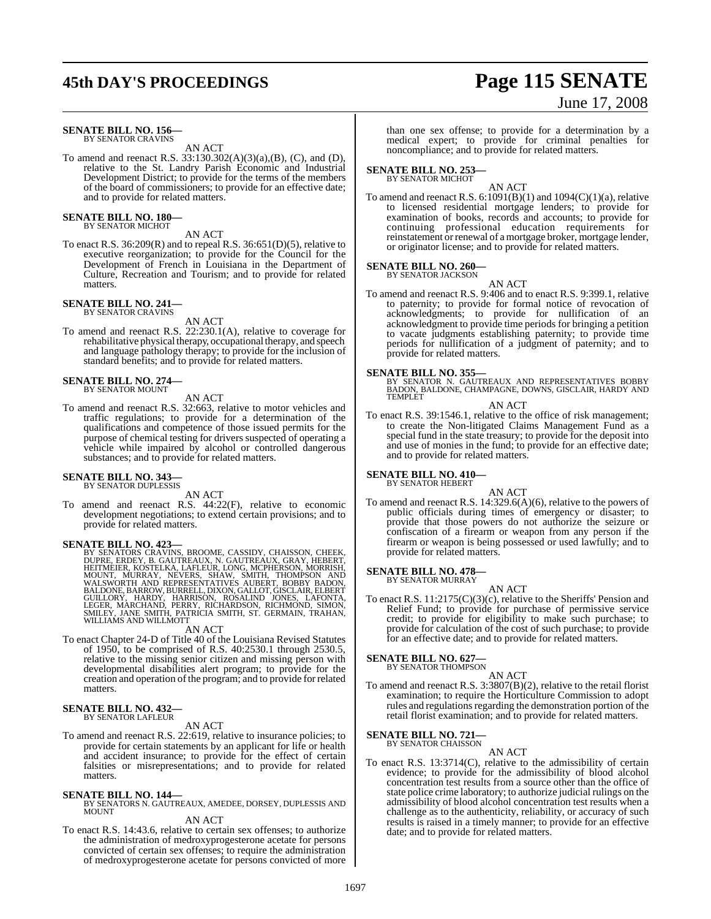**SENATE BILL NO. 156—**
BY SENATOR CRAVINS

AN ACT

To amend and reenact R.S. 33:130.302(A)(3)(a),(B), (C), and (D), relative to the St. Landry Parish Economic and Industrial Development District; to provide for the terms of the members of the board of commissioners; to provide for an effective date; and to provide for related matters.

**SENATE BILL NO. 180—**
BY SENATOR MICHOT

AN ACT

To enact R.S. 36:209(R) and to repeal R.S. 36:651(D)(5), relative to executive reorganization; to provide for the Council for the Development of French in Louisiana in the Department of Culture, Recreation and Tourism; and to provide for related matters.

**SENATE BILL NO. 241—**
BY SENATOR CRAVINS

AN ACT

To amend and reenact R.S. 22:230.1(A), relative to coverage for rehabilitative physical therapy, occupational therapy, and speech and language pathology therapy; to provide for the inclusion of standard benefits; and to provide for related matters.

**SENATE BILL NO. 274—**
BY SENATOR MOUNT

AN ACT

To amend and reenact R.S. 32:663, relative to motor vehicles and traffic regulations; to provide for a determination of the qualifications and competence of those issued permits for the purpose of chemical testing for drivers suspected of operating a vehicle while impaired by alcohol or controlled dangerous substances; and to provide for related matters.

**SENATE BILL NO. 343—**
BY SENATOR DUPLESSIS

AN ACT

To amend and reenact R.S. 44:22(F), relative to economic development negotiations; to extend certain provisions; and to provide for related matters.

**SENATE BILL NO. 423—**
BY SENATORS CRAVINS, BROOME, CASSIDY, CHAISSON, CHEEK, DUPRE, ERDEY, B. GAUTREAUX, N. GAUTREAUX, GRAY, HEBERT, HEITMEIER, KOSTELKA, LAFLEUR, LONG, MCPHERSON, MORRISH, MOUNT, MURRAY, NEVERS, SHAW, SMITH, THOMPSON AND WALSWORTH AND REPRESENTATIVES AUBERT, BOBBY BADON, BALDONE, BARROW, BURRELL, DIXON, GALLOT, GISCLAIR, ELBERT GUILLORY, HARDY, HARRISON, ROSALIND JONES, LAFONTA, LEGER, MARCHAND, PERRY, RICHARDSON, RICHMOND, SIMON, SMILEY, JANE SMITH, PATRICIA SMITH, ST. GERMAIN, TRAHAN, WILLIAMS AND WILLMOTT

AN ACT

To enact Chapter 24-D of Title 40 of the Louisiana Revised Statutes of 1950, to be comprised of R.S. 40:2530.1 through 2530.5, relative to the missing senior citizen and missing person with developmental disabilities alert program; to provide for the creation and operation of the program; and to provide for related matters.

**SENATE BILL NO. 432—**
BY SENATOR LAFLEUR

AN ACT

To amend and reenact R.S. 22:619, relative to insurance policies; to provide for certain statements by an applicant for life or health and accident insurance; to provide for the effect of certain falsities or misrepresentations; and to provide for related matters.

**SENATE BILL NO. 144—**
BY SENATORS N. GAUTREAUX, AMEDEE, DORSEY, DUPLESSIS AND MOUNT

AN ACT

To enact R.S. 14:43.6, relative to certain sex offenses; to authorize the administration of medroxyprogesterone acetate for persons convicted of certain sex offenses; to require the administration of medroxyprogesterone acetate for persons convicted of more than one sex offense; to provide for a determination by a medical expert; to provide for criminal penalties for noncompliance; and to provide for related matters.

**SENATE BILL NO. 253—**
BY SENATOR MICHOT

AN ACT

To amend and reenact R.S. 6:1091(B)(1) and 1094(C)(1)(a), relative to licensed residential mortgage lenders; to provide for examination of books, records and accounts; to provide for continuing professional education requirements for reinstatement or renewal of a mortgage broker, mortgage lender, or originator license; and to provide for related matters.

**SENATE BILL NO. 260—**
BY SENATOR JACKSON

AN ACT

To amend and reenact R.S. 9:406 and to enact R.S. 9:399.1, relative to paternity; to provide for formal notice of revocation of acknowledgments; to provide for nullification of an acknowledgment to provide time periods for bringing a petition to vacate judgments establishing paternity; to provide time periods for nullification of a judgment of paternity; and to provide for related matters.

**SENATE BILL NO. 355—**
BY SENATOR N. GAUTREAUX AND REPRESENTATIVES BOBBY BADON, BALDONE, CHAMPAGNE, DOWNS, GISCLAIR, HARDY AND TEMPLET

AN ACT

To enact R.S. 39:1546.1, relative to the office of risk management; to create the Non-litigated Claims Management Fund as a special fund in the state treasury; to provide for the deposit into and use of monies in the fund; to provide for an effective date; and to provide for related matters.

**SENATE BILL NO. 410—**
BY SENATOR HEBERT

AN ACT

To amend and reenact R.S. 14:329.6(A)(6), relative to the powers of public officials during times of emergency or disaster; to provide that those powers do not authorize the seizure or confiscation of a firearm or weapon from any person if the firearm or weapon is being possessed or used lawfully; and to provide for related matters.

**SENATE BILL NO. 478—**
BY SENATOR MURRAY

AN ACT

To enact R.S. 11:2175(C)(3)(c), relative to the Sheriffs' Pension and Relief Fund; to provide for purchase of permissive service credit; to provide for eligibility to make such purchase; to provide for calculation of the cost of such purchase; to provide for an effective date; and to provide for related matters.

**SENATE BILL NO. 627—**
BY SENATOR THOMPSON

AN ACT

To amend and reenact R.S. 3:3807(B)(2), relative to the retail florist examination; to require the Horticulture Commission to adopt rules and regulations regarding the demonstration portion of the retail florist examination; and to provide for related matters.

**SENATE BILL NO. 721—**
BY SENATOR CHAISSON

AN ACT

To enact R.S. 13:3714(C), relative to the admissibility of certain evidence; to provide for the admissibility of blood alcohol concentration test results from a source other than the office of state police crime laboratory; to authorize judicial rulings on the admissibility of blood alcohol concentration test results when a challenge as to the authenticity, reliability, or accuracy of such results is raised in a timely manner; to provide for an effective date; and to provide for related matters.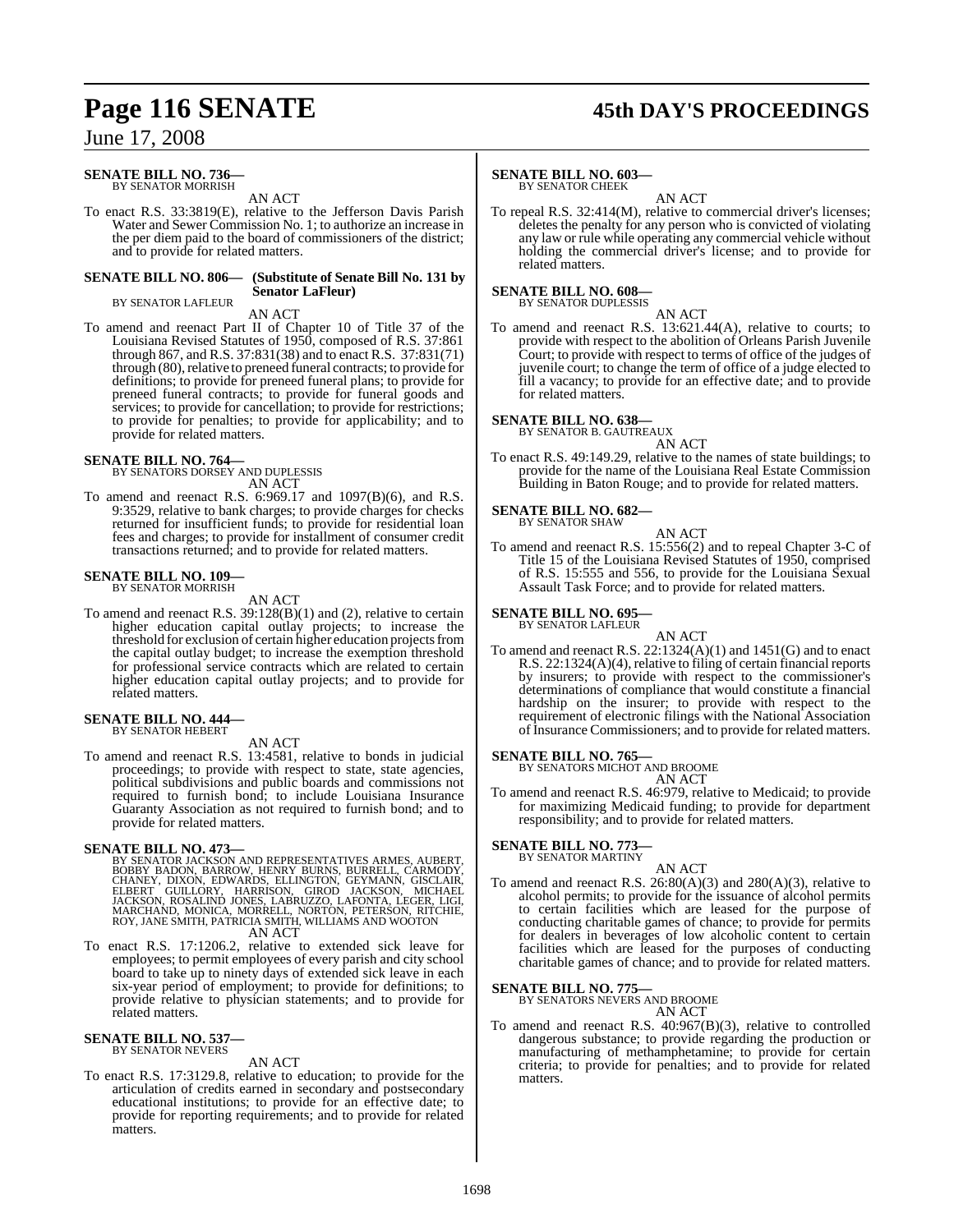**SENATE BILL NO. 736—**
BY SENATOR MORRISH

AN ACT

To enact R.S. 33:3819(E), relative to the Jefferson Davis Parish Water and Sewer Commission No. 1; to authorize an increase in the per diem paid to the board of commissioners of the district; and to provide for related matters.

**SENATE BILL NO. 806— (Substitute of Senate Bill No. 131 by Senator LaFleur)**
BY SENATOR LAFLEUR

AN ACT

To amend and reenact Part II of Chapter 10 of Title 37 of the Louisiana Revised Statutes of 1950, composed of R.S. 37:861 through 867, and R.S. 37:831(38) and to enact R.S. 37:831(71) through (80), relative to preneed funeral contracts; to provide for definitions; to provide for preneed funeral plans; to provide for preneed funeral contracts; to provide for funeral goods and services; to provide for cancellation; to provide for restrictions; to provide for penalties; to provide for applicability; and to provide for related matters.

**SENATE BILL NO. 764—**
BY SENATORS DORSEY AND DUPLESSIS

AN ACT

To amend and reenact R.S. 6:969.17 and 1097(B)(6), and R.S. 9:3529, relative to bank charges; to provide charges for checks returned for insufficient funds; to provide for residential loan fees and charges; to provide for installment of consumer credit transactions returned; and to provide for related matters.

**SENATE BILL NO. 109—**
BY SENATOR MORRISH

AN ACT

To amend and reenact R.S. 39:128(B)(1) and (2), relative to certain higher education capital outlay projects; to increase the threshold for exclusion of certain higher education projects from the capital outlay budget; to increase the exemption threshold for professional service contracts which are related to certain higher education capital outlay projects; and to provide for related matters.

**SENATE BILL NO. 444—**
BY SENATOR HEBERT

AN ACT

To amend and reenact R.S. 13:4581, relative to bonds in judicial proceedings; to provide with respect to state, state agencies, political subdivisions and public boards and commissions not required to furnish bond; to include Louisiana Insurance Guaranty Association as not required to furnish bond; and to provide for related matters.

**SENATE BILL NO. 473—**
BY SENATOR JACKSON AND REPRESENTATIVES ARMES, AUBERT, BOBBY BADON, BARROW, HENRY BURNS, BURRELL, CARMODY, CHANEY, DIXON, EDWARDS, ELLINGTON, GEYMANN, GISCLAIR, ELBERT GUILLORY, HARRISON, GIROD JACKSON, MICHAEL JACKSON, ROSALIND JONES, LABRUZZO, LAFONTA, LEGER, LIGI, MARCHAND, MONICA, MORRELL, NORTON, PETERSON, RITCHIE, ROY, JANE SMITH, PATRICIA SMITH, WILLIAMS AND WOOTON

AN ACT

To enact R.S. 17:1206.2, relative to extended sick leave for employees; to permit employees of every parish and city school board to take up to ninety days of extended sick leave in each six-year period of employment; to provide for definitions; to provide relative to physician statements; and to provide for related matters.

**SENATE BILL NO. 537—**
BY SENATOR NEVERS

AN ACT

To enact R.S. 17:3129.8, relative to education; to provide for the articulation of credits earned in secondary and postsecondary educational institutions; to provide for an effective date; to provide for reporting requirements; and to provide for related matters.

**SENATE BILL NO. 603—**
BY SENATOR CHEEK

AN ACT

To repeal R.S. 32:414(M), relative to commercial driver's licenses; deletes the penalty for any person who is convicted of violating any law or rule while operating any commercial vehicle without holding the commercial driver's license; and to provide for related matters.

**SENATE BILL NO. 608—**
BY SENATOR DUPLESSIS

AN ACT

To amend and reenact R.S. 13:621.44(A), relative to courts; to provide with respect to the abolition of Orleans Parish Juvenile Court; to provide with respect to terms of office of the judges of juvenile court; to change the term of office of a judge elected to fill a vacancy; to provide for an effective date; and to provide for related matters.

**SENATE BILL NO. 638—**
BY SENATOR B. GAUTREAUX

AN ACT

To enact R.S. 49:149.29, relative to the names of state buildings; to provide for the name of the Louisiana Real Estate Commission Building in Baton Rouge; and to provide for related matters.

**SENATE BILL NO. 682—**
BY SENATOR SHAW

AN ACT

To amend and reenact R.S. 15:556(2) and to repeal Chapter 3-C of Title 15 of the Louisiana Revised Statutes of 1950, comprised of R.S. 15:555 and 556, to provide for the Louisiana Sexual Assault Task Force; and to provide for related matters.

**SENATE BILL NO. 695—**
BY SENATOR LAFLEUR

AN ACT

To amend and reenact R.S. 22:1324(A)(1) and 1451(G) and to enact R.S. 22:1324(A)(4), relative to filing of certain financial reports by insurers; to provide with respect to the commissioner's determinations of compliance that would constitute a financial hardship on the insurer; to provide with respect to the requirement of electronic filings with the National Association of Insurance Commissioners; and to provide for related matters.

**SENATE BILL NO. 765—**
BY SENATORS MICHOT AND BROOME

AN ACT

To amend and reenact R.S. 46:979, relative to Medicaid; to provide for maximizing Medicaid funding; to provide for department responsibility; and to provide for related matters.

**SENATE BILL NO. 773—**
BY SENATOR MARTINY

AN ACT

To amend and reenact R.S. 26:80(A)(3) and 280(A)(3), relative to alcohol permits; to provide for the issuance of alcohol permits to certain facilities which are leased for the purpose of conducting charitable games of chance; to provide for permits for dealers in beverages of low alcoholic content to certain facilities which are leased for the purposes of conducting charitable games of chance; and to provide for related matters.

**SENATE BILL NO. 775—**
BY SENATORS NEVERS AND BROOME

AN ACT

To amend and reenact R.S. 40:967(B)(3), relative to controlled dangerous substance; to provide regarding the production or manufacturing of methamphetamine; to provide for certain criteria; to provide for penalties; and to provide for related matters.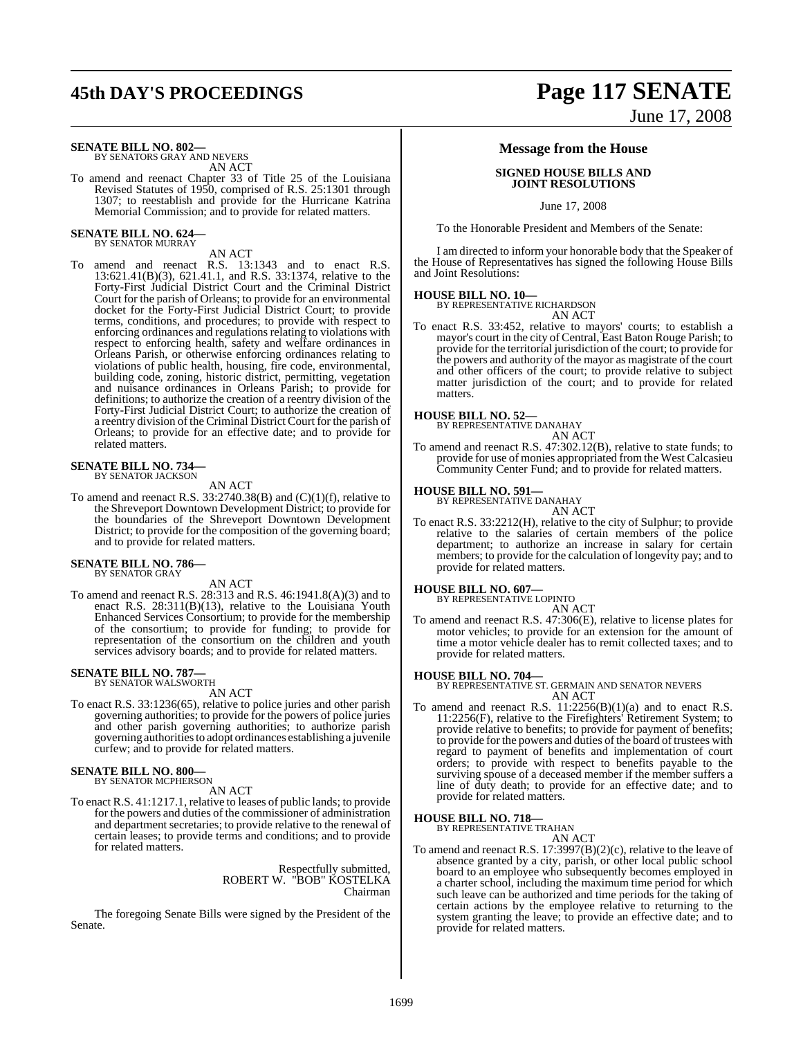**SENATE BILL NO. 802—**
BY SENATORS GRAY AND NEVERS
AN ACT

To amend and reenact Chapter 33 of Title 25 of the Louisiana Revised Statutes of 1950, comprised of R.S. 25:1301 through 1307; to reestablish and provide for the Hurricane Katrina Memorial Commission; and to provide for related matters.

**SENATE BILL NO. 624—**
BY SENATOR MURRAY
AN ACT

To amend and reenact R.S. 13:1343 and to enact R.S. 13:621.41(B)(3), 621.41.1, and R.S. 33:1374, relative to the Forty-First Judicial District Court and the Criminal District Court for the parish of Orleans; to provide for an environmental docket for the Forty-First Judicial District Court; to provide terms, conditions, and procedures; to provide with respect to enforcing ordinances and regulations relating to violations with respect to enforcing health, safety and welfare ordinances in Orleans Parish, or otherwise enforcing ordinances relating to violations of public health, housing, fire code, environmental, building code, zoning, historic district, permitting, vegetation and nuisance ordinances in Orleans Parish; to provide for definitions; to authorize the creation of a reentry division of the Forty-First Judicial District Court; to authorize the creation of a reentry division of the Criminal District Court for the parish of Orleans; to provide for an effective date; and to provide for related matters.

**SENATE BILL NO. 734—**
BY SENATOR JACKSON
AN ACT

To amend and reenact R.S. 33:2740.38(B) and (C)(1)(f), relative to the Shreveport Downtown Development District; to provide for the boundaries of the Shreveport Downtown Development District; to provide for the composition of the governing board; and to provide for related matters.

**SENATE BILL NO. 786—**
BY SENATOR GRAY
AN ACT

To amend and reenact R.S. 28:313 and R.S. 46:1941.8(A)(3) and to enact R.S. 28:311(B)(13), relative to the Louisiana Youth Enhanced Services Consortium; to provide for the membership of the consortium; to provide for funding; to provide for representation of the consortium on the children and youth services advisory boards; and to provide for related matters.

**SENATE BILL NO. 787—**
BY SENATOR WALSWORTH
AN ACT

To enact R.S. 33:1236(65), relative to police juries and other parish governing authorities; to provide for the powers of police juries and other parish governing authorities; to authorize parish governing authorities to adopt ordinances establishing a juvenile curfew; and to provide for related matters.

**SENATE BILL NO. 800—**
BY SENATOR MCPHERSON
AN ACT

To enact R.S. 41:1217.1, relative to leases of public lands; to provide for the powers and duties of the commissioner of administration and department secretaries; to provide relative to the renewal of certain leases; to provide terms and conditions; and to provide for related matters.

Respectfully submitted,
ROBERT W. "BOB" KOSTELKA
Chairman

The foregoing Senate Bills were signed by the President of the Senate.

## Message from the House

### SIGNED HOUSE BILLS AND JOINT RESOLUTIONS

June 17, 2008

To the Honorable President and Members of the Senate:

I am directed to inform your honorable body that the Speaker of the House of Representatives has signed the following House Bills and Joint Resolutions:

**HOUSE BILL NO. 10—**
BY REPRESENTATIVE RICHARDSON
AN ACT

To enact R.S. 33:452, relative to mayors' courts; to establish a mayor's court in the city of Central, East Baton Rouge Parish; to provide for the territorial jurisdiction of the court; to provide for the powers and authority of the mayor as magistrate of the court and other officers of the court; to provide relative to subject matter jurisdiction of the court; and to provide for related matters.

**HOUSE BILL NO. 52—**
BY REPRESENTATIVE DANAHAY
AN ACT

To amend and reenact R.S. 47:302.12(B), relative to state funds; to provide for use of monies appropriated from the West Calcasieu Community Center Fund; and to provide for related matters.

**HOUSE BILL NO. 591—**
BY REPRESENTATIVE DANAHAY
AN ACT

To enact R.S. 33:2212(H), relative to the city of Sulphur; to provide relative to the salaries of certain members of the police department; to authorize an increase in salary for certain members; to provide for the calculation of longevity pay; and to provide for related matters.

**HOUSE BILL NO. 607—**
BY REPRESENTATIVE LOPINTO
AN ACT

To amend and reenact R.S. 47:306(E), relative to license plates for motor vehicles; to provide for an extension for the amount of time a motor vehicle dealer has to remit collected taxes; and to provide for related matters.

**HOUSE BILL NO. 704—**
BY REPRESENTATIVE ST. GERMAIN AND SENATOR NEVERS
AN ACT

To amend and reenact R.S. 11:2256(B)(1)(a) and to enact R.S. 11:2256(F), relative to the Firefighters' Retirement System; to provide relative to benefits; to provide for payment of benefits; to provide for the powers and duties of the board of trustees with regard to payment of benefits and implementation of court orders; to provide with respect to benefits payable to the surviving spouse of a deceased member if the member suffers a line of duty death; to provide for an effective date; and to provide for related matters.

**HOUSE BILL NO. 718—**
BY REPRESENTATIVE TRAHAN
AN ACT

To amend and reenact R.S. 17:3997(B)(2)(c), relative to the leave of absence granted by a city, parish, or other local public school board to an employee who subsequently becomes employed in a charter school, including the maximum time period for which such leave can be authorized and time periods for the taking of certain actions by the employee relative to returning to the system granting the leave; to provide an effective date; and to provide for related matters.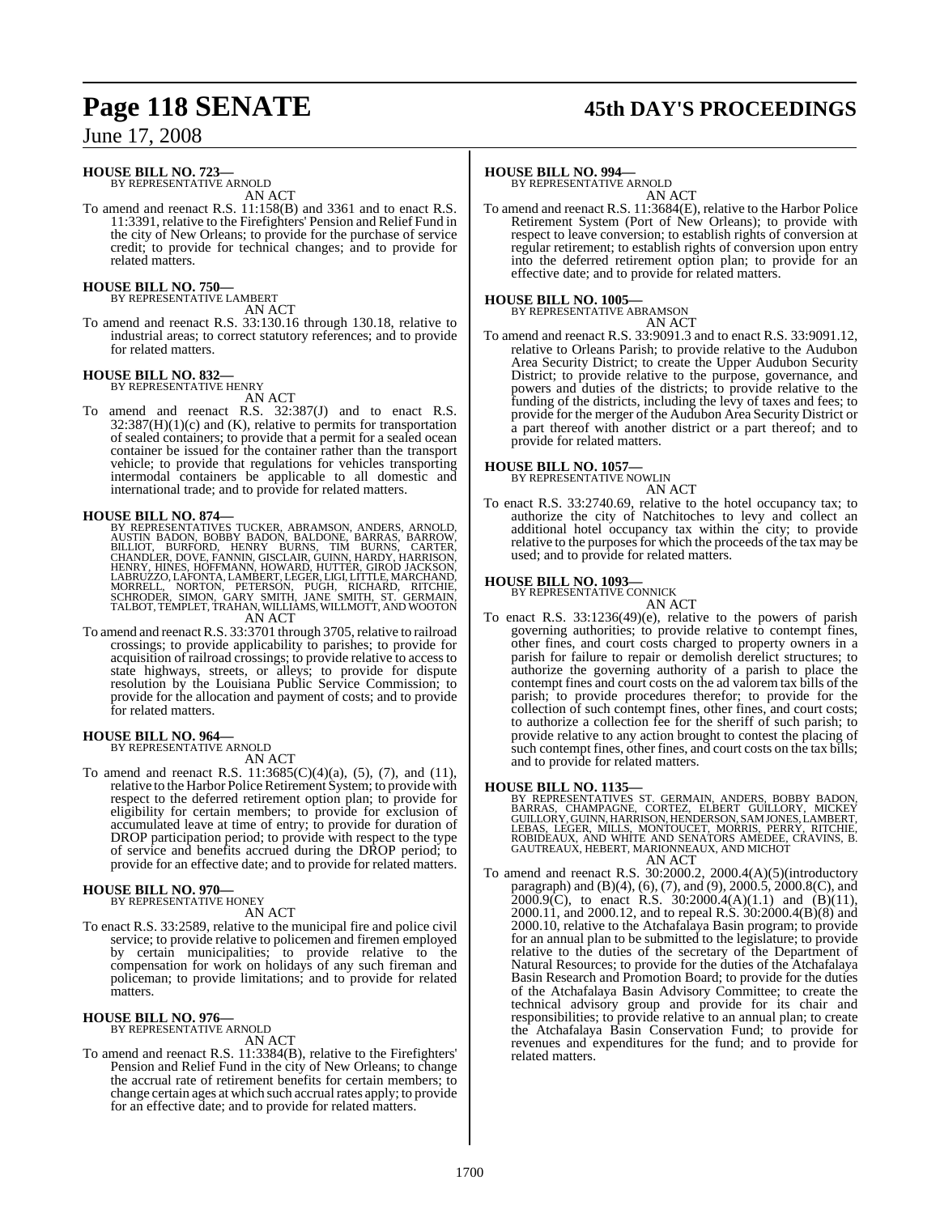**HOUSE BILL NO. 723—**
BY REPRESENTATIVE ARNOLD
AN ACT

To amend and reenact R.S. 11:158(B) and 3361 and to enact R.S. 11:3391, relative to the Firefighters' Pension and Relief Fund in the city of New Orleans; to provide for the purchase of service credit; to provide for technical changes; and to provide for related matters.

**HOUSE BILL NO. 750—**
BY REPRESENTATIVE LAMBERT
AN ACT

To amend and reenact R.S. 33:130.16 through 130.18, relative to industrial areas; to correct statutory references; and to provide for related matters.

**HOUSE BILL NO. 832—**
BY REPRESENTATIVE HENRY
AN ACT

To amend and reenact R.S. 32:387(J) and to enact R.S. 32:387(H)(1)(c) and (K), relative to permits for transportation of sealed containers; to provide that a permit for a sealed ocean container be issued for the container rather than the transport vehicle; to provide that regulations for vehicles transporting intermodal containers be applicable to all domestic and international trade; and to provide for related matters.

**HOUSE BILL NO. 874—**
BY REPRESENTATIVES TUCKER, ABRAMSON, ANDERS, ARNOLD, AUSTIN BADON, BOBBY BADON, BALDONE, BARRAS, BARROW, BILLIOT, BURFORD, HENRY BURNS, TIM BURNS, CARTER, CHANDLER, DOVE, FANNIN, GISCLAIR, GUINN, HARDY, HARRISON, HENRY, HINES, HOFFMANN, HOWARD, HUTTER, GIROD JACKSON, LABRUZZO, LAFONTA, LAMBERT, LEGER, LIGI, LITTLE, MARCHAND, MORRELL, NORTON, PETERSON, PUGH, RICHARD, RITCHIE, SCHRODER, SIMON, GARY SMITH, JANE SMITH, ST. GERMAIN, TALBOT, TEMPLET, TRAHAN, WILLIAMS, WILLMOTT, AND WOOTON
AN ACT

To amend and reenact R.S. 33:3701 through 3705, relative to railroad crossings; to provide applicability to parishes; to provide for acquisition of railroad crossings; to provide relative to access to state highways, streets, or alleys; to provide for dispute resolution by the Louisiana Public Service Commission; to provide for the allocation and payment of costs; and to provide for related matters.

**HOUSE BILL NO. 964—**
BY REPRESENTATIVE ARNOLD
AN ACT

To amend and reenact R.S. 11:3685(C)(4)(a), (5), (7), and (11), relative to the Harbor Police Retirement System; to provide with respect to the deferred retirement option plan; to provide for eligibility for certain members; to provide for exclusion of accumulated leave at time of entry; to provide for duration of DROP participation period; to provide with respect to the type of service and benefits accrued during the DROP period; to provide for an effective date; and to provide for related matters.

**HOUSE BILL NO. 970—**
BY REPRESENTATIVE HONEY
AN ACT

To enact R.S. 33:2589, relative to the municipal fire and police civil service; to provide relative to policemen and firemen employed by certain municipalities; to provide relative to the compensation for work on holidays of any such fireman and policeman; to provide limitations; and to provide for related matters.

**HOUSE BILL NO. 976—**
BY REPRESENTATIVE ARNOLD
AN ACT

To amend and reenact R.S. 11:3384(B), relative to the Firefighters' Pension and Relief Fund in the city of New Orleans; to change the accrual rate of retirement benefits for certain members; to change certain ages at which such accrual rates apply; to provide for an effective date; and to provide for related matters.

**HOUSE BILL NO. 994—**
BY REPRESENTATIVE ARNOLD
AN ACT

To amend and reenact R.S. 11:3684(E), relative to the Harbor Police Retirement System (Port of New Orleans); to provide with respect to leave conversion; to establish rights of conversion at regular retirement; to establish rights of conversion upon entry into the deferred retirement option plan; to provide for an effective date; and to provide for related matters.

**HOUSE BILL NO. 1005—**
BY REPRESENTATIVE ABRAMSON
AN ACT

To amend and reenact R.S. 33:9091.3 and to enact R.S. 33:9091.12, relative to Orleans Parish; to provide relative to the Audubon Area Security District; to create the Upper Audubon Security District; to provide relative to the purpose, governance, and powers and duties of the districts; to provide relative to the funding of the districts, including the levy of taxes and fees; to provide for the merger of the Audubon Area Security District or a part thereof with another district or a part thereof; and to provide for related matters.

**HOUSE BILL NO. 1057—**
BY REPRESENTATIVE NOWLIN
AN ACT

To enact R.S. 33:2740.69, relative to the hotel occupancy tax; to authorize the city of Natchitoches to levy and collect an additional hotel occupancy tax within the city; to provide relative to the purposes for which the proceeds of the tax may be used; and to provide for related matters.

**HOUSE BILL NO. 1093—**
BY REPRESENTATIVE CONNICK
AN ACT

To enact R.S. 33:1236(49)(e), relative to the powers of parish governing authorities; to provide relative to contempt fines, other fines, and court costs charged to property owners in a parish for failure to repair or demolish derelict structures; to authorize the governing authority of a parish to place the contempt fines and court costs on the ad valorem tax bills of the parish; to provide procedures therefor; to provide for the collection of such contempt fines, other fines, and court costs; to authorize a collection fee for the sheriff of such parish; to provide relative to any action brought to contest the placing of such contempt fines, other fines, and court costs on the tax bills; and to provide for related matters.

**HOUSE BILL NO. 1135—**
BY REPRESENTATIVES ST. GERMAIN, ANDERS, BOBBY BADON, BARRAS, CHAMPAGNE, CORTEZ, ELBERT GUILLORY, MICKEY GUILLORY, GUINN, HARRISON, HENDERSON, SAM JONES, LAMBERT, LEBAS, LEGER, MILLS, MONTOUCET, MORRIS, PERRY, RITCHIE, ROBIDEAUX, AND WHITE AND SENATORS AMEDEE, CRAVINS, B. GAUTREAUX, HEBERT, MARIONNEAUX, AND MICHOT
AN ACT

To amend and reenact R.S. 30:2000.2, 2000.4(A)(5)(introductory paragraph) and (B)(4), (6), (7), and (9), 2000.5, 2000.8(C), and 2000.9(C), to enact R.S. 30:2000.4(A)(1.1) and (B)(11), 2000.11, and 2000.12, and to repeal R.S. 30:2000.4(B)(8) and 2000.10, relative to the Atchafalaya Basin program; to provide for an annual plan to be submitted to the legislature; to provide relative to the duties of the secretary of the Department of Natural Resources; to provide for the duties of the Atchafalaya Basin Research and Promotion Board; to provide for the duties of the Atchafalaya Basin Advisory Committee; to create the technical advisory group and provide for its chair and responsibilities; to provide relative to an annual plan; to create the Atchafalaya Basin Conservation Fund; to provide for revenues and expenditures for the fund; and to provide for related matters.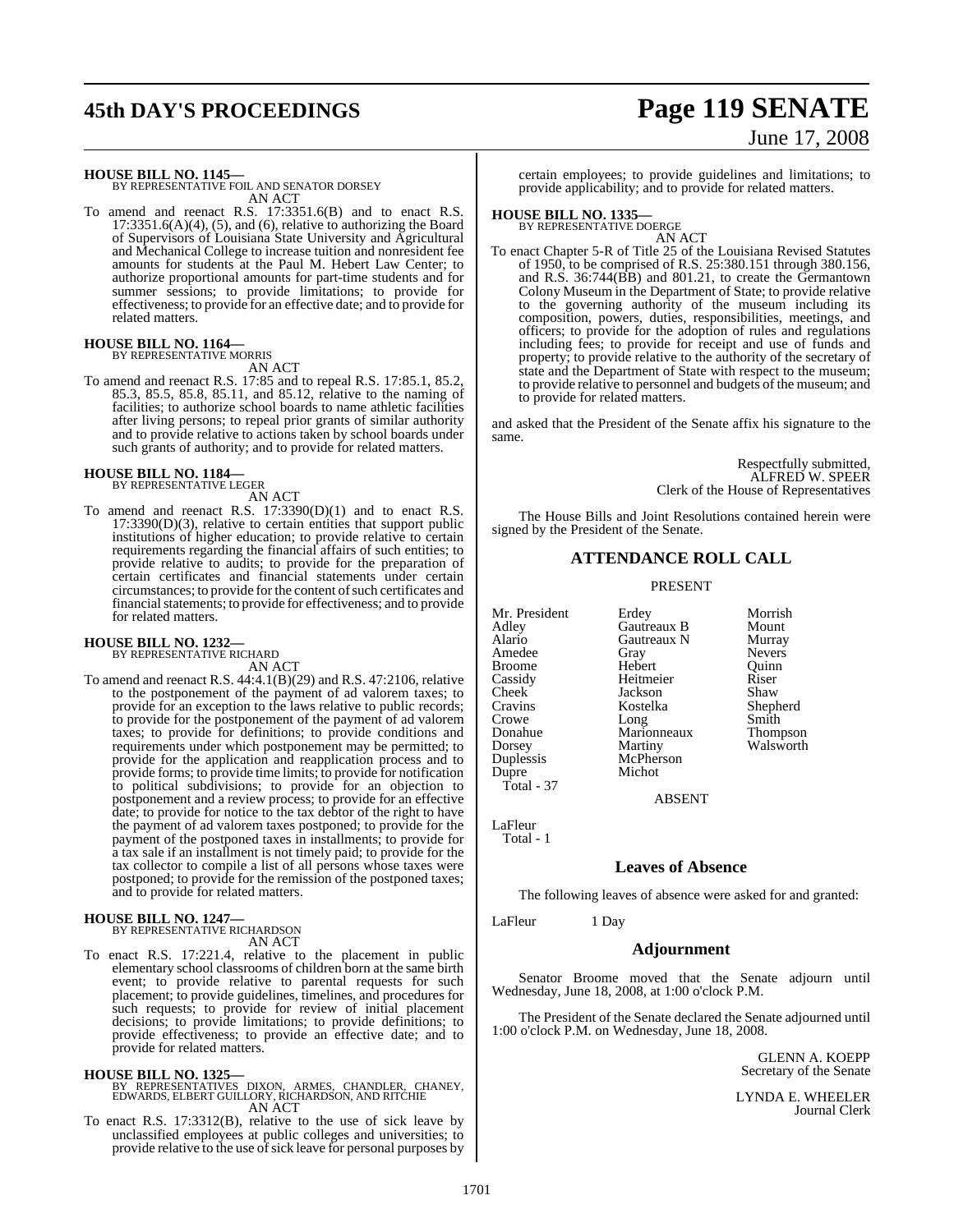**HOUSE BILL NO. 1145—**
BY REPRESENTATIVE FOIL AND SENATOR DORSEY
AN ACT

To amend and reenact R.S. 17:3351.6(B) and to enact R.S. 17:3351.6(A)(4), (5), and (6), relative to authorizing the Board of Supervisors of Louisiana State University and Agricultural and Mechanical College to increase tuition and nonresident fee amounts for students at the Paul M. Hebert Law Center; to authorize proportional amounts for part-time students and for summer sessions; to provide limitations; to provide for effectiveness; to provide for an effective date; and to provide for related matters.

**HOUSE BILL NO. 1164—**
BY REPRESENTATIVE MORRIS
AN ACT

To amend and reenact R.S. 17:85 and to repeal R.S. 17:85.1, 85.2, 85.3, 85.5, 85.8, 85.11, and 85.12, relative to the naming of facilities; to authorize school boards to name athletic facilities after living persons; to repeal prior grants of similar authority and to provide relative to actions taken by school boards under such grants of authority; and to provide for related matters.

**HOUSE BILL NO. 1184—**
BY REPRESENTATIVE LEGER
AN ACT

To amend and reenact R.S. 17:3390(D)(1) and to enact R.S. 17:3390(D)(3), relative to certain entities that support public institutions of higher education; to provide relative to certain requirements regarding the financial affairs of such entities; to provide relative to audits; to provide for the preparation of certain certificates and financial statements under certain circumstances; to provide for the content of such certificates and financial statements; to provide for effectiveness; and to provide for related matters.

**HOUSE BILL NO. 1232—**
BY REPRESENTATIVE RICHARD
AN ACT

To amend and reenact R.S. 44:4.1(B)(29) and R.S. 47:2106, relative to the postponement of the payment of ad valorem taxes; to provide for an exception to the laws relative to public records; to provide for the postponement of the payment of ad valorem taxes; to provide for definitions; to provide conditions and requirements under which postponement may be permitted; to provide for the application and reapplication process and to provide forms; to provide time limits; to provide for notification to political subdivisions; to provide for an objection to postponement and a review process; to provide for an effective date; to provide for notice to the tax debtor of the right to have the payment of ad valorem taxes postponed; to provide for the payment of the postponed taxes in installments; to provide for a tax sale if an installment is not timely paid; to provide for the tax collector to compile a list of all persons whose taxes were postponed; to provide for the remission of the postponed taxes; and to provide for related matters.

**HOUSE BILL NO. 1247—**
BY REPRESENTATIVE RICHARDSON
AN ACT

To enact R.S. 17:221.4, relative to the placement in public elementary school classrooms of children born at the same birth event; to provide relative to parental requests for such placement; to provide guidelines, timelines, and procedures for such requests; to provide for review of initial placement decisions; to provide limitations; to provide definitions; to provide effectiveness; to provide an effective date; and to provide for related matters.

**HOUSE BILL NO. 1325—**
BY REPRESENTATIVES DIXON, ARMES, CHANDLER, CHANEY, EDWARDS, ELBERT GUILLORY, RICHARDSON, AND RITCHIE
AN ACT

To enact R.S. 17:3312(B), relative to the use of sick leave by unclassified employees at public colleges and universities; to provide relative to the use of sick leave for personal purposes by certain employees; to provide guidelines and limitations; to provide applicability; and to provide for related matters.

**HOUSE BILL NO. 1335—**
BY REPRESENTATIVE DOERGE
AN ACT

To enact Chapter 5-R of Title 25 of the Louisiana Revised Statutes of 1950, to be comprised of R.S. 25:380.151 through 380.156, and R.S. 36:744(BB) and 801.21, to create the Germantown Colony Museum in the Department of State; to provide relative to the governing authority of the museum including its composition, powers, duties, responsibilities, meetings, and officers; to provide for the adoption of rules and regulations including fees; to provide for receipt and use of funds and property; to provide relative to the authority of the secretary of state and the Department of State with respect to the museum; to provide relative to personnel and budgets of the museum; and to provide for related matters.

and asked that the President of the Senate affix his signature to the same.

Respectfully submitted,
ALFRED W. SPEER
Clerk of the House of Representatives

The House Bills and Joint Resolutions contained herein were signed by the President of the Senate.

## ATTENDANCE ROLL CALL

PRESENT

| | | |
|---|---|---|
| Mr. President | Erdey | Morrish |
| Adley | Gautreaux B | Mount |
| Alario | Gautreaux N | Murray |
| Amedee | Gray | Nevers |
| Broome | Hebert | Quinn |
| Cassidy | Heitmeier | Riser |
| Cheek | Jackson | Shaw |
| Cravins | Kostelka | Shepherd |
| Crowe | Long | Smith |
| Donahue | Marionneaux | Thompson |
| Dorsey | Martiny | Walsworth |
| Duplessis | McPherson | |
| Dupre | Michot | |

Total - 37

ABSENT

LaFleur
Total - 1

## Leaves of Absence

The following leaves of absence were asked for and granted:

LaFleur 1 Day

## Adjournment

Senator Broome moved that the Senate adjourn until Wednesday, June 18, 2008, at 1:00 o'clock P.M.

The President of the Senate declared the Senate adjourned until 1:00 o'clock P.M. on Wednesday, June 18, 2008.

GLENN A. KOEPP
Secretary of the Senate

LYNDA E. WHEELER
Journal Clerk